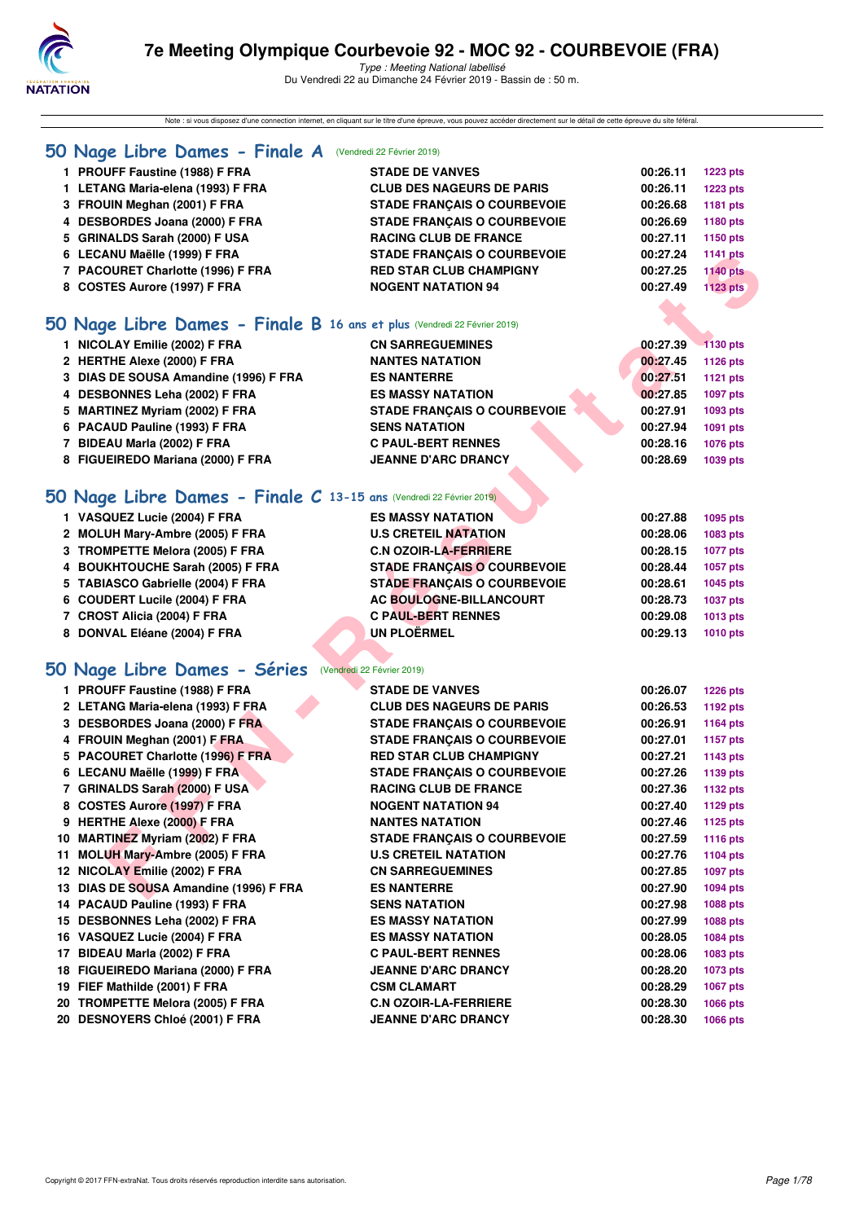# 7e Meeting Olympique Courbevoie 92 - MOC 92 - COURBEVOIE (FRA)

*Type : Meeting National labellisé*
Du Vendredi 22 au Dimanche 24 Février 2019 - Bassin de : 50 m.

Note : si vous disposez d'une connection internet, en cliquant sur le titre d'une épreuve, vous pouvez accéder directement sur le détail de cette épreuve du site féféral.

## 50 Nage Libre Dames - Finale A (Vendredi 22 Février 2019)

| | | | | |
|---|---|---|---|---|
| 1 | PROUFF Faustine (1988) F FRA | STADE DE VANVES | 00:26.11 | 1223 pts |
| 1 | LETANG Maria-elena (1993) F FRA | CLUB DES NAGEURS DE PARIS | 00:26.11 | 1223 pts |
| 3 | FROUIN Meghan (2001) F FRA | STADE FRANÇAIS O COURBEVOIE | 00:26.68 | 1181 pts |
| 4 | DESBORDES Joana (2000) F FRA | STADE FRANÇAIS O COURBEVOIE | 00:26.69 | 1180 pts |
| 5 | GRINALDS Sarah (2000) F USA | RACING CLUB DE FRANCE | 00:27.11 | 1150 pts |
| 6 | LECANU Maëlle (1999) F FRA | STADE FRANÇAIS O COURBEVOIE | 00:27.24 | 1141 pts |
| 7 | PACOURET Charlotte (1996) F FRA | RED STAR CLUB CHAMPIGNY | 00:27.25 | 1140 pts |
| 8 | COSTES Aurore (1997) F FRA | NOGENT NATATION 94 | 00:27.49 | 1123 pts |

## 50 Nage Libre Dames - Finale B 16 ans et plus (Vendredi 22 Février 2019)

| | | | | |
|---|---|---|---|---|
| 1 | NICOLAY Emilie (2002) F FRA | CN SARREGUEMINES | 00:27.39 | 1130 pts |
| 2 | HERTHE Alexe (2000) F FRA | NANTES NATATION | 00:27.45 | 1126 pts |
| 3 | DIAS DE SOUSA Amandine (1996) F FRA | ES NANTERRE | 00:27.51 | 1121 pts |
| 4 | DESBONNES Leha (2002) F FRA | ES MASSY NATATION | 00:27.85 | 1097 pts |
| 5 | MARTINEZ Myriam (2002) F FRA | STADE FRANÇAIS O COURBEVOIE | 00:27.91 | 1093 pts |
| 6 | PACAUD Pauline (1993) F FRA | SENS NATATION | 00:27.94 | 1091 pts |
| 7 | BIDEAU Marla (2002) F FRA | C PAUL-BERT RENNES | 00:28.16 | 1076 pts |
| 8 | FIGUEIREDO Mariana (2000) F FRA | JEANNE D'ARC DRANCY | 00:28.69 | 1039 pts |

## 50 Nage Libre Dames - Finale C 13-15 ans (Vendredi 22 Février 2019)

| | | | | |
|---|---|---|---|---|
| 1 | VASQUEZ Lucie (2004) F FRA | ES MASSY NATATION | 00:27.88 | 1095 pts |
| 2 | MOLUH Mary-Ambre (2005) F FRA | U.S CRETEIL NATATION | 00:28.06 | 1083 pts |
| 3 | TROMPETTE Melora (2005) F FRA | C.N OZOIR-LA-FERRIERE | 00:28.15 | 1077 pts |
| 4 | BOUKHTOUCHE Sarah (2005) F FRA | STADE FRANÇAIS O COURBEVOIE | 00:28.44 | 1057 pts |
| 5 | TABIASCO Gabrielle (2004) F FRA | STADE FRANÇAIS O COURBEVOIE | 00:28.61 | 1045 pts |
| 6 | COUDERT Lucile (2004) F FRA | AC BOULOGNE-BILLANCOURT | 00:28.73 | 1037 pts |
| 7 | CROST Alicia (2004) F FRA | C PAUL-BERT RENNES | 00:29.08 | 1013 pts |
| 8 | DONVAL Eléane (2004) F FRA | UN PLOËRMEL | 00:29.13 | 1010 pts |

## 50 Nage Libre Dames - Séries (Vendredi 22 Février 2019)

| | | | | |
|---|---|---|---|---|
| 1 | PROUFF Faustine (1988) F FRA | STADE DE VANVES | 00:26.07 | 1226 pts |
| 2 | LETANG Maria-elena (1993) F FRA | CLUB DES NAGEURS DE PARIS | 00:26.53 | 1192 pts |
| 3 | DESBORDES Joana (2000) F FRA | STADE FRANÇAIS O COURBEVOIE | 00:26.91 | 1164 pts |
| 4 | FROUIN Meghan (2001) F FRA | STADE FRANÇAIS O COURBEVOIE | 00:27.01 | 1157 pts |
| 5 | PACOURET Charlotte (1996) F FRA | RED STAR CLUB CHAMPIGNY | 00:27.21 | 1143 pts |
| 6 | LECANU Maëlle (1999) F FRA | STADE FRANÇAIS O COURBEVOIE | 00:27.26 | 1139 pts |
| 7 | GRINALDS Sarah (2000) F USA | RACING CLUB DE FRANCE | 00:27.36 | 1132 pts |
| 8 | COSTES Aurore (1997) F FRA | NOGENT NATATION 94 | 00:27.40 | 1129 pts |
| 9 | HERTHE Alexe (2000) F FRA | NANTES NATATION | 00:27.46 | 1125 pts |
| 10 | MARTINEZ Myriam (2002) F FRA | STADE FRANÇAIS O COURBEVOIE | 00:27.59 | 1116 pts |
| 11 | MOLUH Mary-Ambre (2005) F FRA | U.S CRETEIL NATATION | 00:27.76 | 1104 pts |
| 12 | NICOLAY Emilie (2002) F FRA | CN SARREGUEMINES | 00:27.85 | 1097 pts |
| 13 | DIAS DE SOUSA Amandine (1996) F FRA | ES NANTERRE | 00:27.90 | 1094 pts |
| 14 | PACAUD Pauline (1993) F FRA | SENS NATATION | 00:27.98 | 1088 pts |
| 15 | DESBONNES Leha (2002) F FRA | ES MASSY NATATION | 00:27.99 | 1088 pts |
| 16 | VASQUEZ Lucie (2004) F FRA | ES MASSY NATATION | 00:28.05 | 1084 pts |
| 17 | BIDEAU Marla (2002) F FRA | C PAUL-BERT RENNES | 00:28.06 | 1083 pts |
| 18 | FIGUEIREDO Mariana (2000) F FRA | JEANNE D'ARC DRANCY | 00:28.20 | 1073 pts |
| 19 | FIEF Mathilde (2001) F FRA | CSM CLAMART | 00:28.29 | 1067 pts |
| 20 | TROMPETTE Melora (2005) F FRA | C.N OZOIR-LA-FERRIERE | 00:28.30 | 1066 pts |
| 20 | DESNOYERS Chloé (2001) F FRA | JEANNE D'ARC DRANCY | 00:28.30 | 1066 pts |

Copyright © 2017 FFN-extraNat. Tous droits réservés reproduction interdite sans autorisation.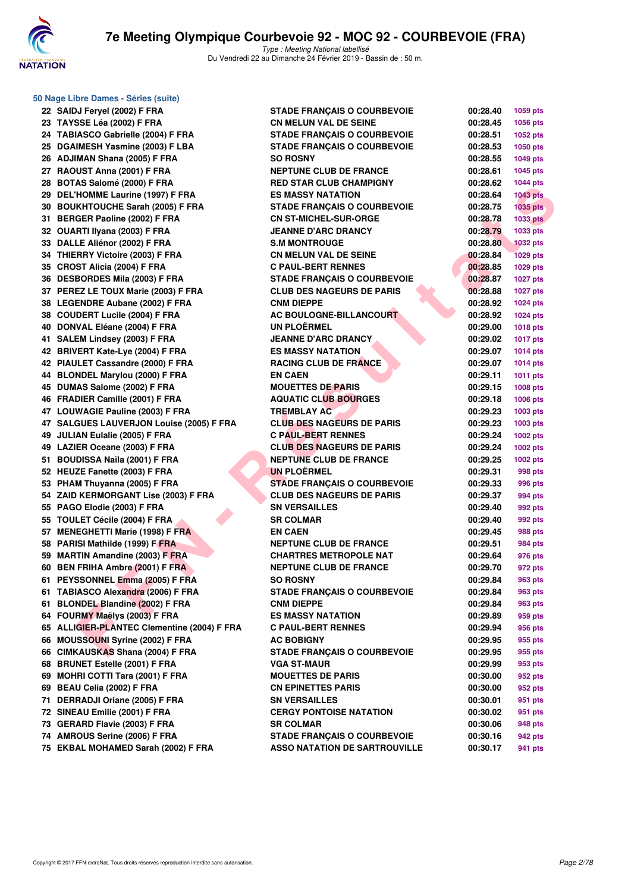## 50 Nage Libre Dames - Séries (suite)

| | | | | |
|---|---|---|---|---|
| 22 | SAIDJ Feryel (2002) F FRA | STADE FRANÇAIS O COURBEVOIE | 00:28.40 | 1059 pts |
| 23 | TAYSSE Léa (2002) F FRA | CN MELUN VAL DE SEINE | 00:28.45 | 1056 pts |
| 24 | TABIASCO Gabrielle (2004) F FRA | STADE FRANÇAIS O COURBEVOIE | 00:28.51 | 1052 pts |
| 25 | DGAIMESH Yasmine (2003) F LBA | STADE FRANÇAIS O COURBEVOIE | 00:28.53 | 1050 pts |
| 26 | ADJIMAN Shana (2005) F FRA | SO ROSNY | 00:28.55 | 1049 pts |
| 27 | RAOUST Anna (2001) F FRA | NEPTUNE CLUB DE FRANCE | 00:28.61 | 1045 pts |
| 28 | BOTAS Salomé (2000) F FRA | RED STAR CLUB CHAMPIGNY | 00:28.62 | 1044 pts |
| 29 | DEL'HOMME Laurine (1997) F FRA | ES MASSY NATATION | 00:28.64 | 1043 pts |
| 30 | BOUKHTOUCHE Sarah (2005) F FRA | STADE FRANÇAIS O COURBEVOIE | 00:28.75 | 1035 pts |
| 31 | BERGER Paoline (2002) F FRA | CN ST-MICHEL-SUR-ORGE | 00:28.78 | 1033 pts |
| 32 | OUARTI Ilyana (2003) F FRA | JEANNE D'ARC DRANCY | 00:28.79 | 1033 pts |
| 33 | DALLE Aliénor (2002) F FRA | S.M MONTROUGE | 00:28.80 | 1032 pts |
| 34 | THIERRY Victoire (2003) F FRA | CN MELUN VAL DE SEINE | 00:28.84 | 1029 pts |
| 35 | CROST Alicia (2004) F FRA | C PAUL-BERT RENNES | 00:28.85 | 1029 pts |
| 36 | DESBORDES Mila (2003) F FRA | STADE FRANÇAIS O COURBEVOIE | 00:28.87 | 1027 pts |
| 37 | PEREZ LE TOUX Marie (2003) F FRA | CLUB DES NAGEURS DE PARIS | 00:28.88 | 1027 pts |
| 38 | LEGENDRE Aubane (2002) F FRA | CNM DIEPPE | 00:28.92 | 1024 pts |
| 38 | COUDERT Lucile (2004) F FRA | AC BOULOGNE-BILLANCOURT | 00:28.92 | 1024 pts |
| 40 | DONVAL Eléane (2004) F FRA | UN PLOËRMEL | 00:29.00 | 1018 pts |
| 41 | SALEM Lindsey (2003) F FRA | JEANNE D'ARC DRANCY | 00:29.02 | 1017 pts |
| 42 | BRIVERT Kate-Lye (2004) F FRA | ES MASSY NATATION | 00:29.07 | 1014 pts |
| 42 | PIAULET Cassandre (2000) F FRA | RACING CLUB DE FRANCE | 00:29.07 | 1014 pts |
| 44 | BLONDEL Marylou (2000) F FRA | EN CAEN | 00:29.11 | 1011 pts |
| 45 | DUMAS Salome (2002) F FRA | MOUETTES DE PARIS | 00:29.15 | 1008 pts |
| 46 | FRADIER Camille (2001) F FRA | AQUATIC CLUB BOURGES | 00:29.18 | 1006 pts |
| 47 | LOUWAGIE Pauline (2003) F FRA | TREMBLAY AC | 00:29.23 | 1003 pts |
| 47 | SALGUES LAUVERJON Louise (2005) F FRA | CLUB DES NAGEURS DE PARIS | 00:29.23 | 1003 pts |
| 49 | JULIAN Eulalie (2005) F FRA | C PAUL-BERT RENNES | 00:29.24 | 1002 pts |
| 49 | LAZIER Oceane (2003) F FRA | CLUB DES NAGEURS DE PARIS | 00:29.24 | 1002 pts |
| 51 | BOUDISSA Naïla (2001) F FRA | NEPTUNE CLUB DE FRANCE | 00:29.25 | 1002 pts |
| 52 | HEUZE Fanette (2003) F FRA | UN PLOËRMEL | 00:29.31 | 998 pts |
| 53 | PHAM Thuyanna (2005) F FRA | STADE FRANÇAIS O COURBEVOIE | 00:29.33 | 996 pts |
| 54 | ZAID KERMORGANT Lise (2003) F FRA | CLUB DES NAGEURS DE PARIS | 00:29.37 | 994 pts |
| 55 | PAGO Elodie (2003) F FRA | SN VERSAILLES | 00:29.40 | 992 pts |
| 55 | TOULET Cécile (2004) F FRA | SR COLMAR | 00:29.40 | 992 pts |
| 57 | MENEGHETTI Marie (1998) F FRA | EN CAEN | 00:29.45 | 988 pts |
| 58 | PARISI Mathilde (1999) F FRA | NEPTUNE CLUB DE FRANCE | 00:29.51 | 984 pts |
| 59 | MARTIN Amandine (2003) F FRA | CHARTRES METROPOLE NAT | 00:29.64 | 976 pts |
| 60 | BEN FRIHA Ambre (2001) F FRA | NEPTUNE CLUB DE FRANCE | 00:29.70 | 972 pts |
| 61 | PEYSSONNEL Emma (2005) F FRA | SO ROSNY | 00:29.84 | 963 pts |
| 61 | TABIASCO Alexandra (2006) F FRA | STADE FRANÇAIS O COURBEVOIE | 00:29.84 | 963 pts |
| 61 | BLONDEL Blandine (2002) F FRA | CNM DIEPPE | 00:29.84 | 963 pts |
| 64 | FOURMY Maëlys (2003) F FRA | ES MASSY NATATION | 00:29.89 | 959 pts |
| 65 | ALLIGIER-PLANTEC Clementine (2004) F FRA | C PAUL-BERT RENNES | 00:29.94 | 956 pts |
| 66 | MOUSSOUNI Syrine (2002) F FRA | AC BOBIGNY | 00:29.95 | 955 pts |
| 66 | CIMKAUSKAS Shana (2004) F FRA | STADE FRANÇAIS O COURBEVOIE | 00:29.95 | 955 pts |
| 68 | BRUNET Estelle (2001) F FRA | VGA ST-MAUR | 00:29.99 | 953 pts |
| 69 | MOHRI COTTI Tara (2001) F FRA | MOUETTES DE PARIS | 00:30.00 | 952 pts |
| 69 | BEAU Celia (2002) F FRA | CN EPINETTES PARIS | 00:30.00 | 952 pts |
| 71 | DERRADJI Oriane (2005) F FRA | SN VERSAILLES | 00:30.01 | 951 pts |
| 72 | SINEAU Emilie (2001) F FRA | CERGY PONTOISE NATATION | 00:30.02 | 951 pts |
| 73 | GERARD Flavie (2003) F FRA | SR COLMAR | 00:30.06 | 948 pts |
| 74 | AMROUS Serine (2006) F FRA | STADE FRANÇAIS O COURBEVOIE | 00:30.16 | 942 pts |
| 75 | EKBAL MOHAMED Sarah (2002) F FRA | ASSO NATATION DE SARTROUVILLE | 00:30.17 | 941 pts |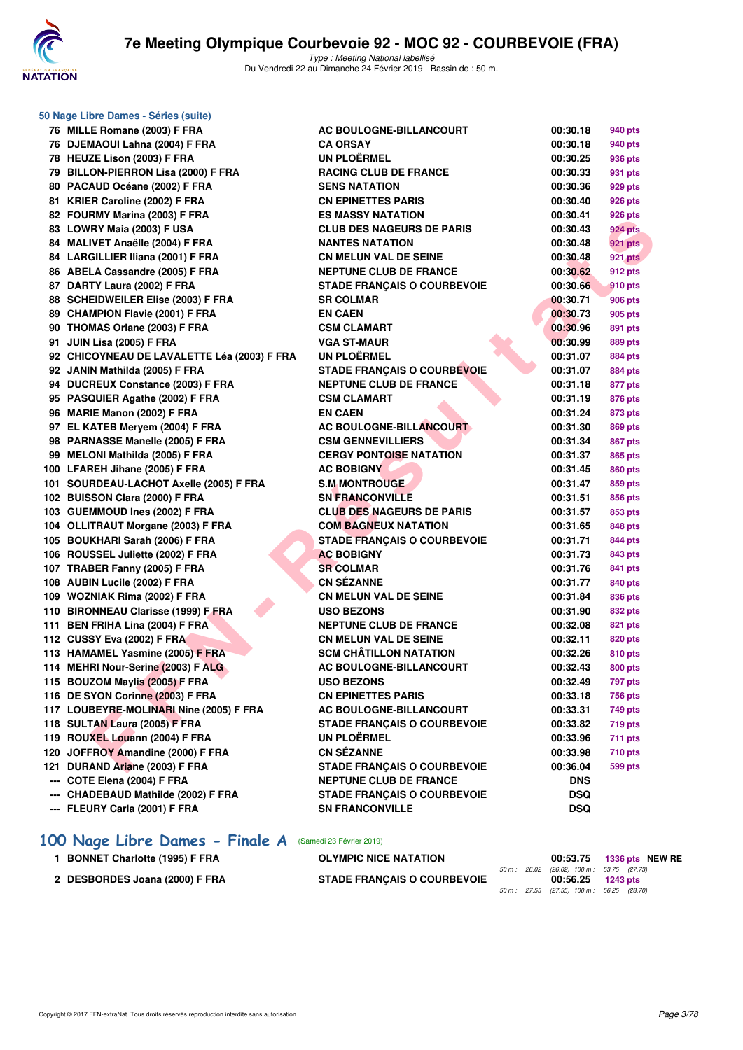## 50 Nage Libre Dames - Séries (suite)

| | | | | |
|---|---|---|---|---|
| 76 | MILLE Romane (2003) F FRA | AC BOULOGNE-BILLANCOURT | 00:30.18 | 940 pts |
| 76 | DJEMAOUI Lahna (2004) F FRA | CA ORSAY | 00:30.18 | 940 pts |
| 78 | HEUZE Lison (2003) F FRA | UN PLOËRMEL | 00:30.25 | 936 pts |
| 79 | BILLON-PIERRON Lisa (2000) F FRA | RACING CLUB DE FRANCE | 00:30.33 | 931 pts |
| 80 | PACAUD Océane (2002) F FRA | SENS NATATION | 00:30.36 | 929 pts |
| 81 | KRIER Caroline (2002) F FRA | CN EPINETTES PARIS | 00:30.40 | 926 pts |
| 82 | FOURMY Marina (2003) F FRA | ES MASSY NATATION | 00:30.41 | 926 pts |
| 83 | LOWRY Maia (2003) F USA | CLUB DES NAGEURS DE PARIS | 00:30.43 | 924 pts |
| 84 | MALIVET Anaëlle (2004) F FRA | NANTES NATATION | 00:30.48 | 921 pts |
| 84 | LARGILLIER Iliana (2001) F FRA | CN MELUN VAL DE SEINE | 00:30.48 | 921 pts |
| 86 | ABELA Cassandre (2005) F FRA | NEPTUNE CLUB DE FRANCE | 00:30.62 | 912 pts |
| 87 | DARTY Laura (2002) F FRA | STADE FRANÇAIS O COURBEVOIE | 00:30.66 | 910 pts |
| 88 | SCHEIDWEILER Elise (2003) F FRA | SR COLMAR | 00:30.71 | 906 pts |
| 89 | CHAMPION Flavie (2001) F FRA | EN CAEN | 00:30.73 | 905 pts |
| 90 | THOMAS Orlane (2003) F FRA | CSM CLAMART | 00:30.96 | 891 pts |
| 91 | JUIN Lisa (2005) F FRA | VGA ST-MAUR | 00:30.99 | 889 pts |
| 92 | CHICOYNEAU DE LAVALETTE Léa (2003) F FRA | UN PLOËRMEL | 00:31.07 | 884 pts |
| 92 | JANIN Mathilda (2005) F FRA | STADE FRANÇAIS O COURBEVOIE | 00:31.07 | 884 pts |
| 94 | DUCREUX Constance (2003) F FRA | NEPTUNE CLUB DE FRANCE | 00:31.18 | 877 pts |
| 95 | PASQUIER Agathe (2002) F FRA | CSM CLAMART | 00:31.19 | 876 pts |
| 96 | MARIE Manon (2002) F FRA | EN CAEN | 00:31.24 | 873 pts |
| 97 | EL KATEB Meryem (2004) F FRA | AC BOULOGNE-BILLANCOURT | 00:31.30 | 869 pts |
| 98 | PARNASSE Manelle (2005) F FRA | CSM GENNEVILLIERS | 00:31.34 | 867 pts |
| 99 | MELONI Mathilda (2005) F FRA | CERGY PONTOISE NATATION | 00:31.37 | 865 pts |
| 100 | LFAREH Jihane (2005) F FRA | AC BOBIGNY | 00:31.45 | 860 pts |
| 101 | SOURDEAU-LACHOT Axelle (2005) F FRA | S.M MONTROUGE | 00:31.47 | 859 pts |
| 102 | BUISSON Clara (2000) F FRA | SN FRANCONVILLE | 00:31.51 | 856 pts |
| 103 | GUEMMOUD Ines (2002) F FRA | CLUB DES NAGEURS DE PARIS | 00:31.57 | 853 pts |
| 104 | OLLITRAUT Morgane (2003) F FRA | COM BAGNEUX NATATION | 00:31.65 | 848 pts |
| 105 | BOUKHARI Sarah (2006) F FRA | STADE FRANÇAIS O COURBEVOIE | 00:31.71 | 844 pts |
| 106 | ROUSSEL Juliette (2002) F FRA | AC BOBIGNY | 00:31.73 | 843 pts |
| 107 | TRABER Fanny (2005) F FRA | SR COLMAR | 00:31.76 | 841 pts |
| 108 | AUBIN Lucile (2002) F FRA | CN SÉZANNE | 00:31.77 | 840 pts |
| 109 | WOZNIAK Rima (2002) F FRA | CN MELUN VAL DE SEINE | 00:31.84 | 836 pts |
| 110 | BIRONNEAU Clarisse (1999) F FRA | USO BEZONS | 00:31.90 | 832 pts |
| 111 | BEN FRIHA Lina (2004) F FRA | NEPTUNE CLUB DE FRANCE | 00:32.08 | 821 pts |
| 112 | CUSSY Eva (2002) F FRA | CN MELUN VAL DE SEINE | 00:32.11 | 820 pts |
| 113 | HAMAMEL Yasmine (2005) F FRA | SCM CHÂTILLON NATATION | 00:32.26 | 810 pts |
| 114 | MEHRI Nour-Serine (2003) F ALG | AC BOULOGNE-BILLANCOURT | 00:32.43 | 800 pts |
| 115 | BOUZOM Maylis (2005) F FRA | USO BEZONS | 00:32.49 | 797 pts |
| 116 | DE SYON Corinne (2003) F FRA | CN EPINETTES PARIS | 00:33.18 | 756 pts |
| 117 | LOUBEYRE-MOLINARI Nine (2005) F FRA | AC BOULOGNE-BILLANCOURT | 00:33.31 | 749 pts |
| 118 | SULTAN Laura (2005) F FRA | STADE FRANÇAIS O COURBEVOIE | 00:33.82 | 719 pts |
| 119 | ROUXEL Louann (2004) F FRA | UN PLOËRMEL | 00:33.96 | 711 pts |
| 120 | JOFFROY Amandine (2000) F FRA | CN SÉZANNE | 00:33.98 | 710 pts |
| 121 | DURAND Ariane (2003) F FRA | STADE FRANÇAIS O COURBEVOIE | 00:36.04 | 599 pts |
| --- | COTE Elena (2004) F FRA | NEPTUNE CLUB DE FRANCE | DNS | |
| --- | CHADEBAUD Mathilde (2002) F FRA | STADE FRANÇAIS O COURBEVOIE | DSQ | |
| --- | FLEURY Carla (2001) F FRA | SN FRANCONVILLE | DSQ | |

## 100 Nage Libre Dames - Finale A (Samedi 23 Février 2019)

| | | | | |
|---|---|---|---|---|
| 1 | BONNET Charlotte (1995) F FRA | OLYMPIC NICE NATATION | 00:53.75 | 1336 pts NEW RE |
| | | 50 m : 26.02 (26.02) 100 m : 53.75 (27.73) | | |
| 2 | DESBORDES Joana (2000) F FRA | STADE FRANÇAIS O COURBEVOIE | 00:56.25 | 1243 pts |
| | | 50 m : 27.55 (27.55) 100 m : 56.25 (28.70) | | |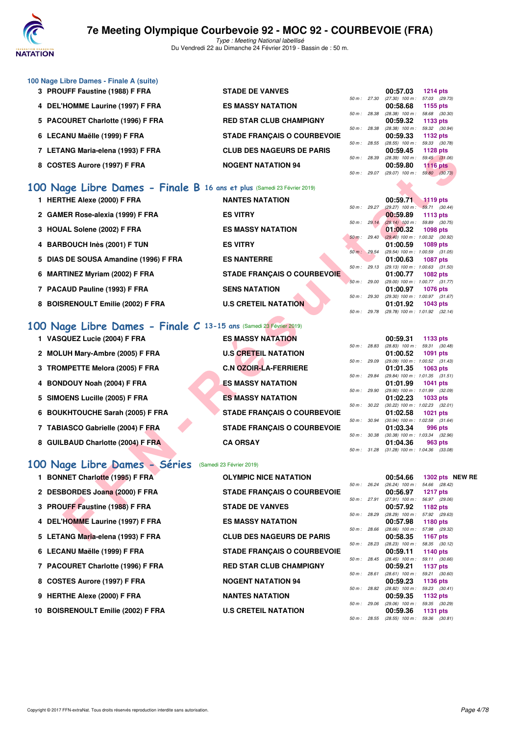## 100 Nage Libre Dames - Finale A (suite)

| Rang | Nom | Club | Temps | Points | Splits |
|---|---|---|---|---|---|
| 3 | PROUFF Faustine (1988) F FRA | STADE DE VANVES | 00:57.03 | 1214 pts | 50 m : 27.30 (27.30) 100 m : 57.03 (29.73) |
| 4 | DEL'HOMME Laurine (1997) F FRA | ES MASSY NATATION | 00:58.68 | 1155 pts | 50 m : 28.38 (28.38) 100 m : 58.68 (30.30) |
| 5 | PACOURET Charlotte (1996) F FRA | RED STAR CLUB CHAMPIGNY | 00:59.32 | 1133 pts | 50 m : 28.38 (28.38) 100 m : 59.32 (30.94) |
| 6 | LECANU Maëlle (1999) F FRA | STADE FRANÇAIS O COURBEVOIE | 00:59.33 | 1132 pts | 50 m : 28.55 (28.55) 100 m : 59.33 (30.78) |
| 7 | LETANG Maria-elena (1993) F FRA | CLUB DES NAGEURS DE PARIS | 00:59.45 | 1128 pts | 50 m : 28.39 (28.39) 100 m : 59.45 (31.06) |
| 8 | COSTES Aurore (1997) F FRA | NOGENT NATATION 94 | 00:59.80 | 1116 pts | 50 m : 29.07 (29.07) 100 m : 59.80 (30.73) |

## 100 Nage Libre Dames - Finale B 16 ans et plus (Samedi 23 Février 2019)

| Rang | Nom | Club | Temps | Points | Splits |
|---|---|---|---|---|---|
| 1 | HERTHE Alexe (2000) F FRA | NANTES NATATION | 00:59.71 | 1119 pts | 50 m : 29.27 (29.27) 100 m : 59.71 (30.44) |
| 2 | GAMER Rose-alexia (1999) F FRA | ES VITRY | 00:59.89 | 1113 pts | 50 m : 29.14 (29.14) 100 m : 59.89 (30.75) |
| 3 | HOUAL Solene (2002) F FRA | ES MASSY NATATION | 01:00.32 | 1098 pts | 50 m : 29.40 (29.40) 100 m : 1:00.32 (30.92) |
| 4 | BARBOUCH Inès (2001) F TUN | ES VITRY | 01:00.59 | 1089 pts | 50 m : 29.54 (29.54) 100 m : 1:00.59 (31.05) |
| 5 | DIAS DE SOUSA Amandine (1996) F FRA | ES NANTERRE | 01:00.63 | 1087 pts | 50 m : 29.13 (29.13) 100 m : 1:00.63 (31.50) |
| 6 | MARTINEZ Myriam (2002) F FRA | STADE FRANÇAIS O COURBEVOIE | 01:00.77 | 1082 pts | 50 m : 29.00 (29.00) 100 m : 1:00.77 (31.77) |
| 7 | PACAUD Pauline (1993) F FRA | SENS NATATION | 01:00.97 | 1076 pts | 50 m : 29.30 (29.30) 100 m : 1:00.97 (31.67) |
| 8 | BOISRENOULT Emilie (2002) F FRA | U.S CRETEIL NATATION | 01:01.92 | 1043 pts | 50 m : 29.78 (29.78) 100 m : 1:01.92 (32.14) |

## 100 Nage Libre Dames - Finale C 13-15 ans (Samedi 23 Février 2019)

| Rang | Nom | Club | Temps | Points | Splits |
|---|---|---|---|---|---|
| 1 | VASQUEZ Lucie (2004) F FRA | ES MASSY NATATION | 00:59.31 | 1133 pts | 50 m : 28.83 (28.83) 100 m : 59.31 (30.48) |
| 2 | MOLUH Mary-Ambre (2005) F FRA | U.S CRETEIL NATATION | 01:00.52 | 1091 pts | 50 m : 29.09 (29.09) 100 m : 1:00.52 (31.43) |
| 3 | TROMPETTE Melora (2005) F FRA | C.N OZOIR-LA-FERRIERE | 01:01.35 | 1063 pts | 50 m : 29.84 (29.84) 100 m : 1:01.35 (31.51) |
| 4 | BONDOUY Noah (2004) F FRA | ES MASSY NATATION | 01:01.99 | 1041 pts | 50 m : 29.90 (29.90) 100 m : 1:01.99 (32.09) |
| 5 | SIMOENS Lucille (2005) F FRA | ES MASSY NATATION | 01:02.23 | 1033 pts | 50 m : 30.22 (30.22) 100 m : 1:02.23 (32.01) |
| 6 | BOUKHTOUCHE Sarah (2005) F FRA | STADE FRANÇAIS O COURBEVOIE | 01:02.58 | 1021 pts | 50 m : 30.94 (30.94) 100 m : 1:02.58 (31.64) |
| 7 | TABIASCO Gabrielle (2004) F FRA | STADE FRANÇAIS O COURBEVOIE | 01:03.34 | 996 pts | 50 m : 30.38 (30.38) 100 m : 1:03.34 (32.96) |
| 8 | GUILBAUD Charlotte (2004) F FRA | CA ORSAY | 01:04.36 | 963 pts | 50 m : 31.28 (31.28) 100 m : 1:04.36 (33.08) |

## 100 Nage Libre Dames - Séries (Samedi 23 Février 2019)

| Rang | Nom | Club | Temps | Points | Splits |
|---|---|---|---|---|---|
| 1 | BONNET Charlotte (1995) F FRA | OLYMPIC NICE NATATION | 00:54.66 | 1302 pts NEW RE | 50 m : 26.24 (26.24) 100 m : 54.66 (28.42) |
| 2 | DESBORDES Joana (2000) F FRA | STADE FRANÇAIS O COURBEVOIE | 00:56.97 | 1217 pts | 50 m : 27.91 (27.91) 100 m : 56.97 (29.06) |
| 3 | PROUFF Faustine (1988) F FRA | STADE DE VANVES | 00:57.92 | 1182 pts | 50 m : 28.29 (28.29) 100 m : 57.92 (29.63) |
| 4 | DEL'HOMME Laurine (1997) F FRA | ES MASSY NATATION | 00:57.98 | 1180 pts | 50 m : 28.66 (28.66) 100 m : 57.98 (29.32) |
| 5 | LETANG Maria-elena (1993) F FRA | CLUB DES NAGEURS DE PARIS | 00:58.35 | 1167 pts | 50 m : 28.23 (28.23) 100 m : 58.35 (30.12) |
| 6 | LECANU Maëlle (1999) F FRA | STADE FRANÇAIS O COURBEVOIE | 00:59.11 | 1140 pts | 50 m : 28.45 (28.45) 100 m : 59.11 (30.66) |
| 7 | PACOURET Charlotte (1996) F FRA | RED STAR CLUB CHAMPIGNY | 00:59.21 | 1137 pts | 50 m : 28.61 (28.61) 100 m : 59.21 (30.60) |
| 8 | COSTES Aurore (1997) F FRA | NOGENT NATATION 94 | 00:59.23 | 1136 pts | 50 m : 28.82 (28.82) 100 m : 59.23 (30.41) |
| 9 | HERTHE Alexe (2000) F FRA | NANTES NATATION | 00:59.35 | 1132 pts | 50 m : 29.06 (29.06) 100 m : 59.35 (30.29) |
| 10 | BOISRENOULT Emilie (2002) F FRA | U.S CRETEIL NATATION | 00:59.36 | 1131 pts | 50 m : 28.55 (28.55) 100 m : 59.36 (30.81) |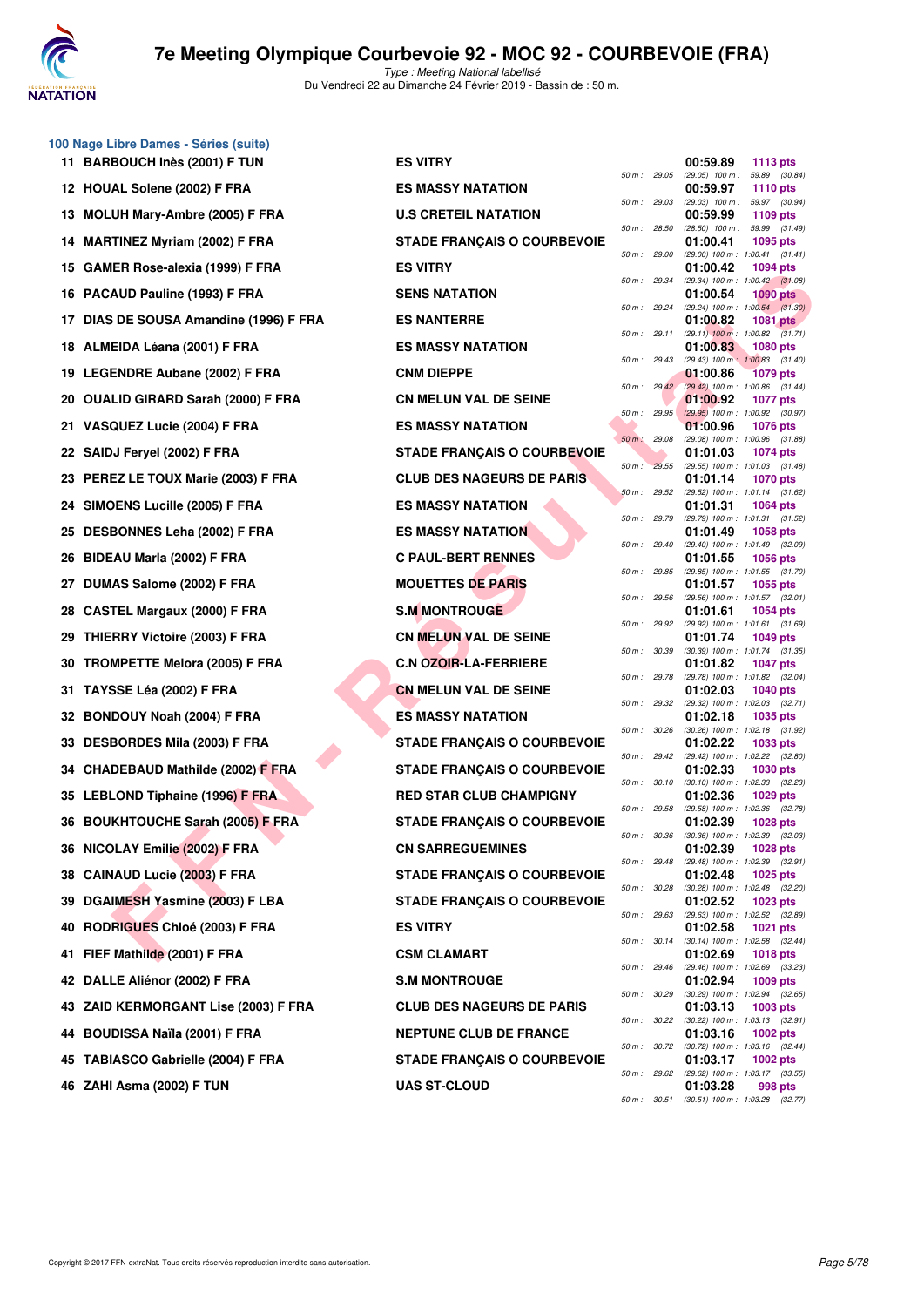### 100 Nage Libre Dames - Séries (suite)

| Rang | Nom | Club | Temps | Points | Splits |
|---|---|---|---|---|---|
| 11 | BARBOUCH Inès (2001) F TUN | ES VITRY | 00:59.89 | 1113 pts | 50 m : 29.05 (29.05) 100 m : 59.89 (30.84) |
| 12 | HOUAL Solene (2002) F FRA | ES MASSY NATATION | 00:59.97 | 1110 pts | 50 m : 29.03 (29.03) 100 m : 59.97 (30.94) |
| 13 | MOLUH Mary-Ambre (2005) F FRA | U.S CRETEIL NATATION | 00:59.99 | 1109 pts | 50 m : 28.50 (28.50) 100 m : 59.99 (31.49) |
| 14 | MARTINEZ Myriam (2002) F FRA | STADE FRANÇAIS O COURBEVOIE | 01:00.41 | 1095 pts | 50 m : 29.00 (29.00) 100 m : 1:00.41 (31.41) |
| 15 | GAMER Rose-alexia (1999) F FRA | ES VITRY | 01:00.42 | 1094 pts | 50 m : 29.34 (29.34) 100 m : 1:00.42 (31.08) |
| 16 | PACAUD Pauline (1993) F FRA | SENS NATATION | 01:00.54 | 1090 pts | 50 m : 29.24 (29.24) 100 m : 1:00.54 (31.30) |
| 17 | DIAS DE SOUSA Amandine (1996) F FRA | ES NANTERRE | 01:00.82 | 1081 pts | 50 m : 29.11 (29.11) 100 m : 1:00.82 (31.71) |
| 18 | ALMEIDA Léana (2001) F FRA | ES MASSY NATATION | 01:00.83 | 1080 pts | 50 m : 29.43 (29.43) 100 m : 1:00.83 (31.40) |
| 19 | LEGENDRE Aubane (2002) F FRA | CNM DIEPPE | 01:00.86 | 1079 pts | 50 m : 29.42 (29.42) 100 m : 1:00.86 (31.44) |
| 20 | OUALID GIRARD Sarah (2000) F FRA | CN MELUN VAL DE SEINE | 01:00.92 | 1077 pts | 50 m : 29.95 (29.95) 100 m : 1:00.92 (30.97) |
| 21 | VASQUEZ Lucie (2004) F FRA | ES MASSY NATATION | 01:00.96 | 1076 pts | 50 m : 29.08 (29.08) 100 m : 1:00.96 (31.88) |
| 22 | SAIDJ Feryel (2002) F FRA | STADE FRANÇAIS O COURBEVOIE | 01:01.03 | 1074 pts | 50 m : 29.55 (29.55) 100 m : 1:01.03 (31.48) |
| 23 | PEREZ LE TOUX Marie (2003) F FRA | CLUB DES NAGEURS DE PARIS | 01:01.14 | 1070 pts | 50 m : 29.52 (29.52) 100 m : 1:01.14 (31.62) |
| 24 | SIMOENS Lucille (2005) F FRA | ES MASSY NATATION | 01:01.31 | 1064 pts | 50 m : 29.79 (29.79) 100 m : 1:01.31 (31.52) |
| 25 | DESBONNES Leha (2002) F FRA | ES MASSY NATATION | 01:01.49 | 1058 pts | 50 m : 29.40 (29.40) 100 m : 1:01.49 (32.09) |
| 26 | BIDEAU Marla (2002) F FRA | C PAUL-BERT RENNES | 01:01.55 | 1056 pts | 50 m : 29.85 (29.85) 100 m : 1:01.55 (31.70) |
| 27 | DUMAS Salome (2002) F FRA | MOUETTES DE PARIS | 01:01.57 | 1055 pts | 50 m : 29.56 (29.56) 100 m : 1:01.57 (32.01) |
| 28 | CASTEL Margaux (2000) F FRA | S.M MONTROUGE | 01:01.61 | 1054 pts | 50 m : 29.92 (29.92) 100 m : 1:01.61 (31.69) |
| 29 | THIERRY Victoire (2003) F FRA | CN MELUN VAL DE SEINE | 01:01.74 | 1049 pts | 50 m : 30.39 (30.39) 100 m : 1:01.74 (31.35) |
| 30 | TROMPETTE Melora (2005) F FRA | C.N OZOIR-LA-FERRIERE | 01:01.82 | 1047 pts | 50 m : 29.78 (29.78) 100 m : 1:01.82 (32.04) |
| 31 | TAYSSE Léa (2002) F FRA | CN MELUN VAL DE SEINE | 01:02.03 | 1040 pts | 50 m : 29.32 (29.32) 100 m : 1:02.03 (32.71) |
| 32 | BONDOUY Noah (2004) F FRA | ES MASSY NATATION | 01:02.18 | 1035 pts | 50 m : 30.26 (30.26) 100 m : 1:02.18 (31.92) |
| 33 | DESBORDES Mila (2003) F FRA | STADE FRANÇAIS O COURBEVOIE | 01:02.22 | 1033 pts | 50 m : 29.42 (29.42) 100 m : 1:02.22 (32.80) |
| 34 | CHADEBAUD Mathilde (2002) F FRA | STADE FRANÇAIS O COURBEVOIE | 01:02.33 | 1030 pts | 50 m : 30.10 (30.10) 100 m : 1:02.33 (32.23) |
| 35 | LEBLOND Tiphaine (1996) F FRA | RED STAR CLUB CHAMPIGNY | 01:02.36 | 1029 pts | 50 m : 29.58 (29.58) 100 m : 1:02.36 (32.78) |
| 36 | BOUKHTOUCHE Sarah (2005) F FRA | STADE FRANÇAIS O COURBEVOIE | 01:02.39 | 1028 pts | 50 m : 30.36 (30.36) 100 m : 1:02.39 (32.03) |
| 36 | NICOLAY Emilie (2002) F FRA | CN SARREGUEMINES | 01:02.39 | 1028 pts | 50 m : 29.48 (29.48) 100 m : 1:02.39 (32.91) |
| 38 | CAINAUD Lucie (2003) F FRA | STADE FRANÇAIS O COURBEVOIE | 01:02.48 | 1025 pts | 50 m : 30.28 (30.28) 100 m : 1:02.48 (32.20) |
| 39 | DGAIMESH Yasmine (2003) F LBA | STADE FRANÇAIS O COURBEVOIE | 01:02.52 | 1023 pts | 50 m : 29.63 (29.63) 100 m : 1:02.52 (32.89) |
| 40 | RODRIGUES Chloé (2003) F FRA | ES VITRY | 01:02.58 | 1021 pts | 50 m : 30.14 (30.14) 100 m : 1:02.58 (32.44) |
| 41 | FIEF Mathilde (2001) F FRA | CSM CLAMART | 01:02.69 | 1018 pts | 50 m : 29.46 (29.46) 100 m : 1:02.69 (33.23) |
| 42 | DALLE Aliénor (2002) F FRA | S.M MONTROUGE | 01:02.94 | 1009 pts | 50 m : 30.29 (30.29) 100 m : 1:02.94 (32.65) |
| 43 | ZAID KERMORGANT Lise (2003) F FRA | CLUB DES NAGEURS DE PARIS | 01:03.13 | 1003 pts | 50 m : 30.22 (30.22) 100 m : 1:03.13 (32.91) |
| 44 | BOUDISSA Naïla (2001) F FRA | NEPTUNE CLUB DE FRANCE | 01:03.16 | 1002 pts | 50 m : 30.72 (30.72) 100 m : 1:03.16 (32.44) |
| 45 | TABIASCO Gabrielle (2004) F FRA | STADE FRANÇAIS O COURBEVOIE | 01:03.17 | 1002 pts | 50 m : 29.62 (29.62) 100 m : 1:03.17 (33.55) |
| 46 | ZAHI Asma (2002) F TUN | UAS ST-CLOUD | 01:03.28 | 998 pts | 50 m : 30.51 (30.51) 100 m : 1:03.28 (32.77) |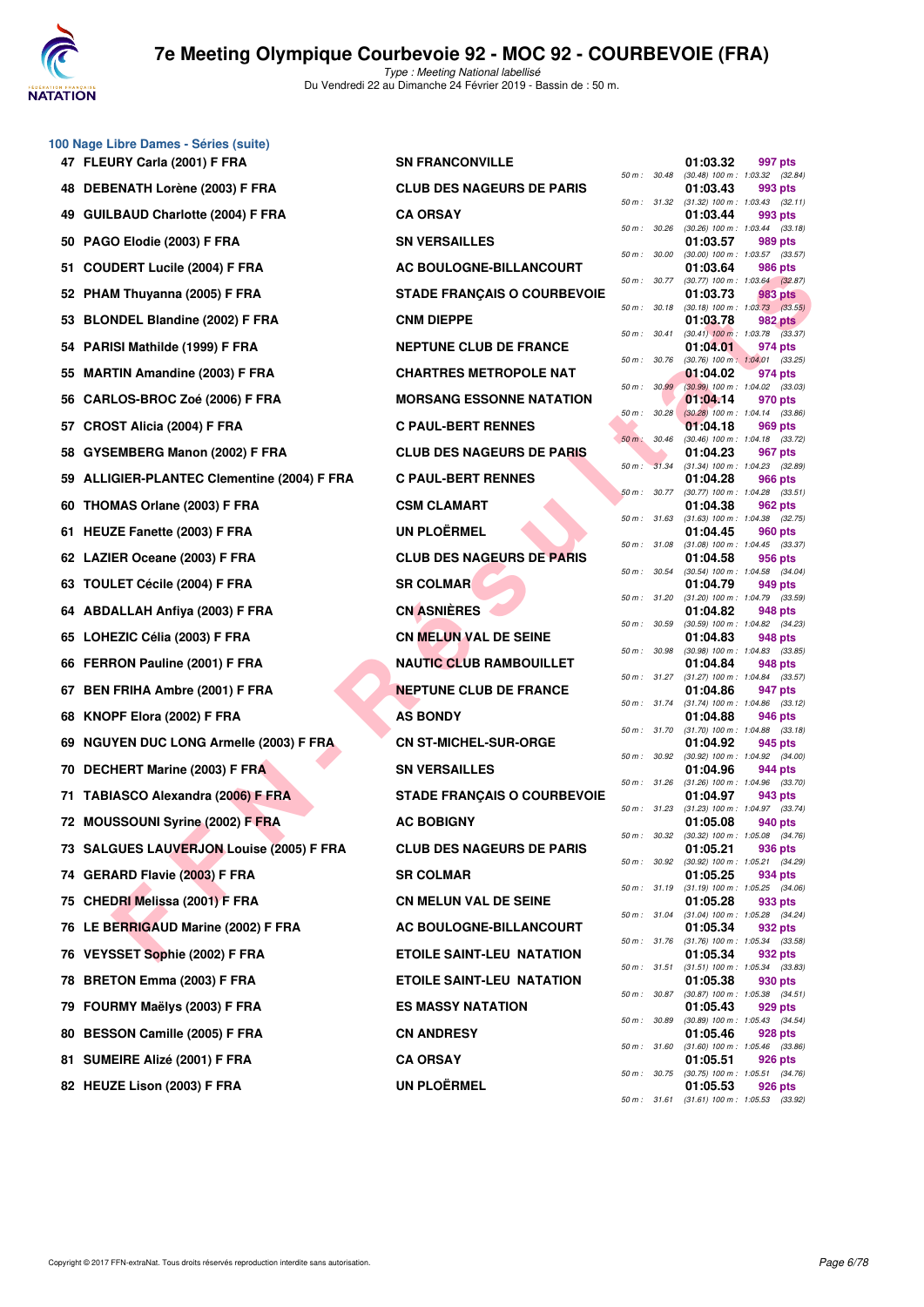# 7e Meeting Olympique Courbevoie 92 - MOC 92 - COURBEVOIE (FRA)

*Type : Meeting National labellisé*
Du Vendredi 22 au Dimanche 24 Février 2019 - Bassin de : 50 m.

## 100 Nage Libre Dames - Séries (suite)

| Rang | Nom | Club | 50 m | Temps | Points | Splits |
|---|---|---|---|---|---|---|
| 47 | FLEURY Carla (2001) F FRA | SN FRANCONVILLE | 30.48 | 01:03.32 | 997 pts | (30.48) 100 m : 1:03.32 (32.84) |
| 48 | DEBENATH Lorène (2003) F FRA | CLUB DES NAGEURS DE PARIS | 31.32 | 01:03.43 | 993 pts | (31.32) 100 m : 1:03.43 (32.11) |
| 49 | GUILBAUD Charlotte (2004) F FRA | CA ORSAY | 30.26 | 01:03.44 | 993 pts | (30.26) 100 m : 1:03.44 (33.18) |
| 50 | PAGO Elodie (2003) F FRA | SN VERSAILLES | 30.00 | 01:03.57 | 989 pts | (30.00) 100 m : 1:03.57 (33.57) |
| 51 | COUDERT Lucile (2004) F FRA | AC BOULOGNE-BILLANCOURT | 30.77 | 01:03.64 | 986 pts | (30.77) 100 m : 1:03.64 (32.87) |
| 52 | PHAM Thuyanna (2005) F FRA | STADE FRANÇAIS O COURBEVOIE | 30.18 | 01:03.73 | 983 pts | (30.18) 100 m : 1:03.73 (33.55) |
| 53 | BLONDEL Blandine (2002) F FRA | CNM DIEPPE | 30.41 | 01:03.78 | 982 pts | (30.41) 100 m : 1:03.78 (33.37) |
| 54 | PARISI Mathilde (1999) F FRA | NEPTUNE CLUB DE FRANCE | 30.76 | 01:04.01 | 974 pts | (30.76) 100 m : 1:04.01 (33.25) |
| 55 | MARTIN Amandine (2003) F FRA | CHARTRES METROPOLE NAT | 30.99 | 01:04.02 | 974 pts | (30.99) 100 m : 1:04.02 (33.03) |
| 56 | CARLOS-BROC Zoé (2006) F FRA | MORSANG ESSONNE NATATION | 30.28 | 01:04.14 | 970 pts | (30.28) 100 m : 1:04.14 (33.86) |
| 57 | CROST Alicia (2004) F FRA | C PAUL-BERT RENNES | 30.46 | 01:04.18 | 969 pts | (30.46) 100 m : 1:04.18 (33.72) |
| 58 | GYSEMBERG Manon (2002) F FRA | CLUB DES NAGEURS DE PARIS | 31.34 | 01:04.23 | 967 pts | (31.34) 100 m : 1:04.23 (32.89) |
| 59 | ALLIGIER-PLANTEC Clementine (2004) F FRA | C PAUL-BERT RENNES | 30.77 | 01:04.28 | 966 pts | (30.77) 100 m : 1:04.28 (33.51) |
| 60 | THOMAS Orlane (2003) F FRA | CSM CLAMART | 31.63 | 01:04.38 | 962 pts | (31.63) 100 m : 1:04.38 (32.75) |
| 61 | HEUZE Fanette (2003) F FRA | UN PLOËRMEL | 31.08 | 01:04.45 | 960 pts | (31.08) 100 m : 1:04.45 (33.37) |
| 62 | LAZIER Oceane (2003) F FRA | CLUB DES NAGEURS DE PARIS | 30.54 | 01:04.58 | 956 pts | (30.54) 100 m : 1:04.58 (34.04) |
| 63 | TOULET Cécile (2004) F FRA | SR COLMAR | 31.20 | 01:04.79 | 949 pts | (31.20) 100 m : 1:04.79 (33.59) |
| 64 | ABDALLAH Anfiya (2003) F FRA | CN ASNIÈRES | 30.59 | 01:04.82 | 948 pts | (30.59) 100 m : 1:04.82 (34.23) |
| 65 | LOHEZIC Célia (2003) F FRA | CN MELUN VAL DE SEINE | 30.98 | 01:04.83 | 948 pts | (30.98) 100 m : 1:04.83 (33.85) |
| 66 | FERRON Pauline (2001) F FRA | NAUTIC CLUB RAMBOUILLET | 31.27 | 01:04.84 | 948 pts | (31.27) 100 m : 1:04.84 (33.57) |
| 67 | BEN FRIHA Ambre (2001) F FRA | NEPTUNE CLUB DE FRANCE | 31.74 | 01:04.86 | 947 pts | (31.74) 100 m : 1:04.86 (33.12) |
| 68 | KNOPF Elora (2002) F FRA | AS BONDY | 31.70 | 01:04.88 | 946 pts | (31.70) 100 m : 1:04.88 (33.18) |
| 69 | NGUYEN DUC LONG Armelle (2003) F FRA | CN ST-MICHEL-SUR-ORGE | 30.92 | 01:04.92 | 945 pts | (30.92) 100 m : 1:04.92 (34.00) |
| 70 | DECHERT Marine (2003) F FRA | SN VERSAILLES | 31.26 | 01:04.96 | 944 pts | (31.26) 100 m : 1:04.96 (33.70) |
| 71 | TABIASCO Alexandra (2006) F FRA | STADE FRANÇAIS O COURBEVOIE | 31.23 | 01:04.97 | 943 pts | (31.23) 100 m : 1:04.97 (33.74) |
| 72 | MOUSSOUNI Syrine (2002) F FRA | AC BOBIGNY | 30.32 | 01:05.08 | 940 pts | (30.32) 100 m : 1:05.08 (34.76) |
| 73 | SALGUES LAUVERJON Louise (2005) F FRA | CLUB DES NAGEURS DE PARIS | 30.92 | 01:05.21 | 936 pts | (30.92) 100 m : 1:05.21 (34.29) |
| 74 | GERARD Flavie (2003) F FRA | SR COLMAR | 31.19 | 01:05.25 | 934 pts | (31.19) 100 m : 1:05.25 (34.06) |
| 75 | CHEDRI Melissa (2001) F FRA | CN MELUN VAL DE SEINE | 31.04 | 01:05.28 | 933 pts | (31.04) 100 m : 1:05.28 (34.24) |
| 76 | LE BERRIGAUD Marine (2002) F FRA | AC BOULOGNE-BILLANCOURT | 31.76 | 01:05.34 | 932 pts | (31.76) 100 m : 1:05.34 (33.58) |
| 76 | VEYSSET Sophie (2002) F FRA | ETOILE SAINT-LEU NATATION | 31.51 | 01:05.34 | 932 pts | (31.51) 100 m : 1:05.34 (33.83) |
| 78 | BRETON Emma (2003) F FRA | ETOILE SAINT-LEU NATATION | 30.87 | 01:05.38 | 930 pts | (30.87) 100 m : 1:05.38 (34.51) |
| 79 | FOURMY Maëlys (2003) F FRA | ES MASSY NATATION | 30.89 | 01:05.43 | 929 pts | (30.89) 100 m : 1:05.43 (34.54) |
| 80 | BESSON Camille (2005) F FRA | CN ANDRESY | 31.60 | 01:05.46 | 928 pts | (31.60) 100 m : 1:05.46 (33.86) |
| 81 | SUMEIRE Alizé (2001) F FRA | CA ORSAY | 30.75 | 01:05.51 | 926 pts | (30.75) 100 m : 1:05.51 (34.76) |
| 82 | HEUZE Lison (2003) F FRA | UN PLOËRMEL | 31.61 | 01:05.53 | 926 pts | (31.61) 100 m : 1:05.53 (33.92) |

Copyright © 2017 FFN-extraNat. Tous droits réservés reproduction interdite sans autorisation.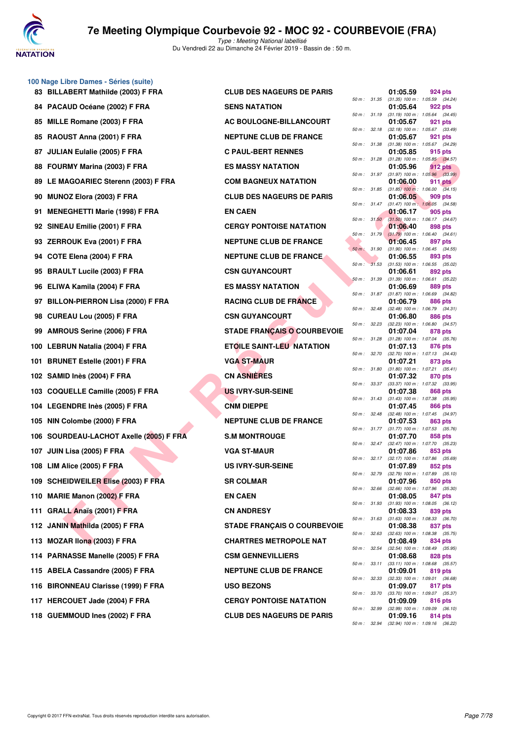## 100 Nage Libre Dames - Séries (suite)

| Rang | Nom | Club | Temps | Points | Splits |
|---|---|---|---|---|---|
| 83 | BILLABERT Mathilde (2003) F FRA | CLUB DES NAGEURS DE PARIS | 01:05.59 | 924 pts | 50 m : 31.35 (31.35) 100 m : 1:05.59 (34.24) |
| 84 | PACAUD Océane (2002) F FRA | SENS NATATION | 01:05.64 | 922 pts | 50 m : 31.19 (31.19) 100 m : 1:05.64 (34.45) |
| 85 | MILLE Romane (2003) F FRA | AC BOULOGNE-BILLANCOURT | 01:05.67 | 921 pts | 50 m : 32.18 (32.18) 100 m : 1:05.67 (33.49) |
| 85 | RAOUST Anna (2001) F FRA | NEPTUNE CLUB DE FRANCE | 01:05.67 | 921 pts | 50 m : 31.38 (31.38) 100 m : 1:05.67 (34.29) |
| 87 | JULIAN Eulalie (2005) F FRA | C PAUL-BERT RENNES | 01:05.85 | 915 pts | 50 m : 31.28 (31.28) 100 m : 1:05.85 (34.57) |
| 88 | FOURMY Marina (2003) F FRA | ES MASSY NATATION | 01:05.96 | 912 pts | 50 m : 31.97 (31.97) 100 m : 1:05.96 (33.99) |
| 89 | LE MAGOARIEC Sterenn (2003) F FRA | COM BAGNEUX NATATION | 01:06.00 | 911 pts | 50 m : 31.85 (31.85) 100 m : 1:06.00 (34.15) |
| 90 | MUNOZ Elora (2003) F FRA | CLUB DES NAGEURS DE PARIS | 01:06.05 | 909 pts | 50 m : 31.47 (31.47) 100 m : 1:06.05 (34.58) |
| 91 | MENEGHETTI Marie (1998) F FRA | EN CAEN | 01:06.17 | 905 pts | 50 m : 31.50 (31.50) 100 m : 1:06.17 (34.67) |
| 92 | SINEAU Emilie (2001) F FRA | CERGY PONTOISE NATATION | 01:06.40 | 898 pts | 50 m : 31.79 (31.79) 100 m : 1:06.40 (34.61) |
| 93 | ZERROUK Eva (2001) F FRA | NEPTUNE CLUB DE FRANCE | 01:06.45 | 897 pts | 50 m : 31.90 (31.90) 100 m : 1:06.45 (34.55) |
| 94 | COTE Elena (2004) F FRA | NEPTUNE CLUB DE FRANCE | 01:06.55 | 893 pts | 50 m : 31.53 (31.53) 100 m : 1:06.55 (35.02) |
| 95 | BRAULT Lucile (2003) F FRA | CSN GUYANCOURT | 01:06.61 | 892 pts | 50 m : 31.39 (31.39) 100 m : 1:06.61 (35.22) |
| 96 | ELIWA Kamila (2004) F FRA | ES MASSY NATATION | 01:06.69 | 889 pts | 50 m : 31.87 (31.87) 100 m : 1:06.69 (34.82) |
| 97 | BILLON-PIERRON Lisa (2000) F FRA | RACING CLUB DE FRANCE | 01:06.79 | 886 pts | 50 m : 32.48 (32.48) 100 m : 1:06.79 (34.31) |
| 98 | CUREAU Lou (2005) F FRA | CSN GUYANCOURT | 01:06.80 | 886 pts | 50 m : 32.23 (32.23) 100 m : 1:06.80 (34.57) |
| 99 | AMROUS Serine (2006) F FRA | STADE FRANÇAIS O COURBEVOIE | 01:07.04 | 878 pts | 50 m : 31.28 (31.28) 100 m : 1:07.04 (35.76) |
| 100 | LEBRUN Natalia (2004) F FRA | ETOILE SAINT-LEU NATATION | 01:07.13 | 876 pts | 50 m : 32.70 (32.70) 100 m : 1:07.13 (34.43) |
| 101 | BRUNET Estelle (2001) F FRA | VGA ST-MAUR | 01:07.21 | 873 pts | 50 m : 31.80 (31.80) 100 m : 1:07.21 (35.41) |
| 102 | SAMID Inès (2004) F FRA | CN ASNIÈRES | 01:07.32 | 870 pts | 50 m : 33.37 (33.37) 100 m : 1:07.32 (33.95) |
| 103 | COQUELLE Camille (2005) F FRA | US IVRY-SUR-SEINE | 01:07.38 | 868 pts | 50 m : 31.43 (31.43) 100 m : 1:07.38 (35.95) |
| 104 | LEGENDRE Inès (2005) F FRA | CNM DIEPPE | 01:07.45 | 866 pts | 50 m : 32.48 (32.48) 100 m : 1:07.45 (34.97) |
| 105 | NIN Colombe (2000) F FRA | NEPTUNE CLUB DE FRANCE | 01:07.53 | 863 pts | 50 m : 31.77 (31.77) 100 m : 1:07.53 (35.76) |
| 106 | SOURDEAU-LACHOT Axelle (2005) F FRA | S.M MONTROUGE | 01:07.70 | 858 pts | 50 m : 32.47 (32.47) 100 m : 1:07.70 (35.23) |
| 107 | JUIN Lisa (2005) F FRA | VGA ST-MAUR | 01:07.86 | 853 pts | 50 m : 32.17 (32.17) 100 m : 1:07.86 (35.69) |
| 108 | LIM Alice (2005) F FRA | US IVRY-SUR-SEINE | 01:07.89 | 852 pts | 50 m : 32.79 (32.79) 100 m : 1:07.89 (35.10) |
| 109 | SCHEIDWEILER Elise (2003) F FRA | SR COLMAR | 01:07.96 | 850 pts | 50 m : 32.66 (32.66) 100 m : 1:07.96 (35.30) |
| 110 | MARIE Manon (2002) F FRA | EN CAEN | 01:08.05 | 847 pts | 50 m : 31.93 (31.93) 100 m : 1:08.05 (36.12) |
| 111 | GRALL Anaïs (2001) F FRA | CN ANDRESY | 01:08.33 | 839 pts | 50 m : 31.63 (31.63) 100 m : 1:08.33 (36.70) |
| 112 | JANIN Mathilda (2005) F FRA | STADE FRANÇAIS O COURBEVOIE | 01:08.38 | 837 pts | 50 m : 32.63 (32.63) 100 m : 1:08.38 (35.75) |
| 113 | MOZAR Ilona (2003) F FRA | CHARTRES METROPOLE NAT | 01:08.49 | 834 pts | 50 m : 32.54 (32.54) 100 m : 1:08.49 (35.95) |
| 114 | PARNASSE Manelle (2005) F FRA | CSM GENNEVILLIERS | 01:08.68 | 828 pts | 50 m : 33.11 (33.11) 100 m : 1:08.68 (35.57) |
| 115 | ABELA Cassandre (2005) F FRA | NEPTUNE CLUB DE FRANCE | 01:09.01 | 819 pts | 50 m : 32.33 (32.33) 100 m : 1:09.01 (36.68) |
| 116 | BIRONNEAU Clarisse (1999) F FRA | USO BEZONS | 01:09.07 | 817 pts | 50 m : 33.70 (33.70) 100 m : 1:09.07 (35.37) |
| 117 | HERCOUET Jade (2004) F FRA | CERGY PONTOISE NATATION | 01:09.09 | 816 pts | 50 m : 32.99 (32.99) 100 m : 1:09.09 (36.10) |
| 118 | GUEMMOUD Ines (2002) F FRA | CLUB DES NAGEURS DE PARIS | 01:09.16 | 814 pts | 50 m : 32.94 (32.94) 100 m : 1:09.16 (36.22) |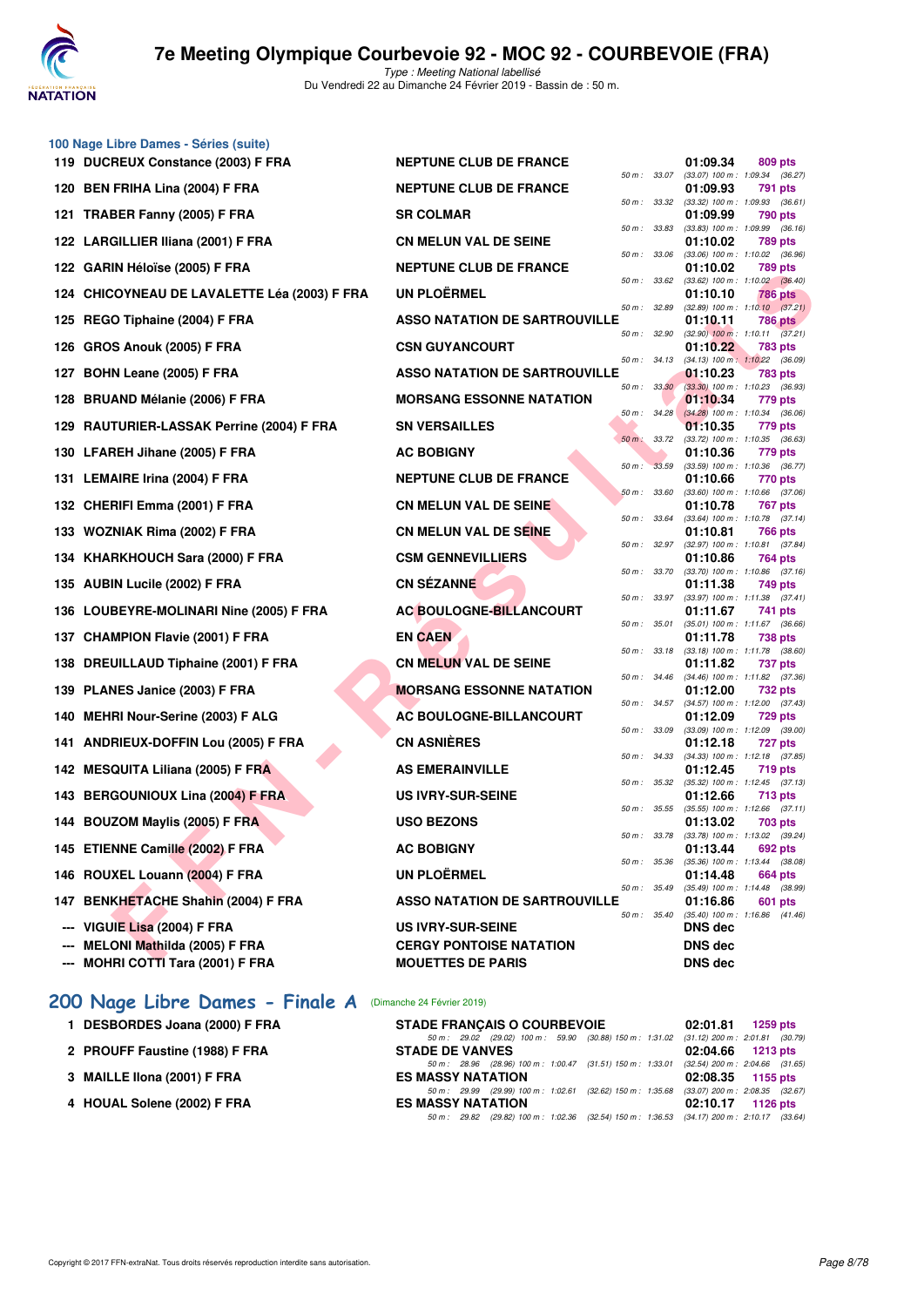## 100 Nage Libre Dames - Séries (suite)

| Rang | Nom | Club | Temps | Points | Splits |
|---|---|---|---|---|---|
| 119 | DUCREUX Constance (2003) F FRA | NEPTUNE CLUB DE FRANCE | 01:09.34 | 809 pts | 50 m : 33.07 (33.07) 100 m : 1:09.34 (36.27) |
| 120 | BEN FRIHA Lina (2004) F FRA | NEPTUNE CLUB DE FRANCE | 01:09.93 | 791 pts | 50 m : 33.32 (33.32) 100 m : 1:09.93 (36.61) |
| 121 | TRABER Fanny (2005) F FRA | SR COLMAR | 01:09.99 | 790 pts | 50 m : 33.83 (33.83) 100 m : 1:09.99 (36.16) |
| 122 | LARGILLIER Iliana (2001) F FRA | CN MELUN VAL DE SEINE | 01:10.02 | 789 pts | 50 m : 33.06 (33.06) 100 m : 1:10.02 (36.96) |
| 122 | GARIN Héloïse (2005) F FRA | NEPTUNE CLUB DE FRANCE | 01:10.02 | 789 pts | 50 m : 33.62 (33.62) 100 m : 1:10.02 (36.40) |
| 124 | CHICOYNEAU DE LAVALETTE Léa (2003) F FRA | UN PLOËRMEL | 01:10.10 | 786 pts | 50 m : 32.89 (32.89) 100 m : 1:10.10 (37.21) |
| 125 | REGO Tiphaine (2004) F FRA | ASSO NATATION DE SARTROUVILLE | 01:10.11 | 786 pts | 50 m : 32.90 (32.90) 100 m : 1:10.11 (37.21) |
| 126 | GROS Anouk (2005) F FRA | CSN GUYANCOURT | 01:10.22 | 783 pts | 50 m : 34.13 (34.13) 100 m : 1:10.22 (36.09) |
| 127 | BOHN Leane (2005) F FRA | ASSO NATATION DE SARTROUVILLE | 01:10.23 | 783 pts | 50 m : 33.30 (33.30) 100 m : 1:10.23 (36.93) |
| 128 | BRUAND Mélanie (2006) F FRA | MORSANG ESSONNE NATATION | 01:10.34 | 779 pts | 50 m : 34.28 (34.28) 100 m : 1:10.34 (36.06) |
| 129 | RAUTURIER-LASSAK Perrine (2004) F FRA | SN VERSAILLES | 01:10.35 | 779 pts | 50 m : 33.72 (33.72) 100 m : 1:10.35 (36.63) |
| 130 | LFAREH Jihane (2005) F FRA | AC BOBIGNY | 01:10.36 | 779 pts | 50 m : 33.59 (33.59) 100 m : 1:10.36 (36.77) |
| 131 | LEMAIRE Irina (2004) F FRA | NEPTUNE CLUB DE FRANCE | 01:10.66 | 770 pts | 50 m : 33.60 (33.60) 100 m : 1:10.66 (37.06) |
| 132 | CHERIFI Emma (2001) F FRA | CN MELUN VAL DE SEINE | 01:10.78 | 767 pts | 50 m : 33.64 (33.64) 100 m : 1:10.78 (37.14) |
| 133 | WOZNIAK Rima (2002) F FRA | CN MELUN VAL DE SEINE | 01:10.81 | 766 pts | 50 m : 32.97 (32.97) 100 m : 1:10.81 (37.84) |
| 134 | KHARKHOUCH Sara (2000) F FRA | CSM GENNEVILLIERS | 01:10.86 | 764 pts | 50 m : 33.70 (33.70) 100 m : 1:10.86 (37.16) |
| 135 | AUBIN Lucile (2002) F FRA | CN SÉZANNE | 01:11.38 | 749 pts | 50 m : 33.97 (33.97) 100 m : 1:11.38 (37.41) |
| 136 | LOUBEYRE-MOLINARI Nine (2005) F FRA | AC BOULOGNE-BILLANCOURT | 01:11.67 | 741 pts | 50 m : 35.01 (35.01) 100 m : 1:11.67 (36.66) |
| 137 | CHAMPION Flavie (2001) F FRA | EN CAEN | 01:11.78 | 738 pts | 50 m : 33.18 (33.18) 100 m : 1:11.78 (38.60) |
| 138 | DREUILLAUD Tiphaine (2001) F FRA | CN MELUN VAL DE SEINE | 01:11.82 | 737 pts | 50 m : 34.46 (34.46) 100 m : 1:11.82 (37.36) |
| 139 | PLANES Janice (2003) F FRA | MORSANG ESSONNE NATATION | 01:12.00 | 732 pts | 50 m : 34.57 (34.57) 100 m : 1:12.00 (37.43) |
| 140 | MEHRI Nour-Serine (2003) F ALG | AC BOULOGNE-BILLANCOURT | 01:12.09 | 729 pts | 50 m : 33.09 (33.09) 100 m : 1:12.09 (39.00) |
| 141 | ANDRIEUX-DOFFIN Lou (2005) F FRA | CN ASNIÈRES | 01:12.18 | 727 pts | 50 m : 34.33 (34.33) 100 m : 1:12.18 (37.85) |
| 142 | MESQUITA Liliana (2005) F FRA | AS EMERAINVILLE | 01:12.45 | 719 pts | 50 m : 35.32 (35.32) 100 m : 1:12.45 (37.13) |
| 143 | BERGOUNIOUX Lina (2004) F FRA | US IVRY-SUR-SEINE | 01:12.66 | 713 pts | 50 m : 35.55 (35.55) 100 m : 1:12.66 (37.11) |
| 144 | BOUZOM Maylis (2005) F FRA | USO BEZONS | 01:13.02 | 703 pts | 50 m : 33.78 (33.78) 100 m : 1:13.02 (39.24) |
| 145 | ETIENNE Camille (2002) F FRA | AC BOBIGNY | 01:13.44 | 692 pts | 50 m : 35.36 (35.36) 100 m : 1:13.44 (38.08) |
| 146 | ROUXEL Louann (2004) F FRA | UN PLOËRMEL | 01:14.48 | 664 pts | 50 m : 35.49 (35.49) 100 m : 1:14.48 (38.99) |
| 147 | BENKHETACHE Shahin (2004) F FRA | ASSO NATATION DE SARTROUVILLE | 01:16.86 | 601 pts | 50 m : 35.40 (35.40) 100 m : 1:16.86 (41.46) |
| --- | VIGUIE Lisa (2004) F FRA | US IVRY-SUR-SEINE | DNS dec | | |
| --- | MELONI Mathilda (2005) F FRA | CERGY PONTOISE NATATION | DNS dec | | |
| --- | MOHRI COTTI Tara (2001) F FRA | MOUETTES DE PARIS | DNS dec | | |

## 200 Nage Libre Dames - Finale A (Dimanche 24 Février 2019)

| Rang | Nom | Club | Temps | Points | Splits |
|---|---|---|---|---|---|
| 1 | DESBORDES Joana (2000) F FRA | STADE FRANÇAIS O COURBEVOIE | 02:01.81 | 1259 pts | 50 m : 29.02 (29.02) 100 m : 59.90 (30.88) 150 m : 1:31.02 (31.12) 200 m : 2:01.81 (30.79) |
| 2 | PROUFF Faustine (1988) F FRA | STADE DE VANVES | 02:04.66 | 1213 pts | 50 m : 28.96 (28.96) 100 m : 1:00.47 (31.51) 150 m : 1:33.01 (32.54) 200 m : 2:04.66 (31.65) |
| 3 | MAILLE Ilona (2001) F FRA | ES MASSY NATATION | 02:08.35 | 1155 pts | 50 m : 29.99 (29.99) 100 m : 1:02.61 (32.62) 150 m : 1:35.68 (33.07) 200 m : 2:08.35 (32.67) |
| 4 | HOUAL Solene (2002) F FRA | ES MASSY NATATION | 02:10.17 | 1126 pts | 50 m : 29.82 (29.82) 100 m : 1:02.36 (32.54) 150 m : 1:36.53 (34.17) 200 m : 2:10.17 (33.64) |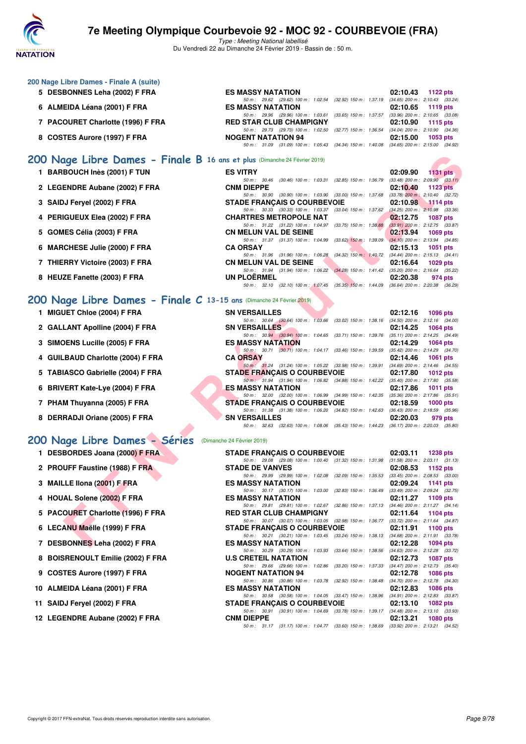# 7e Meeting Olympique Courbevoie 92 - MOC 92 - COURBEVOIE (FRA)

*Type : Meeting National labellisé*

Du Vendredi 22 au Dimanche 24 Février 2019 - Bassin de : 50 m.

## 200 Nage Libre Dames - Finale A (suite)

| Place | Nom | Club | Temps | Points |
|---|---|---|---|---|
| 5 | DESBONNES Leha (2002) F FRA | ES MASSY NATATION | 02:10.43 | 1122 pts |
| | | 50 m : 29.62 (29.62) 100 m : 1:02.54 (32.92) 150 m : 1:37.19 (34.65) 200 m : 2:10.43 (33.24) | | |
| 6 | ALMEIDA Léana (2001) F FRA | ES MASSY NATATION | 02:10.65 | 1119 pts |
| | | 50 m : 29.96 (29.96) 100 m : 1:03.61 (33.65) 150 m : 1:37.57 (33.96) 200 m : 2:10.65 (33.08) | | |
| 7 | PACOURET Charlotte (1996) F FRA | RED STAR CLUB CHAMPIGNY | 02:10.90 | 1115 pts |
| | | 50 m : 29.73 (29.73) 100 m : 1:02.50 (32.77) 150 m : 1:36.54 (34.04) 200 m : 2:10.90 (34.36) | | |
| 8 | COSTES Aurore (1997) F FRA | NOGENT NATATION 94 | 02:15.00 | 1053 pts |
| | | 50 m : 31.09 (31.09) 100 m : 1:05.43 (34.34) 150 m : 1:40.08 (34.65) 200 m : 2:15.00 (34.92) | | |

## 200 Nage Libre Dames - Finale B 16 ans et plus (Dimanche 24 Février 2019)

| Place | Nom | Club | Temps | Points |
|---|---|---|---|---|
| 1 | BARBOUCH Inès (2001) F TUN | ES VITRY | 02:09.90 | 1131 pts |
| | | 50 m : 30.46 (30.46) 100 m : 1:03.31 (32.85) 150 m : 1:36.79 (33.48) 200 m : 2:09.90 (33.11) | | |
| 2 | LEGENDRE Aubane (2002) F FRA | CNM DIEPPE | 02:10.40 | 1123 pts |
| | | 50 m : 30.90 (30.90) 100 m : 1:03.90 (33.00) 150 m : 1:37.68 (33.78) 200 m : 2:10.40 (32.72) | | |
| 3 | SAIDJ Feryel (2002) F FRA | STADE FRANÇAIS O COURBEVOIE | 02:10.98 | 1114 pts |
| | | 50 m : 30.33 (30.33) 100 m : 1:03.37 (33.04) 150 m : 1:37.62 (34.25) 200 m : 2:10.98 (33.36) | | |
| 4 | PERIGUEUX Elea (2002) F FRA | CHARTRES METROPOLE NAT | 02:12.75 | 1087 pts |
| | | 50 m : 31.22 (31.22) 100 m : 1:04.97 (33.75) 150 m : 1:38.88 (33.91) 200 m : 2:12.75 (33.87) | | |
| 5 | GOMES Célia (2003) F FRA | CN MELUN VAL DE SEINE | 02:13.94 | 1069 pts |
| | | 50 m : 31.37 (31.37) 100 m : 1:04.99 (33.62) 150 m : 1:39.09 (34.10) 200 m : 2:13.94 (34.85) | | |
| 6 | MARCHESE Julie (2000) F FRA | CA ORSAY | 02:15.13 | 1051 pts |
| | | 50 m : 31.96 (31.96) 100 m : 1:06.28 (34.32) 150 m : 1:40.72 (34.44) 200 m : 2:15.13 (34.41) | | |
| 7 | THIERRY Victoire (2003) F FRA | CN MELUN VAL DE SEINE | 02:16.64 | 1029 pts |
| | | 50 m : 31.94 (31.94) 100 m : 1:06.22 (34.28) 150 m : 1:41.42 (35.20) 200 m : 2:16.64 (35.22) | | |
| 8 | HEUZE Fanette (2003) F FRA | UN PLOËRMEL | 02:20.38 | 974 pts |
| | | 50 m : 32.10 (32.10) 100 m : 1:07.45 (35.35) 150 m : 1:44.09 (36.64) 200 m : 2:20.38 (36.29) | | |

## 200 Nage Libre Dames - Finale C 13-15 ans (Dimanche 24 Février 2019)

| Place | Nom | Club | Temps | Points |
|---|---|---|---|---|
| 1 | MIGUET Chloe (2004) F FRA | SN VERSAILLES | 02:12.16 | 1096 pts |
| | | 50 m : 30.64 (30.64) 100 m : 1:03.66 (33.02) 150 m : 1:38.16 (34.50) 200 m : 2:12.16 (34.00) | | |
| 2 | GALLANT Apolline (2004) F FRA | SN VERSAILLES | 02:14.25 | 1064 pts |
| | | 50 m : 30.94 (30.94) 100 m : 1:04.65 (33.71) 150 m : 1:39.76 (35.11) 200 m : 2:14.25 (34.49) | | |
| 3 | SIMOENS Lucille (2005) F FRA | ES MASSY NATATION | 02:14.29 | 1064 pts |
| | | 50 m : 30.71 (30.71) 100 m : 1:04.17 (33.46) 150 m : 1:39.59 (35.42) 200 m : 2:14.29 (34.70) | | |
| 4 | GUILBAUD Charlotte (2004) F FRA | CA ORSAY | 02:14.46 | 1061 pts |
| | | 50 m : 31.24 (31.24) 100 m : 1:05.22 (33.98) 150 m : 1:39.91 (34.69) 200 m : 2:14.46 (34.55) | | |
| 5 | TABIASCO Gabrielle (2004) F FRA | STADE FRANÇAIS O COURBEVOIE | 02:17.80 | 1012 pts |
| | | 50 m : 31.94 (31.94) 100 m : 1:06.82 (34.88) 150 m : 1:42.22 (35.40) 200 m : 2:17.80 (35.58) | | |
| 6 | BRIVERT Kate-Lye (2004) F FRA | ES MASSY NATATION | 02:17.86 | 1011 pts |
| | | 50 m : 32.00 (32.00) 100 m : 1:06.99 (34.99) 150 m : 1:42.35 (35.36) 200 m : 2:17.86 (35.51) | | |
| 7 | PHAM Thuyanna (2005) F FRA | STADE FRANÇAIS O COURBEVOIE | 02:18.59 | 1000 pts |
| | | 50 m : 31.38 (31.38) 100 m : 1:06.20 (34.82) 150 m : 1:42.63 (36.43) 200 m : 2:18.59 (35.96) | | |
| 8 | DERRADJI Oriane (2005) F FRA | SN VERSAILLES | 02:20.03 | 979 pts |
| | | 50 m : 32.63 (32.63) 100 m : 1:08.06 (35.43) 150 m : 1:44.23 (36.17) 200 m : 2:20.03 (35.80) | | |

## 200 Nage Libre Dames - Séries (Dimanche 24 Février 2019)

| Place | Nom | Club | Temps | Points |
|---|---|---|---|---|
| 1 | DESBORDES Joana (2000) F FRA | STADE FRANÇAIS O COURBEVOIE | 02:03.11 | 1238 pts |
| | | 50 m : 29.08 (29.08) 100 m : 1:00.40 (31.32) 150 m : 1:31.98 (31.58) 200 m : 2:03.11 (31.13) | | |
| 2 | PROUFF Faustine (1988) F FRA | STADE DE VANVES | 02:08.53 | 1152 pts |
| | | 50 m : 29.99 (29.99) 100 m : 1:02.08 (32.09) 150 m : 1:35.53 (33.45) 200 m : 2:08.53 (33.00) | | |
| 3 | MAILLE Ilona (2001) F FRA | ES MASSY NATATION | 02:09.24 | 1141 pts |
| | | 50 m : 30.17 (30.17) 100 m : 1:03.00 (32.83) 150 m : 1:36.49 (33.49) 200 m : 2:09.24 (32.75) | | |
| 4 | HOUAL Solene (2002) F FRA | ES MASSY NATATION | 02:11.27 | 1109 pts |
| | | 50 m : 29.81 (29.81) 100 m : 1:02.67 (32.86) 150 m : 1:37.13 (34.46) 200 m : 2:11.27 (34.14) | | |
| 5 | PACOURET Charlotte (1996) F FRA | RED STAR CLUB CHAMPIGNY | 02:11.64 | 1104 pts |
| | | 50 m : 30.07 (30.07) 100 m : 1:03.05 (32.98) 150 m : 1:36.77 (33.72) 200 m : 2:11.64 (34.87) | | |
| 6 | LECANU Maëlle (1999) F FRA | STADE FRANÇAIS O COURBEVOIE | 02:11.91 | 1100 pts |
| | | 50 m : 30.21 (30.21) 100 m : 1:03.45 (33.24) 150 m : 1:38.13 (34.68) 200 m : 2:11.91 (33.78) | | |
| 7 | DESBONNES Leha (2002) F FRA | ES MASSY NATATION | 02:12.28 | 1094 pts |
| | | 50 m : 30.29 (30.29) 100 m : 1:03.93 (33.64) 150 m : 1:38.56 (34.63) 200 m : 2:12.28 (33.72) | | |
| 8 | BOISRENOULT Emilie (2002) F FRA | U.S CRETEIL NATATION | 02:12.73 | 1087 pts |
| | | 50 m : 29.66 (29.66) 100 m : 1:02.86 (33.20) 150 m : 1:37.33 (34.47) 200 m : 2:12.73 (35.40) | | |
| 9 | COSTES Aurore (1997) F FRA | NOGENT NATATION 94 | 02:12.78 | 1086 pts |
| | | 50 m : 30.86 (30.86) 100 m : 1:03.78 (32.92) 150 m : 1:38.48 (34.70) 200 m : 2:12.78 (34.30) | | |
| 10 | ALMEIDA Léana (2001) F FRA | ES MASSY NATATION | 02:12.83 | 1086 pts |
| | | 50 m : 30.58 (30.58) 100 m : 1:04.05 (33.47) 150 m : 1:38.96 (34.91) 200 m : 2:12.83 (33.87) | | |
| 11 | SAIDJ Feryel (2002) F FRA | STADE FRANÇAIS O COURBEVOIE | 02:13.10 | 1082 pts |
| | | 50 m : 30.91 (30.91) 100 m : 1:04.69 (33.78) 150 m : 1:39.17 (34.48) 200 m : 2:13.10 (33.93) | | |
| 12 | LEGENDRE Aubane (2002) F FRA | CNM DIEPPE | 02:13.21 | 1080 pts |
| | | 50 m : 31.17 (31.17) 100 m : 1:04.77 (33.60) 150 m : 1:38.69 (33.92) 200 m : 2:13.21 (34.52) | | |

Copyright © 2017 FFN-extraNat. Tous droits réservés reproduction interdite sans autorisation.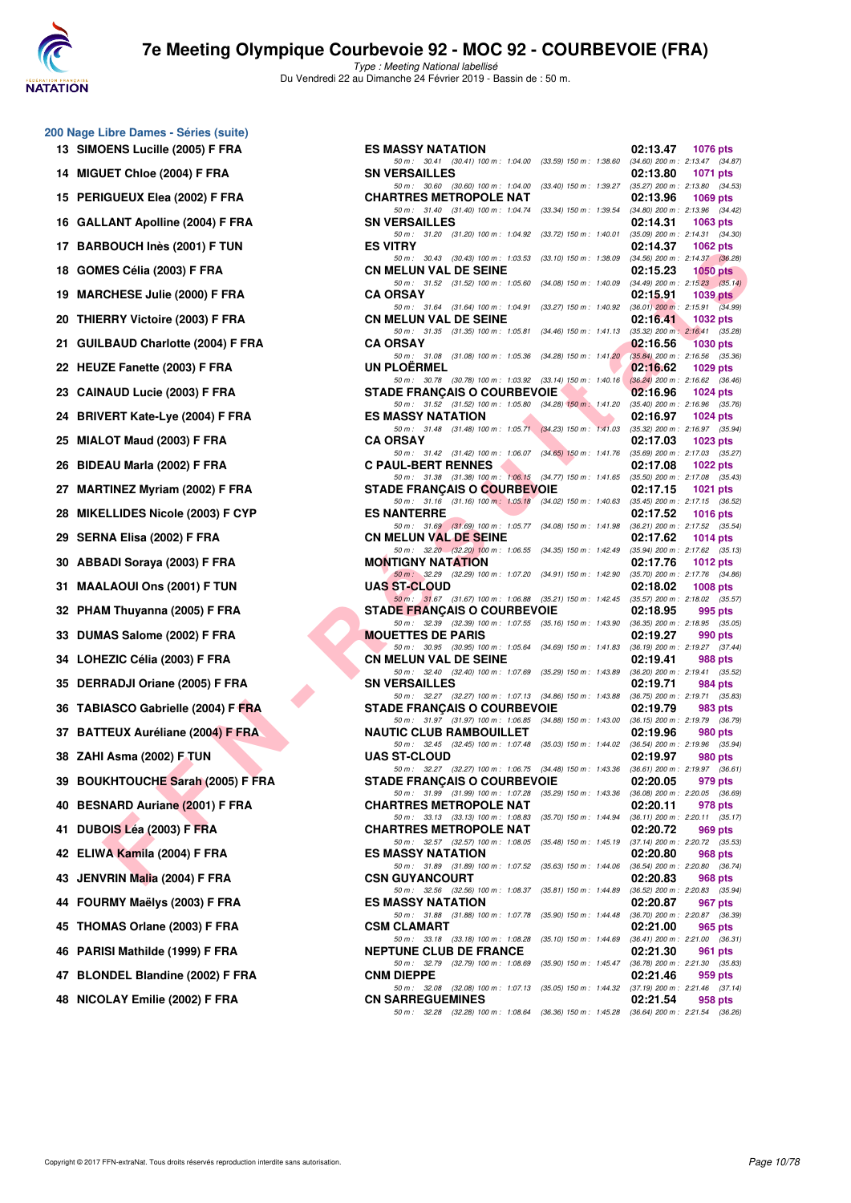# 7e Meeting Olympique Courbevoie 92 - MOC 92 - COURBEVOIE (FRA)

*Type : Meeting National labellisé*
Du Vendredi 22 au Dimanche 24 Février 2019 - Bassin de : 50 m.

## 200 Nage Libre Dames - Séries (suite)

| Rg | Nom | Club | Temps | Points |
|---|---|---|---|---|
| 13 | SIMOENS Lucille (2005) F FRA | ES MASSY NATATION | 02:13.47 | 1076 pts |
| | | 50 m : 30.41 (30.41) 100 m : 1:04.00 (33.59) 150 m : 1:38.60 (34.60) 200 m : 2:13.47 (34.87) | | |
| 14 | MIGUET Chloe (2004) F FRA | SN VERSAILLES | 02:13.80 | 1071 pts |
| | | 50 m : 30.60 (30.60) 100 m : 1:04.00 (33.40) 150 m : 1:39.27 (35.27) 200 m : 2:13.80 (34.53) | | |
| 15 | PERIGUEUX Elea (2002) F FRA | CHARTRES METROPOLE NAT | 02:13.96 | 1069 pts |
| | | 50 m : 31.40 (31.40) 100 m : 1:04.74 (33.34) 150 m : 1:39.54 (34.80) 200 m : 2:13.96 (34.42) | | |
| 16 | GALLANT Apolline (2004) F FRA | SN VERSAILLES | 02:14.31 | 1063 pts |
| | | 50 m : 31.20 (31.20) 100 m : 1:04.92 (33.72) 150 m : 1:40.01 (35.09) 200 m : 2:14.31 (34.30) | | |
| 17 | BARBOUCH Inès (2001) F TUN | ES VITRY | 02:14.37 | 1062 pts |
| | | 50 m : 30.43 (30.43) 100 m : 1:03.53 (33.10) 150 m : 1:38.09 (34.56) 200 m : 2:14.37 (36.28) | | |
| 18 | GOMES Célia (2003) F FRA | CN MELUN VAL DE SEINE | 02:15.23 | 1050 pts |
| | | 50 m : 31.52 (31.52) 100 m : 1:05.60 (34.08) 150 m : 1:40.09 (34.49) 200 m : 2:15.23 (35.14) | | |
| 19 | MARCHESE Julie (2000) F FRA | CA ORSAY | 02:15.91 | 1039 pts |
| | | 50 m : 31.64 (31.64) 100 m : 1:04.91 (33.27) 150 m : 1:40.92 (36.01) 200 m : 2:15.91 (34.99) | | |
| 20 | THIERRY Victoire (2003) F FRA | CN MELUN VAL DE SEINE | 02:16.41 | 1032 pts |
| | | 50 m : 31.35 (31.35) 100 m : 1:05.81 (34.46) 150 m : 1:41.13 (35.32) 200 m : 2:16.41 (35.28) | | |
| 21 | GUILBAUD Charlotte (2004) F FRA | CA ORSAY | 02:16.56 | 1030 pts |
| | | 50 m : 31.08 (31.08) 100 m : 1:05.36 (34.28) 150 m : 1:41.20 (35.84) 200 m : 2:16.56 (35.36) | | |
| 22 | HEUZE Fanette (2003) F FRA | UN PLOËRMEL | 02:16.62 | 1029 pts |
| | | 50 m : 30.78 (30.78) 100 m : 1:03.92 (33.14) 150 m : 1:40.16 (36.24) 200 m : 2:16.62 (36.46) | | |
| 23 | CAINAUD Lucie (2003) F FRA | STADE FRANÇAIS O COURBEVOIE | 02:16.96 | 1024 pts |
| | | 50 m : 31.52 (31.52) 100 m : 1:05.80 (34.28) 150 m : 1:41.20 (35.40) 200 m : 2:16.96 (35.76) | | |
| 24 | BRIVERT Kate-Lye (2004) F FRA | ES MASSY NATATION | 02:16.97 | 1024 pts |
| | | 50 m : 31.48 (31.48) 100 m : 1:05.71 (34.23) 150 m : 1:41.03 (35.32) 200 m : 2:16.97 (35.94) | | |
| 25 | MIALOT Maud (2003) F FRA | CA ORSAY | 02:17.03 | 1023 pts |
| | | 50 m : 31.42 (31.42) 100 m : 1:06.07 (34.65) 150 m : 1:41.76 (35.69) 200 m : 2:17.03 (35.27) | | |
| 26 | BIDEAU Marla (2002) F FRA | C PAUL-BERT RENNES | 02:17.08 | 1022 pts |
| | | 50 m : 31.38 (31.38) 100 m : 1:06.15 (34.77) 150 m : 1:41.65 (35.50) 200 m : 2:17.08 (35.43) | | |
| 27 | MARTINEZ Myriam (2002) F FRA | STADE FRANÇAIS O COURBEVOIE | 02:17.15 | 1021 pts |
| | | 50 m : 31.16 (31.16) 100 m : 1:05.18 (34.02) 150 m : 1:40.63 (35.45) 200 m : 2:17.15 (36.52) | | |
| 28 | MIKELLIDES Nicole (2003) F CYP | ES NANTERRE | 02:17.52 | 1016 pts |
| | | 50 m : 31.69 (31.69) 100 m : 1:05.77 (34.08) 150 m : 1:41.98 (36.21) 200 m : 2:17.52 (35.54) | | |
| 29 | SERNA Elisa (2002) F FRA | CN MELUN VAL DE SEINE | 02:17.62 | 1014 pts |
| | | 50 m : 32.20 (32.20) 100 m : 1:06.55 (34.35) 150 m : 1:42.49 (35.94) 200 m : 2:17.62 (35.13) | | |
| 30 | ABBADI Soraya (2003) F FRA | MONTIGNY NATATION | 02:17.76 | 1012 pts |
| | | 50 m : 32.29 (32.29) 100 m : 1:07.20 (34.91) 150 m : 1:42.90 (35.70) 200 m : 2:17.76 (34.86) | | |
| 31 | MAALAOUI Ons (2001) F TUN | UAS ST-CLOUD | 02:18.02 | 1008 pts |
| | | 50 m : 31.67 (31.67) 100 m : 1:06.88 (35.21) 150 m : 1:42.45 (35.57) 200 m : 2:18.02 (35.57) | | |
| 32 | PHAM Thuyanna (2005) F FRA | STADE FRANÇAIS O COURBEVOIE | 02:18.95 | 995 pts |
| | | 50 m : 32.39 (32.39) 100 m : 1:07.55 (35.16) 150 m : 1:43.90 (36.35) 200 m : 2:18.95 (35.05) | | |
| 33 | DUMAS Salome (2002) F FRA | MOUETTES DE PARIS | 02:19.27 | 990 pts |
| | | 50 m : 30.95 (30.95) 100 m : 1:05.64 (34.69) 150 m : 1:41.83 (36.19) 200 m : 2:19.27 (37.44) | | |
| 34 | LOHEZIC Célia (2003) F FRA | CN MELUN VAL DE SEINE | 02:19.41 | 988 pts |
| | | 50 m : 32.40 (32.40) 100 m : 1:07.69 (35.29) 150 m : 1:43.89 (36.20) 200 m : 2:19.41 (35.52) | | |
| 35 | DERRADJI Oriane (2005) F FRA | SN VERSAILLES | 02:19.71 | 984 pts |
| | | 50 m : 32.27 (32.27) 100 m : 1:07.13 (34.86) 150 m : 1:43.88 (36.75) 200 m : 2:19.71 (35.83) | | |
| 36 | TABIASCO Gabrielle (2004) F FRA | STADE FRANÇAIS O COURBEVOIE | 02:19.79 | 983 pts |
| | | 50 m : 31.97 (31.97) 100 m : 1:06.85 (34.88) 150 m : 1:43.00 (36.15) 200 m : 2:19.79 (36.79) | | |
| 37 | BATTEUX Auréliane (2004) F FRA | NAUTIC CLUB RAMBOUILLET | 02:19.96 | 980 pts |
| | | 50 m : 32.45 (32.45) 100 m : 1:07.48 (35.03) 150 m : 1:44.02 (36.54) 200 m : 2:19.96 (35.94) | | |
| 38 | ZAHI Asma (2002) F TUN | UAS ST-CLOUD | 02:19.97 | 980 pts |
| | | 50 m : 32.27 (32.27) 100 m : 1:06.75 (34.48) 150 m : 1:43.36 (36.61) 200 m : 2:19.97 (36.61) | | |
| 39 | BOUKHTOUCHE Sarah (2005) F FRA | STADE FRANÇAIS O COURBEVOIE | 02:20.05 | 979 pts |
| | | 50 m : 31.99 (31.99) 100 m : 1:07.28 (35.29) 150 m : 1:43.36 (36.08) 200 m : 2:20.05 (36.69) | | |
| 40 | BESNARD Auriane (2001) F FRA | CHARTRES METROPOLE NAT | 02:20.11 | 978 pts |
| | | 50 m : 33.13 (33.13) 100 m : 1:08.83 (35.70) 150 m : 1:44.94 (36.11) 200 m : 2:20.11 (35.17) | | |
| 41 | DUBOIS Léa (2003) F FRA | CHARTRES METROPOLE NAT | 02:20.72 | 969 pts |
| | | 50 m : 32.57 (32.57) 100 m : 1:08.05 (35.48) 150 m : 1:45.19 (37.14) 200 m : 2:20.72 (35.53) | | |
| 42 | ELIWA Kamila (2004) F FRA | ES MASSY NATATION | 02:20.80 | 968 pts |
| | | 50 m : 31.89 (31.89) 100 m : 1:07.52 (35.63) 150 m : 1:44.06 (36.54) 200 m : 2:20.80 (36.74) | | |
| 43 | JENVRIN Malia (2004) F FRA | CSN GUYANCOURT | 02:20.83 | 968 pts |
| | | 50 m : 32.56 (32.56) 100 m : 1:08.37 (35.81) 150 m : 1:44.89 (36.52) 200 m : 2:20.83 (35.94) | | |
| 44 | FOURMY Maëlys (2003) F FRA | ES MASSY NATATION | 02:20.87 | 967 pts |
| | | 50 m : 31.88 (31.88) 100 m : 1:07.78 (35.90) 150 m : 1:44.48 (36.70) 200 m : 2:20.87 (36.39) | | |
| 45 | THOMAS Orlane (2003) F FRA | CSM CLAMART | 02:21.00 | 965 pts |
| | | 50 m : 33.18 (33.18) 100 m : 1:08.28 (35.10) 150 m : 1:44.69 (36.41) 200 m : 2:21.00 (36.31) | | |
| 46 | PARISI Mathilde (1999) F FRA | NEPTUNE CLUB DE FRANCE | 02:21.30 | 961 pts |
| | | 50 m : 32.79 (32.79) 100 m : 1:08.69 (35.90) 150 m : 1:45.47 (36.78) 200 m : 2:21.30 (35.83) | | |
| 47 | BLONDEL Blandine (2002) F FRA | CNM DIEPPE | 02:21.46 | 959 pts |
| | | 50 m : 32.08 (32.08) 100 m : 1:07.13 (35.05) 150 m : 1:44.32 (37.19) 200 m : 2:21.46 (37.14) | | |
| 48 | NICOLAY Emilie (2002) F FRA | CN SARREGUEMINES | 02:21.54 | 958 pts |
| | | 50 m : 32.28 (32.28) 100 m : 1:08.64 (36.36) 150 m : 1:45.28 (36.64) 200 m : 2:21.54 (36.26) | | |

Copyright © 2017 FFN-extraNat. Tous droits réservés reproduction interdite sans autorisation.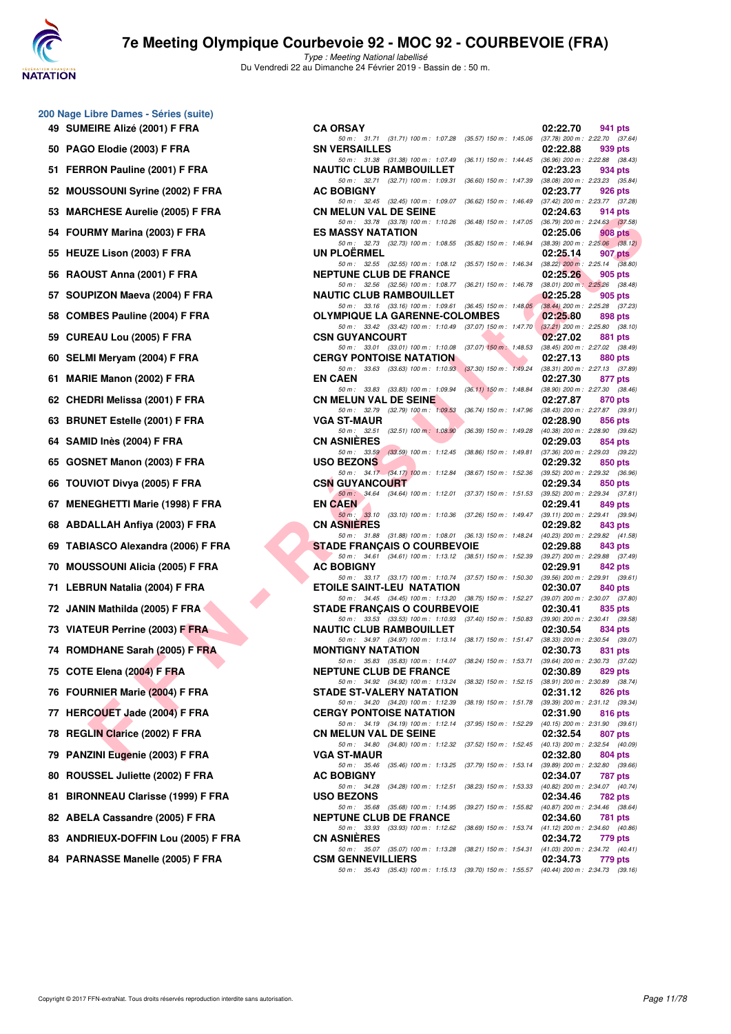# 7e Meeting Olympique Courbevoie 92 - MOC 92 - COURBEVOIE (FRA)

*Type : Meeting National labellisé*
Du Vendredi 22 au Dimanche 24 Février 2019 - Bassin de : 50 m.

## 200 Nage Libre Dames - Séries (suite)

| Rg | Nom | Club | Temps | Pts |
|---|---|---|---|---|
| 49 | SUMEIRE Alizé (2001) F FRA | CA ORSAY | 02:22.70 | 941 pts |
| | | 50 m : 31.71 (31.71) 100 m : 1:07.28 (35.57) 150 m : 1:45.06 (37.78) 200 m : 2:22.70 (37.64) | | |
| 50 | PAGO Elodie (2003) F FRA | SN VERSAILLES | 02:22.88 | 939 pts |
| | | 50 m : 31.38 (31.38) 100 m : 1:07.49 (36.11) 150 m : 1:44.45 (36.96) 200 m : 2:22.88 (38.43) | | |
| 51 | FERRON Pauline (2001) F FRA | NAUTIC CLUB RAMBOUILLET | 02:23.23 | 934 pts |
| | | 50 m : 32.71 (32.71) 100 m : 1:09.31 (36.60) 150 m : 1:47.39 (38.08) 200 m : 2:23.23 (35.84) | | |
| 52 | MOUSSOUNI Syrine (2002) F FRA | AC BOBIGNY | 02:23.77 | 926 pts |
| | | 50 m : 32.45 (32.45) 100 m : 1:09.07 (36.62) 150 m : 1:46.49 (37.42) 200 m : 2:23.77 (37.28) | | |
| 53 | MARCHESE Aurelie (2005) F FRA | CN MELUN VAL DE SEINE | 02:24.63 | 914 pts |
| | | 50 m : 33.78 (33.78) 100 m : 1:10.26 (36.48) 150 m : 1:47.05 (36.79) 200 m : 2:24.63 (37.58) | | |
| 54 | FOURMY Marina (2003) F FRA | ES MASSY NATATION | 02:25.06 | 908 pts |
| | | 50 m : 32.73 (32.73) 100 m : 1:08.55 (35.82) 150 m : 1:46.94 (38.39) 200 m : 2:25.06 (38.12) | | |
| 55 | HEUZE Lison (2003) F FRA | UN PLOËRMEL | 02:25.14 | 907 pts |
| | | 50 m : 32.55 (32.55) 100 m : 1:08.12 (35.57) 150 m : 1:46.34 (38.22) 200 m : 2:25.14 (38.80) | | |
| 56 | RAOUST Anna (2001) F FRA | NEPTUNE CLUB DE FRANCE | 02:25.26 | 905 pts |
| | | 50 m : 32.56 (32.56) 100 m : 1:08.77 (36.21) 150 m : 1:46.78 (38.01) 200 m : 2:25.26 (38.48) | | |
| 57 | SOUPIZON Maeva (2004) F FRA | NAUTIC CLUB RAMBOUILLET | 02:25.28 | 905 pts |
| | | 50 m : 33.16 (33.16) 100 m : 1:09.61 (36.45) 150 m : 1:48.05 (38.44) 200 m : 2:25.28 (37.23) | | |
| 58 | COMBES Pauline (2004) F FRA | OLYMPIQUE LA GARENNE-COLOMBES | 02:25.80 | 898 pts |
| | | 50 m : 33.42 (33.42) 100 m : 1:10.49 (37.07) 150 m : 1:47.70 (37.21) 200 m : 2:25.80 (38.10) | | |
| 59 | CUREAU Lou (2005) F FRA | CSN GUYANCOURT | 02:27.02 | 881 pts |
| | | 50 m : 33.01 (33.01) 100 m : 1:10.08 (37.07) 150 m : 1:48.53 (38.45) 200 m : 2:27.02 (38.49) | | |
| 60 | SELMI Meryam (2004) F FRA | CERGY PONTOISE NATATION | 02:27.13 | 880 pts |
| | | 50 m : 33.63 (33.63) 100 m : 1:10.93 (37.30) 150 m : 1:49.24 (38.31) 200 m : 2:27.13 (37.89) | | |
| 61 | MARIE Manon (2002) F FRA | EN CAEN | 02:27.30 | 877 pts |
| | | 50 m : 33.83 (33.83) 100 m : 1:09.94 (36.11) 150 m : 1:48.84 (38.90) 200 m : 2:27.30 (38.46) | | |
| 62 | CHEDRI Melissa (2001) F FRA | CN MELUN VAL DE SEINE | 02:27.87 | 870 pts |
| | | 50 m : 32.79 (32.79) 100 m : 1:09.53 (36.74) 150 m : 1:47.96 (38.43) 200 m : 2:27.87 (39.91) | | |
| 63 | BRUNET Estelle (2001) F FRA | VGA ST-MAUR | 02:28.90 | 856 pts |
| | | 50 m : 32.51 (32.51) 100 m : 1:08.90 (36.39) 150 m : 1:49.28 (40.38) 200 m : 2:28.90 (39.62) | | |
| 64 | SAMID Inès (2004) F FRA | CN ASNIÈRES | 02:29.03 | 854 pts |
| | | 50 m : 33.59 (33.59) 100 m : 1:12.45 (38.86) 150 m : 1:49.81 (37.36) 200 m : 2:29.03 (39.22) | | |
| 65 | GOSNET Manon (2003) F FRA | USO BEZONS | 02:29.32 | 850 pts |
| | | 50 m : 34.17 (34.17) 100 m : 1:12.84 (38.67) 150 m : 1:52.36 (39.52) 200 m : 2:29.32 (36.96) | | |
| 66 | TOUVIOT Divya (2005) F FRA | CSN GUYANCOURT | 02:29.34 | 850 pts |
| | | 50 m : 34.64 (34.64) 100 m : 1:12.01 (37.37) 150 m : 1:51.53 (39.52) 200 m : 2:29.34 (37.81) | | |
| 67 | MENEGHETTI Marie (1998) F FRA | EN CAEN | 02:29.41 | 849 pts |
| | | 50 m : 33.10 (33.10) 100 m : 1:10.36 (37.26) 150 m : 1:49.47 (39.11) 200 m : 2:29.41 (39.94) | | |
| 68 | ABDALLAH Anfiya (2003) F FRA | CN ASNIÈRES | 02:29.82 | 843 pts |
| | | 50 m : 31.88 (31.88) 100 m : 1:08.01 (36.13) 150 m : 1:48.24 (40.23) 200 m : 2:29.82 (41.58) | | |
| 69 | TABIASCO Alexandra (2006) F FRA | STADE FRANÇAIS O COURBEVOIE | 02:29.88 | 843 pts |
| | | 50 m : 34.61 (34.61) 100 m : 1:13.12 (38.51) 150 m : 1:52.39 (39.27) 200 m : 2:29.88 (37.49) | | |
| 70 | MOUSSOUNI Alicia (2005) F FRA | AC BOBIGNY | 02:29.91 | 842 pts |
| | | 50 m : 33.17 (33.17) 100 m : 1:10.74 (37.57) 150 m : 1:50.30 (39.56) 200 m : 2:29.91 (39.61) | | |
| 71 | LEBRUN Natalia (2004) F FRA | ETOILE SAINT-LEU NATATION | 02:30.07 | 840 pts |
| | | 50 m : 34.45 (34.45) 100 m : 1:13.20 (38.75) 150 m : 1:52.27 (39.07) 200 m : 2:30.07 (37.80) | | |
| 72 | JANIN Mathilda (2005) F FRA | STADE FRANÇAIS O COURBEVOIE | 02:30.41 | 835 pts |
| | | 50 m : 33.53 (33.53) 100 m : 1:10.93 (37.40) 150 m : 1:50.83 (39.90) 200 m : 2:30.41 (39.58) | | |
| 73 | VIATEUR Perrine (2003) F FRA | NAUTIC CLUB RAMBOUILLET | 02:30.54 | 834 pts |
| | | 50 m : 34.97 (34.97) 100 m : 1:13.14 (38.17) 150 m : 1:51.47 (38.33) 200 m : 2:30.54 (39.07) | | |
| 74 | ROMDHANE Sarah (2005) F FRA | MONTIGNY NATATION | 02:30.73 | 831 pts |
| | | 50 m : 35.83 (35.83) 100 m : 1:14.07 (38.24) 150 m : 1:53.71 (39.64) 200 m : 2:30.73 (37.02) | | |
| 75 | COTE Elena (2004) F FRA | NEPTUNE CLUB DE FRANCE | 02:30.89 | 829 pts |
| | | 50 m : 34.92 (34.92) 100 m : 1:13.24 (38.32) 150 m : 1:52.15 (38.91) 200 m : 2:30.89 (38.74) | | |
| 76 | FOURNIER Marie (2004) F FRA | STADE ST-VALERY NATATION | 02:31.12 | 826 pts |
| | | 50 m : 34.20 (34.20) 100 m : 1:12.39 (38.19) 150 m : 1:51.78 (39.39) 200 m : 2:31.12 (39.34) | | |
| 77 | HERCOUET Jade (2004) F FRA | CERGY PONTOISE NATATION | 02:31.90 | 816 pts |
| | | 50 m : 34.19 (34.19) 100 m : 1:12.14 (37.95) 150 m : 1:52.29 (40.15) 200 m : 2:31.90 (39.61) | | |
| 78 | REGLIN Clarice (2002) F FRA | CN MELUN VAL DE SEINE | 02:32.54 | 807 pts |
| | | 50 m : 34.80 (34.80) 100 m : 1:12.32 (37.52) 150 m : 1:52.45 (40.13) 200 m : 2:32.54 (40.09) | | |
| 79 | PANZINI Eugenie (2003) F FRA | VGA ST-MAUR | 02:32.80 | 804 pts |
| | | 50 m : 35.46 (35.46) 100 m : 1:13.25 (37.79) 150 m : 1:53.14 (39.89) 200 m : 2:32.80 (39.66) | | |
| 80 | ROUSSEL Juliette (2002) F FRA | AC BOBIGNY | 02:34.07 | 787 pts |
| | | 50 m : 34.28 (34.28) 100 m : 1:12.51 (38.23) 150 m : 1:53.33 (40.82) 200 m : 2:34.07 (40.74) | | |
| 81 | BIRONNEAU Clarisse (1999) F FRA | USO BEZONS | 02:34.46 | 782 pts |
| | | 50 m : 35.68 (35.68) 100 m : 1:14.95 (39.27) 150 m : 1:55.82 (40.87) 200 m : 2:34.46 (38.64) | | |
| 82 | ABELA Cassandre (2005) F FRA | NEPTUNE CLUB DE FRANCE | 02:34.60 | 781 pts |
| | | 50 m : 33.93 (33.93) 100 m : 1:12.62 (38.69) 150 m : 1:53.74 (41.12) 200 m : 2:34.60 (40.86) | | |
| 83 | ANDRIEUX-DOFFIN Lou (2005) F FRA | CN ASNIÈRES | 02:34.72 | 779 pts |
| | | 50 m : 35.07 (35.07) 100 m : 1:13.28 (38.21) 150 m : 1:54.31 (41.03) 200 m : 2:34.72 (40.41) | | |
| 84 | PARNASSE Manelle (2005) F FRA | CSM GENNEVILLIERS | 02:34.73 | 779 pts |
| | | 50 m : 35.43 (35.43) 100 m : 1:15.13 (39.70) 150 m : 1:55.57 (40.44) 200 m : 2:34.73 (39.16) | | |

Copyright © 2017 FFN-extraNat. Tous droits réservés reproduction interdite sans autorisation.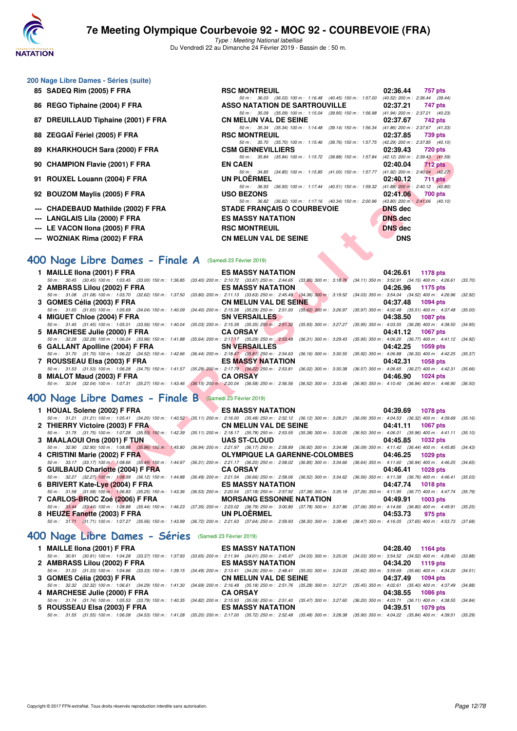### 200 Nage Libre Dames - Séries (suite)

| Rang | Nom | Club | Temps | Points |
|---|---|---|---|---|
| 85 | SADEQ Rim (2005) F FRA | RSC MONTREUIL | 02:36.44 | 757 pts |
| | 50 m : 36.03 (36.03) 100 m : 1:16.48 (40.45) 150 m : 1:57.00 (40.52) 200 m : 2:36.44 (39.44) | | | |
| 86 | REGO Tiphaine (2004) F FRA | ASSO NATATION DE SARTROUVILLE | 02:37.21 | 747 pts |
| | 50 m : 35.09 (35.09) 100 m : 1:15.04 (39.95) 150 m : 1:56.98 (41.94) 200 m : 2:37.21 (40.23) | | | |
| 87 | DREUILLAUD Tiphaine (2001) F FRA | CN MELUN VAL DE SEINE | 02:37.67 | 742 pts |
| | 50 m : 35.34 (35.34) 100 m : 1:14.48 (39.14) 150 m : 1:56.34 (41.86) 200 m : 2:37.67 (41.33) | | | |
| 88 | ZEGGAÏ Fériel (2005) F FRA | RSC MONTREUIL | 02:37.85 | 739 pts |
| | 50 m : 35.70 (35.70) 100 m : 1:15.46 (39.76) 150 m : 1:57.75 (42.29) 200 m : 2:37.85 (40.10) | | | |
| 89 | KHARKHOUCH Sara (2000) F FRA | CSM GENNEVILLIERS | 02:39.43 | 720 pts |
| | 50 m : 35.84 (35.84) 100 m : 1:15.72 (39.88) 150 m : 1:57.84 (42.12) 200 m : 2:39.43 (41.59) | | | |
| 90 | CHAMPION Flavie (2001) F FRA | EN CAEN | 02:40.04 | 712 pts |
| | 50 m : 34.85 (34.85) 100 m : 1:15.85 (41.00) 150 m : 1:57.77 (41.92) 200 m : 2:40.04 (42.27) | | | |
| 91 | ROUXEL Louann (2004) F FRA | UN PLOËRMEL | 02:40.12 | 711 pts |
| | 50 m : 36.93 (36.93) 100 m : 1:17.44 (40.51) 150 m : 1:59.32 (41.88) 200 m : 2:40.12 (40.80) | | | |
| 92 | BOUZOM Maylis (2005) F FRA | USO BEZONS | 02:41.06 | 700 pts |
| | 50 m : 36.82 (36.82) 100 m : 1:17.16 (40.34) 150 m : 2:00.96 (43.80) 200 m : 2:41.06 (40.10) | | | |
| --- | CHADEBAUD Mathilde (2002) F FRA | STADE FRANÇAIS O COURBEVOIE | DNS dec | |
| --- | LANGLAIS Lila (2000) F FRA | ES MASSY NATATION | DNS dec | |
| --- | LE VACON Ilona (2005) F FRA | RSC MONTREUIL | DNS dec | |
| --- | WOZNIAK Rima (2002) F FRA | CN MELUN VAL DE SEINE | DNS | |

## 400 Nage Libre Dames - Finale A (Samedi 23 Février 2019)

| Rang | Nom | Club | Temps | Points |
|---|---|---|---|---|
| 1 | MAILLE Ilona (2001) F FRA | ES MASSY NATATION | 04:26.61 | 1178 pts |
| | 50 m : 30.45 (30.45) 100 m : 1:03.45 (33.00) 150 m : 1:36.85 (33.40) 200 m : 2:10.72 (33.87) 250 m : 2:44.65 (33.93) 300 m : 3:18.76 (34.11) 350 m : 3:52.91 (34.15) 400 m : 4:26.61 (33.70) | | | |
| 2 | AMBRASS Lilou (2002) F FRA | ES MASSY NATATION | 04:26.96 | 1175 pts |
| | 50 m : 31.08 (31.08) 100 m : 1:03.70 (32.62) 150 m : 1:37.50 (33.80) 200 m : 2:11.13 (33.63) 250 m : 2:45.49 (34.36) 300 m : 3:19.52 (34.03) 350 m : 3:54.04 (34.52) 400 m : 4:26.96 (32.92) | | | |
| 3 | GOMES Célia (2003) F FRA | CN MELUN VAL DE SEINE | 04:37.48 | 1094 pts |
| | 50 m : 31.65 (31.65) 100 m : 1:05.69 (34.04) 150 m : 1:40.09 (34.40) 200 m : 2:15.38 (35.29) 250 m : 2:51.00 (35.62) 300 m : 3:26.97 (35.97) 350 m : 4:02.48 (35.51) 400 m : 4:37.48 (35.00) | | | |
| 4 | MIGUET Chloe (2004) F FRA | SN VERSAILLES | 04:38.50 | 1087 pts |
| | 50 m : 31.45 (31.45) 100 m : 1:05.01 (33.56) 150 m : 1:40.04 (35.03) 200 m : 2:15.39 (35.35) 250 m : 2:51.32 (35.93) 300 m : 3:27.27 (35.95) 350 m : 4:03.55 (36.28) 400 m : 4:38.50 (34.95) | | | |
| 5 | MARCHESE Julie (2000) F FRA | CA ORSAY | 04:41.12 | 1067 pts |
| | 50 m : 32.28 (32.28) 100 m : 1:06.24 (33.96) 150 m : 1:41.88 (35.64) 200 m : 2:17.17 (35.29) 250 m : 2:53.48 (36.31) 300 m : 3:29.43 (35.95) 350 m : 4:06.20 (36.77) 400 m : 4:41.12 (34.92) | | | |
| 6 | GALLANT Apolline (2004) F FRA | SN VERSAILLES | 04:42.25 | 1059 pts |
| | 50 m : 31.70 (31.70) 100 m : 1:06.22 (34.52) 150 m : 1:42.66 (36.44) 200 m : 2:18.47 (35.81) 250 m : 2:54.63 (36.16) 300 m : 3:30.55 (35.92) 350 m : 4:06.88 (36.33) 400 m : 4:42.25 (35.37) | | | |
| 7 | ROUSSEAU Elsa (2003) F FRA | ES MASSY NATATION | 04:42.31 | 1058 pts |
| | 50 m : 31.53 (31.53) 100 m : 1:06.28 (34.75) 150 m : 1:41.57 (35.29) 200 m : 2:17.79 (36.22) 250 m : 2:53.81 (36.02) 300 m : 3:30.38 (36.57) 350 m : 4:06.65 (36.27) 400 m : 4:42.31 (35.66) | | | |
| 8 | MIALOT Maud (2003) F FRA | CA ORSAY | 04:46.90 | 1024 pts |
| | 50 m : 32.04 (32.04) 100 m : 1:07.31 (35.27) 150 m : 1:43.46 (36.15) 200 m : 2:20.04 (36.58) 250 m : 2:56.56 (36.52) 300 m : 3:33.46 (36.90) 350 m : 4:10.40 (36.94) 400 m : 4:46.90 (36.50) | | | |

## 400 Nage Libre Dames - Finale B (Samedi 23 Février 2019)

| Rang | Nom | Club | Temps | Points |
|---|---|---|---|---|
| 1 | HOUAL Solene (2002) F FRA | ES MASSY NATATION | 04:39.69 | 1078 pts |
| | 50 m : 31.21 (31.21) 100 m : 1:05.41 (34.20) 150 m : 1:40.52 (35.11) 200 m : 2:16.00 (35.48) 250 m : 2:52.12 (36.12) 300 m : 3:28.21 (36.09) 350 m : 4:04.53 (36.32) 400 m : 4:39.69 (35.16) | | | |
| 2 | THIERRY Victoire (2003) F FRA | CN MELUN VAL DE SEINE | 04:41.11 | 1067 pts |
| | 50 m : 31.75 (31.75) 100 m : 1:07.28 (35.53) 150 m : 1:42.39 (35.11) 200 m : 2:18.17 (35.78) 250 m : 2:53.55 (35.38) 300 m : 3:30.05 (36.50) 350 m : 4:06.01 (35.96) 400 m : 4:41.11 (35.10) | | | |
| 3 | MAALAOUI Ons (2001) F TUN | UAS ST-CLOUD | 04:45.85 | 1032 pts |
| | 50 m : 32.90 (32.90) 100 m : 1:08.86 (35.96) 150 m : 1:45.80 (36.94) 200 m : 2:21.97 (36.17) 250 m : 2:58.89 (36.92) 300 m : 3:34.98 (36.09) 350 m : 4:11.42 (36.44) 400 m : 4:45.85 (34.43) | | | |
| 4 | CRISTINI Marie (2002) F FRA | OLYMPIQUE LA GARENNE-COLOMBES | 04:46.25 | 1029 pts |
| | 50 m : 33.17 (33.17) 100 m : 1:08.66 (35.49) 150 m : 1:44.97 (36.31) 200 m : 2:21.17 (36.20) 250 m : 2:58.02 (36.85) 300 m : 3:34.66 (36.64) 350 m : 4:11.60 (36.94) 400 m : 4:46.25 (34.65) | | | |
| 5 | GUILBAUD Charlotte (2004) F FRA | CA ORSAY | 04:46.41 | 1028 pts |
| | 50 m : 32.27 (32.27) 100 m : 1:08.39 (36.12) 150 m : 1:44.88 (36.49) 200 m : 2:21.54 (36.66) 250 m : 2:58.06 (36.52) 300 m : 3:34.62 (36.56) 350 m : 4:11.38 (36.76) 400 m : 4:46.41 (35.03) | | | |
| 6 | BRIVERT Kate-Lye (2004) F FRA | ES MASSY NATATION | 04:47.74 | 1018 pts |
| | 50 m : 31.58 (31.58) 100 m : 1:06.83 (35.25) 150 m : 1:43.36 (36.53) 200 m : 2:20.54 (37.18) 250 m : 2:57.92 (37.38) 300 m : 3:35.18 (37.26) 350 m : 4:11.95 (36.77) 400 m : 4:47.74 (35.79) | | | |
| 7 | CARLOS-BROC Zoé (2006) F FRA | MORSANG ESSONNE NATATION | 04:49.91 | 1003 pts |
| | 50 m : 33.44 (33.44) 100 m : 1:08.88 (35.44) 150 m : 1:46.23 (37.35) 200 m : 2:23.02 (36.79) 250 m : 3:00.80 (37.78) 300 m : 3:37.86 (37.06) 350 m : 4:14.66 (36.80) 400 m : 4:49.91 (35.25) | | | |
| 8 | HEUZE Fanette (2003) F FRA | UN PLOËRMEL | 04:53.73 | 975 pts |
| | 50 m : 31.71 (31.71) 100 m : 1:07.27 (35.56) 150 m : 1:43.99 (36.72) 200 m : 2:21.63 (37.64) 250 m : 2:59.93 (38.30) 300 m : 3:38.40 (38.47) 350 m : 4:16.05 (37.65) 400 m : 4:53.73 (37.68) | | | |

## 400 Nage Libre Dames - Séries (Samedi 23 Février 2019)

| Rang | Nom | Club | Temps | Points |
|---|---|---|---|---|
| 1 | MAILLE Ilona (2001) F FRA | ES MASSY NATATION | 04:28.40 | 1164 pts |
| | 50 m : 30.91 (30.91) 100 m : 1:04.28 (33.37) 150 m : 1:37.93 (33.65) 200 m : 2:11.94 (34.01) 250 m : 2:45.97 (34.03) 300 m : 3:20.00 (34.03) 350 m : 3:54.52 (34.52) 400 m : 4:28.40 (33.88) | | | |
| 2 | AMBRASS Lilou (2002) F FRA | ES MASSY NATATION | 04:34.20 | 1119 pts |
| | 50 m : 31.33 (31.33) 100 m : 1:04.66 (33.33) 150 m : 1:39.15 (34.49) 200 m : 2:13.41 (34.26) 250 m : 2:48.41 (35.00) 300 m : 3:24.03 (35.62) 350 m : 3:59.69 (35.66) 400 m : 4:34.20 (34.51) | | | |
| 3 | GOMES Célia (2003) F FRA | CN MELUN VAL DE SEINE | 04:37.49 | 1094 pts |
| | 50 m : 32.32 (32.32) 100 m : 1:06.61 (34.29) 150 m : 1:41.30 (34.69) 200 m : 2:16.48 (35.18) 250 m : 2:51.76 (35.28) 300 m : 3:27.21 (35.45) 350 m : 4:02.61 (35.40) 400 m : 4:37.49 (34.88) | | | |
| 4 | MARCHESE Julie (2000) F FRA | CA ORSAY | 04:38.55 | 1086 pts |
| | 50 m : 31.74 (31.74) 100 m : 1:05.53 (33.79) 150 m : 1:40.35 (34.82) 200 m : 2:15.93 (35.58) 250 m : 2:51.40 (35.47) 300 m : 3:27.60 (36.20) 350 m : 4:03.71 (36.11) 400 m : 4:38.55 (34.84) | | | |
| 5 | ROUSSEAU Elsa (2003) F FRA | ES MASSY NATATION | 04:39.51 | 1079 pts |
| | 50 m : 31.55 (31.55) 100 m : 1:06.08 (34.53) 150 m : 1:41.28 (35.20) 200 m : 2:17.00 (35.72) 250 m : 2:52.48 (35.48) 300 m : 3:28.38 (35.90) 350 m : 4:04.22 (35.84) 400 m : 4:39.51 (35.29) | | | |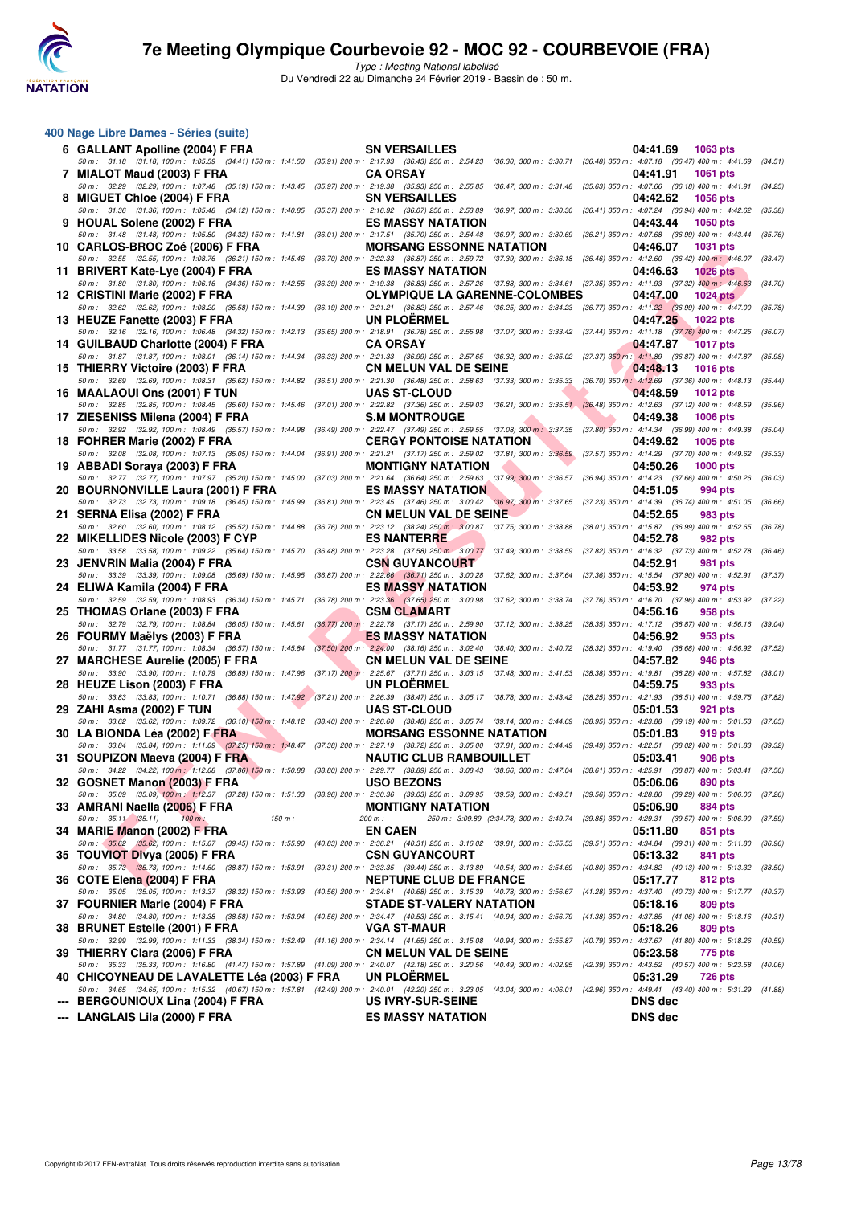# 7e Meeting Olympique Courbevoie 92 - MOC 92 - COURBEVOIE (FRA)

*Type : Meeting National labellisé*
Du Vendredi 22 au Dimanche 24 Février 2019 - Bassin de : 50 m.

## 400 Nage Libre Dames - Séries (suite)

| Rang | Nom | Club | Temps | Points |
|---|---|---|---|---|
| 6 | GALLANT Apolline (2004) F FRA | SN VERSAILLES | 04:41.69 | 1063 pts |
| | 50 m : 31.18 (31.18) 100 m : 1:05.59 (34.41) 150 m : 1:41.50 (35.91) 200 m : 2:17.93 (36.43) 250 m : 2:54.23 (36.30) 300 m : 3:30.71 (36.48) 350 m : 4:07.18 (36.47) 400 m : 4:41.69 (34.51) | | | |
| 7 | MIALOT Maud (2003) F FRA | CA ORSAY | 04:41.91 | 1061 pts |
| | 50 m : 32.29 (32.29) 100 m : 1:07.48 (35.19) 150 m : 1:43.45 (35.97) 200 m : 2:19.38 (35.93) 250 m : 2:55.85 (36.47) 300 m : 3:31.48 (35.63) 350 m : 4:07.66 (36.18) 400 m : 4:41.91 (34.25) | | | |
| 8 | MIGUET Chloe (2004) F FRA | SN VERSAILLES | 04:42.62 | 1056 pts |
| | 50 m : 31.36 (31.36) 100 m : 1:05.48 (34.12) 150 m : 1:40.85 (35.37) 200 m : 2:16.92 (36.07) 250 m : 2:53.89 (36.97) 300 m : 3:30.30 (36.41) 350 m : 4:07.24 (36.94) 400 m : 4:42.62 (35.38) | | | |
| 9 | HOUAL Solene (2002) F FRA | ES MASSY NATATION | 04:43.44 | 1050 pts |
| | 50 m : 31.48 (31.48) 100 m : 1:05.80 (34.32) 150 m : 1:41.81 (36.01) 200 m : 2:17.51 (35.70) 250 m : 2:54.48 (36.97) 300 m : 3:30.69 (36.21) 350 m : 4:07.68 (36.99) 400 m : 4:43.44 (35.76) | | | |
| 10 | CARLOS-BROC Zoé (2006) F FRA | MORSANG ESSONNE NATATION | 04:46.07 | 1031 pts |
| | 50 m : 32.55 (32.55) 100 m : 1:08.76 (36.21) 150 m : 1:45.46 (36.70) 200 m : 2:22.33 (36.87) 250 m : 2:59.72 (37.39) 300 m : 3:36.18 (36.46) 350 m : 4:12.60 (36.42) 400 m : 4:46.07 (33.47) | | | |
| 11 | BRIVERT Kate-Lye (2004) F FRA | ES MASSY NATATION | 04:46.63 | 1026 pts |
| | 50 m : 31.80 (31.80) 100 m : 1:06.16 (34.36) 150 m : 1:42.55 (36.39) 200 m : 2:19.38 (36.83) 250 m : 2:57.26 (37.88) 300 m : 3:34.61 (37.35) 350 m : 4:11.93 (37.32) 400 m : 4:46.63 (34.70) | | | |
| 12 | CRISTINI Marie (2002) F FRA | OLYMPIQUE LA GARENNE-COLOMBES | 04:47.00 | 1024 pts |
| | 50 m : 32.62 (32.62) 100 m : 1:08.20 (35.58) 150 m : 1:44.39 (36.19) 200 m : 2:21.21 (36.82) 250 m : 2:57.46 (36.25) 300 m : 3:34.23 (36.77) 350 m : 4:11.22 (36.99) 400 m : 4:47.00 (35.78) | | | |
| 13 | HEUZE Fanette (2003) F FRA | UN PLOËRMEL | 04:47.25 | 1022 pts |
| | 50 m : 32.16 (32.16) 100 m : 1:06.48 (34.32) 150 m : 1:42.13 (35.65) 200 m : 2:18.91 (36.78) 250 m : 2:55.98 (37.07) 300 m : 3:33.42 (37.44) 350 m : 4:11.18 (37.76) 400 m : 4:47.25 (36.07) | | | |
| 14 | GUILBAUD Charlotte (2004) F FRA | CA ORSAY | 04:47.87 | 1017 pts |
| | 50 m : 31.87 (31.87) 100 m : 1:08.01 (36.14) 150 m : 1:44.34 (36.33) 200 m : 2:21.33 (36.99) 250 m : 2:57.65 (36.32) 300 m : 3:35.02 (37.37) 350 m : 4:11.89 (36.87) 400 m : 4:47.87 (35.98) | | | |
| 15 | THIERRY Victoire (2003) F FRA | CN MELUN VAL DE SEINE | 04:48.13 | 1016 pts |
| | 50 m : 32.69 (32.69) 100 m : 1:08.31 (35.62) 150 m : 1:44.82 (36.51) 200 m : 2:21.30 (36.48) 250 m : 2:58.63 (37.33) 300 m : 3:35.33 (36.70) 350 m : 4:12.69 (37.36) 400 m : 4:48.13 (35.44) | | | |
| 16 | MAALAOUI Ons (2001) F TUN | UAS ST-CLOUD | 04:48.59 | 1012 pts |
| | 50 m : 32.85 (32.85) 100 m : 1:08.45 (35.60) 150 m : 1:45.46 (37.01) 200 m : 2:22.82 (37.36) 250 m : 2:59.03 (36.21) 300 m : 3:35.51 (36.48) 350 m : 4:12.63 (37.12) 400 m : 4:48.59 (35.96) | | | |
| 17 | ZIESENISS Milena (2004) F FRA | S.M MONTROUGE | 04:49.38 | 1006 pts |
| | 50 m : 32.92 (32.92) 100 m : 1:08.49 (35.57) 150 m : 1:44.98 (36.49) 200 m : 2:22.47 (37.49) 250 m : 2:59.55 (37.08) 300 m : 3:37.35 (37.80) 350 m : 4:14.34 (36.99) 400 m : 4:49.38 (35.04) | | | |
| 18 | FOHRER Marie (2002) F FRA | CERGY PONTOISE NATATION | 04:49.62 | 1005 pts |
| | 50 m : 32.08 (32.08) 100 m : 1:07.13 (35.05) 150 m : 1:44.04 (36.91) 200 m : 2:21.21 (37.17) 250 m : 2:59.02 (37.81) 300 m : 3:36.59 (37.57) 350 m : 4:14.29 (37.70) 400 m : 4:49.62 (35.33) | | | |
| 19 | ABBADI Soraya (2003) F FRA | MONTIGNY NATATION | 04:50.26 | 1000 pts |
| | 50 m : 32.77 (32.77) 100 m : 1:07.97 (35.20) 150 m : 1:45.00 (37.03) 200 m : 2:21.64 (36.64) 250 m : 2:59.63 (37.99) 300 m : 3:36.57 (36.94) 350 m : 4:14.23 (37.66) 400 m : 4:50.26 (36.03) | | | |
| 20 | BOURNONVILLE Laura (2001) F FRA | ES MASSY NATATION | 04:51.05 | 994 pts |
| | 50 m : 32.73 (32.73) 100 m : 1:09.18 (36.45) 150 m : 1:45.99 (36.81) 200 m : 2:23.45 (37.46) 250 m : 3:00.42 (36.97) 300 m : 3:37.65 (37.23) 350 m : 4:14.39 (36.74) 400 m : 4:51.05 (36.66) | | | |
| 21 | SERNA Elisa (2002) F FRA | CN MELUN VAL DE SEINE | 04:52.65 | 983 pts |
| | 50 m : 32.60 (32.60) 100 m : 1:08.12 (35.52) 150 m : 1:44.88 (36.76) 200 m : 2:23.12 (38.24) 250 m : 3:00.87 (37.75) 300 m : 3:38.88 (38.01) 350 m : 4:15.87 (36.99) 400 m : 4:52.65 (36.78) | | | |
| 22 | MIKELLIDES Nicole (2003) F CYP | ES NANTERRE | 04:52.78 | 982 pts |
| | 50 m : 33.58 (33.58) 100 m : 1:09.22 (35.64) 150 m : 1:45.70 (36.48) 200 m : 2:23.28 (37.58) 250 m : 3:00.77 (37.49) 300 m : 3:38.59 (37.82) 350 m : 4:16.32 (37.73) 400 m : 4:52.78 (36.46) | | | |
| 23 | JENVRIN Malia (2004) F FRA | CSN GUYANCOURT | 04:52.91 | 981 pts |
| | 50 m : 33.39 (33.39) 100 m : 1:09.08 (35.69) 150 m : 1:45.95 (36.87) 200 m : 2:22.66 (36.71) 250 m : 3:00.28 (37.62) 300 m : 3:37.64 (37.36) 350 m : 4:15.54 (37.90) 400 m : 4:52.91 (37.37) | | | |
| 24 | ELIWA Kamila (2004) F FRA | ES MASSY NATATION | 04:53.92 | 974 pts |
| | 50 m : 32.59 (32.59) 100 m : 1:08.93 (36.34) 150 m : 1:45.71 (36.78) 200 m : 2:23.36 (37.65) 250 m : 3:00.98 (37.62) 300 m : 3:38.74 (37.76) 350 m : 4:16.70 (37.96) 400 m : 4:53.92 (37.22) | | | |
| 25 | THOMAS Orlane (2003) F FRA | CSM CLAMART | 04:56.16 | 958 pts |
| | 50 m : 32.79 (32.79) 100 m : 1:08.84 (36.05) 150 m : 1:45.61 (36.77) 200 m : 2:22.78 (37.17) 250 m : 2:59.90 (37.12) 300 m : 3:38.25 (38.35) 350 m : 4:17.12 (38.87) 400 m : 4:56.16 (39.04) | | | |
| 26 | FOURMY Maëlys (2003) F FRA | ES MASSY NATATION | 04:56.92 | 953 pts |
| | 50 m : 31.77 (31.77) 100 m : 1:08.34 (36.57) 150 m : 1:45.84 (37.50) 200 m : 2:24.00 (38.16) 250 m : 3:02.40 (38.40) 300 m : 3:40.72 (38.32) 350 m : 4:19.40 (38.68) 400 m : 4:56.92 (37.52) | | | |
| 27 | MARCHESE Aurelie (2005) F FRA | CN MELUN VAL DE SEINE | 04:57.82 | 946 pts |
| | 50 m : 33.90 (33.90) 100 m : 1:10.79 (36.89) 150 m : 1:47.96 (37.17) 200 m : 2:25.67 (37.71) 250 m : 3:03.15 (37.48) 300 m : 3:41.53 (38.38) 350 m : 4:19.81 (38.28) 400 m : 4:57.82 (38.01) | | | |
| 28 | HEUZE Lison (2003) F FRA | UN PLOËRMEL | 04:59.75 | 933 pts |
| | 50 m : 33.83 (33.83) 100 m : 1:10.71 (36.88) 150 m : 1:47.92 (37.21) 200 m : 2:26.39 (38.47) 250 m : 3:05.17 (38.78) 300 m : 3:43.42 (38.25) 350 m : 4:21.93 (38.51) 400 m : 4:59.75 (37.82) | | | |
| 29 | ZAHI Asma (2002) F TUN | UAS ST-CLOUD | 05:01.53 | 921 pts |
| | 50 m : 33.62 (33.62) 100 m : 1:09.72 (36.10) 150 m : 1:48.12 (38.40) 200 m : 2:26.60 (38.48) 250 m : 3:05.74 (39.14) 300 m : 3:44.69 (38.95) 350 m : 4:23.88 (39.19) 400 m : 5:01.53 (37.65) | | | |
| 30 | LA BIONDA Léa (2002) F FRA | MORSANG ESSONNE NATATION | 05:01.83 | 919 pts |
| | 50 m : 33.84 (33.84) 100 m : 1:11.09 (37.25) 150 m : 1:48.47 (37.38) 200 m : 2:27.19 (38.72) 250 m : 3:05.00 (37.81) 300 m : 3:44.49 (39.49) 350 m : 4:22.51 (38.02) 400 m : 5:01.83 (39.32) | | | |
| 31 | SOUPIZON Maeva (2004) F FRA | NAUTIC CLUB RAMBOUILLET | 05:03.41 | 908 pts |
| | 50 m : 34.22 (34.22) 100 m : 1:12.08 (37.86) 150 m : 1:50.88 (38.80) 200 m : 2:29.77 (38.89) 250 m : 3:08.43 (38.66) 300 m : 3:47.04 (38.61) 350 m : 4:25.91 (38.87) 400 m : 5:03.41 (37.50) | | | |
| 32 | GOSNET Manon (2003) F FRA | USO BEZONS | 05:06.06 | 890 pts |
| | 50 m : 35.09 (35.09) 100 m : 1:12.37 (37.28) 150 m : 1:51.33 (38.96) 200 m : 2:30.36 (39.03) 250 m : 3:09.95 (39.59) 300 m : 3:49.51 (39.56) 350 m : 4:28.80 (39.29) 400 m : 5:06.06 (37.26) | | | |
| 33 | AMRANI Naella (2006) F FRA | MONTIGNY NATATION | 05:06.90 | 884 pts |
| | 50 m : 35.11 (35.11) 100 m : --- 150 m : --- 200 m : --- 250 m : 3:09.89 (2:34.78) 300 m : 3:49.74 (39.85) 350 m : 4:29.31 (39.57) 400 m : 5:06.90 (37.59) | | | |
| 34 | MARIE Manon (2002) F FRA | EN CAEN | 05:11.80 | 851 pts |
| | 50 m : 35.62 (35.62) 100 m : 1:15.07 (39.45) 150 m : 1:55.90 (40.83) 200 m : 2:36.21 (40.31) 250 m : 3:16.02 (39.81) 300 m : 3:55.53 (39.51) 350 m : 4:34.84 (39.31) 400 m : 5:11.80 (36.96) | | | |
| 35 | TOUVIOT Divya (2005) F FRA | CSN GUYANCOURT | 05:13.32 | 841 pts |
| | 50 m : 35.73 (35.73) 100 m : 1:14.60 (38.87) 150 m : 1:53.91 (39.31) 200 m : 2:33.35 (39.44) 250 m : 3:13.89 (40.54) 300 m : 3:54.69 (40.80) 350 m : 4:34.82 (40.13) 400 m : 5:13.32 (38.50) | | | |
| 36 | COTE Elena (2004) F FRA | NEPTUNE CLUB DE FRANCE | 05:17.77 | 812 pts |
| | 50 m : 35.05 (35.05) 100 m : 1:13.37 (38.32) 150 m : 1:53.93 (40.56) 200 m : 2:34.61 (40.68) 250 m : 3:15.39 (40.78) 300 m : 3:56.67 (41.28) 350 m : 4:37.40 (40.73) 400 m : 5:17.77 (40.37) | | | |
| 37 | FOURNIER Marie (2004) F FRA | STADE ST-VALERY NATATION | 05:18.16 | 809 pts |
| | 50 m : 34.80 (34.80) 100 m : 1:13.38 (38.58) 150 m : 1:53.94 (40.56) 200 m : 2:34.47 (40.53) 250 m : 3:15.41 (40.94) 300 m : 3:56.79 (41.38) 350 m : 4:37.85 (41.06) 400 m : 5:18.16 (40.31) | | | |
| 38 | BRUNET Estelle (2001) F FRA | VGA ST-MAUR | 05:18.26 | 809 pts |
| | 50 m : 32.99 (32.99) 100 m : 1:11.33 (38.34) 150 m : 1:52.49 (41.16) 200 m : 2:34.14 (41.65) 250 m : 3:15.08 (40.94) 300 m : 3:55.87 (40.79) 350 m : 4:37.67 (41.80) 400 m : 5:18.26 (40.59) | | | |
| 39 | THIERRY Clara (2006) F FRA | CN MELUN VAL DE SEINE | 05:23.58 | 775 pts |
| | 50 m : 35.33 (35.33) 100 m : 1:16.80 (41.47) 150 m : 1:57.89 (41.09) 200 m : 2:40.07 (42.18) 250 m : 3:20.56 (40.49) 300 m : 4:02.95 (42.39) 350 m : 4:43.52 (40.57) 400 m : 5:23.58 (40.06) | | | |
| 40 | CHICOYNEAU DE LAVALETTE Léa (2003) F FRA | UN PLOËRMEL | 05:31.29 | 726 pts |
| | 50 m : 34.65 (34.65) 100 m : 1:15.32 (40.67) 150 m : 1:57.81 (42.49) 200 m : 2:40.01 (42.20) 250 m : 3:23.05 (43.04) 300 m : 4:06.01 (42.96) 350 m : 4:49.41 (43.40) 400 m : 5:31.29 (41.88) | | | |
| --- | BERGOUNIOUX Lina (2004) F FRA | US IVRY-SUR-SEINE | DNS dec | |
| --- | LANGLAIS Lila (2000) F FRA | ES MASSY NATATION | DNS dec | |

Copyright © 2017 FFN-extraNat. Tous droits réservés reproduction interdite sans autorisation.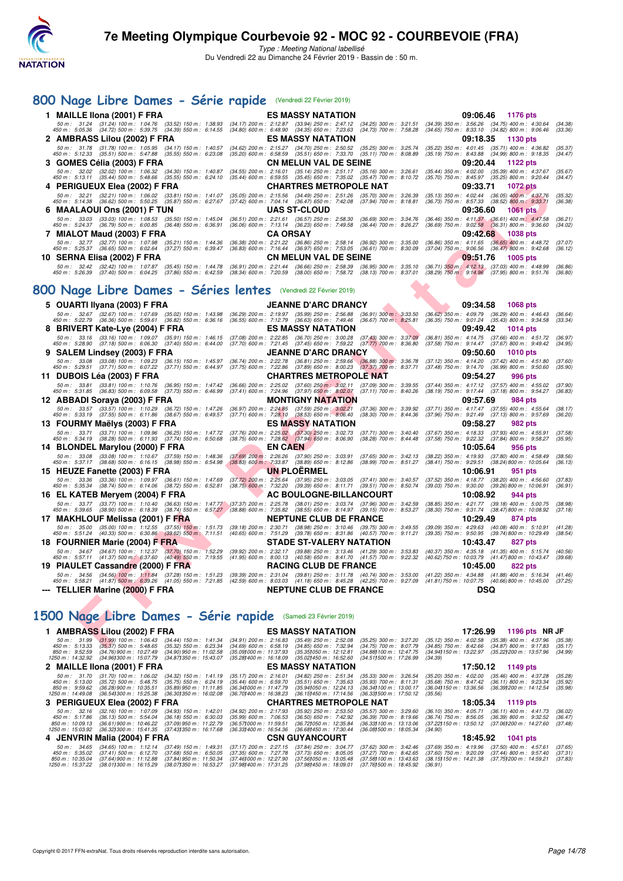# 7e Meeting Olympique Courbevoie 92 - MOC 92 - COURBEVOIE (FRA)

*Type : Meeting National labellisé*

Du Vendredi 22 au Dimanche 24 Février 2019 - Bassin de : 50 m.

## 800 Nage Libre Dames - Série rapide (Vendredi 22 Février 2019)

**1 MAILLE Ilona (2001) F FRA** — ES MASSY NATATION — 09:06.46 — 1176 pts

50 m : 31.24 (31.24) 100 m : 1:04.76 (33.52) 150 m : 1:38.93 (34.17) 200 m : 2:12.87 (33.94) 250 m : 2:47.12 (34.25) 300 m : 3:21.51 (34.39) 350 m : 3:56.26 (34.75) 400 m : 4:30.64 (34.38)
450 m : 5:05.36 (34.72) 500 m : 5:39.75 (34.39) 550 m : 6:14.55 (34.80) 600 m : 6:48.90 (34.35) 650 m : 7:23.63 (34.73) 700 m : 7:58.28 (34.65) 750 m : 8:33.10 (34.82) 800 m : 9:06.46 (33.36)

**2 AMBRASS Lilou (2002) F FRA** — ES MASSY NATATION — 09:18.35 — 1130 pts

50 m : 31.78 (31.78) 100 m : 1:05.95 (34.17) 150 m : 1:40.57 (34.62) 200 m : 2:15.27 (34.70) 250 m : 2:50.52 (35.25) 300 m : 3:25.74 (35.22) 350 m : 4:01.45 (35.71) 400 m : 4:36.82 (35.37)
450 m : 5:12.33 (35.51) 500 m : 5:47.88 (35.55) 550 m : 6:23.08 (35.20) 600 m : 6:58.59 (35.51) 650 m : 7:33.70 (35.11) 700 m : 8:08.89 (35.19) 750 m : 8:43.88 (34.99) 800 m : 9:18.35 (34.47)

**3 GOMES Célia (2003) F FRA** — CN MELUN VAL DE SEINE — 09:20.44 — 1122 pts

50 m : 32.02 (32.02) 100 m : 1:06.32 (34.30) 150 m : 1:40.87 (34.55) 200 m : 2:16.01 (35.14) 250 m : 2:51.17 (35.16) 300 m : 3:26.61 (35.44) 350 m : 4:02.00 (35.39) 400 m : 4:37.67 (35.67)
450 m : 5:13.11 (35.44) 500 m : 5:48.66 (35.55) 550 m : 6:24.10 (35.44) 600 m : 6:59.55 (35.45) 650 m : 7:35.02 (35.47) 700 m : 8:10.72 (35.70) 750 m : 8:45.97 (35.25) 800 m : 9:20.44 (34.47)

**4 PERIGUEUX Elea (2002) F FRA** — CHARTRES METROPOLE NAT — 09:33.71 — 1072 pts

50 m : 32.21 (32.21) 100 m : 1:06.02 (33.81) 150 m : 1:41.07 (35.05) 200 m : 2:15.56 (34.49) 250 m : 2:51.26 (35.70) 300 m : 3:26.39 (35.13) 350 m : 4:02.44 (36.05) 400 m : 4:37.76 (35.32)
450 m : 5:14.38 (36.62) 500 m : 5:50.25 (35.87) 550 m : 6:27.67 (37.42) 600 m : 7:04.14 (36.47) 650 m : 7:42.08 (37.94) 700 m : 8:18.81 (36.73) 750 m : 8:57.33 (38.52) 800 m : 9:33.71 (36.38)

**6 MAALAOUI Ons (2001) F TUN** — UAS ST-CLOUD — 09:36.60 — 1061 pts

50 m : 33.03 (33.03) 100 m : 1:08.53 (35.50) 150 m : 1:45.04 (36.51) 200 m : 2:21.61 (36.57) 250 m : 2:58.30 (36.69) 300 m : 3:34.76 (36.46) 350 m : 4:11.37 (36.61) 400 m : 4:47.58 (36.21)
450 m : 5:24.37 (36.79) 500 m : 6:00.85 (36.48) 550 m : 6:36.91 (36.06) 600 m : 7:13.14 (36.23) 650 m : 7:49.58 (36.44) 700 m : 8:26.27 (36.69) 750 m : 9:02.58 (36.31) 800 m : 9:36.60 (34.02)

**7 MIALOT Maud (2003) F FRA** — CA ORSAY — 09:42.68 — 1038 pts

50 m : 32.77 (32.77) 100 m : 1:07.98 (35.21) 150 m : 1:44.36 (36.38) 200 m : 2:21.22 (36.86) 250 m : 2:58.14 (36.92) 300 m : 3:35.00 (36.86) 350 m : 4:11.65 (36.65) 400 m : 4:48.72 (37.07)
450 m : 5:25.37 (36.65) 500 m : 6:02.64 (37.27) 550 m : 6:39.47 (36.83) 600 m : 7:16.44 (36.97) 650 m : 7:53.05 (36.61) 700 m : 8:30.09 (37.04) 750 m : 9:06.56 (36.47) 800 m : 9:42.68 (36.12)

**10 SERNA Elisa (2002) F FRA** — CN MELUN VAL DE SEINE — 09:51.76 — 1005 pts

50 m : 32.42 (32.42) 100 m : 1:07.87 (35.45) 150 m : 1:44.78 (36.91) 200 m : 2:21.44 (36.66) 250 m : 2:58.39 (36.95) 300 m : 3:35.10 (36.71) 350 m : 4:12.13 (37.03) 400 m : 4:48.99 (36.86)
450 m : 5:26.39 (37.40) 500 m : 6:04.25 (37.86) 550 m : 6:42.59 (38.34) 600 m : 7:20.59 (38.00) 650 m : 7:58.72 (38.13) 700 m : 8:37.01 (38.29) 750 m : 9:14.96 (37.95) 800 m : 9:51.76 (36.80)

## 800 Nage Libre Dames - Séries lentes (Vendredi 22 Février 2019)

**5 OUARTI Ilyana (2003) F FRA** — JEANNE D'ARC DRANCY — 09:34.58 — 1068 pts

50 m : 32.67 (32.67) 100 m : 1:07.69 (35.02) 150 m : 1:43.98 (36.29) 200 m : 2:19.97 (35.99) 250 m : 2:56.88 (36.91) 300 m : 3:33.50 (36.62) 350 m : 4:09.79 (36.29) 400 m : 4:46.43 (36.64)
450 m : 5:22.79 (36.36) 500 m : 5:59.61 (36.82) 550 m : 6:36.16 (36.55) 600 m : 7:12.79 (36.63) 650 m : 7:49.46 (36.67) 700 m : 8:25.81 (36.35) 750 m : 9:01.24 (35.43) 800 m : 9:34.58 (33.34)

**8 BRIVERT Kate-Lye (2004) F FRA** — ES MASSY NATATION — 09:49.42 — 1014 pts

50 m : 33.16 (33.16) 100 m : 1:09.07 (35.91) 150 m : 1:46.15 (37.08) 200 m : 2:22.85 (36.70) 250 m : 3:00.28 (37.43) 300 m : 3:37.09 (36.81) 350 m : 4:14.75 (37.66) 400 m : 4:51.72 (36.97)
450 m : 5:28.90 (37.18) 500 m : 6:06.30 (37.40) 550 m : 6:44.00 (37.70) 600 m : 7:21.45 (37.45) 650 m : 7:59.22 (37.77) 700 m : 8:36.80 (37.58) 750 m : 9:14.47 (37.67) 800 m : 9:49.42 (34.95)

**9 SALEM Lindsey (2003) F FRA** — JEANNE D'ARC DRANCY — 09:50.60 — 1010 pts

50 m : 33.08 (33.08) 100 m : 1:09.23 (36.15) 150 m : 1:45.97 (36.74) 200 m : 2:22.78 (36.81) 250 m : 2:59.66 (36.88) 300 m : 3:36.78 (37.12) 350 m : 4:14.20 (37.42) 400 m : 4:51.80 (37.60)
450 m : 5:29.51 (37.71) 500 m : 6:07.22 (37.71) 550 m : 6:44.97 (37.75) 600 m : 7:22.86 (37.89) 650 m : 8:00.23 (37.37) 700 m : 8:37.71 (37.48) 750 m : 9:14.70 (36.99) 800 m : 9:50.60 (35.90)

**11 DUBOIS Léa (2003) F FRA** — CHARTRES METROPOLE NAT — 09:54.27 — 996 pts

50 m : 33.81 (33.81) 100 m : 1:10.76 (36.95) 150 m : 1:47.42 (36.66) 200 m : 2:25.02 (37.60) 250 m : 3:02.11 (37.09) 300 m : 3:39.55 (37.44) 350 m : 4:17.12 (37.57) 400 m : 4:55.02 (37.90)
450 m : 5:31.85 (36.83) 500 m : 6:09.58 (37.73) 550 m : 6:46.99 (37.41) 600 m : 7:24.96 (37.97) 650 m : 8:02.07 (37.11) 700 m : 8:40.26 (38.19) 750 m : 9:17.44 (37.18) 800 m : 9:54.27 (36.83)

**12 ABBADI Soraya (2003) F FRA** — MONTIGNY NATATION — 09:57.69 — 984 pts

50 m : 33.57 (33.57) 100 m : 1:10.29 (36.72) 150 m : 1:47.26 (36.97) 200 m : 2:24.85 (37.59) 250 m : 3:02.21 (37.36) 300 m : 3:39.92 (37.71) 350 m : 4:17.47 (37.55) 400 m : 4:55.64 (38.17)
450 m : 5:33.19 (37.55) 500 m : 6:11.86 (38.67) 550 m : 6:49.57 (37.71) 600 m : 7:28.10 (38.53) 650 m : 8:06.40 (38.30) 700 m : 8:44.36 (37.96) 750 m : 9:21.49 (37.13) 800 m : 9:57.69 (36.20)

**13 FOURMY Maëlys (2003) F FRA** — ES MASSY NATATION — 09:58.27 — 982 pts

50 m : 33.71 (33.71) 100 m : 1:09.96 (36.25) 150 m : 1:47.72 (37.76) 200 m : 2:25.02 (37.30) 250 m : 3:02.73 (37.71) 300 m : 3:40.40 (37.67) 350 m : 4:18.33 (37.93) 400 m : 4:55.91 (37.58)
450 m : 5:34.19 (38.28) 500 m : 6:11.93 (37.74) 550 m : 6:50.68 (38.75) 600 m : 7:28.62 (37.94) 650 m : 8:06.90 (38.28) 700 m : 8:44.48 (37.58) 750 m : 9:22.32 (37.84) 800 m : 9:58.27 (35.95)

**14 BLONDEL Marylou (2000) F FRA** — EN CAEN — 10:05.64 — 956 pts

50 m : 33.08 (33.08) 100 m : 1:10.67 (37.59) 150 m : 1:48.36 (37.69) 200 m : 2:26.26 (37.90) 250 m : 3:03.91 (37.65) 300 m : 3:42.13 (38.22) 350 m : 4:19.93 (37.80) 400 m : 4:58.49 (38.56)
450 m : 5:37.17 (38.68) 500 m : 6:16.15 (38.98) 550 m : 6:54.98 (38.83) 600 m : 7:33.87 (38.89) 650 m : 8:12.86 (38.99) 700 m : 8:51.27 (38.41) 750 m : 9:29.51 (38.24) 800 m : 10:05.64 (36.13)

**15 HEUZE Fanette (2003) F FRA** — UN PLOËRMEL — 10:06.91 — 951 pts

50 m : 33.36 (33.36) 100 m : 1:09.97 (36.61) 150 m : 1:47.69 (37.72) 200 m : 2:25.64 (37.95) 250 m : 3:03.05 (37.41) 300 m : 3:40.57 (37.52) 350 m : 4:18.77 (38.20) 400 m : 4:56.60 (37.83)
450 m : 5:35.34 (38.74) 500 m : 6:14.06 (38.72) 550 m : 6:52.81 (38.75) 600 m : 7:32.20 (39.39) 650 m : 8:11.71 (39.51) 700 m : 8:50.74 (39.03) 750 m : 9:30.00 (39.26) 800 m : 10:06.91 (36.91)

**16 EL KATEB Meryem (2004) F FRA** — AC BOULOGNE-BILLANCOURT — 10:08.92 — 944 pts

50 m : 33.77 (33.77) 100 m : 1:10.40 (36.63) 150 m : 1:47.77 (37.37) 200 m : 2:25.78 (38.01) 250 m : 3:03.74 (37.96) 300 m : 3:42.59 (38.85) 350 m : 4:21.77 (39.18) 400 m : 5:00.75 (38.98)
450 m : 5:39.65 (38.90) 500 m : 6:18.39 (38.74) 550 m : 6:57.27 (38.88) 600 m : 7:35.82 (38.55) 650 m : 8:14.97 (39.15) 700 m : 8:53.27 (38.30) 750 m : 9:31.74 (38.47) 800 m : 10:08.92 (37.18)

**17 MAKHLOUF Melissa (2001) F FRA** — NEPTUNE CLUB DE FRANCE — 10:29.49 — 874 pts

50 m : 35.00 (35.00) 100 m : 1:12.55 (37.55) 150 m : 1:51.73 (39.18) 200 m : 2:30.71 (38.98) 250 m : 3:10.46 (39.75) 300 m : 3:49.55 (39.09) 350 m : 4:29.63 (40.08) 400 m : 5:10.91 (41.28)
450 m : 5:51.24 (40.33) 500 m : 6:30.86 (39.62) 550 m : 7:11.51 (40.65) 600 m : 7:51.29 (39.78) 650 m : 8:31.86 (40.57) 700 m : 9:11.21 (39.35) 750 m : 9:50.95 (39.74) 800 m : 10:29.49 (38.54)

**18 FOURNIER Marie (2004) F FRA** — STADE ST-VALERY NATATION — 10:43.47 — 827 pts

50 m : 34.67 (34.67) 100 m : 1:12.37 (37.70) 150 m : 1:52.29 (39.92) 200 m : 2:32.17 (39.88) 250 m : 3:13.46 (41.29) 300 m : 3:53.83 (40.37) 350 m : 4:35.18 (41.35) 400 m : 5:15.74 (40.56)
450 m : 5:57.11 (41.37) 500 m : 6:37.60 (40.49) 550 m : 7:19.55 (41.95) 600 m : 8:00.13 (40.58) 650 m : 8:41.70 (41.57) 700 m : 9:22.32 (40.62) 750 m : 10:03.79 (41.47) 800 m : 10:43.47 (39.68)

**19 PIAULET Cassandre (2000) F FRA** — RACING CLUB DE FRANCE — 10:45.00 — 822 pts

50 m : 34.56 (34.56) 100 m : 1:11.84 (37.28) 150 m : 1:51.23 (39.39) 200 m : 2:31.04 (39.81) 250 m : 3:11.78 (40.74) 300 m : 3:53.00 (41.22) 350 m : 4:34.88 (41.88) 400 m : 5:16.34 (41.46)
450 m : 5:58.21 (41.87) 500 m : 6:39.26 (41.05) 550 m : 7:21.85 (42.59) 600 m : 8:03.03 (41.18) 650 m : 8:45.28 (42.25) 700 m : 9:27.09 (41.81) 750 m : 10:07.75 (40.66) 800 m : 10:45.00 (37.25)

**--- TELLIER Marine (2000) F FRA** — NEPTUNE CLUB DE FRANCE — DSQ

## 1500 Nage Libre Dames - Série rapide (Samedi 23 Février 2019)

**1 AMBRASS Lilou (2002) F FRA** — ES MASSY NATATION — 17:26.99 — 1196 pts NR JF

50 m : 31.99 (31.99) 100 m : 1:06.43 (34.44) 150 m : 1:41.34 (34.91) 200 m : 2:16.83 (35.49) 250 m : 2:52.08 (35.25) 300 m : 3:27.20 (35.12) 350 m : 4:02.58 (35.38) 400 m : 4:37.96 (35.38)
450 m : 5:13.33 (35.37) 500 m : 5:48.65 (35.32) 550 m : 6:23.34 (34.69) 600 m : 6:58.19 (34.85) 650 m : 7:32.94 (34.75) 700 m : 8:07.79 (34.85) 750 m : 8:42.66 (34.87) 800 m : 9:17.83 (35.17)
850 m : 9:52.59 (34.76) 900 m : 10:27.49 (34.90) 950 m : 11:02.58 (35.09) 1000 m : 11:37.93 (35.35) 1050 m : 12:12.81 (34.88) 1100 m : 12:47.75 (34.94) 1150 m : 13:22.97 (35.22) 1200 m : 13:57.96 (34.99)
1250 m : 14:32.92 (34.96) 1300 m : 15:07.79 (34.87) 1350 m : 15:43.07 (35.28) 1400 m : 16:18.09 (35.02) 1450 m : 16:52.60 (34.51) 1500 m : 17:26.99 (34.39)

**2 MAILLE Ilona (2001) F FRA** — ES MASSY NATATION — 17:50.12 — 1149 pts

50 m : 31.70 (31.70) 100 m : 1:06.02 (34.32) 150 m : 1:41.19 (35.17) 200 m : 2:16.01 (34.82) 250 m : 2:51.34 (35.33) 300 m : 3:26.54 (35.20) 350 m : 4:02.00 (35.46) 400 m : 4:37.28 (35.28)
450 m : 5:13.00 (35.72) 500 m : 5:48.75 (35.75) 550 m : 6:24.19 (35.44) 600 m : 6:59.70 (35.51) 650 m : 7:35.63 (35.93) 700 m : 8:11.31 (35.68) 750 m : 8:47.42 (36.11) 800 m : 9:23.34 (35.92)
850 m : 9:59.62 (36.28) 900 m : 10:35.51 (35.89) 950 m : 11:11.85 (36.34) 1000 m : 11:47.79 (35.94) 1050 m : 12:24.13 (36.34) 1100 m : 13:00.17 (36.04) 1150 m : 13:36.56 (36.39) 1200 m : 14:12.54 (35.98)
1250 m : 14:49.08 (36.54) 1300 m : 15:25.38 (36.30) 1350 m : 16:02.08 (36.70) 1400 m : 16:38.23 (36.15) 1450 m : 17:14.56 (36.33) 1500 m : 17:50.12 (35.56)

**3 PERIGUEUX Elea (2002) F FRA** — CHARTRES METROPOLE NAT — 18:05.34 — 1119 pts

50 m : 32.16 (32.16) 100 m : 1:07.09 (34.93) 150 m : 1:42.01 (34.92) 200 m : 2:17.93 (35.92) 250 m : 2:53.50 (35.57) 300 m : 3:29.60 (36.10) 350 m : 4:05.71 (36.11) 400 m : 4:41.73 (36.02)
450 m : 5:17.86 (36.13) 500 m : 5:54.04 (36.18) 550 m : 6:30.03 (35.99) 600 m : 7:06.53 (36.50) 650 m : 7:42.92 (36.39) 700 m : 8:19.66 (36.74) 750 m : 8:56.05 (36.39) 800 m : 9:32.52 (36.47)
850 m : 10:09.13 (36.61) 900 m : 10:46.22 (37.09) 950 m : 11:22.79 (36.57) 1000 m : 11:59.51 (36.72) 1050 m : 12:35.84 (36.33) 1100 m : 13:13.06 (37.22) 1150 m : 13:50.12 (37.06) 1200 m : 14:27.60 (37.48)
1250 m : 15:03.92 (36.32) 1300 m : 15:41.35 (37.43) 1350 m : 16:17.68 (36.33) 1400 m : 16:54.36 (36.68) 1450 m : 17:30.44 (36.08) 1500 m : 18:05.34 (34.90)

**4 JENVRIN Malia (2004) F FRA** — CSN GUYANCOURT — 18:45.92 — 1041 pts

50 m : 34.65 (34.65) 100 m : 1:12.14 (37.49) 150 m : 1:49.31 (37.17) 200 m : 2:27.15 (37.84) 250 m : 3:04.77 (37.62) 300 m : 3:42.46 (37.69) 350 m : 4:19.96 (37.50) 400 m : 4:57.61 (37.65)
450 m : 5:35.02 (37.41) 500 m : 6:12.70 (37.68) 550 m : 6:50.05 (37.35) 600 m : 7:27.78 (37.73) 650 m : 8:05.05 (37.27) 700 m : 8:42.65 (37.60) 750 m : 9:20.09 (37.44) 800 m : 9:57.40 (37.31)
850 m : 10:35.04 (37.64) 900 m : 11:12.88 (37.84) 950 m : 11:50.34 (37.46) 1000 m : 12:27.90 (37.56) 1050 m : 13:05.48 (37.58) 1100 m : 13:43.63 (38.15) 1150 m : 14:21.38 (37.75) 1200 m : 14:59.21 (37.83)
1250 m : 15:37.22 (38.01) 1300 m : 16:15.29 (38.07) 1350 m : 16:53.27 (37.98) 1400 m : 17:31.25 (37.98) 1450 m : 18:09.01 (37.76) 1500 m : 18:45.92 (36.91)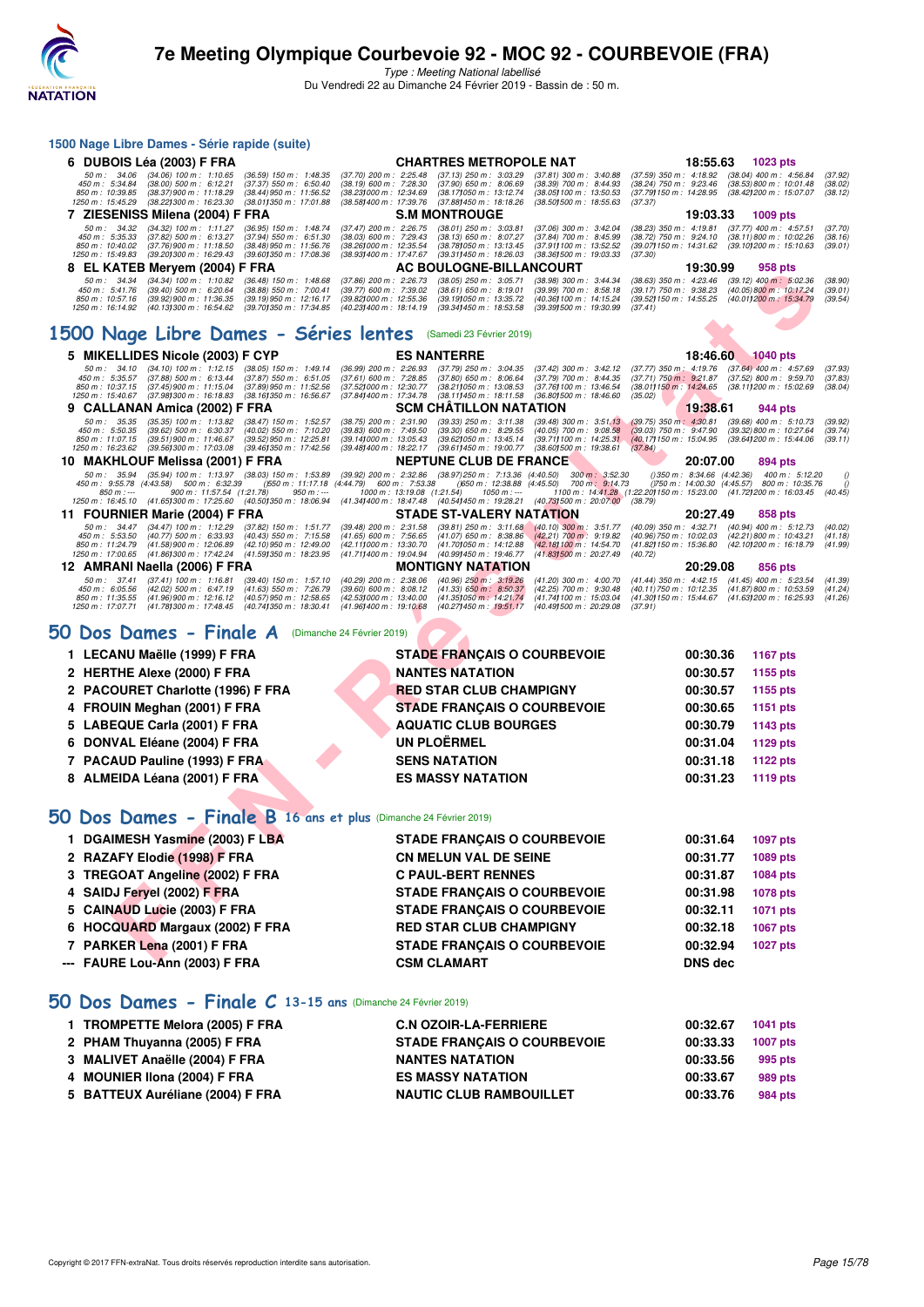## 1500 Nage Libre Dames - Série rapide (suite)

**6 DUBOIS Léa (2003) F FRA** — CHARTRES METROPOLE NAT — 18:55.63 — 1023 pts

50 m : 34.06 (34.06) 100 m : 1:10.65 (36.59) 150 m : 1:48.35 (37.70) 200 m : 2:25.48 (37.13) 250 m : 3:03.29 (37.81) 300 m : 3:40.88 (37.59) 350 m : 4:18.92 (38.04) 400 m : 4:56.84 (37.92)
450 m : 5:34.84 (38.00) 500 m : 6:12.21 (37.37) 550 m : 6:50.40 (38.19) 600 m : 7:28.30 (37.90) 650 m : 8:06.69 (38.39) 700 m : 8:44.93 (38.24) 750 m : 9:23.46 (38.53) 800 m : 10:01.48 (38.02)
850 m : 10:39.85 (38.37) 900 m : 11:18.29 (38.44) 950 m : 11:56.52 (38.23) 1000 m : 12:34.69 (38.17) 1050 m : 13:12.74 (38.05) 1100 m : 13:50.53 (37.79) 1150 m : 14:28.95 (38.42) 1200 m : 15:07.07 (38.12)
1250 m : 15:45.29 (38.22) 1300 m : 16:23.30 (38.01) 1350 m : 17:01.88 (38.58) 1400 m : 17:39.76 (37.88) 1450 m : 18:18.26 (38.50) 1500 m : 18:55.63 (37.37)

**7 ZIESENISS Milena (2004) F FRA** — S.M MONTROUGE — 19:03.33 — 1009 pts

50 m : 34.32 (34.32) 100 m : 1:11.27 (36.95) 150 m : 1:48.74 (37.47) 200 m : 2:26.75 (38.01) 250 m : 3:03.81 (37.06) 300 m : 3:42.04 (38.23) 350 m : 4:19.81 (37.77) 400 m : 4:57.51 (37.70)
450 m : 5:35.33 (37.82) 500 m : 6:13.27 (37.94) 550 m : 6:51.30 (38.03) 600 m : 7:29.43 (38.13) 650 m : 8:07.27 (37.84) 700 m : 8:45.99 (38.72) 750 m : 9:24.10 (38.11) 800 m : 10:02.26 (38.16)
850 m : 10:40.02 (37.76) 900 m : 11:18.50 (38.48) 950 m : 11:56.76 (38.26) 1000 m : 12:35.54 (38.78) 1050 m : 13:13.45 (37.91) 1100 m : 13:52.52 (39.07) 1150 m : 14:31.62 (39.10) 1200 m : 15:10.63 (39.01)
1250 m : 15:49.83 (39.20) 1300 m : 16:29.43 (39.60) 1350 m : 17:08.36 (38.93) 1400 m : 17:47.67 (39.31) 1450 m : 18:26.03 (38.36) 1500 m : 19:03.33 (37.30)

**8 EL KATEB Meryem (2004) F FRA** — AC BOULOGNE-BILLANCOURT — 19:30.99 — 958 pts

50 m : 34.34 (34.34) 100 m : 1:10.82 (36.48) 150 m : 1:48.68 (37.86) 200 m : 2:26.73 (38.05) 250 m : 3:05.71 (38.98) 300 m : 3:44.34 (38.63) 350 m : 4:23.46 (39.12) 400 m : 5:02.36 (38.90)
450 m : 5:41.76 (39.40) 500 m : 6:20.64 (38.88) 550 m : 7:00.41 (39.77) 600 m : 7:39.02 (38.61) 650 m : 8:19.01 (39.99) 700 m : 8:58.18 (39.17) 750 m : 9:38.23 (40.05) 800 m : 10:17.24 (39.01)
850 m : 10:57.16 (39.92) 900 m : 11:36.35 (39.19) 950 m : 12:16.17 (39.82) 1000 m : 12:55.36 (39.19) 1050 m : 13:35.72 (40.36) 1100 m : 14:15.24 (39.52) 1150 m : 14:55.25 (40.01) 1200 m : 15:34.79 (39.54)
1250 m : 16:14.92 (40.13) 1300 m : 16:54.62 (39.70) 1350 m : 17:34.85 (40.23) 1400 m : 18:14.19 (39.34) 1450 m : 18:53.58 (39.39) 1500 m : 19:30.99 (37.41)

## 1500 Nage Libre Dames - Séries lentes (Samedi 23 Février 2019)

**5 MIKELLIDES Nicole (2003) F CYP** — ES NANTERRE — 18:46.60 — 1040 pts

50 m : 34.10 (34.10) 100 m : 1:12.15 (38.05) 150 m : 1:49.14 (36.99) 200 m : 2:26.93 (37.79) 250 m : 3:04.35 (37.42) 300 m : 3:42.12 (37.77) 350 m : 4:19.76 (37.64) 400 m : 4:57.69 (37.93)
450 m : 5:35.57 (37.88) 500 m : 6:13.44 (37.87) 550 m : 6:51.05 (37.61) 600 m : 7:28.85 (37.80) 650 m : 8:06.64 (37.79) 700 m : 8:44.35 (37.71) 750 m : 9:21.87 (37.52) 800 m : 9:59.70 (37.83)
850 m : 10:37.15 (37.45) 900 m : 11:15.04 (37.89) 950 m : 11:52.56 (37.52) 1000 m : 12:30.77 (38.21) 1050 m : 13:08.53 (37.76) 1100 m : 13:46.54 (38.01) 1150 m : 14:24.65 (38.11) 1200 m : 15:02.69 (38.04)
1250 m : 15:40.67 (37.98) 1300 m : 16:18.83 (38.16) 1350 m : 16:56.67 (37.84) 1400 m : 17:34.78 (38.11) 1450 m : 18:11.58 (36.80) 1500 m : 18:46.60 (35.02)

**9 CALLANAN Amica (2002) F FRA** — SCM CHÂTILLON NATATION — 19:38.61 — 944 pts

50 m : 35.35 (35.35) 100 m : 1:13.82 (38.47) 150 m : 1:52.57 (38.75) 200 m : 2:31.90 (39.33) 250 m : 3:11.38 (39.48) 300 m : 3:51.13 (39.75) 350 m : 4:30.81 (39.68) 400 m : 5:10.73 (39.92)
450 m : 5:50.35 (39.62) 500 m : 6:30.37 (40.02) 550 m : 7:10.20 (39.83) 600 m : 7:49.50 (39.30) 650 m : 8:29.55 (40.05) 700 m : 9:08.58 (39.03) 750 m : 9:47.90 (39.32) 800 m : 10:27.64 (39.74)
850 m : 11:07.15 (39.51) 900 m : 11:46.67 (39.52) 950 m : 12:25.81 (39.14) 1000 m : 13:05.43 (39.62) 1050 m : 13:45.14 (39.71) 1100 m : 14:25.31 (40.17) 1150 m : 15:04.95 (39.64) 1200 m : 15:44.06 (39.11)
1250 m : 16:23.62 (39.56) 1300 m : 17:03.08 (39.46) 1350 m : 17:42.56 (39.48) 1400 m : 18:22.17 (39.61) 1450 m : 19:00.77 (38.60) 1500 m : 19:38.61 (37.84)

**10 MAKHLOUF Melissa (2001) F FRA** — NEPTUNE CLUB DE FRANCE — 20:07.00 — 894 pts

50 m : 35.94 (35.94) 100 m : 1:13.97 (38.03) 150 m : 1:53.89 (39.92) 200 m : 2:32.86 (38.97) 250 m : 7:13.36 (4:40.50) 300 m : 3:52.30 () 350 m : 8:34.66 (4:42.36) 400 m : 5:12.20 ()
450 m : 9:55.78 (4:43.58) 500 m : 6:32.39 () 550 m : 11:17.18 (4:44.79) 600 m : 7:53.38 () 650 m : 12:38.88 (4:45.50) 700 m : 9:14.73 () 750 m : 14:00.30 (4:45.57) 800 m : 10:35.76 ()
850 m : --- 900 m : 11:57.54 (1:21.78) 950 m : --- 1000 m : 13:19.08 (1:21.54) 1050 m : --- 1100 m : 14:41.28 (1:22.20) 1150 m : 15:23.00 (41.72) 1200 m : 16:03.45 (40.45)
1250 m : 16:45.10 (41.65) 1300 m : 17:25.60 (40.50) 1350 m : 18:06.94 (41.34) 1400 m : 18:47.48 (40.54) 1450 m : 19:28.21 (40.73) 1500 m : 20:07.00 (38.79)

**11 FOURNIER Marie (2004) F FRA** — STADE ST-VALERY NATATION — 20:27.49 — 858 pts

50 m : 34.47 (34.47) 100 m : 1:12.29 (37.82) 150 m : 1:51.77 (39.48) 200 m : 2:31.58 (39.81) 250 m : 3:11.68 (40.10) 300 m : 3:51.77 (40.09) 350 m : 4:32.71 (40.94) 400 m : 5:12.73 (40.02)
450 m : 5:53.50 (40.77) 500 m : 6:33.93 (40.43) 550 m : 7:15.58 (41.65) 600 m : 7:56.65 (41.07) 650 m : 8:38.86 (42.21) 700 m : 9:19.82 (40.96) 750 m : 10:02.03 (42.21) 800 m : 10:43.21 (41.18)
850 m : 11:24.79 (41.58) 900 m : 12:06.89 (42.10) 950 m : 12:49.00 (42.11) 1000 m : 13:30.70 (41.70) 1050 m : 14:12.88 (42.18) 1100 m : 14:54.70 (41.82) 1150 m : 15:36.80 (42.10) 1200 m : 16:18.79 (41.99)
1250 m : 17:00.65 (41.86) 1300 m : 17:42.24 (41.59) 1350 m : 18:23.95 (41.71) 1400 m : 19:04.94 (40.99) 1450 m : 19:46.77 (41.83) 1500 m : 20:27.49 (40.72)

**12 AMRANI Naella (2006) F FRA** — MONTIGNY NATATION — 20:29.08 — 856 pts

50 m : 37.41 (37.41) 100 m : 1:16.81 (39.40) 150 m : 1:57.10 (40.29) 200 m : 2:38.06 (40.96) 250 m : 3:19.26 (41.20) 300 m : 4:00.70 (41.44) 350 m : 4:42.15 (41.45) 400 m : 5:23.54 (41.39)
450 m : 6:05.56 (42.02) 500 m : 6:47.19 (41.63) 550 m : 7:26.79 (39.60) 600 m : 8:08.12 (41.33) 650 m : 8:50.37 (42.25) 700 m : 9:30.48 (40.11) 750 m : 10:12.35 (41.87) 800 m : 10:53.59 (41.24)
850 m : 11:35.55 (41.96) 900 m : 12:16.12 (40.57) 950 m : 12:58.65 (42.53) 1000 m : 13:40.00 (41.35) 1050 m : 14:21.74 (41.74) 1100 m : 15:03.04 (41.30) 1150 m : 15:44.67 (41.63) 1200 m : 16:25.93 (41.26)
1250 m : 17:07.71 (41.78) 1300 m : 17:48.45 (40.74) 1350 m : 18:30.41 (41.96) 1400 m : 19:10.68 (40.27) 1450 m : 19:51.17 (40.49) 1500 m : 20:29.08 (37.91)

## 50 Dos Dames - Finale A (Dimanche 24 Février 2019)

| Rg | Nom | Club | Temps | Points |
|---|---|---|---|---|
| 1 | LECANU Maëlle (1999) F FRA | STADE FRANÇAIS O COURBEVOIE | 00:30.36 | 1167 pts |
| 2 | HERTHE Alexe (2000) F FRA | NANTES NATATION | 00:30.57 | 1155 pts |
| 2 | PACOURET Charlotte (1996) F FRA | RED STAR CLUB CHAMPIGNY | 00:30.57 | 1155 pts |
| 4 | FROUIN Meghan (2001) F FRA | STADE FRANÇAIS O COURBEVOIE | 00:30.65 | 1151 pts |
| 5 | LABEQUE Carla (2001) F FRA | AQUATIC CLUB BOURGES | 00:30.79 | 1143 pts |
| 6 | DONVAL Eléane (2004) F FRA | UN PLOËRMEL | 00:31.04 | 1129 pts |
| 7 | PACAUD Pauline (1993) F FRA | SENS NATATION | 00:31.18 | 1122 pts |
| 8 | ALMEIDA Léana (2001) F FRA | ES MASSY NATATION | 00:31.23 | 1119 pts |

## 50 Dos Dames - Finale B 16 ans et plus (Dimanche 24 Février 2019)

| Rg | Nom | Club | Temps | Points |
|---|---|---|---|---|
| 1 | DGAIMESH Yasmine (2003) F LBA | STADE FRANÇAIS O COURBEVOIE | 00:31.64 | 1097 pts |
| 2 | RAZAFY Elodie (1998) F FRA | CN MELUN VAL DE SEINE | 00:31.77 | 1089 pts |
| 3 | TREGOAT Angeline (2002) F FRA | C PAUL-BERT RENNES | 00:31.87 | 1084 pts |
| 4 | SAIDJ Feryel (2002) F FRA | STADE FRANÇAIS O COURBEVOIE | 00:31.98 | 1078 pts |
| 5 | CAINAUD Lucie (2003) F FRA | STADE FRANÇAIS O COURBEVOIE | 00:32.11 | 1071 pts |
| 6 | HOCQUARD Margaux (2002) F FRA | RED STAR CLUB CHAMPIGNY | 00:32.18 | 1067 pts |
| 7 | PARKER Lena (2001) F FRA | STADE FRANÇAIS O COURBEVOIE | 00:32.94 | 1027 pts |
| --- | FAURE Lou-Ann (2003) F FRA | CSM CLAMART | DNS dec | |

## 50 Dos Dames - Finale C 13-15 ans (Dimanche 24 Février 2019)

| Rg | Nom | Club | Temps | Points |
|---|---|---|---|---|
| 1 | TROMPETTE Melora (2005) F FRA | C.N OZOIR-LA-FERRIERE | 00:32.67 | 1041 pts |
| 2 | PHAM Thuyanna (2005) F FRA | STADE FRANÇAIS O COURBEVOIE | 00:33.33 | 1007 pts |
| 3 | MALIVET Anaëlle (2004) F FRA | NANTES NATATION | 00:33.56 | 995 pts |
| 4 | MOUNIER Ilona (2004) F FRA | ES MASSY NATATION | 00:33.67 | 989 pts |
| 5 | BATTEUX Auréliane (2004) F FRA | NAUTIC CLUB RAMBOUILLET | 00:33.76 | 984 pts |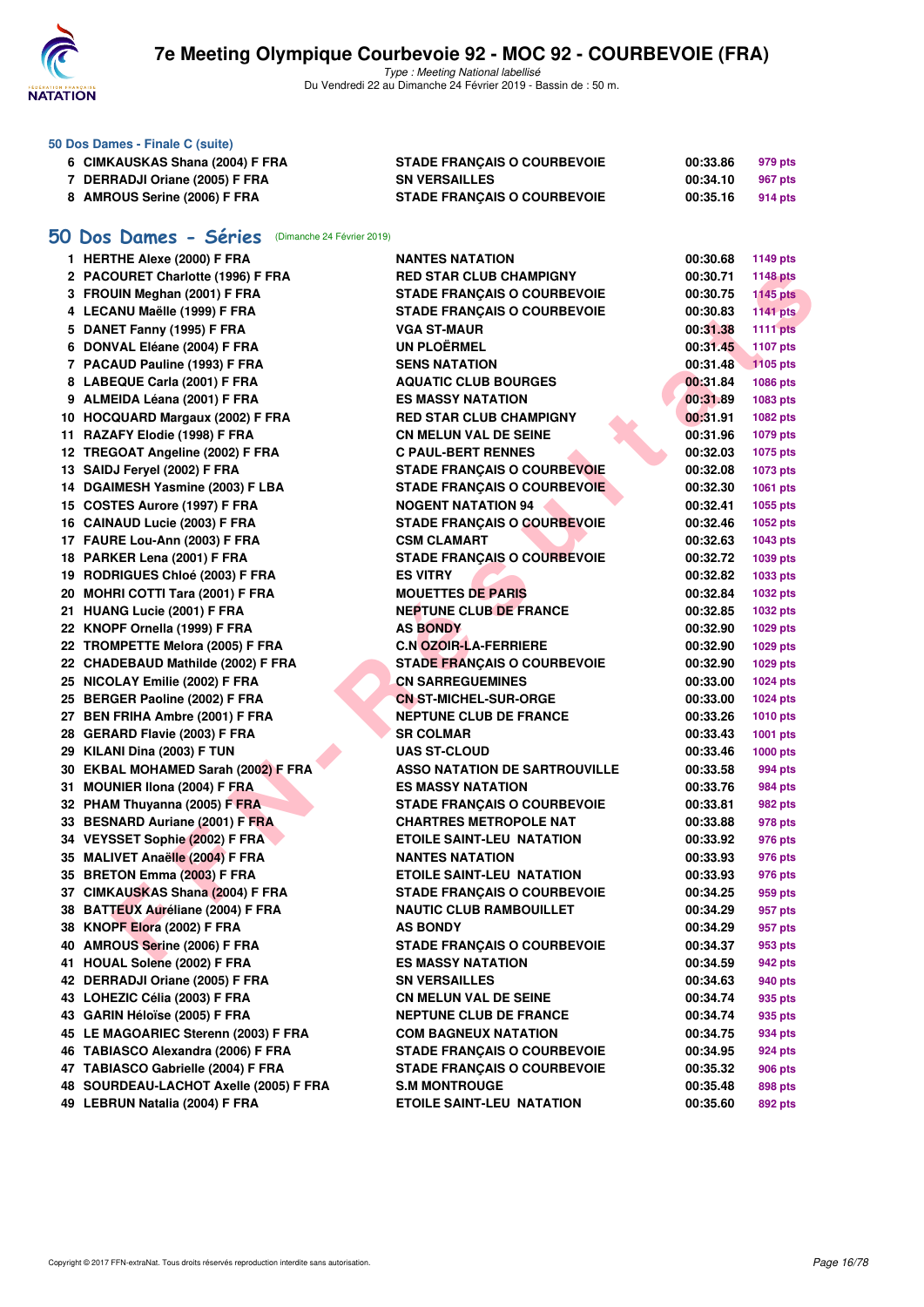### 50 Dos Dames - Finale C (suite)

| | | | | |
|---|---|---|---|---|
| 6 | CIMKAUSKAS Shana (2004) F FRA | STADE FRANÇAIS O COURBEVOIE | 00:33.86 | 979 pts |
| 7 | DERRADJI Oriane (2005) F FRA | SN VERSAILLES | 00:34.10 | 967 pts |
| 8 | AMROUS Serine (2006) F FRA | STADE FRANÇAIS O COURBEVOIE | 00:35.16 | 914 pts |

## 50 Dos Dames - Séries (Dimanche 24 Février 2019)

| | | | | |
|---|---|---|---|---|
| 1 | HERTHE Alexe (2000) F FRA | NANTES NATATION | 00:30.68 | 1149 pts |
| 2 | PACOURET Charlotte (1996) F FRA | RED STAR CLUB CHAMPIGNY | 00:30.71 | 1148 pts |
| 3 | FROUIN Meghan (2001) F FRA | STADE FRANÇAIS O COURBEVOIE | 00:30.75 | 1145 pts |
| 4 | LECANU Maëlle (1999) F FRA | STADE FRANÇAIS O COURBEVOIE | 00:30.83 | 1141 pts |
| 5 | DANET Fanny (1995) F FRA | VGA ST-MAUR | 00:31.38 | 1111 pts |
| 6 | DONVAL Eléane (2004) F FRA | UN PLOËRMEL | 00:31.45 | 1107 pts |
| 7 | PACAUD Pauline (1993) F FRA | SENS NATATION | 00:31.48 | 1105 pts |
| 8 | LABEQUE Carla (2001) F FRA | AQUATIC CLUB BOURGES | 00:31.84 | 1086 pts |
| 9 | ALMEIDA Léana (2001) F FRA | ES MASSY NATATION | 00:31.89 | 1083 pts |
| 10 | HOCQUARD Margaux (2002) F FRA | RED STAR CLUB CHAMPIGNY | 00:31.91 | 1082 pts |
| 11 | RAZAFY Elodie (1998) F FRA | CN MELUN VAL DE SEINE | 00:31.96 | 1079 pts |
| 12 | TREGOAT Angeline (2002) F FRA | C PAUL-BERT RENNES | 00:32.03 | 1075 pts |
| 13 | SAIDJ Feryel (2002) F FRA | STADE FRANÇAIS O COURBEVOIE | 00:32.08 | 1073 pts |
| 14 | DGAIMESH Yasmine (2003) F LBA | STADE FRANÇAIS O COURBEVOIE | 00:32.30 | 1061 pts |
| 15 | COSTES Aurore (1997) F FRA | NOGENT NATATION 94 | 00:32.41 | 1055 pts |
| 16 | CAINAUD Lucie (2003) F FRA | STADE FRANÇAIS O COURBEVOIE | 00:32.46 | 1052 pts |
| 17 | FAURE Lou-Ann (2003) F FRA | CSM CLAMART | 00:32.63 | 1043 pts |
| 18 | PARKER Lena (2001) F FRA | STADE FRANÇAIS O COURBEVOIE | 00:32.72 | 1039 pts |
| 19 | RODRIGUES Chloé (2003) F FRA | ES VITRY | 00:32.82 | 1033 pts |
| 20 | MOHRI COTTI Tara (2001) F FRA | MOUETTES DE PARIS | 00:32.84 | 1032 pts |
| 21 | HUANG Lucie (2001) F FRA | NEPTUNE CLUB DE FRANCE | 00:32.85 | 1032 pts |
| 22 | KNOPF Ornella (1999) F FRA | AS BONDY | 00:32.90 | 1029 pts |
| 22 | TROMPETTE Melora (2005) F FRA | C.N OZOIR-LA-FERRIERE | 00:32.90 | 1029 pts |
| 22 | CHADEBAUD Mathilde (2002) F FRA | STADE FRANÇAIS O COURBEVOIE | 00:32.90 | 1029 pts |
| 25 | NICOLAY Emilie (2002) F FRA | CN SARREGUEMINES | 00:33.00 | 1024 pts |
| 25 | BERGER Paoline (2002) F FRA | CN ST-MICHEL-SUR-ORGE | 00:33.00 | 1024 pts |
| 27 | BEN FRIHA Ambre (2001) F FRA | NEPTUNE CLUB DE FRANCE | 00:33.26 | 1010 pts |
| 28 | GERARD Flavie (2003) F FRA | SR COLMAR | 00:33.43 | 1001 pts |
| 29 | KILANI Dina (2003) F TUN | UAS ST-CLOUD | 00:33.46 | 1000 pts |
| 30 | EKBAL MOHAMED Sarah (2002) F FRA | ASSO NATATION DE SARTROUVILLE | 00:33.58 | 994 pts |
| 31 | MOUNIER Ilona (2004) F FRA | ES MASSY NATATION | 00:33.76 | 984 pts |
| 32 | PHAM Thuyanna (2005) F FRA | STADE FRANÇAIS O COURBEVOIE | 00:33.81 | 982 pts |
| 33 | BESNARD Auriane (2001) F FRA | CHARTRES METROPOLE NAT | 00:33.88 | 978 pts |
| 34 | VEYSSET Sophie (2002) F FRA | ETOILE SAINT-LEU NATATION | 00:33.92 | 976 pts |
| 35 | MALIVET Anaëlle (2004) F FRA | NANTES NATATION | 00:33.93 | 976 pts |
| 35 | BRETON Emma (2003) F FRA | ETOILE SAINT-LEU NATATION | 00:33.93 | 976 pts |
| 37 | CIMKAUSKAS Shana (2004) F FRA | STADE FRANÇAIS O COURBEVOIE | 00:34.25 | 959 pts |
| 38 | BATTEUX Auréliane (2004) F FRA | NAUTIC CLUB RAMBOUILLET | 00:34.29 | 957 pts |
| 38 | KNOPF Elora (2002) F FRA | AS BONDY | 00:34.29 | 957 pts |
| 40 | AMROUS Serine (2006) F FRA | STADE FRANÇAIS O COURBEVOIE | 00:34.37 | 953 pts |
| 41 | HOUAL Solene (2002) F FRA | ES MASSY NATATION | 00:34.59 | 942 pts |
| 42 | DERRADJI Oriane (2005) F FRA | SN VERSAILLES | 00:34.63 | 940 pts |
| 43 | LOHEZIC Célia (2003) F FRA | CN MELUN VAL DE SEINE | 00:34.74 | 935 pts |
| 43 | GARIN Héloïse (2005) F FRA | NEPTUNE CLUB DE FRANCE | 00:34.74 | 935 pts |
| 45 | LE MAGOARIEC Sterenn (2003) F FRA | COM BAGNEUX NATATION | 00:34.75 | 934 pts |
| 46 | TABIASCO Alexandra (2006) F FRA | STADE FRANÇAIS O COURBEVOIE | 00:34.95 | 924 pts |
| 47 | TABIASCO Gabrielle (2004) F FRA | STADE FRANÇAIS O COURBEVOIE | 00:35.32 | 906 pts |
| 48 | SOURDEAU-LACHOT Axelle (2005) F FRA | S.M MONTROUGE | 00:35.48 | 898 pts |
| 49 | LEBRUN Natalia (2004) F FRA | ETOILE SAINT-LEU NATATION | 00:35.60 | 892 pts |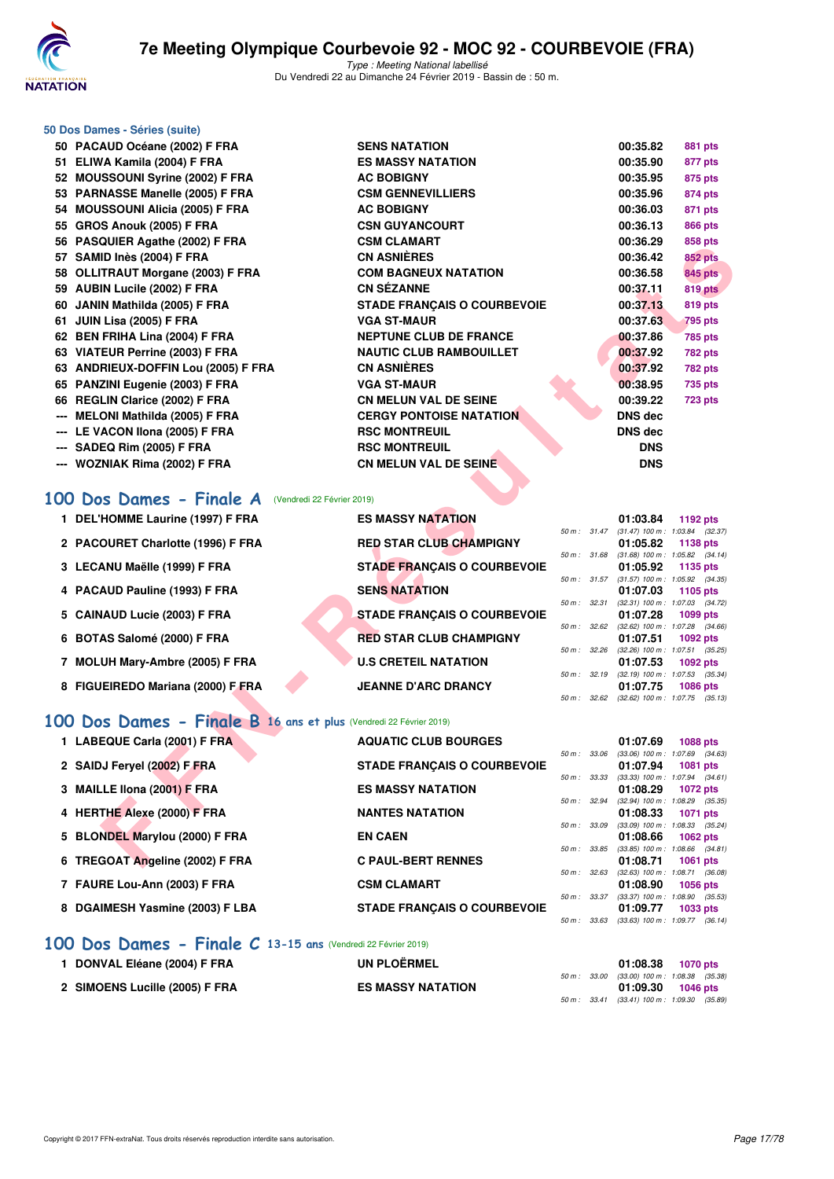### 50 Dos Dames - Séries (suite)

| | | | | |
|---|---|---|---|---|
| 50 | PACAUD Océane (2002) F FRA | SENS NATATION | 00:35.82 | 881 pts |
| 51 | ELIWA Kamila (2004) F FRA | ES MASSY NATATION | 00:35.90 | 877 pts |
| 52 | MOUSSOUNI Syrine (2002) F FRA | AC BOBIGNY | 00:35.95 | 875 pts |
| 53 | PARNASSE Manelle (2005) F FRA | CSM GENNEVILLIERS | 00:35.96 | 874 pts |
| 54 | MOUSSOUNI Alicia (2005) F FRA | AC BOBIGNY | 00:36.03 | 871 pts |
| 55 | GROS Anouk (2005) F FRA | CSN GUYANCOURT | 00:36.13 | 866 pts |
| 56 | PASQUIER Agathe (2002) F FRA | CSM CLAMART | 00:36.29 | 858 pts |
| 57 | SAMID Inès (2004) F FRA | CN ASNIÈRES | 00:36.42 | 852 pts |
| 58 | OLLITRAUT Morgane (2003) F FRA | COM BAGNEUX NATATION | 00:36.58 | 845 pts |
| 59 | AUBIN Lucile (2002) F FRA | CN SÉZANNE | 00:37.11 | 819 pts |
| 60 | JANIN Mathilda (2005) F FRA | STADE FRANÇAIS O COURBEVOIE | 00:37.13 | 819 pts |
| 61 | JUIN Lisa (2005) F FRA | VGA ST-MAUR | 00:37.63 | 795 pts |
| 62 | BEN FRIHA Lina (2004) F FRA | NEPTUNE CLUB DE FRANCE | 00:37.86 | 785 pts |
| 63 | VIATEUR Perrine (2003) F FRA | NAUTIC CLUB RAMBOUILLET | 00:37.92 | 782 pts |
| 63 | ANDRIEUX-DOFFIN Lou (2005) F FRA | CN ASNIÈRES | 00:37.92 | 782 pts |
| 65 | PANZINI Eugenie (2003) F FRA | VGA ST-MAUR | 00:38.95 | 735 pts |
| 66 | REGLIN Clarice (2002) F FRA | CN MELUN VAL DE SEINE | 00:39.22 | 723 pts |
| --- | MELONI Mathilda (2005) F FRA | CERGY PONTOISE NATATION | DNS dec | |
| --- | LE VACON Ilona (2005) F FRA | RSC MONTREUIL | DNS dec | |
| --- | SADEQ Rim (2005) F FRA | RSC MONTREUIL | DNS | |
| --- | WOZNIAK Rima (2002) F FRA | CN MELUN VAL DE SEINE | DNS | |

## 100 Dos Dames - Finale A (Vendredi 22 Février 2019)

| | | | | | |
|---|---|---|---|---|---|
| 1 | DEL'HOMME Laurine (1997) F FRA | ES MASSY NATATION | 50 m : 31.47 (31.47) 100 m : 1:03.84 (32.37) | 01:03.84 | 1192 pts |
| 2 | PACOURET Charlotte (1996) F FRA | RED STAR CLUB CHAMPIGNY | 50 m : 31.68 (31.68) 100 m : 1:05.82 (34.14) | 01:05.82 | 1138 pts |
| 3 | LECANU Maëlle (1999) F FRA | STADE FRANÇAIS O COURBEVOIE | 50 m : 31.57 (31.57) 100 m : 1:05.92 (34.35) | 01:05.92 | 1135 pts |
| 4 | PACAUD Pauline (1993) F FRA | SENS NATATION | 50 m : 32.31 (32.31) 100 m : 1:07.03 (34.72) | 01:07.03 | 1105 pts |
| 5 | CAINAUD Lucie (2003) F FRA | STADE FRANÇAIS O COURBEVOIE | 50 m : 32.62 (32.62) 100 m : 1:07.28 (34.66) | 01:07.28 | 1099 pts |
| 6 | BOTAS Salomé (2000) F FRA | RED STAR CLUB CHAMPIGNY | 50 m : 32.26 (32.26) 100 m : 1:07.51 (35.25) | 01:07.51 | 1092 pts |
| 7 | MOLUH Mary-Ambre (2005) F FRA | U.S CRETEIL NATATION | 50 m : 32.19 (32.19) 100 m : 1:07.53 (35.34) | 01:07.53 | 1092 pts |
| 8 | FIGUEIREDO Mariana (2000) F FRA | JEANNE D'ARC DRANCY | 50 m : 32.62 (32.62) 100 m : 1:07.75 (35.13) | 01:07.75 | 1086 pts |

## 100 Dos Dames - Finale B 16 ans et plus (Vendredi 22 Février 2019)

| | | | | | |
|---|---|---|---|---|---|
| 1 | LABEQUE Carla (2001) F FRA | AQUATIC CLUB BOURGES | 50 m : 33.06 (33.06) 100 m : 1:07.69 (34.63) | 01:07.69 | 1088 pts |
| 2 | SAIDJ Feryel (2002) F FRA | STADE FRANÇAIS O COURBEVOIE | 50 m : 33.33 (33.33) 100 m : 1:07.94 (34.61) | 01:07.94 | 1081 pts |
| 3 | MAILLE Ilona (2001) F FRA | ES MASSY NATATION | 50 m : 32.94 (32.94) 100 m : 1:08.29 (35.35) | 01:08.29 | 1072 pts |
| 4 | HERTHE Alexe (2000) F FRA | NANTES NATATION | 50 m : 33.09 (33.09) 100 m : 1:08.33 (35.24) | 01:08.33 | 1071 pts |
| 5 | BLONDEL Marylou (2000) F FRA | EN CAEN | 50 m : 33.85 (33.85) 100 m : 1:08.66 (34.81) | 01:08.66 | 1062 pts |
| 6 | TREGOAT Angeline (2002) F FRA | C PAUL-BERT RENNES | 50 m : 32.63 (32.63) 100 m : 1:08.71 (36.08) | 01:08.71 | 1061 pts |
| 7 | FAURE Lou-Ann (2003) F FRA | CSM CLAMART | 50 m : 33.37 (33.37) 100 m : 1:08.90 (35.53) | 01:08.90 | 1056 pts |
| 8 | DGAIMESH Yasmine (2003) F LBA | STADE FRANÇAIS O COURBEVOIE | 50 m : 33.63 (33.63) 100 m : 1:09.77 (36.14) | 01:09.77 | 1033 pts |

## 100 Dos Dames - Finale C 13-15 ans (Vendredi 22 Février 2019)

| | | | | | |
|---|---|---|---|---|---|
| 1 | DONVAL Eléane (2004) F FRA | UN PLOËRMEL | 50 m : 33.00 (33.00) 100 m : 1:08.38 (35.38) | 01:08.38 | 1070 pts |
| 2 | SIMOENS Lucille (2005) F FRA | ES MASSY NATATION | 50 m : 33.41 (33.41) 100 m : 1:09.30 (35.89) | 01:09.30 | 1046 pts |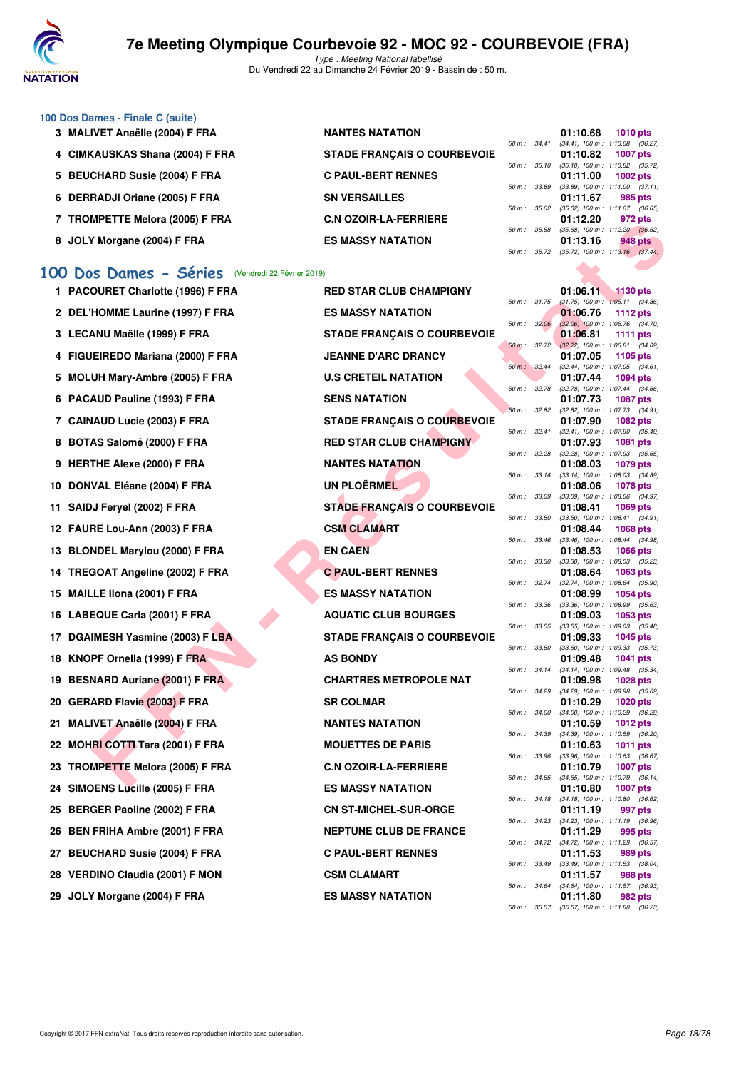# 7e Meeting Olympique Courbevoie 92 - MOC 92 - COURBEVOIE (FRA)

*Type : Meeting National labellisé*
Du Vendredi 22 au Dimanche 24 Février 2019 - Bassin de : 50 m.

### 100 Dos Dames - Finale C (suite)

| Rang | Nom | Club | Temps | Points | Splits |
|---|---|---|---|---|---|
| 3 | MALIVET Anaëlle (2004) F FRA | NANTES NATATION | 01:10.68 | 1010 pts | 50 m : 34.41 (34.41) 100 m : 1:10.68 (36.27) |
| 4 | CIMKAUSKAS Shana (2004) F FRA | STADE FRANÇAIS O COURBEVOIE | 01:10.82 | 1007 pts | 50 m : 35.10 (35.10) 100 m : 1:10.82 (35.72) |
| 5 | BEUCHARD Susie (2004) F FRA | C PAUL-BERT RENNES | 01:11.00 | 1002 pts | 50 m : 33.89 (33.89) 100 m : 1:11.00 (37.11) |
| 6 | DERRADJI Oriane (2005) F FRA | SN VERSAILLES | 01:11.67 | 985 pts | 50 m : 35.02 (35.02) 100 m : 1:11.67 (36.65) |
| 7 | TROMPETTE Melora (2005) F FRA | C.N OZOIR-LA-FERRIERE | 01:12.20 | 972 pts | 50 m : 35.68 (35.68) 100 m : 1:12.20 (36.52) |
| 8 | JOLY Morgane (2004) F FRA | ES MASSY NATATION | 01:13.16 | 948 pts | 50 m : 35.72 (35.72) 100 m : 1:13.16 (37.44) |

## 100 Dos Dames - Séries (Vendredi 22 Février 2019)

| Rang | Nom | Club | Temps | Points | Splits |
|---|---|---|---|---|---|
| 1 | PACOURET Charlotte (1996) F FRA | RED STAR CLUB CHAMPIGNY | 01:06.11 | 1130 pts | 50 m : 31.75 (31.75) 100 m : 1:06.11 (34.36) |
| 2 | DEL'HOMME Laurine (1997) F FRA | ES MASSY NATATION | 01:06.76 | 1112 pts | 50 m : 32.06 (32.06) 100 m : 1:06.76 (34.70) |
| 3 | LECANU Maëlle (1999) F FRA | STADE FRANÇAIS O COURBEVOIE | 01:06.81 | 1111 pts | 50 m : 32.72 (32.72) 100 m : 1:06.81 (34.09) |
| 4 | FIGUEIREDO Mariana (2000) F FRA | JEANNE D'ARC DRANCY | 01:07.05 | 1105 pts | 50 m : 32.44 (32.44) 100 m : 1:07.05 (34.61) |
| 5 | MOLUH Mary-Ambre (2005) F FRA | U.S CRETEIL NATATION | 01:07.44 | 1094 pts | 50 m : 32.78 (32.78) 100 m : 1:07.44 (34.66) |
| 6 | PACAUD Pauline (1993) F FRA | SENS NATATION | 01:07.73 | 1087 pts | 50 m : 32.82 (32.82) 100 m : 1:07.73 (34.91) |
| 7 | CAINAUD Lucie (2003) F FRA | STADE FRANÇAIS O COURBEVOIE | 01:07.90 | 1082 pts | 50 m : 32.41 (32.41) 100 m : 1:07.90 (35.49) |
| 8 | BOTAS Salomé (2000) F FRA | RED STAR CLUB CHAMPIGNY | 01:07.93 | 1081 pts | 50 m : 32.28 (32.28) 100 m : 1:07.93 (35.65) |
| 9 | HERTHE Alexe (2000) F FRA | NANTES NATATION | 01:08.03 | 1079 pts | 50 m : 33.14 (33.14) 100 m : 1:08.03 (34.89) |
| 10 | DONVAL Eléane (2004) F FRA | UN PLOËRMEL | 01:08.06 | 1078 pts | 50 m : 33.09 (33.09) 100 m : 1:08.06 (34.97) |
| 11 | SAIDJ Feryel (2002) F FRA | STADE FRANÇAIS O COURBEVOIE | 01:08.41 | 1069 pts | 50 m : 33.50 (33.50) 100 m : 1:08.41 (34.91) |
| 12 | FAURE Lou-Ann (2003) F FRA | CSM CLAMART | 01:08.44 | 1068 pts | 50 m : 33.46 (33.46) 100 m : 1:08.44 (34.98) |
| 13 | BLONDEL Marylou (2000) F FRA | EN CAEN | 01:08.53 | 1066 pts | 50 m : 33.30 (33.30) 100 m : 1:08.53 (35.23) |
| 14 | TREGOAT Angeline (2002) F FRA | C PAUL-BERT RENNES | 01:08.64 | 1063 pts | 50 m : 32.74 (32.74) 100 m : 1:08.64 (35.90) |
| 15 | MAILLE Ilona (2001) F FRA | ES MASSY NATATION | 01:08.99 | 1054 pts | 50 m : 33.36 (33.36) 100 m : 1:08.99 (35.63) |
| 16 | LABEQUE Carla (2001) F FRA | AQUATIC CLUB BOURGES | 01:09.03 | 1053 pts | 50 m : 33.55 (33.55) 100 m : 1:09.03 (35.48) |
| 17 | DGAIMESH Yasmine (2003) F LBA | STADE FRANÇAIS O COURBEVOIE | 01:09.33 | 1045 pts | 50 m : 33.60 (33.60) 100 m : 1:09.33 (35.73) |
| 18 | KNOPF Ornella (1999) F FRA | AS BONDY | 01:09.48 | 1041 pts | 50 m : 34.14 (34.14) 100 m : 1:09.48 (35.34) |
| 19 | BESNARD Auriane (2001) F FRA | CHARTRES METROPOLE NAT | 01:09.98 | 1028 pts | 50 m : 34.29 (34.29) 100 m : 1:09.98 (35.69) |
| 20 | GERARD Flavie (2003) F FRA | SR COLMAR | 01:10.29 | 1020 pts | 50 m : 34.00 (34.00) 100 m : 1:10.29 (36.29) |
| 21 | MALIVET Anaëlle (2004) F FRA | NANTES NATATION | 01:10.59 | 1012 pts | 50 m : 34.39 (34.39) 100 m : 1:10.59 (36.20) |
| 22 | MOHRI COTTI Tara (2001) F FRA | MOUETTES DE PARIS | 01:10.63 | 1011 pts | 50 m : 33.96 (33.96) 100 m : 1:10.63 (36.67) |
| 23 | TROMPETTE Melora (2005) F FRA | C.N OZOIR-LA-FERRIERE | 01:10.79 | 1007 pts | 50 m : 34.65 (34.65) 100 m : 1:10.79 (36.14) |
| 24 | SIMOENS Lucille (2005) F FRA | ES MASSY NATATION | 01:10.80 | 1007 pts | 50 m : 34.18 (34.18) 100 m : 1:10.80 (36.62) |
| 25 | BERGER Paoline (2002) F FRA | CN ST-MICHEL-SUR-ORGE | 01:11.19 | 997 pts | 50 m : 34.23 (34.23) 100 m : 1:11.19 (36.96) |
| 26 | BEN FRIHA Ambre (2001) F FRA | NEPTUNE CLUB DE FRANCE | 01:11.29 | 995 pts | 50 m : 34.72 (34.72) 100 m : 1:11.29 (36.57) |
| 27 | BEUCHARD Susie (2004) F FRA | C PAUL-BERT RENNES | 01:11.53 | 989 pts | 50 m : 33.49 (33.49) 100 m : 1:11.53 (38.04) |
| 28 | VERDINO Claudia (2001) F MON | CSM CLAMART | 01:11.57 | 988 pts | 50 m : 34.64 (34.64) 100 m : 1:11.57 (36.93) |
| 29 | JOLY Morgane (2004) F FRA | ES MASSY NATATION | 01:11.80 | 982 pts | 50 m : 35.57 (35.57) 100 m : 1:11.80 (36.23) |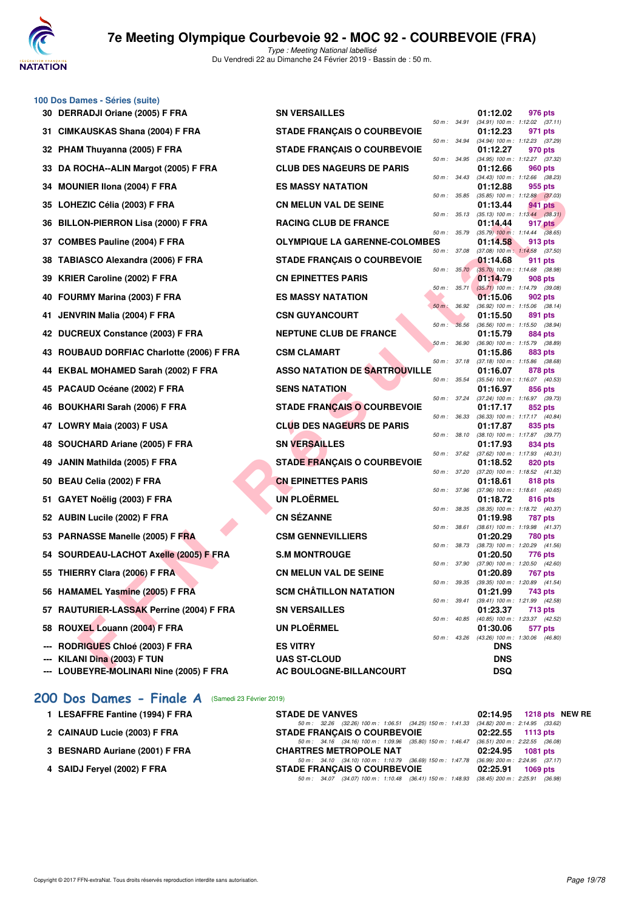## 100 Dos Dames - Séries (suite)

| Rang | Nom | Club | Temps | Points | Splits |
|---|---|---|---|---|---|
| 30 | DERRADJI Oriane (2005) F FRA | SN VERSAILLES | 01:12.02 | 976 pts | 50 m : 34.91 (34.91) 100 m : 1:12.02 (37.11) |
| 31 | CIMKAUSKAS Shana (2004) F FRA | STADE FRANÇAIS O COURBEVOIE | 01:12.23 | 971 pts | 50 m : 34.94 (34.94) 100 m : 1:12.23 (37.29) |
| 32 | PHAM Thuyanna (2005) F FRA | STADE FRANÇAIS O COURBEVOIE | 01:12.27 | 970 pts | 50 m : 34.95 (34.95) 100 m : 1:12.27 (37.32) |
| 33 | DA ROCHA--ALIN Margot (2005) F FRA | CLUB DES NAGEURS DE PARIS | 01:12.66 | 960 pts | 50 m : 34.43 (34.43) 100 m : 1:12.66 (38.23) |
| 34 | MOUNIER Ilona (2004) F FRA | ES MASSY NATATION | 01:12.88 | 955 pts | 50 m : 35.85 (35.85) 100 m : 1:12.88 (37.03) |
| 35 | LOHEZIC Célia (2003) F FRA | CN MELUN VAL DE SEINE | 01:13.44 | 941 pts | 50 m : 35.13 (35.13) 100 m : 1:13.44 (38.31) |
| 36 | BILLON-PIERRON Lisa (2000) F FRA | RACING CLUB DE FRANCE | 01:14.44 | 917 pts | 50 m : 35.79 (35.79) 100 m : 1:14.44 (38.65) |
| 37 | COMBES Pauline (2004) F FRA | OLYMPIQUE LA GARENNE-COLOMBES | 01:14.58 | 913 pts | 50 m : 37.08 (37.08) 100 m : 1:14.58 (37.50) |
| 38 | TABIASCO Alexandra (2006) F FRA | STADE FRANÇAIS O COURBEVOIE | 01:14.68 | 911 pts | 50 m : 35.70 (35.70) 100 m : 1:14.68 (38.98) |
| 39 | KRIER Caroline (2002) F FRA | CN EPINETTES PARIS | 01:14.79 | 908 pts | 50 m : 35.71 (35.71) 100 m : 1:14.79 (39.08) |
| 40 | FOURMY Marina (2003) F FRA | ES MASSY NATATION | 01:15.06 | 902 pts | 50 m : 36.92 (36.92) 100 m : 1:15.06 (38.14) |
| 41 | JENVRIN Malia (2004) F FRA | CSN GUYANCOURT | 01:15.50 | 891 pts | 50 m : 36.56 (36.56) 100 m : 1:15.50 (38.94) |
| 42 | DUCREUX Constance (2003) F FRA | NEPTUNE CLUB DE FRANCE | 01:15.79 | 884 pts | 50 m : 36.90 (36.90) 100 m : 1:15.79 (38.89) |
| 43 | ROUBAUD DORFIAC Charlotte (2006) F FRA | CSM CLAMART | 01:15.86 | 883 pts | 50 m : 37.18 (37.18) 100 m : 1:15.86 (38.68) |
| 44 | EKBAL MOHAMED Sarah (2002) F FRA | ASSO NATATION DE SARTROUVILLE | 01:16.07 | 878 pts | 50 m : 35.54 (35.54) 100 m : 1:16.07 (40.53) |
| 45 | PACAUD Océane (2002) F FRA | SENS NATATION | 01:16.97 | 856 pts | 50 m : 37.24 (37.24) 100 m : 1:16.97 (39.73) |
| 46 | BOUKHARI Sarah (2006) F FRA | STADE FRANÇAIS O COURBEVOIE | 01:17.17 | 852 pts | 50 m : 36.33 (36.33) 100 m : 1:17.17 (40.84) |
| 47 | LOWRY Maia (2003) F USA | CLUB DES NAGEURS DE PARIS | 01:17.87 | 835 pts | 50 m : 38.10 (38.10) 100 m : 1:17.87 (39.77) |
| 48 | SOUCHARD Ariane (2005) F FRA | SN VERSAILLES | 01:17.93 | 834 pts | 50 m : 37.62 (37.62) 100 m : 1:17.93 (40.31) |
| 49 | JANIN Mathilda (2005) F FRA | STADE FRANÇAIS O COURBEVOIE | 01:18.52 | 820 pts | 50 m : 37.20 (37.20) 100 m : 1:18.52 (41.32) |
| 50 | BEAU Celia (2002) F FRA | CN EPINETTES PARIS | 01:18.61 | 818 pts | 50 m : 37.96 (37.96) 100 m : 1:18.61 (40.65) |
| 51 | GAYET Noëlig (2003) F FRA | UN PLOËRMEL | 01:18.72 | 816 pts | 50 m : 38.35 (38.35) 100 m : 1:18.72 (40.37) |
| 52 | AUBIN Lucile (2002) F FRA | CN SÉZANNE | 01:19.98 | 787 pts | 50 m : 38.61 (38.61) 100 m : 1:19.98 (41.37) |
| 53 | PARNASSE Manelle (2005) F FRA | CSM GENNEVILLIERS | 01:20.29 | 780 pts | 50 m : 38.73 (38.73) 100 m : 1:20.29 (41.56) |
| 54 | SOURDEAU-LACHOT Axelle (2005) F FRA | S.M MONTROUGE | 01:20.50 | 776 pts | 50 m : 37.90 (37.90) 100 m : 1:20.50 (42.60) |
| 55 | THIERRY Clara (2006) F FRA | CN MELUN VAL DE SEINE | 01:20.89 | 767 pts | 50 m : 39.35 (39.35) 100 m : 1:20.89 (41.54) |
| 56 | HAMAMEL Yasmine (2005) F FRA | SCM CHÂTILLON NATATION | 01:21.99 | 743 pts | 50 m : 39.41 (39.41) 100 m : 1:21.99 (42.58) |
| 57 | RAUTURIER-LASSAK Perrine (2004) F FRA | SN VERSAILLES | 01:23.37 | 713 pts | 50 m : 40.85 (40.85) 100 m : 1:23.37 (42.52) |
| 58 | ROUXEL Louann (2004) F FRA | UN PLOËRMEL | 01:30.06 | 577 pts | 50 m : 43.26 (43.26) 100 m : 1:30.06 (46.80) |
| --- | RODRIGUES Chloé (2003) F FRA | ES VITRY | DNS | | |
| --- | KILANI Dina (2003) F TUN | UAS ST-CLOUD | DNS | | |
| --- | LOUBEYRE-MOLINARI Nine (2005) F FRA | AC BOULOGNE-BILLANCOURT | DSQ | | |

## 200 Dos Dames - Finale A (Samedi 23 Février 2019)

| Rang | Nom | Club | Temps | Points | Splits |
|---|---|---|---|---|---|
| 1 | LESAFFRE Fantine (1994) F FRA | STADE DE VANVES | 02:14.95 | 1218 pts NEW RE | 50 m : 32.26 (32.26) 100 m : 1:06.51 (34.25) 150 m : 1:41.33 (34.82) 200 m : 2:14.95 (33.62) |
| 2 | CAINAUD Lucie (2003) F FRA | STADE FRANÇAIS O COURBEVOIE | 02:22.55 | 1113 pts | 50 m : 34.16 (34.16) 100 m : 1:09.96 (35.80) 150 m : 1:46.47 (36.51) 200 m : 2:22.55 (36.08) |
| 3 | BESNARD Auriane (2001) F FRA | CHARTRES METROPOLE NAT | 02:24.95 | 1081 pts | 50 m : 34.10 (34.10) 100 m : 1:10.79 (36.69) 150 m : 1:47.78 (36.99) 200 m : 2:24.95 (37.17) |
| 4 | SAIDJ Feryel (2002) F FRA | STADE FRANÇAIS O COURBEVOIE | 02:25.91 | 1069 pts | 50 m : 34.07 (34.07) 100 m : 1:10.48 (36.41) 150 m : 1:48.93 (38.45) 200 m : 2:25.91 (36.98) |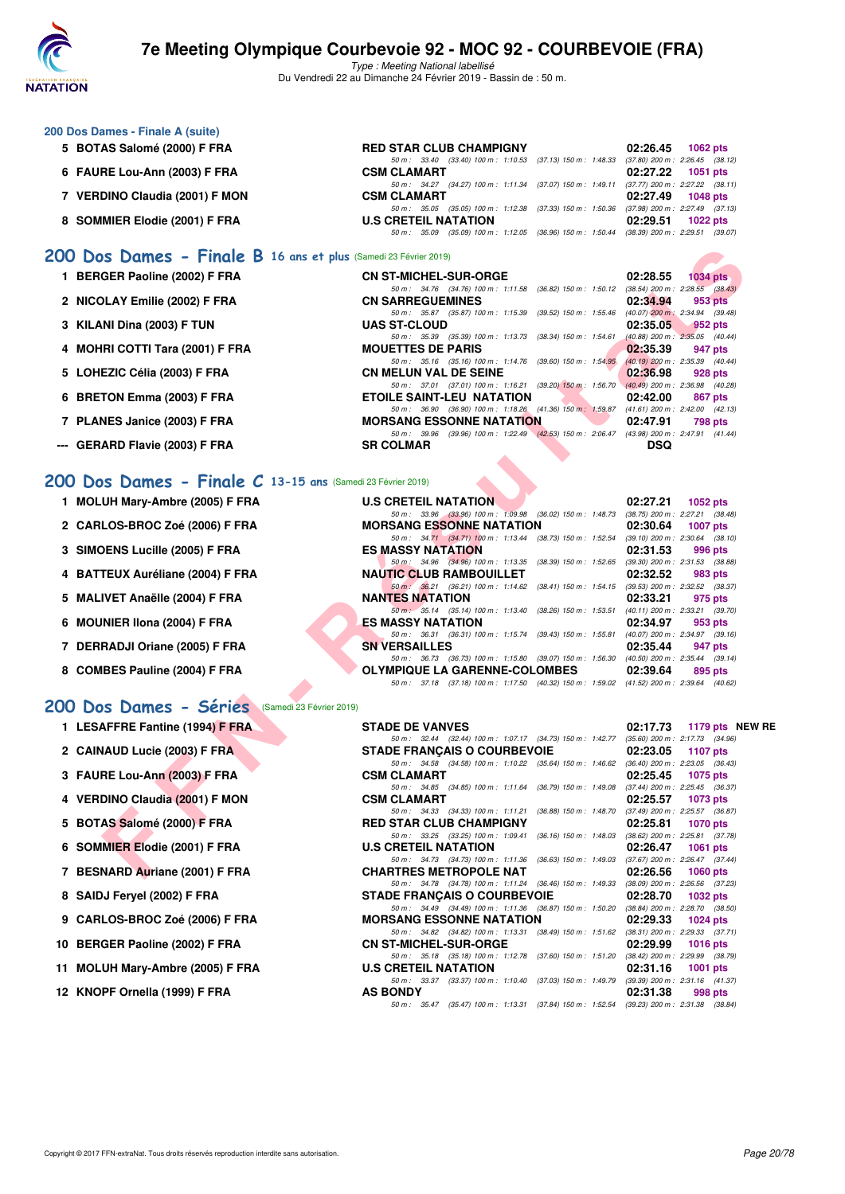### 200 Dos Dames - Finale A (suite)

| Rang | Nom | Club | Temps | Points |
|---|---|---|---|---|
| 5 | BOTAS Salomé (2000) F FRA | RED STAR CLUB CHAMPIGNY | 02:26.45 | 1062 pts |
| | | 50 m : 33.40 (33.40) 100 m : 1:10.53 (37.13) 150 m : 1:48.33 (37.80) 200 m : 2:26.45 (38.12) | | |
| 6 | FAURE Lou-Ann (2003) F FRA | CSM CLAMART | 02:27.22 | 1051 pts |
| | | 50 m : 34.27 (34.27) 100 m : 1:11.34 (37.07) 150 m : 1:49.11 (37.77) 200 m : 2:27.22 (38.11) | | |
| 7 | VERDINO Claudia (2001) F MON | CSM CLAMART | 02:27.49 | 1048 pts |
| | | 50 m : 35.05 (35.05) 100 m : 1:12.38 (37.33) 150 m : 1:50.36 (37.98) 200 m : 2:27.49 (37.13) | | |
| 8 | SOMMIER Elodie (2001) F FRA | U.S CRETEIL NATATION | 02:29.51 | 1022 pts |
| | | 50 m : 35.09 (35.09) 100 m : 1:12.05 (36.96) 150 m : 1:50.44 (38.39) 200 m : 2:29.51 (39.07) | | |

## 200 Dos Dames - Finale B 16 ans et plus (Samedi 23 Février 2019)

| Rang | Nom | Club | Temps | Points |
|---|---|---|---|---|
| 1 | BERGER Paoline (2002) F FRA | CN ST-MICHEL-SUR-ORGE | 02:28.55 | 1034 pts |
| | | 50 m : 34.76 (34.76) 100 m : 1:11.58 (36.82) 150 m : 1:50.12 (38.54) 200 m : 2:28.55 (38.43) | | |
| 2 | NICOLAY Emilie (2002) F FRA | CN SARREGUEMINES | 02:34.94 | 953 pts |
| | | 50 m : 35.87 (35.87) 100 m : 1:15.39 (39.52) 150 m : 1:55.46 (40.07) 200 m : 2:34.94 (39.48) | | |
| 3 | KILANI Dina (2003) F TUN | UAS ST-CLOUD | 02:35.05 | 952 pts |
| | | 50 m : 35.39 (35.39) 100 m : 1:13.73 (38.34) 150 m : 1:54.61 (40.88) 200 m : 2:35.05 (40.44) | | |
| 4 | MOHRI COTTI Tara (2001) F FRA | MOUETTES DE PARIS | 02:35.39 | 947 pts |
| | | 50 m : 35.16 (35.16) 100 m : 1:14.76 (39.60) 150 m : 1:54.95 (40.19) 200 m : 2:35.39 (40.44) | | |
| 5 | LOHEZIC Célia (2003) F FRA | CN MELUN VAL DE SEINE | 02:36.98 | 928 pts |
| | | 50 m : 37.01 (37.01) 100 m : 1:16.21 (39.20) 150 m : 1:56.70 (40.49) 200 m : 2:36.98 (40.28) | | |
| 6 | BRETON Emma (2003) F FRA | ETOILE SAINT-LEU NATATION | 02:42.00 | 867 pts |
| | | 50 m : 36.90 (36.90) 100 m : 1:18.26 (41.36) 150 m : 1:59.87 (41.61) 200 m : 2:42.00 (42.13) | | |
| 7 | PLANES Janice (2003) F FRA | MORSANG ESSONNE NATATION | 02:47.91 | 798 pts |
| | | 50 m : 39.96 (39.96) 100 m : 1:22.49 (42.53) 150 m : 2:06.47 (43.98) 200 m : 2:47.91 (41.44) | | |
| --- | GERARD Flavie (2003) F FRA | SR COLMAR | DSQ | |

## 200 Dos Dames - Finale C 13-15 ans (Samedi 23 Février 2019)

| Rang | Nom | Club | Temps | Points |
|---|---|---|---|---|
| 1 | MOLUH Mary-Ambre (2005) F FRA | U.S CRETEIL NATATION | 02:27.21 | 1052 pts |
| | | 50 m : 33.96 (33.96) 100 m : 1:09.98 (36.02) 150 m : 1:48.73 (38.75) 200 m : 2:27.21 (38.48) | | |
| 2 | CARLOS-BROC Zoé (2006) F FRA | MORSANG ESSONNE NATATION | 02:30.64 | 1007 pts |
| | | 50 m : 34.71 (34.71) 100 m : 1:13.44 (38.73) 150 m : 1:52.54 (39.10) 200 m : 2:30.64 (38.10) | | |
| 3 | SIMOENS Lucille (2005) F FRA | ES MASSY NATATION | 02:31.53 | 996 pts |
| | | 50 m : 34.96 (34.96) 100 m : 1:13.35 (38.39) 150 m : 1:52.65 (39.30) 200 m : 2:31.53 (38.88) | | |
| 4 | BATTEUX Auréliane (2004) F FRA | NAUTIC CLUB RAMBOUILLET | 02:32.52 | 983 pts |
| | | 50 m : 36.21 (36.21) 100 m : 1:14.62 (38.41) 150 m : 1:54.15 (39.53) 200 m : 2:32.52 (38.37) | | |
| 5 | MALIVET Anaëlle (2004) F FRA | NANTES NATATION | 02:33.21 | 975 pts |
| | | 50 m : 35.14 (35.14) 100 m : 1:13.40 (38.26) 150 m : 1:53.51 (40.11) 200 m : 2:33.21 (39.70) | | |
| 6 | MOUNIER Ilona (2004) F FRA | ES MASSY NATATION | 02:34.97 | 953 pts |
| | | 50 m : 36.31 (36.31) 100 m : 1:15.74 (39.43) 150 m : 1:55.81 (40.07) 200 m : 2:34.97 (39.16) | | |
| 7 | DERRADJI Oriane (2005) F FRA | SN VERSAILLES | 02:35.44 | 947 pts |
| | | 50 m : 36.73 (36.73) 100 m : 1:15.80 (39.07) 150 m : 1:56.30 (40.50) 200 m : 2:35.44 (39.14) | | |
| 8 | COMBES Pauline (2004) F FRA | OLYMPIQUE LA GARENNE-COLOMBES | 02:39.64 | 895 pts |
| | | 50 m : 37.18 (37.18) 100 m : 1:17.50 (40.32) 150 m : 1:59.02 (41.52) 200 m : 2:39.64 (40.62) | | |

## 200 Dos Dames - Séries (Samedi 23 Février 2019)

| Rang | Nom | Club | Temps | Points |
|---|---|---|---|---|
| 1 | LESAFFRE Fantine (1994) F FRA | STADE DE VANVES | 02:17.73 | 1179 pts NEW RE |
| | | 50 m : 32.44 (32.44) 100 m : 1:07.17 (34.73) 150 m : 1:42.77 (35.60) 200 m : 2:17.73 (34.96) | | |
| 2 | CAINAUD Lucie (2003) F FRA | STADE FRANÇAIS O COURBEVOIE | 02:23.05 | 1107 pts |
| | | 50 m : 34.58 (34.58) 100 m : 1:10.22 (35.64) 150 m : 1:46.62 (36.40) 200 m : 2:23.05 (36.43) | | |
| 3 | FAURE Lou-Ann (2003) F FRA | CSM CLAMART | 02:25.45 | 1075 pts |
| | | 50 m : 34.85 (34.85) 100 m : 1:11.64 (36.79) 150 m : 1:49.08 (37.44) 200 m : 2:25.45 (36.37) | | |
| 4 | VERDINO Claudia (2001) F MON | CSM CLAMART | 02:25.57 | 1073 pts |
| | | 50 m : 34.33 (34.33) 100 m : 1:11.21 (36.88) 150 m : 1:48.70 (37.49) 200 m : 2:25.57 (36.87) | | |
| 5 | BOTAS Salomé (2000) F FRA | RED STAR CLUB CHAMPIGNY | 02:25.81 | 1070 pts |
| | | 50 m : 33.25 (33.25) 100 m : 1:09.41 (36.16) 150 m : 1:48.03 (38.62) 200 m : 2:25.81 (37.78) | | |
| 6 | SOMMIER Elodie (2001) F FRA | U.S CRETEIL NATATION | 02:26.47 | 1061 pts |
| | | 50 m : 34.73 (34.73) 100 m : 1:11.36 (36.63) 150 m : 1:49.03 (37.67) 200 m : 2:26.47 (37.44) | | |
| 7 | BESNARD Auriane (2001) F FRA | CHARTRES METROPOLE NAT | 02:26.56 | 1060 pts |
| | | 50 m : 34.78 (34.78) 100 m : 1:11.24 (36.46) 150 m : 1:49.33 (38.09) 200 m : 2:26.56 (37.23) | | |
| 8 | SAIDJ Feryel (2002) F FRA | STADE FRANÇAIS O COURBEVOIE | 02:28.70 | 1032 pts |
| | | 50 m : 34.49 (34.49) 100 m : 1:11.36 (36.87) 150 m : 1:50.20 (38.84) 200 m : 2:28.70 (38.50) | | |
| 9 | CARLOS-BROC Zoé (2006) F FRA | MORSANG ESSONNE NATATION | 02:29.33 | 1024 pts |
| | | 50 m : 34.82 (34.82) 100 m : 1:13.31 (38.49) 150 m : 1:51.62 (38.31) 200 m : 2:29.33 (37.71) | | |
| 10 | BERGER Paoline (2002) F FRA | CN ST-MICHEL-SUR-ORGE | 02:29.99 | 1016 pts |
| | | 50 m : 35.18 (35.18) 100 m : 1:12.78 (37.60) 150 m : 1:51.20 (38.42) 200 m : 2:29.99 (38.79) | | |
| 11 | MOLUH Mary-Ambre (2005) F FRA | U.S CRETEIL NATATION | 02:31.16 | 1001 pts |
| | | 50 m : 33.37 (33.37) 100 m : 1:10.40 (37.03) 150 m : 1:49.79 (39.39) 200 m : 2:31.16 (41.37) | | |
| 12 | KNOPF Ornella (1999) F FRA | AS BONDY | 02:31.38 | 998 pts |
| | | 50 m : 35.47 (35.47) 100 m : 1:13.31 (37.84) 150 m : 1:52.54 (39.23) 200 m : 2:31.38 (38.84) | | |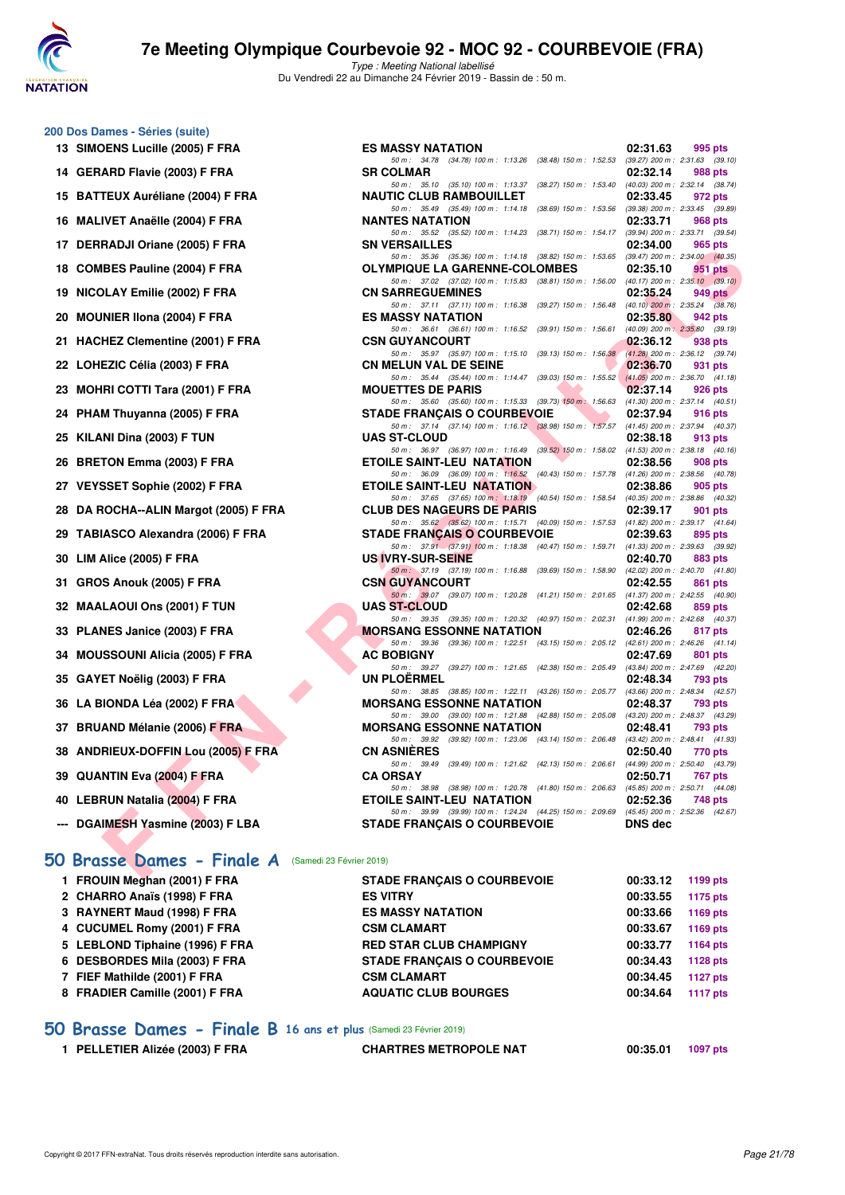## 200 Dos Dames - Séries (suite)

| Rang | Nom | Club | Temps | Points |
|---|---|---|---|---|
| 13 | SIMOENS Lucille (2005) F FRA | ES MASSY NATATION | 02:31.63 | 995 pts |
| | 50 m : 34.78 (34.78) 100 m : 1:13.26 (38.48) 150 m : 1:52.53 (39.27) 200 m : 2:31.63 (39.10) | | | |
| 14 | GERARD Flavie (2003) F FRA | SR COLMAR | 02:32.14 | 988 pts |
| | 50 m : 35.10 (35.10) 100 m : 1:13.37 (38.27) 150 m : 1:53.40 (40.03) 200 m : 2:32.14 (38.74) | | | |
| 15 | BATTEUX Auréliane (2004) F FRA | NAUTIC CLUB RAMBOUILLET | 02:33.45 | 972 pts |
| | 50 m : 35.49 (35.49) 100 m : 1:14.18 (38.69) 150 m : 1:53.56 (39.38) 200 m : 2:33.45 (39.89) | | | |
| 16 | MALIVET Anaëlle (2004) F FRA | NANTES NATATION | 02:33.71 | 968 pts |
| | 50 m : 35.52 (35.52) 100 m : 1:14.23 (38.71) 150 m : 1:54.17 (39.94) 200 m : 2:33.71 (39.54) | | | |
| 17 | DERRADJI Oriane (2005) F FRA | SN VERSAILLES | 02:34.00 | 965 pts |
| | 50 m : 35.36 (35.36) 100 m : 1:14.18 (38.82) 150 m : 1:53.65 (39.47) 200 m : 2:34.00 (40.35) | | | |
| 18 | COMBES Pauline (2004) F FRA | OLYMPIQUE LA GARENNE-COLOMBES | 02:35.10 | 951 pts |
| | 50 m : 37.02 (37.02) 100 m : 1:15.83 (38.81) 150 m : 1:56.00 (40.17) 200 m : 2:35.10 (39.10) | | | |
| 19 | NICOLAY Emilie (2002) F FRA | CN SARREGUEMINES | 02:35.24 | 949 pts |
| | 50 m : 37.11 (37.11) 100 m : 1:16.38 (39.27) 150 m : 1:56.48 (40.10) 200 m : 2:35.24 (38.76) | | | |
| 20 | MOUNIER Ilona (2004) F FRA | ES MASSY NATATION | 02:35.80 | 942 pts |
| | 50 m : 36.61 (36.61) 100 m : 1:16.52 (39.91) 150 m : 1:56.61 (40.09) 200 m : 2:35.80 (39.19) | | | |
| 21 | HACHEZ Clementine (2001) F FRA | CSN GUYANCOURT | 02:36.12 | 938 pts |
| | 50 m : 35.97 (35.97) 100 m : 1:15.10 (39.13) 150 m : 1:56.38 (41.28) 200 m : 2:36.12 (39.74) | | | |
| 22 | LOHEZIC Célia (2003) F FRA | CN MELUN VAL DE SEINE | 02:36.70 | 931 pts |
| | 50 m : 35.44 (35.44) 100 m : 1:14.47 (39.03) 150 m : 1:55.52 (41.05) 200 m : 2:36.70 (41.18) | | | |
| 23 | MOHRI COTTI Tara (2001) F FRA | MOUETTES DE PARIS | 02:37.14 | 926 pts |
| | 50 m : 35.60 (35.60) 100 m : 1:15.33 (39.73) 150 m : 1:56.63 (41.30) 200 m : 2:37.14 (40.51) | | | |
| 24 | PHAM Thuyanna (2005) F FRA | STADE FRANÇAIS O COURBEVOIE | 02:37.94 | 916 pts |
| | 50 m : 37.14 (37.14) 100 m : 1:16.12 (38.98) 150 m : 1:57.57 (41.45) 200 m : 2:37.94 (40.37) | | | |
| 25 | KILANI Dina (2003) F TUN | UAS ST-CLOUD | 02:38.18 | 913 pts |
| | 50 m : 36.97 (36.97) 100 m : 1:16.49 (39.52) 150 m : 1:58.02 (41.53) 200 m : 2:38.18 (40.16) | | | |
| 26 | BRETON Emma (2003) F FRA | ETOILE SAINT-LEU NATATION | 02:38.56 | 908 pts |
| | 50 m : 36.09 (36.09) 100 m : 1:16.52 (40.43) 150 m : 1:57.78 (41.26) 200 m : 2:38.56 (40.78) | | | |
| 27 | VEYSSET Sophie (2002) F FRA | ETOILE SAINT-LEU NATATION | 02:38.86 | 905 pts |
| | 50 m : 37.65 (37.65) 100 m : 1:18.19 (40.54) 150 m : 1:58.54 (40.35) 200 m : 2:38.86 (40.32) | | | |
| 28 | DA ROCHA--ALIN Margot (2005) F FRA | CLUB DES NAGEURS DE PARIS | 02:39.17 | 901 pts |
| | 50 m : 35.62 (35.62) 100 m : 1:15.71 (40.09) 150 m : 1:57.53 (41.82) 200 m : 2:39.17 (41.64) | | | |
| 29 | TABIASCO Alexandra (2006) F FRA | STADE FRANÇAIS O COURBEVOIE | 02:39.63 | 895 pts |
| | 50 m : 37.91 (37.91) 100 m : 1:18.38 (40.47) 150 m : 1:59.71 (41.33) 200 m : 2:39.63 (39.92) | | | |
| 30 | LIM Alice (2005) F FRA | US IVRY-SUR-SEINE | 02:40.70 | 883 pts |
| | 50 m : 37.19 (37.19) 100 m : 1:16.88 (39.69) 150 m : 1:58.90 (42.02) 200 m : 2:40.70 (41.80) | | | |
| 31 | GROS Anouk (2005) F FRA | CSN GUYANCOURT | 02:42.55 | 861 pts |
| | 50 m : 39.07 (39.07) 100 m : 1:20.28 (41.21) 150 m : 2:01.65 (41.37) 200 m : 2:42.55 (40.90) | | | |
| 32 | MAALAOUI Ons (2001) F TUN | UAS ST-CLOUD | 02:42.68 | 859 pts |
| | 50 m : 39.35 (39.35) 100 m : 1:20.32 (40.97) 150 m : 2:02.31 (41.99) 200 m : 2:42.68 (40.37) | | | |
| 33 | PLANES Janice (2003) F FRA | MORSANG ESSONNE NATATION | 02:46.26 | 817 pts |
| | 50 m : 39.36 (39.36) 100 m : 1:22.51 (43.15) 150 m : 2:05.12 (42.61) 200 m : 2:46.26 (41.14) | | | |
| 34 | MOUSSOUNI Alicia (2005) F FRA | AC BOBIGNY | 02:47.69 | 801 pts |
| | 50 m : 39.27 (39.27) 100 m : 1:21.65 (42.38) 150 m : 2:05.49 (43.84) 200 m : 2:47.69 (42.20) | | | |
| 35 | GAYET Noëlig (2003) F FRA | UN PLOËRMEL | 02:48.34 | 793 pts |
| | 50 m : 38.85 (38.85) 100 m : 1:22.11 (43.26) 150 m : 2:05.77 (43.66) 200 m : 2:48.34 (42.57) | | | |
| 36 | LA BIONDA Léa (2002) F FRA | MORSANG ESSONNE NATATION | 02:48.37 | 793 pts |
| | 50 m : 39.00 (39.00) 100 m : 1:21.88 (42.88) 150 m : 2:05.08 (43.20) 200 m : 2:48.37 (43.29) | | | |
| 37 | BRUAND Mélanie (2006) F FRA | MORSANG ESSONNE NATATION | 02:48.41 | 793 pts |
| | 50 m : 39.92 (39.92) 100 m : 1:23.06 (43.14) 150 m : 2:06.48 (43.42) 200 m : 2:48.41 (41.93) | | | |
| 38 | ANDRIEUX-DOFFIN Lou (2005) F FRA | CN ASNIÈRES | 02:50.40 | 770 pts |
| | 50 m : 39.49 (39.49) 100 m : 1:21.62 (42.13) 150 m : 2:06.61 (44.99) 200 m : 2:50.40 (43.79) | | | |
| 39 | QUANTIN Eva (2004) F FRA | CA ORSAY | 02:50.71 | 767 pts |
| | 50 m : 38.98 (38.98) 100 m : 1:20.78 (41.80) 150 m : 2:06.63 (45.85) 200 m : 2:50.71 (44.08) | | | |
| 40 | LEBRUN Natalia (2004) F FRA | ETOILE SAINT-LEU NATATION | 02:52.36 | 748 pts |
| | 50 m : 39.99 (39.99) 100 m : 1:24.24 (44.25) 150 m : 2:09.69 (45.45) 200 m : 2:52.36 (42.67) | | | |
| --- | DGAIMESH Yasmine (2003) F LBA | STADE FRANÇAIS O COURBEVOIE | DNS dec | |

## 50 Brasse Dames - Finale A (Samedi 23 Février 2019)

| Rang | Nom | Club | Temps | Points |
|---|---|---|---|---|
| 1 | FROUIN Meghan (2001) F FRA | STADE FRANÇAIS O COURBEVOIE | 00:33.12 | 1199 pts |
| 2 | CHARRO Anaïs (1998) F FRA | ES VITRY | 00:33.55 | 1175 pts |
| 3 | RAYNERT Maud (1998) F FRA | ES MASSY NATATION | 00:33.66 | 1169 pts |
| 4 | CUCUMEL Romy (2001) F FRA | CSM CLAMART | 00:33.67 | 1169 pts |
| 5 | LEBLOND Tiphaine (1996) F FRA | RED STAR CLUB CHAMPIGNY | 00:33.77 | 1164 pts |
| 6 | DESBORDES Mila (2003) F FRA | STADE FRANÇAIS O COURBEVOIE | 00:34.43 | 1128 pts |
| 7 | FIEF Mathilde (2001) F FRA | CSM CLAMART | 00:34.45 | 1127 pts |
| 8 | FRADIER Camille (2001) F FRA | AQUATIC CLUB BOURGES | 00:34.64 | 1117 pts |

## 50 Brasse Dames - Finale B 16 ans et plus (Samedi 23 Février 2019)

| Rang | Nom | Club | Temps | Points |
|---|---|---|---|---|
| 1 | PELLETIER Alizée (2003) F FRA | CHARTRES METROPOLE NAT | 00:35.01 | 1097 pts |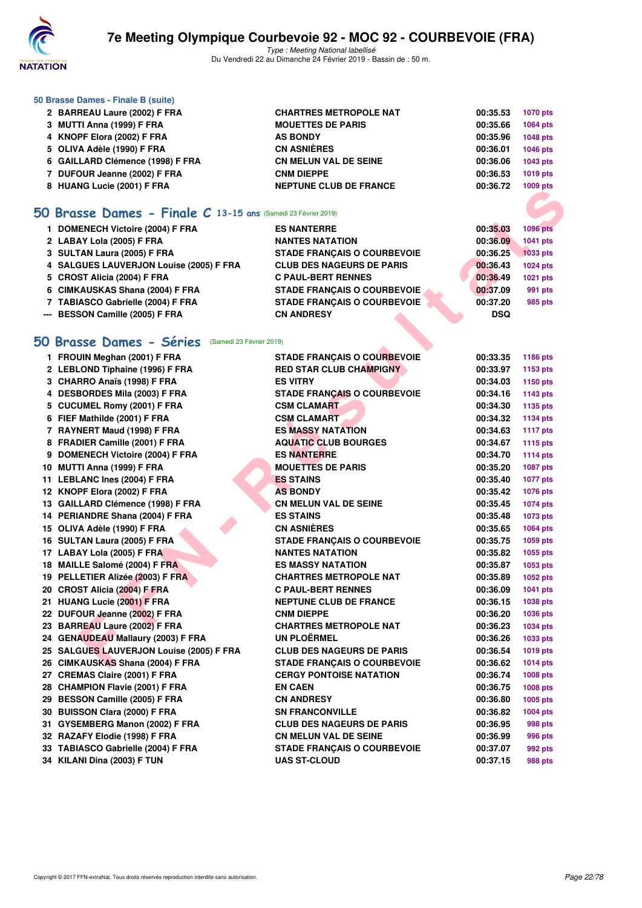### 50 Brasse Dames - Finale B (suite)

| | | | | |
|---|---|---|---|---|
| 2 | BARREAU Laure (2002) F FRA | CHARTRES METROPOLE NAT | 00:35.53 | 1070 pts |
| 3 | MUTTI Anna (1999) F FRA | MOUETTES DE PARIS | 00:35.66 | 1064 pts |
| 4 | KNOPF Elora (2002) F FRA | AS BONDY | 00:35.96 | 1048 pts |
| 5 | OLIVA Adèle (1990) F FRA | CN ASNIÈRES | 00:36.01 | 1046 pts |
| 6 | GAILLARD Clémence (1998) F FRA | CN MELUN VAL DE SEINE | 00:36.06 | 1043 pts |
| 7 | DUFOUR Jeanne (2002) F FRA | CNM DIEPPE | 00:36.53 | 1019 pts |
| 8 | HUANG Lucie (2001) F FRA | NEPTUNE CLUB DE FRANCE | 00:36.72 | 1009 pts |

## 50 Brasse Dames - Finale C 13-15 ans (Samedi 23 Février 2019)

| | | | | |
|---|---|---|---|---|
| 1 | DOMENECH Victoire (2004) F FRA | ES NANTERRE | 00:35.03 | 1096 pts |
| 2 | LABAY Lola (2005) F FRA | NANTES NATATION | 00:36.09 | 1041 pts |
| 3 | SULTAN Laura (2005) F FRA | STADE FRANÇAIS O COURBEVOIE | 00:36.25 | 1033 pts |
| 4 | SALGUES LAUVERJON Louise (2005) F FRA | CLUB DES NAGEURS DE PARIS | 00:36.43 | 1024 pts |
| 5 | CROST Alicia (2004) F FRA | C PAUL-BERT RENNES | 00:36.49 | 1021 pts |
| 6 | CIMKAUSKAS Shana (2004) F FRA | STADE FRANÇAIS O COURBEVOIE | 00:37.09 | 991 pts |
| 7 | TABIASCO Gabrielle (2004) F FRA | STADE FRANÇAIS O COURBEVOIE | 00:37.20 | 985 pts |
| --- | BESSON Camille (2005) F FRA | CN ANDRESY | DSQ | |

## 50 Brasse Dames - Séries (Samedi 23 Février 2019)

| | | | | |
|---|---|---|---|---|
| 1 | FROUIN Meghan (2001) F FRA | STADE FRANÇAIS O COURBEVOIE | 00:33.35 | 1186 pts |
| 2 | LEBLOND Tiphaine (1996) F FRA | RED STAR CLUB CHAMPIGNY | 00:33.97 | 1153 pts |
| 3 | CHARRO Anaïs (1998) F FRA | ES VITRY | 00:34.03 | 1150 pts |
| 4 | DESBORDES Mila (2003) F FRA | STADE FRANÇAIS O COURBEVOIE | 00:34.16 | 1143 pts |
| 5 | CUCUMEL Romy (2001) F FRA | CSM CLAMART | 00:34.30 | 1135 pts |
| 6 | FIEF Mathilde (2001) F FRA | CSM CLAMART | 00:34.32 | 1134 pts |
| 7 | RAYNERT Maud (1998) F FRA | ES MASSY NATATION | 00:34.63 | 1117 pts |
| 8 | FRADIER Camille (2001) F FRA | AQUATIC CLUB BOURGES | 00:34.67 | 1115 pts |
| 9 | DOMENECH Victoire (2004) F FRA | ES NANTERRE | 00:34.70 | 1114 pts |
| 10 | MUTTI Anna (1999) F FRA | MOUETTES DE PARIS | 00:35.20 | 1087 pts |
| 11 | LEBLANC Ines (2004) F FRA | ES STAINS | 00:35.40 | 1077 pts |
| 12 | KNOPF Elora (2002) F FRA | AS BONDY | 00:35.42 | 1076 pts |
| 13 | GAILLARD Clémence (1998) F FRA | CN MELUN VAL DE SEINE | 00:35.45 | 1074 pts |
| 14 | PERIANDRE Shana (2004) F FRA | ES STAINS | 00:35.48 | 1073 pts |
| 15 | OLIVA Adèle (1990) F FRA | CN ASNIÈRES | 00:35.65 | 1064 pts |
| 16 | SULTAN Laura (2005) F FRA | STADE FRANÇAIS O COURBEVOIE | 00:35.75 | 1059 pts |
| 17 | LABAY Lola (2005) F FRA | NANTES NATATION | 00:35.82 | 1055 pts |
| 18 | MAILLE Salomé (2004) F FRA | ES MASSY NATATION | 00:35.87 | 1053 pts |
| 19 | PELLETIER Alizée (2003) F FRA | CHARTRES METROPOLE NAT | 00:35.89 | 1052 pts |
| 20 | CROST Alicia (2004) F FRA | C PAUL-BERT RENNES | 00:36.09 | 1041 pts |
| 21 | HUANG Lucie (2001) F FRA | NEPTUNE CLUB DE FRANCE | 00:36.15 | 1038 pts |
| 22 | DUFOUR Jeanne (2002) F FRA | CNM DIEPPE | 00:36.20 | 1036 pts |
| 23 | BARREAU Laure (2002) F FRA | CHARTRES METROPOLE NAT | 00:36.23 | 1034 pts |
| 24 | GENAUDEAU Mallaury (2003) F FRA | UN PLOËRMEL | 00:36.26 | 1033 pts |
| 25 | SALGUES LAUVERJON Louise (2005) F FRA | CLUB DES NAGEURS DE PARIS | 00:36.54 | 1019 pts |
| 26 | CIMKAUSKAS Shana (2004) F FRA | STADE FRANÇAIS O COURBEVOIE | 00:36.62 | 1014 pts |
| 27 | CREMAS Claire (2001) F FRA | CERGY PONTOISE NATATION | 00:36.74 | 1008 pts |
| 28 | CHAMPION Flavie (2001) F FRA | EN CAEN | 00:36.75 | 1008 pts |
| 29 | BESSON Camille (2005) F FRA | CN ANDRESY | 00:36.80 | 1005 pts |
| 30 | BUISSON Clara (2000) F FRA | SN FRANCONVILLE | 00:36.82 | 1004 pts |
| 31 | GYSEMBERG Manon (2002) F FRA | CLUB DES NAGEURS DE PARIS | 00:36.95 | 998 pts |
| 32 | RAZAFY Elodie (1998) F FRA | CN MELUN VAL DE SEINE | 00:36.99 | 996 pts |
| 33 | TABIASCO Gabrielle (2004) F FRA | STADE FRANÇAIS O COURBEVOIE | 00:37.07 | 992 pts |
| 34 | KILANI Dina (2003) F TUN | UAS ST-CLOUD | 00:37.15 | 988 pts |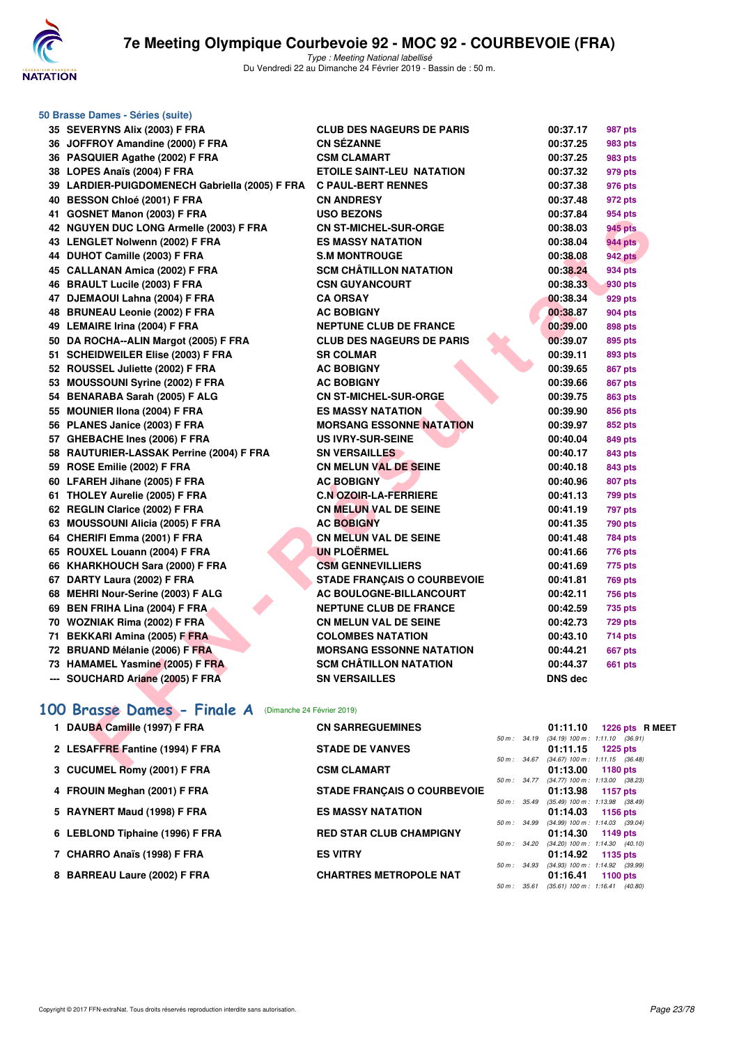# 7e Meeting Olympique Courbevoie 92 - MOC 92 - COURBEVOIE (FRA)

*Type : Meeting National labellisé*
Du Vendredi 22 au Dimanche 24 Février 2019 - Bassin de : 50 m.

## 50 Brasse Dames - Séries (suite)

| | | | | |
|---|---|---|---|---|
| 35 | SEVERYNS Alix (2003) F FRA | CLUB DES NAGEURS DE PARIS | 00:37.17 | 987 pts |
| 36 | JOFFROY Amandine (2000) F FRA | CN SÉZANNE | 00:37.25 | 983 pts |
| 36 | PASQUIER Agathe (2002) F FRA | CSM CLAMART | 00:37.25 | 983 pts |
| 38 | LOPES Anaïs (2004) F FRA | ETOILE SAINT-LEU NATATION | 00:37.32 | 979 pts |
| 39 | LARDIER-PUIGDOMENECH Gabriella (2005) F FRA | C PAUL-BERT RENNES | 00:37.38 | 976 pts |
| 40 | BESSON Chloé (2001) F FRA | CN ANDRESY | 00:37.48 | 972 pts |
| 41 | GOSNET Manon (2003) F FRA | USO BEZONS | 00:37.84 | 954 pts |
| 42 | NGUYEN DUC LONG Armelle (2003) F FRA | CN ST-MICHEL-SUR-ORGE | 00:38.03 | 945 pts |
| 43 | LENGLET Nolwenn (2002) F FRA | ES MASSY NATATION | 00:38.04 | 944 pts |
| 44 | DUHOT Camille (2003) F FRA | S.M MONTROUGE | 00:38.08 | 942 pts |
| 45 | CALLANAN Amica (2002) F FRA | SCM CHÂTILLON NATATION | 00:38.24 | 934 pts |
| 46 | BRAULT Lucile (2003) F FRA | CSN GUYANCOURT | 00:38.33 | 930 pts |
| 47 | DJEMAOUI Lahna (2004) F FRA | CA ORSAY | 00:38.34 | 929 pts |
| 48 | BRUNEAU Leonie (2002) F FRA | AC BOBIGNY | 00:38.87 | 904 pts |
| 49 | LEMAIRE Irina (2004) F FRA | NEPTUNE CLUB DE FRANCE | 00:39.00 | 898 pts |
| 50 | DA ROCHA--ALIN Margot (2005) F FRA | CLUB DES NAGEURS DE PARIS | 00:39.07 | 895 pts |
| 51 | SCHEIDWEILER Elise (2003) F FRA | SR COLMAR | 00:39.11 | 893 pts |
| 52 | ROUSSEL Juliette (2002) F FRA | AC BOBIGNY | 00:39.65 | 867 pts |
| 53 | MOUSSOUNI Syrine (2002) F FRA | AC BOBIGNY | 00:39.66 | 867 pts |
| 54 | BENARABA Sarah (2005) F ALG | CN ST-MICHEL-SUR-ORGE | 00:39.75 | 863 pts |
| 55 | MOUNIER Ilona (2004) F FRA | ES MASSY NATATION | 00:39.90 | 856 pts |
| 56 | PLANES Janice (2003) F FRA | MORSANG ESSONNE NATATION | 00:39.97 | 852 pts |
| 57 | GHEBACHE Ines (2006) F FRA | US IVRY-SUR-SEINE | 00:40.04 | 849 pts |
| 58 | RAUTURIER-LASSAK Perrine (2004) F FRA | SN VERSAILLES | 00:40.17 | 843 pts |
| 59 | ROSE Emilie (2002) F FRA | CN MELUN VAL DE SEINE | 00:40.18 | 843 pts |
| 60 | LFAREH Jihane (2005) F FRA | AC BOBIGNY | 00:40.96 | 807 pts |
| 61 | THOLEY Aurelie (2005) F FRA | C.N OZOIR-LA-FERRIERE | 00:41.13 | 799 pts |
| 62 | REGLIN Clarice (2002) F FRA | CN MELUN VAL DE SEINE | 00:41.19 | 797 pts |
| 63 | MOUSSOUNI Alicia (2005) F FRA | AC BOBIGNY | 00:41.35 | 790 pts |
| 64 | CHERIFI Emma (2001) F FRA | CN MELUN VAL DE SEINE | 00:41.48 | 784 pts |
| 65 | ROUXEL Louann (2004) F FRA | UN PLOËRMEL | 00:41.66 | 776 pts |
| 66 | KHARKHOUCH Sara (2000) F FRA | CSM GENNEVILLIERS | 00:41.69 | 775 pts |
| 67 | DARTY Laura (2002) F FRA | STADE FRANÇAIS O COURBEVOIE | 00:41.81 | 769 pts |
| 68 | MEHRI Nour-Serine (2003) F ALG | AC BOULOGNE-BILLANCOURT | 00:42.11 | 756 pts |
| 69 | BEN FRIHA Lina (2004) F FRA | NEPTUNE CLUB DE FRANCE | 00:42.59 | 735 pts |
| 70 | WOZNIAK Rima (2002) F FRA | CN MELUN VAL DE SEINE | 00:42.73 | 729 pts |
| 71 | BEKKARI Amina (2005) F FRA | COLOMBES NATATION | 00:43.10 | 714 pts |
| 72 | BRUAND Mélanie (2006) F FRA | MORSANG ESSONNE NATATION | 00:44.21 | 667 pts |
| 73 | HAMAMEL Yasmine (2005) F FRA | SCM CHÂTILLON NATATION | 00:44.37 | 661 pts |
| --- | SOUCHARD Ariane (2005) F FRA | SN VERSAILLES | DNS dec | |

## 100 Brasse Dames - Finale A (Dimanche 24 Février 2019)

| | | | | | |
|---|---|---|---|---|---|
| 1 | DAUBA Camille (1997) F FRA | CN SARREGUEMINES | 01:11.10 | 1226 pts | R MEET |
| | | 50 m : 34.19 (34.19) 100 m : 1:11.10 (36.91) | | | |
| 2 | LESAFFRE Fantine (1994) F FRA | STADE DE VANVES | 01:11.15 | 1225 pts | |
| | | 50 m : 34.67 (34.67) 100 m : 1:11.15 (36.48) | | | |
| 3 | CUCUMEL Romy (2001) F FRA | CSM CLAMART | 01:13.00 | 1180 pts | |
| | | 50 m : 34.77 (34.77) 100 m : 1:13.00 (38.23) | | | |
| 4 | FROUIN Meghan (2001) F FRA | STADE FRANÇAIS O COURBEVOIE | 01:13.98 | 1157 pts | |
| | | 50 m : 35.49 (35.49) 100 m : 1:13.98 (38.49) | | | |
| 5 | RAYNERT Maud (1998) F FRA | ES MASSY NATATION | 01:14.03 | 1156 pts | |
| | | 50 m : 34.99 (34.99) 100 m : 1:14.03 (39.04) | | | |
| 6 | LEBLOND Tiphaine (1996) F FRA | RED STAR CLUB CHAMPIGNY | 01:14.30 | 1149 pts | |
| | | 50 m : 34.20 (34.20) 100 m : 1:14.30 (40.10) | | | |
| 7 | CHARRO Anaïs (1998) F FRA | ES VITRY | 01:14.92 | 1135 pts | |
| | | 50 m : 34.93 (34.93) 100 m : 1:14.92 (39.99) | | | |
| 8 | BARREAU Laure (2002) F FRA | CHARTRES METROPOLE NAT | 01:16.41 | 1100 pts | |
| | | 50 m : 35.61 (35.61) 100 m : 1:16.41 (40.80) | | | |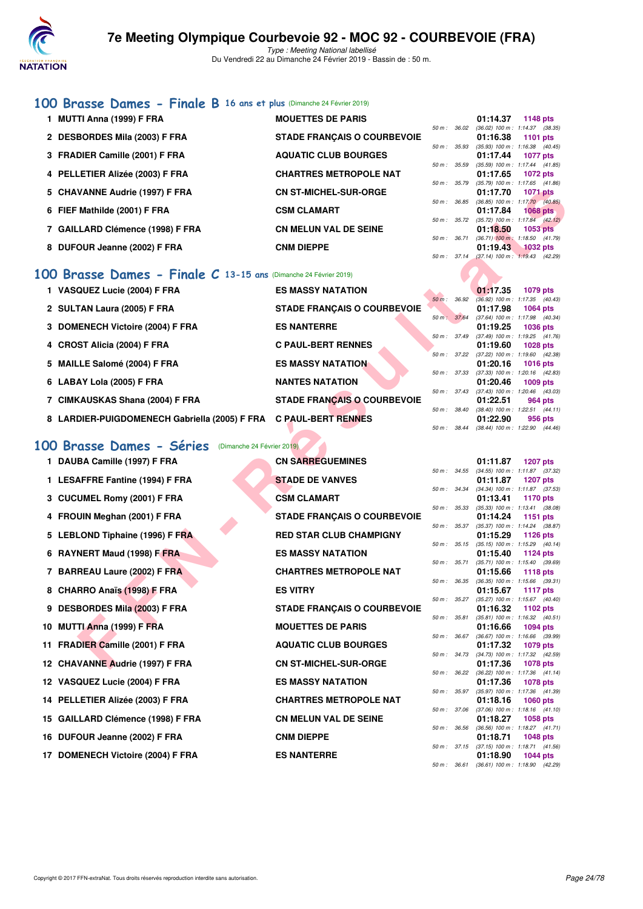## 100 Brasse Dames - Finale B 16 ans et plus (Dimanche 24 Février 2019)

| Rang | Nom | Club | Temps | Points | Splits |
|---|---|---|---|---|---|
| 1 | MUTTI Anna (1999) F FRA | MOUETTES DE PARIS | 01:14.37 | 1148 pts | 50 m : 36.02 (36.02) 100 m : 1:14.37 (38.35) |
| 2 | DESBORDES Mila (2003) F FRA | STADE FRANÇAIS O COURBEVOIE | 01:16.38 | 1101 pts | 50 m : 35.93 (35.93) 100 m : 1:16.38 (40.45) |
| 3 | FRADIER Camille (2001) F FRA | AQUATIC CLUB BOURGES | 01:17.44 | 1077 pts | 50 m : 35.59 (35.59) 100 m : 1:17.44 (41.85) |
| 4 | PELLETIER Alizée (2003) F FRA | CHARTRES METROPOLE NAT | 01:17.65 | 1072 pts | 50 m : 35.79 (35.79) 100 m : 1:17.65 (41.86) |
| 5 | CHAVANNE Audrie (1997) F FRA | CN ST-MICHEL-SUR-ORGE | 01:17.70 | 1071 pts | 50 m : 36.85 (36.85) 100 m : 1:17.70 (40.85) |
| 6 | FIEF Mathilde (2001) F FRA | CSM CLAMART | 01:17.84 | 1068 pts | 50 m : 35.72 (35.72) 100 m : 1:17.84 (42.12) |
| 7 | GAILLARD Clémence (1998) F FRA | CN MELUN VAL DE SEINE | 01:18.50 | 1053 pts | 50 m : 36.71 (36.71) 100 m : 1:18.50 (41.79) |
| 8 | DUFOUR Jeanne (2002) F FRA | CNM DIEPPE | 01:19.43 | 1032 pts | 50 m : 37.14 (37.14) 100 m : 1:19.43 (42.29) |

## 100 Brasse Dames - Finale C 13-15 ans (Dimanche 24 Février 2019)

| Rang | Nom | Club | Temps | Points | Splits |
|---|---|---|---|---|---|
| 1 | VASQUEZ Lucie (2004) F FRA | ES MASSY NATATION | 01:17.35 | 1079 pts | 50 m : 36.92 (36.92) 100 m : 1:17.35 (40.43) |
| 2 | SULTAN Laura (2005) F FRA | STADE FRANÇAIS O COURBEVOIE | 01:17.98 | 1064 pts | 50 m : 37.64 (37.64) 100 m : 1:17.98 (40.34) |
| 3 | DOMENECH Victoire (2004) F FRA | ES NANTERRE | 01:19.25 | 1036 pts | 50 m : 37.49 (37.49) 100 m : 1:19.25 (41.76) |
| 4 | CROST Alicia (2004) F FRA | C PAUL-BERT RENNES | 01:19.60 | 1028 pts | 50 m : 37.22 (37.22) 100 m : 1:19.60 (42.38) |
| 5 | MAILLE Salomé (2004) F FRA | ES MASSY NATATION | 01:20.16 | 1016 pts | 50 m : 37.33 (37.33) 100 m : 1:20.16 (42.83) |
| 6 | LABAY Lola (2005) F FRA | NANTES NATATION | 01:20.46 | 1009 pts | 50 m : 37.43 (37.43) 100 m : 1:20.46 (43.03) |
| 7 | CIMKAUSKAS Shana (2004) F FRA | STADE FRANÇAIS O COURBEVOIE | 01:22.51 | 964 pts | 50 m : 38.40 (38.40) 100 m : 1:22.51 (44.11) |
| 8 | LARDIER-PUIGDOMENECH Gabriella (2005) F FRA | C PAUL-BERT RENNES | 01:22.90 | 956 pts | 50 m : 38.44 (38.44) 100 m : 1:22.90 (44.46) |

## 100 Brasse Dames - Séries (Dimanche 24 Février 2019)

| Rang | Nom | Club | Temps | Points | Splits |
|---|---|---|---|---|---|
| 1 | DAUBA Camille (1997) F FRA | CN SARREGUEMINES | 01:11.87 | 1207 pts | 50 m : 34.55 (34.55) 100 m : 1:11.87 (37.32) |
| 1 | LESAFFRE Fantine (1994) F FRA | STADE DE VANVES | 01:11.87 | 1207 pts | 50 m : 34.34 (34.34) 100 m : 1:11.87 (37.53) |
| 3 | CUCUMEL Romy (2001) F FRA | CSM CLAMART | 01:13.41 | 1170 pts | 50 m : 35.33 (35.33) 100 m : 1:13.41 (38.08) |
| 4 | FROUIN Meghan (2001) F FRA | STADE FRANÇAIS O COURBEVOIE | 01:14.24 | 1151 pts | 50 m : 35.37 (35.37) 100 m : 1:14.24 (38.87) |
| 5 | LEBLOND Tiphaine (1996) F FRA | RED STAR CLUB CHAMPIGNY | 01:15.29 | 1126 pts | 50 m : 35.15 (35.15) 100 m : 1:15.29 (40.14) |
| 6 | RAYNERT Maud (1998) F FRA | ES MASSY NATATION | 01:15.40 | 1124 pts | 50 m : 35.71 (35.71) 100 m : 1:15.40 (39.69) |
| 7 | BARREAU Laure (2002) F FRA | CHARTRES METROPOLE NAT | 01:15.66 | 1118 pts | 50 m : 36.35 (36.35) 100 m : 1:15.66 (39.31) |
| 8 | CHARRO Anaïs (1998) F FRA | ES VITRY | 01:15.67 | 1117 pts | 50 m : 35.27 (35.27) 100 m : 1:15.67 (40.40) |
| 9 | DESBORDES Mila (2003) F FRA | STADE FRANÇAIS O COURBEVOIE | 01:16.32 | 1102 pts | 50 m : 35.81 (35.81) 100 m : 1:16.32 (40.51) |
| 10 | MUTTI Anna (1999) F FRA | MOUETTES DE PARIS | 01:16.66 | 1094 pts | 50 m : 36.67 (36.67) 100 m : 1:16.66 (39.99) |
| 11 | FRADIER Camille (2001) F FRA | AQUATIC CLUB BOURGES | 01:17.32 | 1079 pts | 50 m : 34.73 (34.73) 100 m : 1:17.32 (42.59) |
| 12 | CHAVANNE Audrie (1997) F FRA | CN ST-MICHEL-SUR-ORGE | 01:17.36 | 1078 pts | 50 m : 36.22 (36.22) 100 m : 1:17.36 (41.14) |
| 12 | VASQUEZ Lucie (2004) F FRA | ES MASSY NATATION | 01:17.36 | 1078 pts | 50 m : 35.97 (35.97) 100 m : 1:17.36 (41.39) |
| 14 | PELLETIER Alizée (2003) F FRA | CHARTRES METROPOLE NAT | 01:18.16 | 1060 pts | 50 m : 37.06 (37.06) 100 m : 1:18.16 (41.10) |
| 15 | GAILLARD Clémence (1998) F FRA | CN MELUN VAL DE SEINE | 01:18.27 | 1058 pts | 50 m : 36.56 (36.56) 100 m : 1:18.27 (41.71) |
| 16 | DUFOUR Jeanne (2002) F FRA | CNM DIEPPE | 01:18.71 | 1048 pts | 50 m : 37.15 (37.15) 100 m : 1:18.71 (41.56) |
| 17 | DOMENECH Victoire (2004) F FRA | ES NANTERRE | 01:18.90 | 1044 pts | 50 m : 36.61 (36.61) 100 m : 1:18.90 (42.29) |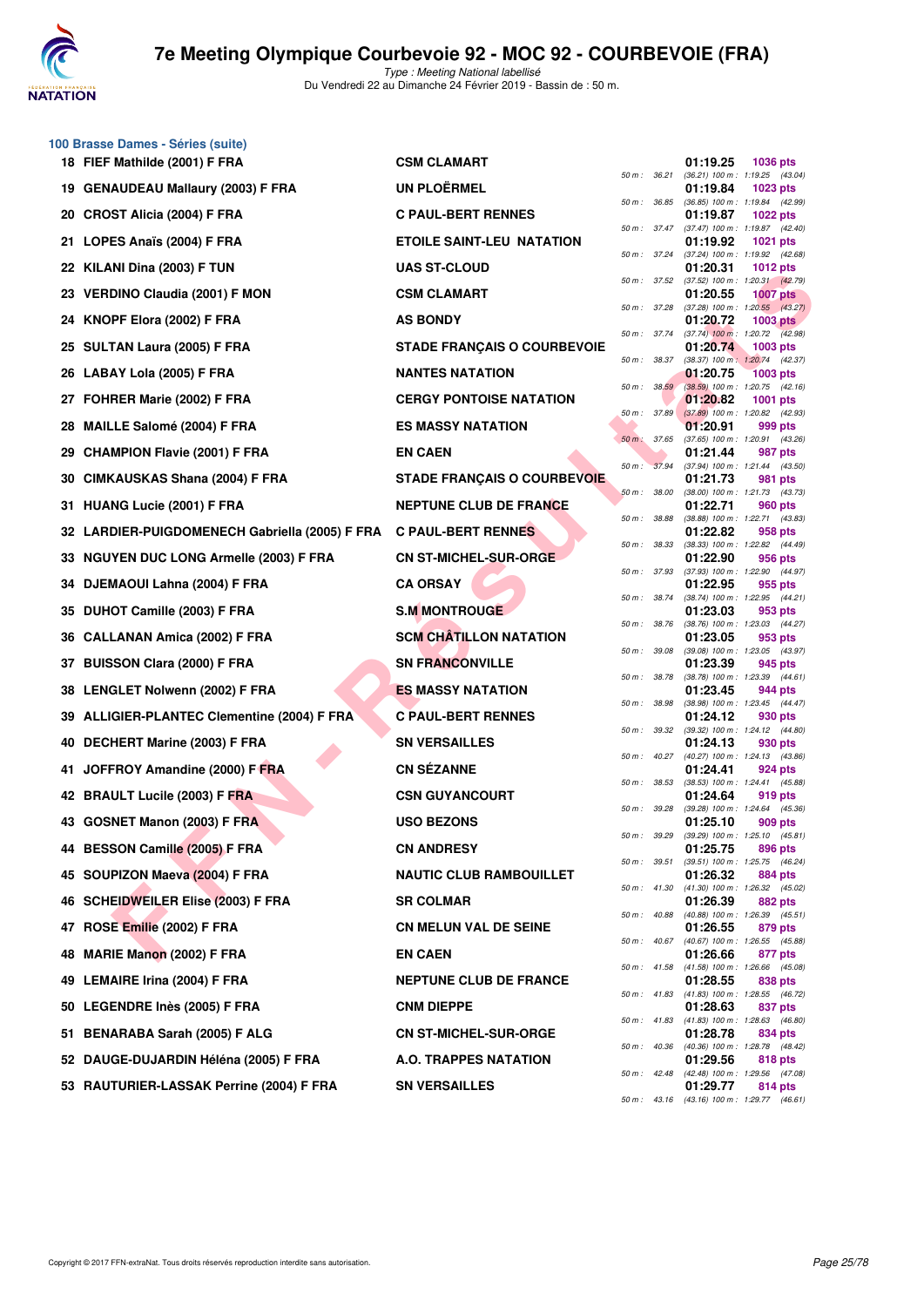## 100 Brasse Dames - Séries (suite)

| Rang | Nom | Club | Temps | Points | Splits |
|---|---|---|---|---|---|
| 18 | FIEF Mathilde (2001) F FRA | CSM CLAMART | 01:19.25 | 1036 pts | 50 m : 36.21 (36.21) 100 m : 1:19.25 (43.04) |
| 19 | GENAUDEAU Mallaury (2003) F FRA | UN PLOËRMEL | 01:19.84 | 1023 pts | 50 m : 36.85 (36.85) 100 m : 1:19.84 (42.99) |
| 20 | CROST Alicia (2004) F FRA | C PAUL-BERT RENNES | 01:19.87 | 1022 pts | 50 m : 37.47 (37.47) 100 m : 1:19.87 (42.40) |
| 21 | LOPES Anaïs (2004) F FRA | ETOILE SAINT-LEU NATATION | 01:19.92 | 1021 pts | 50 m : 37.24 (37.24) 100 m : 1:19.92 (42.68) |
| 22 | KILANI Dina (2003) F TUN | UAS ST-CLOUD | 01:20.31 | 1012 pts | 50 m : 37.52 (37.52) 100 m : 1:20.31 (42.79) |
| 23 | VERDINO Claudia (2001) F MON | CSM CLAMART | 01:20.55 | 1007 pts | 50 m : 37.28 (37.28) 100 m : 1:20.55 (43.27) |
| 24 | KNOPF Elora (2002) F FRA | AS BONDY | 01:20.72 | 1003 pts | 50 m : 37.74 (37.74) 100 m : 1:20.72 (42.98) |
| 25 | SULTAN Laura (2005) F FRA | STADE FRANÇAIS O COURBEVOIE | 01:20.74 | 1003 pts | 50 m : 38.37 (38.37) 100 m : 1:20.74 (42.37) |
| 26 | LABAY Lola (2005) F FRA | NANTES NATATION | 01:20.75 | 1003 pts | 50 m : 38.59 (38.59) 100 m : 1:20.75 (42.16) |
| 27 | FOHRER Marie (2002) F FRA | CERGY PONTOISE NATATION | 01:20.82 | 1001 pts | 50 m : 37.89 (37.89) 100 m : 1:20.82 (42.93) |
| 28 | MAILLE Salomé (2004) F FRA | ES MASSY NATATION | 01:20.91 | 999 pts | 50 m : 37.65 (37.65) 100 m : 1:20.91 (43.26) |
| 29 | CHAMPION Flavie (2001) F FRA | EN CAEN | 01:21.44 | 987 pts | 50 m : 37.94 (37.94) 100 m : 1:21.44 (43.50) |
| 30 | CIMKAUSKAS Shana (2004) F FRA | STADE FRANÇAIS O COURBEVOIE | 01:21.73 | 981 pts | 50 m : 38.00 (38.00) 100 m : 1:21.73 (43.73) |
| 31 | HUANG Lucie (2001) F FRA | NEPTUNE CLUB DE FRANCE | 01:22.71 | 960 pts | 50 m : 38.88 (38.88) 100 m : 1:22.71 (43.83) |
| 32 | LARDIER-PUIGDOMENECH Gabriella (2005) F FRA | C PAUL-BERT RENNES | 01:22.82 | 958 pts | 50 m : 38.33 (38.33) 100 m : 1:22.82 (44.49) |
| 33 | NGUYEN DUC LONG Armelle (2003) F FRA | CN ST-MICHEL-SUR-ORGE | 01:22.90 | 956 pts | 50 m : 37.93 (37.93) 100 m : 1:22.90 (44.97) |
| 34 | DJEMAOUI Lahna (2004) F FRA | CA ORSAY | 01:22.95 | 955 pts | 50 m : 38.74 (38.74) 100 m : 1:22.95 (44.21) |
| 35 | DUHOT Camille (2003) F FRA | S.M MONTROUGE | 01:23.03 | 953 pts | 50 m : 38.76 (38.76) 100 m : 1:23.03 (44.27) |
| 36 | CALLANAN Amica (2002) F FRA | SCM CHÂTILLON NATATION | 01:23.05 | 953 pts | 50 m : 39.08 (39.08) 100 m : 1:23.05 (43.97) |
| 37 | BUISSON Clara (2000) F FRA | SN FRANCONVILLE | 01:23.39 | 945 pts | 50 m : 38.78 (38.78) 100 m : 1:23.39 (44.61) |
| 38 | LENGLET Nolwenn (2002) F FRA | ES MASSY NATATION | 01:23.45 | 944 pts | 50 m : 38.98 (38.98) 100 m : 1:23.45 (44.47) |
| 39 | ALLIGIER-PLANTEC Clementine (2004) F FRA | C PAUL-BERT RENNES | 01:24.12 | 930 pts | 50 m : 39.32 (39.32) 100 m : 1:24.12 (44.80) |
| 40 | DECHERT Marine (2003) F FRA | SN VERSAILLES | 01:24.13 | 930 pts | 50 m : 40.27 (40.27) 100 m : 1:24.13 (43.86) |
| 41 | JOFFROY Amandine (2000) F FRA | CN SÉZANNE | 01:24.41 | 924 pts | 50 m : 38.53 (38.53) 100 m : 1:24.41 (45.88) |
| 42 | BRAULT Lucile (2003) F FRA | CSN GUYANCOURT | 01:24.64 | 919 pts | 50 m : 39.28 (39.28) 100 m : 1:24.64 (45.36) |
| 43 | GOSNET Manon (2003) F FRA | USO BEZONS | 01:25.10 | 909 pts | 50 m : 39.29 (39.29) 100 m : 1:25.10 (45.81) |
| 44 | BESSON Camille (2005) F FRA | CN ANDRESY | 01:25.75 | 896 pts | 50 m : 39.51 (39.51) 100 m : 1:25.75 (46.24) |
| 45 | SOUPIZON Maeva (2004) F FRA | NAUTIC CLUB RAMBOUILLET | 01:26.32 | 884 pts | 50 m : 41.30 (41.30) 100 m : 1:26.32 (45.02) |
| 46 | SCHEIDWEILER Elise (2003) F FRA | SR COLMAR | 01:26.39 | 882 pts | 50 m : 40.88 (40.88) 100 m : 1:26.39 (45.51) |
| 47 | ROSE Emilie (2002) F FRA | CN MELUN VAL DE SEINE | 01:26.55 | 879 pts | 50 m : 40.67 (40.67) 100 m : 1:26.55 (45.88) |
| 48 | MARIE Manon (2002) F FRA | EN CAEN | 01:26.66 | 877 pts | 50 m : 41.58 (41.58) 100 m : 1:26.66 (45.08) |
| 49 | LEMAIRE Irina (2004) F FRA | NEPTUNE CLUB DE FRANCE | 01:28.55 | 838 pts | 50 m : 41.83 (41.83) 100 m : 1:28.55 (46.72) |
| 50 | LEGENDRE Inès (2005) F FRA | CNM DIEPPE | 01:28.63 | 837 pts | 50 m : 41.83 (41.83) 100 m : 1:28.63 (46.80) |
| 51 | BENARABA Sarah (2005) F ALG | CN ST-MICHEL-SUR-ORGE | 01:28.78 | 834 pts | 50 m : 40.36 (40.36) 100 m : 1:28.78 (48.42) |
| 52 | DAUGE-DUJARDIN Héléna (2005) F FRA | A.O. TRAPPES NATATION | 01:29.56 | 818 pts | 50 m : 42.48 (42.48) 100 m : 1:29.56 (47.08) |
| 53 | RAUTURIER-LASSAK Perrine (2004) F FRA | SN VERSAILLES | 01:29.77 | 814 pts | 50 m : 43.16 (43.16) 100 m : 1:29.77 (46.61) |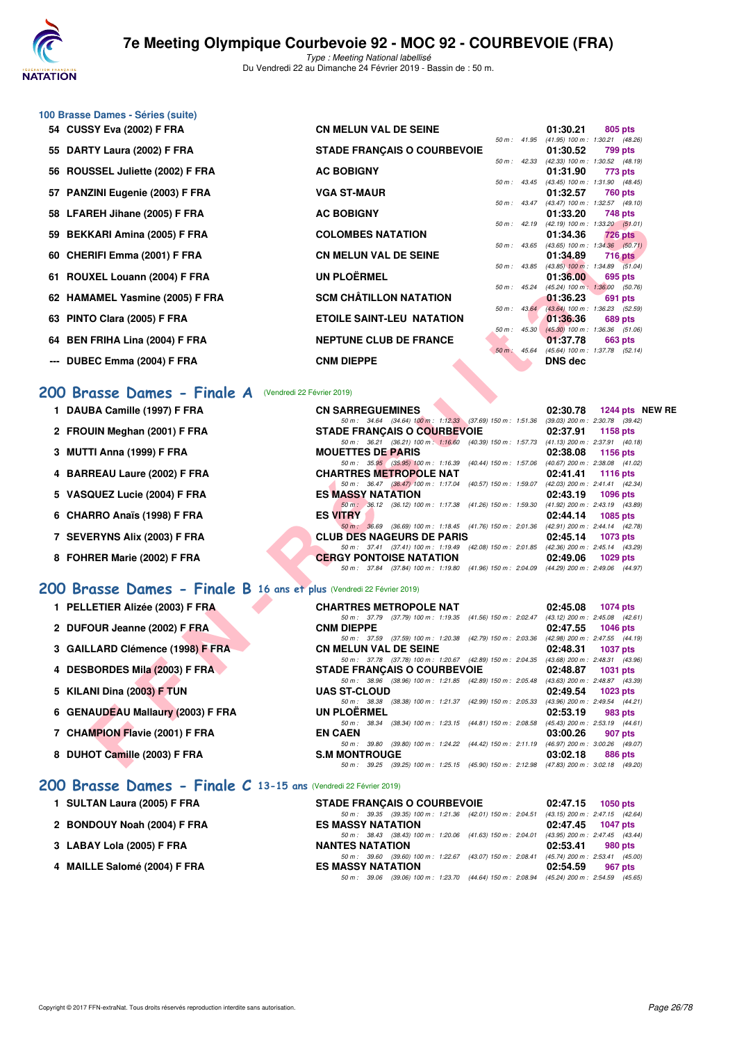## 100 Brasse Dames - Séries (suite)

| Rang | Nom | Club | Temps | Points | Splits |
|---|---|---|---|---|---|
| 54 | CUSSY Eva (2002) F FRA | CN MELUN VAL DE SEINE | 01:30.21 | 805 pts | 50 m : 41.95 (41.95) 100 m : 1:30.21 (48.26) |
| 55 | DARTY Laura (2002) F FRA | STADE FRANÇAIS O COURBEVOIE | 01:30.52 | 799 pts | 50 m : 42.33 (42.33) 100 m : 1:30.52 (48.19) |
| 56 | ROUSSEL Juliette (2002) F FRA | AC BOBIGNY | 01:31.90 | 773 pts | 50 m : 43.45 (43.45) 100 m : 1:31.90 (48.45) |
| 57 | PANZINI Eugenie (2003) F FRA | VGA ST-MAUR | 01:32.57 | 760 pts | 50 m : 43.47 (43.47) 100 m : 1:32.57 (49.10) |
| 58 | LFAREH Jihane (2005) F FRA | AC BOBIGNY | 01:33.20 | 748 pts | 50 m : 42.19 (42.19) 100 m : 1:33.20 (51.01) |
| 59 | BEKKARI Amina (2005) F FRA | COLOMBES NATATION | 01:34.36 | 726 pts | 50 m : 43.65 (43.65) 100 m : 1:34.36 (50.71) |
| 60 | CHERIFI Emma (2001) F FRA | CN MELUN VAL DE SEINE | 01:34.89 | 716 pts | 50 m : 43.85 (43.85) 100 m : 1:34.89 (51.04) |
| 61 | ROUXEL Louann (2004) F FRA | UN PLOËRMEL | 01:36.00 | 695 pts | 50 m : 45.24 (45.24) 100 m : 1:36.00 (50.76) |
| 62 | HAMAMEL Yasmine (2005) F FRA | SCM CHÂTILLON NATATION | 01:36.23 | 691 pts | 50 m : 43.64 (43.64) 100 m : 1:36.23 (52.59) |
| 63 | PINTO Clara (2005) F FRA | ETOILE SAINT-LEU NATATION | 01:36.36 | 689 pts | 50 m : 45.30 (45.30) 100 m : 1:36.36 (51.06) |
| 64 | BEN FRIHA Lina (2004) F FRA | NEPTUNE CLUB DE FRANCE | 01:37.78 | 663 pts | 50 m : 45.64 (45.64) 100 m : 1:37.78 (52.14) |
| --- | DUBEC Emma (2004) F FRA | CNM DIEPPE | DNS dec | | |

## 200 Brasse Dames - Finale A (Vendredi 22 Février 2019)

| Rang | Nom | Club | Temps | Points | Splits |
|---|---|---|---|---|---|
| 1 | DAUBA Camille (1997) F FRA | CN SARREGUEMINES | 02:30.78 | 1244 pts NEW RE | 50 m : 34.64 (34.64) 100 m : 1:12.33 (37.69) 150 m : 1:51.36 (39.03) 200 m : 2:30.78 (39.42) |
| 2 | FROUIN Meghan (2001) F FRA | STADE FRANÇAIS O COURBEVOIE | 02:37.91 | 1158 pts | 50 m : 36.21 (36.21) 100 m : 1:16.60 (40.39) 150 m : 1:57.73 (41.13) 200 m : 2:37.91 (40.18) |
| 3 | MUTTI Anna (1999) F FRA | MOUETTES DE PARIS | 02:38.08 | 1156 pts | 50 m : 35.95 (35.95) 100 m : 1:16.39 (40.44) 150 m : 1:57.06 (40.67) 200 m : 2:38.08 (41.02) |
| 4 | BARREAU Laure (2002) F FRA | CHARTRES METROPOLE NAT | 02:41.41 | 1116 pts | 50 m : 36.47 (36.47) 100 m : 1:17.04 (40.57) 150 m : 1:59.07 (42.03) 200 m : 2:41.41 (42.34) |
| 5 | VASQUEZ Lucie (2004) F FRA | ES MASSY NATATION | 02:43.19 | 1096 pts | 50 m : 36.12 (36.12) 100 m : 1:17.38 (41.26) 150 m : 1:59.30 (41.92) 200 m : 2:43.19 (43.89) |
| 6 | CHARRO Anaïs (1998) F FRA | ES VITRY | 02:44.14 | 1085 pts | 50 m : 36.69 (36.69) 100 m : 1:18.45 (41.76) 150 m : 2:01.36 (42.91) 200 m : 2:44.14 (42.78) |
| 7 | SEVERYNS Alix (2003) F FRA | CLUB DES NAGEURS DE PARIS | 02:45.14 | 1073 pts | 50 m : 37.41 (37.41) 100 m : 1:19.49 (42.08) 150 m : 2:01.85 (42.36) 200 m : 2:45.14 (43.29) |
| 8 | FOHRER Marie (2002) F FRA | CERGY PONTOISE NATATION | 02:49.06 | 1029 pts | 50 m : 37.84 (37.84) 100 m : 1:19.80 (41.96) 150 m : 2:04.09 (44.29) 200 m : 2:49.06 (44.97) |

## 200 Brasse Dames - Finale B 16 ans et plus (Vendredi 22 Février 2019)

| Rang | Nom | Club | Temps | Points | Splits |
|---|---|---|---|---|---|
| 1 | PELLETIER Alizée (2003) F FRA | CHARTRES METROPOLE NAT | 02:45.08 | 1074 pts | 50 m : 37.79 (37.79) 100 m : 1:19.35 (41.56) 150 m : 2:02.47 (43.12) 200 m : 2:45.08 (42.61) |
| 2 | DUFOUR Jeanne (2002) F FRA | CNM DIEPPE | 02:47.55 | 1046 pts | 50 m : 37.59 (37.59) 100 m : 1:20.38 (42.79) 150 m : 2:03.36 (42.98) 200 m : 2:47.55 (44.19) |
| 3 | GAILLARD Clémence (1998) F FRA | CN MELUN VAL DE SEINE | 02:48.31 | 1037 pts | 50 m : 37.78 (37.78) 100 m : 1:20.67 (42.89) 150 m : 2:04.35 (43.68) 200 m : 2:48.31 (43.96) |
| 4 | DESBORDES Mila (2003) F FRA | STADE FRANÇAIS O COURBEVOIE | 02:48.87 | 1031 pts | 50 m : 38.96 (38.96) 100 m : 1:21.85 (42.89) 150 m : 2:05.48 (43.63) 200 m : 2:48.87 (43.39) |
| 5 | KILANI Dina (2003) F TUN | UAS ST-CLOUD | 02:49.54 | 1023 pts | 50 m : 38.38 (38.38) 100 m : 1:21.37 (42.99) 150 m : 2:05.33 (43.96) 200 m : 2:49.54 (44.21) |
| 6 | GENAUDEAU Mallaury (2003) F FRA | UN PLOËRMEL | 02:53.19 | 983 pts | 50 m : 38.34 (38.34) 100 m : 1:23.15 (44.81) 150 m : 2:08.58 (45.43) 200 m : 2:53.19 (44.61) |
| 7 | CHAMPION Flavie (2001) F FRA | EN CAEN | 03:00.26 | 907 pts | 50 m : 39.80 (39.80) 100 m : 1:24.22 (44.42) 150 m : 2:11.19 (46.97) 200 m : 3:00.26 (49.07) |
| 8 | DUHOT Camille (2003) F FRA | S.M MONTROUGE | 03:02.18 | 886 pts | 50 m : 39.25 (39.25) 100 m : 1:25.15 (45.90) 150 m : 2:12.98 (47.83) 200 m : 3:02.18 (49.20) |

## 200 Brasse Dames - Finale C 13-15 ans (Vendredi 22 Février 2019)

| Rang | Nom | Club | Temps | Points | Splits |
|---|---|---|---|---|---|
| 1 | SULTAN Laura (2005) F FRA | STADE FRANÇAIS O COURBEVOIE | 02:47.15 | 1050 pts | 50 m : 39.35 (39.35) 100 m : 1:21.36 (42.01) 150 m : 2:04.51 (43.15) 200 m : 2:47.15 (42.64) |
| 2 | BONDOUY Noah (2004) F FRA | ES MASSY NATATION | 02:47.45 | 1047 pts | 50 m : 38.43 (38.43) 100 m : 1:20.06 (41.63) 150 m : 2:04.01 (43.95) 200 m : 2:47.45 (43.44) |
| 3 | LABAY Lola (2005) F FRA | NANTES NATATION | 02:53.41 | 980 pts | 50 m : 39.60 (39.60) 100 m : 1:22.67 (43.07) 150 m : 2:08.41 (45.74) 200 m : 2:53.41 (45.00) |
| 4 | MAILLE Salomé (2004) F FRA | ES MASSY NATATION | 02:54.59 | 967 pts | 50 m : 39.06 (39.06) 100 m : 1:23.70 (44.64) 150 m : 2:08.94 (45.24) 200 m : 2:54.59 (45.65) |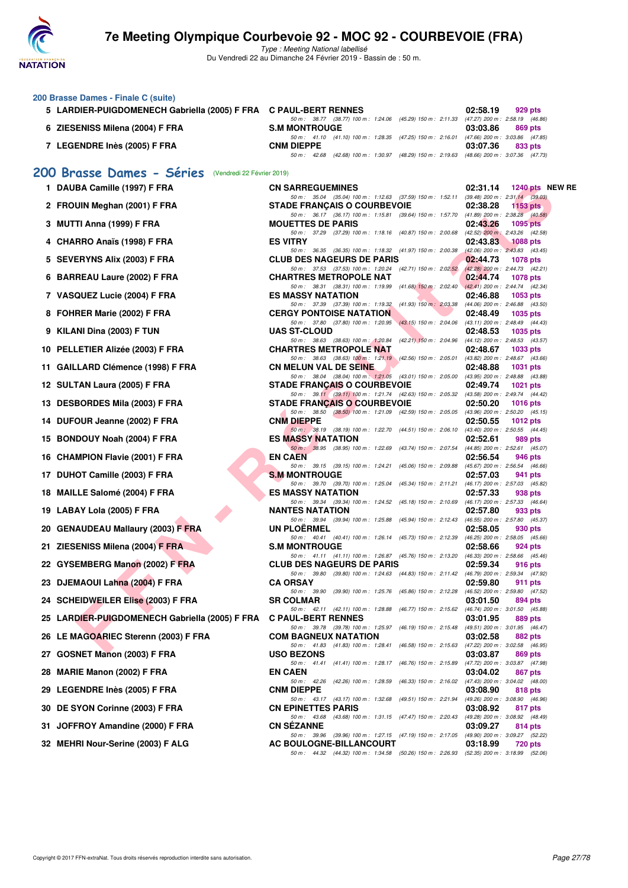### 200 Brasse Dames - Finale C (suite)

| Place | Nom | Club | Temps | Points |
|---|---|---|---|---|
| 5 | LARDIER-PUIGDOMENECH Gabriella (2005) F FRA | C PAUL-BERT RENNES | 02:58.19 | 929 pts |
| | | 50 m : 38.77 (38.77) 100 m : 1:24.06 (45.29) 150 m : 2:11.33 (47.27) 200 m : 2:58.19 (46.86) | | |
| 6 | ZIESENISS Milena (2004) F FRA | S.M MONTROUGE | 03:03.86 | 869 pts |
| | | 50 m : 41.10 (41.10) 100 m : 1:28.35 (47.25) 150 m : 2:16.01 (47.66) 200 m : 3:03.86 (47.85) | | |
| 7 | LEGENDRE Inès (2005) F FRA | CNM DIEPPE | 03:07.36 | 833 pts |
| | | 50 m : 42.68 (42.68) 100 m : 1:30.97 (48.29) 150 m : 2:19.63 (48.66) 200 m : 3:07.36 (47.73) | | |

## 200 Brasse Dames - Séries (Vendredi 22 Février 2019)

| Place | Nom | Club | Temps | Points |
|---|---|---|---|---|
| 1 | DAUBA Camille (1997) F FRA | CN SARREGUEMINES | 02:31.14 | 1240 pts NEW RE |
| | | 50 m : 35.04 (35.04) 100 m : 1:12.63 (37.59) 150 m : 1:52.11 (39.48) 200 m : 2:31.14 (39.03) | | |
| 2 | FROUIN Meghan (2001) F FRA | STADE FRANÇAIS O COURBEVOIE | 02:38.28 | 1153 pts |
| | | 50 m : 36.17 (36.17) 100 m : 1:15.81 (39.64) 150 m : 1:57.70 (41.89) 200 m : 2:38.28 (40.58) | | |
| 3 | MUTTI Anna (1999) F FRA | MOUETTES DE PARIS | 02:43.26 | 1095 pts |
| | | 50 m : 37.29 (37.29) 100 m : 1:18.16 (40.87) 150 m : 2:00.68 (42.52) 200 m : 2:43.26 (42.58) | | |
| 4 | CHARRO Anaïs (1998) F FRA | ES VITRY | 02:43.83 | 1088 pts |
| | | 50 m : 36.35 (36.35) 100 m : 1:18.32 (41.97) 150 m : 2:00.38 (42.06) 200 m : 2:43.83 (43.45) | | |
| 5 | SEVERYNS Alix (2003) F FRA | CLUB DES NAGEURS DE PARIS | 02:44.73 | 1078 pts |
| | | 50 m : 37.53 (37.53) 100 m : 1:20.24 (42.71) 150 m : 2:02.52 (42.28) 200 m : 2:44.73 (42.21) | | |
| 6 | BARREAU Laure (2002) F FRA | CHARTRES METROPOLE NAT | 02:44.74 | 1078 pts |
| | | 50 m : 38.31 (38.31) 100 m : 1:19.99 (41.68) 150 m : 2:02.40 (42.41) 200 m : 2:44.74 (42.34) | | |
| 7 | VASQUEZ Lucie (2004) F FRA | ES MASSY NATATION | 02:46.88 | 1053 pts |
| | | 50 m : 37.39 (37.39) 100 m : 1:19.32 (41.93) 150 m : 2:03.38 (44.06) 200 m : 2:46.88 (43.50) | | |
| 8 | FOHRER Marie (2002) F FRA | CERGY PONTOISE NATATION | 02:48.49 | 1035 pts |
| | | 50 m : 37.80 (37.80) 100 m : 1:20.95 (43.15) 150 m : 2:04.06 (43.11) 200 m : 2:48.49 (44.43) | | |
| 9 | KILANI Dina (2003) F TUN | UAS ST-CLOUD | 02:48.53 | 1035 pts |
| | | 50 m : 38.63 (38.63) 100 m : 1:20.84 (42.21) 150 m : 2:04.96 (44.12) 200 m : 2:48.53 (43.57) | | |
| 10 | PELLETIER Alizée (2003) F FRA | CHARTRES METROPOLE NAT | 02:48.67 | 1033 pts |
| | | 50 m : 38.63 (38.63) 100 m : 1:21.19 (42.56) 150 m : 2:05.01 (43.82) 200 m : 2:48.67 (43.66) | | |
| 11 | GAILLARD Clémence (1998) F FRA | CN MELUN VAL DE SEINE | 02:48.88 | 1031 pts |
| | | 50 m : 38.04 (38.04) 100 m : 1:21.05 (43.01) 150 m : 2:05.00 (43.95) 200 m : 2:48.88 (43.88) | | |
| 12 | SULTAN Laura (2005) F FRA | STADE FRANÇAIS O COURBEVOIE | 02:49.74 | 1021 pts |
| | | 50 m : 39.11 (39.11) 100 m : 1:21.74 (42.63) 150 m : 2:05.32 (43.58) 200 m : 2:49.74 (44.42) | | |
| 13 | DESBORDES Mila (2003) F FRA | STADE FRANÇAIS O COURBEVOIE | 02:50.20 | 1016 pts |
| | | 50 m : 38.50 (38.50) 100 m : 1:21.09 (42.59) 150 m : 2:05.05 (43.96) 200 m : 2:50.20 (45.15) | | |
| 14 | DUFOUR Jeanne (2002) F FRA | CNM DIEPPE | 02:50.55 | 1012 pts |
| | | 50 m : 38.19 (38.19) 100 m : 1:22.70 (44.51) 150 m : 2:06.10 (43.40) 200 m : 2:50.55 (44.45) | | |
| 15 | BONDOUY Noah (2004) F FRA | ES MASSY NATATION | 02:52.61 | 989 pts |
| | | 50 m : 38.95 (38.95) 100 m : 1:22.69 (43.74) 150 m : 2:07.54 (44.85) 200 m : 2:52.61 (45.07) | | |
| 16 | CHAMPION Flavie (2001) F FRA | EN CAEN | 02:56.54 | 946 pts |
| | | 50 m : 39.15 (39.15) 100 m : 1:24.21 (45.06) 150 m : 2:09.88 (45.67) 200 m : 2:56.54 (46.66) | | |
| 17 | DUHOT Camille (2003) F FRA | S.M MONTROUGE | 02:57.03 | 941 pts |
| | | 50 m : 39.70 (39.70) 100 m : 1:25.04 (45.34) 150 m : 2:11.21 (46.17) 200 m : 2:57.03 (45.82) | | |
| 18 | MAILLE Salomé (2004) F FRA | ES MASSY NATATION | 02:57.33 | 938 pts |
| | | 50 m : 39.34 (39.34) 100 m : 1:24.52 (45.18) 150 m : 2:10.69 (46.17) 200 m : 2:57.33 (46.64) | | |
| 19 | LABAY Lola (2005) F FRA | NANTES NATATION | 02:57.80 | 933 pts |
| | | 50 m : 39.94 (39.94) 100 m : 1:25.88 (45.94) 150 m : 2:12.43 (46.55) 200 m : 2:57.80 (45.37) | | |
| 20 | GENAUDEAU Mallaury (2003) F FRA | UN PLOËRMEL | 02:58.05 | 930 pts |
| | | 50 m : 40.41 (40.41) 100 m : 1:26.14 (45.73) 150 m : 2:12.39 (46.25) 200 m : 2:58.05 (45.66) | | |
| 21 | ZIESENISS Milena (2004) F FRA | S.M MONTROUGE | 02:58.66 | 924 pts |
| | | 50 m : 41.11 (41.11) 100 m : 1:26.87 (45.76) 150 m : 2:13.20 (46.33) 200 m : 2:58.66 (45.46) | | |
| 22 | GYSEMBERG Manon (2002) F FRA | CLUB DES NAGEURS DE PARIS | 02:59.34 | 916 pts |
| | | 50 m : 39.80 (39.80) 100 m : 1:24.63 (44.83) 150 m : 2:11.42 (46.79) 200 m : 2:59.34 (47.92) | | |
| 23 | DJEMAOUI Lahna (2004) F FRA | CA ORSAY | 02:59.80 | 911 pts |
| | | 50 m : 39.90 (39.90) 100 m : 1:25.76 (45.86) 150 m : 2:12.28 (46.52) 200 m : 2:59.80 (47.52) | | |
| 24 | SCHEIDWEILER Elise (2003) F FRA | SR COLMAR | 03:01.50 | 894 pts |
| | | 50 m : 42.11 (42.11) 100 m : 1:28.88 (46.77) 150 m : 2:15.62 (46.74) 200 m : 3:01.50 (45.88) | | |
| 25 | LARDIER-PUIGDOMENECH Gabriella (2005) F FRA | C PAUL-BERT RENNES | 03:01.95 | 889 pts |
| | | 50 m : 39.78 (39.78) 100 m : 1:25.97 (46.19) 150 m : 2:15.48 (49.51) 200 m : 3:01.95 (46.47) | | |
| 26 | LE MAGOARIEC Sterenn (2003) F FRA | COM BAGNEUX NATATION | 03:02.58 | 882 pts |
| | | 50 m : 41.83 (41.83) 100 m : 1:28.41 (46.58) 150 m : 2:15.63 (47.22) 200 m : 3:02.58 (46.95) | | |
| 27 | GOSNET Manon (2003) F FRA | USO BEZONS | 03:03.87 | 869 pts |
| | | 50 m : 41.41 (41.41) 100 m : 1:28.17 (46.76) 150 m : 2:15.89 (47.72) 200 m : 3:03.87 (47.98) | | |
| 28 | MARIE Manon (2002) F FRA | EN CAEN | 03:04.02 | 867 pts |
| | | 50 m : 42.26 (42.26) 100 m : 1:28.59 (46.33) 150 m : 2:16.02 (47.43) 200 m : 3:04.02 (48.00) | | |
| 29 | LEGENDRE Inès (2005) F FRA | CNM DIEPPE | 03:08.90 | 818 pts |
| | | 50 m : 43.17 (43.17) 100 m : 1:32.68 (49.51) 150 m : 2:21.94 (49.26) 200 m : 3:08.90 (46.96) | | |
| 30 | DE SYON Corinne (2003) F FRA | CN EPINETTES PARIS | 03:08.92 | 817 pts |
| | | 50 m : 43.68 (43.68) 100 m : 1:31.15 (47.47) 150 m : 2:20.43 (49.28) 200 m : 3:08.92 (48.49) | | |
| 31 | JOFFROY Amandine (2000) F FRA | CN SÉZANNE | 03:09.27 | 814 pts |
| | | 50 m : 39.96 (39.96) 100 m : 1:27.15 (47.19) 150 m : 2:17.05 (49.90) 200 m : 3:09.27 (52.22) | | |
| 32 | MEHRI Nour-Serine (2003) F ALG | AC BOULOGNE-BILLANCOURT | 03:18.99 | 720 pts |
| | | 50 m : 44.32 (44.32) 100 m : 1:34.58 (50.26) 150 m : 2:26.93 (52.35) 200 m : 3:18.99 (52.06) | | |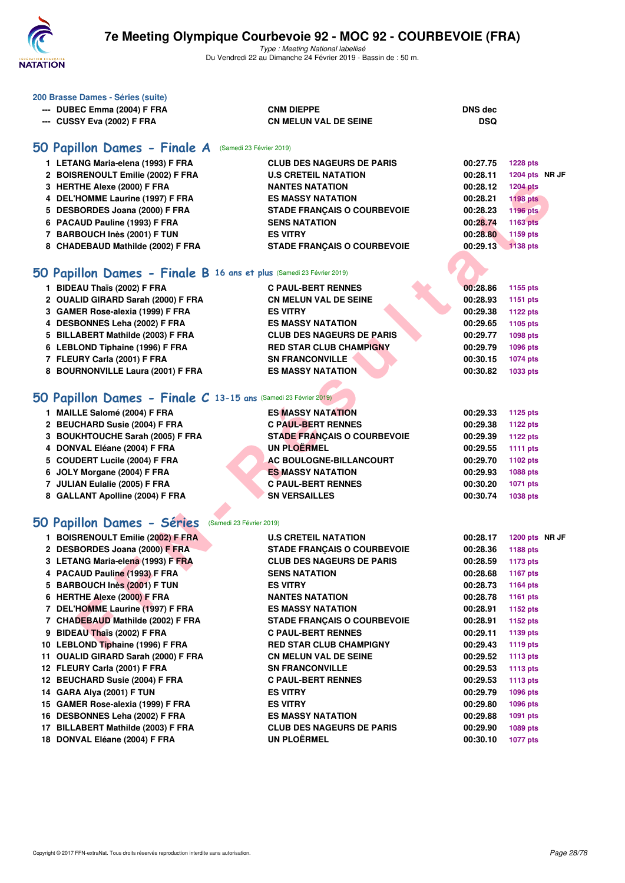# 7e Meeting Olympique Courbevoie 92 - MOC 92 - COURBEVOIE (FRA)

*Type : Meeting National labellisé*
Du Vendredi 22 au Dimanche 24 Février 2019 - Bassin de : 50 m.

### 200 Brasse Dames - Séries (suite)

| | | | | |
|---|---|---|---|---|
| --- | DUBEC Emma (2004) F FRA | CNM DIEPPE | DNS dec | |
| --- | CUSSY Eva (2002) F FRA | CN MELUN VAL DE SEINE | DSQ | |

## 50 Papillon Dames - Finale A (Samedi 23 Février 2019)

| | | | | |
|---|---|---|---|---|
| 1 | LETANG Maria-elena (1993) F FRA | CLUB DES NAGEURS DE PARIS | 00:27.75 | 1228 pts |
| 2 | BOISRENOULT Emilie (2002) F FRA | U.S CRETEIL NATATION | 00:28.11 | 1204 pts NR JF |
| 3 | HERTHE Alexe (2000) F FRA | NANTES NATATION | 00:28.12 | 1204 pts |
| 4 | DEL'HOMME Laurine (1997) F FRA | ES MASSY NATATION | 00:28.21 | 1198 pts |
| 5 | DESBORDES Joana (2000) F FRA | STADE FRANÇAIS O COURBEVOIE | 00:28.23 | 1196 pts |
| 6 | PACAUD Pauline (1993) F FRA | SENS NATATION | 00:28.74 | 1163 pts |
| 7 | BARBOUCH Inès (2001) F TUN | ES VITRY | 00:28.80 | 1159 pts |
| 8 | CHADEBAUD Mathilde (2002) F FRA | STADE FRANÇAIS O COURBEVOIE | 00:29.13 | 1138 pts |

## 50 Papillon Dames - Finale B 16 ans et plus (Samedi 23 Février 2019)

| | | | | |
|---|---|---|---|---|
| 1 | BIDEAU Thaïs (2002) F FRA | C PAUL-BERT RENNES | 00:28.86 | 1155 pts |
| 2 | OUALID GIRARD Sarah (2000) F FRA | CN MELUN VAL DE SEINE | 00:28.93 | 1151 pts |
| 3 | GAMER Rose-alexia (1999) F FRA | ES VITRY | 00:29.38 | 1122 pts |
| 4 | DESBONNES Leha (2002) F FRA | ES MASSY NATATION | 00:29.65 | 1105 pts |
| 5 | BILLABERT Mathilde (2003) F FRA | CLUB DES NAGEURS DE PARIS | 00:29.77 | 1098 pts |
| 6 | LEBLOND Tiphaine (1996) F FRA | RED STAR CLUB CHAMPIGNY | 00:29.79 | 1096 pts |
| 7 | FLEURY Carla (2001) F FRA | SN FRANCONVILLE | 00:30.15 | 1074 pts |
| 8 | BOURNONVILLE Laura (2001) F FRA | ES MASSY NATATION | 00:30.82 | 1033 pts |

## 50 Papillon Dames - Finale C 13-15 ans (Samedi 23 Février 2019)

| | | | | |
|---|---|---|---|---|
| 1 | MAILLE Salomé (2004) F FRA | ES MASSY NATATION | 00:29.33 | 1125 pts |
| 2 | BEUCHARD Susie (2004) F FRA | C PAUL-BERT RENNES | 00:29.38 | 1122 pts |
| 3 | BOUKHTOUCHE Sarah (2005) F FRA | STADE FRANÇAIS O COURBEVOIE | 00:29.39 | 1122 pts |
| 4 | DONVAL Eléane (2004) F FRA | UN PLOËRMEL | 00:29.55 | 1111 pts |
| 5 | COUDERT Lucile (2004) F FRA | AC BOULOGNE-BILLANCOURT | 00:29.70 | 1102 pts |
| 6 | JOLY Morgane (2004) F FRA | ES MASSY NATATION | 00:29.93 | 1088 pts |
| 7 | JULIAN Eulalie (2005) F FRA | C PAUL-BERT RENNES | 00:30.20 | 1071 pts |
| 8 | GALLANT Apolline (2004) F FRA | SN VERSAILLES | 00:30.74 | 1038 pts |

## 50 Papillon Dames - Séries (Samedi 23 Février 2019)

| | | | | |
|---|---|---|---|---|
| 1 | BOISRENOULT Emilie (2002) F FRA | U.S CRETEIL NATATION | 00:28.17 | 1200 pts NR JF |
| 2 | DESBORDES Joana (2000) F FRA | STADE FRANÇAIS O COURBEVOIE | 00:28.36 | 1188 pts |
| 3 | LETANG Maria-elena (1993) F FRA | CLUB DES NAGEURS DE PARIS | 00:28.59 | 1173 pts |
| 4 | PACAUD Pauline (1993) F FRA | SENS NATATION | 00:28.68 | 1167 pts |
| 5 | BARBOUCH Inès (2001) F TUN | ES VITRY | 00:28.73 | 1164 pts |
| 6 | HERTHE Alexe (2000) F FRA | NANTES NATATION | 00:28.78 | 1161 pts |
| 7 | DEL'HOMME Laurine (1997) F FRA | ES MASSY NATATION | 00:28.91 | 1152 pts |
| 7 | CHADEBAUD Mathilde (2002) F FRA | STADE FRANÇAIS O COURBEVOIE | 00:28.91 | 1152 pts |
| 9 | BIDEAU Thaïs (2002) F FRA | C PAUL-BERT RENNES | 00:29.11 | 1139 pts |
| 10 | LEBLOND Tiphaine (1996) F FRA | RED STAR CLUB CHAMPIGNY | 00:29.43 | 1119 pts |
| 11 | OUALID GIRARD Sarah (2000) F FRA | CN MELUN VAL DE SEINE | 00:29.52 | 1113 pts |
| 12 | FLEURY Carla (2001) F FRA | SN FRANCONVILLE | 00:29.53 | 1113 pts |
| 12 | BEUCHARD Susie (2004) F FRA | C PAUL-BERT RENNES | 00:29.53 | 1113 pts |
| 14 | GARA Alya (2001) F TUN | ES VITRY | 00:29.79 | 1096 pts |
| 15 | GAMER Rose-alexia (1999) F FRA | ES VITRY | 00:29.80 | 1096 pts |
| 16 | DESBONNES Leha (2002) F FRA | ES MASSY NATATION | 00:29.88 | 1091 pts |
| 17 | BILLABERT Mathilde (2003) F FRA | CLUB DES NAGEURS DE PARIS | 00:29.90 | 1089 pts |
| 18 | DONVAL Eléane (2004) F FRA | UN PLOËRMEL | 00:30.10 | 1077 pts |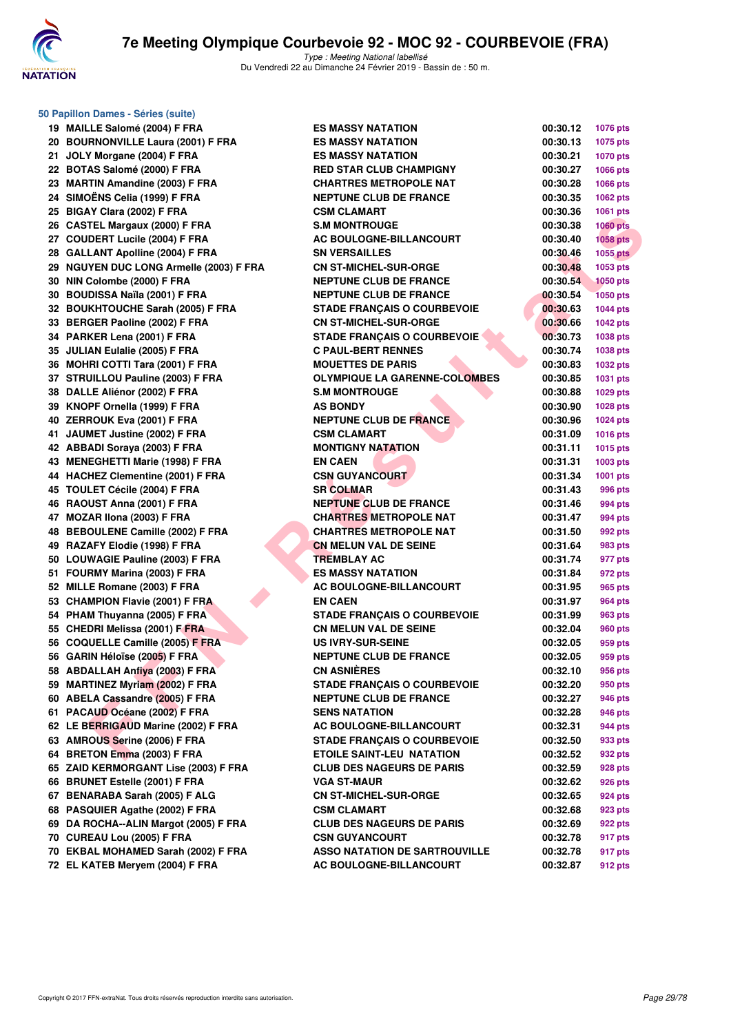### 50 Papillon Dames - Séries (suite)

| | | | | |
|---|---|---|---|---|
| 19 | MAILLE Salomé (2004) F FRA | ES MASSY NATATION | 00:30.12 | 1076 pts |
| 20 | BOURNONVILLE Laura (2001) F FRA | ES MASSY NATATION | 00:30.13 | 1075 pts |
| 21 | JOLY Morgane (2004) F FRA | ES MASSY NATATION | 00:30.21 | 1070 pts |
| 22 | BOTAS Salomé (2000) F FRA | RED STAR CLUB CHAMPIGNY | 00:30.27 | 1066 pts |
| 23 | MARTIN Amandine (2003) F FRA | CHARTRES METROPOLE NAT | 00:30.28 | 1066 pts |
| 24 | SIMOËNS Celia (1999) F FRA | NEPTUNE CLUB DE FRANCE | 00:30.35 | 1062 pts |
| 25 | BIGAY Clara (2002) F FRA | CSM CLAMART | 00:30.36 | 1061 pts |
| 26 | CASTEL Margaux (2000) F FRA | S.M MONTROUGE | 00:30.38 | 1060 pts |
| 27 | COUDERT Lucile (2004) F FRA | AC BOULOGNE-BILLANCOURT | 00:30.40 | 1058 pts |
| 28 | GALLANT Apolline (2004) F FRA | SN VERSAILLES | 00:30.46 | 1055 pts |
| 29 | NGUYEN DUC LONG Armelle (2003) F FRA | CN ST-MICHEL-SUR-ORGE | 00:30.48 | 1053 pts |
| 30 | NIN Colombe (2000) F FRA | NEPTUNE CLUB DE FRANCE | 00:30.54 | 1050 pts |
| 30 | BOUDISSA Naïla (2001) F FRA | NEPTUNE CLUB DE FRANCE | 00:30.54 | 1050 pts |
| 32 | BOUKHTOUCHE Sarah (2005) F FRA | STADE FRANÇAIS O COURBEVOIE | 00:30.63 | 1044 pts |
| 33 | BERGER Paoline (2002) F FRA | CN ST-MICHEL-SUR-ORGE | 00:30.66 | 1042 pts |
| 34 | PARKER Lena (2001) F FRA | STADE FRANÇAIS O COURBEVOIE | 00:30.73 | 1038 pts |
| 35 | JULIAN Eulalie (2005) F FRA | C PAUL-BERT RENNES | 00:30.74 | 1038 pts |
| 36 | MOHRI COTTI Tara (2001) F FRA | MOUETTES DE PARIS | 00:30.83 | 1032 pts |
| 37 | STRUILLOU Pauline (2003) F FRA | OLYMPIQUE LA GARENNE-COLOMBES | 00:30.85 | 1031 pts |
| 38 | DALLE Aliénor (2002) F FRA | S.M MONTROUGE | 00:30.88 | 1029 pts |
| 39 | KNOPF Ornella (1999) F FRA | AS BONDY | 00:30.90 | 1028 pts |
| 40 | ZERROUK Eva (2001) F FRA | NEPTUNE CLUB DE FRANCE | 00:30.96 | 1024 pts |
| 41 | JAUMET Justine (2002) F FRA | CSM CLAMART | 00:31.09 | 1016 pts |
| 42 | ABBADI Soraya (2003) F FRA | MONTIGNY NATATION | 00:31.11 | 1015 pts |
| 43 | MENEGHETTI Marie (1998) F FRA | EN CAEN | 00:31.31 | 1003 pts |
| 44 | HACHEZ Clementine (2001) F FRA | CSN GUYANCOURT | 00:31.34 | 1001 pts |
| 45 | TOULET Cécile (2004) F FRA | SR COLMAR | 00:31.43 | 996 pts |
| 46 | RAOUST Anna (2001) F FRA | NEPTUNE CLUB DE FRANCE | 00:31.46 | 994 pts |
| 47 | MOZAR Ilona (2003) F FRA | CHARTRES METROPOLE NAT | 00:31.47 | 994 pts |
| 48 | BEBOULENE Camille (2002) F FRA | CHARTRES METROPOLE NAT | 00:31.50 | 992 pts |
| 49 | RAZAFY Elodie (1998) F FRA | CN MELUN VAL DE SEINE | 00:31.64 | 983 pts |
| 50 | LOUWAGIE Pauline (2003) F FRA | TREMBLAY AC | 00:31.74 | 977 pts |
| 51 | FOURMY Marina (2003) F FRA | ES MASSY NATATION | 00:31.84 | 972 pts |
| 52 | MILLE Romane (2003) F FRA | AC BOULOGNE-BILLANCOURT | 00:31.95 | 965 pts |
| 53 | CHAMPION Flavie (2001) F FRA | EN CAEN | 00:31.97 | 964 pts |
| 54 | PHAM Thuyanna (2005) F FRA | STADE FRANÇAIS O COURBEVOIE | 00:31.99 | 963 pts |
| 55 | CHEDRI Melissa (2001) F FRA | CN MELUN VAL DE SEINE | 00:32.04 | 960 pts |
| 56 | COQUELLE Camille (2005) F FRA | US IVRY-SUR-SEINE | 00:32.05 | 959 pts |
| 56 | GARIN Héloïse (2005) F FRA | NEPTUNE CLUB DE FRANCE | 00:32.05 | 959 pts |
| 58 | ABDALLAH Anfiya (2003) F FRA | CN ASNIÈRES | 00:32.10 | 956 pts |
| 59 | MARTINEZ Myriam (2002) F FRA | STADE FRANÇAIS O COURBEVOIE | 00:32.20 | 950 pts |
| 60 | ABELA Cassandre (2005) F FRA | NEPTUNE CLUB DE FRANCE | 00:32.27 | 946 pts |
| 61 | PACAUD Océane (2002) F FRA | SENS NATATION | 00:32.28 | 946 pts |
| 62 | LE BERRIGAUD Marine (2002) F FRA | AC BOULOGNE-BILLANCOURT | 00:32.31 | 944 pts |
| 63 | AMROUS Serine (2006) F FRA | STADE FRANÇAIS O COURBEVOIE | 00:32.50 | 933 pts |
| 64 | BRETON Emma (2003) F FRA | ETOILE SAINT-LEU NATATION | 00:32.52 | 932 pts |
| 65 | ZAID KERMORGANT Lise (2003) F FRA | CLUB DES NAGEURS DE PARIS | 00:32.59 | 928 pts |
| 66 | BRUNET Estelle (2001) F FRA | VGA ST-MAUR | 00:32.62 | 926 pts |
| 67 | BENARABA Sarah (2005) F ALG | CN ST-MICHEL-SUR-ORGE | 00:32.65 | 924 pts |
| 68 | PASQUIER Agathe (2002) F FRA | CSM CLAMART | 00:32.68 | 923 pts |
| 69 | DA ROCHA--ALIN Margot (2005) F FRA | CLUB DES NAGEURS DE PARIS | 00:32.69 | 922 pts |
| 70 | CUREAU Lou (2005) F FRA | CSN GUYANCOURT | 00:32.78 | 917 pts |
| 70 | EKBAL MOHAMED Sarah (2002) F FRA | ASSO NATATION DE SARTROUVILLE | 00:32.78 | 917 pts |
| 72 | EL KATEB Meryem (2004) F FRA | AC BOULOGNE-BILLANCOURT | 00:32.87 | 912 pts |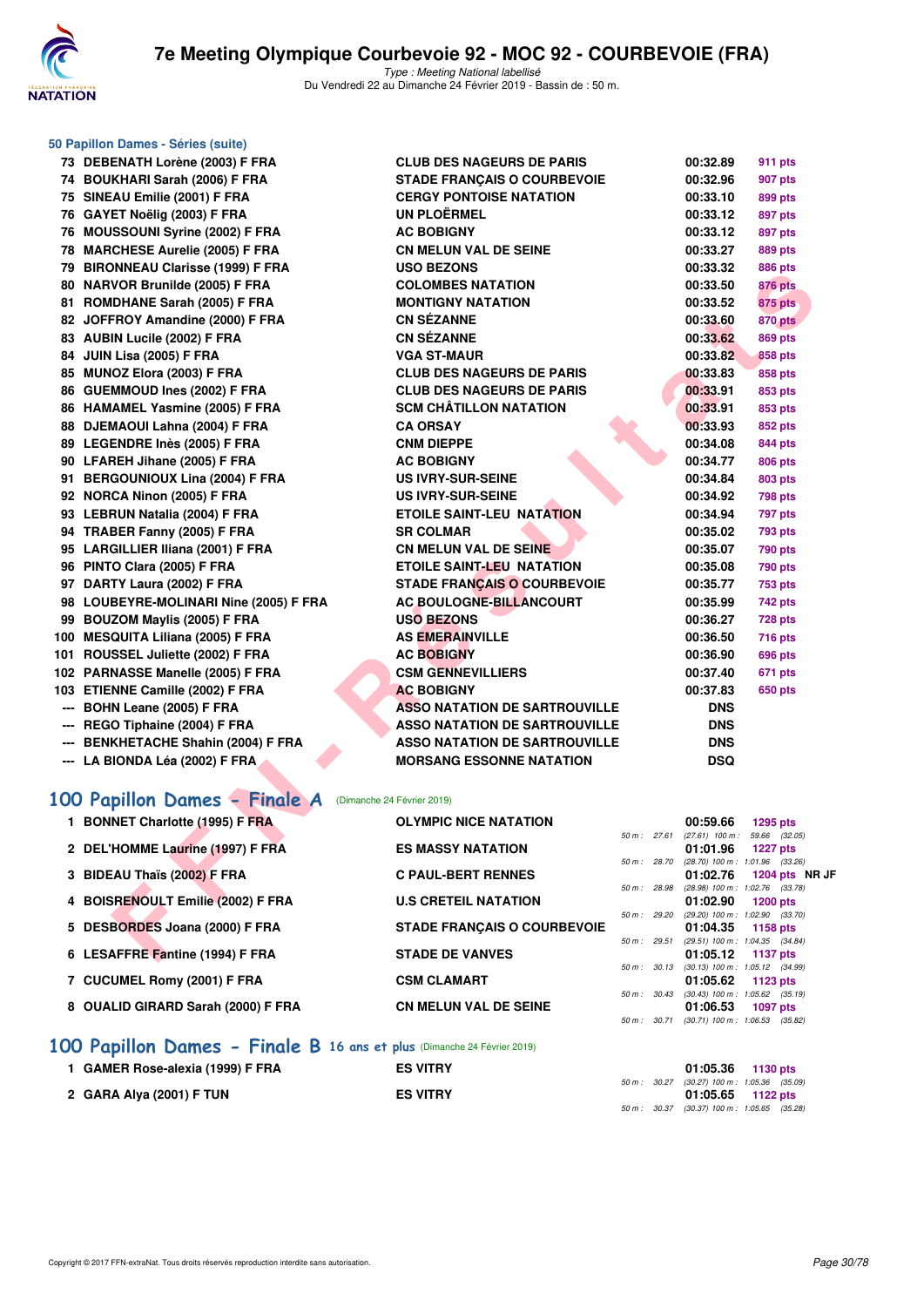### 50 Papillon Dames - Séries (suite)

| | | | | |
|---|---|---|---|---|
| 73 | DEBENATH Lorène (2003) F FRA | CLUB DES NAGEURS DE PARIS | 00:32.89 | 911 pts |
| 74 | BOUKHARI Sarah (2006) F FRA | STADE FRANÇAIS O COURBEVOIE | 00:32.96 | 907 pts |
| 75 | SINEAU Emilie (2001) F FRA | CERGY PONTOISE NATATION | 00:33.10 | 899 pts |
| 76 | GAYET Noëlig (2003) F FRA | UN PLOËRMEL | 00:33.12 | 897 pts |
| 76 | MOUSSOUNI Syrine (2002) F FRA | AC BOBIGNY | 00:33.12 | 897 pts |
| 78 | MARCHESE Aurelie (2005) F FRA | CN MELUN VAL DE SEINE | 00:33.27 | 889 pts |
| 79 | BIRONNEAU Clarisse (1999) F FRA | USO BEZONS | 00:33.32 | 886 pts |
| 80 | NARVOR Brunilde (2005) F FRA | COLOMBES NATATION | 00:33.50 | 876 pts |
| 81 | ROMDHANE Sarah (2005) F FRA | MONTIGNY NATATION | 00:33.52 | 875 pts |
| 82 | JOFFROY Amandine (2000) F FRA | CN SÉZANNE | 00:33.60 | 870 pts |
| 83 | AUBIN Lucile (2002) F FRA | CN SÉZANNE | 00:33.62 | 869 pts |
| 84 | JUIN Lisa (2005) F FRA | VGA ST-MAUR | 00:33.82 | 858 pts |
| 85 | MUNOZ Elora (2003) F FRA | CLUB DES NAGEURS DE PARIS | 00:33.83 | 858 pts |
| 86 | GUEMMOUD Ines (2002) F FRA | CLUB DES NAGEURS DE PARIS | 00:33.91 | 853 pts |
| 86 | HAMAMEL Yasmine (2005) F FRA | SCM CHÂTILLON NATATION | 00:33.91 | 853 pts |
| 88 | DJEMAOUI Lahna (2004) F FRA | CA ORSAY | 00:33.93 | 852 pts |
| 89 | LEGENDRE Inès (2005) F FRA | CNM DIEPPE | 00:34.08 | 844 pts |
| 90 | LFAREH Jihane (2005) F FRA | AC BOBIGNY | 00:34.77 | 806 pts |
| 91 | BERGOUNIOUX Lina (2004) F FRA | US IVRY-SUR-SEINE | 00:34.84 | 803 pts |
| 92 | NORCA Ninon (2005) F FRA | US IVRY-SUR-SEINE | 00:34.92 | 798 pts |
| 93 | LEBRUN Natalia (2004) F FRA | ETOILE SAINT-LEU NATATION | 00:34.94 | 797 pts |
| 94 | TRABER Fanny (2005) F FRA | SR COLMAR | 00:35.02 | 793 pts |
| 95 | LARGILLIER Iliana (2001) F FRA | CN MELUN VAL DE SEINE | 00:35.07 | 790 pts |
| 96 | PINTO Clara (2005) F FRA | ETOILE SAINT-LEU NATATION | 00:35.08 | 790 pts |
| 97 | DARTY Laura (2002) F FRA | STADE FRANÇAIS O COURBEVOIE | 00:35.77 | 753 pts |
| 98 | LOUBEYRE-MOLINARI Nine (2005) F FRA | AC BOULOGNE-BILLANCOURT | 00:35.99 | 742 pts |
| 99 | BOUZOM Maylis (2005) F FRA | USO BEZONS | 00:36.27 | 728 pts |
| 100 | MESQUITA Liliana (2005) F FRA | AS EMERAINVILLE | 00:36.50 | 716 pts |
| 101 | ROUSSEL Juliette (2002) F FRA | AC BOBIGNY | 00:36.90 | 696 pts |
| 102 | PARNASSE Manelle (2005) F FRA | CSM GENNEVILLIERS | 00:37.40 | 671 pts |
| 103 | ETIENNE Camille (2002) F FRA | AC BOBIGNY | 00:37.83 | 650 pts |
| --- | BOHN Leane (2005) F FRA | ASSO NATATION DE SARTROUVILLE | DNS | |
| --- | REGO Tiphaine (2004) F FRA | ASSO NATATION DE SARTROUVILLE | DNS | |
| --- | BENKHETACHE Shahin (2004) F FRA | ASSO NATATION DE SARTROUVILLE | DNS | |
| --- | LA BIONDA Léa (2002) F FRA | MORSANG ESSONNE NATATION | DSQ | |

## 100 Papillon Dames - Finale A (Dimanche 24 Février 2019)

| | | | | |
|---|---|---|---|---|
| 1 | BONNET Charlotte (1995) F FRA | OLYMPIC NICE NATATION | 00:59.66 | 1295 pts |
| | | 50 m : 27.61 (27.61) 100 m : 59.66 (32.05) | | |
| 2 | DEL'HOMME Laurine (1997) F FRA | ES MASSY NATATION | 01:01.96 | 1227 pts |
| | | 50 m : 28.70 (28.70) 100 m : 1:01.96 (33.26) | | |
| 3 | BIDEAU Thaïs (2002) F FRA | C PAUL-BERT RENNES | 01:02.76 | 1204 pts NR JF |
| | | 50 m : 28.98 (28.98) 100 m : 1:02.76 (33.78) | | |
| 4 | BOISRENOULT Emilie (2002) F FRA | U.S CRETEIL NATATION | 01:02.90 | 1200 pts |
| | | 50 m : 29.20 (29.20) 100 m : 1:02.90 (33.70) | | |
| 5 | DESBORDES Joana (2000) F FRA | STADE FRANÇAIS O COURBEVOIE | 01:04.35 | 1158 pts |
| | | 50 m : 29.51 (29.51) 100 m : 1:04.35 (34.84) | | |
| 6 | LESAFFRE Fantine (1994) F FRA | STADE DE VANVES | 01:05.12 | 1137 pts |
| | | 50 m : 30.13 (30.13) 100 m : 1:05.12 (34.99) | | |
| 7 | CUCUMEL Romy (2001) F FRA | CSM CLAMART | 01:05.62 | 1123 pts |
| | | 50 m : 30.43 (30.43) 100 m : 1:05.62 (35.19) | | |
| 8 | OUALID GIRARD Sarah (2000) F FRA | CN MELUN VAL DE SEINE | 01:06.53 | 1097 pts |
| | | 50 m : 30.71 (30.71) 100 m : 1:06.53 (35.82) | | |

## 100 Papillon Dames - Finale B 16 ans et plus (Dimanche 24 Février 2019)

| | | | | |
|---|---|---|---|---|
| 1 | GAMER Rose-alexia (1999) F FRA | ES VITRY | 01:05.36 | 1130 pts |
| | | 50 m : 30.27 (30.27) 100 m : 1:05.36 (35.09) | | |
| 2 | GARA Alya (2001) F TUN | ES VITRY | 01:05.65 | 1122 pts |
| | | 50 m : 30.37 (30.37) 100 m : 1:05.65 (35.28) | | |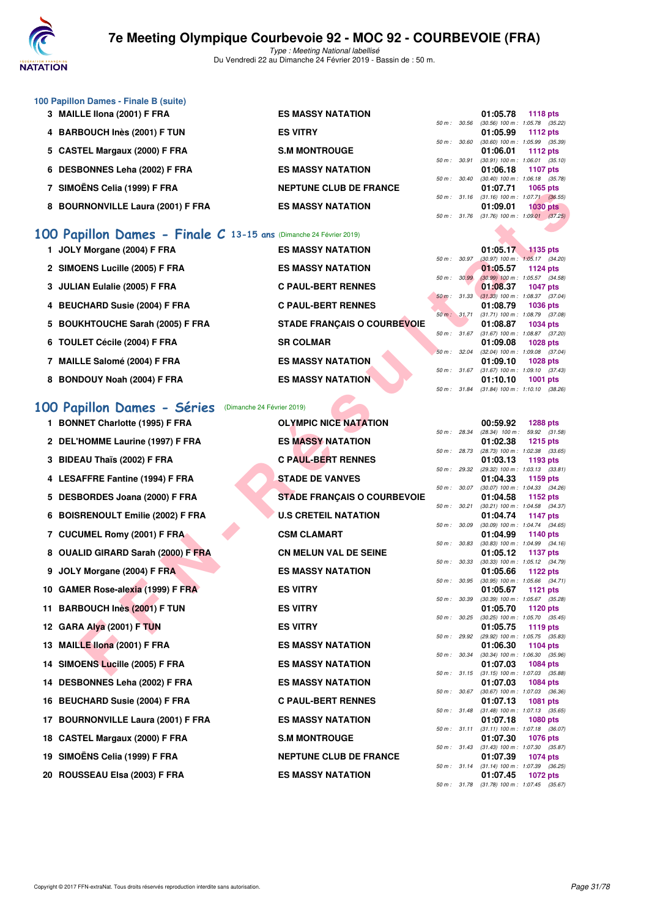### 100 Papillon Dames - Finale B (suite)

| Rang | Nom | Club | Temps | Points | Splits |
|---|---|---|---|---|---|
| 3 | MAILLE Ilona (2001) F FRA | ES MASSY NATATION | 01:05.78 | 1118 pts | 50 m : 30.56 (30.56) 100 m : 1:05.78 (35.22) |
| 4 | BARBOUCH Inès (2001) F TUN | ES VITRY | 01:05.99 | 1112 pts | 50 m : 30.60 (30.60) 100 m : 1:05.99 (35.39) |
| 5 | CASTEL Margaux (2000) F FRA | S.M MONTROUGE | 01:06.01 | 1112 pts | 50 m : 30.91 (30.91) 100 m : 1:06.01 (35.10) |
| 6 | DESBONNES Leha (2002) F FRA | ES MASSY NATATION | 01:06.18 | 1107 pts | 50 m : 30.40 (30.40) 100 m : 1:06.18 (35.78) |
| 7 | SIMOËNS Celia (1999) F FRA | NEPTUNE CLUB DE FRANCE | 01:07.71 | 1065 pts | 50 m : 31.16 (31.16) 100 m : 1:07.71 (36.55) |
| 8 | BOURNONVILLE Laura (2001) F FRA | ES MASSY NATATION | 01:09.01 | 1030 pts | 50 m : 31.76 (31.76) 100 m : 1:09.01 (37.25) |

## 100 Papillon Dames - Finale C 13-15 ans (Dimanche 24 Février 2019)

| Rang | Nom | Club | Temps | Points | Splits |
|---|---|---|---|---|---|
| 1 | JOLY Morgane (2004) F FRA | ES MASSY NATATION | 01:05.17 | 1135 pts | 50 m : 30.97 (30.97) 100 m : 1:05.17 (34.20) |
| 2 | SIMOENS Lucille (2005) F FRA | ES MASSY NATATION | 01:05.57 | 1124 pts | 50 m : 30.99 (30.99) 100 m : 1:05.57 (34.58) |
| 3 | JULIAN Eulalie (2005) F FRA | C PAUL-BERT RENNES | 01:08.37 | 1047 pts | 50 m : 31.33 (31.33) 100 m : 1:08.37 (37.04) |
| 4 | BEUCHARD Susie (2004) F FRA | C PAUL-BERT RENNES | 01:08.79 | 1036 pts | 50 m : 31.71 (31.71) 100 m : 1:08.79 (37.08) |
| 5 | BOUKHTOUCHE Sarah (2005) F FRA | STADE FRANÇAIS O COURBEVOIE | 01:08.87 | 1034 pts | 50 m : 31.67 (31.67) 100 m : 1:08.87 (37.20) |
| 6 | TOULET Cécile (2004) F FRA | SR COLMAR | 01:09.08 | 1028 pts | 50 m : 32.04 (32.04) 100 m : 1:09.08 (37.04) |
| 7 | MAILLE Salomé (2004) F FRA | ES MASSY NATATION | 01:09.10 | 1028 pts | 50 m : 31.67 (31.67) 100 m : 1:09.10 (37.43) |
| 8 | BONDOUY Noah (2004) F FRA | ES MASSY NATATION | 01:10.10 | 1001 pts | 50 m : 31.84 (31.84) 100 m : 1:10.10 (38.26) |

## 100 Papillon Dames - Séries (Dimanche 24 Février 2019)

| Rang | Nom | Club | Temps | Points | Splits |
|---|---|---|---|---|---|
| 1 | BONNET Charlotte (1995) F FRA | OLYMPIC NICE NATATION | 00:59.92 | 1288 pts | 50 m : 28.34 (28.34) 100 m : 59.92 (31.58) |
| 2 | DEL'HOMME Laurine (1997) F FRA | ES MASSY NATATION | 01:02.38 | 1215 pts | 50 m : 28.73 (28.73) 100 m : 1:02.38 (33.65) |
| 3 | BIDEAU Thaïs (2002) F FRA | C PAUL-BERT RENNES | 01:03.13 | 1193 pts | 50 m : 29.32 (29.32) 100 m : 1:03.13 (33.81) |
| 4 | LESAFFRE Fantine (1994) F FRA | STADE DE VANVES | 01:04.33 | 1159 pts | 50 m : 30.07 (30.07) 100 m : 1:04.33 (34.26) |
| 5 | DESBORDES Joana (2000) F FRA | STADE FRANÇAIS O COURBEVOIE | 01:04.58 | 1152 pts | 50 m : 30.21 (30.21) 100 m : 1:04.58 (34.37) |
| 6 | BOISRENOULT Emilie (2002) F FRA | U.S CRETEIL NATATION | 01:04.74 | 1147 pts | 50 m : 30.09 (30.09) 100 m : 1:04.74 (34.65) |
| 7 | CUCUMEL Romy (2001) F FRA | CSM CLAMART | 01:04.99 | 1140 pts | 50 m : 30.83 (30.83) 100 m : 1:04.99 (34.16) |
| 8 | OUALID GIRARD Sarah (2000) F FRA | CN MELUN VAL DE SEINE | 01:05.12 | 1137 pts | 50 m : 30.33 (30.33) 100 m : 1:05.12 (34.79) |
| 9 | JOLY Morgane (2004) F FRA | ES MASSY NATATION | 01:05.66 | 1122 pts | 50 m : 30.95 (30.95) 100 m : 1:05.66 (34.71) |
| 10 | GAMER Rose-alexia (1999) F FRA | ES VITRY | 01:05.67 | 1121 pts | 50 m : 30.39 (30.39) 100 m : 1:05.67 (35.28) |
| 11 | BARBOUCH Inès (2001) F TUN | ES VITRY | 01:05.70 | 1120 pts | 50 m : 30.25 (30.25) 100 m : 1:05.70 (35.45) |
| 12 | GARA Alya (2001) F TUN | ES VITRY | 01:05.75 | 1119 pts | 50 m : 29.92 (29.92) 100 m : 1:05.75 (35.83) |
| 13 | MAILLE Ilona (2001) F FRA | ES MASSY NATATION | 01:06.30 | 1104 pts | 50 m : 30.34 (30.34) 100 m : 1:06.30 (35.96) |
| 14 | SIMOENS Lucille (2005) F FRA | ES MASSY NATATION | 01:07.03 | 1084 pts | 50 m : 31.15 (31.15) 100 m : 1:07.03 (35.88) |
| 14 | DESBONNES Leha (2002) F FRA | ES MASSY NATATION | 01:07.03 | 1084 pts | 50 m : 30.67 (30.67) 100 m : 1:07.03 (36.36) |
| 16 | BEUCHARD Susie (2004) F FRA | C PAUL-BERT RENNES | 01:07.13 | 1081 pts | 50 m : 31.48 (31.48) 100 m : 1:07.13 (35.65) |
| 17 | BOURNONVILLE Laura (2001) F FRA | ES MASSY NATATION | 01:07.18 | 1080 pts | 50 m : 31.11 (31.11) 100 m : 1:07.18 (36.07) |
| 18 | CASTEL Margaux (2000) F FRA | S.M MONTROUGE | 01:07.30 | 1076 pts | 50 m : 31.43 (31.43) 100 m : 1:07.30 (35.87) |
| 19 | SIMOËNS Celia (1999) F FRA | NEPTUNE CLUB DE FRANCE | 01:07.39 | 1074 pts | 50 m : 31.14 (31.14) 100 m : 1:07.39 (36.25) |
| 20 | ROUSSEAU Elsa (2003) F FRA | ES MASSY NATATION | 01:07.45 | 1072 pts | 50 m : 31.78 (31.78) 100 m : 1:07.45 (35.67) |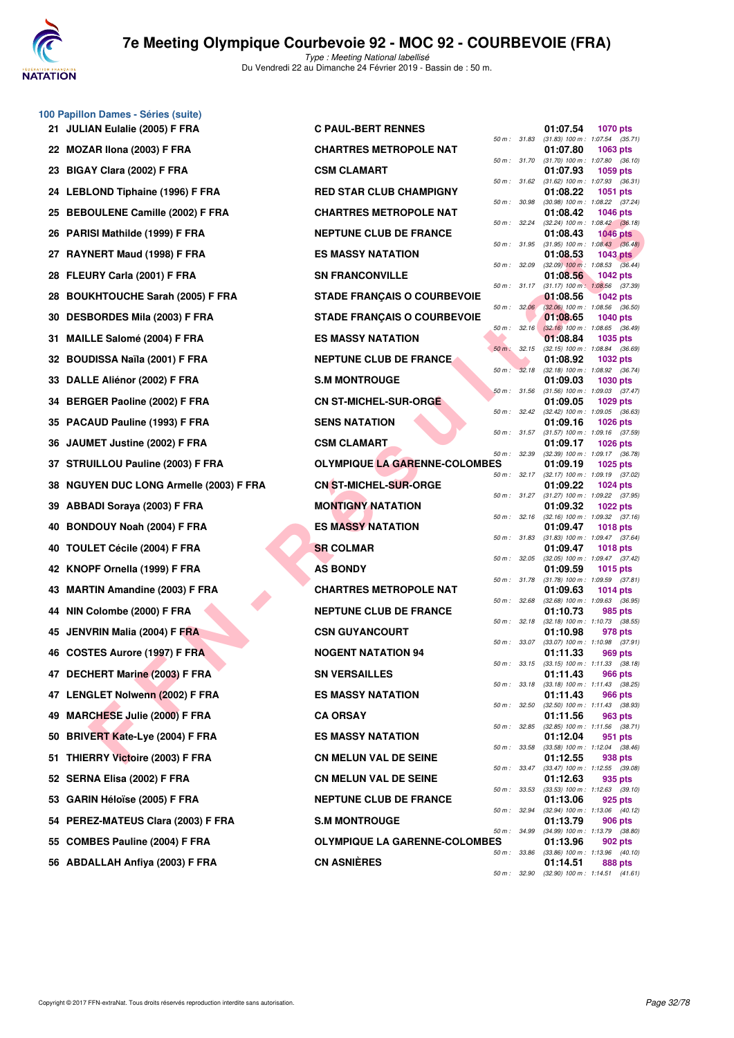# 7e Meeting Olympique Courbevoie 92 - MOC 92 - COURBEVOIE (FRA)

*Type : Meeting National labellisé*

Du Vendredi 22 au Dimanche 24 Février 2019 - Bassin de : 50 m.

## 100 Papillon Dames - Séries (suite)

| Rang | Nom | Club | Temps | Points | Splits |
|---|---|---|---|---|---|
| 21 | JULIAN Eulalie (2005) F FRA | C PAUL-BERT RENNES | 01:07.54 | 1070 pts | 50 m : 31.83 (31.83) 100 m : 1:07.54 (35.71) |
| 22 | MOZAR Ilona (2003) F FRA | CHARTRES METROPOLE NAT | 01:07.80 | 1063 pts | 50 m : 31.70 (31.70) 100 m : 1:07.80 (36.10) |
| 23 | BIGAY Clara (2002) F FRA | CSM CLAMART | 01:07.93 | 1059 pts | 50 m : 31.62 (31.62) 100 m : 1:07.93 (36.31) |
| 24 | LEBLOND Tiphaine (1996) F FRA | RED STAR CLUB CHAMPIGNY | 01:08.22 | 1051 pts | 50 m : 30.98 (30.98) 100 m : 1:08.22 (37.24) |
| 25 | BEBOULENE Camille (2002) F FRA | CHARTRES METROPOLE NAT | 01:08.42 | 1046 pts | 50 m : 32.24 (32.24) 100 m : 1:08.42 (36.18) |
| 26 | PARISI Mathilde (1999) F FRA | NEPTUNE CLUB DE FRANCE | 01:08.43 | 1046 pts | 50 m : 31.95 (31.95) 100 m : 1:08.43 (36.48) |
| 27 | RAYNERT Maud (1998) F FRA | ES MASSY NATATION | 01:08.53 | 1043 pts | 50 m : 32.09 (32.09) 100 m : 1:08.53 (36.44) |
| 28 | FLEURY Carla (2001) F FRA | SN FRANCONVILLE | 01:08.56 | 1042 pts | 50 m : 31.17 (31.17) 100 m : 1:08.56 (37.39) |
| 28 | BOUKHTOUCHE Sarah (2005) F FRA | STADE FRANÇAIS O COURBEVOIE | 01:08.56 | 1042 pts | 50 m : 32.06 (32.06) 100 m : 1:08.56 (36.50) |
| 30 | DESBORDES Mila (2003) F FRA | STADE FRANÇAIS O COURBEVOIE | 01:08.65 | 1040 pts | 50 m : 32.16 (32.16) 100 m : 1:08.65 (36.49) |
| 31 | MAILLE Salomé (2004) F FRA | ES MASSY NATATION | 01:08.84 | 1035 pts | 50 m : 32.15 (32.15) 100 m : 1:08.84 (36.69) |
| 32 | BOUDISSA Naïla (2001) F FRA | NEPTUNE CLUB DE FRANCE | 01:08.92 | 1032 pts | 50 m : 32.18 (32.18) 100 m : 1:08.92 (36.74) |
| 33 | DALLE Aliénor (2002) F FRA | S.M MONTROUGE | 01:09.03 | 1030 pts | 50 m : 31.56 (31.56) 100 m : 1:09.03 (37.47) |
| 34 | BERGER Paoline (2002) F FRA | CN ST-MICHEL-SUR-ORGE | 01:09.05 | 1029 pts | 50 m : 32.42 (32.42) 100 m : 1:09.05 (36.63) |
| 35 | PACAUD Pauline (1993) F FRA | SENS NATATION | 01:09.16 | 1026 pts | 50 m : 31.57 (31.57) 100 m : 1:09.16 (37.59) |
| 36 | JAUMET Justine (2002) F FRA | CSM CLAMART | 01:09.17 | 1026 pts | 50 m : 32.39 (32.39) 100 m : 1:09.17 (36.78) |
| 37 | STRUILLOU Pauline (2003) F FRA | OLYMPIQUE LA GARENNE-COLOMBES | 01:09.19 | 1025 pts | 50 m : 32.17 (32.17) 100 m : 1:09.19 (37.02) |
| 38 | NGUYEN DUC LONG Armelle (2003) F FRA | CN ST-MICHEL-SUR-ORGE | 01:09.22 | 1024 pts | 50 m : 31.27 (31.27) 100 m : 1:09.22 (37.95) |
| 39 | ABBADI Soraya (2003) F FRA | MONTIGNY NATATION | 01:09.32 | 1022 pts | 50 m : 32.16 (32.16) 100 m : 1:09.32 (37.16) |
| 40 | BONDOUY Noah (2004) F FRA | ES MASSY NATATION | 01:09.47 | 1018 pts | 50 m : 31.83 (31.83) 100 m : 1:09.47 (37.64) |
| 40 | TOULET Cécile (2004) F FRA | SR COLMAR | 01:09.47 | 1018 pts | 50 m : 32.05 (32.05) 100 m : 1:09.47 (37.42) |
| 42 | KNOPF Ornella (1999) F FRA | AS BONDY | 01:09.59 | 1015 pts | 50 m : 31.78 (31.78) 100 m : 1:09.59 (37.81) |
| 43 | MARTIN Amandine (2003) F FRA | CHARTRES METROPOLE NAT | 01:09.63 | 1014 pts | 50 m : 32.68 (32.68) 100 m : 1:09.63 (36.95) |
| 44 | NIN Colombe (2000) F FRA | NEPTUNE CLUB DE FRANCE | 01:10.73 | 985 pts | 50 m : 32.18 (32.18) 100 m : 1:10.73 (38.55) |
| 45 | JENVRIN Malia (2004) F FRA | CSN GUYANCOURT | 01:10.98 | 978 pts | 50 m : 33.07 (33.07) 100 m : 1:10.98 (37.91) |
| 46 | COSTES Aurore (1997) F FRA | NOGENT NATATION 94 | 01:11.33 | 969 pts | 50 m : 33.15 (33.15) 100 m : 1:11.33 (38.18) |
| 47 | DECHERT Marine (2003) F FRA | SN VERSAILLES | 01:11.43 | 966 pts | 50 m : 33.18 (33.18) 100 m : 1:11.43 (38.25) |
| 47 | LENGLET Nolwenn (2002) F FRA | ES MASSY NATATION | 01:11.43 | 966 pts | 50 m : 32.50 (32.50) 100 m : 1:11.43 (38.93) |
| 49 | MARCHESE Julie (2000) F FRA | CA ORSAY | 01:11.56 | 963 pts | 50 m : 32.85 (32.85) 100 m : 1:11.56 (38.71) |
| 50 | BRIVERT Kate-Lye (2004) F FRA | ES MASSY NATATION | 01:12.04 | 951 pts | 50 m : 33.58 (33.58) 100 m : 1:12.04 (38.46) |
| 51 | THIERRY Victoire (2003) F FRA | CN MELUN VAL DE SEINE | 01:12.55 | 938 pts | 50 m : 33.47 (33.47) 100 m : 1:12.55 (39.08) |
| 52 | SERNA Elisa (2002) F FRA | CN MELUN VAL DE SEINE | 01:12.63 | 935 pts | 50 m : 33.53 (33.53) 100 m : 1:12.63 (39.10) |
| 53 | GARIN Héloïse (2005) F FRA | NEPTUNE CLUB DE FRANCE | 01:13.06 | 925 pts | 50 m : 32.94 (32.94) 100 m : 1:13.06 (40.12) |
| 54 | PEREZ-MATEUS Clara (2003) F FRA | S.M MONTROUGE | 01:13.79 | 906 pts | 50 m : 34.99 (34.99) 100 m : 1:13.79 (38.80) |
| 55 | COMBES Pauline (2004) F FRA | OLYMPIQUE LA GARENNE-COLOMBES | 01:13.96 | 902 pts | 50 m : 33.86 (33.86) 100 m : 1:13.96 (40.10) |
| 56 | ABDALLAH Anfiya (2003) F FRA | CN ASNIÈRES | 01:14.51 | 888 pts | 50 m : 32.90 (32.90) 100 m : 1:14.51 (41.61) |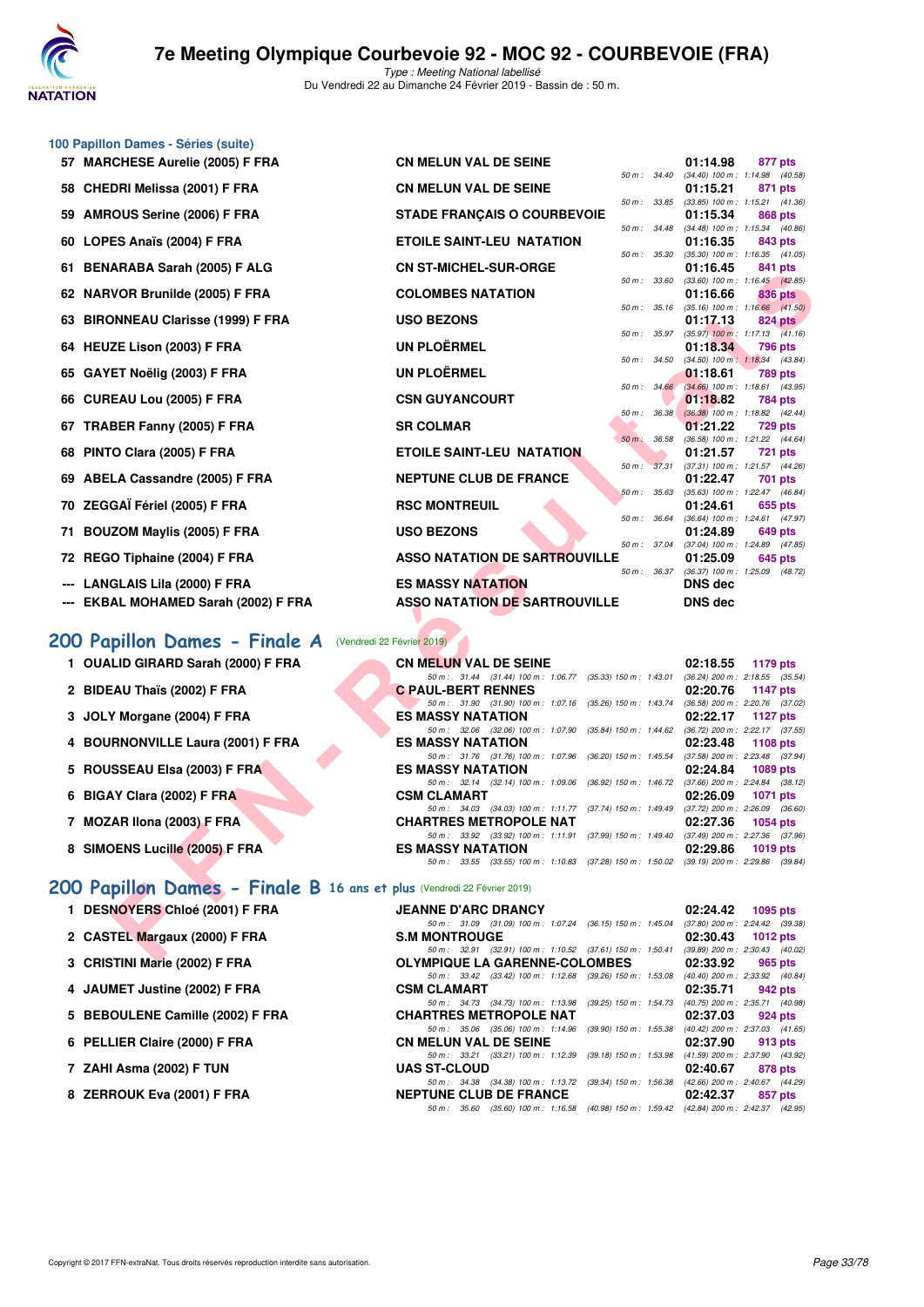# 7e Meeting Olympique Courbevoie 92 - MOC 92 - COURBEVOIE (FRA)

*Type : Meeting National labellisé*

Du Vendredi 22 au Dimanche 24 Février 2019 - Bassin de : 50 m.

## 100 Papillon Dames - Séries (suite)

| Rang | Nom | Club | Temps | Points | Splits |
|---|---|---|---|---|---|
| 57 | MARCHESE Aurelie (2005) F FRA | CN MELUN VAL DE SEINE | 01:14.98 | 877 pts | 50 m : 34.40 (34.40) 100 m : 1:14.98 (40.58) |
| 58 | CHEDRI Melissa (2001) F FRA | CN MELUN VAL DE SEINE | 01:15.21 | 871 pts | 50 m : 33.85 (33.85) 100 m : 1:15.21 (41.36) |
| 59 | AMROUS Serine (2006) F FRA | STADE FRANÇAIS O COURBEVOIE | 01:15.34 | 868 pts | 50 m : 34.48 (34.48) 100 m : 1:15.34 (40.86) |
| 60 | LOPES Anaïs (2004) F FRA | ETOILE SAINT-LEU NATATION | 01:16.35 | 843 pts | 50 m : 35.30 (35.30) 100 m : 1:16.35 (41.05) |
| 61 | BENARABA Sarah (2005) F ALG | CN ST-MICHEL-SUR-ORGE | 01:16.45 | 841 pts | 50 m : 33.60 (33.60) 100 m : 1:16.45 (42.85) |
| 62 | NARVOR Brunilde (2005) F FRA | COLOMBES NATATION | 01:16.66 | 836 pts | 50 m : 35.16 (35.16) 100 m : 1:16.66 (41.50) |
| 63 | BIRONNEAU Clarisse (1999) F FRA | USO BEZONS | 01:17.13 | 824 pts | 50 m : 35.97 (35.97) 100 m : 1:17.13 (41.16) |
| 64 | HEUZE Lison (2003) F FRA | UN PLOËRMEL | 01:18.34 | 796 pts | 50 m : 34.50 (34.50) 100 m : 1:18.34 (43.84) |
| 65 | GAYET Noëlig (2003) F FRA | UN PLOËRMEL | 01:18.61 | 789 pts | 50 m : 34.66 (34.66) 100 m : 1:18.61 (43.95) |
| 66 | CUREAU Lou (2005) F FRA | CSN GUYANCOURT | 01:18.82 | 784 pts | 50 m : 36.38 (36.38) 100 m : 1:18.82 (42.44) |
| 67 | TRABER Fanny (2005) F FRA | SR COLMAR | 01:21.22 | 729 pts | 50 m : 36.58 (36.58) 100 m : 1:21.22 (44.64) |
| 68 | PINTO Clara (2005) F FRA | ETOILE SAINT-LEU NATATION | 01:21.57 | 721 pts | 50 m : 37.31 (37.31) 100 m : 1:21.57 (44.26) |
| 69 | ABELA Cassandre (2005) F FRA | NEPTUNE CLUB DE FRANCE | 01:22.47 | 701 pts | 50 m : 35.63 (35.63) 100 m : 1:22.47 (46.84) |
| 70 | ZEGGAÏ Fériel (2005) F FRA | RSC MONTREUIL | 01:24.61 | 655 pts | 50 m : 36.64 (36.64) 100 m : 1:24.61 (47.97) |
| 71 | BOUZOM Maylis (2005) F FRA | USO BEZONS | 01:24.89 | 649 pts | 50 m : 37.04 (37.04) 100 m : 1:24.89 (47.85) |
| 72 | REGO Tiphaine (2004) F FRA | ASSO NATATION DE SARTROUVILLE | 01:25.09 | 645 pts | 50 m : 36.37 (36.37) 100 m : 1:25.09 (48.72) |
| --- | LANGLAIS Lila (2000) F FRA | ES MASSY NATATION | DNS dec | | |
| --- | EKBAL MOHAMED Sarah (2002) F FRA | ASSO NATATION DE SARTROUVILLE | DNS dec | | |

## 200 Papillon Dames - Finale A (Vendredi 22 Février 2019)

| Rang | Nom | Club | Temps | Points | Splits |
|---|---|---|---|---|---|
| 1 | OUALID GIRARD Sarah (2000) F FRA | CN MELUN VAL DE SEINE | 02:18.55 | 1179 pts | 50 m : 31.44 (31.44) 100 m : 1:06.77 (35.33) 150 m : 1:43.01 (36.24) 200 m : 2:18.55 (35.54) |
| 2 | BIDEAU Thaïs (2002) F FRA | C PAUL-BERT RENNES | 02:20.76 | 1147 pts | 50 m : 31.90 (31.90) 100 m : 1:07.16 (35.26) 150 m : 1:43.74 (36.58) 200 m : 2:20.76 (37.02) |
| 3 | JOLY Morgane (2004) F FRA | ES MASSY NATATION | 02:22.17 | 1127 pts | 50 m : 32.06 (32.06) 100 m : 1:07.90 (35.84) 150 m : 1:44.62 (36.72) 200 m : 2:22.17 (37.55) |
| 4 | BOURNONVILLE Laura (2001) F FRA | ES MASSY NATATION | 02:23.48 | 1108 pts | 50 m : 31.76 (31.76) 100 m : 1:07.96 (36.20) 150 m : 1:45.54 (37.58) 200 m : 2:23.48 (37.94) |
| 5 | ROUSSEAU Elsa (2003) F FRA | ES MASSY NATATION | 02:24.84 | 1089 pts | 50 m : 32.14 (32.14) 100 m : 1:09.06 (36.92) 150 m : 1:46.72 (37.66) 200 m : 2:24.84 (38.12) |
| 6 | BIGAY Clara (2002) F FRA | CSM CLAMART | 02:26.09 | 1071 pts | 50 m : 34.03 (34.03) 100 m : 1:11.77 (37.74) 150 m : 1:49.49 (37.72) 200 m : 2:26.09 (36.60) |
| 7 | MOZAR Ilona (2003) F FRA | CHARTRES METROPOLE NAT | 02:27.36 | 1054 pts | 50 m : 33.92 (33.92) 100 m : 1:11.91 (37.99) 150 m : 1:49.40 (37.49) 200 m : 2:27.36 (37.96) |
| 8 | SIMOENS Lucille (2005) F FRA | ES MASSY NATATION | 02:29.86 | 1019 pts | 50 m : 33.55 (33.55) 100 m : 1:10.83 (37.28) 150 m : 1:50.02 (39.19) 200 m : 2:29.86 (39.84) |

## 200 Papillon Dames - Finale B 16 ans et plus (Vendredi 22 Février 2019)

| Rang | Nom | Club | Temps | Points | Splits |
|---|---|---|---|---|---|
| 1 | DESNOYERS Chloé (2001) F FRA | JEANNE D'ARC DRANCY | 02:24.42 | 1095 pts | 50 m : 31.09 (31.09) 100 m : 1:07.24 (36.15) 150 m : 1:45.04 (37.80) 200 m : 2:24.42 (39.38) |
| 2 | CASTEL Margaux (2000) F FRA | S.M MONTROUGE | 02:30.43 | 1012 pts | 50 m : 32.91 (32.91) 100 m : 1:10.52 (37.61) 150 m : 1:50.41 (39.89) 200 m : 2:30.43 (40.02) |
| 3 | CRISTINI Marie (2002) F FRA | OLYMPIQUE LA GARENNE-COLOMBES | 02:33.92 | 965 pts | 50 m : 33.42 (33.42) 100 m : 1:12.68 (39.26) 150 m : 1:53.08 (40.40) 200 m : 2:33.92 (40.84) |
| 4 | JAUMET Justine (2002) F FRA | CSM CLAMART | 02:35.71 | 942 pts | 50 m : 34.73 (34.73) 100 m : 1:13.98 (39.25) 150 m : 1:54.73 (40.75) 200 m : 2:35.71 (40.98) |
| 5 | BEBOULENE Camille (2002) F FRA | CHARTRES METROPOLE NAT | 02:37.03 | 924 pts | 50 m : 35.06 (35.06) 100 m : 1:14.96 (39.90) 150 m : 1:55.38 (40.42) 200 m : 2:37.03 (41.65) |
| 6 | PELLIER Claire (2000) F FRA | CN MELUN VAL DE SEINE | 02:37.90 | 913 pts | 50 m : 33.21 (33.21) 100 m : 1:12.39 (39.18) 150 m : 1:53.98 (41.59) 200 m : 2:37.90 (43.92) |
| 7 | ZAHI Asma (2002) F TUN | UAS ST-CLOUD | 02:40.67 | 878 pts | 50 m : 34.38 (34.38) 100 m : 1:13.72 (39.34) 150 m : 1:56.38 (42.66) 200 m : 2:40.67 (44.29) |
| 8 | ZERROUK Eva (2001) F FRA | NEPTUNE CLUB DE FRANCE | 02:42.37 | 857 pts | 50 m : 35.60 (35.60) 100 m : 1:16.58 (40.98) 150 m : 1:59.42 (42.84) 200 m : 2:42.37 (42.95) |

Copyright © 2017 FFN-extraNat. Tous droits réservés reproduction interdite sans autorisation.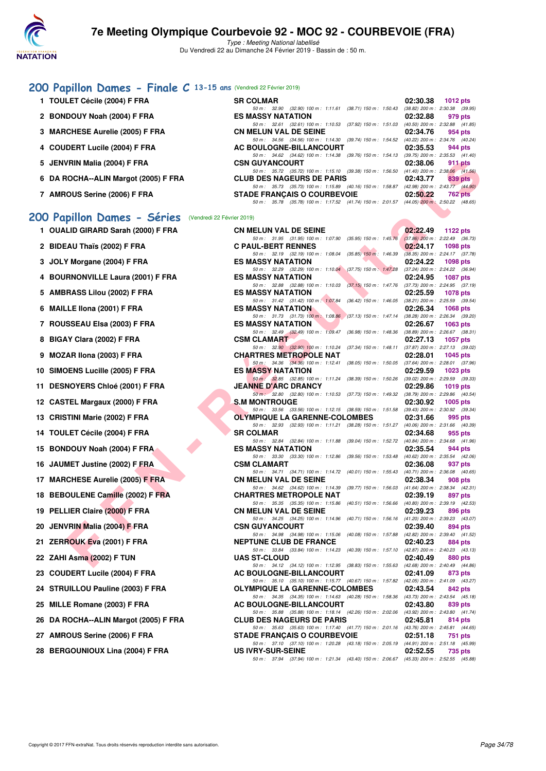# 7e Meeting Olympique Courbevoie 92 - MOC 92 - COURBEVOIE (FRA)

*Type : Meeting National labellisé*

Du Vendredi 22 au Dimanche 24 Février 2019 - Bassin de : 50 m.

## 200 Papillon Dames - Finale C 13-15 ans (Vendredi 22 Février 2019)

| Rang | Nom | Club | Temps | Points |
|---|---|---|---|---|
| 1 | TOULET Cécile (2004) F FRA | SR COLMAR | 02:30.38 | 1012 pts |
| | | 50 m : 32.90 (32.90) 100 m : 1:11.61 (38.71) 150 m : 1:50.43 (38.82) 200 m : 2:30.38 (39.95) | | |
| 2 | BONDOUY Noah (2004) F FRA | ES MASSY NATATION | 02:32.88 | 979 pts |
| | | 50 m : 32.61 (32.61) 100 m : 1:10.53 (37.92) 150 m : 1:51.03 (40.50) 200 m : 2:32.88 (41.85) | | |
| 3 | MARCHESE Aurelie (2005) F FRA | CN MELUN VAL DE SEINE | 02:34.76 | 954 pts |
| | | 50 m : 34.56 (34.56) 100 m : 1:14.30 (39.74) 150 m : 1:54.52 (40.22) 200 m : 2:34.76 (40.24) | | |
| 4 | COUDERT Lucile (2004) F FRA | AC BOULOGNE-BILLANCOURT | 02:35.53 | 944 pts |
| | | 50 m : 34.62 (34.62) 100 m : 1:14.38 (39.76) 150 m : 1:54.13 (39.75) 200 m : 2:35.53 (41.40) | | |
| 5 | JENVRIN Malia (2004) F FRA | CSN GUYANCOURT | 02:38.06 | 911 pts |
| | | 50 m : 35.72 (35.72) 100 m : 1:15.10 (39.38) 150 m : 1:56.50 (41.40) 200 m : 2:38.06 (41.56) | | |
| 6 | DA ROCHA--ALIN Margot (2005) F FRA | CLUB DES NAGEURS DE PARIS | 02:43.77 | 839 pts |
| | | 50 m : 35.73 (35.73) 100 m : 1:15.89 (40.16) 150 m : 1:58.87 (42.98) 200 m : 2:43.77 (44.90) | | |
| 7 | AMROUS Serine (2006) F FRA | STADE FRANÇAIS O COURBEVOIE | 02:50.22 | 762 pts |
| | | 50 m : 35.78 (35.78) 100 m : 1:17.52 (41.74) 150 m : 2:01.57 (44.05) 200 m : 2:50.22 (48.65) | | |

## 200 Papillon Dames - Séries (Vendredi 22 Février 2019)

| Rang | Nom | Club | Temps | Points |
|---|---|---|---|---|
| 1 | OUALID GIRARD Sarah (2000) F FRA | CN MELUN VAL DE SEINE | 02:22.49 | 1122 pts |
| | | 50 m : 31.95 (31.95) 100 m : 1:07.90 (35.95) 150 m : 1:45.76 (37.86) 200 m : 2:22.49 (36.73) | | |
| 2 | BIDEAU Thaïs (2002) F FRA | C PAUL-BERT RENNES | 02:24.17 | 1098 pts |
| | | 50 m : 32.19 (32.19) 100 m : 1:08.04 (35.85) 150 m : 1:46.39 (38.35) 200 m : 2:24.17 (37.78) | | |
| 3 | JOLY Morgane (2004) F FRA | ES MASSY NATATION | 02:24.22 | 1098 pts |
| | | 50 m : 32.29 (32.29) 100 m : 1:10.04 (37.75) 150 m : 1:47.28 (37.24) 200 m : 2:24.22 (36.94) | | |
| 4 | BOURNONVILLE Laura (2001) F FRA | ES MASSY NATATION | 02:24.95 | 1087 pts |
| | | 50 m : 32.88 (32.88) 100 m : 1:10.03 (37.15) 150 m : 1:47.76 (37.73) 200 m : 2:24.95 (37.19) | | |
| 5 | AMBRASS Lilou (2002) F FRA | ES MASSY NATATION | 02:25.59 | 1078 pts |
| | | 50 m : 31.42 (31.42) 100 m : 1:07.84 (36.42) 150 m : 1:46.05 (38.21) 200 m : 2:25.59 (39.54) | | |
| 6 | MAILLE Ilona (2001) F FRA | ES MASSY NATATION | 02:26.34 | 1068 pts |
| | | 50 m : 31.73 (31.73) 100 m : 1:08.86 (37.13) 150 m : 1:47.14 (38.28) 200 m : 2:26.34 (39.20) | | |
| 7 | ROUSSEAU Elsa (2003) F FRA | ES MASSY NATATION | 02:26.67 | 1063 pts |
| | | 50 m : 32.49 (32.49) 100 m : 1:09.47 (36.98) 150 m : 1:48.36 (38.89) 200 m : 2:26.67 (38.31) | | |
| 8 | BIGAY Clara (2002) F FRA | CSM CLAMART | 02:27.13 | 1057 pts |
| | | 50 m : 32.90 (32.90) 100 m : 1:10.24 (37.34) 150 m : 1:48.11 (37.87) 200 m : 2:27.13 (39.02) | | |
| 9 | MOZAR Ilona (2003) F FRA | CHARTRES METROPOLE NAT | 02:28.01 | 1045 pts |
| | | 50 m : 34.36 (34.36) 100 m : 1:12.41 (38.05) 150 m : 1:50.05 (37.64) 200 m : 2:28.01 (37.96) | | |
| 10 | SIMOENS Lucille (2005) F FRA | ES MASSY NATATION | 02:29.59 | 1023 pts |
| | | 50 m : 32.85 (32.85) 100 m : 1:11.24 (38.39) 150 m : 1:50.26 (39.02) 200 m : 2:29.59 (39.33) | | |
| 11 | DESNOYERS Chloé (2001) F FRA | JEANNE D'ARC DRANCY | 02:29.86 | 1019 pts |
| | | 50 m : 32.80 (32.80) 100 m : 1:10.53 (37.73) 150 m : 1:49.32 (38.79) 200 m : 2:29.86 (40.54) | | |
| 12 | CASTEL Margaux (2000) F FRA | S.M MONTROUGE | 02:30.92 | 1005 pts |
| | | 50 m : 33.56 (33.56) 100 m : 1:12.15 (38.59) 150 m : 1:51.58 (39.43) 200 m : 2:30.92 (39.34) | | |
| 13 | CRISTINI Marie (2002) F FRA | OLYMPIQUE LA GARENNE-COLOMBES | 02:31.66 | 995 pts |
| | | 50 m : 32.93 (32.93) 100 m : 1:11.21 (38.28) 150 m : 1:51.27 (40.06) 200 m : 2:31.66 (40.39) | | |
| 14 | TOULET Cécile (2004) F FRA | SR COLMAR | 02:34.68 | 955 pts |
| | | 50 m : 32.84 (32.84) 100 m : 1:11.88 (39.04) 150 m : 1:52.72 (40.84) 200 m : 2:34.68 (41.96) | | |
| 15 | BONDOUY Noah (2004) F FRA | ES MASSY NATATION | 02:35.54 | 944 pts |
| | | 50 m : 33.30 (33.30) 100 m : 1:12.86 (39.56) 150 m : 1:53.48 (40.62) 200 m : 2:35.54 (42.06) | | |
| 16 | JAUMET Justine (2002) F FRA | CSM CLAMART | 02:36.08 | 937 pts |
| | | 50 m : 34.71 (34.71) 100 m : 1:14.72 (40.01) 150 m : 1:55.43 (40.71) 200 m : 2:36.08 (40.65) | | |
| 17 | MARCHESE Aurelie (2005) F FRA | CN MELUN VAL DE SEINE | 02:38.34 | 908 pts |
| | | 50 m : 34.62 (34.62) 100 m : 1:14.39 (39.77) 150 m : 1:56.03 (41.64) 200 m : 2:38.34 (42.31) | | |
| 18 | BEBOULENE Camille (2002) F FRA | CHARTRES METROPOLE NAT | 02:39.19 | 897 pts |
| | | 50 m : 35.35 (35.35) 100 m : 1:15.86 (40.51) 150 m : 1:56.66 (40.80) 200 m : 2:39.19 (42.53) | | |
| 19 | PELLIER Claire (2000) F FRA | CN MELUN VAL DE SEINE | 02:39.23 | 896 pts |
| | | 50 m : 34.25 (34.25) 100 m : 1:14.96 (40.71) 150 m : 1:56.16 (41.20) 200 m : 2:39.23 (43.07) | | |
| 20 | JENVRIN Malia (2004) F FRA | CSN GUYANCOURT | 02:39.40 | 894 pts |
| | | 50 m : 34.98 (34.98) 100 m : 1:15.06 (40.08) 150 m : 1:57.88 (42.82) 200 m : 2:39.40 (41.52) | | |
| 21 | ZERROUK Eva (2001) F FRA | NEPTUNE CLUB DE FRANCE | 02:40.23 | 884 pts |
| | | 50 m : 33.84 (33.84) 100 m : 1:14.23 (40.39) 150 m : 1:57.10 (42.87) 200 m : 2:40.23 (43.13) | | |
| 22 | ZAHI Asma (2002) F TUN | UAS ST-CLOUD | 02:40.49 | 880 pts |
| | | 50 m : 34.12 (34.12) 100 m : 1:12.95 (38.83) 150 m : 1:55.63 (42.68) 200 m : 2:40.49 (44.86) | | |
| 23 | COUDERT Lucile (2004) F FRA | AC BOULOGNE-BILLANCOURT | 02:41.09 | 873 pts |
| | | 50 m : 35.10 (35.10) 100 m : 1:15.77 (40.67) 150 m : 1:57.82 (42.05) 200 m : 2:41.09 (43.27) | | |
| 24 | STRUILLOU Pauline (2003) F FRA | OLYMPIQUE LA GARENNE-COLOMBES | 02:43.54 | 842 pts |
| | | 50 m : 34.35 (34.35) 100 m : 1:14.63 (40.28) 150 m : 1:58.36 (43.73) 200 m : 2:43.54 (45.18) | | |
| 25 | MILLE Romane (2003) F FRA | AC BOULOGNE-BILLANCOURT | 02:43.80 | 839 pts |
| | | 50 m : 35.88 (35.88) 100 m : 1:18.14 (42.26) 150 m : 2:02.06 (43.92) 200 m : 2:43.80 (41.74) | | |
| 26 | DA ROCHA--ALIN Margot (2005) F FRA | CLUB DES NAGEURS DE PARIS | 02:45.81 | 814 pts |
| | | 50 m : 35.63 (35.63) 100 m : 1:17.40 (41.77) 150 m : 2:01.16 (43.76) 200 m : 2:45.81 (44.65) | | |
| 27 | AMROUS Serine (2006) F FRA | STADE FRANÇAIS O COURBEVOIE | 02:51.18 | 751 pts |
| | | 50 m : 37.10 (37.10) 100 m : 1:20.28 (43.18) 150 m : 2:05.19 (44.91) 200 m : 2:51.18 (45.99) | | |
| 28 | BERGOUNIOUX Lina (2004) F FRA | US IVRY-SUR-SEINE | 02:52.55 | 735 pts |
| | | 50 m : 37.94 (37.94) 100 m : 1:21.34 (43.40) 150 m : 2:06.67 (45.33) 200 m : 2:52.55 (45.88) | | |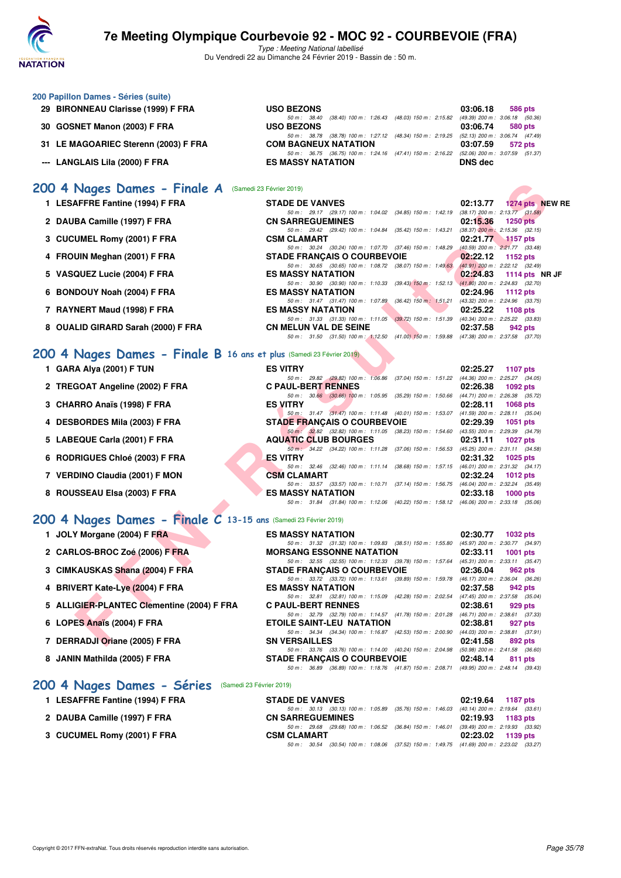# 7e Meeting Olympique Courbevoie 92 - MOC 92 - COURBEVOIE (FRA)

*Type : Meeting National labellisé*
Du Vendredi 22 au Dimanche 24 Février 2019 - Bassin de : 50 m.

## 200 Papillon Dames - Séries (suite)

| Rang | Nom | Club | Temps | Points |
|---|---|---|---|---|
| 29 | BIRONNEAU Clarisse (1999) F FRA | USO BEZONS | 03:06.18 | 586 pts |
| | | 50 m : 38.40 (38.40) 100 m : 1:26.43 (48.03) 150 m : 2:15.82 (49.39) 200 m : 3:06.18 (50.36) | | |
| 30 | GOSNET Manon (2003) F FRA | USO BEZONS | 03:06.74 | 580 pts |
| | | 50 m : 38.78 (38.78) 100 m : 1:27.12 (48.34) 150 m : 2:19.25 (52.13) 200 m : 3:06.74 (47.49) | | |
| 31 | LE MAGOARIEC Sterenn (2003) F FRA | COM BAGNEUX NATATION | 03:07.59 | 572 pts |
| | | 50 m : 36.75 (36.75) 100 m : 1:24.16 (47.41) 150 m : 2:16.22 (52.06) 200 m : 3:07.59 (51.37) | | |
| --- | LANGLAIS Lila (2000) F FRA | ES MASSY NATATION | DNS dec | |

## 200 4 Nages Dames - Finale A (Samedi 23 Février 2019)

| Rang | Nom | Club | Temps | Points |
|---|---|---|---|---|
| 1 | LESAFFRE Fantine (1994) F FRA | STADE DE VANVES | 02:13.77 | 1274 pts NEW RE |
| | | 50 m : 29.17 (29.17) 100 m : 1:04.02 (34.85) 150 m : 1:42.19 (38.17) 200 m : 2:13.77 (31.58) | | |
| 2 | DAUBA Camille (1997) F FRA | CN SARREGUEMINES | 02:15.36 | 1250 pts |
| | | 50 m : 29.42 (29.42) 100 m : 1:04.84 (35.42) 150 m : 1:43.21 (38.37) 200 m : 2:15.36 (32.15) | | |
| 3 | CUCUMEL Romy (2001) F FRA | CSM CLAMART | 02:21.77 | 1157 pts |
| | | 50 m : 30.24 (30.24) 100 m : 1:07.70 (37.46) 150 m : 1:48.29 (40.59) 200 m : 2:21.77 (33.48) | | |
| 4 | FROUIN Meghan (2001) F FRA | STADE FRANÇAIS O COURBEVOIE | 02:22.12 | 1152 pts |
| | | 50 m : 30.65 (30.65) 100 m : 1:08.72 (38.07) 150 m : 1:49.63 (40.91) 200 m : 2:22.12 (32.49) | | |
| 5 | VASQUEZ Lucie (2004) F FRA | ES MASSY NATATION | 02:24.83 | 1114 pts NR JF |
| | | 50 m : 30.90 (30.90) 100 m : 1:10.33 (39.43) 150 m : 1:52.13 (41.80) 200 m : 2:24.83 (32.70) | | |
| 6 | BONDOUY Noah (2004) F FRA | ES MASSY NATATION | 02:24.96 | 1112 pts |
| | | 50 m : 31.47 (31.47) 100 m : 1:07.89 (36.42) 150 m : 1:51.21 (43.32) 200 m : 2:24.96 (33.75) | | |
| 7 | RAYNERT Maud (1998) F FRA | ES MASSY NATATION | 02:25.22 | 1108 pts |
| | | 50 m : 31.33 (31.33) 100 m : 1:11.05 (39.72) 150 m : 1:51.39 (40.34) 200 m : 2:25.22 (33.83) | | |
| 8 | OUALID GIRARD Sarah (2000) F FRA | CN MELUN VAL DE SEINE | 02:37.58 | 942 pts |
| | | 50 m : 31.50 (31.50) 100 m : 1:12.50 (41.00) 150 m : 1:59.88 (47.38) 200 m : 2:37.58 (37.70) | | |

## 200 4 Nages Dames - Finale B 16 ans et plus (Samedi 23 Février 2019)

| Rang | Nom | Club | Temps | Points |
|---|---|---|---|---|
| 1 | GARA Alya (2001) F TUN | ES VITRY | 02:25.27 | 1107 pts |
| | | 50 m : 29.82 (29.82) 100 m : 1:06.86 (37.04) 150 m : 1:51.22 (44.36) 200 m : 2:25.27 (34.05) | | |
| 2 | TREGOAT Angeline (2002) F FRA | C PAUL-BERT RENNES | 02:26.38 | 1092 pts |
| | | 50 m : 30.66 (30.66) 100 m : 1:05.95 (35.29) 150 m : 1:50.66 (44.71) 200 m : 2:26.38 (35.72) | | |
| 3 | CHARRO Anaïs (1998) F FRA | ES VITRY | 02:28.11 | 1068 pts |
| | | 50 m : 31.47 (31.47) 100 m : 1:11.48 (40.01) 150 m : 1:53.07 (41.59) 200 m : 2:28.11 (35.04) | | |
| 4 | DESBORDES Mila (2003) F FRA | STADE FRANÇAIS O COURBEVOIE | 02:29.39 | 1051 pts |
| | | 50 m : 32.82 (32.82) 100 m : 1:11.05 (38.23) 150 m : 1:54.60 (43.55) 200 m : 2:29.39 (34.79) | | |
| 5 | LABEQUE Carla (2001) F FRA | AQUATIC CLUB BOURGES | 02:31.11 | 1027 pts |
| | | 50 m : 34.22 (34.22) 100 m : 1:11.28 (37.06) 150 m : 1:56.53 (45.25) 200 m : 2:31.11 (34.58) | | |
| 6 | RODRIGUES Chloé (2003) F FRA | ES VITRY | 02:31.32 | 1025 pts |
| | | 50 m : 32.46 (32.46) 100 m : 1:11.14 (38.68) 150 m : 1:57.15 (46.01) 200 m : 2:31.32 (34.17) | | |
| 7 | VERDINO Claudia (2001) F MON | CSM CLAMART | 02:32.24 | 1012 pts |
| | | 50 m : 33.57 (33.57) 100 m : 1:10.71 (37.14) 150 m : 1:56.75 (46.04) 200 m : 2:32.24 (35.49) | | |
| 8 | ROUSSEAU Elsa (2003) F FRA | ES MASSY NATATION | 02:33.18 | 1000 pts |
| | | 50 m : 31.84 (31.84) 100 m : 1:12.06 (40.22) 150 m : 1:58.12 (46.06) 200 m : 2:33.18 (35.06) | | |

## 200 4 Nages Dames - Finale C 13-15 ans (Samedi 23 Février 2019)

| Rang | Nom | Club | Temps | Points |
|---|---|---|---|---|
| 1 | JOLY Morgane (2004) F FRA | ES MASSY NATATION | 02:30.77 | 1032 pts |
| | | 50 m : 31.32 (31.32) 100 m : 1:09.83 (38.51) 150 m : 1:55.80 (45.97) 200 m : 2:30.77 (34.97) | | |
| 2 | CARLOS-BROC Zoé (2006) F FRA | MORSANG ESSONNE NATATION | 02:33.11 | 1001 pts |
| | | 50 m : 32.55 (32.55) 100 m : 1:12.33 (39.78) 150 m : 1:57.64 (45.31) 200 m : 2:33.11 (35.47) | | |
| 3 | CIMKAUSKAS Shana (2004) F FRA | STADE FRANÇAIS O COURBEVOIE | 02:36.04 | 962 pts |
| | | 50 m : 33.72 (33.72) 100 m : 1:13.61 (39.89) 150 m : 1:59.78 (46.17) 200 m : 2:36.04 (36.26) | | |
| 4 | BRIVERT Kate-Lye (2004) F FRA | ES MASSY NATATION | 02:37.58 | 942 pts |
| | | 50 m : 32.81 (32.81) 100 m : 1:15.09 (42.28) 150 m : 2:02.54 (47.45) 200 m : 2:37.58 (35.04) | | |
| 5 | ALLIGIER-PLANTEC Clementine (2004) F FRA | C PAUL-BERT RENNES | 02:38.61 | 929 pts |
| | | 50 m : 32.79 (32.79) 100 m : 1:14.57 (41.78) 150 m : 2:01.28 (46.71) 200 m : 2:38.61 (37.33) | | |
| 6 | LOPES Anaïs (2004) F FRA | ETOILE SAINT-LEU NATATION | 02:38.81 | 927 pts |
| | | 50 m : 34.34 (34.34) 100 m : 1:16.87 (42.53) 150 m : 2:00.90 (44.03) 200 m : 2:38.81 (37.91) | | |
| 7 | DERRADJI Oriane (2005) F FRA | SN VERSAILLES | 02:41.58 | 892 pts |
| | | 50 m : 33.76 (33.76) 100 m : 1:14.00 (40.24) 150 m : 2:04.98 (50.98) 200 m : 2:41.58 (36.60) | | |
| 8 | JANIN Mathilda (2005) F FRA | STADE FRANÇAIS O COURBEVOIE | 02:48.14 | 811 pts |
| | | 50 m : 36.89 (36.89) 100 m : 1:18.76 (41.87) 150 m : 2:08.71 (49.95) 200 m : 2:48.14 (39.43) | | |

## 200 4 Nages Dames - Séries (Samedi 23 Février 2019)

| Rang | Nom | Club | Temps | Points |
|---|---|---|---|---|
| 1 | LESAFFRE Fantine (1994) F FRA | STADE DE VANVES | 02:19.64 | 1187 pts |
| | | 50 m : 30.13 (30.13) 100 m : 1:05.89 (35.76) 150 m : 1:46.03 (40.14) 200 m : 2:19.64 (33.61) | | |
| 2 | DAUBA Camille (1997) F FRA | CN SARREGUEMINES | 02:19.93 | 1183 pts |
| | | 50 m : 29.68 (29.68) 100 m : 1:06.52 (36.84) 150 m : 1:46.01 (39.49) 200 m : 2:19.93 (33.92) | | |
| 3 | CUCUMEL Romy (2001) F FRA | CSM CLAMART | 02:23.02 | 1139 pts |
| | | 50 m : 30.54 (30.54) 100 m : 1:08.06 (37.52) 150 m : 1:49.75 (41.69) 200 m : 2:23.02 (33.27) | | |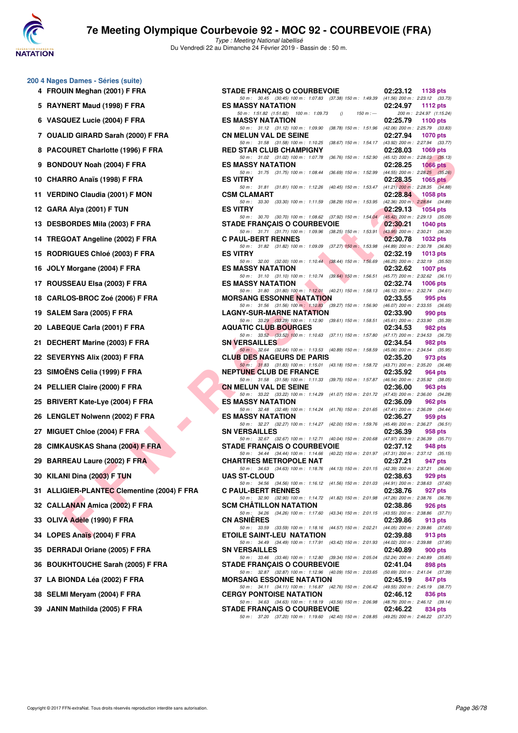# 7e Meeting Olympique Courbevoie 92 - MOC 92 - COURBEVOIE (FRA)

*Type : Meeting National labellisé*

Du Vendredi 22 au Dimanche 24 Février 2019 - Bassin de : 50 m.

## 200 4 Nages Dames - Séries (suite)

| Rang | Nom | Club | Temps | Points |
|---|---|---|---|---|
| 4 | FROUIN Meghan (2001) F FRA | STADE FRANÇAIS O COURBEVOIE | 02:23.12 | 1138 pts |
| | | 50 m : 30.45 (30.45) 100 m : 1:07.83 (37.38) 150 m : 1:49.39 (41.56) 200 m : 2:23.12 (33.73) | | |
| 5 | RAYNERT Maud (1998) F FRA | ES MASSY NATATION | 02:24.97 | 1112 pts |
| | | 50 m : 1:51.82 (1:51.82) 100 m : 1:09.73 () 150 m : --- 200 m : 2:24.97 (1:15.24) | | |
| 6 | VASQUEZ Lucie (2004) F FRA | ES MASSY NATATION | 02:25.79 | 1100 pts |
| | | 50 m : 31.12 (31.12) 100 m : 1:09.90 (38.78) 150 m : 1:51.96 (42.06) 200 m : 2:25.79 (33.83) | | |
| 7 | OUALID GIRARD Sarah (2000) F FRA | CN MELUN VAL DE SEINE | 02:27.94 | 1070 pts |
| | | 50 m : 31.58 (31.58) 100 m : 1:10.25 (38.67) 150 m : 1:54.17 (43.92) 200 m : 2:27.94 (33.77) | | |
| 8 | PACOURET Charlotte (1996) F FRA | RED STAR CLUB CHAMPIGNY | 02:28.03 | 1069 pts |
| | | 50 m : 31.02 (31.02) 100 m : 1:07.78 (36.76) 150 m : 1:52.90 (45.12) 200 m : 2:28.03 (35.13) | | |
| 9 | BONDOUY Noah (2004) F FRA | ES MASSY NATATION | 02:28.25 | 1066 pts |
| | | 50 m : 31.75 (31.75) 100 m : 1:08.44 (36.69) 150 m : 1:52.99 (44.55) 200 m : 2:28.25 (35.26) | | |
| 10 | CHARRO Anaïs (1998) F FRA | ES VITRY | 02:28.35 | 1065 pts |
| | | 50 m : 31.81 (31.81) 100 m : 1:12.26 (40.45) 150 m : 1:53.47 (41.21) 200 m : 2:28.35 (34.88) | | |
| 11 | VERDINO Claudia (2001) F MON | CSM CLAMART | 02:28.84 | 1058 pts |
| | | 50 m : 33.30 (33.30) 100 m : 1:11.59 (38.29) 150 m : 1:53.95 (42.36) 200 m : 2:28.84 (34.89) | | |
| 12 | GARA Alya (2001) F TUN | ES VITRY | 02:29.13 | 1054 pts |
| | | 50 m : 30.70 (30.70) 100 m : 1:08.62 (37.92) 150 m : 1:54.04 (45.42) 200 m : 2:29.13 (35.09) | | |
| 13 | DESBORDES Mila (2003) F FRA | STADE FRANÇAIS O COURBEVOIE | 02:30.21 | 1040 pts |
| | | 50 m : 31.71 (31.71) 100 m : 1:09.96 (38.25) 150 m : 1:53.91 (43.95) 200 m : 2:30.21 (36.30) | | |
| 14 | TREGOAT Angeline (2002) F FRA | C PAUL-BERT RENNES | 02:30.78 | 1032 pts |
| | | 50 m : 31.82 (31.82) 100 m : 1:09.09 (37.27) 150 m : 1:53.98 (44.89) 200 m : 2:30.78 (36.80) | | |
| 15 | RODRIGUES Chloé (2003) F FRA | ES VITRY | 02:32.19 | 1013 pts |
| | | 50 m : 32.00 (32.00) 100 m : 1:10.44 (38.44) 150 m : 1:56.69 (46.25) 200 m : 2:32.19 (35.50) | | |
| 16 | JOLY Morgane (2004) F FRA | ES MASSY NATATION | 02:32.62 | 1007 pts |
| | | 50 m : 31.10 (31.10) 100 m : 1:10.74 (39.64) 150 m : 1:56.51 (45.77) 200 m : 2:32.62 (36.11) | | |
| 17 | ROUSSEAU Elsa (2003) F FRA | ES MASSY NATATION | 02:32.74 | 1006 pts |
| | | 50 m : 31.80 (31.80) 100 m : 1:12.01 (40.21) 150 m : 1:58.13 (46.12) 200 m : 2:32.74 (34.61) | | |
| 18 | CARLOS-BROC Zoé (2006) F FRA | MORSANG ESSONNE NATATION | 02:33.55 | 995 pts |
| | | 50 m : 31.56 (31.56) 100 m : 1:10.83 (39.27) 150 m : 1:56.90 (46.07) 200 m : 2:33.55 (36.65) | | |
| 19 | SALEM Sara (2005) F FRA | LAGNY-SUR-MARNE NATATION | 02:33.90 | 990 pts |
| | | 50 m : 33.29 (33.29) 100 m : 1:12.90 (39.61) 150 m : 1:58.51 (45.61) 200 m : 2:33.90 (35.39) | | |
| 20 | LABEQUE Carla (2001) F FRA | AQUATIC CLUB BOURGES | 02:34.53 | 982 pts |
| | | 50 m : 33.52 (33.52) 100 m : 1:10.63 (37.11) 150 m : 1:57.80 (47.17) 200 m : 2:34.53 (36.73) | | |
| 21 | DECHERT Marine (2003) F FRA | SN VERSAILLES | 02:34.54 | 982 pts |
| | | 50 m : 32.64 (32.64) 100 m : 1:13.53 (40.89) 150 m : 1:58.59 (45.06) 200 m : 2:34.54 (35.95) | | |
| 22 | SEVERYNS Alix (2003) F FRA | CLUB DES NAGEURS DE PARIS | 02:35.20 | 973 pts |
| | | 50 m : 31.83 (31.83) 100 m : 1:15.01 (43.18) 150 m : 1:58.72 (43.71) 200 m : 2:35.20 (36.48) | | |
| 23 | SIMOËNS Celia (1999) F FRA | NEPTUNE CLUB DE FRANCE | 02:35.92 | 964 pts |
| | | 50 m : 31.58 (31.58) 100 m : 1:11.33 (39.75) 150 m : 1:57.87 (46.54) 200 m : 2:35.92 (38.05) | | |
| 24 | PELLIER Claire (2000) F FRA | CN MELUN VAL DE SEINE | 02:36.00 | 963 pts |
| | | 50 m : 33.22 (33.22) 100 m : 1:14.29 (41.07) 150 m : 2:01.72 (47.43) 200 m : 2:36.00 (34.28) | | |
| 25 | BRIVERT Kate-Lye (2004) F FRA | ES MASSY NATATION | 02:36.09 | 962 pts |
| | | 50 m : 32.48 (32.48) 100 m : 1:14.24 (41.76) 150 m : 2:01.65 (47.41) 200 m : 2:36.09 (34.44) | | |
| 26 | LENGLET Nolwenn (2002) F FRA | ES MASSY NATATION | 02:36.27 | 959 pts |
| | | 50 m : 32.27 (32.27) 100 m : 1:14.27 (42.00) 150 m : 1:59.76 (45.49) 200 m : 2:36.27 (36.51) | | |
| 27 | MIGUET Chloe (2004) F FRA | SN VERSAILLES | 02:36.39 | 958 pts |
| | | 50 m : 32.67 (32.67) 100 m : 1:12.71 (40.04) 150 m : 2:00.68 (47.97) 200 m : 2:36.39 (35.71) | | |
| 28 | CIMKAUSKAS Shana (2004) F FRA | STADE FRANÇAIS O COURBEVOIE | 02:37.12 | 948 pts |
| | | 50 m : 34.44 (34.44) 100 m : 1:14.66 (40.22) 150 m : 2:01.97 (47.31) 200 m : 2:37.12 (35.15) | | |
| 29 | BARREAU Laure (2002) F FRA | CHARTRES METROPOLE NAT | 02:37.21 | 947 pts |
| | | 50 m : 34.63 (34.63) 100 m : 1:18.76 (44.13) 150 m : 2:01.15 (42.39) 200 m : 2:37.21 (36.06) | | |
| 30 | KILANI Dina (2003) F TUN | UAS ST-CLOUD | 02:38.63 | 929 pts |
| | | 50 m : 34.56 (34.56) 100 m : 1:16.12 (41.56) 150 m : 2:01.03 (44.91) 200 m : 2:38.63 (37.60) | | |
| 31 | ALLIGIER-PLANTEC Clementine (2004) F FRA | C PAUL-BERT RENNES | 02:38.76 | 927 pts |
| | | 50 m : 32.90 (32.90) 100 m : 1:14.72 (41.82) 150 m : 2:01.98 (47.26) 200 m : 2:38.76 (36.78) | | |
| 32 | CALLANAN Amica (2002) F FRA | SCM CHÂTILLON NATATION | 02:38.86 | 926 pts |
| | | 50 m : 34.26 (34.26) 100 m : 1:17.60 (43.34) 150 m : 2:01.15 (43.55) 200 m : 2:38.86 (37.71) | | |
| 33 | OLIVA Adèle (1990) F FRA | CN ASNIÈRES | 02:39.86 | 913 pts |
| | | 50 m : 33.59 (33.59) 100 m : 1:18.16 (44.57) 150 m : 2:02.21 (44.05) 200 m : 2:39.86 (37.65) | | |
| 34 | LOPES Anaïs (2004) F FRA | ETOILE SAINT-LEU NATATION | 02:39.88 | 913 pts |
| | | 50 m : 34.49 (34.49) 100 m : 1:17.91 (43.42) 150 m : 2:01.93 (44.02) 200 m : 2:39.88 (37.95) | | |
| 35 | DERRADJI Oriane (2005) F FRA | SN VERSAILLES | 02:40.89 | 900 pts |
| | | 50 m : 33.46 (33.46) 100 m : 1:12.80 (39.34) 150 m : 2:05.04 (52.24) 200 m : 2:40.89 (35.85) | | |
| 36 | BOUKHTOUCHE Sarah (2005) F FRA | STADE FRANÇAIS O COURBEVOIE | 02:41.04 | 898 pts |
| | | 50 m : 32.87 (32.87) 100 m : 1:12.96 (40.09) 150 m : 2:03.65 (50.69) 200 m : 2:41.04 (37.39) | | |
| 37 | LA BIONDA Léa (2002) F FRA | MORSANG ESSONNE NATATION | 02:45.19 | 847 pts |
| | | 50 m : 34.11 (34.11) 100 m : 1:16.87 (42.76) 150 m : 2:06.42 (49.55) 200 m : 2:45.19 (38.77) | | |
| 38 | SELMI Meryam (2004) F FRA | CERGY PONTOISE NATATION | 02:46.12 | 836 pts |
| | | 50 m : 34.63 (34.63) 100 m : 1:18.19 (43.56) 150 m : 2:06.98 (48.79) 200 m : 2:46.12 (39.14) | | |
| 39 | JANIN Mathilda (2005) F FRA | STADE FRANÇAIS O COURBEVOIE | 02:46.22 | 834 pts |
| | | 50 m : 37.20 (37.20) 100 m : 1:19.60 (42.40) 150 m : 2:08.85 (49.25) 200 m : 2:46.22 (37.37) | | |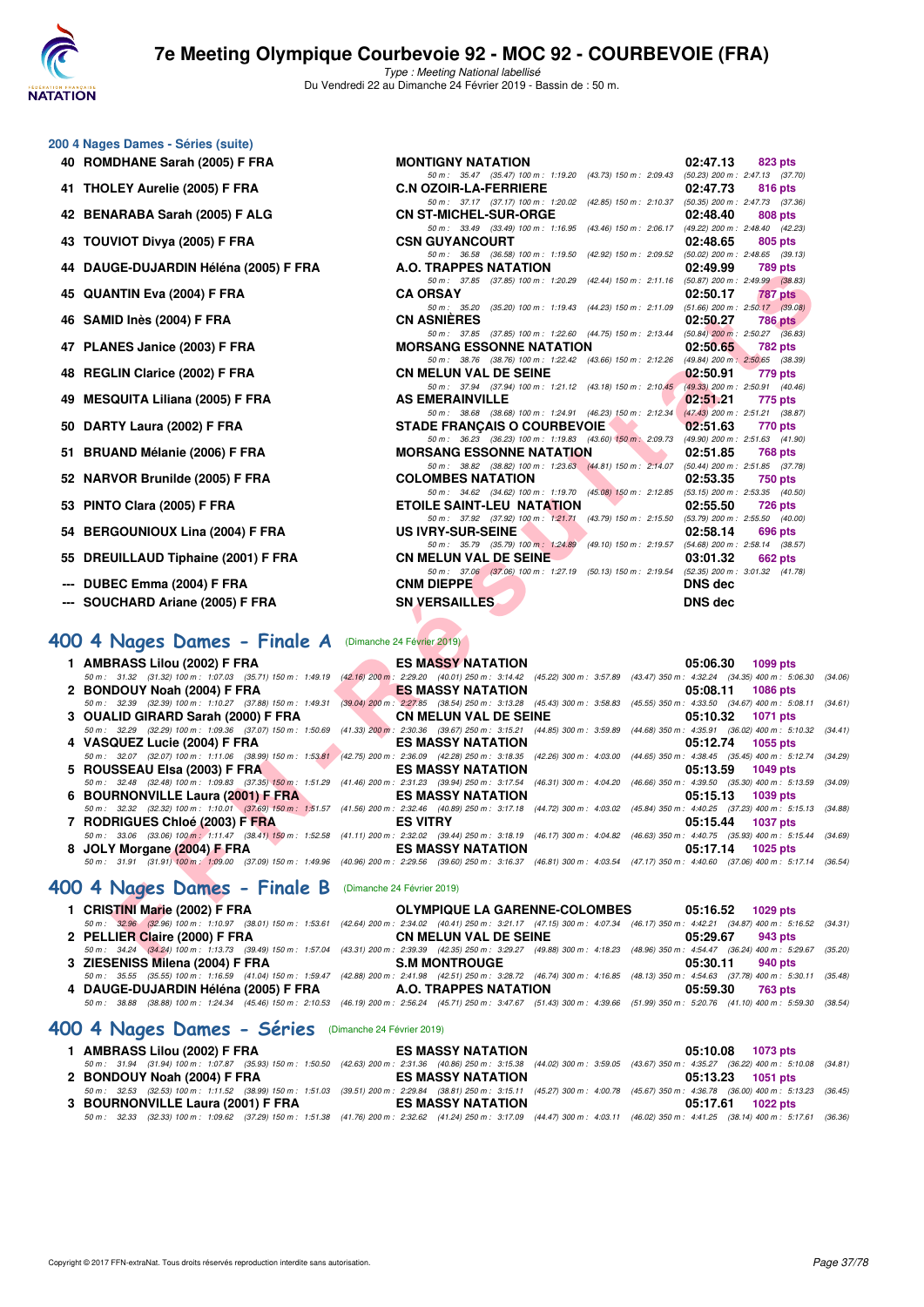# 7e Meeting Olympique Courbevoie 92 - MOC 92 - COURBEVOIE (FRA)

*Type : Meeting National labellisé*
Du Vendredi 22 au Dimanche 24 Février 2019 - Bassin de : 50 m.

## 200 4 Nages Dames - Séries (suite)

| Rg | Nom | Club | Temps | Points |
|---|---|---|---|---|
| 40 | ROMDHANE Sarah (2005) F FRA | MONTIGNY NATATION | 02:47.13 | 823 pts |
| | 50 m : 35.47 (35.47) 100 m : 1:19.20 (43.73) 150 m : 2:09.43 (50.23) 200 m : 2:47.13 (37.70) | | | |
| 41 | THOLEY Aurelie (2005) F FRA | C.N OZOIR-LA-FERRIERE | 02:47.73 | 816 pts |
| | 50 m : 37.17 (37.17) 100 m : 1:20.02 (42.85) 150 m : 2:10.37 (50.35) 200 m : 2:47.73 (37.36) | | | |
| 42 | BENARABA Sarah (2005) F ALG | CN ST-MICHEL-SUR-ORGE | 02:48.40 | 808 pts |
| | 50 m : 33.49 (33.49) 100 m : 1:16.95 (43.46) 150 m : 2:06.17 (49.22) 200 m : 2:48.40 (42.23) | | | |
| 43 | TOUVIOT Divya (2005) F FRA | CSN GUYANCOURT | 02:48.65 | 805 pts |
| | 50 m : 36.58 (36.58) 100 m : 1:19.50 (42.92) 150 m : 2:09.52 (50.02) 200 m : 2:48.65 (39.13) | | | |
| 44 | DAUGE-DUJARDIN Héléna (2005) F FRA | A.O. TRAPPES NATATION | 02:49.99 | 789 pts |
| | 50 m : 37.85 (37.85) 100 m : 1:20.29 (42.44) 150 m : 2:11.16 (50.87) 200 m : 2:49.99 (38.83) | | | |
| 45 | QUANTIN Eva (2004) F FRA | CA ORSAY | 02:50.17 | 787 pts |
| | 50 m : 35.20 (35.20) 100 m : 1:19.43 (44.23) 150 m : 2:11.09 (51.66) 200 m : 2:50.17 (39.08) | | | |
| 46 | SAMID Inès (2004) F FRA | CN ASNIÈRES | 02:50.27 | 786 pts |
| | 50 m : 37.85 (37.85) 100 m : 1:22.60 (44.75) 150 m : 2:13.44 (50.84) 200 m : 2:50.27 (36.83) | | | |
| 47 | PLANES Janice (2003) F FRA | MORSANG ESSONNE NATATION | 02:50.65 | 782 pts |
| | 50 m : 38.76 (38.76) 100 m : 1:22.42 (43.66) 150 m : 2:12.26 (49.84) 200 m : 2:50.65 (38.39) | | | |
| 48 | REGLIN Clarice (2002) F FRA | CN MELUN VAL DE SEINE | 02:50.91 | 779 pts |
| | 50 m : 37.94 (37.94) 100 m : 1:21.12 (43.18) 150 m : 2:10.45 (49.33) 200 m : 2:50.91 (40.46) | | | |
| 49 | MESQUITA Liliana (2005) F FRA | AS EMERAINVILLE | 02:51.21 | 775 pts |
| | 50 m : 38.68 (38.68) 100 m : 1:24.91 (46.23) 150 m : 2:12.34 (47.43) 200 m : 2:51.21 (38.87) | | | |
| 50 | DARTY Laura (2002) F FRA | STADE FRANÇAIS O COURBEVOIE | 02:51.63 | 770 pts |
| | 50 m : 36.23 (36.23) 100 m : 1:19.83 (43.60) 150 m : 2:09.73 (49.90) 200 m : 2:51.63 (41.90) | | | |
| 51 | BRUAND Mélanie (2006) F FRA | MORSANG ESSONNE NATATION | 02:51.85 | 768 pts |
| | 50 m : 38.82 (38.82) 100 m : 1:23.63 (44.81) 150 m : 2:14.07 (50.44) 200 m : 2:51.85 (37.78) | | | |
| 52 | NARVOR Brunilde (2005) F FRA | COLOMBES NATATION | 02:53.35 | 750 pts |
| | 50 m : 34.62 (34.62) 100 m : 1:19.70 (45.08) 150 m : 2:12.85 (53.15) 200 m : 2:53.35 (40.50) | | | |
| 53 | PINTO Clara (2005) F FRA | ETOILE SAINT-LEU NATATION | 02:55.50 | 726 pts |
| | 50 m : 37.92 (37.92) 100 m : 1:21.71 (43.79) 150 m : 2:15.50 (53.79) 200 m : 2:55.50 (40.00) | | | |
| 54 | BERGOUNIOUX Lina (2004) F FRA | US IVRY-SUR-SEINE | 02:58.14 | 696 pts |
| | 50 m : 35.79 (35.79) 100 m : 1:24.89 (49.10) 150 m : 2:19.57 (54.68) 200 m : 2:58.14 (38.57) | | | |
| 55 | DREUILLAUD Tiphaine (2001) F FRA | CN MELUN VAL DE SEINE | 03:01.32 | 662 pts |
| | 50 m : 37.06 (37.06) 100 m : 1:27.19 (50.13) 150 m : 2:19.54 (52.35) 200 m : 3:01.32 (41.78) | | | |
| --- | DUBEC Emma (2004) F FRA | CNM DIEPPE | DNS dec | |
| --- | SOUCHARD Ariane (2005) F FRA | SN VERSAILLES | DNS dec | |

## 400 4 Nages Dames - Finale A (Dimanche 24 Février 2019)

| Rg | Nom | Club | Temps | Points |
|---|---|---|---|---|
| 1 | AMBRASS Lilou (2002) F FRA | ES MASSY NATATION | 05:06.30 | 1099 pts |
| | 50 m : 31.32 (31.32) 100 m : 1:07.03 (35.71) 150 m : 1:49.19 (42.16) 200 m : 2:29.20 (40.01) 250 m : 3:14.42 (45.22) 300 m : 3:57.89 (43.47) 350 m : 4:32.24 (34.35) 400 m : 5:06.30 (34.06) | | | |
| 2 | BONDOUY Noah (2004) F FRA | ES MASSY NATATION | 05:08.11 | 1086 pts |
| | 50 m : 32.39 (32.39) 100 m : 1:10.27 (37.88) 150 m : 1:49.31 (39.04) 200 m : 2:27.85 (38.54) 250 m : 3:13.28 (45.43) 300 m : 3:58.83 (45.55) 350 m : 4:33.50 (34.67) 400 m : 5:08.11 (34.61) | | | |
| 3 | OUALID GIRARD Sarah (2000) F FRA | CN MELUN VAL DE SEINE | 05:10.32 | 1071 pts |
| | 50 m : 32.29 (32.29) 100 m : 1:09.36 (37.07) 150 m : 1:50.69 (41.33) 200 m : 2:30.36 (39.67) 250 m : 3:15.21 (44.85) 300 m : 3:59.89 (44.68) 350 m : 4:35.91 (36.02) 400 m : 5:10.32 (34.41) | | | |
| 4 | VASQUEZ Lucie (2004) F FRA | ES MASSY NATATION | 05:12.74 | 1055 pts |
| | 50 m : 32.07 (32.07) 100 m : 1:11.06 (38.99) 150 m : 1:53.81 (42.75) 200 m : 2:36.09 (42.28) 250 m : 3:18.35 (42.26) 300 m : 4:03.00 (44.65) 350 m : 4:38.45 (35.45) 400 m : 5:12.74 (34.29) | | | |
| 5 | ROUSSEAU Elsa (2003) F FRA | ES MASSY NATATION | 05:13.59 | 1049 pts |
| | 50 m : 32.48 (32.48) 100 m : 1:09.83 (37.35) 150 m : 1:51.29 (41.46) 200 m : 2:31.23 (39.94) 250 m : 3:17.54 (46.31) 300 m : 4:04.20 (46.66) 350 m : 4:39.50 (35.30) 400 m : 5:13.59 (34.09) | | | |
| 6 | BOURNONVILLE Laura (2001) F FRA | ES MASSY NATATION | 05:15.13 | 1039 pts |
| | 50 m : 32.32 (32.32) 100 m : 1:10.01 (37.69) 150 m : 1:51.57 (41.56) 200 m : 2:32.46 (40.89) 250 m : 3:17.18 (44.72) 300 m : 4:03.02 (45.84) 350 m : 4:40.25 (37.23) 400 m : 5:15.13 (34.88) | | | |
| 7 | RODRIGUES Chloé (2003) F FRA | ES VITRY | 05:15.44 | 1037 pts |
| | 50 m : 33.06 (33.06) 100 m : 1:11.47 (38.41) 150 m : 1:52.58 (41.11) 200 m : 2:32.02 (39.44) 250 m : 3:18.19 (46.17) 300 m : 4:04.82 (46.63) 350 m : 4:40.75 (35.93) 400 m : 5:15.44 (34.69) | | | |
| 8 | JOLY Morgane (2004) F FRA | ES MASSY NATATION | 05:17.14 | 1025 pts |
| | 50 m : 31.91 (31.91) 100 m : 1:09.00 (37.09) 150 m : 1:49.96 (40.96) 200 m : 2:29.56 (39.60) 250 m : 3:16.37 (46.81) 300 m : 4:03.54 (47.17) 350 m : 4:40.60 (37.06) 400 m : 5:17.14 (36.54) | | | |

## 400 4 Nages Dames - Finale B (Dimanche 24 Février 2019)

| Rg | Nom | Club | Temps | Points |
|---|---|---|---|---|
| 1 | CRISTINI Marie (2002) F FRA | OLYMPIQUE LA GARENNE-COLOMBES | 05:16.52 | 1029 pts |
| | 50 m : 32.96 (32.96) 100 m : 1:10.97 (38.01) 150 m : 1:53.61 (42.64) 200 m : 2:34.02 (40.41) 250 m : 3:21.17 (47.15) 300 m : 4:07.34 (46.17) 350 m : 4:42.21 (34.87) 400 m : 5:16.52 (34.31) | | | |
| 2 | PELLIER Claire (2000) F FRA | CN MELUN VAL DE SEINE | 05:29.67 | 943 pts |
| | 50 m : 34.24 (34.24) 100 m : 1:13.73 (39.49) 150 m : 1:57.04 (43.31) 200 m : 2:39.39 (42.35) 250 m : 3:29.27 (49.88) 300 m : 4:18.23 (48.96) 350 m : 4:54.47 (36.24) 400 m : 5:29.67 (35.20) | | | |
| 3 | ZIESENISS Milena (2004) F FRA | S.M MONTROUGE | 05:30.11 | 940 pts |
| | 50 m : 35.55 (35.55) 100 m : 1:16.59 (41.04) 150 m : 1:59.47 (42.88) 200 m : 2:41.98 (42.51) 250 m : 3:28.72 (46.74) 300 m : 4:16.85 (48.13) 350 m : 4:54.63 (37.78) 400 m : 5:30.11 (35.48) | | | |
| 4 | DAUGE-DUJARDIN Héléna (2005) F FRA | A.O. TRAPPES NATATION | 05:59.30 | 763 pts |
| | 50 m : 38.88 (38.88) 100 m : 1:24.34 (45.46) 150 m : 2:10.53 (46.19) 200 m : 2:56.24 (45.71) 250 m : 3:47.67 (51.43) 300 m : 4:39.66 (51.99) 350 m : 5:20.76 (41.10) 400 m : 5:59.30 (38.54) | | | |

## 400 4 Nages Dames - Séries (Dimanche 24 Février 2019)

| Rg | Nom | Club | Temps | Points |
|---|---|---|---|---|
| 1 | AMBRASS Lilou (2002) F FRA | ES MASSY NATATION | 05:10.08 | 1073 pts |
| | 50 m : 31.94 (31.94) 100 m : 1:07.87 (35.93) 150 m : 1:50.50 (42.63) 200 m : 2:31.36 (40.86) 250 m : 3:15.38 (44.02) 300 m : 3:59.05 (43.67) 350 m : 4:35.27 (36.22) 400 m : 5:10.08 (34.81) | | | |
| 2 | BONDOUY Noah (2004) F FRA | ES MASSY NATATION | 05:13.23 | 1051 pts |
| | 50 m : 32.53 (32.53) 100 m : 1:11.52 (38.99) 150 m : 1:51.03 (39.51) 200 m : 2:29.84 (38.81) 250 m : 3:15.11 (45.27) 300 m : 4:00.78 (45.67) 350 m : 4:36.78 (36.00) 400 m : 5:13.23 (36.45) | | | |
| 3 | BOURNONVILLE Laura (2001) F FRA | ES MASSY NATATION | 05:17.61 | 1022 pts |
| | 50 m : 32.33 (32.33) 100 m : 1:09.62 (37.29) 150 m : 1:51.38 (41.76) 200 m : 2:32.62 (41.24) 250 m : 3:17.09 (44.47) 300 m : 4:03.11 (46.02) 350 m : 4:41.25 (38.14) 400 m : 5:17.61 (36.36) | | | |

Copyright © 2017 FFN-extraNat. Tous droits réservés reproduction interdite sans autorisation.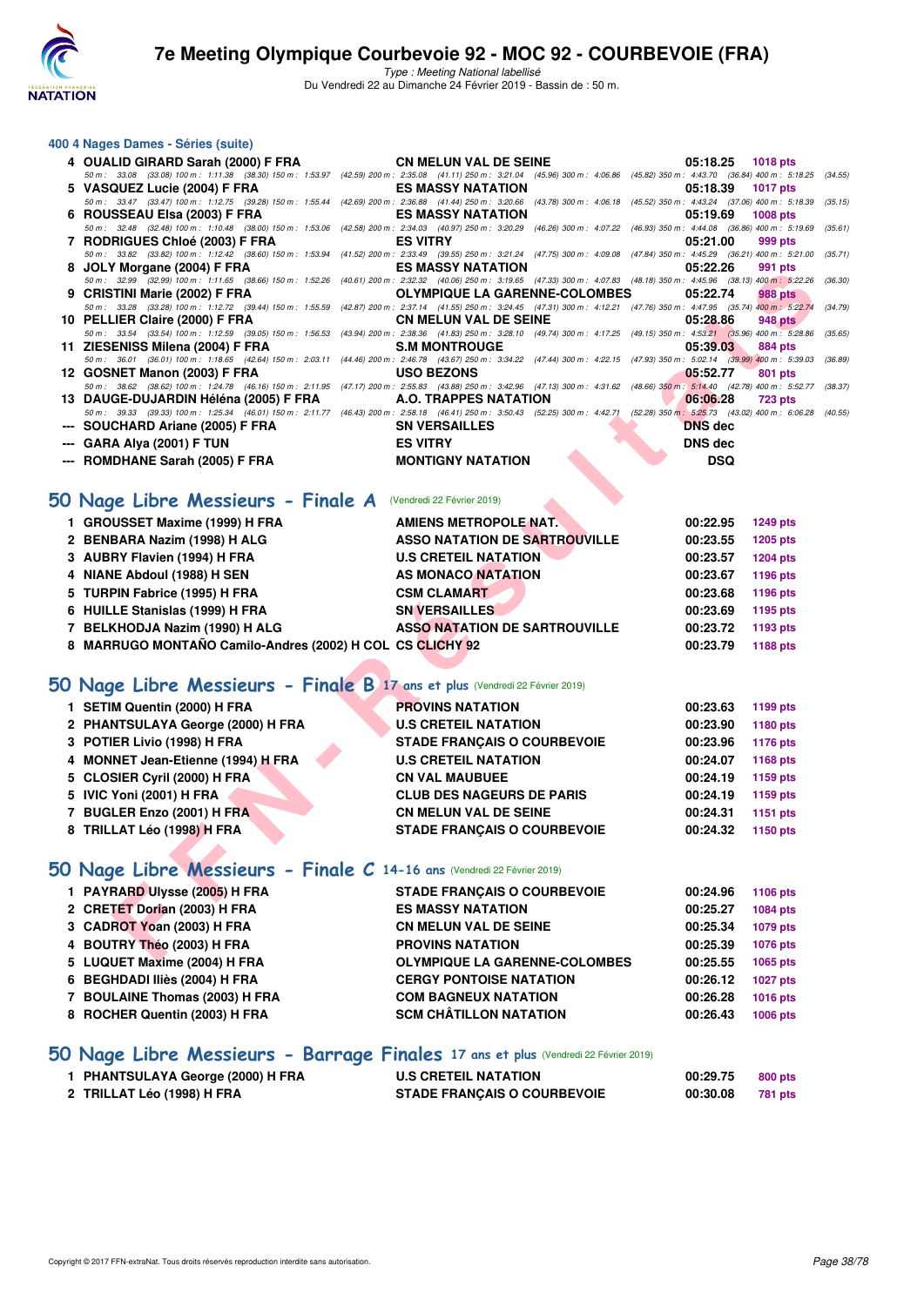### 400 4 Nages Dames - Séries (suite)

| | Nom | Club | Temps | Points |
|---|---|---|---|---|
| 4 | OUALID GIRARD Sarah (2000) F FRA | CN MELUN VAL DE SEINE | 05:18.25 | 1018 pts |
| | 50 m : 33.08 (33.08) 100 m : 1:11.38 (38.30) 150 m : 1:53.97 (42.59) 200 m : 2:35.08 (41.11) 250 m : 3:21.04 (45.96) 300 m : 4:06.86 (45.82) 350 m : 4:43.70 (36.84) 400 m : 5:18.25 (34.55) | | | |
| 5 | VASQUEZ Lucie (2004) F FRA | ES MASSY NATATION | 05:18.39 | 1017 pts |
| | 50 m : 33.47 (33.47) 100 m : 1:12.75 (39.28) 150 m : 1:55.44 (42.69) 200 m : 2:36.88 (41.44) 250 m : 3:20.66 (43.78) 300 m : 4:06.18 (45.52) 350 m : 4:43.24 (37.06) 400 m : 5:18.39 (35.15) | | | |
| 6 | ROUSSEAU Elsa (2003) F FRA | ES MASSY NATATION | 05:19.69 | 1008 pts |
| | 50 m : 32.48 (32.48) 100 m : 1:10.48 (38.00) 150 m : 1:53.06 (42.58) 200 m : 2:34.03 (40.97) 250 m : 3:20.29 (46.26) 300 m : 4:07.22 (46.93) 350 m : 4:44.08 (36.86) 400 m : 5:19.69 (35.61) | | | |
| 7 | RODRIGUES Chloé (2003) F FRA | ES VITRY | 05:21.00 | 999 pts |
| | 50 m : 33.82 (33.82) 100 m : 1:12.42 (38.60) 150 m : 1:53.94 (41.52) 200 m : 2:33.49 (39.55) 250 m : 3:21.24 (47.75) 300 m : 4:09.08 (47.84) 350 m : 4:45.29 (36.21) 400 m : 5:21.00 (35.71) | | | |
| 8 | JOLY Morgane (2004) F FRA | ES MASSY NATATION | 05:22.26 | 991 pts |
| | 50 m : 32.99 (32.99) 100 m : 1:11.65 (38.66) 150 m : 1:52.26 (40.61) 200 m : 2:32.32 (40.06) 250 m : 3:19.65 (47.33) 300 m : 4:07.83 (48.18) 350 m : 4:45.96 (38.13) 400 m : 5:22.26 (36.30) | | | |
| 9 | CRISTINI Marie (2002) F FRA | OLYMPIQUE LA GARENNE-COLOMBES | 05:22.74 | 988 pts |
| | 50 m : 33.28 (33.28) 100 m : 1:12.72 (39.44) 150 m : 1:55.59 (42.87) 200 m : 2:37.14 (41.55) 250 m : 3:24.45 (47.31) 300 m : 4:12.21 (47.76) 350 m : 4:47.95 (35.74) 400 m : 5:22.74 (34.79) | | | |
| 10 | PELLIER Claire (2000) F FRA | CN MELUN VAL DE SEINE | 05:28.86 | 948 pts |
| | 50 m : 33.54 (33.54) 100 m : 1:12.59 (39.05) 150 m : 1:56.53 (43.94) 200 m : 2:38.36 (41.83) 250 m : 3:28.10 (49.74) 300 m : 4:17.25 (49.15) 350 m : 4:53.21 (35.96) 400 m : 5:28.86 (35.65) | | | |
| 11 | ZIESENISS Milena (2004) F FRA | S.M MONTROUGE | 05:39.03 | 884 pts |
| | 50 m : 36.01 (36.01) 100 m : 1:18.65 (42.64) 150 m : 2:03.11 (44.46) 200 m : 2:46.78 (43.67) 250 m : 3:34.22 (47.44) 300 m : 4:22.15 (47.93) 350 m : 5:02.14 (39.99) 400 m : 5:39.03 (36.89) | | | |
| 12 | GOSNET Manon (2003) F FRA | USO BEZONS | 05:52.77 | 801 pts |
| | 50 m : 38.62 (38.62) 100 m : 1:24.78 (46.16) 150 m : 2:11.95 (47.17) 200 m : 2:55.83 (43.88) 250 m : 3:42.96 (47.13) 300 m : 4:31.62 (48.66) 350 m : 5:14.40 (42.78) 400 m : 5:52.77 (38.37) | | | |
| 13 | DAUGE-DUJARDIN Héléna (2005) F FRA | A.O. TRAPPES NATATION | 06:06.28 | 723 pts |
| | 50 m : 39.33 (39.33) 100 m : 1:25.34 (46.01) 150 m : 2:11.77 (46.43) 200 m : 2:58.18 (46.41) 250 m : 3:50.43 (52.25) 300 m : 4:42.71 (52.28) 350 m : 5:25.73 (43.02) 400 m : 6:06.28 (40.55) | | | |
| --- | SOUCHARD Ariane (2005) F FRA | SN VERSAILLES | DNS dec | |
| --- | GARA Alya (2001) F TUN | ES VITRY | DNS dec | |
| --- | ROMDHANE Sarah (2005) F FRA | MONTIGNY NATATION | DSQ | |

## 50 Nage Libre Messieurs - Finale A (Vendredi 22 Février 2019)

| | Nom | Club | Temps | Points |
|---|---|---|---|---|
| 1 | GROUSSET Maxime (1999) H FRA | AMIENS METROPOLE NAT. | 00:22.95 | 1249 pts |
| 2 | BENBARA Nazim (1998) H ALG | ASSO NATATION DE SARTROUVILLE | 00:23.55 | 1205 pts |
| 3 | AUBRY Flavien (1994) H FRA | U.S CRETEIL NATATION | 00:23.57 | 1204 pts |
| 4 | NIANE Abdoul (1988) H SEN | AS MONACO NATATION | 00:23.67 | 1196 pts |
| 5 | TURPIN Fabrice (1995) H FRA | CSM CLAMART | 00:23.68 | 1196 pts |
| 6 | HUILLE Stanislas (1999) H FRA | SN VERSAILLES | 00:23.69 | 1195 pts |
| 7 | BELKHODJA Nazim (1990) H ALG | ASSO NATATION DE SARTROUVILLE | 00:23.72 | 1193 pts |
| 8 | MARRUGO MONTAÑO Camilo-Andres (2002) H COL | CS CLICHY 92 | 00:23.79 | 1188 pts |

## 50 Nage Libre Messieurs - Finale B 17 ans et plus (Vendredi 22 Février 2019)

| | Nom | Club | Temps | Points |
|---|---|---|---|---|
| 1 | SETIM Quentin (2000) H FRA | PROVINS NATATION | 00:23.63 | 1199 pts |
| 2 | PHANTSULAYA George (2000) H FRA | U.S CRETEIL NATATION | 00:23.90 | 1180 pts |
| 3 | POTIER Livio (1998) H FRA | STADE FRANÇAIS O COURBEVOIE | 00:23.96 | 1176 pts |
| 4 | MONNET Jean-Etienne (1994) H FRA | U.S CRETEIL NATATION | 00:24.07 | 1168 pts |
| 5 | CLOSIER Cyril (2000) H FRA | CN VAL MAUBUEE | 00:24.19 | 1159 pts |
| 5 | IVIC Yoni (2001) H FRA | CLUB DES NAGEURS DE PARIS | 00:24.19 | 1159 pts |
| 7 | BUGLER Enzo (2001) H FRA | CN MELUN VAL DE SEINE | 00:24.31 | 1151 pts |
| 8 | TRILLAT Léo (1998) H FRA | STADE FRANÇAIS O COURBEVOIE | 00:24.32 | 1150 pts |

## 50 Nage Libre Messieurs - Finale C 14-16 ans (Vendredi 22 Février 2019)

| | Nom | Club | Temps | Points |
|---|---|---|---|---|
| 1 | PAYRARD Ulysse (2005) H FRA | STADE FRANÇAIS O COURBEVOIE | 00:24.96 | 1106 pts |
| 2 | CRETET Dorian (2003) H FRA | ES MASSY NATATION | 00:25.27 | 1084 pts |
| 3 | CADROT Yoan (2003) H FRA | CN MELUN VAL DE SEINE | 00:25.34 | 1079 pts |
| 4 | BOUTRY Théo (2003) H FRA | PROVINS NATATION | 00:25.39 | 1076 pts |
| 5 | LUQUET Maxime (2004) H FRA | OLYMPIQUE LA GARENNE-COLOMBES | 00:25.55 | 1065 pts |
| 6 | BEGHDADI Iliès (2004) H FRA | CERGY PONTOISE NATATION | 00:26.12 | 1027 pts |
| 7 | BOULAINE Thomas (2003) H FRA | COM BAGNEUX NATATION | 00:26.28 | 1016 pts |
| 8 | ROCHER Quentin (2003) H FRA | SCM CHÂTILLON NATATION | 00:26.43 | 1006 pts |

## 50 Nage Libre Messieurs - Barrage Finales 17 ans et plus (Vendredi 22 Février 2019)

| | Nom | Club | Temps | Points |
|---|---|---|---|---|
| 1 | PHANTSULAYA George (2000) H FRA | U.S CRETEIL NATATION | 00:29.75 | 800 pts |
| 2 | TRILLAT Léo (1998) H FRA | STADE FRANÇAIS O COURBEVOIE | 00:30.08 | 781 pts |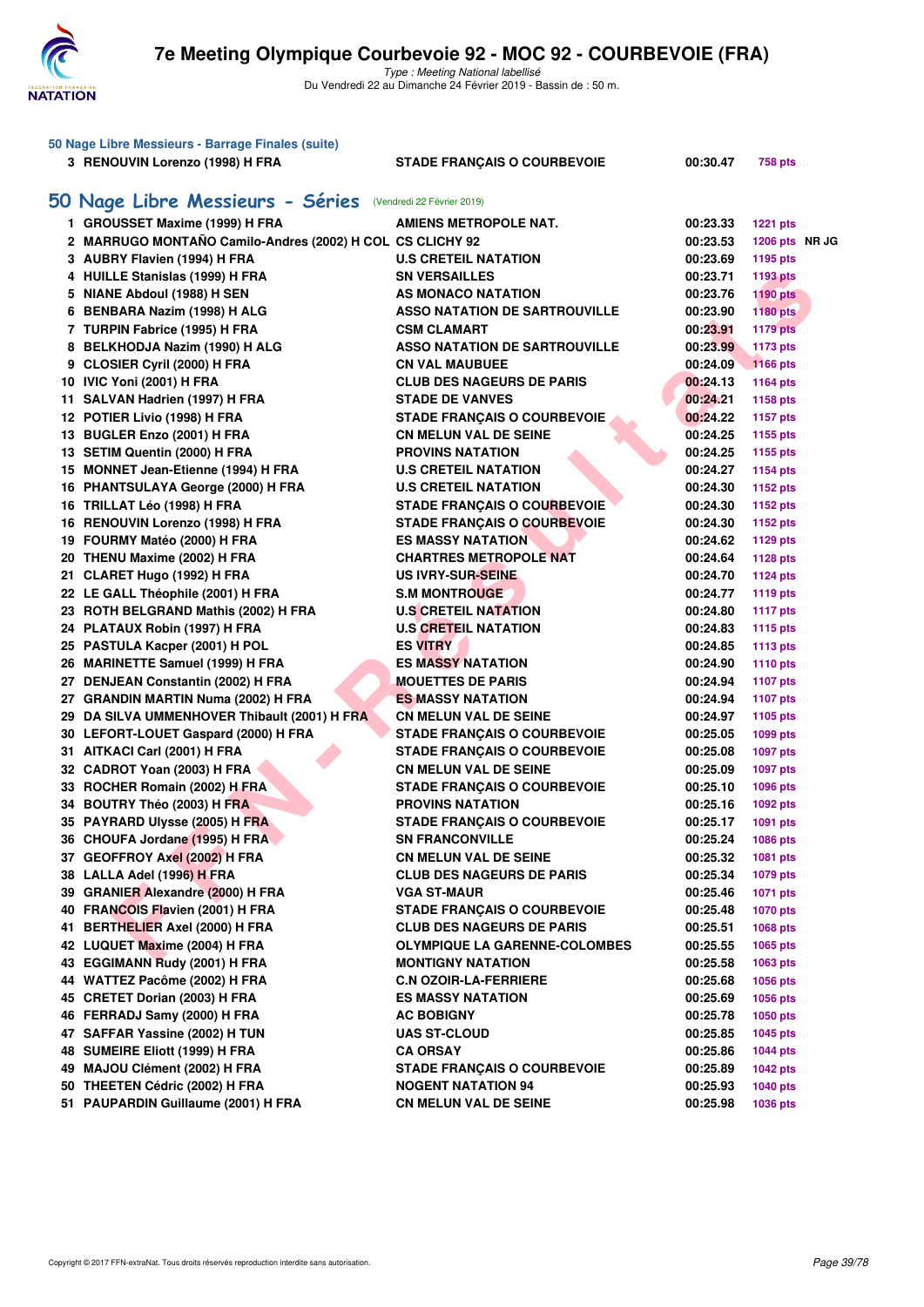### 50 Nage Libre Messieurs - Barrage Finales (suite)

| | | | | |
|---|---|---|---|---|
| 3 | RENOUVIN Lorenzo (1998) H FRA | STADE FRANÇAIS O COURBEVOIE | 00:30.47 | 758 pts |

## 50 Nage Libre Messieurs - Séries (Vendredi 22 Février 2019)

| Rang | Nom | Club | Temps | Points | |
|---|---|---|---|---|---|
| 1 | GROUSSET Maxime (1999) H FRA | AMIENS METROPOLE NAT. | 00:23.33 | 1221 pts | |
| 2 | MARRUGO MONTAÑO Camilo-Andres (2002) H COL | CS CLICHY 92 | 00:23.53 | 1206 pts | NR JG |
| 3 | AUBRY Flavien (1994) H FRA | U.S CRETEIL NATATION | 00:23.69 | 1195 pts | |
| 4 | HUILLE Stanislas (1999) H FRA | SN VERSAILLES | 00:23.71 | 1193 pts | |
| 5 | NIANE Abdoul (1988) H SEN | AS MONACO NATATION | 00:23.76 | 1190 pts | |
| 6 | BENBARA Nazim (1998) H ALG | ASSO NATATION DE SARTROUVILLE | 00:23.90 | 1180 pts | |
| 7 | TURPIN Fabrice (1995) H FRA | CSM CLAMART | 00:23.91 | 1179 pts | |
| 8 | BELKHODJA Nazim (1990) H ALG | ASSO NATATION DE SARTROUVILLE | 00:23.99 | 1173 pts | |
| 9 | CLOSIER Cyril (2000) H FRA | CN VAL MAUBUEE | 00:24.09 | 1166 pts | |
| 10 | IVIC Yoni (2001) H FRA | CLUB DES NAGEURS DE PARIS | 00:24.13 | 1164 pts | |
| 11 | SALVAN Hadrien (1997) H FRA | STADE DE VANVES | 00:24.21 | 1158 pts | |
| 12 | POTIER Livio (1998) H FRA | STADE FRANÇAIS O COURBEVOIE | 00:24.22 | 1157 pts | |
| 13 | BUGLER Enzo (2001) H FRA | CN MELUN VAL DE SEINE | 00:24.25 | 1155 pts | |
| 13 | SETIM Quentin (2000) H FRA | PROVINS NATATION | 00:24.25 | 1155 pts | |
| 15 | MONNET Jean-Etienne (1994) H FRA | U.S CRETEIL NATATION | 00:24.27 | 1154 pts | |
| 16 | PHANTSULAYA George (2000) H FRA | U.S CRETEIL NATATION | 00:24.30 | 1152 pts | |
| 16 | TRILLAT Léo (1998) H FRA | STADE FRANÇAIS O COURBEVOIE | 00:24.30 | 1152 pts | |
| 16 | RENOUVIN Lorenzo (1998) H FRA | STADE FRANÇAIS O COURBEVOIE | 00:24.30 | 1152 pts | |
| 19 | FOURMY Matéo (2000) H FRA | ES MASSY NATATION | 00:24.62 | 1129 pts | |
| 20 | THENU Maxime (2002) H FRA | CHARTRES METROPOLE NAT | 00:24.64 | 1128 pts | |
| 21 | CLARET Hugo (1992) H FRA | US IVRY-SUR-SEINE | 00:24.70 | 1124 pts | |
| 22 | LE GALL Théophile (2001) H FRA | S.M MONTROUGE | 00:24.77 | 1119 pts | |
| 23 | ROTH BELGRAND Mathis (2002) H FRA | U.S CRETEIL NATATION | 00:24.80 | 1117 pts | |
| 24 | PLATAUX Robin (1997) H FRA | U.S CRETEIL NATATION | 00:24.83 | 1115 pts | |
| 25 | PASTULA Kacper (2001) H POL | ES VITRY | 00:24.85 | 1113 pts | |
| 26 | MARINETTE Samuel (1999) H FRA | ES MASSY NATATION | 00:24.90 | 1110 pts | |
| 27 | DENJEAN Constantin (2002) H FRA | MOUETTES DE PARIS | 00:24.94 | 1107 pts | |
| 27 | GRANDIN MARTIN Numa (2002) H FRA | ES MASSY NATATION | 00:24.94 | 1107 pts | |
| 29 | DA SILVA UMMENHOVER Thibault (2001) H FRA | CN MELUN VAL DE SEINE | 00:24.97 | 1105 pts | |
| 30 | LEFORT-LOUET Gaspard (2000) H FRA | STADE FRANÇAIS O COURBEVOIE | 00:25.05 | 1099 pts | |
| 31 | AITKACI Carl (2001) H FRA | STADE FRANÇAIS O COURBEVOIE | 00:25.08 | 1097 pts | |
| 32 | CADROT Yoan (2003) H FRA | CN MELUN VAL DE SEINE | 00:25.09 | 1097 pts | |
| 33 | ROCHER Romain (2002) H FRA | STADE FRANÇAIS O COURBEVOIE | 00:25.10 | 1096 pts | |
| 34 | BOUTRY Théo (2003) H FRA | PROVINS NATATION | 00:25.16 | 1092 pts | |
| 35 | PAYRARD Ulysse (2005) H FRA | STADE FRANÇAIS O COURBEVOIE | 00:25.17 | 1091 pts | |
| 36 | CHOUFA Jordane (1995) H FRA | SN FRANCONVILLE | 00:25.24 | 1086 pts | |
| 37 | GEOFFROY Axel (2002) H FRA | CN MELUN VAL DE SEINE | 00:25.32 | 1081 pts | |
| 38 | LALLA Adel (1996) H FRA | CLUB DES NAGEURS DE PARIS | 00:25.34 | 1079 pts | |
| 39 | GRANIER Alexandre (2000) H FRA | VGA ST-MAUR | 00:25.46 | 1071 pts | |
| 40 | FRANCOIS Flavien (2001) H FRA | STADE FRANÇAIS O COURBEVOIE | 00:25.48 | 1070 pts | |
| 41 | BERTHELIER Axel (2000) H FRA | CLUB DES NAGEURS DE PARIS | 00:25.51 | 1068 pts | |
| 42 | LUQUET Maxime (2004) H FRA | OLYMPIQUE LA GARENNE-COLOMBES | 00:25.55 | 1065 pts | |
| 43 | EGGIMANN Rudy (2001) H FRA | MONTIGNY NATATION | 00:25.58 | 1063 pts | |
| 44 | WATTEZ Pacôme (2002) H FRA | C.N OZOIR-LA-FERRIERE | 00:25.68 | 1056 pts | |
| 45 | CRETET Dorian (2003) H FRA | ES MASSY NATATION | 00:25.69 | 1056 pts | |
| 46 | FERRADJ Samy (2000) H FRA | AC BOBIGNY | 00:25.78 | 1050 pts | |
| 47 | SAFFAR Yassine (2002) H TUN | UAS ST-CLOUD | 00:25.85 | 1045 pts | |
| 48 | SUMEIRE Eliott (1999) H FRA | CA ORSAY | 00:25.86 | 1044 pts | |
| 49 | MAJOU Clément (2002) H FRA | STADE FRANÇAIS O COURBEVOIE | 00:25.89 | 1042 pts | |
| 50 | THEETEN Cédric (2002) H FRA | NOGENT NATATION 94 | 00:25.93 | 1040 pts | |
| 51 | PAUPARDIN Guillaume (2001) H FRA | CN MELUN VAL DE SEINE | 00:25.98 | 1036 pts | |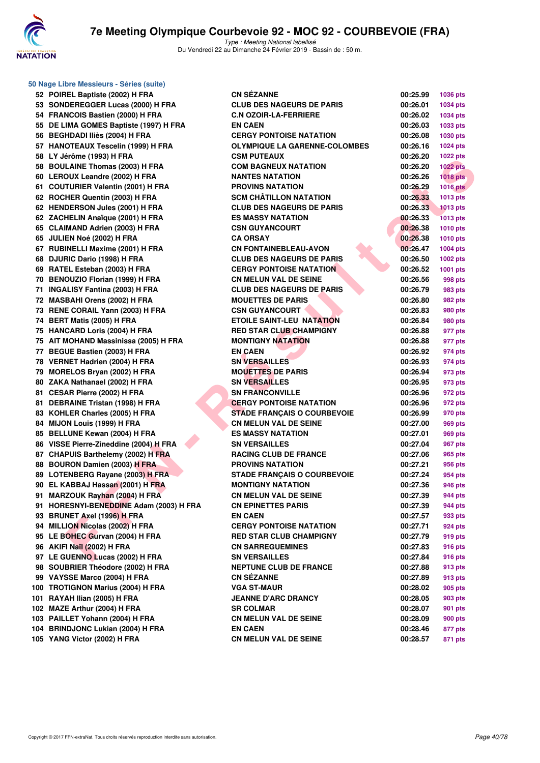## 50 Nage Libre Messieurs - Séries (suite)

| | | | | |
|---|---|---|---|---|
| 52 | POIREL Baptiste (2002) H FRA | CN SÉZANNE | 00:25.99 | 1036 pts |
| 53 | SONDEREGGER Lucas (2000) H FRA | CLUB DES NAGEURS DE PARIS | 00:26.01 | 1034 pts |
| 54 | FRANCOIS Bastien (2000) H FRA | C.N OZOIR-LA-FERRIERE | 00:26.02 | 1034 pts |
| 55 | DE LIMA GOMES Baptiste (1997) H FRA | EN CAEN | 00:26.03 | 1033 pts |
| 56 | BEGHDADI Iliès (2004) H FRA | CERGY PONTOISE NATATION | 00:26.08 | 1030 pts |
| 57 | HANOTEAUX Tescelin (1999) H FRA | OLYMPIQUE LA GARENNE-COLOMBES | 00:26.16 | 1024 pts |
| 58 | LY Jérôme (1993) H FRA | CSM PUTEAUX | 00:26.20 | 1022 pts |
| 58 | BOULAINE Thomas (2003) H FRA | COM BAGNEUX NATATION | 00:26.20 | 1022 pts |
| 60 | LEROUX Leandre (2002) H FRA | NANTES NATATION | 00:26.26 | 1018 pts |
| 61 | COUTURIER Valentin (2001) H FRA | PROVINS NATATION | 00:26.29 | 1016 pts |
| 62 | ROCHER Quentin (2003) H FRA | SCM CHÂTILLON NATATION | 00:26.33 | 1013 pts |
| 62 | HENDERSON Jules (2001) H FRA | CLUB DES NAGEURS DE PARIS | 00:26.33 | 1013 pts |
| 62 | ZACHELIN Anaïque (2001) H FRA | ES MASSY NATATION | 00:26.33 | 1013 pts |
| 65 | CLAIMAND Adrien (2003) H FRA | CSN GUYANCOURT | 00:26.38 | 1010 pts |
| 65 | JULIEN Noé (2002) H FRA | CA ORSAY | 00:26.38 | 1010 pts |
| 67 | RUBINELLI Maxime (2001) H FRA | CN FONTAINEBLEAU-AVON | 00:26.47 | 1004 pts |
| 68 | DJURIC Dario (1998) H FRA | CLUB DES NAGEURS DE PARIS | 00:26.50 | 1002 pts |
| 69 | RATEL Esteban (2003) H FRA | CERGY PONTOISE NATATION | 00:26.52 | 1001 pts |
| 70 | BENOUZIO Florian (1999) H FRA | CN MELUN VAL DE SEINE | 00:26.56 | 998 pts |
| 71 | INGALISY Fantina (2003) H FRA | CLUB DES NAGEURS DE PARIS | 00:26.79 | 983 pts |
| 72 | MASBAHI Orens (2002) H FRA | MOUETTES DE PARIS | 00:26.80 | 982 pts |
| 73 | RENE CORAIL Yann (2003) H FRA | CSN GUYANCOURT | 00:26.83 | 980 pts |
| 74 | BERT Matis (2005) H FRA | ETOILE SAINT-LEU NATATION | 00:26.84 | 980 pts |
| 75 | HANCARD Loris (2004) H FRA | RED STAR CLUB CHAMPIGNY | 00:26.88 | 977 pts |
| 75 | AIT MOHAND Massinissa (2005) H FRA | MONTIGNY NATATION | 00:26.88 | 977 pts |
| 77 | BEGUE Bastien (2003) H FRA | EN CAEN | 00:26.92 | 974 pts |
| 78 | VERNET Hadrien (2004) H FRA | SN VERSAILLES | 00:26.93 | 974 pts |
| 79 | MORELOS Bryan (2002) H FRA | MOUETTES DE PARIS | 00:26.94 | 973 pts |
| 80 | ZAKA Nathanael (2002) H FRA | SN VERSAILLES | 00:26.95 | 973 pts |
| 81 | CESAR Pierre (2002) H FRA | SN FRANCONVILLE | 00:26.96 | 972 pts |
| 81 | DEBRAINE Tristan (1998) H FRA | CERGY PONTOISE NATATION | 00:26.96 | 972 pts |
| 83 | KOHLER Charles (2005) H FRA | STADE FRANÇAIS O COURBEVOIE | 00:26.99 | 970 pts |
| 84 | MIJON Louis (1999) H FRA | CN MELUN VAL DE SEINE | 00:27.00 | 969 pts |
| 85 | BELLUNE Kewan (2004) H FRA | ES MASSY NATATION | 00:27.01 | 969 pts |
| 86 | VISSE Pierre-Zineddine (2004) H FRA | SN VERSAILLES | 00:27.04 | 967 pts |
| 87 | CHAPUIS Barthelemy (2002) H FRA | RACING CLUB DE FRANCE | 00:27.06 | 965 pts |
| 88 | BOURON Damien (2003) H FRA | PROVINS NATATION | 00:27.21 | 956 pts |
| 89 | LOTENBERG Rayane (2003) H FRA | STADE FRANÇAIS O COURBEVOIE | 00:27.24 | 954 pts |
| 90 | EL KABBAJ Hassan (2001) H FRA | MONTIGNY NATATION | 00:27.36 | 946 pts |
| 91 | MARZOUK Rayhan (2004) H FRA | CN MELUN VAL DE SEINE | 00:27.39 | 944 pts |
| 91 | HORESNYI-BENEDDINE Adam (2003) H FRA | CN EPINETTES PARIS | 00:27.39 | 944 pts |
| 93 | BRUNET Axel (1996) H FRA | EN CAEN | 00:27.57 | 933 pts |
| 94 | MILLION Nicolas (2002) H FRA | CERGY PONTOISE NATATION | 00:27.71 | 924 pts |
| 95 | LE BOHEC Gurvan (2004) H FRA | RED STAR CLUB CHAMPIGNY | 00:27.79 | 919 pts |
| 96 | AKIFI Naïl (2002) H FRA | CN SARREGUEMINES | 00:27.83 | 916 pts |
| 97 | LE GUENNO Lucas (2002) H FRA | SN VERSAILLES | 00:27.84 | 916 pts |
| 98 | SOUBRIER Théodore (2002) H FRA | NEPTUNE CLUB DE FRANCE | 00:27.88 | 913 pts |
| 99 | VAYSSE Marco (2004) H FRA | CN SÉZANNE | 00:27.89 | 913 pts |
| 100 | TROTIGNON Marius (2004) H FRA | VGA ST-MAUR | 00:28.02 | 905 pts |
| 101 | RAYAH Ilian (2005) H FRA | JEANNE D'ARC DRANCY | 00:28.05 | 903 pts |
| 102 | MAZE Arthur (2004) H FRA | SR COLMAR | 00:28.07 | 901 pts |
| 103 | PAILLET Yohann (2004) H FRA | CN MELUN VAL DE SEINE | 00:28.09 | 900 pts |
| 104 | BRINDJONC Lukian (2004) H FRA | EN CAEN | 00:28.46 | 877 pts |
| 105 | YANG Victor (2002) H FRA | CN MELUN VAL DE SEINE | 00:28.57 | 871 pts |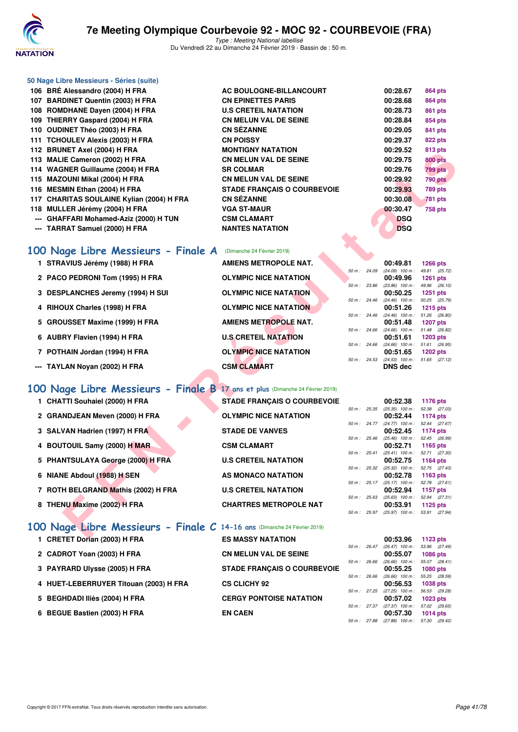### 50 Nage Libre Messieurs - Séries (suite)

| Rang | Nom | Club | Temps | Points |
|---|---|---|---|---|
| 106 | BRÉ Alessandro (2004) H FRA | AC BOULOGNE-BILLANCOURT | 00:28.67 | 864 pts |
| 107 | BARDINET Quentin (2003) H FRA | CN EPINETTES PARIS | 00:28.68 | 864 pts |
| 108 | ROMDHANE Dayen (2004) H FRA | U.S CRETEIL NATATION | 00:28.73 | 861 pts |
| 109 | THIERRY Gaspard (2004) H FRA | CN MELUN VAL DE SEINE | 00:28.84 | 854 pts |
| 110 | OUDINET Théo (2003) H FRA | CN SÉZANNE | 00:29.05 | 841 pts |
| 111 | TCHOULEV Alexis (2003) H FRA | CN POISSY | 00:29.37 | 822 pts |
| 112 | BRUNET Axel (2004) H FRA | MONTIGNY NATATION | 00:29.52 | 813 pts |
| 113 | MALIE Cameron (2002) H FRA | CN MELUN VAL DE SEINE | 00:29.75 | 800 pts |
| 114 | WAGNER Guillaume (2004) H FRA | SR COLMAR | 00:29.76 | 799 pts |
| 115 | MAZOUNI Mikal (2004) H FRA | CN MELUN VAL DE SEINE | 00:29.92 | 790 pts |
| 116 | MESMIN Ethan (2004) H FRA | STADE FRANÇAIS O COURBEVOIE | 00:29.93 | 789 pts |
| 117 | CHARITAS SOULAINE Kylian (2004) H FRA | CN SÉZANNE | 00:30.08 | 781 pts |
| 118 | MULLER Jérémy (2004) H FRA | VGA ST-MAUR | 00:30.47 | 758 pts |
| --- | GHAFFARI Mohamed-Aziz (2000) H TUN | CSM CLAMART | DSQ | |
| --- | TARRAT Samuel (2000) H FRA | NANTES NATATION | DSQ | |

## 100 Nage Libre Messieurs - Finale A (Dimanche 24 Février 2019)

| Rang | Nom | Club | Temps | Points | Intermédiaires |
|---|---|---|---|---|---|
| 1 | STRAVIUS Jérémy (1988) H FRA | AMIENS METROPOLE NAT. | 00:49.81 | 1266 pts | 50 m : 24.09 (24.09) 100 m : 49.81 (25.72) |
| 2 | PACO PEDRONI Tom (1995) H FRA | OLYMPIC NICE NATATION | 00:49.96 | 1261 pts | 50 m : 23.86 (23.86) 100 m : 49.96 (26.10) |
| 3 | DESPLANCHES Jeremy (1994) H SUI | OLYMPIC NICE NATATION | 00:50.25 | 1251 pts | 50 m : 24.46 (24.46) 100 m : 50.25 (25.79) |
| 4 | RIHOUX Charles (1998) H FRA | OLYMPIC NICE NATATION | 00:51.26 | 1215 pts | 50 m : 24.46 (24.46) 100 m : 51.26 (26.80) |
| 5 | GROUSSET Maxime (1999) H FRA | AMIENS METROPOLE NAT. | 00:51.48 | 1207 pts | 50 m : 24.66 (24.66) 100 m : 51.48 (26.82) |
| 6 | AUBRY Flavien (1994) H FRA | U.S CRETEIL NATATION | 00:51.61 | 1203 pts | 50 m : 24.66 (24.66) 100 m : 51.61 (26.95) |
| 7 | POTHAIN Jordan (1994) H FRA | OLYMPIC NICE NATATION | 00:51.65 | 1202 pts | 50 m : 24.53 (24.53) 100 m : 51.65 (27.12) |
| --- | TAYLAN Noyan (2002) H FRA | CSM CLAMART | DNS dec | | |

## 100 Nage Libre Messieurs - Finale B 17 ans et plus (Dimanche 24 Février 2019)

| Rang | Nom | Club | Temps | Points | Intermédiaires |
|---|---|---|---|---|---|
| 1 | CHATTI Souhaiel (2000) H FRA | STADE FRANÇAIS O COURBEVOIE | 00:52.38 | 1176 pts | 50 m : 25.35 (25.35) 100 m : 52.38 (27.03) |
| 2 | GRANDJEAN Meven (2000) H FRA | OLYMPIC NICE NATATION | 00:52.44 | 1174 pts | 50 m : 24.77 (24.77) 100 m : 52.44 (27.67) |
| 3 | SALVAN Hadrien (1997) H FRA | STADE DE VANVES | 00:52.45 | 1174 pts | 50 m : 25.46 (25.46) 100 m : 52.45 (26.99) |
| 4 | BOUTOUIL Samy (2000) H MAR | CSM CLAMART | 00:52.71 | 1165 pts | 50 m : 25.41 (25.41) 100 m : 52.71 (27.30) |
| 5 | PHANTSULAYA George (2000) H FRA | U.S CRETEIL NATATION | 00:52.75 | 1164 pts | 50 m : 25.32 (25.32) 100 m : 52.75 (27.43) |
| 6 | NIANE Abdoul (1988) H SEN | AS MONACO NATATION | 00:52.78 | 1163 pts | 50 m : 25.17 (25.17) 100 m : 52.78 (27.61) |
| 7 | ROTH BELGRAND Mathis (2002) H FRA | U.S CRETEIL NATATION | 00:52.94 | 1157 pts | 50 m : 25.63 (25.63) 100 m : 52.94 (27.31) |
| 8 | THENU Maxime (2002) H FRA | CHARTRES METROPOLE NAT | 00:53.91 | 1125 pts | 50 m : 25.97 (25.97) 100 m : 53.91 (27.94) |

## 100 Nage Libre Messieurs - Finale C 14-16 ans (Dimanche 24 Février 2019)

| Rang | Nom | Club | Temps | Points | Intermédiaires |
|---|---|---|---|---|---|
| 1 | CRETET Dorian (2003) H FRA | ES MASSY NATATION | 00:53.96 | 1123 pts | 50 m : 26.47 (26.47) 100 m : 53.96 (27.49) |
| 2 | CADROT Yoan (2003) H FRA | CN MELUN VAL DE SEINE | 00:55.07 | 1086 pts | 50 m : 26.66 (26.66) 100 m : 55.07 (28.41) |
| 3 | PAYRARD Ulysse (2005) H FRA | STADE FRANÇAIS O COURBEVOIE | 00:55.25 | 1080 pts | 50 m : 26.66 (26.66) 100 m : 55.25 (28.59) |
| 4 | HUET-LEBERRUYER Titouan (2003) H FRA | CS CLICHY 92 | 00:56.53 | 1038 pts | 50 m : 27.25 (27.25) 100 m : 56.53 (29.28) |
| 5 | BEGHDADI Iliès (2004) H FRA | CERGY PONTOISE NATATION | 00:57.02 | 1023 pts | 50 m : 27.37 (27.37) 100 m : 57.02 (29.65) |
| 6 | BEGUE Bastien (2003) H FRA | EN CAEN | 00:57.30 | 1014 pts | 50 m : 27.88 (27.88) 100 m : 57.30 (29.42) |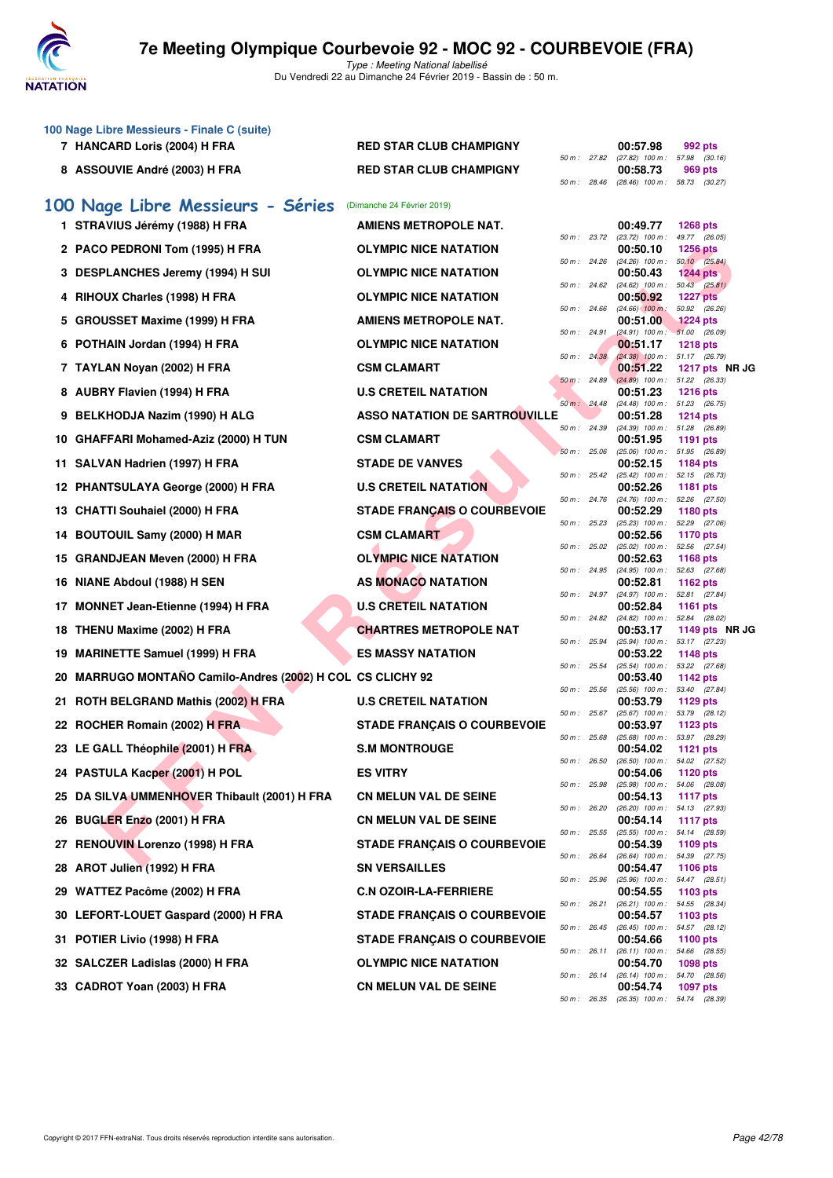### 100 Nage Libre Messieurs - Finale C (suite)

| Rang | Nom | Club | Temps | Points | Splits |
|---|---|---|---|---|---|
| 7 | HANCARD Loris (2004) H FRA | RED STAR CLUB CHAMPIGNY | 00:57.98 | 992 pts | 50 m : 27.82 (27.82) 100 m : 57.98 (30.16) |
| 8 | ASSOUVIE André (2003) H FRA | RED STAR CLUB CHAMPIGNY | 00:58.73 | 969 pts | 50 m : 28.46 (28.46) 100 m : 58.73 (30.27) |

## 100 Nage Libre Messieurs - Séries (Dimanche 24 Février 2019)

| Rang | Nom | Club | Temps | Points | Splits |
|---|---|---|---|---|---|
| 1 | STRAVIUS Jérémy (1988) H FRA | AMIENS METROPOLE NAT. | 00:49.77 | 1268 pts | 50 m : 23.72 (23.72) 100 m : 49.77 (26.05) |
| 2 | PACO PEDRONI Tom (1995) H FRA | OLYMPIC NICE NATATION | 00:50.10 | 1256 pts | 50 m : 24.26 (24.26) 100 m : 50.10 (25.84) |
| 3 | DESPLANCHES Jeremy (1994) H SUI | OLYMPIC NICE NATATION | 00:50.43 | 1244 pts | 50 m : 24.62 (24.62) 100 m : 50.43 (25.81) |
| 4 | RIHOUX Charles (1998) H FRA | OLYMPIC NICE NATATION | 00:50.92 | 1227 pts | 50 m : 24.66 (24.66) 100 m : 50.92 (26.26) |
| 5 | GROUSSET Maxime (1999) H FRA | AMIENS METROPOLE NAT. | 00:51.00 | 1224 pts | 50 m : 24.91 (24.91) 100 m : 51.00 (26.09) |
| 6 | POTHAIN Jordan (1994) H FRA | OLYMPIC NICE NATATION | 00:51.17 | 1218 pts | 50 m : 24.38 (24.38) 100 m : 51.17 (26.79) |
| 7 | TAYLAN Noyan (2002) H FRA | CSM CLAMART | 00:51.22 | 1217 pts NR JG | 50 m : 24.89 (24.89) 100 m : 51.22 (26.33) |
| 8 | AUBRY Flavien (1994) H FRA | U.S CRETEIL NATATION | 00:51.23 | 1216 pts | 50 m : 24.48 (24.48) 100 m : 51.23 (26.75) |
| 9 | BELKHODJA Nazim (1990) H ALG | ASSO NATATION DE SARTROUVILLE | 00:51.28 | 1214 pts | 50 m : 24.39 (24.39) 100 m : 51.28 (26.89) |
| 10 | GHAFFARI Mohamed-Aziz (2000) H TUN | CSM CLAMART | 00:51.95 | 1191 pts | 50 m : 25.06 (25.06) 100 m : 51.95 (26.89) |
| 11 | SALVAN Hadrien (1997) H FRA | STADE DE VANVES | 00:52.15 | 1184 pts | 50 m : 25.42 (25.42) 100 m : 52.15 (26.73) |
| 12 | PHANTSULAYA George (2000) H FRA | U.S CRETEIL NATATION | 00:52.26 | 1181 pts | 50 m : 24.76 (24.76) 100 m : 52.26 (27.50) |
| 13 | CHATTI Souhaiel (2000) H FRA | STADE FRANÇAIS O COURBEVOIE | 00:52.29 | 1180 pts | 50 m : 25.23 (25.23) 100 m : 52.29 (27.06) |
| 14 | BOUTOUIL Samy (2000) H MAR | CSM CLAMART | 00:52.56 | 1170 pts | 50 m : 25.02 (25.02) 100 m : 52.56 (27.54) |
| 15 | GRANDJEAN Meven (2000) H FRA | OLYMPIC NICE NATATION | 00:52.63 | 1168 pts | 50 m : 24.95 (24.95) 100 m : 52.63 (27.68) |
| 16 | NIANE Abdoul (1988) H SEN | AS MONACO NATATION | 00:52.81 | 1162 pts | 50 m : 24.97 (24.97) 100 m : 52.81 (27.84) |
| 17 | MONNET Jean-Etienne (1994) H FRA | U.S CRETEIL NATATION | 00:52.84 | 1161 pts | 50 m : 24.82 (24.82) 100 m : 52.84 (28.02) |
| 18 | THENU Maxime (2002) H FRA | CHARTRES METROPOLE NAT | 00:53.17 | 1149 pts NR JG | 50 m : 25.94 (25.94) 100 m : 53.17 (27.23) |
| 19 | MARINETTE Samuel (1999) H FRA | ES MASSY NATATION | 00:53.22 | 1148 pts | 50 m : 25.54 (25.54) 100 m : 53.22 (27.68) |
| 20 | MARRUGO MONTAÑO Camilo-Andres (2002) H COL | CS CLICHY 92 | 00:53.40 | 1142 pts | 50 m : 25.56 (25.56) 100 m : 53.40 (27.84) |
| 21 | ROTH BELGRAND Mathis (2002) H FRA | U.S CRETEIL NATATION | 00:53.79 | 1129 pts | 50 m : 25.67 (25.67) 100 m : 53.79 (28.12) |
| 22 | ROCHER Romain (2002) H FRA | STADE FRANÇAIS O COURBEVOIE | 00:53.97 | 1123 pts | 50 m : 25.68 (25.68) 100 m : 53.97 (28.29) |
| 23 | LE GALL Théophile (2001) H FRA | S.M MONTROUGE | 00:54.02 | 1121 pts | 50 m : 26.50 (26.50) 100 m : 54.02 (27.52) |
| 24 | PASTULA Kacper (2001) H POL | ES VITRY | 00:54.06 | 1120 pts | 50 m : 25.98 (25.98) 100 m : 54.06 (28.08) |
| 25 | DA SILVA UMMENHOVER Thibault (2001) H FRA | CN MELUN VAL DE SEINE | 00:54.13 | 1117 pts | 50 m : 26.20 (26.20) 100 m : 54.13 (27.93) |
| 26 | BUGLER Enzo (2001) H FRA | CN MELUN VAL DE SEINE | 00:54.14 | 1117 pts | 50 m : 25.55 (25.55) 100 m : 54.14 (28.59) |
| 27 | RENOUVIN Lorenzo (1998) H FRA | STADE FRANÇAIS O COURBEVOIE | 00:54.39 | 1109 pts | 50 m : 26.64 (26.64) 100 m : 54.39 (27.75) |
| 28 | AROT Julien (1992) H FRA | SN VERSAILLES | 00:54.47 | 1106 pts | 50 m : 25.96 (25.96) 100 m : 54.47 (28.51) |
| 29 | WATTEZ Pacôme (2002) H FRA | C.N OZOIR-LA-FERRIERE | 00:54.55 | 1103 pts | 50 m : 26.21 (26.21) 100 m : 54.55 (28.34) |
| 30 | LEFORT-LOUET Gaspard (2000) H FRA | STADE FRANÇAIS O COURBEVOIE | 00:54.57 | 1103 pts | 50 m : 26.45 (26.45) 100 m : 54.57 (28.12) |
| 31 | POTIER Livio (1998) H FRA | STADE FRANÇAIS O COURBEVOIE | 00:54.66 | 1100 pts | 50 m : 26.11 (26.11) 100 m : 54.66 (28.55) |
| 32 | SALCZER Ladislas (2000) H FRA | OLYMPIC NICE NATATION | 00:54.70 | 1098 pts | 50 m : 26.14 (26.14) 100 m : 54.70 (28.56) |
| 33 | CADROT Yoan (2003) H FRA | CN MELUN VAL DE SEINE | 00:54.74 | 1097 pts | 50 m : 26.35 (26.35) 100 m : 54.74 (28.39) |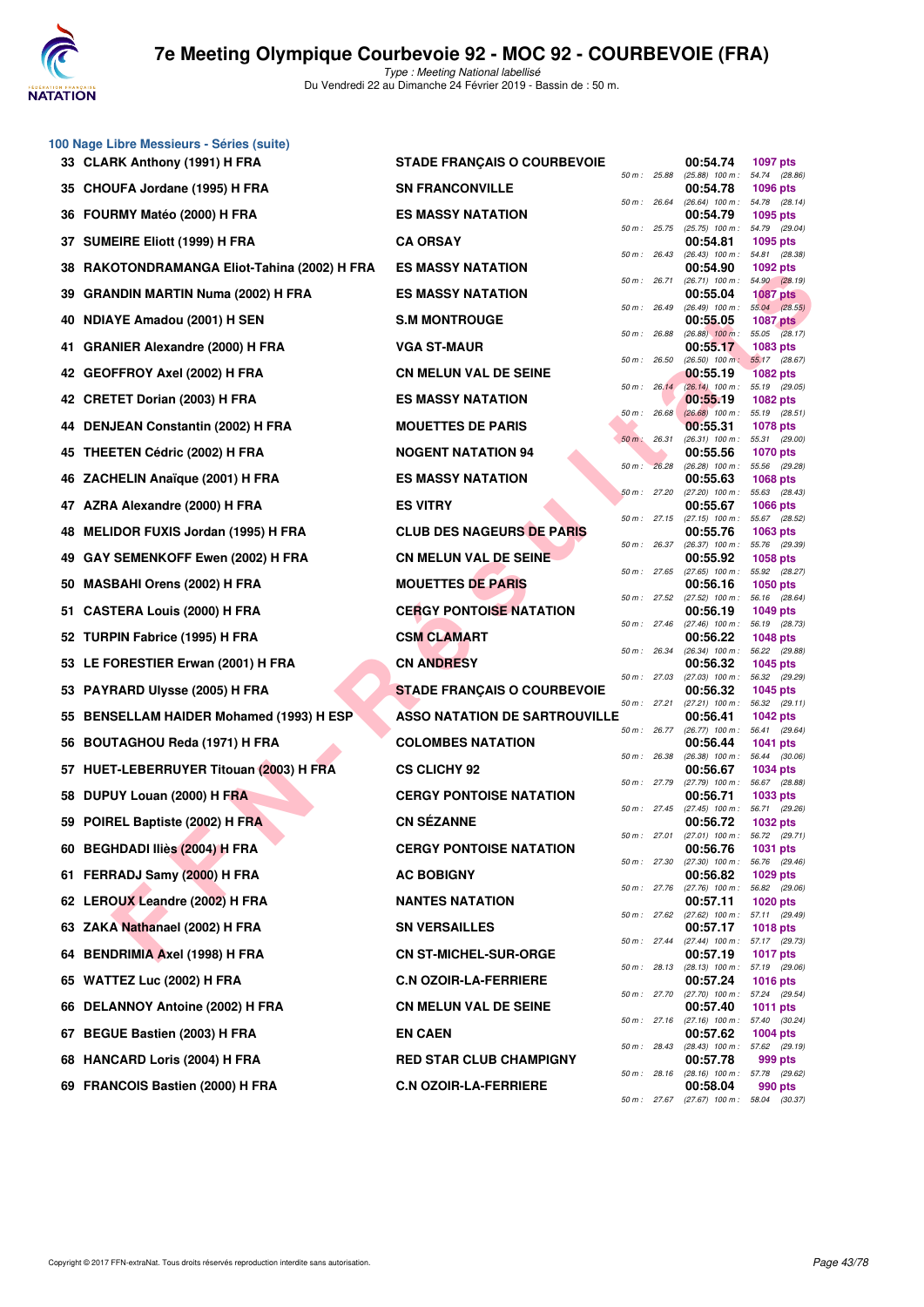## 100 Nage Libre Messieurs - Séries (suite)

| Rang | Nom | Club | Temps | Points | Splits |
|---|---|---|---|---|---|
| 33 | CLARK Anthony (1991) H FRA | STADE FRANÇAIS O COURBEVOIE | 00:54.74 | 1097 pts | 50 m : 25.88 (25.88) 100 m : 54.74 (28.86) |
| 35 | CHOUFA Jordane (1995) H FRA | SN FRANCONVILLE | 00:54.78 | 1096 pts | 50 m : 26.64 (26.64) 100 m : 54.78 (28.14) |
| 36 | FOURMY Matéo (2000) H FRA | ES MASSY NATATION | 00:54.79 | 1095 pts | 50 m : 25.75 (25.75) 100 m : 54.79 (29.04) |
| 37 | SUMEIRE Eliott (1999) H FRA | CA ORSAY | 00:54.81 | 1095 pts | 50 m : 26.43 (26.43) 100 m : 54.81 (28.38) |
| 38 | RAKOTONDRAMANGA Eliot-Tahina (2002) H FRA | ES MASSY NATATION | 00:54.90 | 1092 pts | 50 m : 26.71 (26.71) 100 m : 54.90 (28.19) |
| 39 | GRANDIN MARTIN Numa (2002) H FRA | ES MASSY NATATION | 00:55.04 | 1087 pts | 50 m : 26.49 (26.49) 100 m : 55.04 (28.55) |
| 40 | NDIAYE Amadou (2001) H SEN | S.M MONTROUGE | 00:55.05 | 1087 pts | 50 m : 26.88 (26.88) 100 m : 55.05 (28.17) |
| 41 | GRANIER Alexandre (2000) H FRA | VGA ST-MAUR | 00:55.17 | 1083 pts | 50 m : 26.50 (26.50) 100 m : 55.17 (28.67) |
| 42 | GEOFFROY Axel (2002) H FRA | CN MELUN VAL DE SEINE | 00:55.19 | 1082 pts | 50 m : 26.14 (26.14) 100 m : 55.19 (29.05) |
| 42 | CRETET Dorian (2003) H FRA | ES MASSY NATATION | 00:55.19 | 1082 pts | 50 m : 26.68 (26.68) 100 m : 55.19 (28.51) |
| 44 | DENJEAN Constantin (2002) H FRA | MOUETTES DE PARIS | 00:55.31 | 1078 pts | 50 m : 26.31 (26.31) 100 m : 55.31 (29.00) |
| 45 | THEETEN Cédric (2002) H FRA | NOGENT NATATION 94 | 00:55.56 | 1070 pts | 50 m : 26.28 (26.28) 100 m : 55.56 (29.28) |
| 46 | ZACHELIN Anaïque (2001) H FRA | ES MASSY NATATION | 00:55.63 | 1068 pts | 50 m : 27.20 (27.20) 100 m : 55.63 (28.43) |
| 47 | AZRA Alexandre (2000) H FRA | ES VITRY | 00:55.67 | 1066 pts | 50 m : 27.15 (27.15) 100 m : 55.67 (28.52) |
| 48 | MELIDOR FUXIS Jordan (1995) H FRA | CLUB DES NAGEURS DE PARIS | 00:55.76 | 1063 pts | 50 m : 26.37 (26.37) 100 m : 55.76 (29.39) |
| 49 | GAY SEMENKOFF Ewen (2002) H FRA | CN MELUN VAL DE SEINE | 00:55.92 | 1058 pts | 50 m : 27.65 (27.65) 100 m : 55.92 (28.27) |
| 50 | MASBAHI Orens (2002) H FRA | MOUETTES DE PARIS | 00:56.16 | 1050 pts | 50 m : 27.52 (27.52) 100 m : 56.16 (28.64) |
| 51 | CASTERA Louis (2000) H FRA | CERGY PONTOISE NATATION | 00:56.19 | 1049 pts | 50 m : 27.46 (27.46) 100 m : 56.19 (28.73) |
| 52 | TURPIN Fabrice (1995) H FRA | CSM CLAMART | 00:56.22 | 1048 pts | 50 m : 26.34 (26.34) 100 m : 56.22 (29.88) |
| 53 | LE FORESTIER Erwan (2001) H FRA | CN ANDRESY | 00:56.32 | 1045 pts | 50 m : 27.03 (27.03) 100 m : 56.32 (29.29) |
| 53 | PAYRARD Ulysse (2005) H FRA | STADE FRANÇAIS O COURBEVOIE | 00:56.32 | 1045 pts | 50 m : 27.21 (27.21) 100 m : 56.32 (29.11) |
| 55 | BENSELLAM HAIDER Mohamed (1993) H ESP | ASSO NATATION DE SARTROUVILLE | 00:56.41 | 1042 pts | 50 m : 26.77 (26.77) 100 m : 56.41 (29.64) |
| 56 | BOUTAGHOU Reda (1971) H FRA | COLOMBES NATATION | 00:56.44 | 1041 pts | 50 m : 26.38 (26.38) 100 m : 56.44 (30.06) |
| 57 | HUET-LEBERRUYER Titouan (2003) H FRA | CS CLICHY 92 | 00:56.67 | 1034 pts | 50 m : 27.79 (27.79) 100 m : 56.67 (28.88) |
| 58 | DUPUY Louan (2000) H FRA | CERGY PONTOISE NATATION | 00:56.71 | 1033 pts | 50 m : 27.45 (27.45) 100 m : 56.71 (29.26) |
| 59 | POIREL Baptiste (2002) H FRA | CN SÉZANNE | 00:56.72 | 1032 pts | 50 m : 27.01 (27.01) 100 m : 56.72 (29.71) |
| 60 | BEGHDADI Iliès (2004) H FRA | CERGY PONTOISE NATATION | 00:56.76 | 1031 pts | 50 m : 27.30 (27.30) 100 m : 56.76 (29.46) |
| 61 | FERRADJ Samy (2000) H FRA | AC BOBIGNY | 00:56.82 | 1029 pts | 50 m : 27.76 (27.76) 100 m : 56.82 (29.06) |
| 62 | LEROUX Leandre (2002) H FRA | NANTES NATATION | 00:57.11 | 1020 pts | 50 m : 27.62 (27.62) 100 m : 57.11 (29.49) |
| 63 | ZAKA Nathanael (2002) H FRA | SN VERSAILLES | 00:57.17 | 1018 pts | 50 m : 27.44 (27.44) 100 m : 57.17 (29.73) |
| 64 | BENDRIMIA Axel (1998) H FRA | CN ST-MICHEL-SUR-ORGE | 00:57.19 | 1017 pts | 50 m : 28.13 (28.13) 100 m : 57.19 (29.06) |
| 65 | WATTEZ Luc (2002) H FRA | C.N OZOIR-LA-FERRIERE | 00:57.24 | 1016 pts | 50 m : 27.70 (27.70) 100 m : 57.24 (29.54) |
| 66 | DELANNOY Antoine (2002) H FRA | CN MELUN VAL DE SEINE | 00:57.40 | 1011 pts | 50 m : 27.16 (27.16) 100 m : 57.40 (30.24) |
| 67 | BEGUE Bastien (2003) H FRA | EN CAEN | 00:57.62 | 1004 pts | 50 m : 28.43 (28.43) 100 m : 57.62 (29.19) |
| 68 | HANCARD Loris (2004) H FRA | RED STAR CLUB CHAMPIGNY | 00:57.78 | 999 pts | 50 m : 28.16 (28.16) 100 m : 57.78 (29.62) |
| 69 | FRANCOIS Bastien (2000) H FRA | C.N OZOIR-LA-FERRIERE | 00:58.04 | 990 pts | 50 m : 27.67 (27.67) 100 m : 58.04 (30.37) |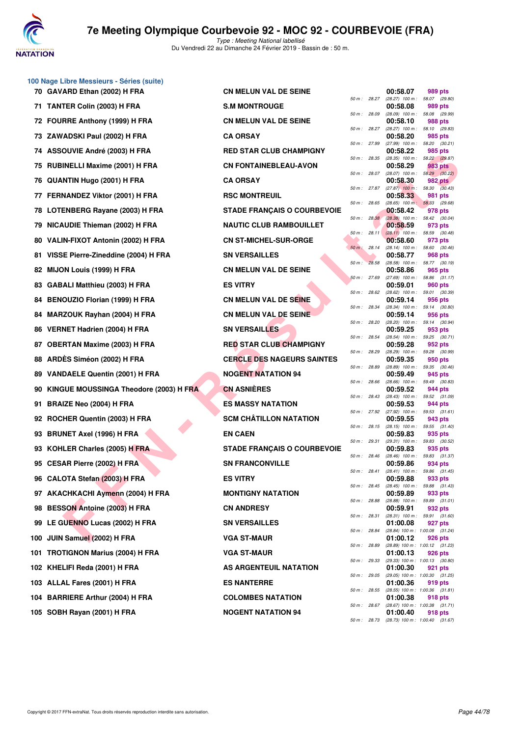# 7e Meeting Olympique Courbevoie 92 - MOC 92 - COURBEVOIE (FRA)

*Type : Meeting National labellisé*
Du Vendredi 22 au Dimanche 24 Février 2019 - Bassin de : 50 m.

## 100 Nage Libre Messieurs - Séries (suite)

| Rg | Nom | Club | Temps | Points | Splits |
|---|---|---|---|---|---|
| 70 | GAVARD Ethan (2002) H FRA | CN MELUN VAL DE SEINE | 00:58.07 | 989 pts | 50 m : 28.27 (28.27) 100 m : 58.07 (29.80) |
| 71 | TANTER Colin (2003) H FRA | S.M MONTROUGE | 00:58.08 | 989 pts | 50 m : 28.09 (28.09) 100 m : 58.08 (29.99) |
| 72 | FOURRE Anthony (1999) H FRA | CN MELUN VAL DE SEINE | 00:58.10 | 988 pts | 50 m : 28.27 (28.27) 100 m : 58.10 (29.83) |
| 73 | ZAWADSKI Paul (2002) H FRA | CA ORSAY | 00:58.20 | 985 pts | 50 m : 27.99 (27.99) 100 m : 58.20 (30.21) |
| 74 | ASSOUVIE André (2003) H FRA | RED STAR CLUB CHAMPIGNY | 00:58.22 | 985 pts | 50 m : 28.35 (28.35) 100 m : 58.22 (29.87) |
| 75 | RUBINELLI Maxime (2001) H FRA | CN FONTAINEBLEAU-AVON | 00:58.29 | 983 pts | 50 m : 28.07 (28.07) 100 m : 58.29 (30.22) |
| 76 | QUANTIN Hugo (2001) H FRA | CA ORSAY | 00:58.30 | 982 pts | 50 m : 27.87 (27.87) 100 m : 58.30 (30.43) |
| 77 | FERNANDEZ Viktor (2001) H FRA | RSC MONTREUIL | 00:58.33 | 981 pts | 50 m : 28.65 (28.65) 100 m : 58.33 (29.68) |
| 78 | LOTENBERG Rayane (2003) H FRA | STADE FRANÇAIS O COURBEVOIE | 00:58.42 | 978 pts | 50 m : 28.38 (28.38) 100 m : 58.42 (30.04) |
| 79 | NICAUDIE Thieman (2002) H FRA | NAUTIC CLUB RAMBOUILLET | 00:58.59 | 973 pts | 50 m : 28.11 (28.11) 100 m : 58.59 (30.48) |
| 80 | VALIN-FIXOT Antonin (2002) H FRA | CN ST-MICHEL-SUR-ORGE | 00:58.60 | 973 pts | 50 m : 28.14 (28.14) 100 m : 58.60 (30.46) |
| 81 | VISSE Pierre-Zineddine (2004) H FRA | SN VERSAILLES | 00:58.77 | 968 pts | 50 m : 28.58 (28.58) 100 m : 58.77 (30.19) |
| 82 | MIJON Louis (1999) H FRA | CN MELUN VAL DE SEINE | 00:58.86 | 965 pts | 50 m : 27.69 (27.69) 100 m : 58.86 (31.17) |
| 83 | GABALI Matthieu (2003) H FRA | ES VITRY | 00:59.01 | 960 pts | 50 m : 28.62 (28.62) 100 m : 59.01 (30.39) |
| 84 | BENOUZIO Florian (1999) H FRA | CN MELUN VAL DE SEINE | 00:59.14 | 956 pts | 50 m : 28.34 (28.34) 100 m : 59.14 (30.80) |
| 84 | MARZOUK Rayhan (2004) H FRA | CN MELUN VAL DE SEINE | 00:59.14 | 956 pts | 50 m : 28.20 (28.20) 100 m : 59.14 (30.94) |
| 86 | VERNET Hadrien (2004) H FRA | SN VERSAILLES | 00:59.25 | 953 pts | 50 m : 28.54 (28.54) 100 m : 59.25 (30.71) |
| 87 | OBERTAN Maxime (2003) H FRA | RED STAR CLUB CHAMPIGNY | 00:59.28 | 952 pts | 50 m : 28.29 (28.29) 100 m : 59.28 (30.99) |
| 88 | ARDÈS Siméon (2002) H FRA | CERCLE DES NAGEURS SAINTES | 00:59.35 | 950 pts | 50 m : 28.89 (28.89) 100 m : 59.35 (30.46) |
| 89 | VANDAELE Quentin (2001) H FRA | NOGENT NATATION 94 | 00:59.49 | 945 pts | 50 m : 28.66 (28.66) 100 m : 59.49 (30.83) |
| 90 | KINGUE MOUSSINGA Theodore (2003) H FRA | CN ASNIÈRES | 00:59.52 | 944 pts | 50 m : 28.43 (28.43) 100 m : 59.52 (31.09) |
| 91 | BRAIZE Neo (2004) H FRA | ES MASSY NATATION | 00:59.53 | 944 pts | 50 m : 27.92 (27.92) 100 m : 59.53 (31.61) |
| 92 | ROCHER Quentin (2003) H FRA | SCM CHÂTILLON NATATION | 00:59.55 | 943 pts | 50 m : 28.15 (28.15) 100 m : 59.55 (31.40) |
| 93 | BRUNET Axel (1996) H FRA | EN CAEN | 00:59.83 | 935 pts | 50 m : 29.31 (29.31) 100 m : 59.83 (30.52) |
| 93 | KOHLER Charles (2005) H FRA | STADE FRANÇAIS O COURBEVOIE | 00:59.83 | 935 pts | 50 m : 28.46 (28.46) 100 m : 59.83 (31.37) |
| 95 | CESAR Pierre (2002) H FRA | SN FRANCONVILLE | 00:59.86 | 934 pts | 50 m : 28.41 (28.41) 100 m : 59.86 (31.45) |
| 96 | CALOTA Stefan (2003) H FRA | ES VITRY | 00:59.88 | 933 pts | 50 m : 28.45 (28.45) 100 m : 59.88 (31.43) |
| 97 | AKACHKACHI Aymenn (2004) H FRA | MONTIGNY NATATION | 00:59.89 | 933 pts | 50 m : 28.88 (28.88) 100 m : 59.89 (31.01) |
| 98 | BESSON Antoine (2003) H FRA | CN ANDRESY | 00:59.91 | 932 pts | 50 m : 28.31 (28.31) 100 m : 59.91 (31.60) |
| 99 | LE GUENNO Lucas (2002) H FRA | SN VERSAILLES | 01:00.08 | 927 pts | 50 m : 28.84 (28.84) 100 m : 1:00.08 (31.24) |
| 100 | JUIN Samuel (2002) H FRA | VGA ST-MAUR | 01:00.12 | 926 pts | 50 m : 28.89 (28.89) 100 m : 1:00.12 (31.23) |
| 101 | TROTIGNON Marius (2004) H FRA | VGA ST-MAUR | 01:00.13 | 926 pts | 50 m : 29.33 (29.33) 100 m : 1:00.13 (30.80) |
| 102 | KHELIFI Reda (2001) H FRA | AS ARGENTEUIL NATATION | 01:00.30 | 921 pts | 50 m : 29.05 (29.05) 100 m : 1:00.30 (31.25) |
| 103 | ALLAL Fares (2001) H FRA | ES NANTERRE | 01:00.36 | 919 pts | 50 m : 28.55 (28.55) 100 m : 1:00.36 (31.81) |
| 104 | BARRIERE Arthur (2004) H FRA | COLOMBES NATATION | 01:00.38 | 918 pts | 50 m : 28.67 (28.67) 100 m : 1:00.38 (31.71) |
| 105 | SOBH Rayan (2001) H FRA | NOGENT NATATION 94 | 01:00.40 | 918 pts | 50 m : 28.73 (28.73) 100 m : 1:00.40 (31.67) |

Copyright © 2017 FFN-extraNat. Tous droits réservés reproduction interdite sans autorisation.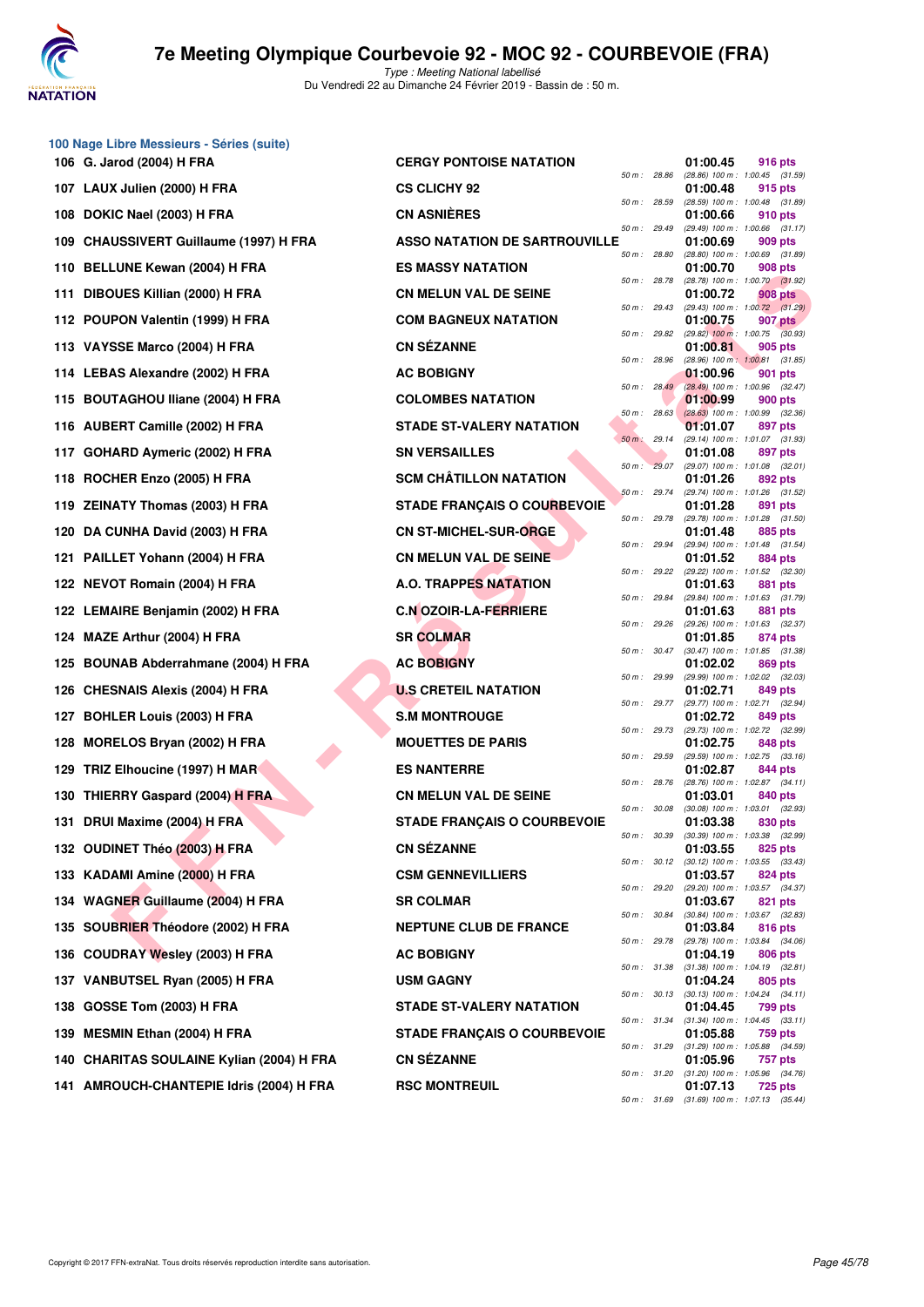## 100 Nage Libre Messieurs - Séries (suite)

| Rang | Nom | Club | 50 m | Temps | Points | Détail |
|---|---|---|---|---|---|---|
| 106 | G. Jarod (2004) H FRA | CERGY PONTOISE NATATION | 50 m : 28.86 | 01:00.45 | 916 pts | (28.86) 100 m : 1:00.45 (31.59) |
| 107 | LAUX Julien (2000) H FRA | CS CLICHY 92 | 50 m : 28.59 | 01:00.48 | 915 pts | (28.59) 100 m : 1:00.48 (31.89) |
| 108 | DOKIC Nael (2003) H FRA | CN ASNIÈRES | 50 m : 29.49 | 01:00.66 | 910 pts | (29.49) 100 m : 1:00.66 (31.17) |
| 109 | CHAUSSIVERT Guillaume (1997) H FRA | ASSO NATATION DE SARTROUVILLE | 50 m : 28.80 | 01:00.69 | 909 pts | (28.80) 100 m : 1:00.69 (31.89) |
| 110 | BELLUNE Kewan (2004) H FRA | ES MASSY NATATION | 50 m : 28.78 | 01:00.70 | 908 pts | (28.78) 100 m : 1:00.70 (31.92) |
| 111 | DIBOUES Killian (2000) H FRA | CN MELUN VAL DE SEINE | 50 m : 29.43 | 01:00.72 | 908 pts | (29.43) 100 m : 1:00.72 (31.29) |
| 112 | POUPON Valentin (1999) H FRA | COM BAGNEUX NATATION | 50 m : 29.82 | 01:00.75 | 907 pts | (29.82) 100 m : 1:00.75 (30.93) |
| 113 | VAYSSE Marco (2004) H FRA | CN SÉZANNE | 50 m : 28.96 | 01:00.81 | 905 pts | (28.96) 100 m : 1:00.81 (31.85) |
| 114 | LEBAS Alexandre (2002) H FRA | AC BOBIGNY | 50 m : 28.49 | 01:00.96 | 901 pts | (28.49) 100 m : 1:00.96 (32.47) |
| 115 | BOUTAGHOU Iliane (2004) H FRA | COLOMBES NATATION | 50 m : 28.63 | 01:00.99 | 900 pts | (28.63) 100 m : 1:00.99 (32.36) |
| 116 | AUBERT Camille (2002) H FRA | STADE ST-VALERY NATATION | 50 m : 29.14 | 01:01.07 | 897 pts | (29.14) 100 m : 1:01.07 (31.93) |
| 117 | GOHARD Aymeric (2002) H FRA | SN VERSAILLES | 50 m : 29.07 | 01:01.08 | 897 pts | (29.07) 100 m : 1:01.08 (32.01) |
| 118 | ROCHER Enzo (2005) H FRA | SCM CHÂTILLON NATATION | 50 m : 29.74 | 01:01.26 | 892 pts | (29.74) 100 m : 1:01.26 (31.52) |
| 119 | ZEINATY Thomas (2003) H FRA | STADE FRANÇAIS O COURBEVOIE | 50 m : 29.78 | 01:01.28 | 891 pts | (29.78) 100 m : 1:01.28 (31.50) |
| 120 | DA CUNHA David (2003) H FRA | CN ST-MICHEL-SUR-ORGE | 50 m : 29.94 | 01:01.48 | 885 pts | (29.94) 100 m : 1:01.48 (31.54) |
| 121 | PAILLET Yohann (2004) H FRA | CN MELUN VAL DE SEINE | 50 m : 29.22 | 01:01.52 | 884 pts | (29.22) 100 m : 1:01.52 (32.30) |
| 122 | NEVOT Romain (2004) H FRA | A.O. TRAPPES NATATION | 50 m : 29.84 | 01:01.63 | 881 pts | (29.84) 100 m : 1:01.63 (31.79) |
| 122 | LEMAIRE Benjamin (2002) H FRA | C.N OZOIR-LA-FERRIERE | 50 m : 29.26 | 01:01.63 | 881 pts | (29.26) 100 m : 1:01.63 (32.37) |
| 124 | MAZE Arthur (2004) H FRA | SR COLMAR | 50 m : 30.47 | 01:01.85 | 874 pts | (30.47) 100 m : 1:01.85 (31.38) |
| 125 | BOUNAB Abderrahmane (2004) H FRA | AC BOBIGNY | 50 m : 29.99 | 01:02.02 | 869 pts | (29.99) 100 m : 1:02.02 (32.03) |
| 126 | CHESNAIS Alexis (2004) H FRA | U.S CRETEIL NATATION | 50 m : 29.77 | 01:02.71 | 849 pts | (29.77) 100 m : 1:02.71 (32.94) |
| 127 | BOHLER Louis (2003) H FRA | S.M MONTROUGE | 50 m : 29.73 | 01:02.72 | 849 pts | (29.73) 100 m : 1:02.72 (32.99) |
| 128 | MORELOS Bryan (2002) H FRA | MOUETTES DE PARIS | 50 m : 29.59 | 01:02.75 | 848 pts | (29.59) 100 m : 1:02.75 (33.16) |
| 129 | TRIZ Elhoucine (1997) H MAR | ES NANTERRE | 50 m : 28.76 | 01:02.87 | 844 pts | (28.76) 100 m : 1:02.87 (34.11) |
| 130 | THIERRY Gaspard (2004) H FRA | CN MELUN VAL DE SEINE | 50 m : 30.08 | 01:03.01 | 840 pts | (30.08) 100 m : 1:03.01 (32.93) |
| 131 | DRUI Maxime (2004) H FRA | STADE FRANÇAIS O COURBEVOIE | 50 m : 30.39 | 01:03.38 | 830 pts | (30.39) 100 m : 1:03.38 (32.99) |
| 132 | OUDINET Théo (2003) H FRA | CN SÉZANNE | 50 m : 30.12 | 01:03.55 | 825 pts | (30.12) 100 m : 1:03.55 (33.43) |
| 133 | KADAMI Amine (2000) H FRA | CSM GENNEVILLIERS | 50 m : 29.20 | 01:03.57 | 824 pts | (29.20) 100 m : 1:03.57 (34.37) |
| 134 | WAGNER Guillaume (2004) H FRA | SR COLMAR | 50 m : 30.84 | 01:03.67 | 821 pts | (30.84) 100 m : 1:03.67 (32.83) |
| 135 | SOUBRIER Théodore (2002) H FRA | NEPTUNE CLUB DE FRANCE | 50 m : 29.78 | 01:03.84 | 816 pts | (29.78) 100 m : 1:03.84 (34.06) |
| 136 | COUDRAY Wesley (2003) H FRA | AC BOBIGNY | 50 m : 31.38 | 01:04.19 | 806 pts | (31.38) 100 m : 1:04.19 (32.81) |
| 137 | VANBUTSEL Ryan (2005) H FRA | USM GAGNY | 50 m : 30.13 | 01:04.24 | 805 pts | (30.13) 100 m : 1:04.24 (34.11) |
| 138 | GOSSE Tom (2003) H FRA | STADE ST-VALERY NATATION | 50 m : 31.34 | 01:04.45 | 799 pts | (31.34) 100 m : 1:04.45 (33.11) |
| 139 | MESMIN Ethan (2004) H FRA | STADE FRANÇAIS O COURBEVOIE | 50 m : 31.29 | 01:05.88 | 759 pts | (31.29) 100 m : 1:05.88 (34.59) |
| 140 | CHARITAS SOULAINE Kylian (2004) H FRA | CN SÉZANNE | 50 m : 31.20 | 01:05.96 | 757 pts | (31.20) 100 m : 1:05.96 (34.76) |
| 141 | AMROUCH-CHANTEPIE Idris (2004) H FRA | RSC MONTREUIL | 50 m : 31.69 | 01:07.13 | 725 pts | (31.69) 100 m : 1:07.13 (35.44) |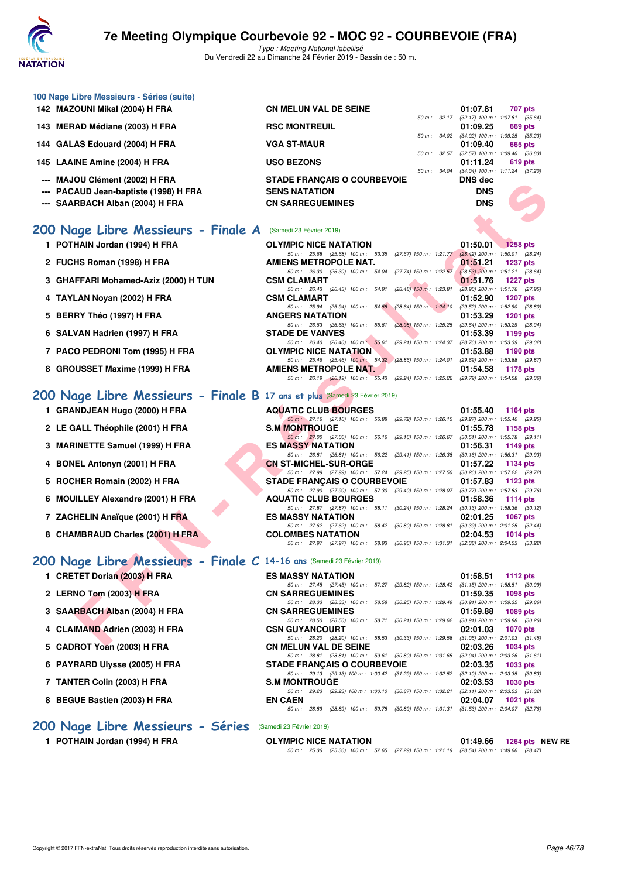## 100 Nage Libre Messieurs - Séries (suite)

| Rang | Nom | Club | Temps | Points |
|---|---|---|---|---|
| 142 | MAZOUNI Mikal (2004) H FRA | CN MELUN VAL DE SEINE | 01:07.81 | 707 pts |
| | | 50 m : 32.17 (32.17) 100 m : 1:07.81 (35.64) | | |
| 143 | MERAD Médiane (2003) H FRA | RSC MONTREUIL | 01:09.25 | 669 pts |
| | | 50 m : 34.02 (34.02) 100 m : 1:09.25 (35.23) | | |
| 144 | GALAS Edouard (2004) H FRA | VGA ST-MAUR | 01:09.40 | 665 pts |
| | | 50 m : 32.57 (32.57) 100 m : 1:09.40 (36.83) | | |
| 145 | LAAINE Amine (2004) H FRA | USO BEZONS | 01:11.24 | 619 pts |
| | | 50 m : 34.04 (34.04) 100 m : 1:11.24 (37.20) | | |
| --- | MAJOU Clément (2002) H FRA | STADE FRANÇAIS O COURBEVOIE | DNS dec | |
| --- | PACAUD Jean-baptiste (1998) H FRA | SENS NATATION | DNS | |
| --- | SAARBACH Alban (2004) H FRA | CN SARREGUEMINES | DNS | |

## 200 Nage Libre Messieurs - Finale A (Samedi 23 Février 2019)

| Rang | Nom | Club | Temps | Points |
|---|---|---|---|---|
| 1 | POTHAIN Jordan (1994) H FRA | OLYMPIC NICE NATATION | 01:50.01 | 1258 pts |
| | | 50 m : 25.68 (25.68) 100 m : 53.35 (27.67) 150 m : 1:21.77 (28.42) 200 m : 1:50.01 (28.24) | | |
| 2 | FUCHS Roman (1998) H FRA | AMIENS METROPOLE NAT. | 01:51.21 | 1237 pts |
| | | 50 m : 26.30 (26.30) 100 m : 54.04 (27.74) 150 m : 1:22.57 (28.53) 200 m : 1:51.21 (28.64) | | |
| 3 | GHAFFARI Mohamed-Aziz (2000) H TUN | CSM CLAMART | 01:51.76 | 1227 pts |
| | | 50 m : 26.43 (26.43) 100 m : 54.91 (28.48) 150 m : 1:23.81 (28.90) 200 m : 1:51.76 (27.95) | | |
| 4 | TAYLAN Noyan (2002) H FRA | CSM CLAMART | 01:52.90 | 1207 pts |
| | | 50 m : 25.94 (25.94) 100 m : 54.58 (28.64) 150 m : 1:24.10 (29.52) 200 m : 1:52.90 (28.80) | | |
| 5 | BERRY Théo (1997) H FRA | ANGERS NATATION | 01:53.29 | 1201 pts |
| | | 50 m : 26.63 (26.63) 100 m : 55.61 (28.98) 150 m : 1:25.25 (29.64) 200 m : 1:53.29 (28.04) | | |
| 6 | SALVAN Hadrien (1997) H FRA | STADE DE VANVES | 01:53.39 | 1199 pts |
| | | 50 m : 26.40 (26.40) 100 m : 55.61 (29.21) 150 m : 1:24.37 (28.76) 200 m : 1:53.39 (29.02) | | |
| 7 | PACO PEDRONI Tom (1995) H FRA | OLYMPIC NICE NATATION | 01:53.88 | 1190 pts |
| | | 50 m : 25.46 (25.46) 100 m : 54.32 (28.86) 150 m : 1:24.01 (29.69) 200 m : 1:53.88 (29.87) | | |
| 8 | GROUSSET Maxime (1999) H FRA | AMIENS METROPOLE NAT. | 01:54.58 | 1178 pts |
| | | 50 m : 26.19 (26.19) 100 m : 55.43 (29.24) 150 m : 1:25.22 (29.79) 200 m : 1:54.58 (29.36) | | |

## 200 Nage Libre Messieurs - Finale B 17 ans et plus (Samedi 23 Février 2019)

| Rang | Nom | Club | Temps | Points |
|---|---|---|---|---|
| 1 | GRANDJEAN Hugo (2000) H FRA | AQUATIC CLUB BOURGES | 01:55.40 | 1164 pts |
| | | 50 m : 27.16 (27.16) 100 m : 56.88 (29.72) 150 m : 1:26.15 (29.27) 200 m : 1:55.40 (29.25) | | |
| 2 | LE GALL Théophile (2001) H FRA | S.M MONTROUGE | 01:55.78 | 1158 pts |
| | | 50 m : 27.00 (27.00) 100 m : 56.16 (29.16) 150 m : 1:26.67 (30.51) 200 m : 1:55.78 (29.11) | | |
| 3 | MARINETTE Samuel (1999) H FRA | ES MASSY NATATION | 01:56.31 | 1149 pts |
| | | 50 m : 26.81 (26.81) 100 m : 56.22 (29.41) 150 m : 1:26.38 (30.16) 200 m : 1:56.31 (29.93) | | |
| 4 | BONEL Antonyn (2001) H FRA | CN ST-MICHEL-SUR-ORGE | 01:57.22 | 1134 pts |
| | | 50 m : 27.99 (27.99) 100 m : 57.24 (29.25) 150 m : 1:27.50 (30.26) 200 m : 1:57.22 (29.72) | | |
| 5 | ROCHER Romain (2002) H FRA | STADE FRANÇAIS O COURBEVOIE | 01:57.83 | 1123 pts |
| | | 50 m : 27.90 (27.90) 100 m : 57.30 (29.40) 150 m : 1:28.07 (30.77) 200 m : 1:57.83 (29.76) | | |
| 6 | MOUILLEY Alexandre (2001) H FRA | AQUATIC CLUB BOURGES | 01:58.36 | 1114 pts |
| | | 50 m : 27.87 (27.87) 100 m : 58.11 (30.24) 150 m : 1:28.24 (30.13) 200 m : 1:58.36 (30.12) | | |
| 7 | ZACHELIN Anaïque (2001) H FRA | ES MASSY NATATION | 02:01.25 | 1067 pts |
| | | 50 m : 27.62 (27.62) 100 m : 58.42 (30.80) 150 m : 1:28.81 (30.39) 200 m : 2:01.25 (32.44) | | |
| 8 | CHAMBRAUD Charles (2001) H FRA | COLOMBES NATATION | 02:04.53 | 1014 pts |
| | | 50 m : 27.97 (27.97) 100 m : 58.93 (30.96) 150 m : 1:31.31 (32.38) 200 m : 2:04.53 (33.22) | | |

## 200 Nage Libre Messieurs - Finale C 14-16 ans (Samedi 23 Février 2019)

| Rang | Nom | Club | Temps | Points |
|---|---|---|---|---|
| 1 | CRETET Dorian (2003) H FRA | ES MASSY NATATION | 01:58.51 | 1112 pts |
| | | 50 m : 27.45 (27.45) 100 m : 57.27 (29.82) 150 m : 1:28.42 (31.15) 200 m : 1:58.51 (30.09) | | |
| 2 | LERNO Tom (2003) H FRA | CN SARREGUEMINES | 01:59.35 | 1098 pts |
| | | 50 m : 28.33 (28.33) 100 m : 58.58 (30.25) 150 m : 1:29.49 (30.91) 200 m : 1:59.35 (29.86) | | |
| 3 | SAARBACH Alban (2004) H FRA | CN SARREGUEMINES | 01:59.88 | 1089 pts |
| | | 50 m : 28.50 (28.50) 100 m : 58.71 (30.21) 150 m : 1:29.62 (30.91) 200 m : 1:59.88 (30.26) | | |
| 4 | CLAIMAND Adrien (2003) H FRA | CSN GUYANCOURT | 02:01.03 | 1070 pts |
| | | 50 m : 28.20 (28.20) 100 m : 58.53 (30.33) 150 m : 1:29.58 (31.05) 200 m : 2:01.03 (31.45) | | |
| 5 | CADROT Yoan (2003) H FRA | CN MELUN VAL DE SEINE | 02:03.26 | 1034 pts |
| | | 50 m : 28.81 (28.81) 100 m : 59.61 (30.80) 150 m : 1:31.65 (32.04) 200 m : 2:03.26 (31.61) | | |
| 6 | PAYRARD Ulysse (2005) H FRA | STADE FRANÇAIS O COURBEVOIE | 02:03.35 | 1033 pts |
| | | 50 m : 29.13 (29.13) 100 m : 1:00.42 (31.29) 150 m : 1:32.52 (32.10) 200 m : 2:03.35 (30.83) | | |
| 7 | TANTER Colin (2003) H FRA | S.M MONTROUGE | 02:03.53 | 1030 pts |
| | | 50 m : 29.23 (29.23) 100 m : 1:00.10 (30.87) 150 m : 1:32.21 (32.11) 200 m : 2:03.53 (31.32) | | |
| 8 | BEGUE Bastien (2003) H FRA | EN CAEN | 02:04.07 | 1021 pts |
| | | 50 m : 28.89 (28.89) 100 m : 59.78 (30.89) 150 m : 1:31.31 (31.53) 200 m : 2:04.07 (32.76) | | |

## 200 Nage Libre Messieurs - Séries (Samedi 23 Février 2019)

| Rang | Nom | Club | Temps | Points |
|---|---|---|---|---|
| 1 | POTHAIN Jordan (1994) H FRA | OLYMPIC NICE NATATION | 01:49.66 | 1264 pts NEW RE |
| | | 50 m : 25.36 (25.36) 100 m : 52.65 (27.29) 150 m : 1:21.19 (28.54) 200 m : 1:49.66 (28.47) | | |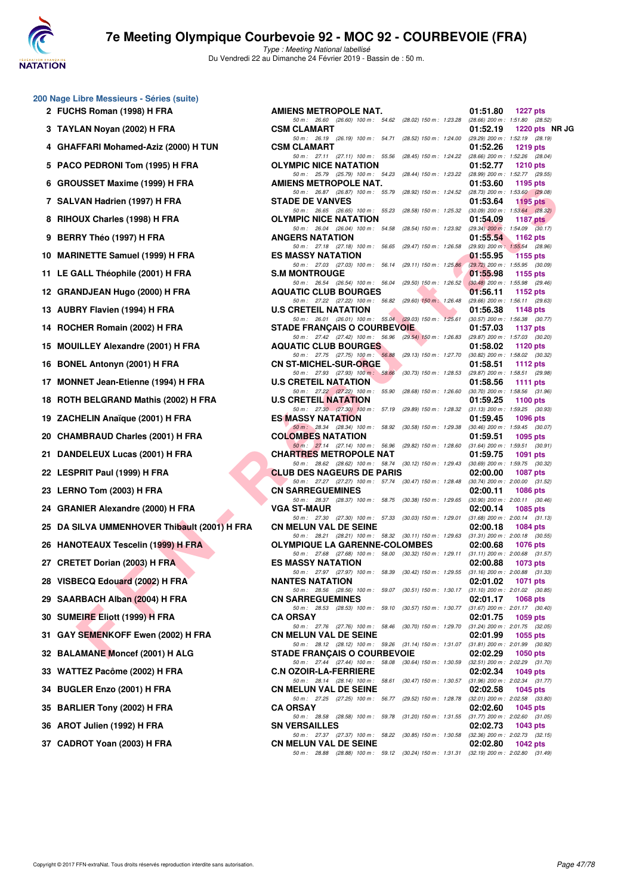## 200 Nage Libre Messieurs - Séries (suite)

| Rang | Nom | Club | Temps | Points | |
|---|---|---|---|---|---|
| 2 | FUCHS Roman (1998) H FRA | AMIENS METROPOLE NAT. | 01:51.80 | 1227 pts | |
| | | 50 m : 26.60 (26.60) 100 m : 54.62 (28.02) 150 m : 1:23.28 (28.66) 200 m : 1:51.80 (28.52) | | | |
| 3 | TAYLAN Noyan (2002) H FRA | CSM CLAMART | 01:52.19 | 1220 pts | NR JG |
| | | 50 m : 26.19 (26.19) 100 m : 54.71 (28.52) 150 m : 1:24.00 (29.29) 200 m : 1:52.19 (28.19) | | | |
| 4 | GHAFFARI Mohamed-Aziz (2000) H TUN | CSM CLAMART | 01:52.26 | 1219 pts | |
| | | 50 m : 27.11 (27.11) 100 m : 55.56 (28.45) 150 m : 1:24.22 (28.66) 200 m : 1:52.26 (28.04) | | | |
| 5 | PACO PEDRONI Tom (1995) H FRA | OLYMPIC NICE NATATION | 01:52.77 | 1210 pts | |
| | | 50 m : 25.79 (25.79) 100 m : 54.23 (28.44) 150 m : 1:23.22 (28.99) 200 m : 1:52.77 (29.55) | | | |
| 6 | GROUSSET Maxime (1999) H FRA | AMIENS METROPOLE NAT. | 01:53.60 | 1195 pts | |
| | | 50 m : 26.87 (26.87) 100 m : 55.79 (28.92) 150 m : 1:24.52 (28.73) 200 m : 1:53.60 (29.08) | | | |
| 7 | SALVAN Hadrien (1997) H FRA | STADE DE VANVES | 01:53.64 | 1195 pts | |
| | | 50 m : 26.65 (26.65) 100 m : 55.23 (28.58) 150 m : 1:25.32 (30.09) 200 m : 1:53.64 (28.32) | | | |
| 8 | RIHOUX Charles (1998) H FRA | OLYMPIC NICE NATATION | 01:54.09 | 1187 pts | |
| | | 50 m : 26.04 (26.04) 100 m : 54.58 (28.54) 150 m : 1:23.92 (29.34) 200 m : 1:54.09 (30.17) | | | |
| 9 | BERRY Théo (1997) H FRA | ANGERS NATATION | 01:55.54 | 1162 pts | |
| | | 50 m : 27.18 (27.18) 100 m : 56.65 (29.47) 150 m : 1:26.58 (29.93) 200 m : 1:55.54 (28.96) | | | |
| 10 | MARINETTE Samuel (1999) H FRA | ES MASSY NATATION | 01:55.95 | 1155 pts | |
| | | 50 m : 27.03 (27.03) 100 m : 56.14 (29.11) 150 m : 1:25.86 (29.72) 200 m : 1:55.95 (30.09) | | | |
| 11 | LE GALL Théophile (2001) H FRA | S.M MONTROUGE | 01:55.98 | 1155 pts | |
| | | 50 m : 26.54 (26.54) 100 m : 56.04 (29.50) 150 m : 1:26.52 (30.48) 200 m : 1:55.98 (29.46) | | | |
| 12 | GRANDJEAN Hugo (2000) H FRA | AQUATIC CLUB BOURGES | 01:56.11 | 1152 pts | |
| | | 50 m : 27.22 (27.22) 100 m : 56.82 (29.60) 150 m : 1:26.48 (29.66) 200 m : 1:56.11 (29.63) | | | |
| 13 | AUBRY Flavien (1994) H FRA | U.S CRETEIL NATATION | 01:56.38 | 1148 pts | |
| | | 50 m : 26.01 (26.01) 100 m : 55.04 (29.03) 150 m : 1:25.61 (30.57) 200 m : 1:56.38 (30.77) | | | |
| 14 | ROCHER Romain (2002) H FRA | STADE FRANÇAIS O COURBEVOIE | 01:57.03 | 1137 pts | |
| | | 50 m : 27.42 (27.42) 100 m : 56.96 (29.54) 150 m : 1:26.83 (29.87) 200 m : 1:57.03 (30.20) | | | |
| 15 | MOUILLEY Alexandre (2001) H FRA | AQUATIC CLUB BOURGES | 01:58.02 | 1120 pts | |
| | | 50 m : 27.75 (27.75) 100 m : 56.88 (29.13) 150 m : 1:27.70 (30.82) 200 m : 1:58.02 (30.32) | | | |
| 16 | BONEL Antonyn (2001) H FRA | CN ST-MICHEL-SUR-ORGE | 01:58.51 | 1112 pts | |
| | | 50 m : 27.93 (27.93) 100 m : 58.66 (30.73) 150 m : 1:28.53 (29.87) 200 m : 1:58.51 (29.98) | | | |
| 17 | MONNET Jean-Etienne (1994) H FRA | U.S CRETEIL NATATION | 01:58.56 | 1111 pts | |
| | | 50 m : 27.22 (27.22) 100 m : 55.90 (28.68) 150 m : 1:26.60 (30.70) 200 m : 1:58.56 (31.96) | | | |
| 18 | ROTH BELGRAND Mathis (2002) H FRA | U.S CRETEIL NATATION | 01:59.25 | 1100 pts | |
| | | 50 m : 27.30 (27.30) 100 m : 57.19 (29.89) 150 m : 1:28.32 (31.13) 200 m : 1:59.25 (30.93) | | | |
| 19 | ZACHELIN Anaïque (2001) H FRA | ES MASSY NATATION | 01:59.45 | 1096 pts | |
| | | 50 m : 28.34 (28.34) 100 m : 58.92 (30.58) 150 m : 1:29.38 (30.46) 200 m : 1:59.45 (30.07) | | | |
| 20 | CHAMBRAUD Charles (2001) H FRA | COLOMBES NATATION | 01:59.51 | 1095 pts | |
| | | 50 m : 27.14 (27.14) 100 m : 56.96 (29.82) 150 m : 1:28.60 (31.64) 200 m : 1:59.51 (30.91) | | | |
| 21 | DANDELEUX Lucas (2001) H FRA | CHARTRES METROPOLE NAT | 01:59.75 | 1091 pts | |
| | | 50 m : 28.62 (28.62) 100 m : 58.74 (30.12) 150 m : 1:29.43 (30.69) 200 m : 1:59.75 (30.32) | | | |
| 22 | LESPRIT Paul (1999) H FRA | CLUB DES NAGEURS DE PARIS | 02:00.00 | 1087 pts | |
| | | 50 m : 27.27 (27.27) 100 m : 57.74 (30.47) 150 m : 1:28.48 (30.74) 200 m : 2:00.00 (31.52) | | | |
| 23 | LERNO Tom (2003) H FRA | CN SARREGUEMINES | 02:00.11 | 1086 pts | |
| | | 50 m : 28.37 (28.37) 100 m : 58.75 (30.38) 150 m : 1:29.65 (30.90) 200 m : 2:00.11 (30.46) | | | |
| 24 | GRANIER Alexandre (2000) H FRA | VGA ST-MAUR | 02:00.14 | 1085 pts | |
| | | 50 m : 27.30 (27.30) 100 m : 57.33 (30.03) 150 m : 1:29.01 (31.68) 200 m : 2:00.14 (31.13) | | | |
| 25 | DA SILVA UMMENHOVER Thibault (2001) H FRA | CN MELUN VAL DE SEINE | 02:00.18 | 1084 pts | |
| | | 50 m : 28.21 (28.21) 100 m : 58.32 (30.11) 150 m : 1:29.63 (31.31) 200 m : 2:00.18 (30.55) | | | |
| 26 | HANOTEAUX Tescelin (1999) H FRA | OLYMPIQUE LA GARENNE-COLOMBES | 02:00.68 | 1076 pts | |
| | | 50 m : 27.68 (27.68) 100 m : 58.00 (30.32) 150 m : 1:29.11 (31.11) 200 m : 2:00.68 (31.57) | | | |
| 27 | CRETET Dorian (2003) H FRA | ES MASSY NATATION | 02:00.88 | 1073 pts | |
| | | 50 m : 27.97 (27.97) 100 m : 58.39 (30.42) 150 m : 1:29.55 (31.16) 200 m : 2:00.88 (31.33) | | | |
| 28 | VISBECQ Edouard (2002) H FRA | NANTES NATATION | 02:01.02 | 1071 pts | |
| | | 50 m : 28.56 (28.56) 100 m : 59.07 (30.51) 150 m : 1:30.17 (31.10) 200 m : 2:01.02 (30.85) | | | |
| 29 | SAARBACH Alban (2004) H FRA | CN SARREGUEMINES | 02:01.17 | 1068 pts | |
| | | 50 m : 28.53 (28.53) 100 m : 59.10 (30.57) 150 m : 1:30.77 (31.67) 200 m : 2:01.17 (30.40) | | | |
| 30 | SUMEIRE Eliott (1999) H FRA | CA ORSAY | 02:01.75 | 1059 pts | |
| | | 50 m : 27.76 (27.76) 100 m : 58.46 (30.70) 150 m : 1:29.70 (31.24) 200 m : 2:01.75 (32.05) | | | |
| 31 | GAY SEMENKOFF Ewen (2002) H FRA | CN MELUN VAL DE SEINE | 02:01.99 | 1055 pts | |
| | | 50 m : 28.12 (28.12) 100 m : 59.26 (31.14) 150 m : 1:31.07 (31.81) 200 m : 2:01.99 (30.92) | | | |
| 32 | BALAMANE Moncef (2001) H ALG | STADE FRANÇAIS O COURBEVOIE | 02:02.29 | 1050 pts | |
| | | 50 m : 27.44 (27.44) 100 m : 58.08 (30.64) 150 m : 1:30.59 (32.51) 200 m : 2:02.29 (31.70) | | | |
| 33 | WATTEZ Pacôme (2002) H FRA | C.N OZOIR-LA-FERRIERE | 02:02.34 | 1049 pts | |
| | | 50 m : 28.14 (28.14) 100 m : 58.61 (30.47) 150 m : 1:30.57 (31.96) 200 m : 2:02.34 (31.77) | | | |
| 34 | BUGLER Enzo (2001) H FRA | CN MELUN VAL DE SEINE | 02:02.58 | 1045 pts | |
| | | 50 m : 27.25 (27.25) 100 m : 56.77 (29.52) 150 m : 1:28.78 (32.01) 200 m : 2:02.58 (33.80) | | | |
| 35 | BARLIER Tony (2002) H FRA | CA ORSAY | 02:02.60 | 1045 pts | |
| | | 50 m : 28.58 (28.58) 100 m : 59.78 (31.20) 150 m : 1:31.55 (31.77) 200 m : 2:02.60 (31.05) | | | |
| 36 | AROT Julien (1992) H FRA | SN VERSAILLES | 02:02.73 | 1043 pts | |
| | | 50 m : 27.37 (27.37) 100 m : 58.22 (30.85) 150 m : 1:30.58 (32.36) 200 m : 2:02.73 (32.15) | | | |
| 37 | CADROT Yoan (2003) H FRA | CN MELUN VAL DE SEINE | 02:02.80 | 1042 pts | |
| | | 50 m : 28.88 (28.88) 100 m : 59.12 (30.24) 150 m : 1:31.31 (32.19) 200 m : 2:02.80 (31.49) | | | |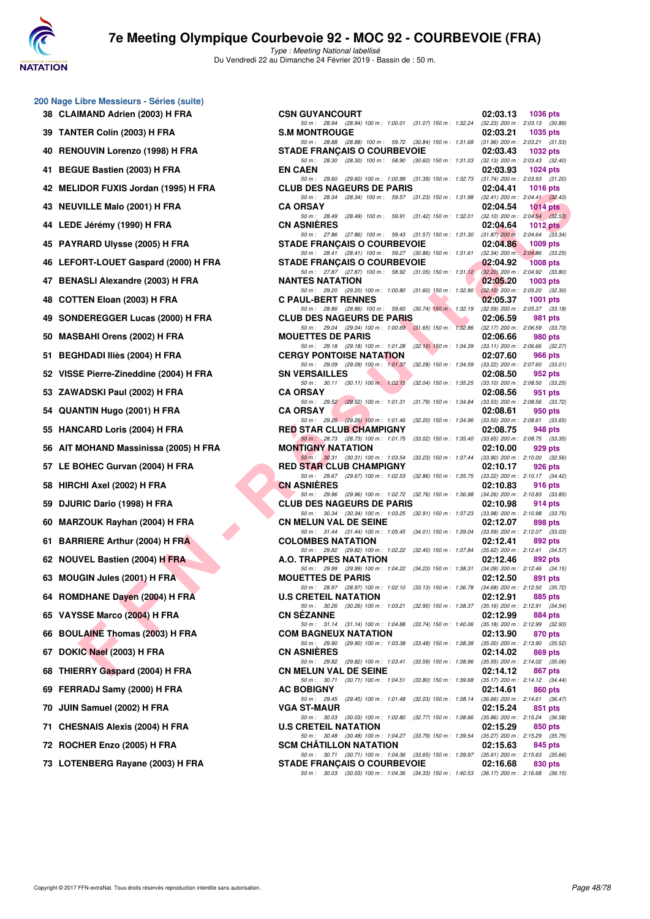# 7e Meeting Olympique Courbevoie 92 - MOC 92 - COURBEVOIE (FRA)

*Type : Meeting National labellisé*
Du Vendredi 22 au Dimanche 24 Février 2019 - Bassin de : 50 m.

## 200 Nage Libre Messieurs - Séries (suite)

| Rg | Nom | Club | Temps | Points |
|---|---|---|---|---|
| 38 | CLAIMAND Adrien (2003) H FRA | CSN GUYANCOURT | 02:03.13 | 1036 pts |
| | | 50 m : 28.94 (28.94) 100 m : 1:00.01 (31.07) 150 m : 1:32.24 (32.23) 200 m : 2:03.13 (30.89) | | |
| 39 | TANTER Colin (2003) H FRA | S.M MONTROUGE | 02:03.21 | 1035 pts |
| | | 50 m : 28.88 (28.88) 100 m : 59.72 (30.84) 150 m : 1:31.68 (31.96) 200 m : 2:03.21 (31.53) | | |
| 40 | RENOUVIN Lorenzo (1998) H FRA | STADE FRANÇAIS O COURBEVOIE | 02:03.43 | 1032 pts |
| | | 50 m : 28.30 (28.30) 100 m : 58.90 (30.60) 150 m : 1:31.03 (32.13) 200 m : 2:03.43 (32.40) | | |
| 41 | BEGUE Bastien (2003) H FRA | EN CAEN | 02:03.93 | 1024 pts |
| | | 50 m : 29.60 (29.60) 100 m : 1:00.99 (31.39) 150 m : 1:32.73 (31.74) 200 m : 2:03.93 (31.20) | | |
| 42 | MELIDOR FUXIS Jordan (1995) H FRA | CLUB DES NAGEURS DE PARIS | 02:04.41 | 1016 pts |
| | | 50 m : 28.34 (28.34) 100 m : 59.57 (31.23) 150 m : 1:31.98 (32.41) 200 m : 2:04.41 (32.43) | | |
| 43 | NEUVILLE Malo (2001) H FRA | CA ORSAY | 02:04.54 | 1014 pts |
| | | 50 m : 28.49 (28.49) 100 m : 59.91 (31.42) 150 m : 1:32.01 (32.10) 200 m : 2:04.54 (32.53) | | |
| 44 | LEDE Jérémy (1990) H FRA | CN ASNIÈRES | 02:04.64 | 1012 pts |
| | | 50 m : 27.86 (27.86) 100 m : 59.43 (31.57) 150 m : 1:31.30 (31.87) 200 m : 2:04.64 (33.34) | | |
| 45 | PAYRARD Ulysse (2005) H FRA | STADE FRANÇAIS O COURBEVOIE | 02:04.86 | 1009 pts |
| | | 50 m : 28.41 (28.41) 100 m : 59.27 (30.86) 150 m : 1:31.61 (32.34) 200 m : 2:04.86 (33.25) | | |
| 46 | LEFORT-LOUET Gaspard (2000) H FRA | STADE FRANÇAIS O COURBEVOIE | 02:04.92 | 1008 pts |
| | | 50 m : 27.87 (27.87) 100 m : 58.92 (31.05) 150 m : 1:31.12 (32.20) 200 m : 2:04.92 (33.80) | | |
| 47 | BENASLI Alexandre (2003) H FRA | NANTES NATATION | 02:05.20 | 1003 pts |
| | | 50 m : 29.20 (29.20) 100 m : 1:00.80 (31.60) 150 m : 1:32.90 (32.10) 200 m : 2:05.20 (32.30) | | |
| 48 | COTTEN Eloan (2003) H FRA | C PAUL-BERT RENNES | 02:05.37 | 1001 pts |
| | | 50 m : 28.86 (28.86) 100 m : 59.60 (30.74) 150 m : 1:32.19 (32.59) 200 m : 2:05.37 (33.18) | | |
| 49 | SONDEREGGER Lucas (2000) H FRA | CLUB DES NAGEURS DE PARIS | 02:06.59 | 981 pts |
| | | 50 m : 29.04 (29.04) 100 m : 1:00.69 (31.65) 150 m : 1:32.86 (32.17) 200 m : 2:06.59 (33.73) | | |
| 50 | MASBAHI Orens (2002) H FRA | MOUETTES DE PARIS | 02:06.66 | 980 pts |
| | | 50 m : 29.18 (29.18) 100 m : 1:01.28 (32.10) 150 m : 1:34.39 (33.11) 200 m : 2:06.66 (32.27) | | |
| 51 | BEGHDADI Iliès (2004) H FRA | CERGY PONTOISE NATATION | 02:07.60 | 966 pts |
| | | 50 m : 29.09 (29.09) 100 m : 1:01.37 (32.28) 150 m : 1:34.59 (33.22) 200 m : 2:07.60 (33.01) | | |
| 52 | VISSE Pierre-Zineddine (2004) H FRA | SN VERSAILLES | 02:08.50 | 952 pts |
| | | 50 m : 30.11 (30.11) 100 m : 1:02.15 (32.04) 150 m : 1:35.25 (33.10) 200 m : 2:08.50 (33.25) | | |
| 53 | ZAWADSKI Paul (2002) H FRA | CA ORSAY | 02:08.56 | 951 pts |
| | | 50 m : 29.52 (29.52) 100 m : 1:01.31 (31.79) 150 m : 1:34.84 (33.53) 200 m : 2:08.56 (33.72) | | |
| 54 | QUANTIN Hugo (2001) H FRA | CA ORSAY | 02:08.61 | 950 pts |
| | | 50 m : 29.26 (29.26) 100 m : 1:01.46 (32.20) 150 m : 1:34.96 (33.50) 200 m : 2:08.61 (33.65) | | |
| 55 | HANCARD Loris (2004) H FRA | RED STAR CLUB CHAMPIGNY | 02:08.75 | 948 pts |
| | | 50 m : 28.73 (28.73) 100 m : 1:01.75 (33.02) 150 m : 1:35.40 (33.65) 200 m : 2:08.75 (33.35) | | |
| 56 | AIT MOHAND Massinissa (2005) H FRA | MONTIGNY NATATION | 02:10.00 | 929 pts |
| | | 50 m : 30.31 (30.31) 100 m : 1:03.54 (33.23) 150 m : 1:37.44 (33.90) 200 m : 2:10.00 (32.56) | | |
| 57 | LE BOHEC Gurvan (2004) H FRA | RED STAR CLUB CHAMPIGNY | 02:10.17 | 926 pts |
| | | 50 m : 29.67 (29.67) 100 m : 1:02.53 (32.86) 150 m : 1:35.75 (33.22) 200 m : 2:10.17 (34.42) | | |
| 58 | HIRCHI Axel (2002) H FRA | CN ASNIÈRES | 02:10.83 | 916 pts |
| | | 50 m : 29.96 (29.96) 100 m : 1:02.72 (32.76) 150 m : 1:36.98 (34.26) 200 m : 2:10.83 (33.85) | | |
| 59 | DJURIC Dario (1998) H FRA | CLUB DES NAGEURS DE PARIS | 02:10.98 | 914 pts |
| | | 50 m : 30.34 (30.34) 100 m : 1:03.25 (32.91) 150 m : 1:37.23 (33.98) 200 m : 2:10.98 (33.75) | | |
| 60 | MARZOUK Rayhan (2004) H FRA | CN MELUN VAL DE SEINE | 02:12.07 | 898 pts |
| | | 50 m : 31.44 (31.44) 100 m : 1:05.45 (34.01) 150 m : 1:39.04 (33.59) 200 m : 2:12.07 (33.03) | | |
| 61 | BARRIERE Arthur (2004) H FRA | COLOMBES NATATION | 02:12.41 | 892 pts |
| | | 50 m : 29.82 (29.82) 100 m : 1:02.22 (32.40) 150 m : 1:37.84 (35.62) 200 m : 2:12.41 (34.57) | | |
| 62 | NOUVEL Bastien (2004) H FRA | A.O. TRAPPES NATATION | 02:12.46 | 892 pts |
| | | 50 m : 29.99 (29.99) 100 m : 1:04.22 (34.23) 150 m : 1:38.31 (34.09) 200 m : 2:12.46 (34.15) | | |
| 63 | MOUGIN Jules (2001) H FRA | MOUETTES DE PARIS | 02:12.50 | 891 pts |
| | | 50 m : 28.97 (28.97) 100 m : 1:02.10 (33.13) 150 m : 1:36.78 (34.68) 200 m : 2:12.50 (35.72) | | |
| 64 | ROMDHANE Dayen (2004) H FRA | U.S CRETEIL NATATION | 02:12.91 | 885 pts |
| | | 50 m : 30.26 (30.26) 100 m : 1:03.21 (32.95) 150 m : 1:38.37 (35.16) 200 m : 2:12.91 (34.54) | | |
| 65 | VAYSSE Marco (2004) H FRA | CN SÉZANNE | 02:12.99 | 884 pts |
| | | 50 m : 31.14 (31.14) 100 m : 1:04.88 (33.74) 150 m : 1:40.06 (35.18) 200 m : 2:12.99 (32.93) | | |
| 66 | BOULAINE Thomas (2003) H FRA | COM BAGNEUX NATATION | 02:13.90 | 870 pts |
| | | 50 m : 29.90 (29.90) 100 m : 1:03.38 (33.48) 150 m : 1:38.38 (35.00) 200 m : 2:13.90 (35.52) | | |
| 67 | DOKIC Nael (2003) H FRA | CN ASNIÈRES | 02:14.02 | 869 pts |
| | | 50 m : 29.82 (29.82) 100 m : 1:03.41 (33.59) 150 m : 1:38.96 (35.55) 200 m : 2:14.02 (35.06) | | |
| 68 | THIERRY Gaspard (2004) H FRA | CN MELUN VAL DE SEINE | 02:14.12 | 867 pts |
| | | 50 m : 30.71 (30.71) 100 m : 1:04.51 (33.80) 150 m : 1:39.68 (35.17) 200 m : 2:14.12 (34.44) | | |
| 69 | FERRADJ Samy (2000) H FRA | AC BOBIGNY | 02:14.61 | 860 pts |
| | | 50 m : 29.45 (29.45) 100 m : 1:01.48 (32.03) 150 m : 1:38.14 (36.66) 200 m : 2:14.61 (36.47) | | |
| 70 | JUIN Samuel (2002) H FRA | VGA ST-MAUR | 02:15.24 | 851 pts |
| | | 50 m : 30.03 (30.03) 100 m : 1:02.80 (32.77) 150 m : 1:38.66 (35.86) 200 m : 2:15.24 (36.58) | | |
| 71 | CHESNAIS Alexis (2004) H FRA | U.S CRETEIL NATATION | 02:15.29 | 850 pts |
| | | 50 m : 30.48 (30.48) 100 m : 1:04.27 (33.79) 150 m : 1:39.54 (35.27) 200 m : 2:15.29 (35.75) | | |
| 72 | ROCHER Enzo (2005) H FRA | SCM CHÂTILLON NATATION | 02:15.63 | 845 pts |
| | | 50 m : 30.71 (30.71) 100 m : 1:04.36 (33.65) 150 m : 1:39.97 (35.61) 200 m : 2:15.63 (35.66) | | |
| 73 | LOTENBERG Rayane (2003) H FRA | STADE FRANÇAIS O COURBEVOIE | 02:16.68 | 830 pts |
| | | 50 m : 30.03 (30.03) 100 m : 1:04.36 (34.33) 150 m : 1:40.53 (36.17) 200 m : 2:16.68 (36.15) | | |

Copyright © 2017 FFN-extraNat. Tous droits réservés reproduction interdite sans autorisation.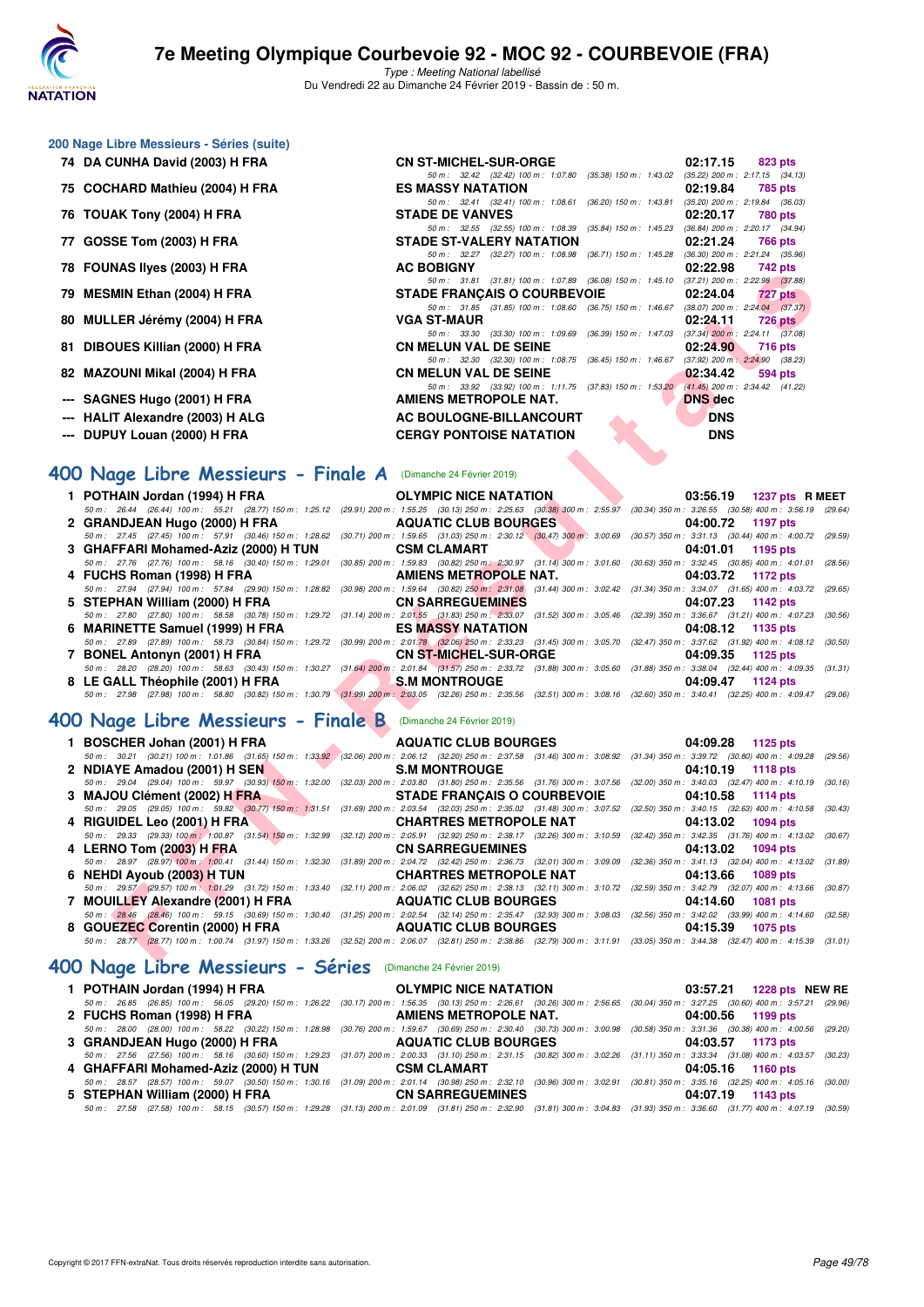## 200 Nage Libre Messieurs - Séries (suite)

| Rang | Nom | Club | Temps | Points |
|---|---|---|---|---|
| 74 | DA CUNHA David (2003) H FRA | CN ST-MICHEL-SUR-ORGE | 02:17.15 | 823 pts |
| | 50 m : 32.42 (32.42) 100 m : 1:07.80 (35.38) 150 m : 1:43.02 (35.22) 200 m : 2:17.15 (34.13) | | | |
| 75 | COCHARD Mathieu (2004) H FRA | ES MASSY NATATION | 02:19.84 | 785 pts |
| | 50 m : 32.41 (32.41) 100 m : 1:08.61 (36.20) 150 m : 1:43.81 (35.20) 200 m : 2:19.84 (36.03) | | | |
| 76 | TOUAK Tony (2004) H FRA | STADE DE VANVES | 02:20.17 | 780 pts |
| | 50 m : 32.55 (32.55) 100 m : 1:08.39 (35.84) 150 m : 1:45.23 (36.84) 200 m : 2:20.17 (34.94) | | | |
| 77 | GOSSE Tom (2003) H FRA | STADE ST-VALERY NATATION | 02:21.24 | 766 pts |
| | 50 m : 32.27 (32.27) 100 m : 1:08.98 (36.71) 150 m : 1:45.28 (36.30) 200 m : 2:21.24 (35.96) | | | |
| 78 | FOUNAS Ilyes (2003) H FRA | AC BOBIGNY | 02:22.98 | 742 pts |
| | 50 m : 31.81 (31.81) 100 m : 1:07.89 (36.08) 150 m : 1:45.10 (37.21) 200 m : 2:22.98 (37.88) | | | |
| 79 | MESMIN Ethan (2004) H FRA | STADE FRANÇAIS O COURBEVOIE | 02:24.04 | 727 pts |
| | 50 m : 31.85 (31.85) 100 m : 1:08.60 (36.75) 150 m : 1:46.67 (38.07) 200 m : 2:24.04 (37.37) | | | |
| 80 | MULLER Jérémy (2004) H FRA | VGA ST-MAUR | 02:24.11 | 726 pts |
| | 50 m : 33.30 (33.30) 100 m : 1:09.69 (36.39) 150 m : 1:47.03 (37.34) 200 m : 2:24.11 (37.08) | | | |
| 81 | DIBOUES Killian (2000) H FRA | CN MELUN VAL DE SEINE | 02:24.90 | 716 pts |
| | 50 m : 32.30 (32.30) 100 m : 1:08.75 (36.45) 150 m : 1:46.67 (37.92) 200 m : 2:24.90 (38.23) | | | |
| 82 | MAZOUNI Mikal (2004) H FRA | CN MELUN VAL DE SEINE | 02:34.42 | 594 pts |
| | 50 m : 33.92 (33.92) 100 m : 1:11.75 (37.83) 150 m : 1:53.20 (41.45) 200 m : 2:34.42 (41.22) | | | |
| --- | SAGNES Hugo (2001) H FRA | AMIENS METROPOLE NAT. | DNS dec | |
| --- | HALIT Alexandre (2003) H ALG | AC BOULOGNE-BILLANCOURT | DNS | |
| --- | DUPUY Louan (2000) H FRA | CERGY PONTOISE NATATION | DNS | |

## 400 Nage Libre Messieurs - Finale A (Dimanche 24 Février 2019)

| Rang | Nom | Club | Temps | Points |
|---|---|---|---|---|
| 1 | POTHAIN Jordan (1994) H FRA | OLYMPIC NICE NATATION | 03:56.19 | 1237 pts R MEET |
| | 50 m : 26.44 (26.44) 100 m : 55.21 (28.77) 150 m : 1:25.12 (29.91) 200 m : 1:55.25 (30.13) 250 m : 2:25.63 (30.38) 300 m : 2:55.97 (30.34) 350 m : 3:26.55 (30.58) 400 m : 3:56.19 (29.64) | | | |
| 2 | GRANDJEAN Hugo (2000) H FRA | AQUATIC CLUB BOURGES | 04:00.72 | 1197 pts |
| | 50 m : 27.45 (27.45) 100 m : 57.91 (30.46) 150 m : 1:28.62 (30.71) 200 m : 1:59.65 (31.03) 250 m : 2:30.12 (30.47) 300 m : 3:00.69 (30.57) 350 m : 3:31.13 (30.44) 400 m : 4:00.72 (29.59) | | | |
| 3 | GHAFFARI Mohamed-Aziz (2000) H TUN | CSM CLAMART | 04:01.01 | 1195 pts |
| | 50 m : 27.76 (27.76) 100 m : 58.16 (30.40) 150 m : 1:29.01 (30.85) 200 m : 1:59.83 (30.82) 250 m : 2:30.97 (31.14) 300 m : 3:01.60 (30.63) 350 m : 3:32.45 (30.85) 400 m : 4:01.01 (28.56) | | | |
| 4 | FUCHS Roman (1998) H FRA | AMIENS METROPOLE NAT. | 04:03.72 | 1172 pts |
| | 50 m : 27.94 (27.94) 100 m : 57.84 (29.90) 150 m : 1:28.82 (30.98) 200 m : 1:59.64 (30.82) 250 m : 2:31.08 (31.44) 300 m : 3:02.42 (31.34) 350 m : 3:34.07 (31.65) 400 m : 4:03.72 (29.65) | | | |
| 5 | STEPHAN William (2000) H FRA | CN SARREGUEMINES | 04:07.23 | 1142 pts |
| | 50 m : 27.80 (27.80) 100 m : 58.58 (30.78) 150 m : 1:29.72 (31.14) 200 m : 2:01.55 (31.83) 250 m : 2:33.07 (31.52) 300 m : 3:05.46 (32.39) 350 m : 3:36.67 (31.21) 400 m : 4:07.23 (30.56) | | | |
| 6 | MARINETTE Samuel (1999) H FRA | ES MASSY NATATION | 04:08.12 | 1135 pts |
| | 50 m : 27.89 (27.89) 100 m : 58.73 (30.84) 150 m : 1:29.72 (30.99) 200 m : 2:01.78 (32.06) 250 m : 2:33.23 (31.45) 300 m : 3:05.70 (32.47) 350 m : 3:37.62 (31.92) 400 m : 4:08.12 (30.50) | | | |
| 7 | BONEL Antonyn (2001) H FRA | CN ST-MICHEL-SUR-ORGE | 04:09.35 | 1125 pts |
| | 50 m : 28.20 (28.20) 100 m : 58.63 (30.43) 150 m : 1:30.27 (31.64) 200 m : 2:01.84 (31.57) 250 m : 2:33.72 (31.88) 300 m : 3:05.60 (31.88) 350 m : 3:38.04 (32.44) 400 m : 4:09.35 (31.31) | | | |
| 8 | LE GALL Théophile (2001) H FRA | S.M MONTROUGE | 04:09.47 | 1124 pts |
| | 50 m : 27.98 (27.98) 100 m : 58.80 (30.82) 150 m : 1:30.79 (31.99) 200 m : 2:03.05 (32.26) 250 m : 2:35.56 (32.51) 300 m : 3:08.16 (32.60) 350 m : 3:40.41 (32.25) 400 m : 4:09.47 (29.06) | | | |

## 400 Nage Libre Messieurs - Finale B (Dimanche 24 Février 2019)

| Rang | Nom | Club | Temps | Points |
|---|---|---|---|---|
| 1 | BOSCHER Johan (2001) H FRA | AQUATIC CLUB BOURGES | 04:09.28 | 1125 pts |
| | 50 m : 30.21 (30.21) 100 m : 1:01.86 (31.65) 150 m : 1:33.92 (32.06) 200 m : 2:06.12 (32.20) 250 m : 2:37.58 (31.46) 300 m : 3:08.92 (31.34) 350 m : 3:39.72 (30.80) 400 m : 4:09.28 (29.56) | | | |
| 2 | NDIAYE Amadou (2001) H SEN | S.M MONTROUGE | 04:10.19 | 1118 pts |
| | 50 m : 29.04 (29.04) 100 m : 59.97 (30.93) 150 m : 1:32.00 (32.03) 200 m : 2:03.80 (31.80) 250 m : 2:35.56 (31.76) 300 m : 3:07.56 (32.00) 350 m : 3:40.03 (32.47) 400 m : 4:10.19 (30.16) | | | |
| 3 | MAJOU Clément (2002) H FRA | STADE FRANÇAIS O COURBEVOIE | 04:10.58 | 1114 pts |
| | 50 m : 29.05 (29.05) 100 m : 59.82 (30.77) 150 m : 1:31.51 (31.69) 200 m : 2:03.54 (32.03) 250 m : 2:35.02 (31.48) 300 m : 3:07.52 (32.50) 350 m : 3:40.15 (32.63) 400 m : 4:10.58 (30.43) | | | |
| 4 | RIGUIDEL Leo (2001) H FRA | CHARTRES METROPOLE NAT | 04:13.02 | 1094 pts |
| | 50 m : 29.33 (29.33) 100 m : 1:00.87 (31.54) 150 m : 1:32.99 (32.12) 200 m : 2:05.91 (32.92) 250 m : 2:38.17 (32.26) 300 m : 3:10.59 (32.42) 350 m : 3:42.35 (31.76) 400 m : 4:13.02 (30.67) | | | |
| 4 | LERNO Tom (2003) H FRA | CN SARREGUEMINES | 04:13.02 | 1094 pts |
| | 50 m : 28.97 (28.97) 100 m : 1:00.41 (31.44) 150 m : 1:32.30 (31.89) 200 m : 2:04.72 (32.42) 250 m : 2:36.73 (32.01) 300 m : 3:09.09 (32.36) 350 m : 3:41.13 (32.04) 400 m : 4:13.02 (31.89) | | | |
| 6 | NEHDI Ayoub (2003) H TUN | CHARTRES METROPOLE NAT | 04:13.66 | 1089 pts |
| | 50 m : 29.57 (29.57) 100 m : 1:01.29 (31.72) 150 m : 1:33.40 (32.11) 200 m : 2:06.02 (32.62) 250 m : 2:38.13 (32.11) 300 m : 3:10.72 (32.59) 350 m : 3:42.79 (32.07) 400 m : 4:13.66 (30.87) | | | |
| 7 | MOUILLEY Alexandre (2001) H FRA | AQUATIC CLUB BOURGES | 04:14.60 | 1081 pts |
| | 50 m : 28.46 (28.46) 100 m : 59.15 (30.69) 150 m : 1:30.40 (31.25) 200 m : 2:02.54 (32.14) 250 m : 2:35.47 (32.93) 300 m : 3:08.03 (32.56) 350 m : 3:42.02 (33.99) 400 m : 4:14.60 (32.58) | | | |
| 8 | GOUEZEC Corentin (2000) H FRA | AQUATIC CLUB BOURGES | 04:15.39 | 1075 pts |
| | 50 m : 28.77 (28.77) 100 m : 1:00.74 (31.97) 150 m : 1:33.26 (32.52) 200 m : 2:06.07 (32.81) 250 m : 2:38.86 (32.79) 300 m : 3:11.91 (33.05) 350 m : 3:44.38 (32.47) 400 m : 4:15.39 (31.01) | | | |

## 400 Nage Libre Messieurs - Séries (Dimanche 24 Février 2019)

| Rang | Nom | Club | Temps | Points |
|---|---|---|---|---|
| 1 | POTHAIN Jordan (1994) H FRA | OLYMPIC NICE NATATION | 03:57.21 | 1228 pts NEW RE |
| | 50 m : 26.85 (26.85) 100 m : 56.05 (29.20) 150 m : 1:26.22 (30.17) 200 m : 1:56.35 (30.13) 250 m : 2:26.61 (30.26) 300 m : 2:56.65 (30.04) 350 m : 3:27.25 (30.60) 400 m : 3:57.21 (29.96) | | | |
| 2 | FUCHS Roman (1998) H FRA | AMIENS METROPOLE NAT. | 04:00.56 | 1199 pts |
| | 50 m : 28.00 (28.00) 100 m : 58.22 (30.22) 150 m : 1:28.98 (30.76) 200 m : 1:59.67 (30.69) 250 m : 2:30.40 (30.73) 300 m : 3:00.98 (30.58) 350 m : 3:31.36 (30.38) 400 m : 4:00.56 (29.20) | | | |
| 3 | GRANDJEAN Hugo (2000) H FRA | AQUATIC CLUB BOURGES | 04:03.57 | 1173 pts |
| | 50 m : 27.56 (27.56) 100 m : 58.16 (30.60) 150 m : 1:29.23 (31.07) 200 m : 2:00.33 (31.10) 250 m : 2:31.15 (30.82) 300 m : 3:02.26 (31.11) 350 m : 3:33.34 (31.08) 400 m : 4:03.57 (30.23) | | | |
| 4 | GHAFFARI Mohamed-Aziz (2000) H TUN | CSM CLAMART | 04:05.16 | 1160 pts |
| | 50 m : 28.57 (28.57) 100 m : 59.07 (30.50) 150 m : 1:30.16 (31.09) 200 m : 2:01.14 (30.98) 250 m : 2:32.10 (30.96) 300 m : 3:02.91 (30.81) 350 m : 3:35.16 (32.25) 400 m : 4:05.16 (30.00) | | | |
| 5 | STEPHAN William (2000) H FRA | CN SARREGUEMINES | 04:07.19 | 1143 pts |
| | 50 m : 27.58 (27.58) 100 m : 58.15 (30.57) 150 m : 1:29.28 (31.13) 200 m : 2:01.09 (31.81) 250 m : 2:32.90 (31.81) 300 m : 3:04.83 (31.93) 350 m : 3:36.60 (31.77) 400 m : 4:07.19 (30.59) | | | |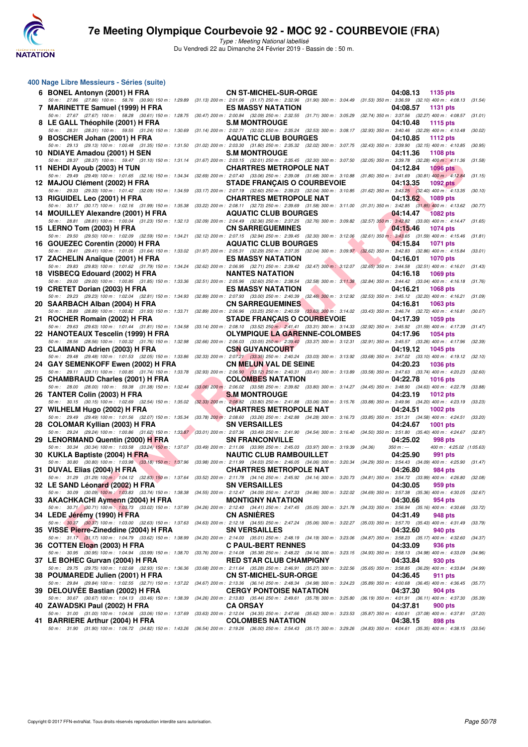## 400 Nage Libre Messieurs - Séries (suite)

| Rang | Nom | Club | Temps | Points |
|---|---|---|---|---|
| 6 | BONEL Antonyn (2001) H FRA | CN ST-MICHEL-SUR-ORGE | 04:08.13 | 1135 pts |
| | 50 m : 27.86 (27.86) 100 m : 58.76 (30.90) 150 m : 1:29.89 (31.13) 200 m : 2:01.06 (31.17) 250 m : 2:32.96 (31.90) 300 m : 3:04.49 (31.53) 350 m : 3:36.59 (32.10) 400 m : 4:08.13 (31.54) | | | |
| 7 | MARINETTE Samuel (1999) H FRA | ES MASSY NATATION | 04:08.57 | 1131 pts |
| | 50 m : 27.67 (27.67) 100 m : 58.28 (30.61) 150 m : 1:28.75 (30.47) 200 m : 2:00.84 (32.09) 250 m : 2:32.55 (31.71) 300 m : 3:05.29 (32.74) 350 m : 3:37.56 (32.27) 400 m : 4:08.57 (31.01) | | | |
| 8 | LE GALL Théophile (2001) H FRA | S.M MONTROUGE | 04:10.48 | 1115 pts |
| | 50 m : 28.31 (28.31) 100 m : 59.55 (31.24) 150 m : 1:30.69 (31.14) 200 m : 2:02.71 (32.02) 250 m : 2:35.24 (32.53) 300 m : 3:08.17 (32.93) 350 m : 3:40.46 (32.29) 400 m : 4:10.48 (30.02) | | | |
| 9 | BOSCHER Johan (2001) H FRA | AQUATIC CLUB BOURGES | 04:10.85 | 1112 pts |
| | 50 m : 29.13 (29.13) 100 m : 1:00.48 (31.35) 150 m : 1:31.50 (31.02) 200 m : 2:03.30 (31.80) 250 m : 2:35.32 (32.02) 300 m : 3:07.75 (32.43) 350 m : 3:39.90 (32.15) 400 m : 4:10.85 (30.95) | | | |
| 10 | NDIAYE Amadou (2001) H SEN | S.M MONTROUGE | 04:11.36 | 1108 pts |
| | 50 m : 28.37 (28.37) 100 m : 59.47 (31.10) 150 m : 1:31.14 (31.67) 200 m : 2:03.15 (32.01) 250 m : 2:35.45 (32.30) 300 m : 3:07.50 (32.05) 350 m : 3:39.78 (32.28) 400 m : 4:11.36 (31.58) | | | |
| 11 | NEHDI Ayoub (2003) H TUN | CHARTRES METROPOLE NAT | 04:12.84 | 1096 pts |
| | 50 m : 29.49 (29.49) 100 m : 1:01.65 (32.16) 150 m : 1:34.34 (32.69) 200 m : 2:07.40 (33.06) 250 m : 2:39.08 (31.68) 300 m : 3:10.88 (31.80) 350 m : 3:41.69 (30.81) 400 m : 4:12.84 (31.15) | | | |
| 12 | MAJOU Clément (2002) H FRA | STADE FRANÇAIS O COURBEVOIE | 04:13.35 | 1092 pts |
| | 50 m : 29.33 (29.33) 100 m : 1:01.42 (32.09) 150 m : 1:34.59 (33.17) 200 m : 2:07.19 (32.60) 250 m : 2:39.23 (32.04) 300 m : 3:10.85 (31.62) 350 m : 3:43.25 (32.40) 400 m : 4:13.35 (30.10) | | | |
| 13 | RIGUIDEL Leo (2001) H FRA | CHARTRES METROPOLE NAT | 04:13.62 | 1089 pts |
| | 50 m : 30.17 (30.17) 100 m : 1:02.16 (31.99) 150 m : 1:35.38 (33.22) 200 m : 2:08.11 (32.73) 250 m : 2:39.69 (31.58) 300 m : 3:11.00 (31.31) 350 m : 3:42.85 (31.85) 400 m : 4:13.62 (30.77) | | | |
| 14 | MOUILLEY Alexandre (2001) H FRA | AQUATIC CLUB BOURGES | 04:14.47 | 1082 pts |
| | 50 m : 28.81 (28.81) 100 m : 1:00.04 (31.23) 150 m : 1:32.13 (32.09) 200 m : 2:04.49 (32.36) 250 m : 2:37.25 (32.76) 300 m : 3:09.82 (32.57) 350 m : 3:42.82 (33.00) 400 m : 4:14.47 (31.65) | | | |
| 15 | LERNO Tom (2003) H FRA | CN SARREGUEMINES | 04:15.46 | 1074 pts |
| | 50 m : 29.50 (29.50) 100 m : 1:02.09 (32.59) 150 m : 1:34.21 (32.12) 200 m : 2:07.15 (32.94) 250 m : 2:39.45 (32.30) 300 m : 3:12.06 (32.61) 350 m : 3:43.65 (31.59) 400 m : 4:15.46 (31.81) | | | |
| 16 | GOUEZEC Corentin (2000) H FRA | AQUATIC CLUB BOURGES | 04:15.84 | 1071 pts |
| | 50 m : 29.41 (29.41) 100 m : 1:01.05 (31.64) 150 m : 1:33.02 (31.97) 200 m : 2:05.31 (32.29) 250 m : 2:37.35 (32.04) 300 m : 3:09.97 (32.62) 350 m : 3:42.83 (32.86) 400 m : 4:15.84 (33.01) | | | |
| 17 | ZACHELIN Anaïque (2001) H FRA | ES MASSY NATATION | 04:16.01 | 1070 pts |
| | 50 m : 29.83 (29.83) 100 m : 1:01.62 (31.79) 150 m : 1:34.24 (32.62) 200 m : 2:06.95 (32.71) 250 m : 2:39.42 (32.47) 300 m : 3:12.07 (32.65) 350 m : 3:44.58 (32.51) 400 m : 4:16.01 (31.43) | | | |
| 18 | VISBECQ Edouard (2002) H FRA | NANTES NATATION | 04:16.18 | 1069 pts |
| | 50 m : 29.00 (29.00) 100 m : 1:00.85 (31.85) 150 m : 1:33.36 (32.51) 200 m : 2:05.96 (32.60) 250 m : 2:38.54 (32.58) 300 m : 3:11.38 (32.84) 350 m : 3:44.42 (33.04) 400 m : 4:16.18 (31.76) | | | |
| 19 | CRETET Dorian (2003) H FRA | ES MASSY NATATION | 04:16.21 | 1068 pts |
| | 50 m : 29.23 (29.23) 100 m : 1:02.04 (32.81) 150 m : 1:34.93 (32.89) 200 m : 2:07.93 (33.00) 250 m : 2:40.39 (32.46) 300 m : 3:12.92 (32.53) 350 m : 3:45.12 (32.20) 400 m : 4:16.21 (31.09) | | | |
| 20 | SAARBACH Alban (2004) H FRA | CN SARREGUEMINES | 04:16.81 | 1063 pts |
| | 50 m : 28.89 (28.89) 100 m : 1:00.82 (31.93) 150 m : 1:33.71 (32.89) 200 m : 2:06.96 (33.25) 250 m : 2:40.59 (33.63) 300 m : 3:14.02 (33.43) 350 m : 3:46.74 (32.72) 400 m : 4:16.81 (30.07) | | | |
| 21 | ROCHER Romain (2002) H FRA | STADE FRANÇAIS O COURBEVOIE | 04:17.39 | 1059 pts |
| | 50 m : 29.63 (29.63) 100 m : 1:01.44 (31.81) 150 m : 1:34.58 (33.14) 200 m : 2:08.10 (33.52) 250 m : 2:41.41 (33.31) 300 m : 3:14.33 (32.92) 350 m : 3:45.92 (31.59) 400 m : 4:17.39 (31.47) | | | |
| 22 | HANOTEAUX Tescelin (1999) H FRA | OLYMPIQUE LA GARENNE-COLOMBES | 04:17.96 | 1054 pts |
| | 50 m : 28.56 (28.56) 100 m : 1:00.32 (31.76) 150 m : 1:32.98 (32.66) 200 m : 2:06.03 (33.05) 250 m : 2:39.40 (33.37) 300 m : 3:12.31 (32.91) 350 m : 3:45.57 (33.26) 400 m : 4:17.96 (32.39) | | | |
| 23 | CLAIMAND Adrien (2003) H FRA | CSN GUYANCOURT | 04:19.12 | 1045 pts |
| | 50 m : 29.48 (29.48) 100 m : 1:01.53 (32.05) 150 m : 1:33.86 (32.33) 200 m : 2:07.21 (33.35) 250 m : 2:40.24 (33.03) 300 m : 3:13.92 (33.68) 350 m : 3:47.02 (33.10) 400 m : 4:19.12 (32.10) | | | |
| 24 | GAY SEMENKOFF Ewen (2002) H FRA | CN MELUN VAL DE SEINE | 04:20.23 | 1036 pts |
| | 50 m : 29.11 (29.11) 100 m : 1:00.85 (31.74) 150 m : 1:33.78 (32.93) 200 m : 2:06.90 (33.12) 250 m : 2:40.31 (33.41) 300 m : 3:13.89 (33.58) 350 m : 3:47.63 (33.74) 400 m : 4:20.23 (32.60) | | | |
| 25 | CHAMBRAUD Charles (2001) H FRA | COLOMBES NATATION | 04:22.78 | 1016 pts |
| | 50 m : 28.00 (28.00) 100 m : 59.38 (31.38) 150 m : 1:32.44 (33.06) 200 m : 2:06.02 (33.58) 250 m : 2:39.82 (33.80) 300 m : 3:14.27 (34.45) 350 m : 3:48.90 (34.63) 400 m : 4:22.78 (33.88) | | | |
| 26 | TANTER Colin (2003) H FRA | S.M MONTROUGE | 04:23.19 | 1012 pts |
| | 50 m : 30.15 (30.15) 100 m : 1:02.69 (32.54) 150 m : 1:35.02 (32.33) 200 m : 2:08.82 (33.80) 250 m : 2:41.88 (33.06) 300 m : 3:15.76 (33.88) 350 m : 3:49.96 (34.20) 400 m : 4:23.19 (33.23) | | | |
| 27 | WILHELM Hugo (2002) H FRA | CHARTRES METROPOLE NAT | 04:24.51 | 1002 pts |
| | 50 m : 29.49 (29.49) 100 m : 1:01.56 (32.07) 150 m : 1:35.34 (33.78) 200 m : 2:08.60 (33.26) 250 m : 2:42.88 (34.28) 300 m : 3:16.73 (33.85) 350 m : 3:51.31 (34.58) 400 m : 4:24.51 (33.20) | | | |
| 28 | COLOMAR Kyllian (2003) H FRA | SN VERSAILLES | 04:24.67 | 1001 pts |
| | 50 m : 29.24 (29.24) 100 m : 1:00.86 (31.62) 150 m : 1:33.87 (33.01) 200 m : 2:07.36 (33.49) 250 m : 2:41.90 (34.54) 300 m : 3:16.40 (34.50) 350 m : 3:51.80 (35.40) 400 m : 4:24.67 (32.87) | | | |
| 29 | LENORMAND Quentin (2000) H FRA | SN FRANCONVILLE | 04:25.02 | 998 pts |
| | 50 m : 30.34 (30.34) 100 m : 1:03.58 (33.24) 150 m : 1:37.07 (33.49) 200 m : 2:11.06 (33.99) 250 m : 2:45.03 (33.97) 300 m : 3:19.39 (34.36) 350 m : --- 400 m : 4:25.02 (1:05.63) | | | |
| 30 | KUKLA Baptiste (2004) H FRA | NAUTIC CLUB RAMBOUILLET | 04:25.90 | 991 pts |
| | 50 m : 30.80 (30.80) 100 m : 1:03.98 (33.18) 150 m : 1:37.96 (33.98) 200 m : 2:11.99 (34.03) 250 m : 2:46.05 (34.06) 300 m : 3:20.34 (34.29) 350 m : 3:54.43 (34.09) 400 m : 4:25.90 (31.47) | | | |
| 31 | DUVAL Elias (2004) H FRA | CHARTRES METROPOLE NAT | 04:26.80 | 984 pts |
| | 50 m : 31.29 (31.29) 100 m : 1:04.12 (32.83) 150 m : 1:37.64 (33.52) 200 m : 2:11.78 (34.14) 250 m : 2:45.92 (34.14) 300 m : 3:20.73 (34.81) 350 m : 3:54.72 (33.99) 400 m : 4:26.80 (32.08) | | | |
| 32 | LE SAND Léonard (2002) H FRA | SN VERSAILLES | 04:30.05 | 959 pts |
| | 50 m : 30.09 (30.09) 100 m : 1:03.83 (33.74) 150 m : 1:38.38 (34.55) 200 m : 2:12.47 (34.09) 250 m : 2:47.33 (34.86) 300 m : 3:22.02 (34.69) 350 m : 3:57.38 (35.36) 400 m : 4:30.05 (32.67) | | | |
| 33 | AKACHKACHI Aymenn (2004) H FRA | MONTIGNY NATATION | 04:30.66 | 954 pts |
| | 50 m : 30.71 (30.71) 100 m : 1:03.73 (33.02) 150 m : 1:37.99 (34.26) 200 m : 2:12.40 (34.41) 250 m : 2:47.45 (35.05) 300 m : 3:21.78 (34.33) 350 m : 3:56.94 (35.16) 400 m : 4:30.66 (33.72) | | | |
| 34 | LEDE Jérémy (1990) H FRA | CN ASNIÈRES | 04:31.49 | 948 pts |
| | 50 m : 30.37 (30.37) 100 m : 1:03.00 (32.63) 150 m : 1:37.63 (34.63) 200 m : 2:12.18 (34.55) 250 m : 2:47.24 (35.06) 300 m : 3:22.27 (35.03) 350 m : 3:57.70 (35.43) 400 m : 4:31.49 (33.79) | | | |
| 35 | VISSE Pierre-Zineddine (2004) H FRA | SN VERSAILLES | 04:32.60 | 940 pts |
| | 50 m : 31.17 (31.17) 100 m : 1:04.79 (33.62) 150 m : 1:38.99 (34.20) 200 m : 2:14.00 (35.01) 250 m : 2:48.19 (34.19) 300 m : 3:23.06 (34.87) 350 m : 3:58.23 (35.17) 400 m : 4:32.60 (34.37) | | | |
| 36 | COTTEN Eloan (2003) H FRA | C PAUL-BERT RENNES | 04:33.09 | 936 pts |
| | 50 m : 30.95 (30.95) 100 m : 1:04.94 (33.99) 150 m : 1:38.70 (33.76) 200 m : 2:14.08 (35.38) 250 m : 2:48.22 (34.14) 300 m : 3:23.15 (34.93) 350 m : 3:58.13 (34.98) 400 m : 4:33.09 (34.96) | | | |
| 37 | LE BOHEC Gurvan (2004) H FRA | RED STAR CLUB CHAMPIGNY | 04:33.84 | 930 pts |
| | 50 m : 29.75 (29.75) 100 m : 1:02.68 (32.93) 150 m : 1:36.36 (33.68) 200 m : 2:11.64 (35.28) 250 m : 2:46.91 (35.27) 300 m : 3:22.56 (35.65) 350 m : 3:58.85 (36.29) 400 m : 4:33.84 (34.99) | | | |
| 38 | POUMAREDE Julien (2001) H FRA | CN ST-MICHEL-SUR-ORGE | 04:36.45 | 911 pts |
| | 50 m : 29.84 (29.84) 100 m : 1:02.55 (32.71) 150 m : 1:37.22 (34.67) 200 m : 2:13.36 (36.14) 250 m : 2:48.34 (34.98) 300 m : 3:24.23 (35.89) 350 m : 4:00.68 (36.45) 400 m : 4:36.45 (35.77) | | | |
| 39 | DELOUVÉE Bastian (2002) H FRA | CERGY PONTOISE NATATION | 04:37.30 | 904 pts |
| | 50 m : 30.67 (30.67) 100 m : 1:04.13 (33.46) 150 m : 1:38.39 (34.26) 200 m : 2:13.83 (35.44) 250 m : 2:49.61 (35.78) 300 m : 3:25.80 (36.19) 350 m : 4:01.91 (36.11) 400 m : 4:37.30 (35.39) | | | |
| 40 | ZAWADSKI Paul (2002) H FRA | CA ORSAY | 04:37.81 | 900 pts |
| | 50 m : 31.00 (31.00) 100 m : 1:04.06 (33.06) 150 m : 1:37.69 (33.63) 200 m : 2:12.04 (34.35) 250 m : 2:47.66 (35.62) 300 m : 3:23.53 (35.87) 350 m : 4:00.61 (37.08) 400 m : 4:37.81 (37.20) | | | |
| 41 | BARRIERE Arthur (2004) H FRA | COLOMBES NATATION | 04:38.15 | 898 pts |
| | 50 m : 31.90 (31.90) 100 m : 1:06.72 (34.82) 150 m : 1:43.26 (36.54) 200 m : 2:19.26 (36.00) 250 m : 2:54.43 (35.17) 300 m : 3:29.26 (34.83) 350 m : 4:04.61 (35.35) 400 m : 4:38.15 (33.54) | | | |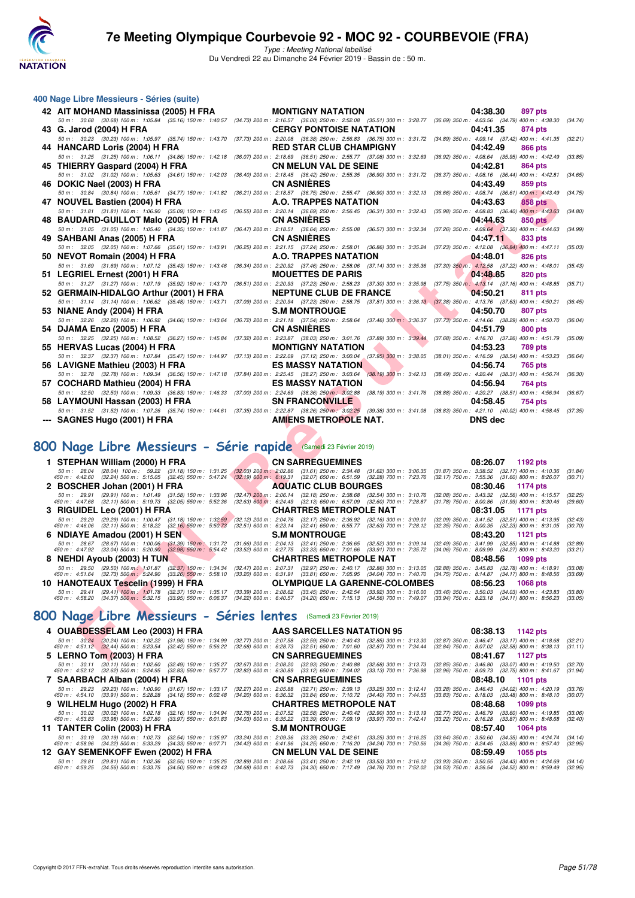# 7e Meeting Olympique Courbevoie 92 - MOC 92 - COURBEVOIE (FRA)

*Type : Meeting National labellisé*

Du Vendredi 22 au Dimanche 24 Février 2019 - Bassin de : 50 m.

## 400 Nage Libre Messieurs - Séries (suite)

**42 AIT MOHAND Massinissa (2005) H FRA** — MONTIGNY NATATION — 04:38.30 — 897 pts
50 m : 30.68 (30.68) 100 m : 1:05.84 (35.16) 150 m : 1:40.57 (34.73) 200 m : 2:16.57 (36.00) 250 m : 2:52.08 (35.51) 300 m : 3:28.77 (36.69) 350 m : 4:03.56 (34.79) 400 m : 4:38.30 (34.74)

**43 G. Jarod (2004) H FRA** — CERGY PONTOISE NATATION — 04:41.35 — 874 pts
50 m : 30.23 (30.23) 100 m : 1:05.97 (35.74) 150 m : 1:43.70 (37.73) 200 m : 2:20.08 (36.38) 250 m : 2:56.83 (36.75) 300 m : 3:31.72 (34.89) 350 m : 4:09.14 (37.42) 400 m : 4:41.35 (32.21)

**44 HANCARD Loris (2004) H FRA** — RED STAR CLUB CHAMPIGNY — 04:42.49 — 866 pts
50 m : 31.25 (31.25) 100 m : 1:06.11 (34.86) 150 m : 1:42.18 (36.07) 200 m : 2:18.69 (36.51) 250 m : 2:55.77 (37.08) 300 m : 3:32.69 (36.92) 350 m : 4:08.64 (35.95) 400 m : 4:42.49 (33.85)

**45 THIERRY Gaspard (2004) H FRA** — CN MELUN VAL DE SEINE — 04:42.81 — 864 pts
50 m : 31.02 (31.02) 100 m : 1:05.63 (34.61) 150 m : 1:42.03 (36.40) 200 m : 2:18.45 (36.42) 250 m : 2:55.35 (36.90) 300 m : 3:31.72 (36.37) 350 m : 4:08.16 (36.44) 400 m : 4:42.81 (34.65)

**46 DOKIC Nael (2003) H FRA** — CN ASNIÈRES — 04:43.49 — 859 pts
50 m : 30.84 (30.84) 100 m : 1:05.61 (34.77) 150 m : 1:41.82 (36.21) 200 m : 2:18.57 (36.75) 250 m : 2:55.47 (36.90) 300 m : 3:32.13 (36.66) 350 m : 4:08.74 (36.61) 400 m : 4:43.49 (34.75)

**47 NOUVEL Bastien (2004) H FRA** — A.O. TRAPPES NATATION — 04:43.63 — 858 pts
50 m : 31.81 (31.81) 100 m : 1:06.90 (35.09) 150 m : 1:43.45 (36.55) 200 m : 2:20.14 (36.69) 250 m : 2:56.45 (36.31) 300 m : 3:32.43 (35.98) 350 m : 4:08.83 (36.40) 400 m : 4:43.63 (34.80)

**48 BAUDARD-GUILLOT Malo (2005) H FRA** — CN ASNIÈRES — 04:44.63 — 850 pts
50 m : 31.05 (31.05) 100 m : 1:05.40 (34.35) 150 m : 1:41.87 (36.47) 200 m : 2:18.51 (36.64) 250 m : 2:55.08 (36.57) 300 m : 3:32.34 (37.26) 350 m : 4:09.64 (37.30) 400 m : 4:44.63 (34.99)

**49 SAHBANI Anas (2005) H FRA** — CN ASNIÈRES — 04:47.11 — 833 pts
50 m : 32.05 (32.05) 100 m : 1:07.66 (35.61) 150 m : 1:43.91 (36.25) 200 m : 2:21.15 (37.24) 250 m : 2:58.01 (36.86) 300 m : 3:35.24 (37.23) 350 m : 4:12.08 (36.84) 400 m : 4:47.11 (35.03)

**50 NEVOT Romain (2004) H FRA** — A.O. TRAPPES NATATION — 04:48.01 — 826 pts
50 m : 31.69 (31.69) 100 m : 1:07.12 (35.43) 150 m : 1:43.46 (36.34) 200 m : 2:20.92 (37.46) 250 m : 2:58.06 (37.14) 300 m : 3:35.36 (37.30) 350 m : 4:12.58 (37.22) 400 m : 4:48.01 (35.43)

**51 LEGRIEL Ernest (2001) H FRA** — MOUETTES DE PARIS — 04:48.85 — 820 pts
50 m : 31.27 (31.27) 100 m : 1:07.19 (35.92) 150 m : 1:43.70 (36.51) 200 m : 2:20.93 (37.23) 250 m : 2:58.23 (37.30) 300 m : 3:35.98 (37.75) 350 m : 4:13.14 (37.16) 400 m : 4:48.85 (35.71)

**52 GERMAIN-HIDALGO Arthur (2001) H FRA** — NEPTUNE CLUB DE FRANCE — 04:50.21 — 811 pts
50 m : 31.14 (31.14) 100 m : 1:06.62 (35.48) 150 m : 1:43.71 (37.09) 200 m : 2:20.94 (37.23) 250 m : 2:58.75 (37.81) 300 m : 3:36.13 (37.38) 350 m : 4:13.76 (37.63) 400 m : 4:50.21 (36.45)

**53 NIANE Andy (2004) H FRA** — S.M MONTROUGE — 04:50.70 — 807 pts
50 m : 32.26 (32.26) 100 m : 1:06.92 (34.66) 150 m : 1:43.64 (36.72) 200 m : 2:21.18 (37.54) 250 m : 2:58.64 (37.46) 300 m : 3:36.37 (37.73) 350 m : 4:14.66 (38.29) 400 m : 4:50.70 (36.04)

**54 DJAMA Enzo (2005) H FRA** — CN ASNIÈRES — 04:51.79 — 800 pts
50 m : 32.25 (32.25) 100 m : 1:08.52 (36.27) 150 m : 1:45.84 (37.32) 200 m : 2:23.87 (38.03) 250 m : 3:01.76 (37.89) 300 m : 3:39.44 (37.68) 350 m : 4:16.70 (37.26) 400 m : 4:51.79 (35.09)

**55 HERVAS Lucas (2004) H FRA** — MONTIGNY NATATION — 04:53.23 — 789 pts
50 m : 32.37 (32.37) 100 m : 1:07.84 (35.47) 150 m : 1:44.97 (37.13) 200 m : 2:22.09 (37.12) 250 m : 3:00.04 (37.95) 300 m : 3:38.05 (38.01) 350 m : 4:16.59 (38.54) 400 m : 4:53.23 (36.64)

**56 LAVIGNE Mathieu (2003) H FRA** — ES MASSY NATATION — 04:56.74 — 765 pts
50 m : 32.78 (32.78) 100 m : 1:09.34 (36.56) 150 m : 1:47.18 (37.84) 200 m : 2:25.45 (38.27) 250 m : 3:03.64 (38.19) 300 m : 3:42.13 (38.49) 350 m : 4:20.44 (38.31) 400 m : 4:56.74 (36.30)

**57 COCHARD Mathieu (2004) H FRA** — ES MASSY NATATION — 04:56.94 — 764 pts
50 m : 32.50 (32.50) 100 m : 1:09.33 (36.83) 150 m : 1:46.33 (37.00) 200 m : 2:24.69 (38.36) 250 m : 3:02.88 (38.19) 300 m : 3:41.76 (38.88) 350 m : 4:20.27 (38.51) 400 m : 4:56.94 (36.67)

**58 LAYMOUNI Hassan (2003) H FRA** — SN FRANCONVILLE — 04:58.45 — 754 pts
50 m : 31.52 (31.52) 100 m : 1:07.26 (35.74) 150 m : 1:44.61 (37.35) 200 m : 2:22.87 (38.26) 250 m : 3:02.25 (39.38) 300 m : 3:41.08 (38.83) 350 m : 4:21.10 (40.02) 400 m : 4:58.45 (37.35)

**--- SAGNES Hugo (2001) H FRA** — AMIENS METROPOLE NAT. — DNS dec

## 800 Nage Libre Messieurs - Série rapide (Samedi 23 Février 2019)

**1 STEPHAN William (2000) H FRA** — CN SARREGUEMINES — 08:26.07 — 1192 pts
50 m : 28.04 (28.04) 100 m : 59.22 (31.18) 150 m : 1:31.25 (32.03) 200 m : 2:02.86 (31.61) 250 m : 2:34.48 (31.62) 300 m : 3:06.35 (31.87) 350 m : 3:38.52 (32.17) 400 m : 4:10.36 (31.84)
450 m : 4:42.60 (32.24) 500 m : 5:15.05 (32.45) 550 m : 5:47.24 (32.19) 600 m : 6:19.31 (32.07) 650 m : 6:51.59 (32.28) 700 m : 7:23.76 (32.17) 750 m : 7:55.36 (31.60) 800 m : 8:26.07 (30.71)

**2 BOSCHER Johan (2001) H FRA** — AQUATIC CLUB BOURGES — 08:30.46 — 1174 pts
50 m : 29.91 (29.91) 100 m : 1:01.49 (31.58) 150 m : 1:33.96 (32.47) 200 m : 2:06.14 (32.18) 250 m : 2:38.68 (32.54) 300 m : 3:10.76 (32.08) 350 m : 3:43.32 (32.56) 400 m : 4:15.57 (32.25)
450 m : 4:47.68 (32.11) 500 m : 5:19.73 (32.05) 550 m : 5:52.36 (32.63) 600 m : 6:24.49 (32.13) 650 m : 6:57.09 (32.60) 700 m : 7:28.87 (31.78) 750 m : 8:00.86 (31.99) 800 m : 8:30.46 (29.60)

**3 RIGUIDEL Leo (2001) H FRA** — CHARTRES METROPOLE NAT — 08:31.05 — 1171 pts
50 m : 29.29 (29.29) 100 m : 1:00.47 (31.18) 150 m : 1:32.59 (32.12) 200 m : 2:04.76 (32.17) 250 m : 2:36.92 (32.16) 300 m : 3:09.01 (32.09) 350 m : 3:41.52 (32.51) 400 m : 4:13.95 (32.43)
450 m : 4:46.06 (32.11) 500 m : 5:18.22 (32.16) 550 m : 5:50.73 (32.51) 600 m : 6:23.14 (32.41) 650 m : 6:55.77 (32.63) 700 m : 7:28.12 (32.35) 750 m : 8:00.35 (32.23) 800 m : 8:31.05 (30.70)

**6 NDIAYE Amadou (2001) H SEN** — S.M MONTROUGE — 08:43.20 — 1121 pts
50 m : 28.67 (28.67) 100 m : 1:00.06 (31.39) 150 m : 1:31.72 (31.66) 200 m : 2:04.13 (32.41) 250 m : 2:36.65 (32.52) 300 m : 3:09.14 (32.49) 350 m : 3:41.99 (32.85) 400 m : 4:14.88 (32.89)
450 m : 4:47.92 (33.04) 500 m : 5:20.90 (32.98) 550 m : 5:54.42 (33.52) 600 m : 6:27.75 (33.33) 650 m : 7:01.66 (33.91) 700 m : 7:35.72 (34.06) 750 m : 8:09.99 (34.27) 800 m : 8:43.20 (33.21)

**8 NEHDI Ayoub (2003) H TUN** — CHARTRES METROPOLE NAT — 08:48.56 — 1099 pts
50 m : 29.50 (29.50) 100 m : 1:01.87 (32.37) 150 m : 1:34.34 (32.47) 200 m : 2:07.31 (32.97) 250 m : 2:40.17 (32.86) 300 m : 3:13.05 (32.88) 350 m : 3:45.83 (32.78) 400 m : 4:18.91 (33.08)
450 m : 4:51.64 (32.73) 500 m : 5:24.90 (33.26) 550 m : 5:58.10 (33.20) 600 m : 6:31.91 (33.81) 650 m : 7:05.95 (34.04) 700 m : 7:40.70 (34.75) 750 m : 8:14.87 (34.17) 800 m : 8:48.56 (33.69)

**10 HANOTEAUX Tescelin (1999) H FRA** — OLYMPIQUE LA GARENNE-COLOMBES — 08:56.23 — 1068 pts
50 m : 29.41 (29.41) 100 m : 1:01.78 (32.37) 150 m : 1:35.17 (33.39) 200 m : 2:08.62 (33.45) 250 m : 2:42.54 (33.92) 300 m : 3:16.00 (33.46) 350 m : 3:50.03 (34.03) 400 m : 4:23.83 (33.80)
450 m : 4:58.20 (34.37) 500 m : 5:32.15 (33.95) 550 m : 6:06.37 (34.22) 600 m : 6:40.57 (34.20) 650 m : 7:15.13 (34.56) 700 m : 7:49.07 (33.94) 750 m : 8:23.18 (34.11) 800 m : 8:56.23 (33.05)

## 800 Nage Libre Messieurs - Séries lentes (Samedi 23 Février 2019)

**4 OUABDESSELAM Leo (2003) H FRA** — AAS SARCELLES NATATION 95 — 08:38.13 — 1142 pts
50 m : 30.24 (30.24) 100 m : 1:02.22 (31.98) 150 m : 1:34.99 (32.77) 200 m : 2:07.58 (32.59) 250 m : 2:40.43 (32.85) 300 m : 3:13.30 (32.87) 350 m : 3:46.47 (33.17) 400 m : 4:18.68 (32.21)
450 m : 4:51.12 (32.44) 500 m : 5:23.54 (32.42) 550 m : 5:56.22 (32.68) 600 m : 6:28.73 (32.51) 650 m : 7:01.60 (32.87) 700 m : 7:34.44 (32.84) 750 m : 8:07.02 (32.58) 800 m : 8:38.13 (31.11)

**5 LERNO Tom (2003) H FRA** — CN SARREGUEMINES — 08:41.67 — 1127 pts
50 m : 30.11 (30.11) 100 m : 1:02.60 (32.49) 150 m : 1:35.27 (32.67) 200 m : 2:08.20 (32.93) 250 m : 2:40.88 (32.68) 300 m : 3:13.73 (32.85) 350 m : 3:46.80 (33.07) 400 m : 4:19.50 (32.70)
450 m : 4:52.12 (32.62) 500 m : 5:24.95 (32.83) 550 m : 5:57.77 (32.82) 600 m : 6:30.89 (33.12) 650 m : 7:04.02 (33.13) 700 m : 7:36.98 (32.96) 750 m : 8:09.73 (32.75) 800 m : 8:41.67 (31.94)

**7 SAARBACH Alban (2004) H FRA** — CN SARREGUEMINES — 08:48.10 — 1101 pts
50 m : 29.23 (29.23) 100 m : 1:00.90 (31.67) 150 m : 1:33.17 (32.27) 200 m : 2:05.88 (32.71) 250 m : 2:39.13 (33.25) 300 m : 3:12.41 (33.28) 350 m : 3:46.43 (34.02) 400 m : 4:20.19 (33.76)
450 m : 4:54.10 (33.91) 500 m : 5:28.28 (34.18) 550 m : 6:02.48 (34.20) 600 m : 6:36.32 (33.84) 650 m : 7:10.72 (34.40) 700 m : 7:44.55 (33.83) 750 m : 8:18.03 (33.48) 800 m : 8:48.10 (30.07)

**9 WILHELM Hugo (2002) H FRA** — CHARTRES METROPOLE NAT — 08:48.68 — 1099 pts
50 m : 30.02 (30.02) 100 m : 1:02.18 (32.16) 150 m : 1:34.94 (32.76) 200 m : 2:07.52 (32.58) 250 m : 2:40.42 (32.90) 300 m : 3:13.19 (32.77) 350 m : 3:46.79 (33.60) 400 m : 4:19.85 (33.06)
450 m : 4:53.83 (33.98) 500 m : 5:27.80 (33.97) 550 m : 6:01.83 (34.03) 600 m : 6:35.22 (33.39) 650 m : 7:09.19 (33.97) 700 m : 7:42.41 (33.22) 750 m : 8:16.28 (33.87) 800 m : 8:48.68 (32.40)

**11 TANTER Colin (2003) H FRA** — S.M MONTROUGE — 08:57.40 — 1064 pts
50 m : 30.19 (30.19) 100 m : 1:02.73 (32.54) 150 m : 1:35.97 (33.24) 200 m : 2:09.36 (33.39) 250 m : 2:42.61 (33.25) 300 m : 3:16.25 (33.64) 350 m : 3:50.60 (34.35) 400 m : 4:24.74 (34.14)
450 m : 4:58.96 (34.22) 500 m : 5:33.29 (34.33) 550 m : 6:07.71 (34.42) 600 m : 6:41.96 (34.25) 650 m : 7:16.20 (34.24) 700 m : 7:50.56 (34.36) 750 m : 8:24.45 (33.89) 800 m : 8:57.40 (32.95)

**12 GAY SEMENKOFF Ewen (2002) H FRA** — CN MELUN VAL DE SEINE — 08:59.49 — 1055 pts
50 m : 29.81 (29.81) 100 m : 1:02.36 (32.55) 150 m : 1:35.25 (32.89) 200 m : 2:08.66 (33.41) 250 m : 2:42.19 (33.53) 300 m : 3:16.12 (33.93) 350 m : 3:50.55 (34.43) 400 m : 4:24.69 (34.14)
450 m : 4:59.25 (34.56) 500 m : 5:33.75 (34.50) 550 m : 6:08.43 (34.68) 600 m : 6:42.73 (34.30) 650 m : 7:17.49 (34.76) 700 m : 7:52.02 (34.53) 750 m : 8:26.54 (34.52) 800 m : 8:59.49 (32.95)

Copyright © 2017 FFN-extraNat. Tous droits réservés reproduction interdite sans autorisation.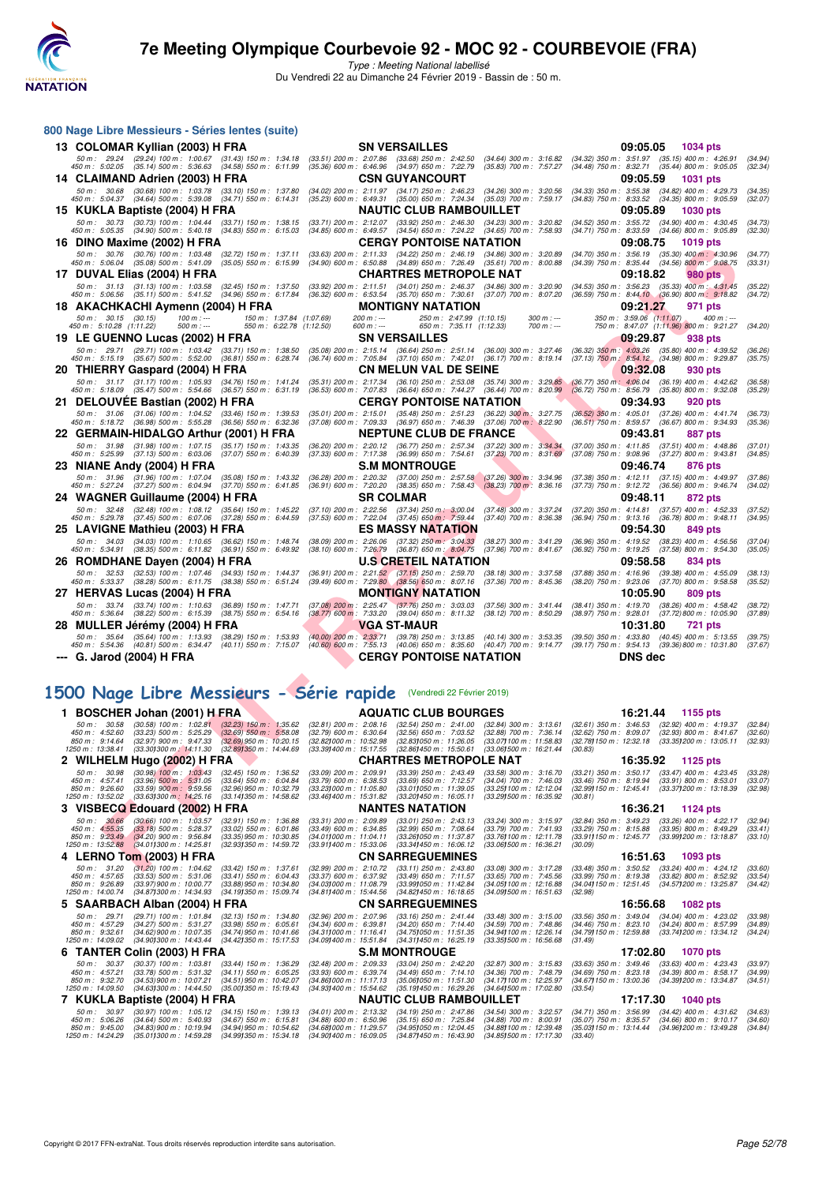## 800 Nage Libre Messieurs - Séries lentes (suite)

**13 COLOMAR Kyllian (2003) H FRA** — SN VERSAILLES — 09:05.05 — 1034 pts

50 m : 29.24 (29.24) 100 m : 1:00.67 (31.43) 150 m : 1:34.18 (33.51) 200 m : 2:07.86 (33.68) 250 m : 2:42.50 (34.64) 300 m : 3:16.82 (34.32) 350 m : 3:51.97 (35.15) 400 m : 4:26.91 (34.94)
450 m : 5:02.05 (35.14) 500 m : 5:36.63 (34.58) 550 m : 6:11.99 (35.36) 600 m : 6:46.96 (34.97) 650 m : 7:22.79 (35.83) 700 m : 7:57.27 (34.48) 750 m : 8:32.71 (35.44) 800 m : 9:05.05 (32.34)

**14 CLAIMAND Adrien (2003) H FRA** — CSN GUYANCOURT — 09:05.59 — 1031 pts

50 m : 30.68 (30.68) 100 m : 1:03.78 (33.10) 150 m : 1:37.80 (34.02) 200 m : 2:11.97 (34.17) 250 m : 2:46.23 (34.26) 300 m : 3:20.56 (34.33) 350 m : 3:55.38 (34.82) 400 m : 4:29.73 (34.35)
450 m : 5:04.37 (34.64) 500 m : 5:39.08 (34.71) 550 m : 6:14.31 (35.23) 600 m : 6:49.31 (35.00) 650 m : 7:24.34 (35.03) 700 m : 7:59.17 (34.83) 750 m : 8:33.52 (34.35) 800 m : 9:05.59 (32.07)

**15 KUKLA Baptiste (2004) H FRA** — NAUTIC CLUB RAMBOUILLET — 09:05.89 — 1030 pts

50 m : 30.73 (30.73) 100 m : 1:04.44 (33.71) 150 m : 1:38.15 (33.71) 200 m : 2:12.07 (33.92) 250 m : 2:46.30 (34.23) 300 m : 3:20.82 (34.52) 350 m : 3:55.72 (34.90) 400 m : 4:30.45 (34.73)
450 m : 5:05.35 (34.90) 500 m : 5:40.18 (34.83) 550 m : 6:15.03 (34.85) 600 m : 6:49.57 (34.54) 650 m : 7:24.22 (34.65) 700 m : 7:58.93 (34.71) 750 m : 8:33.59 (34.66) 800 m : 9:05.89 (32.30)

**16 DINO Maxime (2002) H FRA** — CERGY PONTOISE NATATION — 09:08.75 — 1019 pts

50 m : 30.76 (30.76) 100 m : 1:03.48 (32.72) 150 m : 1:37.11 (33.63) 200 m : 2:11.33 (34.22) 250 m : 2:46.19 (34.86) 300 m : 3:20.89 (34.70) 350 m : 3:56.19 (35.30) 400 m : 4:30.96 (34.77)
450 m : 5:06.04 (35.08) 500 m : 5:41.09 (35.05) 550 m : 6:15.99 (34.90) 600 m : 6:50.88 (34.89) 650 m : 7:26.49 (35.61) 700 m : 8:00.88 (34.39) 750 m : 8:35.44 (34.56) 800 m : 9:08.75 (33.31)

**17 DUVAL Elias (2004) H FRA** — CHARTRES METROPOLE NAT — 09:18.82 — 980 pts

50 m : 31.13 (31.13) 100 m : 1:03.58 (32.45) 150 m : 1:37.50 (33.92) 200 m : 2:11.51 (34.01) 250 m : 2:46.37 (34.86) 300 m : 3:20.90 (34.53) 350 m : 3:56.23 (35.33) 400 m : 4:31.45 (35.22)
450 m : 5:06.56 (35.11) 500 m : 5:41.52 (34.96) 550 m : 6:17.84 (36.32) 600 m : 6:53.54 (35.70) 650 m : 7:30.61 (37.07) 700 m : 8:07.20 (36.59) 750 m : 8:44.10 (36.90) 800 m : 9:18.82 (34.72)

**18 AKACHKACHI Aymenn (2004) H FRA** — MONTIGNY NATATION — 09:21.27 — 971 pts

50 m : 30.15 (30.15) 100 m : --- 150 m : 1:37.84 (1:07.69) 200 m : --- 250 m : 2:47.99 (1:10.15) 300 m : --- 350 m : 3:59.06 (1:11.07) 400 m : ---
450 m : 5:10.28 (1:11.22) 500 m : --- 550 m : 6:22.78 (1:12.50) 600 m : --- 650 m : 7:35.11 (1:12.33) 700 m : --- 750 m : 8:47.07 (1:11.96) 800 m : 9:21.27 (34.20)

**19 LE GUENNO Lucas (2002) H FRA** — SN VERSAILLES — 09:29.87 — 938 pts

50 m : 29.71 (29.71) 100 m : 1:03.42 (33.71) 150 m : 1:38.50 (35.08) 200 m : 2:15.14 (36.64) 250 m : 2:51.14 (36.00) 300 m : 3:27.46 (36.32) 350 m : 4:03.26 (35.80) 400 m : 4:39.52 (36.26)
450 m : 5:15.19 (35.67) 500 m : 5:52.00 (36.81) 550 m : 6:28.74 (36.74) 600 m : 7:05.84 (37.10) 650 m : 7:42.01 (36.17) 700 m : 8:19.14 (37.13) 750 m : 8:54.12 (34.98) 800 m : 9:29.87 (35.75)

**20 THIERRY Gaspard (2004) H FRA** — CN MELUN VAL DE SEINE — 09:32.08 — 930 pts

50 m : 31.17 (31.17) 100 m : 1:05.93 (34.76) 150 m : 1:41.24 (35.31) 200 m : 2:17.34 (36.10) 250 m : 2:53.08 (35.74) 300 m : 3:29.85 (36.77) 350 m : 4:06.04 (36.19) 400 m : 4:42.62 (36.58)
450 m : 5:18.09 (35.47) 500 m : 5:54.66 (36.57) 550 m : 6:31.19 (36.53) 600 m : 7:07.83 (36.64) 650 m : 7:44.27 (36.44) 700 m : 8:20.99 (36.72) 750 m : 8:56.79 (35.80) 800 m : 9:32.08 (35.29)

**21 DELOUVÉE Bastian (2002) H FRA** — CERGY PONTOISE NATATION — 09:34.93 — 920 pts

50 m : 31.06 (31.06) 100 m : 1:04.52 (33.46) 150 m : 1:39.53 (35.01) 200 m : 2:15.01 (35.48) 250 m : 2:51.23 (36.22) 300 m : 3:27.75 (36.52) 350 m : 4:05.01 (37.26) 400 m : 4:41.74 (36.73)
450 m : 5:18.72 (36.98) 500 m : 5:55.28 (36.56) 550 m : 6:32.36 (37.08) 600 m : 7:09.33 (36.97) 650 m : 7:46.39 (37.06) 700 m : 8:22.90 (36.51) 750 m : 8:59.57 (36.67) 800 m : 9:34.93 (35.36)

**22 GERMAIN-HIDALGO Arthur (2001) H FRA** — NEPTUNE CLUB DE FRANCE — 09:43.81 — 887 pts

50 m : 31.98 (31.98) 100 m : 1:07.15 (35.17) 150 m : 1:43.35 (36.20) 200 m : 2:20.12 (36.77) 250 m : 2:57.34 (37.22) 300 m : 3:34.34 (37.00) 350 m : 4:11.85 (37.51) 400 m : 4:48.86 (37.01)
450 m : 5:25.99 (37.13) 500 m : 6:03.06 (37.07) 550 m : 6:40.39 (37.33) 600 m : 7:17.38 (36.99) 650 m : 7:54.61 (37.23) 700 m : 8:31.69 (37.08) 750 m : 9:08.96 (37.27) 800 m : 9:43.81 (34.85)

**23 NIANE Andy (2004) H FRA** — S.M MONTROUGE — 09:46.74 — 876 pts

50 m : 31.96 (31.96) 100 m : 1:07.04 (35.08) 150 m : 1:43.32 (36.28) 200 m : 2:20.32 (37.00) 250 m : 2:57.58 (37.26) 300 m : 3:34.96 (37.38) 350 m : 4:12.11 (37.15) 400 m : 4:49.97 (37.86)
450 m : 5:27.24 (37.27) 500 m : 6:04.94 (37.70) 550 m : 6:41.85 (36.91) 600 m : 7:20.20 (38.35) 650 m : 7:58.43 (38.23) 700 m : 8:36.16 (37.73) 750 m : 9:12.72 (36.56) 800 m : 9:46.74 (34.02)

**24 WAGNER Guillaume (2004) H FRA** — SR COLMAR — 09:48.11 — 872 pts

50 m : 32.48 (32.48) 100 m : 1:08.12 (35.64) 150 m : 1:45.22 (37.10) 200 m : 2:22.56 (37.34) 250 m : 3:00.04 (37.48) 300 m : 3:37.24 (37.20) 350 m : 4:14.81 (37.57) 400 m : 4:52.33 (37.52)
450 m : 5:29.78 (37.45) 500 m : 6:07.06 (37.28) 550 m : 6:44.59 (37.53) 600 m : 7:22.04 (37.45) 650 m : 7:59.44 (37.40) 700 m : 8:36.38 (36.94) 750 m : 9:13.16 (36.78) 800 m : 9:48.11 (34.95)

**25 LAVIGNE Mathieu (2003) H FRA** — ES MASSY NATATION — 09:54.30 — 849 pts

50 m : 34.03 (34.03) 100 m : 1:10.65 (36.62) 150 m : 1:48.74 (38.09) 200 m : 2:26.06 (37.32) 250 m : 3:04.33 (38.27) 300 m : 3:41.29 (36.96) 350 m : 4:19.52 (38.23) 400 m : 4:56.56 (37.04)
450 m : 5:34.91 (38.35) 500 m : 6:11.82 (36.91) 550 m : 6:49.92 (38.10) 600 m : 7:26.79 (36.87) 650 m : 8:04.75 (37.96) 700 m : 8:41.67 (36.92) 750 m : 9:19.25 (37.58) 800 m : 9:54.30 (35.05)

**26 ROMDHANE Dayen (2004) H FRA** — U.S CRETEIL NATATION — 09:58.58 — 834 pts

50 m : 32.53 (32.53) 100 m : 1:07.46 (34.93) 150 m : 1:44.37 (36.91) 200 m : 2:21.52 (37.15) 250 m : 2:59.70 (38.18) 300 m : 3:37.58 (37.88) 350 m : 4:16.96 (39.38) 400 m : 4:55.09 (38.13)
450 m : 5:33.37 (38.28) 500 m : 6:11.75 (38.38) 550 m : 6:51.24 (39.49) 600 m : 7:29.80 (38.56) 650 m : 8:07.16 (37.36) 700 m : 8:45.36 (38.20) 750 m : 9:23.06 (37.70) 800 m : 9:58.58 (35.52)

**27 HERVAS Lucas (2004) H FRA** — MONTIGNY NATATION — 10:05.90 — 809 pts

50 m : 33.74 (33.74) 100 m : 1:10.63 (36.89) 150 m : 1:47.71 (37.08) 200 m : 2:25.47 (37.76) 250 m : 3:03.03 (37.56) 300 m : 3:41.44 (38.41) 350 m : 4:19.70 (38.26) 400 m : 4:58.42 (38.72)
450 m : 5:36.64 (38.22) 500 m : 6:15.39 (38.75) 550 m : 6:54.16 (38.77) 600 m : 7:33.20 (39.04) 650 m : 8:11.32 (38.12) 700 m : 8:50.29 (38.97) 750 m : 9:28.01 (37.72) 800 m : 10:05.90 (37.89)

**28 MULLER Jérémy (2004) H FRA** — VGA ST-MAUR — 10:31.80 — 721 pts

50 m : 35.64 (35.64) 100 m : 1:13.93 (38.29) 150 m : 1:53.93 (40.00) 200 m : 2:33.71 (39.78) 250 m : 3:13.85 (40.14) 300 m : 3:53.35 (39.50) 350 m : 4:33.80 (40.45) 400 m : 5:13.55 (39.75)
450 m : 5:54.36 (40.81) 500 m : 6:34.47 (40.11) 550 m : 7:15.07 (40.60) 600 m : 7:55.13 (40.06) 650 m : 8:35.60 (40.47) 700 m : 9:14.77 (39.17) 750 m : 9:54.13 (39.36) 800 m : 10:31.80 (37.67)

**--- G. Jarod (2004) H FRA** — CERGY PONTOISE NATATION — DNS dec

## 1500 Nage Libre Messieurs - Série rapide (Vendredi 22 Février 2019)

**1 BOSCHER Johan (2001) H FRA** — AQUATIC CLUB BOURGES — 16:21.44 — 1155 pts

50 m : 30.58 (30.58) 100 m : 1:02.81 (32.23) 150 m : 1:35.62 (32.81) 200 m : 2:08.16 (32.54) 250 m : 2:41.00 (32.84) 300 m : 3:13.61 (32.61) 350 m : 3:46.53 (32.92) 400 m : 4:19.37 (32.84)
450 m : 4:52.60 (33.23) 500 m : 5:25.29 (32.69) 550 m : 5:58.08 (32.79) 600 m : 6:30.64 (32.56) 650 m : 7:03.52 (32.88) 700 m : 7:36.14 (32.62) 750 m : 8:09.07 (32.93) 800 m : 8:41.67 (32.60)
850 m : 9:14.64 (32.97) 900 m : 9:47.33 (32.69) 950 m : 10:20.15 (32.82) 1000 m : 10:52.98 (32.83) 1050 m : 11:26.05 (33.07) 1100 m : 11:58.83 (32.78) 1150 m : 12:32.18 (33.35) 1200 m : 13:05.11 (32.93)
1250 m : 13:38.41 (33.30) 1300 m : 14:11.30 (32.89) 1350 m : 14:44.69 (33.39) 1400 m : 15:17.55 (32.86) 1450 m : 15:50.61 (33.06) 1500 m : 16:21.44 (30.83)

**2 WILHELM Hugo (2002) H FRA** — CHARTRES METROPOLE NAT — 16:35.92 — 1125 pts

50 m : 30.98 (30.98) 100 m : 1:03.43 (32.45) 150 m : 1:36.52 (33.09) 200 m : 2:09.91 (33.39) 250 m : 2:43.49 (33.58) 300 m : 3:16.70 (33.21) 350 m : 3:50.17 (33.47) 400 m : 4:23.45 (33.28)
450 m : 4:57.41 (33.96) 500 m : 5:31.05 (33.64) 550 m : 6:04.84 (33.79) 600 m : 6:38.53 (33.69) 650 m : 7:12.57 (34.04) 700 m : 7:46.03 (33.46) 750 m : 8:19.94 (33.91) 800 m : 8:53.01 (33.07)
850 m : 9:26.60 (33.59) 900 m : 9:59.56 (32.96) 950 m : 10:32.79 (33.23) 1000 m : 11:05.80 (33.01) 1050 m : 11:39.05 (33.25) 1100 m : 12:12.04 (32.99) 1150 m : 12:45.41 (33.37) 1200 m : 13:18.39 (32.98)
1250 m : 13:52.02 (33.63) 1300 m : 14:25.16 (33.14) 1350 m : 14:58.62 (33.46) 1400 m : 15:31.82 (33.20) 1450 m : 16:05.11 (33.29) 1500 m : 16:35.92 (30.81)

**3 VISBECQ Edouard (2002) H FRA** — NANTES NATATION — 16:36.21 — 1124 pts

50 m : 30.66 (30.66) 100 m : 1:03.57 (32.91) 150 m : 1:36.88 (33.31) 200 m : 2:09.89 (33.01) 250 m : 2:43.13 (33.24) 300 m : 3:15.97 (32.84) 350 m : 3:49.23 (33.26) 400 m : 4:22.17 (32.94)
450 m : 4:55.35 (33.18) 500 m : 5:28.37 (33.02) 550 m : 6:01.86 (33.49) 600 m : 6:34.85 (32.99) 650 m : 7:08.64 (33.79) 700 m : 7:41.93 (33.29) 750 m : 8:15.88 (33.95) 800 m : 8:49.29 (33.41)
850 m : 9:23.49 (34.20) 900 m : 9:56.84 (33.35) 950 m : 10:30.85 (34.01) 1000 m : 11:04.11 (33.26) 1050 m : 11:37.87 (33.76) 1100 m : 12:11.78 (33.91) 1150 m : 12:45.77 (33.99) 1200 m : 13:18.87 (33.10)
1250 m : 13:52.88 (34.01) 1300 m : 14:25.81 (32.93) 1350 m : 14:59.72 (33.91) 1400 m : 15:33.06 (33.34) 1450 m : 16:06.12 (33.06) 1500 m : 16:36.21 (30.09)

**4 LERNO Tom (2003) H FRA** — CN SARREGUEMINES — 16:51.63 — 1093 pts

50 m : 31.20 (31.20) 100 m : 1:04.62 (33.42) 150 m : 1:37.61 (32.99) 200 m : 2:10.72 (33.11) 250 m : 2:43.80 (33.08) 300 m : 3:17.28 (33.48) 350 m : 3:50.52 (33.24) 400 m : 4:24.12 (33.60)
450 m : 4:57.65 (33.53) 500 m : 5:31.06 (33.41) 550 m : 6:04.43 (33.37) 600 m : 6:37.92 (33.49) 650 m : 7:11.57 (33.65) 700 m : 7:45.56 (33.99) 750 m : 8:19.38 (33.82) 800 m : 8:52.92 (33.54)
850 m : 9:26.89 (33.97) 900 m : 10:00.77 (33.88) 950 m : 10:34.80 (34.03) 1000 m : 11:08.79 (33.99) 1050 m : 11:42.84 (34.05) 1100 m : 12:16.88 (34.04) 1150 m : 12:51.45 (34.57) 1200 m : 13:25.87 (34.42)
1250 m : 14:00.74 (34.87) 1300 m : 14:34.93 (34.19) 1350 m : 15:09.74 (34.81) 1400 m : 15:44.56 (34.82) 1450 m : 16:18.65 (34.09) 1500 m : 16:51.63 (32.98)

**5 SAARBACH Alban (2004) H FRA** — CN SARREGUEMINES — 16:56.68 — 1082 pts

50 m : 29.71 (29.71) 100 m : 1:01.84 (32.13) 150 m : 1:34.80 (32.96) 200 m : 2:07.96 (33.16) 250 m : 2:41.44 (33.48) 300 m : 3:15.00 (33.56) 350 m : 3:49.04 (34.04) 400 m : 4:23.02 (33.98)
450 m : 4:57.29 (34.27) 500 m : 5:31.27 (33.98) 550 m : 6:05.61 (34.34) 600 m : 6:39.81 (34.20) 650 m : 7:14.40 (34.59) 700 m : 7:48.86 (34.46) 750 m : 8:23.10 (34.24) 800 m : 8:57.99 (34.89)
850 m : 9:32.61 (34.62) 900 m : 10:07.35 (34.74) 950 m : 10:41.66 (34.31) 1000 m : 11:16.41 (34.75) 1050 m : 11:51.35 (34.94) 1100 m : 12:26.14 (34.79) 1150 m : 12:59.88 (33.74) 1200 m : 13:34.12 (34.24)
1250 m : 14:09.02 (34.90) 1300 m : 14:43.44 (34.42) 1350 m : 15:17.53 (34.09) 1400 m : 15:51.84 (34.31) 1450 m : 16:25.19 (33.35) 1500 m : 16:56.68 (31.49)

**6 TANTER Colin (2003) H FRA** — S.M MONTROUGE — 17:02.80 — 1070 pts

50 m : 30.37 (30.37) 100 m : 1:03.81 (33.44) 150 m : 1:36.29 (32.48) 200 m : 2:09.33 (33.04) 250 m : 2:42.20 (32.87) 300 m : 3:15.83 (33.63) 350 m : 3:49.46 (33.63) 400 m : 4:23.43 (33.97)
450 m : 4:57.21 (33.78) 500 m : 5:31.32 (34.11) 550 m : 6:05.25 (33.93) 600 m : 6:39.74 (34.49) 650 m : 7:14.10 (34.36) 700 m : 7:48.79 (34.69) 750 m : 8:23.18 (34.39) 800 m : 8:58.17 (34.99)
850 m : 9:32.70 (34.53) 900 m : 10:07.21 (34.51) 950 m : 10:42.07 (34.86) 1000 m : 11:17.13 (35.06) 1050 m : 11:51.30 (34.17) 1100 m : 12:25.97 (34.67) 1150 m : 13:00.36 (34.39) 1200 m : 13:34.87 (34.51)
1250 m : 14:09.50 (34.63) 1300 m : 14:44.50 (35.00) 1350 m : 15:19.43 (34.93) 1400 m : 15:54.62 (35.19) 1450 m : 16:29.26 (34.64) 1500 m : 17:02.80 (33.54)

**7 KUKLA Baptiste (2004) H FRA** — NAUTIC CLUB RAMBOUILLET — 17:17.30 — 1040 pts

50 m : 30.97 (30.97) 100 m : 1:05.12 (34.15) 150 m : 1:39.13 (34.01) 200 m : 2:13.32 (34.19) 250 m : 2:47.86 (34.54) 300 m : 3:22.57 (34.71) 350 m : 3:56.99 (34.42) 400 m : 4:31.62 (34.63)
450 m : 5:06.26 (34.64) 500 m : 5:40.93 (34.67) 550 m : 6:15.81 (34.88) 600 m : 6:50.96 (35.15) 650 m : 7:25.84 (34.88) 700 m : 8:00.91 (35.07) 750 m : 8:35.57 (34.66) 800 m : 9:10.17 (34.60)
850 m : 9:45.00 (34.83) 900 m : 10:19.94 (34.94) 950 m : 10:54.62 (34.68) 1000 m : 11:29.57 (34.95) 1050 m : 12:04.45 (34.88) 1100 m : 12:39.48 (35.03) 1150 m : 13:14.44 (34.96) 1200 m : 13:49.28 (34.84)
1250 m : 14:24.29 (35.01) 1300 m : 14:59.28 (34.99) 1350 m : 15:34.18 (34.90) 1400 m : 16:09.05 (34.87) 1450 m : 16:43.90 (34.85) 1500 m : 17:17.30 (33.40)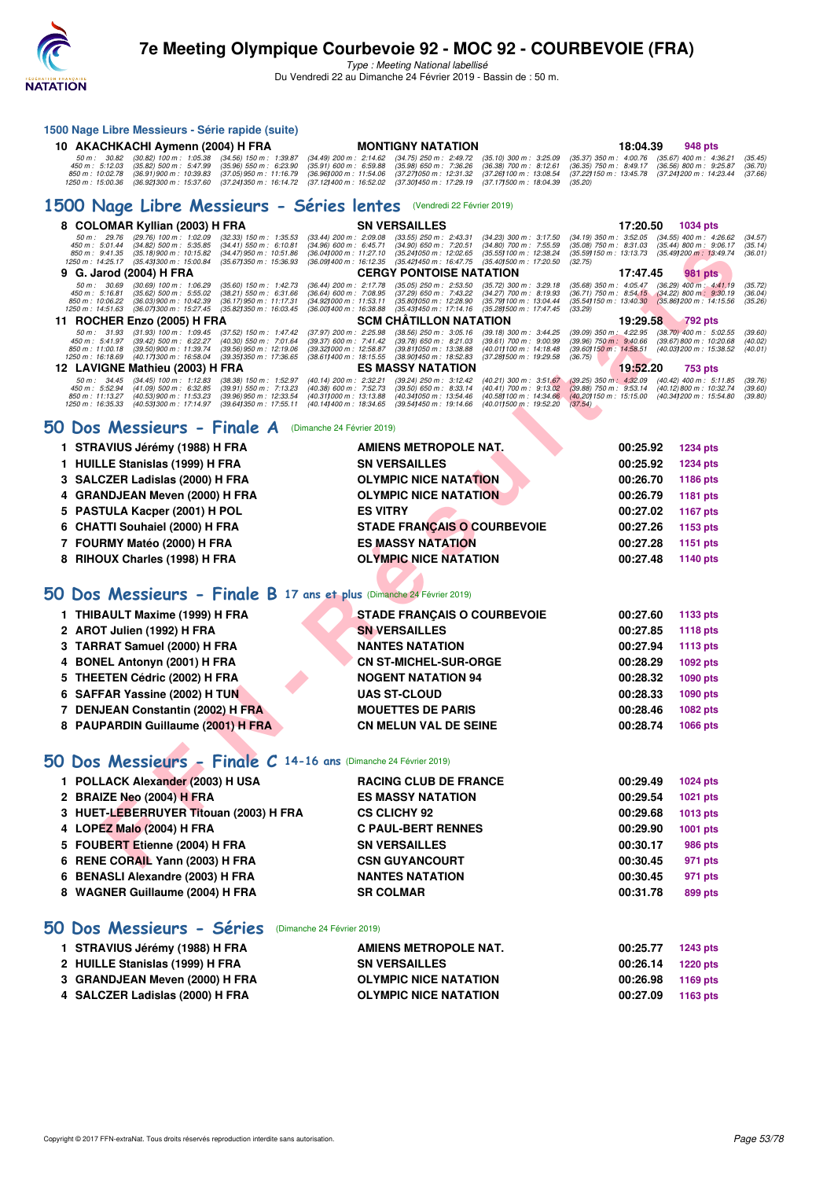# 7e Meeting Olympique Courbevoie 92 - MOC 92 - COURBEVOIE (FRA)

*Type : Meeting National labellisé*

Du Vendredi 22 au Dimanche 24 Février 2019 - Bassin de : 50 m.

### 1500 Nage Libre Messieurs - Série rapide (suite)

| | | | | |
|---|---|---|---|---|
| 10 | AKACHKACHI Aymenn (2004) H FRA | MONTIGNY NATATION | 18:04.39 | 948 pts |

50 m : 30.82 (30.82) 100 m : 1:05.38 (34.56) 150 m : 1:39.87 (34.49) 200 m : 2:14.62 (34.75) 250 m : 2:49.72 (35.10) 300 m : 3:25.09 (35.37) 350 m : 4:00.76 (35.67) 400 m : 4:36.21 (35.45)
450 m : 5:12.03 (35.82) 500 m : 5:47.99 (35.96) 550 m : 6:23.90 (35.91) 600 m : 6:59.88 (35.98) 650 m : 7:36.26 (36.38) 700 m : 8:12.61 (36.35) 750 m : 8:49.17 (36.56) 800 m : 9:25.87 (36.70)
850 m : 10:02.78 (36.91) 900 m : 10:39.83 (37.05) 950 m : 11:16.79 (36.96) 1000 m : 11:54.06 (37.27) 1050 m : 12:31.32 (37.26) 1100 m : 13:08.54 (37.22) 1150 m : 13:45.78 (37.24) 1200 m : 14:23.44 (37.66)
1250 m : 15:00.36 (36.92) 1300 m : 15:37.60 (37.24) 1350 m : 16:14.72 (37.12) 1400 m : 16:52.02 (37.30) 1450 m : 17:29.19 (37.17) 1500 m : 18:04.39 (35.20)

## 1500 Nage Libre Messieurs - Séries lentes (Vendredi 22 Février 2019)

| | | | | |
|---|---|---|---|---|
| 8 | COLOMAR Kyllian (2003) H FRA | SN VERSAILLES | 17:20.50 | 1034 pts |

50 m : 29.76 (29.76) 100 m : 1:02.09 (32.33) 150 m : 1:35.53 (33.44) 200 m : 2:09.08 (33.55) 250 m : 2:43.31 (34.23) 300 m : 3:17.50 (34.19) 350 m : 3:52.05 (34.55) 400 m : 4:26.62 (34.57)
450 m : 5:01.44 (34.82) 500 m : 5:35.85 (34.41) 550 m : 6:10.81 (34.96) 600 m : 6:45.71 (34.90) 650 m : 7:20.51 (34.80) 700 m : 7:55.59 (35.08) 750 m : 8:31.03 (35.44) 800 m : 9:06.17 (35.14)
850 m : 9:41.35 (35.18) 900 m : 10:15.82 (34.47) 950 m : 10:51.86 (36.04) 1000 m : 11:27.10 (35.24) 1050 m : 12:02.65 (35.55) 1100 m : 12:38.24 (35.59) 1150 m : 13:13.73 (35.49) 1200 m : 13:49.74 (36.01)
1250 m : 14:25.17 (35.43) 1300 m : 15:00.84 (35.67) 1350 m : 15:36.93 (36.09) 1400 m : 16:12.35 (35.42) 1450 m : 16:47.75 (35.40) 1500 m : 17:20.50 (32.75)

| | | | | |
|---|---|---|---|---|
| 9 | G. Jarod (2004) H FRA | CERGY PONTOISE NATATION | 17:47.45 | 981 pts |

50 m : 30.69 (30.69) 100 m : 1:06.29 (35.60) 150 m : 1:42.73 (36.44) 200 m : 2:17.78 (35.05) 250 m : 2:53.50 (35.72) 300 m : 3:29.18 (35.68) 350 m : 4:05.47 (36.29) 400 m : 4:41.19 (35.72)
450 m : 5:16.81 (35.62) 500 m : 5:55.02 (38.21) 550 m : 6:31.66 (36.64) 600 m : 7:08.95 (37.29) 650 m : 7:43.22 (34.27) 700 m : 8:19.93 (36.71) 750 m : 8:54.15 (34.22) 800 m : 9:30.19 (36.04)
850 m : 10:06.22 (36.03) 900 m : 10:42.39 (36.17) 950 m : 11:17.31 (34.92) 1000 m : 11:53.11 (35.80) 1050 m : 12:28.90 (35.79) 1100 m : 13:04.44 (35.54) 1150 m : 13:40.30 (35.86) 1200 m : 14:15.56 (35.26)
1250 m : 14:51.63 (36.07) 1300 m : 15:27.45 (35.82) 1350 m : 16:03.45 (36.00) 1400 m : 16:38.88 (35.43) 1450 m : 17:14.16 (35.28) 1500 m : 17:47.45 (33.29)

| | | | | |
|---|---|---|---|---|
| 11 | ROCHER Enzo (2005) H FRA | SCM CHÂTILLON NATATION | 19:29.58 | 792 pts |

50 m : 31.93 (31.93) 100 m : 1:09.45 (37.52) 150 m : 1:47.42 (37.97) 200 m : 2:25.98 (38.56) 250 m : 3:05.16 (39.18) 300 m : 3:44.25 (39.09) 350 m : 4:22.95 (38.70) 400 m : 5:02.55 (39.60)
450 m : 5:41.97 (39.42) 500 m : 6:22.27 (40.30) 550 m : 7:01.64 (39.37) 600 m : 7:41.42 (39.78) 650 m : 8:21.03 (39.61) 700 m : 9:00.99 (39.96) 750 m : 9:40.66 (39.67) 800 m : 10:20.68 (40.02)
850 m : 11:00.18 (39.50) 900 m : 11:39.74 (39.56) 950 m : 12:19.06 (39.32) 1000 m : 12:58.87 (39.81) 1050 m : 13:38.88 (40.01) 1100 m : 14:18.48 (39.60) 1150 m : 14:58.51 (40.03) 1200 m : 15:38.52 (40.01)
1250 m : 16:18.69 (40.17) 1300 m : 16:58.04 (39.35) 1350 m : 17:36.65 (38.61) 1400 m : 18:15.55 (38.90) 1450 m : 18:52.83 (37.28) 1500 m : 19:29.58 (36.75)

| | | | | |
|---|---|---|---|---|
| 12 | LAVIGNE Mathieu (2003) H FRA | ES MASSY NATATION | 19:52.20 | 753 pts |

50 m : 34.45 (34.45) 100 m : 1:12.83 (38.38) 150 m : 1:52.97 (40.14) 200 m : 2:32.21 (39.24) 250 m : 3:12.42 (40.21) 300 m : 3:51.67 (39.25) 350 m : 4:32.09 (40.42) 400 m : 5:11.85 (39.76)
450 m : 5:52.94 (41.09) 500 m : 6:32.85 (39.91) 550 m : 7:13.23 (40.38) 600 m : 7:52.73 (39.50) 650 m : 8:33.14 (40.41) 700 m : 9:13.02 (39.88) 750 m : 9:53.14 (40.12) 800 m : 10:32.74 (39.60)
850 m : 11:13.27 (40.53) 900 m : 11:53.23 (39.96) 950 m : 12:33.54 (40.31) 1000 m : 13:13.88 (40.34) 1050 m : 13:54.46 (40.58) 1100 m : 14:34.66 (40.20) 1150 m : 15:15.00 (40.34) 1200 m : 15:54.80 (39.80)
1250 m : 16:35.33 (40.53) 1300 m : 17:14.97 (39.64) 1350 m : 17:55.11 (40.14) 1400 m : 18:34.65 (39.54) 1450 m : 19:14.66 (40.01) 1500 m : 19:52.20 (37.54)

## 50 Dos Messieurs - Finale A (Dimanche 24 Février 2019)

| | | | | |
|---|---|---|---|---|
| 1 | STRAVIUS Jérémy (1988) H FRA | AMIENS METROPOLE NAT. | 00:25.92 | 1234 pts |
| 1 | HUILLE Stanislas (1999) H FRA | SN VERSAILLES | 00:25.92 | 1234 pts |
| 3 | SALCZER Ladislas (2000) H FRA | OLYMPIC NICE NATATION | 00:26.70 | 1186 pts |
| 4 | GRANDJEAN Meven (2000) H FRA | OLYMPIC NICE NATATION | 00:26.79 | 1181 pts |
| 5 | PASTULA Kacper (2001) H POL | ES VITRY | 00:27.02 | 1167 pts |
| 6 | CHATTI Souhaiel (2000) H FRA | STADE FRANÇAIS O COURBEVOIE | 00:27.26 | 1153 pts |
| 7 | FOURMY Matéo (2000) H FRA | ES MASSY NATATION | 00:27.28 | 1151 pts |
| 8 | RIHOUX Charles (1998) H FRA | OLYMPIC NICE NATATION | 00:27.48 | 1140 pts |

## 50 Dos Messieurs - Finale B 17 ans et plus (Dimanche 24 Février 2019)

| | | | | |
|---|---|---|---|---|
| 1 | THIBAULT Maxime (1999) H FRA | STADE FRANÇAIS O COURBEVOIE | 00:27.60 | 1133 pts |
| 2 | AROT Julien (1992) H FRA | SN VERSAILLES | 00:27.85 | 1118 pts |
| 3 | TARRAT Samuel (2000) H FRA | NANTES NATATION | 00:27.94 | 1113 pts |
| 4 | BONEL Antonyn (2001) H FRA | CN ST-MICHEL-SUR-ORGE | 00:28.29 | 1092 pts |
| 5 | THEETEN Cédric (2002) H FRA | NOGENT NATATION 94 | 00:28.32 | 1090 pts |
| 6 | SAFFAR Yassine (2002) H TUN | UAS ST-CLOUD | 00:28.33 | 1090 pts |
| 7 | DENJEAN Constantin (2002) H FRA | MOUETTES DE PARIS | 00:28.46 | 1082 pts |
| 8 | PAUPARDIN Guillaume (2001) H FRA | CN MELUN VAL DE SEINE | 00:28.74 | 1066 pts |

## 50 Dos Messieurs - Finale C 14-16 ans (Dimanche 24 Février 2019)

| | | | | |
|---|---|---|---|---|
| 1 | POLLACK Alexander (2003) H USA | RACING CLUB DE FRANCE | 00:29.49 | 1024 pts |
| 2 | BRAIZE Neo (2004) H FRA | ES MASSY NATATION | 00:29.54 | 1021 pts |
| 3 | HUET-LEBERRUYER Titouan (2003) H FRA | CS CLICHY 92 | 00:29.68 | 1013 pts |
| 4 | LOPEZ Malo (2004) H FRA | C PAUL-BERT RENNES | 00:29.90 | 1001 pts |
| 5 | FOUBERT Etienne (2004) H FRA | SN VERSAILLES | 00:30.17 | 986 pts |
| 6 | RENE CORAIL Yann (2003) H FRA | CSN GUYANCOURT | 00:30.45 | 971 pts |
| 6 | BENASLI Alexandre (2003) H FRA | NANTES NATATION | 00:30.45 | 971 pts |
| 8 | WAGNER Guillaume (2004) H FRA | SR COLMAR | 00:31.78 | 899 pts |

## 50 Dos Messieurs - Séries (Dimanche 24 Février 2019)

| | | | | |
|---|---|---|---|---|
| 1 | STRAVIUS Jérémy (1988) H FRA | AMIENS METROPOLE NAT. | 00:25.77 | 1243 pts |
| 2 | HUILLE Stanislas (1999) H FRA | SN VERSAILLES | 00:26.14 | 1220 pts |
| 3 | GRANDJEAN Meven (2000) H FRA | OLYMPIC NICE NATATION | 00:26.98 | 1169 pts |
| 4 | SALCZER Ladislas (2000) H FRA | OLYMPIC NICE NATATION | 00:27.09 | 1163 pts |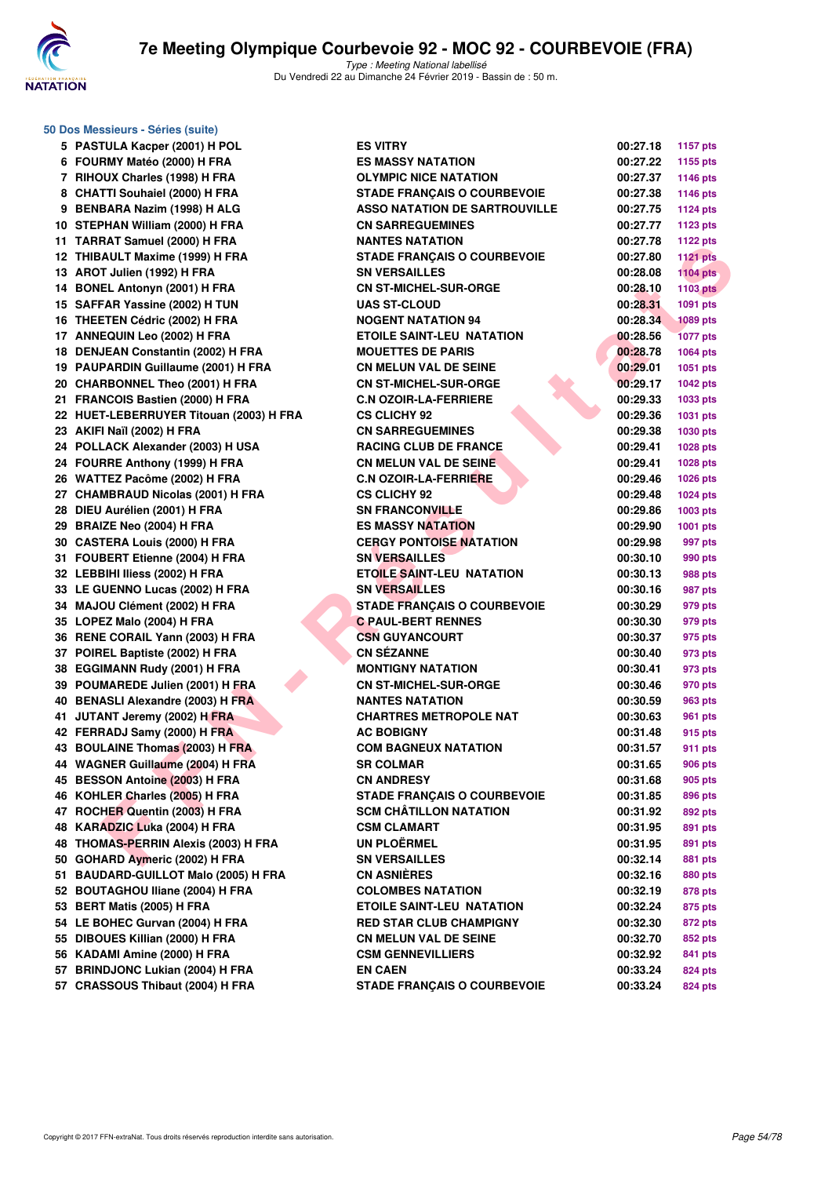## 50 Dos Messieurs - Séries (suite)

| Rang | Nom | Club | Temps | Points |
|---|---|---|---|---|
| 5 | PASTULA Kacper (2001) H POL | ES VITRY | 00:27.18 | 1157 pts |
| 6 | FOURMY Matéo (2000) H FRA | ES MASSY NATATION | 00:27.22 | 1155 pts |
| 7 | RIHOUX Charles (1998) H FRA | OLYMPIC NICE NATATION | 00:27.37 | 1146 pts |
| 8 | CHATTI Souhaiel (2000) H FRA | STADE FRANÇAIS O COURBEVOIE | 00:27.38 | 1146 pts |
| 9 | BENBARA Nazim (1998) H ALG | ASSO NATATION DE SARTROUVILLE | 00:27.75 | 1124 pts |
| 10 | STEPHAN William (2000) H FRA | CN SARREGUEMINES | 00:27.77 | 1123 pts |
| 11 | TARRAT Samuel (2000) H FRA | NANTES NATATION | 00:27.78 | 1122 pts |
| 12 | THIBAULT Maxime (1999) H FRA | STADE FRANÇAIS O COURBEVOIE | 00:27.80 | 1121 pts |
| 13 | AROT Julien (1992) H FRA | SN VERSAILLES | 00:28.08 | 1104 pts |
| 14 | BONEL Antonyn (2001) H FRA | CN ST-MICHEL-SUR-ORGE | 00:28.10 | 1103 pts |
| 15 | SAFFAR Yassine (2002) H TUN | UAS ST-CLOUD | 00:28.31 | 1091 pts |
| 16 | THEETEN Cédric (2002) H FRA | NOGENT NATATION 94 | 00:28.34 | 1089 pts |
| 17 | ANNEQUIN Leo (2002) H FRA | ETOILE SAINT-LEU NATATION | 00:28.56 | 1077 pts |
| 18 | DENJEAN Constantin (2002) H FRA | MOUETTES DE PARIS | 00:28.78 | 1064 pts |
| 19 | PAUPARDIN Guillaume (2001) H FRA | CN MELUN VAL DE SEINE | 00:29.01 | 1051 pts |
| 20 | CHARBONNEL Theo (2001) H FRA | CN ST-MICHEL-SUR-ORGE | 00:29.17 | 1042 pts |
| 21 | FRANCOIS Bastien (2000) H FRA | C.N OZOIR-LA-FERRIERE | 00:29.33 | 1033 pts |
| 22 | HUET-LEBERRUYER Titouan (2003) H FRA | CS CLICHY 92 | 00:29.36 | 1031 pts |
| 23 | AKIFI Naïl (2002) H FRA | CN SARREGUEMINES | 00:29.38 | 1030 pts |
| 24 | POLLACK Alexander (2003) H USA | RACING CLUB DE FRANCE | 00:29.41 | 1028 pts |
| 24 | FOURRE Anthony (1999) H FRA | CN MELUN VAL DE SEINE | 00:29.41 | 1028 pts |
| 26 | WATTEZ Pacôme (2002) H FRA | C.N OZOIR-LA-FERRIERE | 00:29.46 | 1026 pts |
| 27 | CHAMBRAUD Nicolas (2001) H FRA | CS CLICHY 92 | 00:29.48 | 1024 pts |
| 28 | DIEU Aurélien (2001) H FRA | SN FRANCONVILLE | 00:29.86 | 1003 pts |
| 29 | BRAIZE Neo (2004) H FRA | ES MASSY NATATION | 00:29.90 | 1001 pts |
| 30 | CASTERA Louis (2000) H FRA | CERGY PONTOISE NATATION | 00:29.98 | 997 pts |
| 31 | FOUBERT Etienne (2004) H FRA | SN VERSAILLES | 00:30.10 | 990 pts |
| 32 | LEBBIHI Iliess (2002) H FRA | ETOILE SAINT-LEU NATATION | 00:30.13 | 988 pts |
| 33 | LE GUENNO Lucas (2002) H FRA | SN VERSAILLES | 00:30.16 | 987 pts |
| 34 | MAJOU Clément (2002) H FRA | STADE FRANÇAIS O COURBEVOIE | 00:30.29 | 979 pts |
| 35 | LOPEZ Malo (2004) H FRA | C PAUL-BERT RENNES | 00:30.30 | 979 pts |
| 36 | RENE CORAIL Yann (2003) H FRA | CSN GUYANCOURT | 00:30.37 | 975 pts |
| 37 | POIREL Baptiste (2002) H FRA | CN SÉZANNE | 00:30.40 | 973 pts |
| 38 | EGGIMANN Rudy (2001) H FRA | MONTIGNY NATATION | 00:30.41 | 973 pts |
| 39 | POUMAREDE Julien (2001) H FRA | CN ST-MICHEL-SUR-ORGE | 00:30.46 | 970 pts |
| 40 | BENASLI Alexandre (2003) H FRA | NANTES NATATION | 00:30.59 | 963 pts |
| 41 | JUTANT Jeremy (2002) H FRA | CHARTRES METROPOLE NAT | 00:30.63 | 961 pts |
| 42 | FERRADJ Samy (2000) H FRA | AC BOBIGNY | 00:31.48 | 915 pts |
| 43 | BOULAINE Thomas (2003) H FRA | COM BAGNEUX NATATION | 00:31.57 | 911 pts |
| 44 | WAGNER Guillaume (2004) H FRA | SR COLMAR | 00:31.65 | 906 pts |
| 45 | BESSON Antoine (2003) H FRA | CN ANDRESY | 00:31.68 | 905 pts |
| 46 | KOHLER Charles (2005) H FRA | STADE FRANÇAIS O COURBEVOIE | 00:31.85 | 896 pts |
| 47 | ROCHER Quentin (2003) H FRA | SCM CHÂTILLON NATATION | 00:31.92 | 892 pts |
| 48 | KARADZIC Luka (2004) H FRA | CSM CLAMART | 00:31.95 | 891 pts |
| 48 | THOMAS-PERRIN Alexis (2003) H FRA | UN PLOËRMEL | 00:31.95 | 891 pts |
| 50 | GOHARD Aymeric (2002) H FRA | SN VERSAILLES | 00:32.14 | 881 pts |
| 51 | BAUDARD-GUILLOT Malo (2005) H FRA | CN ASNIÈRES | 00:32.16 | 880 pts |
| 52 | BOUTAGHOU Iliane (2004) H FRA | COLOMBES NATATION | 00:32.19 | 878 pts |
| 53 | BERT Matis (2005) H FRA | ETOILE SAINT-LEU NATATION | 00:32.24 | 875 pts |
| 54 | LE BOHEC Gurvan (2004) H FRA | RED STAR CLUB CHAMPIGNY | 00:32.30 | 872 pts |
| 55 | DIBOUES Killian (2000) H FRA | CN MELUN VAL DE SEINE | 00:32.70 | 852 pts |
| 56 | KADAMI Amine (2000) H FRA | CSM GENNEVILLIERS | 00:32.92 | 841 pts |
| 57 | BRINDJONC Lukian (2004) H FRA | EN CAEN | 00:33.24 | 824 pts |
| 57 | CRASSOUS Thibaut (2004) H FRA | STADE FRANÇAIS O COURBEVOIE | 00:33.24 | 824 pts |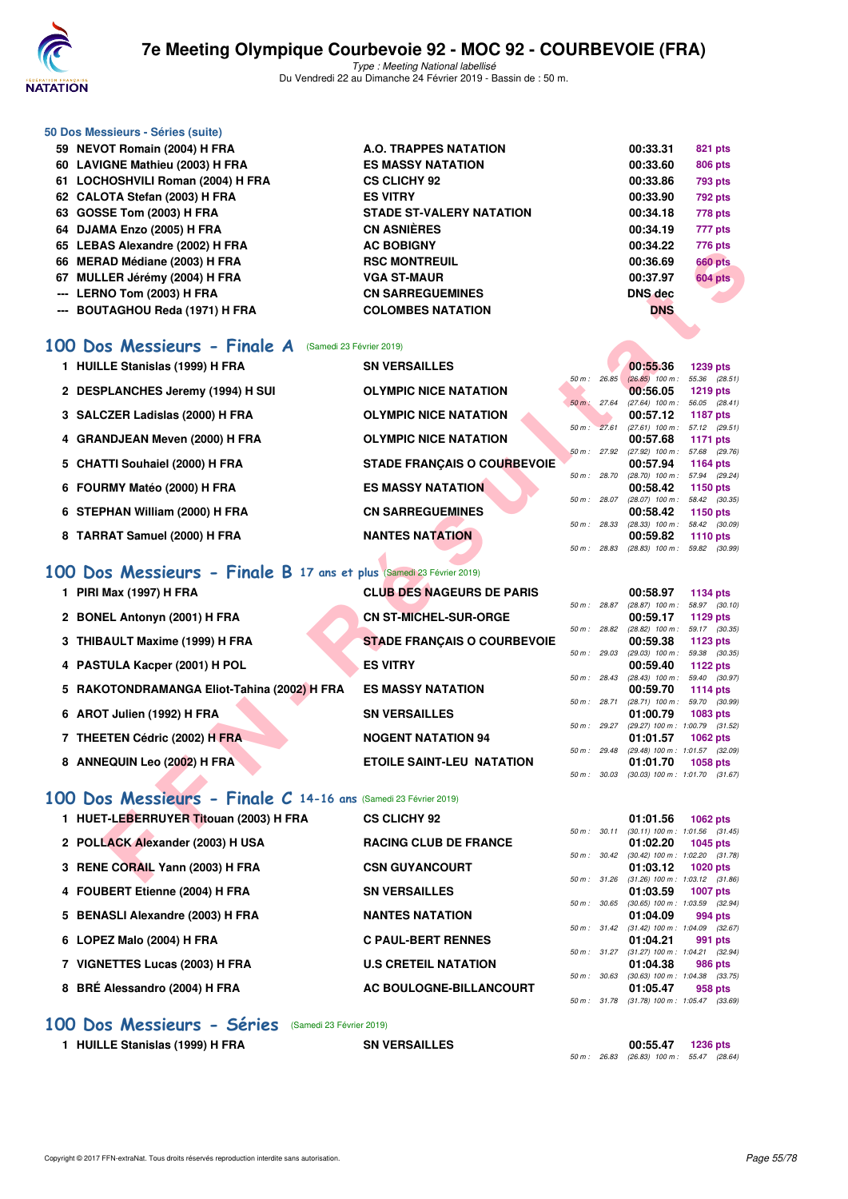## 50 Dos Messieurs - Séries (suite)

| | | | | |
|---|---|---|---|---|
| 59 | NEVOT Romain (2004) H FRA | A.O. TRAPPES NATATION | 00:33.31 | 821 pts |
| 60 | LAVIGNE Mathieu (2003) H FRA | ES MASSY NATATION | 00:33.60 | 806 pts |
| 61 | LOCHOSHVILI Roman (2004) H FRA | CS CLICHY 92 | 00:33.86 | 793 pts |
| 62 | CALOTA Stefan (2003) H FRA | ES VITRY | 00:33.90 | 792 pts |
| 63 | GOSSE Tom (2003) H FRA | STADE ST-VALERY NATATION | 00:34.18 | 778 pts |
| 64 | DJAMA Enzo (2005) H FRA | CN ASNIÈRES | 00:34.19 | 777 pts |
| 65 | LEBAS Alexandre (2002) H FRA | AC BOBIGNY | 00:34.22 | 776 pts |
| 66 | MERAD Médiane (2003) H FRA | RSC MONTREUIL | 00:36.69 | 660 pts |
| 67 | MULLER Jérémy (2004) H FRA | VGA ST-MAUR | 00:37.97 | 604 pts |
| --- | LERNO Tom (2003) H FRA | CN SARREGUEMINES | DNS dec | |
| --- | BOUTAGHOU Reda (1971) H FRA | COLOMBES NATATION | DNS | |

## 100 Dos Messieurs - Finale A (Samedi 23 Février 2019)

| | | | | | |
|---|---|---|---|---|---|
| 1 | HUILLE Stanislas (1999) H FRA | SN VERSAILLES | 00:55.36 | 1239 pts | 50 m : 26.85 (26.85) 100 m : 55.36 (28.51) |
| 2 | DESPLANCHES Jeremy (1994) H SUI | OLYMPIC NICE NATATION | 00:56.05 | 1219 pts | 50 m : 27.64 (27.64) 100 m : 56.05 (28.41) |
| 3 | SALCZER Ladislas (2000) H FRA | OLYMPIC NICE NATATION | 00:57.12 | 1187 pts | 50 m : 27.61 (27.61) 100 m : 57.12 (29.51) |
| 4 | GRANDJEAN Meven (2000) H FRA | OLYMPIC NICE NATATION | 00:57.68 | 1171 pts | 50 m : 27.92 (27.92) 100 m : 57.68 (29.76) |
| 5 | CHATTI Souhaiel (2000) H FRA | STADE FRANÇAIS O COURBEVOIE | 00:57.94 | 1164 pts | 50 m : 28.70 (28.70) 100 m : 57.94 (29.24) |
| 6 | FOURMY Matéo (2000) H FRA | ES MASSY NATATION | 00:58.42 | 1150 pts | 50 m : 28.07 (28.07) 100 m : 58.42 (30.35) |
| 6 | STEPHAN William (2000) H FRA | CN SARREGUEMINES | 00:58.42 | 1150 pts | 50 m : 28.33 (28.33) 100 m : 58.42 (30.09) |
| 8 | TARRAT Samuel (2000) H FRA | NANTES NATATION | 00:59.82 | 1110 pts | 50 m : 28.83 (28.83) 100 m : 59.82 (30.99) |

## 100 Dos Messieurs - Finale B 17 ans et plus (Samedi 23 Février 2019)

| | | | | | |
|---|---|---|---|---|---|
| 1 | PIRI Max (1997) H FRA | CLUB DES NAGEURS DE PARIS | 00:58.97 | 1134 pts | 50 m : 28.87 (28.87) 100 m : 58.97 (30.10) |
| 2 | BONEL Antonyn (2001) H FRA | CN ST-MICHEL-SUR-ORGE | 00:59.17 | 1129 pts | 50 m : 28.82 (28.82) 100 m : 59.17 (30.35) |
| 3 | THIBAULT Maxime (1999) H FRA | STADE FRANÇAIS O COURBEVOIE | 00:59.38 | 1123 pts | 50 m : 29.03 (29.03) 100 m : 59.38 (30.35) |
| 4 | PASTULA Kacper (2001) H POL | ES VITRY | 00:59.40 | 1122 pts | 50 m : 28.43 (28.43) 100 m : 59.40 (30.97) |
| 5 | RAKOTONDRAMANGA Eliot-Tahina (2002) H FRA | ES MASSY NATATION | 00:59.70 | 1114 pts | 50 m : 28.71 (28.71) 100 m : 59.70 (30.99) |
| 6 | AROT Julien (1992) H FRA | SN VERSAILLES | 01:00.79 | 1083 pts | 50 m : 29.27 (29.27) 100 m : 1:00.79 (31.52) |
| 7 | THEETEN Cédric (2002) H FRA | NOGENT NATATION 94 | 01:01.57 | 1062 pts | 50 m : 29.48 (29.48) 100 m : 1:01.57 (32.09) |
| 8 | ANNEQUIN Leo (2002) H FRA | ETOILE SAINT-LEU NATATION | 01:01.70 | 1058 pts | 50 m : 30.03 (30.03) 100 m : 1:01.70 (31.67) |

## 100 Dos Messieurs - Finale C 14-16 ans (Samedi 23 Février 2019)

| | | | | | |
|---|---|---|---|---|---|
| 1 | HUET-LEBERRUYER Titouan (2003) H FRA | CS CLICHY 92 | 01:01.56 | 1062 pts | 50 m : 30.11 (30.11) 100 m : 1:01.56 (31.45) |
| 2 | POLLACK Alexander (2003) H USA | RACING CLUB DE FRANCE | 01:02.20 | 1045 pts | 50 m : 30.42 (30.42) 100 m : 1:02.20 (31.78) |
| 3 | RENE CORAIL Yann (2003) H FRA | CSN GUYANCOURT | 01:03.12 | 1020 pts | 50 m : 31.26 (31.26) 100 m : 1:03.12 (31.86) |
| 4 | FOUBERT Etienne (2004) H FRA | SN VERSAILLES | 01:03.59 | 1007 pts | 50 m : 30.65 (30.65) 100 m : 1:03.59 (32.94) |
| 5 | BENASLI Alexandre (2003) H FRA | NANTES NATATION | 01:04.09 | 994 pts | 50 m : 31.42 (31.42) 100 m : 1:04.09 (32.67) |
| 6 | LOPEZ Malo (2004) H FRA | C PAUL-BERT RENNES | 01:04.21 | 991 pts | 50 m : 31.27 (31.27) 100 m : 1:04.21 (32.94) |
| 7 | VIGNETTES Lucas (2003) H FRA | U.S CRETEIL NATATION | 01:04.38 | 986 pts | 50 m : 30.63 (30.63) 100 m : 1:04.38 (33.75) |
| 8 | BRÉ Alessandro (2004) H FRA | AC BOULOGNE-BILLANCOURT | 01:05.47 | 958 pts | 50 m : 31.78 (31.78) 100 m : 1:05.47 (33.69) |

## 100 Dos Messieurs - Séries (Samedi 23 Février 2019)

| | | | | | |
|---|---|---|---|---|---|
| 1 | HUILLE Stanislas (1999) H FRA | SN VERSAILLES | 00:55.47 | 1236 pts | 50 m : 26.83 (26.83) 100 m : 55.47 (28.64) |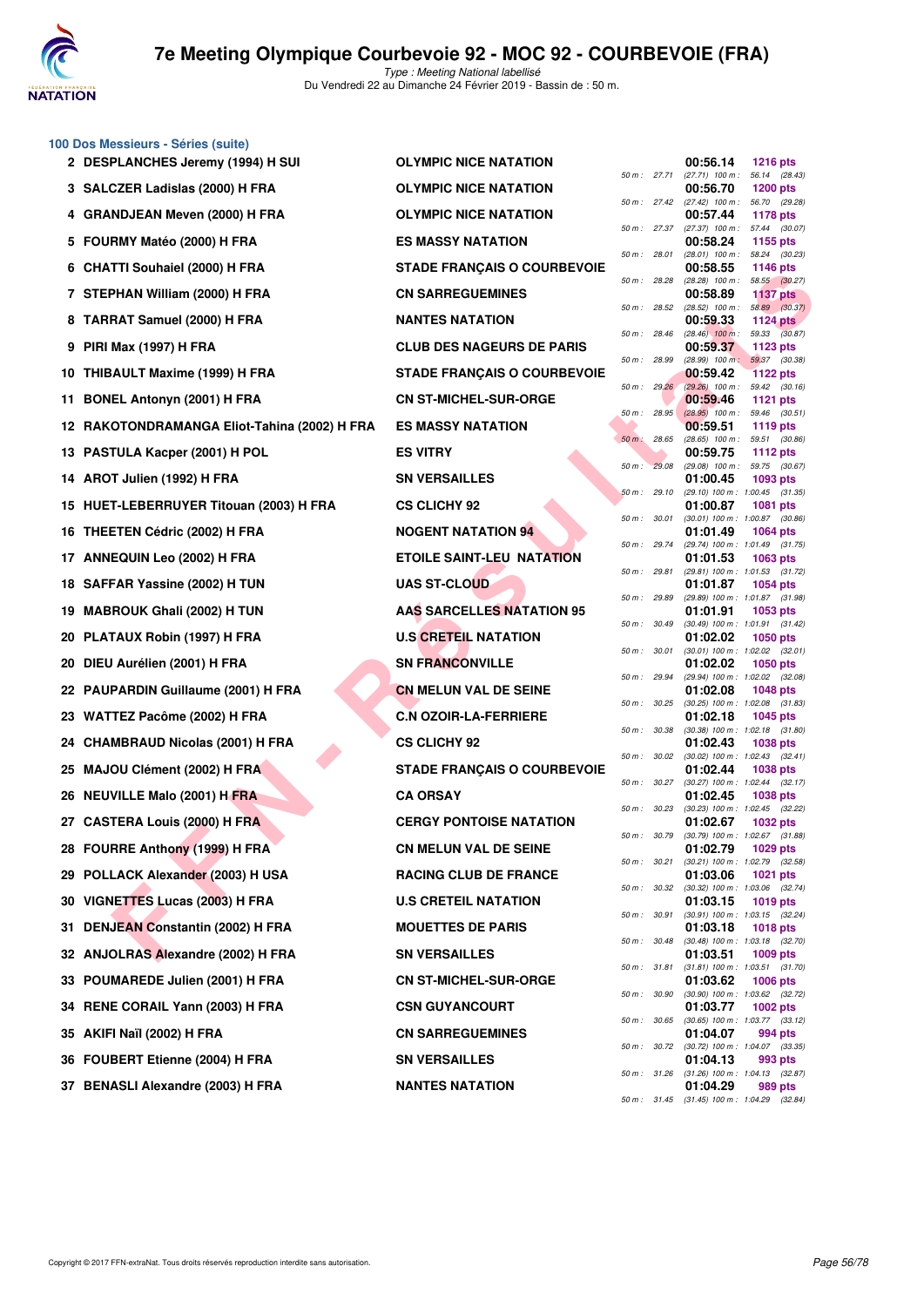# 7e Meeting Olympique Courbevoie 92 - MOC 92 - COURBEVOIE (FRA)

*Type : Meeting National labellisé*

Du Vendredi 22 au Dimanche 24 Février 2019 - Bassin de : 50 m.

## 100 Dos Messieurs - Séries (suite)

| Rang | Nom | Club | Temps | Points | 50 m | 100 m |
|---|---|---|---|---|---|---|
| 2 | DESPLANCHES Jeremy (1994) H SUI | OLYMPIC NICE NATATION | 00:56.14 | 1216 pts | 27.71 | (27.71) 56.14 (28.43) |
| 3 | SALCZER Ladislas (2000) H FRA | OLYMPIC NICE NATATION | 00:56.70 | 1200 pts | 27.42 | (27.42) 56.70 (29.28) |
| 4 | GRANDJEAN Meven (2000) H FRA | OLYMPIC NICE NATATION | 00:57.44 | 1178 pts | 27.37 | (27.37) 57.44 (30.07) |
| 5 | FOURMY Matéo (2000) H FRA | ES MASSY NATATION | 00:58.24 | 1155 pts | 28.01 | (28.01) 58.24 (30.23) |
| 6 | CHATTI Souhaiel (2000) H FRA | STADE FRANÇAIS O COURBEVOIE | 00:58.55 | 1146 pts | 28.28 | (28.28) 58.55 (30.27) |
| 7 | STEPHAN William (2000) H FRA | CN SARREGUEMINES | 00:58.89 | 1137 pts | 28.52 | (28.52) 58.89 (30.37) |
| 8 | TARRAT Samuel (2000) H FRA | NANTES NATATION | 00:59.33 | 1124 pts | 28.46 | (28.46) 59.33 (30.87) |
| 9 | PIRI Max (1997) H FRA | CLUB DES NAGEURS DE PARIS | 00:59.37 | 1123 pts | 28.99 | (28.99) 59.37 (30.38) |
| 10 | THIBAULT Maxime (1999) H FRA | STADE FRANÇAIS O COURBEVOIE | 00:59.42 | 1122 pts | 29.26 | (29.26) 59.42 (30.16) |
| 11 | BONEL Antonyn (2001) H FRA | CN ST-MICHEL-SUR-ORGE | 00:59.46 | 1121 pts | 28.95 | (28.95) 59.46 (30.51) |
| 12 | RAKOTONDRAMANGA Eliot-Tahina (2002) H FRA | ES MASSY NATATION | 00:59.51 | 1119 pts | 28.65 | (28.65) 59.51 (30.86) |
| 13 | PASTULA Kacper (2001) H POL | ES VITRY | 00:59.75 | 1112 pts | 29.08 | (29.08) 59.75 (30.67) |
| 14 | AROT Julien (1992) H FRA | SN VERSAILLES | 01:00.45 | 1093 pts | 29.10 | (29.10) 1:00.45 (31.35) |
| 15 | HUET-LEBERRUYER Titouan (2003) H FRA | CS CLICHY 92 | 01:00.87 | 1081 pts | 30.01 | (30.01) 1:00.87 (30.86) |
| 16 | THEETEN Cédric (2002) H FRA | NOGENT NATATION 94 | 01:01.49 | 1064 pts | 29.74 | (29.74) 1:01.49 (31.75) |
| 17 | ANNEQUIN Leo (2002) H FRA | ETOILE SAINT-LEU NATATION | 01:01.53 | 1063 pts | 29.81 | (29.81) 1:01.53 (31.72) |
| 18 | SAFFAR Yassine (2002) H TUN | UAS ST-CLOUD | 01:01.87 | 1054 pts | 29.89 | (29.89) 1:01.87 (31.98) |
| 19 | MABROUK Ghali (2002) H TUN | AAS SARCELLES NATATION 95 | 01:01.91 | 1053 pts | 30.49 | (30.49) 1:01.91 (31.42) |
| 20 | PLATAUX Robin (1997) H FRA | U.S CRETEIL NATATION | 01:02.02 | 1050 pts | 30.01 | (30.01) 1:02.02 (32.01) |
| 20 | DIEU Aurélien (2001) H FRA | SN FRANCONVILLE | 01:02.02 | 1050 pts | 29.94 | (29.94) 1:02.02 (32.08) |
| 22 | PAUPARDIN Guillaume (2001) H FRA | CN MELUN VAL DE SEINE | 01:02.08 | 1048 pts | 30.25 | (30.25) 1:02.08 (31.83) |
| 23 | WATTEZ Pacôme (2002) H FRA | C.N OZOIR-LA-FERRIERE | 01:02.18 | 1045 pts | 30.38 | (30.38) 1:02.18 (31.80) |
| 24 | CHAMBRAUD Nicolas (2001) H FRA | CS CLICHY 92 | 01:02.43 | 1038 pts | 30.02 | (30.02) 1:02.43 (32.41) |
| 25 | MAJOU Clément (2002) H FRA | STADE FRANÇAIS O COURBEVOIE | 01:02.44 | 1038 pts | 30.27 | (30.27) 1:02.44 (32.17) |
| 26 | NEUVILLE Malo (2001) H FRA | CA ORSAY | 01:02.45 | 1038 pts | 30.23 | (30.23) 1:02.45 (32.22) |
| 27 | CASTERA Louis (2000) H FRA | CERGY PONTOISE NATATION | 01:02.67 | 1032 pts | 30.79 | (30.79) 1:02.67 (31.88) |
| 28 | FOURRE Anthony (1999) H FRA | CN MELUN VAL DE SEINE | 01:02.79 | 1029 pts | 30.21 | (30.21) 1:02.79 (32.58) |
| 29 | POLLACK Alexander (2003) H USA | RACING CLUB DE FRANCE | 01:03.06 | 1021 pts | 30.32 | (30.32) 1:03.06 (32.74) |
| 30 | VIGNETTES Lucas (2003) H FRA | U.S CRETEIL NATATION | 01:03.15 | 1019 pts | 30.91 | (30.91) 1:03.15 (32.24) |
| 31 | DENJEAN Constantin (2002) H FRA | MOUETTES DE PARIS | 01:03.18 | 1018 pts | 30.48 | (30.48) 1:03.18 (32.70) |
| 32 | ANJOLRAS Alexandre (2002) H FRA | SN VERSAILLES | 01:03.51 | 1009 pts | 31.81 | (31.81) 1:03.51 (31.70) |
| 33 | POUMAREDE Julien (2001) H FRA | CN ST-MICHEL-SUR-ORGE | 01:03.62 | 1006 pts | 30.90 | (30.90) 1:03.62 (32.72) |
| 34 | RENE CORAIL Yann (2003) H FRA | CSN GUYANCOURT | 01:03.77 | 1002 pts | 30.65 | (30.65) 1:03.77 (33.12) |
| 35 | AKIFI Naïl (2002) H FRA | CN SARREGUEMINES | 01:04.07 | 994 pts | 30.72 | (30.72) 1:04.07 (33.35) |
| 36 | FOUBERT Etienne (2004) H FRA | SN VERSAILLES | 01:04.13 | 993 pts | 31.26 | (31.26) 1:04.13 (32.87) |
| 37 | BENASLI Alexandre (2003) H FRA | NANTES NATATION | 01:04.29 | 989 pts | 31.45 | (31.45) 1:04.29 (32.84) |

Copyright © 2017 FFN-extraNat. Tous droits réservés reproduction interdite sans autorisation.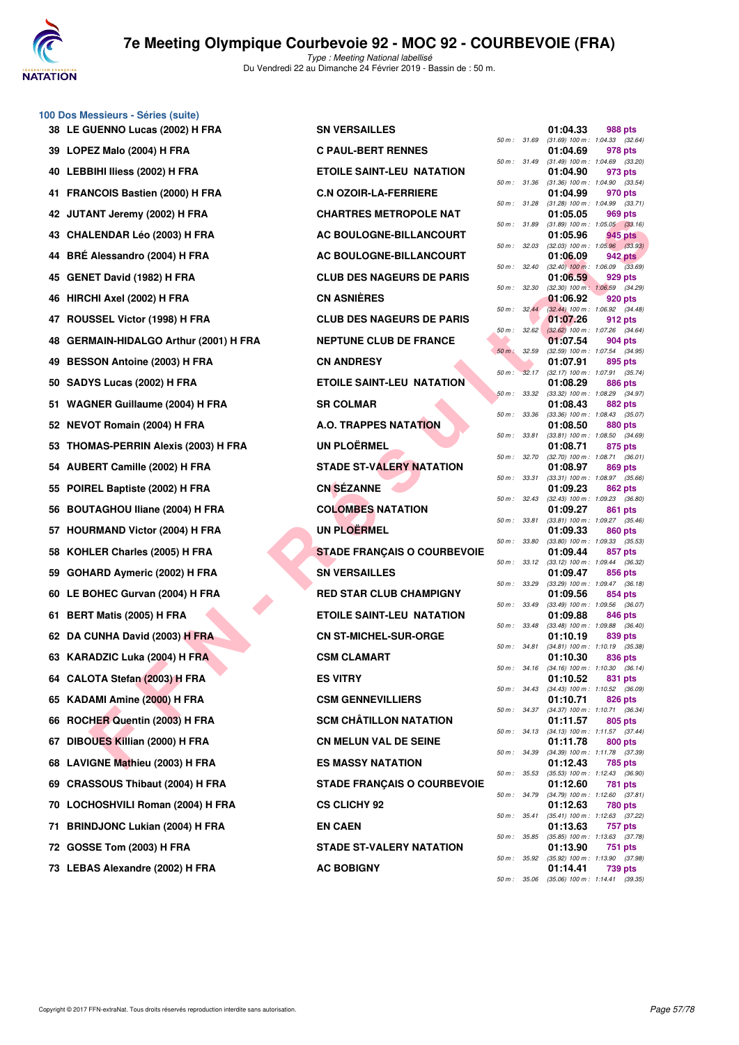# 7e Meeting Olympique Courbevoie 92 - MOC 92 - COURBEVOIE (FRA)

*Type : Meeting National labellisé*

Du Vendredi 22 au Dimanche 24 Février 2019 - Bassin de : 50 m.

## 100 Dos Messieurs - Séries (suite)

| Rang | Nom | Club | Temps | Points | Passages |
|---|---|---|---|---|---|
| 38 | LE GUENNO Lucas (2002) H FRA | SN VERSAILLES | 01:04.33 | 988 pts | 50 m : 31.69 (31.69) 100 m : 1:04.33 (32.64) |
| 39 | LOPEZ Malo (2004) H FRA | C PAUL-BERT RENNES | 01:04.69 | 978 pts | 50 m : 31.49 (31.49) 100 m : 1:04.69 (33.20) |
| 40 | LEBBIHI Iliess (2002) H FRA | ETOILE SAINT-LEU NATATION | 01:04.90 | 973 pts | 50 m : 31.36 (31.36) 100 m : 1:04.90 (33.54) |
| 41 | FRANCOIS Bastien (2000) H FRA | C.N OZOIR-LA-FERRIERE | 01:04.99 | 970 pts | 50 m : 31.28 (31.28) 100 m : 1:04.99 (33.71) |
| 42 | JUTANT Jeremy (2002) H FRA | CHARTRES METROPOLE NAT | 01:05.05 | 969 pts | 50 m : 31.89 (31.89) 100 m : 1:05.05 (33.16) |
| 43 | CHALENDAR Léo (2003) H FRA | AC BOULOGNE-BILLANCOURT | 01:05.96 | 945 pts | 50 m : 32.03 (32.03) 100 m : 1:05.96 (33.93) |
| 44 | BRÉ Alessandro (2004) H FRA | AC BOULOGNE-BILLANCOURT | 01:06.09 | 942 pts | 50 m : 32.40 (32.40) 100 m : 1:06.09 (33.69) |
| 45 | GENET David (1982) H FRA | CLUB DES NAGEURS DE PARIS | 01:06.59 | 929 pts | 50 m : 32.30 (32.30) 100 m : 1:06.59 (34.29) |
| 46 | HIRCHI Axel (2002) H FRA | CN ASNIÈRES | 01:06.92 | 920 pts | 50 m : 32.44 (32.44) 100 m : 1:06.92 (34.48) |
| 47 | ROUSSEL Victor (1998) H FRA | CLUB DES NAGEURS DE PARIS | 01:07.26 | 912 pts | 50 m : 32.62 (32.62) 100 m : 1:07.26 (34.64) |
| 48 | GERMAIN-HIDALGO Arthur (2001) H FRA | NEPTUNE CLUB DE FRANCE | 01:07.54 | 904 pts | 50 m : 32.59 (32.59) 100 m : 1:07.54 (34.95) |
| 49 | BESSON Antoine (2003) H FRA | CN ANDRESY | 01:07.91 | 895 pts | 50 m : 32.17 (32.17) 100 m : 1:07.91 (35.74) |
| 50 | SADYS Lucas (2002) H FRA | ETOILE SAINT-LEU NATATION | 01:08.29 | 886 pts | 50 m : 33.32 (33.32) 100 m : 1:08.29 (34.97) |
| 51 | WAGNER Guillaume (2004) H FRA | SR COLMAR | 01:08.43 | 882 pts | 50 m : 33.36 (33.36) 100 m : 1:08.43 (35.07) |
| 52 | NEVOT Romain (2004) H FRA | A.O. TRAPPES NATATION | 01:08.50 | 880 pts | 50 m : 33.81 (33.81) 100 m : 1:08.50 (34.69) |
| 53 | THOMAS-PERRIN Alexis (2003) H FRA | UN PLOËRMEL | 01:08.71 | 875 pts | 50 m : 32.70 (32.70) 100 m : 1:08.71 (36.01) |
| 54 | AUBERT Camille (2002) H FRA | STADE ST-VALERY NATATION | 01:08.97 | 869 pts | 50 m : 33.31 (33.31) 100 m : 1:08.97 (35.66) |
| 55 | POIREL Baptiste (2002) H FRA | CN SÉZANNE | 01:09.23 | 862 pts | 50 m : 32.43 (32.43) 100 m : 1:09.23 (36.80) |
| 56 | BOUTAGHOU Iliane (2004) H FRA | COLOMBES NATATION | 01:09.27 | 861 pts | 50 m : 33.81 (33.81) 100 m : 1:09.27 (35.46) |
| 57 | HOURMAND Victor (2004) H FRA | UN PLOËRMEL | 01:09.33 | 860 pts | 50 m : 33.80 (33.80) 100 m : 1:09.33 (35.53) |
| 58 | KOHLER Charles (2005) H FRA | STADE FRANÇAIS O COURBEVOIE | 01:09.44 | 857 pts | 50 m : 33.12 (33.12) 100 m : 1:09.44 (36.32) |
| 59 | GOHARD Aymeric (2002) H FRA | SN VERSAILLES | 01:09.47 | 856 pts | 50 m : 33.29 (33.29) 100 m : 1:09.47 (36.18) |
| 60 | LE BOHEC Gurvan (2004) H FRA | RED STAR CLUB CHAMPIGNY | 01:09.56 | 854 pts | 50 m : 33.49 (33.49) 100 m : 1:09.56 (36.07) |
| 61 | BERT Matis (2005) H FRA | ETOILE SAINT-LEU NATATION | 01:09.88 | 846 pts | 50 m : 33.48 (33.48) 100 m : 1:09.88 (36.40) |
| 62 | DA CUNHA David (2003) H FRA | CN ST-MICHEL-SUR-ORGE | 01:10.19 | 839 pts | 50 m : 34.81 (34.81) 100 m : 1:10.19 (35.38) |
| 63 | KARADZIC Luka (2004) H FRA | CSM CLAMART | 01:10.30 | 836 pts | 50 m : 34.16 (34.16) 100 m : 1:10.30 (36.14) |
| 64 | CALOTA Stefan (2003) H FRA | ES VITRY | 01:10.52 | 831 pts | 50 m : 34.43 (34.43) 100 m : 1:10.52 (36.09) |
| 65 | KADAMI Amine (2000) H FRA | CSM GENNEVILLIERS | 01:10.71 | 826 pts | 50 m : 34.37 (34.37) 100 m : 1:10.71 (36.34) |
| 66 | ROCHER Quentin (2003) H FRA | SCM CHÂTILLON NATATION | 01:11.57 | 805 pts | 50 m : 34.13 (34.13) 100 m : 1:11.57 (37.44) |
| 67 | DIBOUES Killian (2000) H FRA | CN MELUN VAL DE SEINE | 01:11.78 | 800 pts | 50 m : 34.39 (34.39) 100 m : 1:11.78 (37.39) |
| 68 | LAVIGNE Mathieu (2003) H FRA | ES MASSY NATATION | 01:12.43 | 785 pts | 50 m : 35.53 (35.53) 100 m : 1:12.43 (36.90) |
| 69 | CRASSOUS Thibaut (2004) H FRA | STADE FRANÇAIS O COURBEVOIE | 01:12.60 | 781 pts | 50 m : 34.79 (34.79) 100 m : 1:12.60 (37.81) |
| 70 | LOCHOSHVILI Roman (2004) H FRA | CS CLICHY 92 | 01:12.63 | 780 pts | 50 m : 35.41 (35.41) 100 m : 1:12.63 (37.22) |
| 71 | BRINDJONC Lukian (2004) H FRA | EN CAEN | 01:13.63 | 757 pts | 50 m : 35.85 (35.85) 100 m : 1:13.63 (37.78) |
| 72 | GOSSE Tom (2003) H FRA | STADE ST-VALERY NATATION | 01:13.90 | 751 pts | 50 m : 35.92 (35.92) 100 m : 1:13.90 (37.98) |
| 73 | LEBAS Alexandre (2002) H FRA | AC BOBIGNY | 01:14.41 | 739 pts | 50 m : 35.06 (35.06) 100 m : 1:14.41 (39.35) |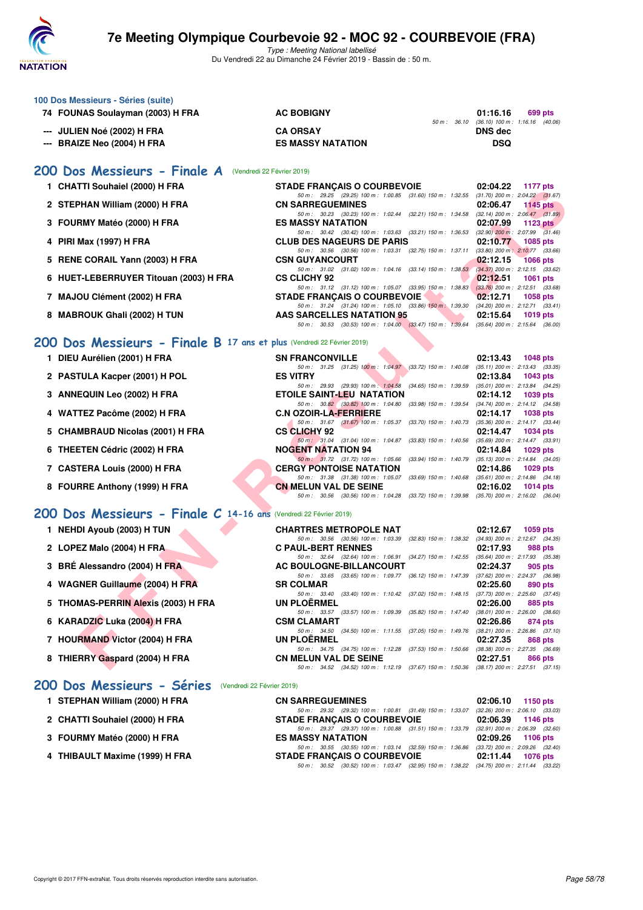# 7e Meeting Olympique Courbevoie 92 - MOC 92 - COURBEVOIE (FRA)

*Type : Meeting National labellisé*

Du Vendredi 22 au Dimanche 24 Février 2019 - Bassin de : 50 m.

### 100 Dos Messieurs - Séries (suite)

| Rang | Nom | Club | Temps | Points |
|---|---|---|---|---|
| 74 | FOUNAS Soulayman (2003) H FRA | AC BOBIGNY | 01:16.16 | 699 pts |
| | | 50 m : 36.10 (36.10) 100 m : 1:16.16 (40.06) | | |
| --- | JULIEN Noé (2002) H FRA | CA ORSAY | DNS dec | |
| --- | BRAIZE Neo (2004) H FRA | ES MASSY NATATION | DSQ | |

## 200 Dos Messieurs - Finale A (Vendredi 22 Février 2019)

| Rang | Nom | Club | Temps | Points |
|---|---|---|---|---|
| 1 | CHATTI Souhaiel (2000) H FRA | STADE FRANÇAIS O COURBEVOIE | 02:04.22 | 1177 pts |
| | | 50 m : 29.25 (29.25) 100 m : 1:00.85 (31.60) 150 m : 1:32.55 (31.70) 200 m : 2:04.22 (31.67) | | |
| 2 | STEPHAN William (2000) H FRA | CN SARREGUEMINES | 02:06.47 | 1145 pts |
| | | 50 m : 30.23 (30.23) 100 m : 1:02.44 (32.21) 150 m : 1:34.58 (32.14) 200 m : 2:06.47 (31.89) | | |
| 3 | FOURMY Matéo (2000) H FRA | ES MASSY NATATION | 02:07.99 | 1123 pts |
| | | 50 m : 30.42 (30.42) 100 m : 1:03.63 (33.21) 150 m : 1:36.53 (32.90) 200 m : 2:07.99 (31.46) | | |
| 4 | PIRI Max (1997) H FRA | CLUB DES NAGEURS DE PARIS | 02:10.77 | 1085 pts |
| | | 50 m : 30.56 (30.56) 100 m : 1:03.31 (32.75) 150 m : 1:37.11 (33.80) 200 m : 2:10.77 (33.66) | | |
| 5 | RENE CORAIL Yann (2003) H FRA | CSN GUYANCOURT | 02:12.15 | 1066 pts |
| | | 50 m : 31.02 (31.02) 100 m : 1:04.16 (33.14) 150 m : 1:38.53 (34.37) 200 m : 2:12.15 (33.62) | | |
| 6 | HUET-LEBERRUYER Titouan (2003) H FRA | CS CLICHY 92 | 02:12.51 | 1061 pts |
| | | 50 m : 31.12 (31.12) 100 m : 1:05.07 (33.95) 150 m : 1:38.83 (33.76) 200 m : 2:12.51 (33.68) | | |
| 7 | MAJOU Clément (2002) H FRA | STADE FRANÇAIS O COURBEVOIE | 02:12.71 | 1058 pts |
| | | 50 m : 31.24 (31.24) 100 m : 1:05.10 (33.86) 150 m : 1:39.30 (34.20) 200 m : 2:12.71 (33.41) | | |
| 8 | MABROUK Ghali (2002) H TUN | AAS SARCELLES NATATION 95 | 02:15.64 | 1019 pts |
| | | 50 m : 30.53 (30.53) 100 m : 1:04.00 (33.47) 150 m : 1:39.64 (35.64) 200 m : 2:15.64 (36.00) | | |

## 200 Dos Messieurs - Finale B 17 ans et plus (Vendredi 22 Février 2019)

| Rang | Nom | Club | Temps | Points |
|---|---|---|---|---|
| 1 | DIEU Aurélien (2001) H FRA | SN FRANCONVILLE | 02:13.43 | 1048 pts |
| | | 50 m : 31.25 (31.25) 100 m : 1:04.97 (33.72) 150 m : 1:40.08 (35.11) 200 m : 2:13.43 (33.35) | | |
| 2 | PASTULA Kacper (2001) H POL | ES VITRY | 02:13.84 | 1043 pts |
| | | 50 m : 29.93 (29.93) 100 m : 1:04.58 (34.65) 150 m : 1:39.59 (35.01) 200 m : 2:13.84 (34.25) | | |
| 3 | ANNEQUIN Leo (2002) H FRA | ETOILE SAINT-LEU NATATION | 02:14.12 | 1039 pts |
| | | 50 m : 30.82 (30.82) 100 m : 1:04.80 (33.98) 150 m : 1:39.54 (34.74) 200 m : 2:14.12 (34.58) | | |
| 4 | WATTEZ Pacôme (2002) H FRA | C.N OZOIR-LA-FERRIERE | 02:14.17 | 1038 pts |
| | | 50 m : 31.67 (31.67) 100 m : 1:05.37 (33.70) 150 m : 1:40.73 (35.36) 200 m : 2:14.17 (33.44) | | |
| 5 | CHAMBRAUD Nicolas (2001) H FRA | CS CLICHY 92 | 02:14.47 | 1034 pts |
| | | 50 m : 31.04 (31.04) 100 m : 1:04.87 (33.83) 150 m : 1:40.56 (35.69) 200 m : 2:14.47 (33.91) | | |
| 6 | THEETEN Cédric (2002) H FRA | NOGENT NATATION 94 | 02:14.84 | 1029 pts |
| | | 50 m : 31.72 (31.72) 100 m : 1:05.66 (33.94) 150 m : 1:40.79 (35.13) 200 m : 2:14.84 (34.05) | | |
| 7 | CASTERA Louis (2000) H FRA | CERGY PONTOISE NATATION | 02:14.86 | 1029 pts |
| | | 50 m : 31.38 (31.38) 100 m : 1:05.07 (33.69) 150 m : 1:40.68 (35.61) 200 m : 2:14.86 (34.18) | | |
| 8 | FOURRE Anthony (1999) H FRA | CN MELUN VAL DE SEINE | 02:16.02 | 1014 pts |
| | | 50 m : 30.56 (30.56) 100 m : 1:04.28 (33.72) 150 m : 1:39.98 (35.70) 200 m : 2:16.02 (36.04) | | |

## 200 Dos Messieurs - Finale C 14-16 ans (Vendredi 22 Février 2019)

| Rang | Nom | Club | Temps | Points |
|---|---|---|---|---|
| 1 | NEHDI Ayoub (2003) H TUN | CHARTRES METROPOLE NAT | 02:12.67 | 1059 pts |
| | | 50 m : 30.56 (30.56) 100 m : 1:03.39 (32.83) 150 m : 1:38.32 (34.93) 200 m : 2:12.67 (34.35) | | |
| 2 | LOPEZ Malo (2004) H FRA | C PAUL-BERT RENNES | 02:17.93 | 988 pts |
| | | 50 m : 32.64 (32.64) 100 m : 1:06.91 (34.27) 150 m : 1:42.55 (35.64) 200 m : 2:17.93 (35.38) | | |
| 3 | BRÉ Alessandro (2004) H FRA | AC BOULOGNE-BILLANCOURT | 02:24.37 | 905 pts |
| | | 50 m : 33.65 (33.65) 100 m : 1:09.77 (36.12) 150 m : 1:47.39 (37.62) 200 m : 2:24.37 (36.98) | | |
| 4 | WAGNER Guillaume (2004) H FRA | SR COLMAR | 02:25.60 | 890 pts |
| | | 50 m : 33.40 (33.40) 100 m : 1:10.42 (37.02) 150 m : 1:48.15 (37.73) 200 m : 2:25.60 (37.45) | | |
| 5 | THOMAS-PERRIN Alexis (2003) H FRA | UN PLOËRMEL | 02:26.00 | 885 pts |
| | | 50 m : 33.57 (33.57) 100 m : 1:09.39 (35.82) 150 m : 1:47.40 (38.01) 200 m : 2:26.00 (38.60) | | |
| 6 | KARADZIC Luka (2004) H FRA | CSM CLAMART | 02:26.86 | 874 pts |
| | | 50 m : 34.50 (34.50) 100 m : 1:11.55 (37.05) 150 m : 1:49.76 (38.21) 200 m : 2:26.86 (37.10) | | |
| 7 | HOURMAND Victor (2004) H FRA | UN PLOËRMEL | 02:27.35 | 868 pts |
| | | 50 m : 34.75 (34.75) 100 m : 1:12.28 (37.53) 150 m : 1:50.66 (38.38) 200 m : 2:27.35 (36.69) | | |
| 8 | THIERRY Gaspard (2004) H FRA | CN MELUN VAL DE SEINE | 02:27.51 | 866 pts |
| | | 50 m : 34.52 (34.52) 100 m : 1:12.19 (37.67) 150 m : 1:50.36 (38.17) 200 m : 2:27.51 (37.15) | | |

## 200 Dos Messieurs - Séries (Vendredi 22 Février 2019)

| Rang | Nom | Club | Temps | Points |
|---|---|---|---|---|
| 1 | STEPHAN William (2000) H FRA | CN SARREGUEMINES | 02:06.10 | 1150 pts |
| | | 50 m : 29.32 (29.32) 100 m : 1:00.81 (31.49) 150 m : 1:33.07 (32.26) 200 m : 2:06.10 (33.03) | | |
| 2 | CHATTI Souhaiel (2000) H FRA | STADE FRANÇAIS O COURBEVOIE | 02:06.39 | 1146 pts |
| | | 50 m : 29.37 (29.37) 100 m : 1:00.88 (31.51) 150 m : 1:33.79 (32.91) 200 m : 2:06.39 (32.60) | | |
| 3 | FOURMY Matéo (2000) H FRA | ES MASSY NATATION | 02:09.26 | 1106 pts |
| | | 50 m : 30.55 (30.55) 100 m : 1:03.14 (32.59) 150 m : 1:36.86 (33.72) 200 m : 2:09.26 (32.40) | | |
| 4 | THIBAULT Maxime (1999) H FRA | STADE FRANÇAIS O COURBEVOIE | 02:11.44 | 1076 pts |
| | | 50 m : 30.52 (30.52) 100 m : 1:03.47 (32.95) 150 m : 1:38.22 (34.75) 200 m : 2:11.44 (33.22) | | |

Copyright © 2017 FFN-extraNat. Tous droits réservés reproduction interdite sans autorisation.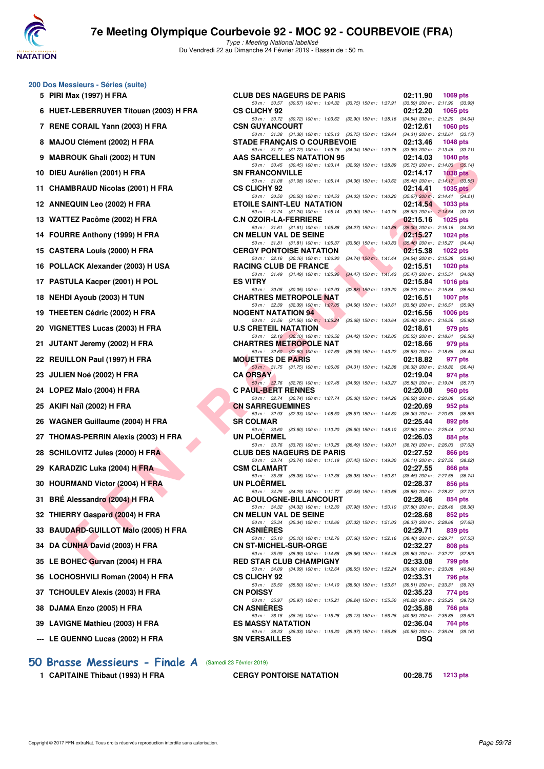# 7e Meeting Olympique Courbevoie 92 - MOC 92 - COURBEVOIE (FRA)

*Type : Meeting National labellisé*

Du Vendredi 22 au Dimanche 24 Février 2019 - Bassin de : 50 m.

## 200 Dos Messieurs - Séries (suite)

| Pl. | Nom | Club | Temps | Points |
|---|---|---|---|---|
| 5 | PIRI Max (1997) H FRA | CLUB DES NAGEURS DE PARIS | 02:11.90 | 1069 pts |
| | 50 m : 30.57 (30.57) 100 m : 1:04.32 (33.75) 150 m : 1:37.91 (33.59) 200 m : 2:11.90 (33.99) | | | |
| 6 | HUET-LEBERRUYER Titouan (2003) H FRA | CS CLICHY 92 | 02:12.20 | 1065 pts |
| | 50 m : 30.72 (30.72) 100 m : 1:03.62 (32.90) 150 m : 1:38.16 (34.54) 200 m : 2:12.20 (34.04) | | | |
| 7 | RENE CORAIL Yann (2003) H FRA | CSN GUYANCOURT | 02:12.61 | 1060 pts |
| | 50 m : 31.38 (31.38) 100 m : 1:05.13 (33.75) 150 m : 1:39.44 (34.31) 200 m : 2:12.61 (33.17) | | | |
| 8 | MAJOU Clément (2002) H FRA | STADE FRANÇAIS O COURBEVOIE | 02:13.46 | 1048 pts |
| | 50 m : 31.72 (31.72) 100 m : 1:05.76 (34.04) 150 m : 1:39.75 (33.99) 200 m : 2:13.46 (33.71) | | | |
| 9 | MABROUK Ghali (2002) H TUN | AAS SARCELLES NATATION 95 | 02:14.03 | 1040 pts |
| | 50 m : 30.45 (30.45) 100 m : 1:03.14 (32.69) 150 m : 1:38.89 (35.75) 200 m : 2:14.03 (35.14) | | | |
| 10 | DIEU Aurélien (2001) H FRA | SN FRANCONVILLE | 02:14.17 | 1038 pts |
| | 50 m : 31.08 (31.08) 100 m : 1:05.14 (34.06) 150 m : 1:40.62 (35.48) 200 m : 2:14.17 (33.55) | | | |
| 11 | CHAMBRAUD Nicolas (2001) H FRA | CS CLICHY 92 | 02:14.41 | 1035 pts |
| | 50 m : 30.50 (30.50) 100 m : 1:04.53 (34.03) 150 m : 1:40.20 (35.67) 200 m : 2:14.41 (34.21) | | | |
| 12 | ANNEQUIN Leo (2002) H FRA | ETOILE SAINT-LEU NATATION | 02:14.54 | 1033 pts |
| | 50 m : 31.24 (31.24) 100 m : 1:05.14 (33.90) 150 m : 1:40.76 (35.62) 200 m : 2:14.54 (33.78) | | | |
| 13 | WATTEZ Pacôme (2002) H FRA | C.N OZOIR-LA-FERRIERE | 02:15.16 | 1025 pts |
| | 50 m : 31.61 (31.61) 100 m : 1:05.88 (34.27) 150 m : 1:40.88 (35.00) 200 m : 2:15.16 (34.28) | | | |
| 14 | FOURRE Anthony (1999) H FRA | CN MELUN VAL DE SEINE | 02:15.27 | 1024 pts |
| | 50 m : 31.81 (31.81) 100 m : 1:05.37 (33.56) 150 m : 1:40.83 (35.46) 200 m : 2:15.27 (34.44) | | | |
| 15 | CASTERA Louis (2000) H FRA | CERGY PONTOISE NATATION | 02:15.38 | 1022 pts |
| | 50 m : 32.16 (32.16) 100 m : 1:06.90 (34.74) 150 m : 1:41.44 (34.54) 200 m : 2:15.38 (33.94) | | | |
| 16 | POLLACK Alexander (2003) H USA | RACING CLUB DE FRANCE | 02:15.51 | 1020 pts |
| | 50 m : 31.49 (31.49) 100 m : 1:05.96 (34.47) 150 m : 1:41.43 (35.47) 200 m : 2:15.51 (34.08) | | | |
| 17 | PASTULA Kacper (2001) H POL | ES VITRY | 02:15.84 | 1016 pts |
| | 50 m : 30.05 (30.05) 100 m : 1:02.93 (32.88) 150 m : 1:39.20 (36.27) 200 m : 2:15.84 (36.64) | | | |
| 18 | NEHDI Ayoub (2003) H TUN | CHARTRES METROPOLE NAT | 02:16.51 | 1007 pts |
| | 50 m : 32.39 (32.39) 100 m : 1:07.05 (34.66) 150 m : 1:40.61 (33.56) 200 m : 2:16.51 (35.90) | | | |
| 19 | THEETEN Cédric (2002) H FRA | NOGENT NATATION 94 | 02:16.56 | 1006 pts |
| | 50 m : 31.56 (31.56) 100 m : 1:05.24 (33.68) 150 m : 1:40.64 (35.40) 200 m : 2:16.56 (35.92) | | | |
| 20 | VIGNETTES Lucas (2003) H FRA | U.S CRETEIL NATATION | 02:18.61 | 979 pts |
| | 50 m : 32.10 (32.10) 100 m : 1:06.52 (34.42) 150 m : 1:42.05 (35.53) 200 m : 2:18.61 (36.56) | | | |
| 21 | JUTANT Jeremy (2002) H FRA | CHARTRES METROPOLE NAT | 02:18.66 | 979 pts |
| | 50 m : 32.60 (32.60) 100 m : 1:07.69 (35.09) 150 m : 1:43.22 (35.53) 200 m : 2:18.66 (35.44) | | | |
| 22 | REUILLON Paul (1997) H FRA | MOUETTES DE PARIS | 02:18.82 | 977 pts |
| | 50 m : 31.75 (31.75) 100 m : 1:06.06 (34.31) 150 m : 1:42.38 (36.32) 200 m : 2:18.82 (36.44) | | | |
| 23 | JULIEN Noé (2002) H FRA | CA ORSAY | 02:19.04 | 974 pts |
| | 50 m : 32.76 (32.76) 100 m : 1:07.45 (34.69) 150 m : 1:43.27 (35.82) 200 m : 2:19.04 (35.77) | | | |
| 24 | LOPEZ Malo (2004) H FRA | C PAUL-BERT RENNES | 02:20.08 | 960 pts |
| | 50 m : 32.74 (32.74) 100 m : 1:07.74 (35.00) 150 m : 1:44.26 (36.52) 200 m : 2:20.08 (35.82) | | | |
| 25 | AKIFI Naïl (2002) H FRA | CN SARREGUEMINES | 02:20.69 | 952 pts |
| | 50 m : 32.93 (32.93) 100 m : 1:08.50 (35.57) 150 m : 1:44.80 (36.30) 200 m : 2:20.69 (35.89) | | | |
| 26 | WAGNER Guillaume (2004) H FRA | SR COLMAR | 02:25.44 | 892 pts |
| | 50 m : 33.60 (33.60) 100 m : 1:10.20 (36.60) 150 m : 1:48.10 (37.90) 200 m : 2:25.44 (37.34) | | | |
| 27 | THOMAS-PERRIN Alexis (2003) H FRA | UN PLOËRMEL | 02:26.03 | 884 pts |
| | 50 m : 33.76 (33.76) 100 m : 1:10.25 (36.49) 150 m : 1:49.01 (38.76) 200 m : 2:26.03 (37.02) | | | |
| 28 | SCHILOVITZ Jules (2000) H FRA | CLUB DES NAGEURS DE PARIS | 02:27.52 | 866 pts |
| | 50 m : 33.74 (33.74) 100 m : 1:11.19 (37.45) 150 m : 1:49.30 (38.11) 200 m : 2:27.52 (38.22) | | | |
| 29 | KARADZIC Luka (2004) H FRA | CSM CLAMART | 02:27.55 | 866 pts |
| | 50 m : 35.38 (35.38) 100 m : 1:12.36 (36.98) 150 m : 1:50.81 (38.45) 200 m : 2:27.55 (36.74) | | | |
| 30 | HOURMAND Victor (2004) H FRA | UN PLOËRMEL | 02:28.37 | 856 pts |
| | 50 m : 34.29 (34.29) 100 m : 1:11.77 (37.48) 150 m : 1:50.65 (38.88) 200 m : 2:28.37 (37.72) | | | |
| 31 | BRÉ Alessandro (2004) H FRA | AC BOULOGNE-BILLANCOURT | 02:28.46 | 854 pts |
| | 50 m : 34.32 (34.32) 100 m : 1:12.30 (37.98) 150 m : 1:50.10 (37.80) 200 m : 2:28.46 (38.36) | | | |
| 32 | THIERRY Gaspard (2004) H FRA | CN MELUN VAL DE SEINE | 02:28.68 | 852 pts |
| | 50 m : 35.34 (35.34) 100 m : 1:12.66 (37.32) 150 m : 1:51.03 (38.37) 200 m : 2:28.68 (37.65) | | | |
| 33 | BAUDARD-GUILLOT Malo (2005) H FRA | CN ASNIÈRES | 02:29.71 | 839 pts |
| | 50 m : 35.10 (35.10) 100 m : 1:12.76 (37.66) 150 m : 1:52.16 (39.40) 200 m : 2:29.71 (37.55) | | | |
| 34 | DA CUNHA David (2003) H FRA | CN ST-MICHEL-SUR-ORGE | 02:32.27 | 808 pts |
| | 50 m : 35.99 (35.99) 100 m : 1:14.65 (38.66) 150 m : 1:54.45 (39.80) 200 m : 2:32.27 (37.82) | | | |
| 35 | LE BOHEC Gurvan (2004) H FRA | RED STAR CLUB CHAMPIGNY | 02:33.08 | 799 pts |
| | 50 m : 34.09 (34.09) 100 m : 1:12.64 (38.55) 150 m : 1:52.24 (39.60) 200 m : 2:33.08 (40.84) | | | |
| 36 | LOCHOSHVILI Roman (2004) H FRA | CS CLICHY 92 | 02:33.31 | 796 pts |
| | 50 m : 35.50 (35.50) 100 m : 1:14.10 (38.60) 150 m : 1:53.61 (39.51) 200 m : 2:33.31 (39.70) | | | |
| 37 | TCHOULEV Alexis (2003) H FRA | CN POISSY | 02:35.23 | 774 pts |
| | 50 m : 35.97 (35.97) 100 m : 1:15.21 (39.24) 150 m : 1:55.50 (40.29) 200 m : 2:35.23 (39.73) | | | |
| 38 | DJAMA Enzo (2005) H FRA | CN ASNIÈRES | 02:35.88 | 766 pts |
| | 50 m : 36.15 (36.15) 100 m : 1:15.28 (39.13) 150 m : 1:56.26 (40.98) 200 m : 2:35.88 (39.62) | | | |
| 39 | LAVIGNE Mathieu (2003) H FRA | ES MASSY NATATION | 02:36.04 | 764 pts |
| | 50 m : 36.33 (36.33) 100 m : 1:16.30 (39.97) 150 m : 1:56.88 (40.58) 200 m : 2:36.04 (39.16) | | | |
| --- | LE GUENNO Lucas (2002) H FRA | SN VERSAILLES | DSQ | |

## 50 Brasse Messieurs - Finale A (Samedi 23 Février 2019)

| Pl. | Nom | Club | Temps | Points |
|---|---|---|---|---|
| 1 | CAPITAINE Thibaut (1993) H FRA | CERGY PONTOISE NATATION | 00:28.75 | 1213 pts |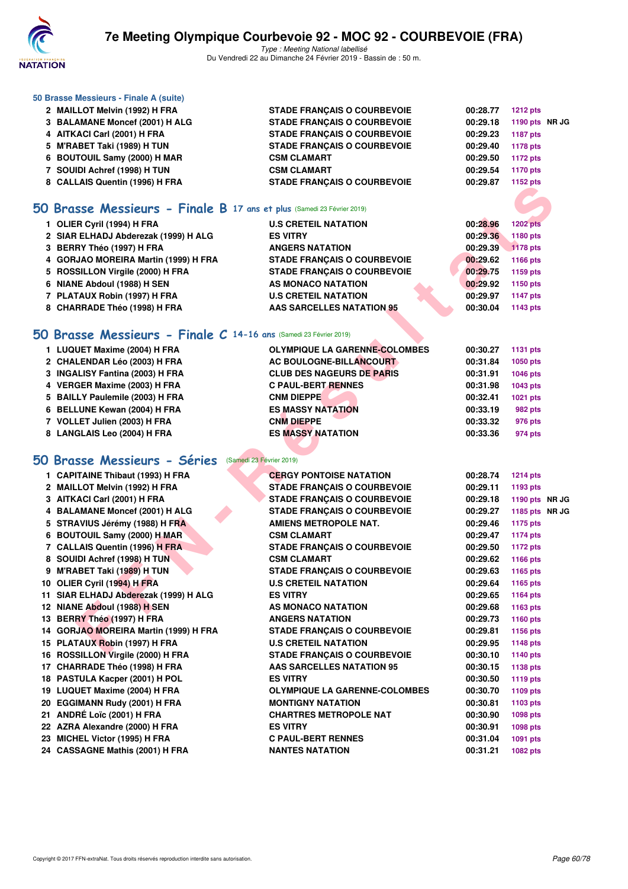### 50 Brasse Messieurs - Finale A (suite)

| | | | | | |
|---|---|---|---|---|---|
| 2 | MAILLOT Melvin (1992) H FRA | STADE FRANÇAIS O COURBEVOIE | 00:28.77 | 1212 pts | |
| 3 | BALAMANE Moncef (2001) H ALG | STADE FRANÇAIS O COURBEVOIE | 00:29.18 | 1190 pts | NR JG |
| 4 | AITKACI Carl (2001) H FRA | STADE FRANÇAIS O COURBEVOIE | 00:29.23 | 1187 pts | |
| 5 | M'RABET Taki (1989) H TUN | STADE FRANÇAIS O COURBEVOIE | 00:29.40 | 1178 pts | |
| 6 | BOUTOUIL Samy (2000) H MAR | CSM CLAMART | 00:29.50 | 1172 pts | |
| 7 | SOUIDI Achref (1998) H TUN | CSM CLAMART | 00:29.54 | 1170 pts | |
| 8 | CALLAIS Quentin (1996) H FRA | STADE FRANÇAIS O COURBEVOIE | 00:29.87 | 1152 pts | |

## 50 Brasse Messieurs - Finale B 17 ans et plus (Samedi 23 Février 2019)

| | | | | |
|---|---|---|---|---|
| 1 | OLIER Cyril (1994) H FRA | U.S CRETEIL NATATION | 00:28.96 | 1202 pts |
| 2 | SIAR ELHADJ Abderezak (1999) H ALG | ES VITRY | 00:29.36 | 1180 pts |
| 3 | BERRY Théo (1997) H FRA | ANGERS NATATION | 00:29.39 | 1178 pts |
| 4 | GORJAO MOREIRA Martin (1999) H FRA | STADE FRANÇAIS O COURBEVOIE | 00:29.62 | 1166 pts |
| 5 | ROSSILLON Virgile (2000) H FRA | STADE FRANÇAIS O COURBEVOIE | 00:29.75 | 1159 pts |
| 6 | NIANE Abdoul (1988) H SEN | AS MONACO NATATION | 00:29.92 | 1150 pts |
| 7 | PLATAUX Robin (1997) H FRA | U.S CRETEIL NATATION | 00:29.97 | 1147 pts |
| 8 | CHARRADE Théo (1998) H FRA | AAS SARCELLES NATATION 95 | 00:30.04 | 1143 pts |

## 50 Brasse Messieurs - Finale C 14-16 ans (Samedi 23 Février 2019)

| | | | | |
|---|---|---|---|---|
| 1 | LUQUET Maxime (2004) H FRA | OLYMPIQUE LA GARENNE-COLOMBES | 00:30.27 | 1131 pts |
| 2 | CHALENDAR Léo (2003) H FRA | AC BOULOGNE-BILLANCOURT | 00:31.84 | 1050 pts |
| 3 | INGALISY Fantina (2003) H FRA | CLUB DES NAGEURS DE PARIS | 00:31.91 | 1046 pts |
| 4 | VERGER Maxime (2003) H FRA | C PAUL-BERT RENNES | 00:31.98 | 1043 pts |
| 5 | BAILLY Paulemile (2003) H FRA | CNM DIEPPE | 00:32.41 | 1021 pts |
| 6 | BELLUNE Kewan (2004) H FRA | ES MASSY NATATION | 00:33.19 | 982 pts |
| 7 | VOLLET Julien (2003) H FRA | CNM DIEPPE | 00:33.32 | 976 pts |
| 8 | LANGLAIS Leo (2004) H FRA | ES MASSY NATATION | 00:33.36 | 974 pts |

## 50 Brasse Messieurs - Séries (Samedi 23 Février 2019)

| | | | | | |
|---|---|---|---|---|---|
| 1 | CAPITAINE Thibaut (1993) H FRA | CERGY PONTOISE NATATION | 00:28.74 | 1214 pts | |
| 2 | MAILLOT Melvin (1992) H FRA | STADE FRANÇAIS O COURBEVOIE | 00:29.11 | 1193 pts | |
| 3 | AITKACI Carl (2001) H FRA | STADE FRANÇAIS O COURBEVOIE | 00:29.18 | 1190 pts | NR JG |
| 4 | BALAMANE Moncef (2001) H ALG | STADE FRANÇAIS O COURBEVOIE | 00:29.27 | 1185 pts | NR JG |
| 5 | STRAVIUS Jérémy (1988) H FRA | AMIENS METROPOLE NAT. | 00:29.46 | 1175 pts | |
| 6 | BOUTOUIL Samy (2000) H MAR | CSM CLAMART | 00:29.47 | 1174 pts | |
| 7 | CALLAIS Quentin (1996) H FRA | STADE FRANÇAIS O COURBEVOIE | 00:29.50 | 1172 pts | |
| 8 | SOUIDI Achref (1998) H TUN | CSM CLAMART | 00:29.62 | 1166 pts | |
| 9 | M'RABET Taki (1989) H TUN | STADE FRANÇAIS O COURBEVOIE | 00:29.63 | 1165 pts | |
| 10 | OLIER Cyril (1994) H FRA | U.S CRETEIL NATATION | 00:29.64 | 1165 pts | |
| 11 | SIAR ELHADJ Abderezak (1999) H ALG | ES VITRY | 00:29.65 | 1164 pts | |
| 12 | NIANE Abdoul (1988) H SEN | AS MONACO NATATION | 00:29.68 | 1163 pts | |
| 13 | BERRY Théo (1997) H FRA | ANGERS NATATION | 00:29.73 | 1160 pts | |
| 14 | GORJAO MOREIRA Martin (1999) H FRA | STADE FRANÇAIS O COURBEVOIE | 00:29.81 | 1156 pts | |
| 15 | PLATAUX Robin (1997) H FRA | U.S CRETEIL NATATION | 00:29.95 | 1148 pts | |
| 16 | ROSSILLON Virgile (2000) H FRA | STADE FRANÇAIS O COURBEVOIE | 00:30.10 | 1140 pts | |
| 17 | CHARRADE Théo (1998) H FRA | AAS SARCELLES NATATION 95 | 00:30.15 | 1138 pts | |
| 18 | PASTULA Kacper (2001) H POL | ES VITRY | 00:30.50 | 1119 pts | |
| 19 | LUQUET Maxime (2004) H FRA | OLYMPIQUE LA GARENNE-COLOMBES | 00:30.70 | 1109 pts | |
| 20 | EGGIMANN Rudy (2001) H FRA | MONTIGNY NATATION | 00:30.81 | 1103 pts | |
| 21 | ANDRÉ Loïc (2001) H FRA | CHARTRES METROPOLE NAT | 00:30.90 | 1098 pts | |
| 22 | AZRA Alexandre (2000) H FRA | ES VITRY | 00:30.91 | 1098 pts | |
| 23 | MICHEL Victor (1995) H FRA | C PAUL-BERT RENNES | 00:31.04 | 1091 pts | |
| 24 | CASSAGNE Mathis (2001) H FRA | NANTES NATATION | 00:31.21 | 1082 pts | |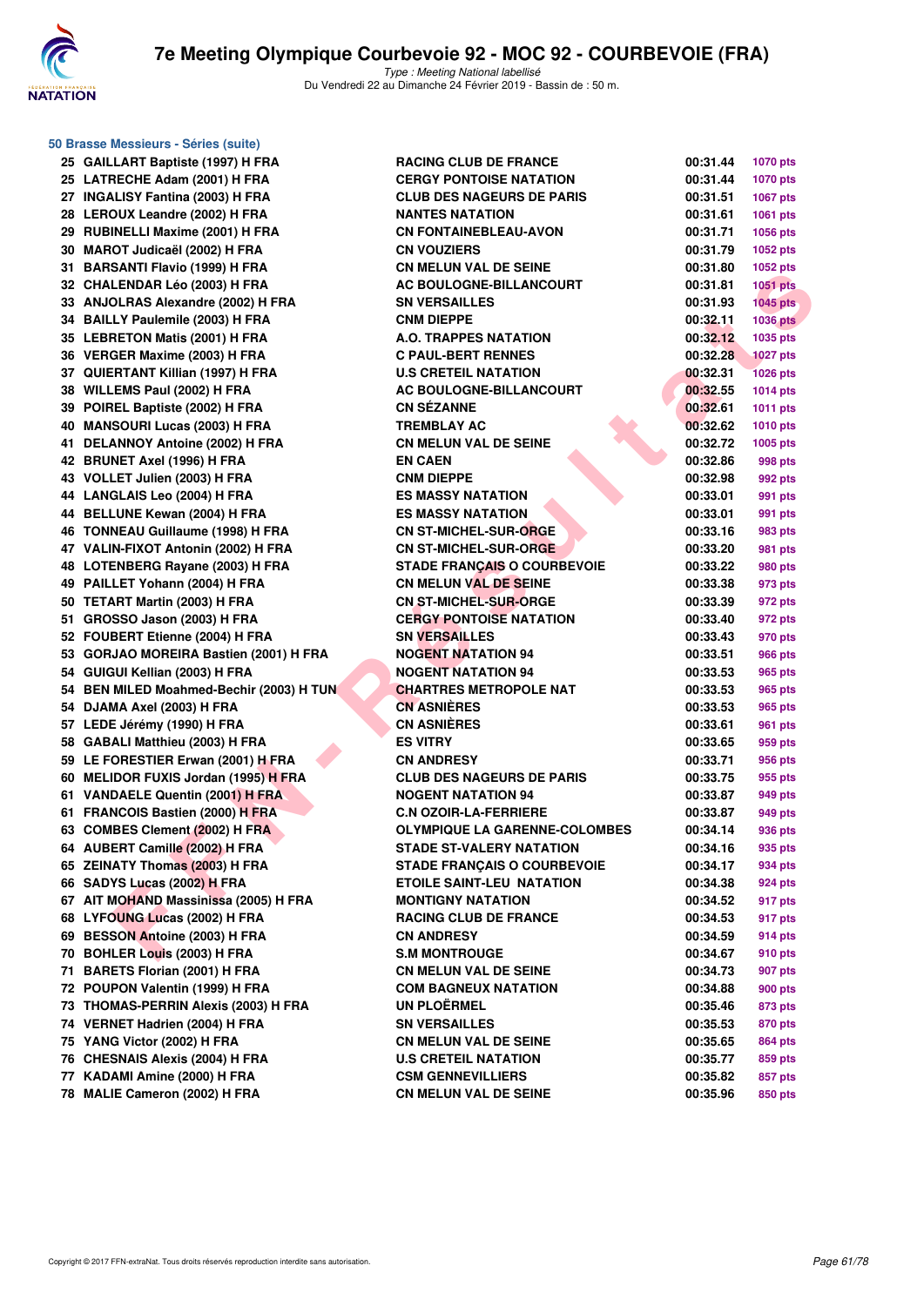# 7e Meeting Olympique Courbevoie 92 - MOC 92 - COURBEVOIE (FRA)

*Type : Meeting National labellisé*
Du Vendredi 22 au Dimanche 24 Février 2019 - Bassin de : 50 m.

## 50 Brasse Messieurs - Séries (suite)

| | | | | |
|---|---|---|---|---|
| 25 | GAILLART Baptiste (1997) H FRA | RACING CLUB DE FRANCE | 00:31.44 | 1070 pts |
| 25 | LATRECHE Adam (2001) H FRA | CERGY PONTOISE NATATION | 00:31.44 | 1070 pts |
| 27 | INGALISY Fantina (2003) H FRA | CLUB DES NAGEURS DE PARIS | 00:31.51 | 1067 pts |
| 28 | LEROUX Leandre (2002) H FRA | NANTES NATATION | 00:31.61 | 1061 pts |
| 29 | RUBINELLI Maxime (2001) H FRA | CN FONTAINEBLEAU-AVON | 00:31.71 | 1056 pts |
| 30 | MAROT Judicaël (2002) H FRA | CN VOUZIERS | 00:31.79 | 1052 pts |
| 31 | BARSANTI Flavio (1999) H FRA | CN MELUN VAL DE SEINE | 00:31.80 | 1052 pts |
| 32 | CHALENDAR Léo (2003) H FRA | AC BOULOGNE-BILLANCOURT | 00:31.81 | 1051 pts |
| 33 | ANJOLRAS Alexandre (2002) H FRA | SN VERSAILLES | 00:31.93 | 1045 pts |
| 34 | BAILLY Paulemile (2003) H FRA | CNM DIEPPE | 00:32.11 | 1036 pts |
| 35 | LEBRETON Matis (2001) H FRA | A.O. TRAPPES NATATION | 00:32.12 | 1035 pts |
| 36 | VERGER Maxime (2003) H FRA | C PAUL-BERT RENNES | 00:32.28 | 1027 pts |
| 37 | QUIERTANT Killian (1997) H FRA | U.S CRETEIL NATATION | 00:32.31 | 1026 pts |
| 38 | WILLEMS Paul (2002) H FRA | AC BOULOGNE-BILLANCOURT | 00:32.55 | 1014 pts |
| 39 | POIREL Baptiste (2002) H FRA | CN SÉZANNE | 00:32.61 | 1011 pts |
| 40 | MANSOURI Lucas (2003) H FRA | TREMBLAY AC | 00:32.62 | 1010 pts |
| 41 | DELANNOY Antoine (2002) H FRA | CN MELUN VAL DE SEINE | 00:32.72 | 1005 pts |
| 42 | BRUNET Axel (1996) H FRA | EN CAEN | 00:32.86 | 998 pts |
| 43 | VOLLET Julien (2003) H FRA | CNM DIEPPE | 00:32.98 | 992 pts |
| 44 | LANGLAIS Leo (2004) H FRA | ES MASSY NATATION | 00:33.01 | 991 pts |
| 44 | BELLUNE Kewan (2004) H FRA | ES MASSY NATATION | 00:33.01 | 991 pts |
| 46 | TONNEAU Guillaume (1998) H FRA | CN ST-MICHEL-SUR-ORGE | 00:33.16 | 983 pts |
| 47 | VALIN-FIXOT Antonin (2002) H FRA | CN ST-MICHEL-SUR-ORGE | 00:33.20 | 981 pts |
| 48 | LOTENBERG Rayane (2003) H FRA | STADE FRANÇAIS O COURBEVOIE | 00:33.22 | 980 pts |
| 49 | PAILLET Yohann (2004) H FRA | CN MELUN VAL DE SEINE | 00:33.38 | 973 pts |
| 50 | TETART Martin (2003) H FRA | CN ST-MICHEL-SUR-ORGE | 00:33.39 | 972 pts |
| 51 | GROSSO Jason (2003) H FRA | CERGY PONTOISE NATATION | 00:33.40 | 972 pts |
| 52 | FOUBERT Etienne (2004) H FRA | SN VERSAILLES | 00:33.43 | 970 pts |
| 53 | GORJAO MOREIRA Bastien (2001) H FRA | NOGENT NATATION 94 | 00:33.51 | 966 pts |
| 54 | GUIGUI Kellian (2003) H FRA | NOGENT NATATION 94 | 00:33.53 | 965 pts |
| 54 | BEN MILED Moahmed-Bechir (2003) H TUN | CHARTRES METROPOLE NAT | 00:33.53 | 965 pts |
| 54 | DJAMA Axel (2003) H FRA | CN ASNIÈRES | 00:33.53 | 965 pts |
| 57 | LEDE Jérémy (1990) H FRA | CN ASNIÈRES | 00:33.61 | 961 pts |
| 58 | GABALI Matthieu (2003) H FRA | ES VITRY | 00:33.65 | 959 pts |
| 59 | LE FORESTIER Erwan (2001) H FRA | CN ANDRESY | 00:33.71 | 956 pts |
| 60 | MELIDOR FUXIS Jordan (1995) H FRA | CLUB DES NAGEURS DE PARIS | 00:33.75 | 955 pts |
| 61 | VANDAELE Quentin (2001) H FRA | NOGENT NATATION 94 | 00:33.87 | 949 pts |
| 61 | FRANCOIS Bastien (2000) H FRA | C.N OZOIR-LA-FERRIERE | 00:33.87 | 949 pts |
| 63 | COMBES Clement (2002) H FRA | OLYMPIQUE LA GARENNE-COLOMBES | 00:34.14 | 936 pts |
| 64 | AUBERT Camille (2002) H FRA | STADE ST-VALERY NATATION | 00:34.16 | 935 pts |
| 65 | ZEINATY Thomas (2003) H FRA | STADE FRANÇAIS O COURBEVOIE | 00:34.17 | 934 pts |
| 66 | SADYS Lucas (2002) H FRA | ETOILE SAINT-LEU NATATION | 00:34.38 | 924 pts |
| 67 | AIT MOHAND Massinissa (2005) H FRA | MONTIGNY NATATION | 00:34.52 | 917 pts |
| 68 | LYFOUNG Lucas (2002) H FRA | RACING CLUB DE FRANCE | 00:34.53 | 917 pts |
| 69 | BESSON Antoine (2003) H FRA | CN ANDRESY | 00:34.59 | 914 pts |
| 70 | BOHLER Louis (2003) H FRA | S.M MONTROUGE | 00:34.67 | 910 pts |
| 71 | BARETS Florian (2001) H FRA | CN MELUN VAL DE SEINE | 00:34.73 | 907 pts |
| 72 | POUPON Valentin (1999) H FRA | COM BAGNEUX NATATION | 00:34.88 | 900 pts |
| 73 | THOMAS-PERRIN Alexis (2003) H FRA | UN PLOËRMEL | 00:35.46 | 873 pts |
| 74 | VERNET Hadrien (2004) H FRA | SN VERSAILLES | 00:35.53 | 870 pts |
| 75 | YANG Victor (2002) H FRA | CN MELUN VAL DE SEINE | 00:35.65 | 864 pts |
| 76 | CHESNAIS Alexis (2004) H FRA | U.S CRETEIL NATATION | 00:35.77 | 859 pts |
| 77 | KADAMI Amine (2000) H FRA | CSM GENNEVILLIERS | 00:35.82 | 857 pts |
| 78 | MALIE Cameron (2002) H FRA | CN MELUN VAL DE SEINE | 00:35.96 | 850 pts |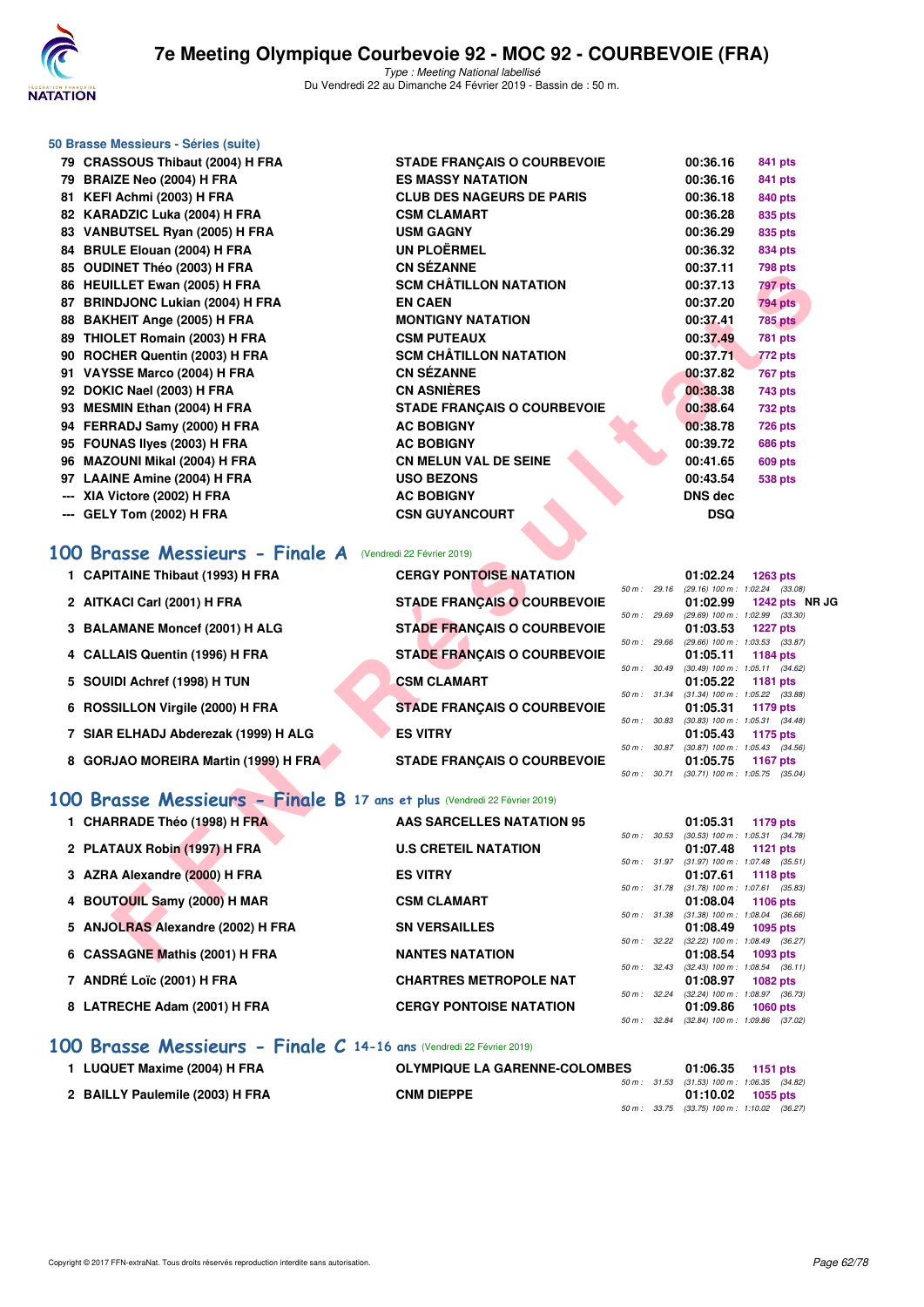# 7e Meeting Olympique Courbevoie 92 - MOC 92 - COURBEVOIE (FRA)

*Type : Meeting National labellisé*
Du Vendredi 22 au Dimanche 24 Février 2019 - Bassin de : 50 m.

### 50 Brasse Messieurs - Séries (suite)

| Rang | Nom | Club | Temps | Points |
|---|---|---|---|---|
| 79 | CRASSOUS Thibaut (2004) H FRA | STADE FRANÇAIS O COURBEVOIE | 00:36.16 | 841 pts |
| 79 | BRAIZE Neo (2004) H FRA | ES MASSY NATATION | 00:36.16 | 841 pts |
| 81 | KEFI Achmi (2003) H FRA | CLUB DES NAGEURS DE PARIS | 00:36.18 | 840 pts |
| 82 | KARADZIC Luka (2004) H FRA | CSM CLAMART | 00:36.28 | 835 pts |
| 83 | VANBUTSEL Ryan (2005) H FRA | USM GAGNY | 00:36.29 | 835 pts |
| 84 | BRULE Elouan (2004) H FRA | UN PLOËRMEL | 00:36.32 | 834 pts |
| 85 | OUDINET Théo (2003) H FRA | CN SÉZANNE | 00:37.11 | 798 pts |
| 86 | HEUILLET Ewan (2005) H FRA | SCM CHÂTILLON NATATION | 00:37.13 | 797 pts |
| 87 | BRINDJONC Lukian (2004) H FRA | EN CAEN | 00:37.20 | 794 pts |
| 88 | BAKHEIT Ange (2005) H FRA | MONTIGNY NATATION | 00:37.41 | 785 pts |
| 89 | THIOLET Romain (2003) H FRA | CSM PUTEAUX | 00:37.49 | 781 pts |
| 90 | ROCHER Quentin (2003) H FRA | SCM CHÂTILLON NATATION | 00:37.71 | 772 pts |
| 91 | VAYSSE Marco (2004) H FRA | CN SÉZANNE | 00:37.82 | 767 pts |
| 92 | DOKIC Nael (2003) H FRA | CN ASNIÈRES | 00:38.38 | 743 pts |
| 93 | MESMIN Ethan (2004) H FRA | STADE FRANÇAIS O COURBEVOIE | 00:38.64 | 732 pts |
| 94 | FERRADJ Samy (2000) H FRA | AC BOBIGNY | 00:38.78 | 726 pts |
| 95 | FOUNAS Ilyes (2003) H FRA | AC BOBIGNY | 00:39.72 | 686 pts |
| 96 | MAZOUNI Mikal (2004) H FRA | CN MELUN VAL DE SEINE | 00:41.65 | 609 pts |
| 97 | LAAINE Amine (2004) H FRA | USO BEZONS | 00:43.54 | 538 pts |
| --- | XIA Victore (2002) H FRA | AC BOBIGNY | DNS dec | |
| --- | GELY Tom (2002) H FRA | CSN GUYANCOURT | DSQ | |

## 100 Brasse Messieurs - Finale A (Vendredi 22 Février 2019)

| Rang | Nom | Club | Temps | Points | Splits |
|---|---|---|---|---|---|
| 1 | CAPITAINE Thibaut (1993) H FRA | CERGY PONTOISE NATATION | 01:02.24 | 1263 pts | 50 m : 29.16 (29.16) 100 m : 1:02.24 (33.08) |
| 2 | AITKACI Carl (2001) H FRA | STADE FRANÇAIS O COURBEVOIE | 01:02.99 | 1242 pts NR JG | 50 m : 29.69 (29.69) 100 m : 1:02.99 (33.30) |
| 3 | BALAMANE Moncef (2001) H ALG | STADE FRANÇAIS O COURBEVOIE | 01:03.53 | 1227 pts | 50 m : 29.66 (29.66) 100 m : 1:03.53 (33.87) |
| 4 | CALLAIS Quentin (1996) H FRA | STADE FRANÇAIS O COURBEVOIE | 01:05.11 | 1184 pts | 50 m : 30.49 (30.49) 100 m : 1:05.11 (34.62) |
| 5 | SOUIDI Achref (1998) H TUN | CSM CLAMART | 01:05.22 | 1181 pts | 50 m : 31.34 (31.34) 100 m : 1:05.22 (33.88) |
| 6 | ROSSILLON Virgile (2000) H FRA | STADE FRANÇAIS O COURBEVOIE | 01:05.31 | 1179 pts | 50 m : 30.83 (30.83) 100 m : 1:05.31 (34.48) |
| 7 | SIAR ELHADJ Abderezak (1999) H ALG | ES VITRY | 01:05.43 | 1175 pts | 50 m : 30.87 (30.87) 100 m : 1:05.43 (34.56) |
| 8 | GORJAO MOREIRA Martin (1999) H FRA | STADE FRANÇAIS O COURBEVOIE | 01:05.75 | 1167 pts | 50 m : 30.71 (30.71) 100 m : 1:05.75 (35.04) |

## 100 Brasse Messieurs - Finale B 17 ans et plus (Vendredi 22 Février 2019)

| Rang | Nom | Club | Temps | Points | Splits |
|---|---|---|---|---|---|
| 1 | CHARRADE Théo (1998) H FRA | AAS SARCELLES NATATION 95 | 01:05.31 | 1179 pts | 50 m : 30.53 (30.53) 100 m : 1:05.31 (34.78) |
| 2 | PLATAUX Robin (1997) H FRA | U.S CRETEIL NATATION | 01:07.48 | 1121 pts | 50 m : 31.97 (31.97) 100 m : 1:07.48 (35.51) |
| 3 | AZRA Alexandre (2000) H FRA | ES VITRY | 01:07.61 | 1118 pts | 50 m : 31.78 (31.78) 100 m : 1:07.61 (35.83) |
| 4 | BOUTOUIL Samy (2000) H MAR | CSM CLAMART | 01:08.04 | 1106 pts | 50 m : 31.38 (31.38) 100 m : 1:08.04 (36.66) |
| 5 | ANJOLRAS Alexandre (2002) H FRA | SN VERSAILLES | 01:08.49 | 1095 pts | 50 m : 32.22 (32.22) 100 m : 1:08.49 (36.27) |
| 6 | CASSAGNE Mathis (2001) H FRA | NANTES NATATION | 01:08.54 | 1093 pts | 50 m : 32.43 (32.43) 100 m : 1:08.54 (36.11) |
| 7 | ANDRÉ Loïc (2001) H FRA | CHARTRES METROPOLE NAT | 01:08.97 | 1082 pts | 50 m : 32.24 (32.24) 100 m : 1:08.97 (36.73) |
| 8 | LATRECHE Adam (2001) H FRA | CERGY PONTOISE NATATION | 01:09.86 | 1060 pts | 50 m : 32.84 (32.84) 100 m : 1:09.86 (37.02) |

## 100 Brasse Messieurs - Finale C 14-16 ans (Vendredi 22 Février 2019)

| Rang | Nom | Club | Temps | Points | Splits |
|---|---|---|---|---|---|
| 1 | LUQUET Maxime (2004) H FRA | OLYMPIQUE LA GARENNE-COLOMBES | 01:06.35 | 1151 pts | 50 m : 31.53 (31.53) 100 m : 1:06.35 (34.82) |
| 2 | BAILLY Paulemile (2003) H FRA | CNM DIEPPE | 01:10.02 | 1055 pts | 50 m : 33.75 (33.75) 100 m : 1:10.02 (36.27) |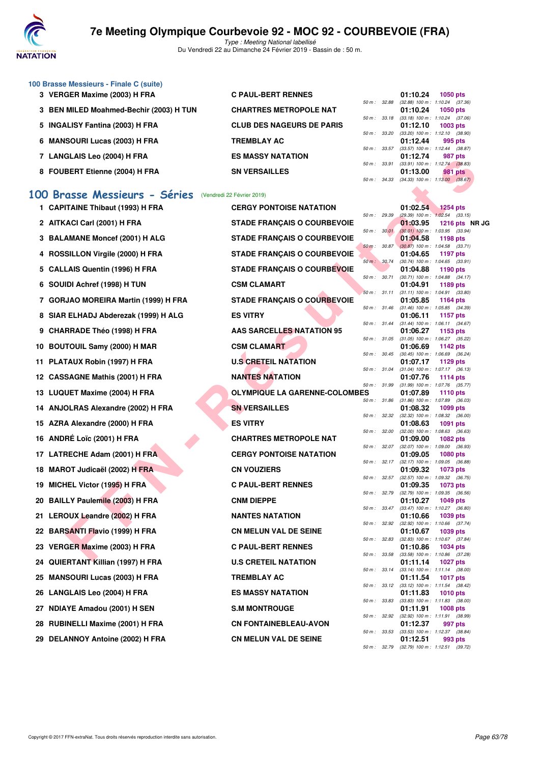### 100 Brasse Messieurs - Finale C (suite)

| Rang | Nom | Club | Temps | Points | Splits |
|---|---|---|---|---|---|
| 3 | VERGER Maxime (2003) H FRA | C PAUL-BERT RENNES | 01:10.24 | 1050 pts | 50 m : 32.88 (32.88) 100 m : 1:10.24 (37.36) |
| 3 | BEN MILED Moahmed-Bechir (2003) H TUN | CHARTRES METROPOLE NAT | 01:10.24 | 1050 pts | 50 m : 33.18 (33.18) 100 m : 1:10.24 (37.06) |
| 5 | INGALISY Fantina (2003) H FRA | CLUB DES NAGEURS DE PARIS | 01:12.10 | 1003 pts | 50 m : 33.20 (33.20) 100 m : 1:12.10 (38.90) |
| 6 | MANSOURI Lucas (2003) H FRA | TREMBLAY AC | 01:12.44 | 995 pts | 50 m : 33.57 (33.57) 100 m : 1:12.44 (38.87) |
| 7 | LANGLAIS Leo (2004) H FRA | ES MASSY NATATION | 01:12.74 | 987 pts | 50 m : 33.91 (33.91) 100 m : 1:12.74 (38.83) |
| 8 | FOUBERT Etienne (2004) H FRA | SN VERSAILLES | 01:13.00 | 981 pts | 50 m : 34.33 (34.33) 100 m : 1:13.00 (38.67) |

## 100 Brasse Messieurs - Séries (Vendredi 22 Février 2019)

| Rang | Nom | Club | Temps | Points | Splits |
|---|---|---|---|---|---|
| 1 | CAPITAINE Thibaut (1993) H FRA | CERGY PONTOISE NATATION | 01:02.54 | 1254 pts | 50 m : 29.39 (29.39) 100 m : 1:02.54 (33.15) |
| 2 | AITKACI Carl (2001) H FRA | STADE FRANÇAIS O COURBEVOIE | 01:03.95 | 1216 pts NR JG | 50 m : 30.01 (30.01) 100 m : 1:03.95 (33.94) |
| 3 | BALAMANE Moncef (2001) H ALG | STADE FRANÇAIS O COURBEVOIE | 01:04.58 | 1198 pts | 50 m : 30.87 (30.87) 100 m : 1:04.58 (33.71) |
| 4 | ROSSILLON Virgile (2000) H FRA | STADE FRANÇAIS O COURBEVOIE | 01:04.65 | 1197 pts | 50 m : 30.74 (30.74) 100 m : 1:04.65 (33.91) |
| 5 | CALLAIS Quentin (1996) H FRA | STADE FRANÇAIS O COURBEVOIE | 01:04.88 | 1190 pts | 50 m : 30.71 (30.71) 100 m : 1:04.88 (34.17) |
| 6 | SOUIDI Achref (1998) H TUN | CSM CLAMART | 01:04.91 | 1189 pts | 50 m : 31.11 (31.11) 100 m : 1:04.91 (33.80) |
| 7 | GORJAO MOREIRA Martin (1999) H FRA | STADE FRANÇAIS O COURBEVOIE | 01:05.85 | 1164 pts | 50 m : 31.46 (31.46) 100 m : 1:05.85 (34.39) |
| 8 | SIAR ELHADJ Abderezak (1999) H ALG | ES VITRY | 01:06.11 | 1157 pts | 50 m : 31.44 (31.44) 100 m : 1:06.11 (34.67) |
| 9 | CHARRADE Théo (1998) H FRA | AAS SARCELLES NATATION 95 | 01:06.27 | 1153 pts | 50 m : 31.05 (31.05) 100 m : 1:06.27 (35.22) |
| 10 | BOUTOUIL Samy (2000) H MAR | CSM CLAMART | 01:06.69 | 1142 pts | 50 m : 30.45 (30.45) 100 m : 1:06.69 (36.24) |
| 11 | PLATAUX Robin (1997) H FRA | U.S CRETEIL NATATION | 01:07.17 | 1129 pts | 50 m : 31.04 (31.04) 100 m : 1:07.17 (36.13) |
| 12 | CASSAGNE Mathis (2001) H FRA | NANTES NATATION | 01:07.76 | 1114 pts | 50 m : 31.99 (31.99) 100 m : 1:07.76 (35.77) |
| 13 | LUQUET Maxime (2004) H FRA | OLYMPIQUE LA GARENNE-COLOMBES | 01:07.89 | 1110 pts | 50 m : 31.86 (31.86) 100 m : 1:07.89 (36.03) |
| 14 | ANJOLRAS Alexandre (2002) H FRA | SN VERSAILLES | 01:08.32 | 1099 pts | 50 m : 32.32 (32.32) 100 m : 1:08.32 (36.00) |
| 15 | AZRA Alexandre (2000) H FRA | ES VITRY | 01:08.63 | 1091 pts | 50 m : 32.00 (32.00) 100 m : 1:08.63 (36.63) |
| 16 | ANDRÉ Loïc (2001) H FRA | CHARTRES METROPOLE NAT | 01:09.00 | 1082 pts | 50 m : 32.07 (32.07) 100 m : 1:09.00 (36.93) |
| 17 | LATRECHE Adam (2001) H FRA | CERGY PONTOISE NATATION | 01:09.05 | 1080 pts | 50 m : 32.17 (32.17) 100 m : 1:09.05 (36.88) |
| 18 | MAROT Judicaël (2002) H FRA | CN VOUZIERS | 01:09.32 | 1073 pts | 50 m : 32.57 (32.57) 100 m : 1:09.32 (36.75) |
| 19 | MICHEL Victor (1995) H FRA | C PAUL-BERT RENNES | 01:09.35 | 1073 pts | 50 m : 32.79 (32.79) 100 m : 1:09.35 (36.56) |
| 20 | BAILLY Paulemile (2003) H FRA | CNM DIEPPE | 01:10.27 | 1049 pts | 50 m : 33.47 (33.47) 100 m : 1:10.27 (36.80) |
| 21 | LEROUX Leandre (2002) H FRA | NANTES NATATION | 01:10.66 | 1039 pts | 50 m : 32.92 (32.92) 100 m : 1:10.66 (37.74) |
| 22 | BARSANTI Flavio (1999) H FRA | CN MELUN VAL DE SEINE | 01:10.67 | 1039 pts | 50 m : 32.83 (32.83) 100 m : 1:10.67 (37.84) |
| 23 | VERGER Maxime (2003) H FRA | C PAUL-BERT RENNES | 01:10.86 | 1034 pts | 50 m : 33.58 (33.58) 100 m : 1:10.86 (37.28) |
| 24 | QUIERTANT Killian (1997) H FRA | U.S CRETEIL NATATION | 01:11.14 | 1027 pts | 50 m : 33.14 (33.14) 100 m : 1:11.14 (38.00) |
| 25 | MANSOURI Lucas (2003) H FRA | TREMBLAY AC | 01:11.54 | 1017 pts | 50 m : 33.12 (33.12) 100 m : 1:11.54 (38.42) |
| 26 | LANGLAIS Leo (2004) H FRA | ES MASSY NATATION | 01:11.83 | 1010 pts | 50 m : 33.83 (33.83) 100 m : 1:11.83 (38.00) |
| 27 | NDIAYE Amadou (2001) H SEN | S.M MONTROUGE | 01:11.91 | 1008 pts | 50 m : 32.92 (32.92) 100 m : 1:11.91 (38.99) |
| 28 | RUBINELLI Maxime (2001) H FRA | CN FONTAINEBLEAU-AVON | 01:12.37 | 997 pts | 50 m : 33.53 (33.53) 100 m : 1:12.37 (38.84) |
| 29 | DELANNOY Antoine (2002) H FRA | CN MELUN VAL DE SEINE | 01:12.51 | 993 pts | 50 m : 32.79 (32.79) 100 m : 1:12.51 (39.72) |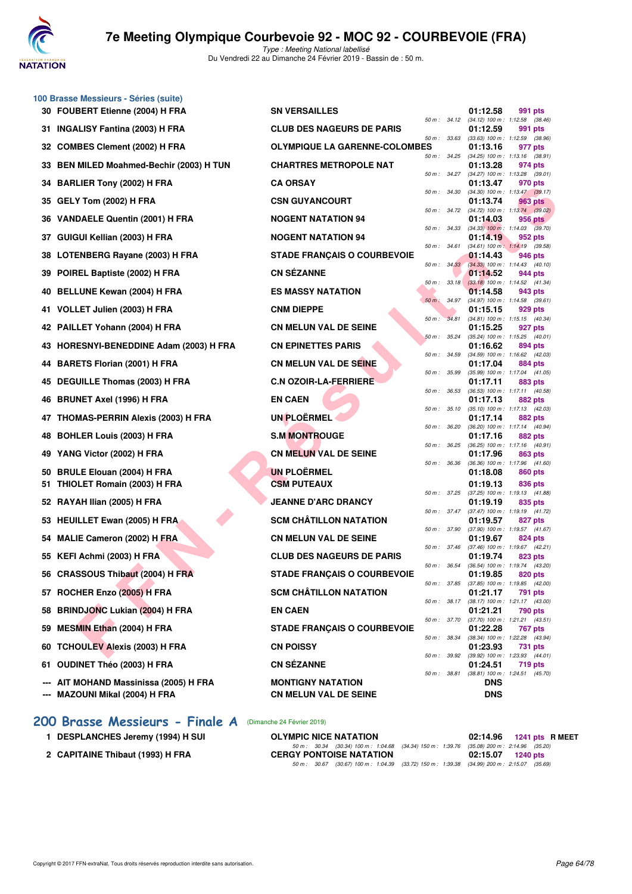## 100 Brasse Messieurs - Séries (suite)

| Rang | Nom | Club | Temps | Points | Splits |
|---|---|---|---|---|---|
| 30 | FOUBERT Etienne (2004) H FRA | SN VERSAILLES | 01:12.58 | 991 pts | 50 m : 34.12 (34.12) 100 m : 1:12.58 (38.46) |
| 31 | INGALISY Fantina (2003) H FRA | CLUB DES NAGEURS DE PARIS | 01:12.59 | 991 pts | 50 m : 33.63 (33.63) 100 m : 1:12.59 (38.96) |
| 32 | COMBES Clement (2002) H FRA | OLYMPIQUE LA GARENNE-COLOMBES | 01:13.16 | 977 pts | 50 m : 34.25 (34.25) 100 m : 1:13.16 (38.91) |
| 33 | BEN MILED Moahmed-Bechir (2003) H TUN | CHARTRES METROPOLE NAT | 01:13.28 | 974 pts | 50 m : 34.27 (34.27) 100 m : 1:13.28 (39.01) |
| 34 | BARLIER Tony (2002) H FRA | CA ORSAY | 01:13.47 | 970 pts | 50 m : 34.30 (34.30) 100 m : 1:13.47 (39.17) |
| 35 | GELY Tom (2002) H FRA | CSN GUYANCOURT | 01:13.74 | 963 pts | 50 m : 34.72 (34.72) 100 m : 1:13.74 (39.02) |
| 36 | VANDAELE Quentin (2001) H FRA | NOGENT NATATION 94 | 01:14.03 | 956 pts | 50 m : 34.33 (34.33) 100 m : 1:14.03 (39.70) |
| 37 | GUIGUI Kellian (2003) H FRA | NOGENT NATATION 94 | 01:14.19 | 952 pts | 50 m : 34.61 (34.61) 100 m : 1:14.19 (39.58) |
| 38 | LOTENBERG Rayane (2003) H FRA | STADE FRANÇAIS O COURBEVOIE | 01:14.43 | 946 pts | 50 m : 34.33 (34.33) 100 m : 1:14.43 (40.10) |
| 39 | POIREL Baptiste (2002) H FRA | CN SÉZANNE | 01:14.52 | 944 pts | 50 m : 33.18 (33.18) 100 m : 1:14.52 (41.34) |
| 40 | BELLUNE Kewan (2004) H FRA | ES MASSY NATATION | 01:14.58 | 943 pts | 50 m : 34.97 (34.97) 100 m : 1:14.58 (39.61) |
| 41 | VOLLET Julien (2003) H FRA | CNM DIEPPE | 01:15.15 | 929 pts | 50 m : 34.81 (34.81) 100 m : 1:15.15 (40.34) |
| 42 | PAILLET Yohann (2004) H FRA | CN MELUN VAL DE SEINE | 01:15.25 | 927 pts | 50 m : 35.24 (35.24) 100 m : 1:15.25 (40.01) |
| 43 | HORESNYI-BENEDDINE Adam (2003) H FRA | CN EPINETTES PARIS | 01:16.62 | 894 pts | 50 m : 34.59 (34.59) 100 m : 1:16.62 (42.03) |
| 44 | BARETS Florian (2001) H FRA | CN MELUN VAL DE SEINE | 01:17.04 | 884 pts | 50 m : 35.99 (35.99) 100 m : 1:17.04 (41.05) |
| 45 | DEGUILLE Thomas (2003) H FRA | C.N OZOIR-LA-FERRIERE | 01:17.11 | 883 pts | 50 m : 36.53 (36.53) 100 m : 1:17.11 (40.58) |
| 46 | BRUNET Axel (1996) H FRA | EN CAEN | 01:17.13 | 882 pts | 50 m : 35.10 (35.10) 100 m : 1:17.13 (42.03) |
| 47 | THOMAS-PERRIN Alexis (2003) H FRA | UN PLOËRMEL | 01:17.14 | 882 pts | 50 m : 36.20 (36.20) 100 m : 1:17.14 (40.94) |
| 48 | BOHLER Louis (2003) H FRA | S.M MONTROUGE | 01:17.16 | 882 pts | 50 m : 36.25 (36.25) 100 m : 1:17.16 (40.91) |
| 49 | YANG Victor (2002) H FRA | CN MELUN VAL DE SEINE | 01:17.96 | 863 pts | 50 m : 36.36 (36.36) 100 m : 1:17.96 (41.60) |
| 50 | BRULE Elouan (2004) H FRA | UN PLOËRMEL | 01:18.08 | 860 pts | |
| 51 | THIOLET Romain (2003) H FRA | CSM PUTEAUX | 01:19.13 | 836 pts | 50 m : 37.25 (37.25) 100 m : 1:19.13 (41.88) |
| 52 | RAYAH Ilian (2005) H FRA | JEANNE D'ARC DRANCY | 01:19.19 | 835 pts | 50 m : 37.47 (37.47) 100 m : 1:19.19 (41.72) |
| 53 | HEUILLET Ewan (2005) H FRA | SCM CHÂTILLON NATATION | 01:19.57 | 827 pts | 50 m : 37.90 (37.90) 100 m : 1:19.57 (41.67) |
| 54 | MALIE Cameron (2002) H FRA | CN MELUN VAL DE SEINE | 01:19.67 | 824 pts | 50 m : 37.46 (37.46) 100 m : 1:19.67 (42.21) |
| 55 | KEFI Achmi (2003) H FRA | CLUB DES NAGEURS DE PARIS | 01:19.74 | 823 pts | 50 m : 36.54 (36.54) 100 m : 1:19.74 (43.20) |
| 56 | CRASSOUS Thibaut (2004) H FRA | STADE FRANÇAIS O COURBEVOIE | 01:19.85 | 820 pts | 50 m : 37.85 (37.85) 100 m : 1:19.85 (42.00) |
| 57 | ROCHER Enzo (2005) H FRA | SCM CHÂTILLON NATATION | 01:21.17 | 791 pts | 50 m : 38.17 (38.17) 100 m : 1:21.17 (43.00) |
| 58 | BRINDJONC Lukian (2004) H FRA | EN CAEN | 01:21.21 | 790 pts | 50 m : 37.70 (37.70) 100 m : 1:21.21 (43.51) |
| 59 | MESMIN Ethan (2004) H FRA | STADE FRANÇAIS O COURBEVOIE | 01:22.28 | 767 pts | 50 m : 38.34 (38.34) 100 m : 1:22.28 (43.94) |
| 60 | TCHOULEV Alexis (2003) H FRA | CN POISSY | 01:23.93 | 731 pts | 50 m : 39.92 (39.92) 100 m : 1:23.93 (44.01) |
| 61 | OUDINET Théo (2003) H FRA | CN SÉZANNE | 01:24.51 | 719 pts | 50 m : 38.81 (38.81) 100 m : 1:24.51 (45.70) |
| --- | AIT MOHAND Massinissa (2005) H FRA | MONTIGNY NATATION | DNS | | |
| --- | MAZOUNI Mikal (2004) H FRA | CN MELUN VAL DE SEINE | DNS | | |

## 200 Brasse Messieurs - Finale A (Dimanche 24 Février 2019)

| Rang | Nom | Club | Temps | Points | Splits |
|---|---|---|---|---|---|
| 1 | DESPLANCHES Jeremy (1994) H SUI | OLYMPIC NICE NATATION | 02:14.96 | 1241 pts R MEET | 50 m : 30.34 (30.34) 100 m : 1:04.68 (34.34) 150 m : 1:39.76 (35.08) 200 m : 2:14.96 (35.20) |
| 2 | CAPITAINE Thibaut (1993) H FRA | CERGY PONTOISE NATATION | 02:15.07 | 1240 pts | 50 m : 30.67 (30.67) 100 m : 1:04.39 (33.72) 150 m : 1:39.38 (34.99) 200 m : 2:15.07 (35.69) |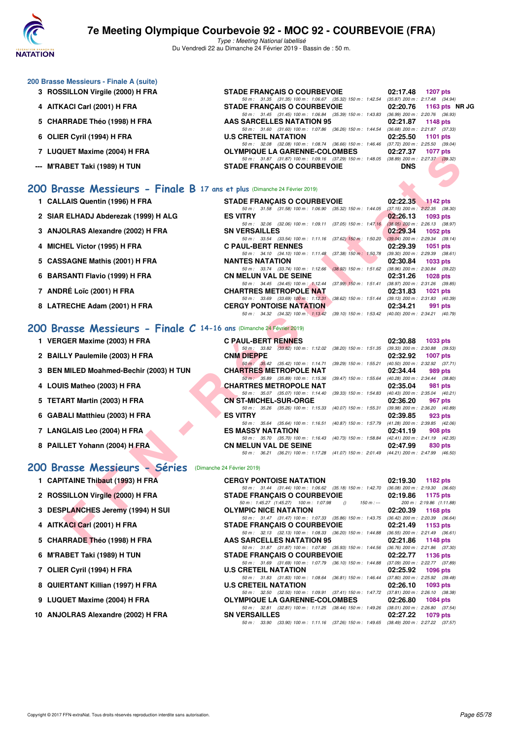### 200 Brasse Messieurs - Finale A (suite)

| Place | Nom | Club | Temps | Points | |
|---|---|---|---|---|---|
| 3 | ROSSILLON Virgile (2000) H FRA | STADE FRANÇAIS O COURBEVOIE | 02:17.48 | 1207 pts | |
| | | 50 m : 31.35 (31.35) 100 m : 1:06.67 (35.32) 150 m : 1:42.54 (35.87) 200 m : 2:17.48 (34.94) | | | |
| 4 | AITKACI Carl (2001) H FRA | STADE FRANÇAIS O COURBEVOIE | 02:20.76 | 1163 pts | NR JG |
| | | 50 m : 31.45 (31.45) 100 m : 1:06.84 (35.39) 150 m : 1:43.83 (36.99) 200 m : 2:20.76 (36.93) | | | |
| 5 | CHARRADE Théo (1998) H FRA | AAS SARCELLES NATATION 95 | 02:21.87 | 1148 pts | |
| | | 50 m : 31.60 (31.60) 100 m : 1:07.86 (36.26) 150 m : 1:44.54 (36.68) 200 m : 2:21.87 (37.33) | | | |
| 6 | OLIER Cyril (1994) H FRA | U.S CRETEIL NATATION | 02:25.50 | 1101 pts | |
| | | 50 m : 32.08 (32.08) 100 m : 1:08.74 (36.66) 150 m : 1:46.46 (37.72) 200 m : 2:25.50 (39.04) | | | |
| 7 | LUQUET Maxime (2004) H FRA | OLYMPIQUE LA GARENNE-COLOMBES | 02:27.37 | 1077 pts | |
| | | 50 m : 31.87 (31.87) 100 m : 1:09.16 (37.29) 150 m : 1:48.05 (38.89) 200 m : 2:27.37 (39.32) | | | |
| --- | M'RABET Taki (1989) H TUN | STADE FRANÇAIS O COURBEVOIE | DNS | | |

## 200 Brasse Messieurs - Finale B 17 ans et plus (Dimanche 24 Février 2019)

| Place | Nom | Club | Temps | Points |
|---|---|---|---|---|
| 1 | CALLAIS Quentin (1996) H FRA | STADE FRANÇAIS O COURBEVOIE | 02:22.35 | 1142 pts |
| | | 50 m : 31.58 (31.58) 100 m : 1:06.90 (35.32) 150 m : 1:44.05 (37.15) 200 m : 2:22.35 (38.30) | | |
| 2 | SIAR ELHADJ Abderezak (1999) H ALG | ES VITRY | 02:26.13 | 1093 pts |
| | | 50 m : 32.06 (32.06) 100 m : 1:09.11 (37.05) 150 m : 1:47.16 (38.05) 200 m : 2:26.13 (38.97) | | |
| 3 | ANJOLRAS Alexandre (2002) H FRA | SN VERSAILLES | 02:29.34 | 1052 pts |
| | | 50 m : 33.54 (33.54) 100 m : 1:11.16 (37.62) 150 m : 1:50.20 (39.04) 200 m : 2:29.34 (39.14) | | |
| 4 | MICHEL Victor (1995) H FRA | C PAUL-BERT RENNES | 02:29.39 | 1051 pts |
| | | 50 m : 34.10 (34.10) 100 m : 1:11.48 (37.38) 150 m : 1:50.78 (39.30) 200 m : 2:29.39 (38.61) | | |
| 5 | CASSAGNE Mathis (2001) H FRA | NANTES NATATION | 02:30.84 | 1033 pts |
| | | 50 m : 33.74 (33.74) 100 m : 1:12.66 (38.92) 150 m : 1:51.62 (38.96) 200 m : 2:30.84 (39.22) | | |
| 6 | BARSANTI Flavio (1999) H FRA | CN MELUN VAL DE SEINE | 02:31.26 | 1028 pts |
| | | 50 m : 34.45 (34.45) 100 m : 1:12.44 (37.99) 150 m : 1:51.41 (38.97) 200 m : 2:31.26 (39.85) | | |
| 7 | ANDRÉ Loïc (2001) H FRA | CHARTRES METROPOLE NAT | 02:31.83 | 1021 pts |
| | | 50 m : 33.69 (33.69) 100 m : 1:12.31 (38.62) 150 m : 1:51.44 (39.13) 200 m : 2:31.83 (40.39) | | |
| 8 | LATRECHE Adam (2001) H FRA | CERGY PONTOISE NATATION | 02:34.21 | 991 pts |
| | | 50 m : 34.32 (34.32) 100 m : 1:13.42 (39.10) 150 m : 1:53.42 (40.00) 200 m : 2:34.21 (40.79) | | |

## 200 Brasse Messieurs - Finale C 14-16 ans (Dimanche 24 Février 2019)

| Place | Nom | Club | Temps | Points |
|---|---|---|---|---|
| 1 | VERGER Maxime (2003) H FRA | C PAUL-BERT RENNES | 02:30.88 | 1033 pts |
| | | 50 m : 33.82 (33.82) 100 m : 1:12.02 (38.20) 150 m : 1:51.35 (39.33) 200 m : 2:30.88 (39.53) | | |
| 2 | BAILLY Paulemile (2003) H FRA | CNM DIEPPE | 02:32.92 | 1007 pts |
| | | 50 m : 35.42 (35.42) 100 m : 1:14.71 (39.29) 150 m : 1:55.21 (40.50) 200 m : 2:32.92 (37.71) | | |
| 3 | BEN MILED Moahmed-Bechir (2003) H TUN | CHARTRES METROPOLE NAT | 02:34.44 | 989 pts |
| | | 50 m : 35.89 (35.89) 100 m : 1:15.36 (39.47) 150 m : 1:55.64 (40.28) 200 m : 2:34.44 (38.80) | | |
| 4 | LOUIS Matheo (2003) H FRA | CHARTRES METROPOLE NAT | 02:35.04 | 981 pts |
| | | 50 m : 35.07 (35.07) 100 m : 1:14.40 (39.33) 150 m : 1:54.83 (40.43) 200 m : 2:35.04 (40.21) | | |
| 5 | TETART Martin (2003) H FRA | CN ST-MICHEL-SUR-ORGE | 02:36.20 | 967 pts |
| | | 50 m : 35.26 (35.26) 100 m : 1:15.33 (40.07) 150 m : 1:55.31 (39.98) 200 m : 2:36.20 (40.89) | | |
| 6 | GABALI Matthieu (2003) H FRA | ES VITRY | 02:39.85 | 923 pts |
| | | 50 m : 35.64 (35.64) 100 m : 1:16.51 (40.87) 150 m : 1:57.79 (41.28) 200 m : 2:39.85 (42.06) | | |
| 7 | LANGLAIS Leo (2004) H FRA | ES MASSY NATATION | 02:41.19 | 908 pts |
| | | 50 m : 35.70 (35.70) 100 m : 1:16.43 (40.73) 150 m : 1:58.84 (42.41) 200 m : 2:41.19 (42.35) | | |
| 8 | PAILLET Yohann (2004) H FRA | CN MELUN VAL DE SEINE | 02:47.99 | 830 pts |
| | | 50 m : 36.21 (36.21) 100 m : 1:17.28 (41.07) 150 m : 2:01.49 (44.21) 200 m : 2:47.99 (46.50) | | |

## 200 Brasse Messieurs - Séries (Dimanche 24 Février 2019)

| Place | Nom | Club | Temps | Points |
|---|---|---|---|---|
| 1 | CAPITAINE Thibaut (1993) H FRA | CERGY PONTOISE NATATION | 02:19.30 | 1182 pts |
| | | 50 m : 31.44 (31.44) 100 m : 1:06.62 (35.18) 150 m : 1:42.70 (36.08) 200 m : 2:19.30 (36.60) | | |
| 2 | ROSSILLON Virgile (2000) H FRA | STADE FRANÇAIS O COURBEVOIE | 02:19.86 | 1175 pts |
| | | 50 m : 1:45.27 (1:45.27) 100 m : 1:07.98 () 150 m : --- 200 m : 2:19.86 (1:11.88) | | |
| 3 | DESPLANCHES Jeremy (1994) H SUI | OLYMPIC NICE NATATION | 02:20.39 | 1168 pts |
| | | 50 m : 31.47 (31.47) 100 m : 1:07.33 (35.86) 150 m : 1:43.75 (36.42) 200 m : 2:20.39 (36.64) | | |
| 4 | AITKACI Carl (2001) H FRA | STADE FRANÇAIS O COURBEVOIE | 02:21.49 | 1153 pts |
| | | 50 m : 32.13 (32.13) 100 m : 1:08.33 (36.20) 150 m : 1:44.88 (36.55) 200 m : 2:21.49 (36.61) | | |
| 5 | CHARRADE Théo (1998) H FRA | AAS SARCELLES NATATION 95 | 02:21.86 | 1148 pts |
| | | 50 m : 31.87 (31.87) 100 m : 1:07.80 (35.93) 150 m : 1:44.56 (36.76) 200 m : 2:21.86 (37.30) | | |
| 6 | M'RABET Taki (1989) H TUN | STADE FRANÇAIS O COURBEVOIE | 02:22.77 | 1136 pts |
| | | 50 m : 31.69 (31.69) 100 m : 1:07.79 (36.10) 150 m : 1:44.88 (37.09) 200 m : 2:22.77 (37.89) | | |
| 7 | OLIER Cyril (1994) H FRA | U.S CRETEIL NATATION | 02:25.92 | 1096 pts |
| | | 50 m : 31.83 (31.83) 100 m : 1:08.64 (36.81) 150 m : 1:46.44 (37.80) 200 m : 2:25.92 (39.48) | | |
| 8 | QUIERTANT Killian (1997) H FRA | U.S CRETEIL NATATION | 02:26.10 | 1093 pts |
| | | 50 m : 32.50 (32.50) 100 m : 1:09.91 (37.41) 150 m : 1:47.72 (37.81) 200 m : 2:26.10 (38.38) | | |
| 9 | LUQUET Maxime (2004) H FRA | OLYMPIQUE LA GARENNE-COLOMBES | 02:26.80 | 1084 pts |
| | | 50 m : 32.81 (32.81) 100 m : 1:11.25 (38.44) 150 m : 1:49.26 (38.01) 200 m : 2:26.80 (37.54) | | |
| 10 | ANJOLRAS Alexandre (2002) H FRA | SN VERSAILLES | 02:27.22 | 1079 pts |
| | | 50 m : 33.90 (33.90) 100 m : 1:11.16 (37.26) 150 m : 1:49.65 (38.49) 200 m : 2:27.22 (37.57) | | |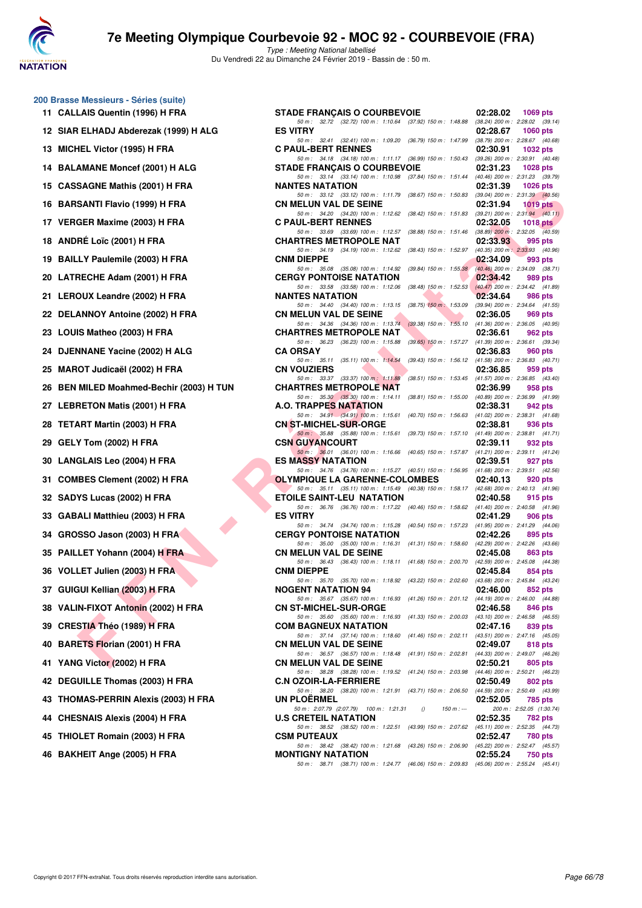# 7e Meeting Olympique Courbevoie 92 - MOC 92 - COURBEVOIE (FRA)

*Type : Meeting National labellisé*

Du Vendredi 22 au Dimanche 24 Février 2019 - Bassin de : 50 m.

## 200 Brasse Messieurs - Séries (suite)

| Rang | Nom | Club | Temps | Points |
|---|---|---|---|---|
| 11 | CALLAIS Quentin (1996) H FRA | STADE FRANÇAIS O COURBEVOIE | 02:28.02 | 1069 pts |
| | | 50 m : 32.72 (32.72) 100 m : 1:10.64 (37.92) 150 m : 1:48.88 (38.24) 200 m : 2:28.02 (39.14) | | |
| 12 | SIAR ELHADJ Abderezak (1999) H ALG | ES VITRY | 02:28.67 | 1060 pts |
| | | 50 m : 32.41 (32.41) 100 m : 1:09.20 (36.79) 150 m : 1:47.99 (38.79) 200 m : 2:28.67 (40.68) | | |
| 13 | MICHEL Victor (1995) H FRA | C PAUL-BERT RENNES | 02:30.91 | 1032 pts |
| | | 50 m : 34.18 (34.18) 100 m : 1:11.17 (36.99) 150 m : 1:50.43 (39.26) 200 m : 2:30.91 (40.48) | | |
| 14 | BALAMANE Moncef (2001) H ALG | STADE FRANÇAIS O COURBEVOIE | 02:31.23 | 1028 pts |
| | | 50 m : 33.14 (33.14) 100 m : 1:10.98 (37.84) 150 m : 1:51.44 (40.46) 200 m : 2:31.23 (39.79) | | |
| 15 | CASSAGNE Mathis (2001) H FRA | NANTES NATATION | 02:31.39 | 1026 pts |
| | | 50 m : 33.12 (33.12) 100 m : 1:11.79 (38.67) 150 m : 1:50.83 (39.04) 200 m : 2:31.39 (40.56) | | |
| 16 | BARSANTI Flavio (1999) H FRA | CN MELUN VAL DE SEINE | 02:31.94 | 1019 pts |
| | | 50 m : 34.20 (34.20) 100 m : 1:12.62 (38.42) 150 m : 1:51.83 (39.21) 200 m : 2:31.94 (40.11) | | |
| 17 | VERGER Maxime (2003) H FRA | C PAUL-BERT RENNES | 02:32.05 | 1018 pts |
| | | 50 m : 33.69 (33.69) 100 m : 1:12.57 (38.88) 150 m : 1:51.46 (38.89) 200 m : 2:32.05 (40.59) | | |
| 18 | ANDRÉ Loïc (2001) H FRA | CHARTRES METROPOLE NAT | 02:33.93 | 995 pts |
| | | 50 m : 34.19 (34.19) 100 m : 1:12.62 (38.43) 150 m : 1:52.97 (40.35) 200 m : 2:33.93 (40.96) | | |
| 19 | BAILLY Paulemile (2003) H FRA | CNM DIEPPE | 02:34.09 | 993 pts |
| | | 50 m : 35.08 (35.08) 100 m : 1:14.92 (39.84) 150 m : 1:55.38 (40.46) 200 m : 2:34.09 (38.71) | | |
| 20 | LATRECHE Adam (2001) H FRA | CERGY PONTOISE NATATION | 02:34.42 | 989 pts |
| | | 50 m : 33.58 (33.58) 100 m : 1:12.06 (38.48) 150 m : 1:52.53 (40.47) 200 m : 2:34.42 (41.89) | | |
| 21 | LEROUX Leandre (2002) H FRA | NANTES NATATION | 02:34.64 | 986 pts |
| | | 50 m : 34.40 (34.40) 100 m : 1:13.15 (38.75) 150 m : 1:53.09 (39.94) 200 m : 2:34.64 (41.55) | | |
| 22 | DELANNOY Antoine (2002) H FRA | CN MELUN VAL DE SEINE | 02:36.05 | 969 pts |
| | | 50 m : 34.36 (34.36) 100 m : 1:13.74 (39.38) 150 m : 1:55.10 (41.36) 200 m : 2:36.05 (40.95) | | |
| 23 | LOUIS Matheo (2003) H FRA | CHARTRES METROPOLE NAT | 02:36.61 | 962 pts |
| | | 50 m : 36.23 (36.23) 100 m : 1:15.88 (39.65) 150 m : 1:57.27 (41.39) 200 m : 2:36.61 (39.34) | | |
| 24 | DJENNANE Yacine (2002) H ALG | CA ORSAY | 02:36.83 | 960 pts |
| | | 50 m : 35.11 (35.11) 100 m : 1:14.54 (39.43) 150 m : 1:56.12 (41.58) 200 m : 2:36.83 (40.71) | | |
| 25 | MAROT Judicaël (2002) H FRA | CN VOUZIERS | 02:36.85 | 959 pts |
| | | 50 m : 33.37 (33.37) 100 m : 1:11.88 (38.51) 150 m : 1:53.45 (41.57) 200 m : 2:36.85 (43.40) | | |
| 26 | BEN MILED Moahmed-Bechir (2003) H TUN | CHARTRES METROPOLE NAT | 02:36.99 | 958 pts |
| | | 50 m : 35.30 (35.30) 100 m : 1:14.11 (38.81) 150 m : 1:55.00 (40.89) 200 m : 2:36.99 (41.99) | | |
| 27 | LEBRETON Matis (2001) H FRA | A.O. TRAPPES NATATION | 02:38.31 | 942 pts |
| | | 50 m : 34.91 (34.91) 100 m : 1:15.61 (40.70) 150 m : 1:56.63 (41.02) 200 m : 2:38.31 (41.68) | | |
| 28 | TETART Martin (2003) H FRA | CN ST-MICHEL-SUR-ORGE | 02:38.81 | 936 pts |
| | | 50 m : 35.88 (35.88) 100 m : 1:15.61 (39.73) 150 m : 1:57.10 (41.49) 200 m : 2:38.81 (41.71) | | |
| 29 | GELY Tom (2002) H FRA | CSN GUYANCOURT | 02:39.11 | 932 pts |
| | | 50 m : 36.01 (36.01) 100 m : 1:16.66 (40.65) 150 m : 1:57.87 (41.21) 200 m : 2:39.11 (41.24) | | |
| 30 | LANGLAIS Leo (2004) H FRA | ES MASSY NATATION | 02:39.51 | 927 pts |
| | | 50 m : 34.76 (34.76) 100 m : 1:15.27 (40.51) 150 m : 1:56.95 (41.68) 200 m : 2:39.51 (42.56) | | |
| 31 | COMBES Clement (2002) H FRA | OLYMPIQUE LA GARENNE-COLOMBES | 02:40.13 | 920 pts |
| | | 50 m : 35.11 (35.11) 100 m : 1:15.49 (40.38) 150 m : 1:58.17 (42.68) 200 m : 2:40.13 (41.96) | | |
| 32 | SADYS Lucas (2002) H FRA | ETOILE SAINT-LEU NATATION | 02:40.58 | 915 pts |
| | | 50 m : 36.76 (36.76) 100 m : 1:17.22 (40.46) 150 m : 1:58.62 (41.40) 200 m : 2:40.58 (41.96) | | |
| 33 | GABALI Matthieu (2003) H FRA | ES VITRY | 02:41.29 | 906 pts |
| | | 50 m : 34.74 (34.74) 100 m : 1:15.28 (40.54) 150 m : 1:57.23 (41.95) 200 m : 2:41.29 (44.06) | | |
| 34 | GROSSO Jason (2003) H FRA | CERGY PONTOISE NATATION | 02:42.26 | 895 pts |
| | | 50 m : 35.00 (35.00) 100 m : 1:16.31 (41.31) 150 m : 1:58.60 (42.29) 200 m : 2:42.26 (43.66) | | |
| 35 | PAILLET Yohann (2004) H FRA | CN MELUN VAL DE SEINE | 02:45.08 | 863 pts |
| | | 50 m : 36.43 (36.43) 100 m : 1:18.11 (41.68) 150 m : 2:00.70 (42.59) 200 m : 2:45.08 (44.38) | | |
| 36 | VOLLET Julien (2003) H FRA | CNM DIEPPE | 02:45.84 | 854 pts |
| | | 50 m : 35.70 (35.70) 100 m : 1:18.92 (43.22) 150 m : 2:02.60 (43.68) 200 m : 2:45.84 (43.24) | | |
| 37 | GUIGUI Kellian (2003) H FRA | NOGENT NATATION 94 | 02:46.00 | 852 pts |
| | | 50 m : 35.67 (35.67) 100 m : 1:16.93 (41.26) 150 m : 2:01.12 (44.19) 200 m : 2:46.00 (44.88) | | |
| 38 | VALIN-FIXOT Antonin (2002) H FRA | CN ST-MICHEL-SUR-ORGE | 02:46.58 | 846 pts |
| | | 50 m : 35.60 (35.60) 100 m : 1:16.93 (41.33) 150 m : 2:00.03 (43.10) 200 m : 2:46.58 (46.55) | | |
| 39 | CRESTIA Théo (1989) H FRA | COM BAGNEUX NATATION | 02:47.16 | 839 pts |
| | | 50 m : 37.14 (37.14) 100 m : 1:18.60 (41.46) 150 m : 2:02.11 (43.51) 200 m : 2:47.16 (45.05) | | |
| 40 | BARETS Florian (2001) H FRA | CN MELUN VAL DE SEINE | 02:49.07 | 818 pts |
| | | 50 m : 36.57 (36.57) 100 m : 1:18.48 (41.91) 150 m : 2:02.81 (44.33) 200 m : 2:49.07 (46.26) | | |
| 41 | YANG Victor (2002) H FRA | CN MELUN VAL DE SEINE | 02:50.21 | 805 pts |
| | | 50 m : 38.28 (38.28) 100 m : 1:19.52 (41.24) 150 m : 2:03.98 (44.46) 200 m : 2:50.21 (46.23) | | |
| 42 | DEGUILLE Thomas (2003) H FRA | C.N OZOIR-LA-FERRIERE | 02:50.49 | 802 pts |
| | | 50 m : 38.20 (38.20) 100 m : 1:21.91 (43.71) 150 m : 2:06.50 (44.59) 200 m : 2:50.49 (43.99) | | |
| 43 | THOMAS-PERRIN Alexis (2003) H FRA | UN PLOËRMEL | 02:52.05 | 785 pts |
| | | 50 m : 2:07.79 (2:07.79) 100 m : 1:21.31 () 150 m : --- 200 m : 2:52.05 (1:30.74) | | |
| 44 | CHESNAIS Alexis (2004) H FRA | U.S CRETEIL NATATION | 02:52.35 | 782 pts |
| | | 50 m : 38.52 (38.52) 100 m : 1:22.51 (43.99) 150 m : 2:07.62 (45.11) 200 m : 2:52.35 (44.73) | | |
| 45 | THIOLET Romain (2003) H FRA | CSM PUTEAUX | 02:52.47 | 780 pts |
| | | 50 m : 38.42 (38.42) 100 m : 1:21.68 (43.26) 150 m : 2:06.90 (45.22) 200 m : 2:52.47 (45.57) | | |
| 46 | BAKHEIT Ange (2005) H FRA | MONTIGNY NATATION | 02:55.24 | 750 pts |
| | | 50 m : 38.71 (38.71) 100 m : 1:24.77 (46.06) 150 m : 2:09.83 (45.06) 200 m : 2:55.24 (45.41) | | |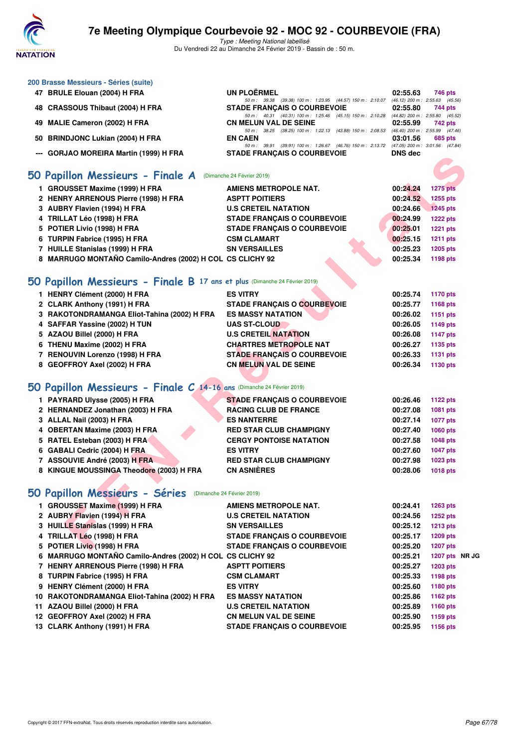# 7e Meeting Olympique Courbevoie 92 - MOC 92 - COURBEVOIE (FRA)

*Type : Meeting National labellisé*
Du Vendredi 22 au Dimanche 24 Février 2019 - Bassin de : 50 m.

### 200 Brasse Messieurs - Séries (suite)

| | | | | |
|---|---|---|---|---|
| 47 | BRULE Elouan (2004) H FRA | UN PLOËRMEL | 02:55.63 | 746 pts |
| | | 50 m : 39.38 (39.38) 100 m : 1:23.95 (44.57) 150 m : 2:10.07 (46.12) 200 m : 2:55.63 (45.56) | | |
| 48 | CRASSOUS Thibaut (2004) H FRA | STADE FRANÇAIS O COURBEVOIE | 02:55.80 | 744 pts |
| | | 50 m : 40.31 (40.31) 100 m : 1:25.46 (45.15) 150 m : 2:10.28 (44.82) 200 m : 2:55.80 (45.52) | | |
| 49 | MALIE Cameron (2002) H FRA | CN MELUN VAL DE SEINE | 02:55.99 | 742 pts |
| | | 50 m : 38.25 (38.25) 100 m : 1:22.13 (43.88) 150 m : 2:08.53 (46.40) 200 m : 2:55.99 (47.46) | | |
| 50 | BRINDJONC Lukian (2004) H FRA | EN CAEN | 03:01.56 | 685 pts |
| | | 50 m : 39.91 (39.91) 100 m : 1:26.67 (46.76) 150 m : 2:13.72 (47.05) 200 m : 3:01.56 (47.84) | | |
| --- | GORJAO MOREIRA Martin (1999) H FRA | STADE FRANÇAIS O COURBEVOIE | DNS dec | |

## 50 Papillon Messieurs - Finale A (Dimanche 24 Février 2019)

| | | | | |
|---|---|---|---|---|
| 1 | GROUSSET Maxime (1999) H FRA | AMIENS METROPOLE NAT. | 00:24.24 | 1275 pts |
| 2 | HENRY ARRENOUS Pierre (1998) H FRA | ASPTT POITIERS | 00:24.52 | 1255 pts |
| 3 | AUBRY Flavien (1994) H FRA | U.S CRETEIL NATATION | 00:24.66 | 1245 pts |
| 4 | TRILLAT Léo (1998) H FRA | STADE FRANÇAIS O COURBEVOIE | 00:24.99 | 1222 pts |
| 5 | POTIER Livio (1998) H FRA | STADE FRANÇAIS O COURBEVOIE | 00:25.01 | 1221 pts |
| 6 | TURPIN Fabrice (1995) H FRA | CSM CLAMART | 00:25.15 | 1211 pts |
| 7 | HUILLE Stanislas (1999) H FRA | SN VERSAILLES | 00:25.23 | 1205 pts |
| 8 | MARRUGO MONTAÑO Camilo-Andres (2002) H COL | CS CLICHY 92 | 00:25.34 | 1198 pts |

## 50 Papillon Messieurs - Finale B 17 ans et plus (Dimanche 24 Février 2019)

| | | | | |
|---|---|---|---|---|
| 1 | HENRY Clément (2000) H FRA | ES VITRY | 00:25.74 | 1170 pts |
| 2 | CLARK Anthony (1991) H FRA | STADE FRANÇAIS O COURBEVOIE | 00:25.77 | 1168 pts |
| 3 | RAKOTONDRAMANGA Eliot-Tahina (2002) H FRA | ES MASSY NATATION | 00:26.02 | 1151 pts |
| 4 | SAFFAR Yassine (2002) H TUN | UAS ST-CLOUD | 00:26.05 | 1149 pts |
| 5 | AZAOU Billel (2000) H FRA | U.S CRETEIL NATATION | 00:26.08 | 1147 pts |
| 6 | THENU Maxime (2002) H FRA | CHARTRES METROPOLE NAT | 00:26.27 | 1135 pts |
| 7 | RENOUVIN Lorenzo (1998) H FRA | STADE FRANÇAIS O COURBEVOIE | 00:26.33 | 1131 pts |
| 8 | GEOFFROY Axel (2002) H FRA | CN MELUN VAL DE SEINE | 00:26.34 | 1130 pts |

## 50 Papillon Messieurs - Finale C 14-16 ans (Dimanche 24 Février 2019)

| | | | | |
|---|---|---|---|---|
| 1 | PAYRARD Ulysse (2005) H FRA | STADE FRANÇAIS O COURBEVOIE | 00:26.46 | 1122 pts |
| 2 | HERNANDEZ Jonathan (2003) H FRA | RACING CLUB DE FRANCE | 00:27.08 | 1081 pts |
| 3 | ALLAL Nail (2003) H FRA | ES NANTERRE | 00:27.14 | 1077 pts |
| 4 | OBERTAN Maxime (2003) H FRA | RED STAR CLUB CHAMPIGNY | 00:27.40 | 1060 pts |
| 5 | RATEL Esteban (2003) H FRA | CERGY PONTOISE NATATION | 00:27.58 | 1048 pts |
| 6 | GABALI Cedric (2004) H FRA | ES VITRY | 00:27.60 | 1047 pts |
| 7 | ASSOUVIE André (2003) H FRA | RED STAR CLUB CHAMPIGNY | 00:27.98 | 1023 pts |
| 8 | KINGUE MOUSSINGA Theodore (2003) H FRA | CN ASNIÈRES | 00:28.06 | 1018 pts |

## 50 Papillon Messieurs - Séries (Dimanche 24 Février 2019)

| | | | | | |
|---|---|---|---|---|---|
| 1 | GROUSSET Maxime (1999) H FRA | AMIENS METROPOLE NAT. | 00:24.41 | 1263 pts | |
| 2 | AUBRY Flavien (1994) H FRA | U.S CRETEIL NATATION | 00:24.56 | 1252 pts | |
| 3 | HUILLE Stanislas (1999) H FRA | SN VERSAILLES | 00:25.12 | 1213 pts | |
| 4 | TRILLAT Léo (1998) H FRA | STADE FRANÇAIS O COURBEVOIE | 00:25.17 | 1209 pts | |
| 5 | POTIER Livio (1998) H FRA | STADE FRANÇAIS O COURBEVOIE | 00:25.20 | 1207 pts | |
| 6 | MARRUGO MONTAÑO Camilo-Andres (2002) H COL | CS CLICHY 92 | 00:25.21 | 1207 pts | NR JG |
| 7 | HENRY ARRENOUS Pierre (1998) H FRA | ASPTT POITIERS | 00:25.27 | 1203 pts | |
| 8 | TURPIN Fabrice (1995) H FRA | CSM CLAMART | 00:25.33 | 1198 pts | |
| 9 | HENRY Clément (2000) H FRA | ES VITRY | 00:25.60 | 1180 pts | |
| 10 | RAKOTONDRAMANGA Eliot-Tahina (2002) H FRA | ES MASSY NATATION | 00:25.86 | 1162 pts | |
| 11 | AZAOU Billel (2000) H FRA | U.S CRETEIL NATATION | 00:25.89 | 1160 pts | |
| 12 | GEOFFROY Axel (2002) H FRA | CN MELUN VAL DE SEINE | 00:25.90 | 1159 pts | |
| 13 | CLARK Anthony (1991) H FRA | STADE FRANÇAIS O COURBEVOIE | 00:25.95 | 1156 pts | |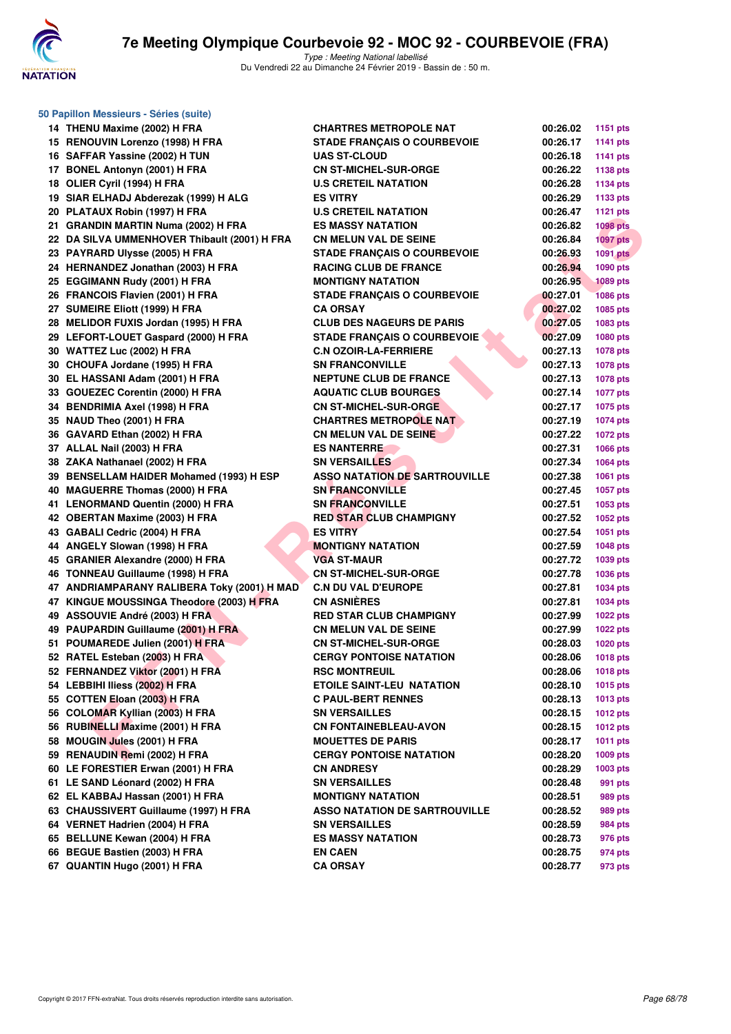# 7e Meeting Olympique Courbevoie 92 - MOC 92 - COURBEVOIE (FRA)

*Type : Meeting National labellisé*
Du Vendredi 22 au Dimanche 24 Février 2019 - Bassin de : 50 m.

### 50 Papillon Messieurs - Séries (suite)

| Rang | Nom | Club | Temps | Points |
|---|---|---|---|---|
| 14 | THENU Maxime (2002) H FRA | CHARTRES METROPOLE NAT | 00:26.02 | 1151 pts |
| 15 | RENOUVIN Lorenzo (1998) H FRA | STADE FRANÇAIS O COURBEVOIE | 00:26.17 | 1141 pts |
| 16 | SAFFAR Yassine (2002) H TUN | UAS ST-CLOUD | 00:26.18 | 1141 pts |
| 17 | BONEL Antonyn (2001) H FRA | CN ST-MICHEL-SUR-ORGE | 00:26.22 | 1138 pts |
| 18 | OLIER Cyril (1994) H FRA | U.S CRETEIL NATATION | 00:26.28 | 1134 pts |
| 19 | SIAR ELHADJ Abderezak (1999) H ALG | ES VITRY | 00:26.29 | 1133 pts |
| 20 | PLATAUX Robin (1997) H FRA | U.S CRETEIL NATATION | 00:26.47 | 1121 pts |
| 21 | GRANDIN MARTIN Numa (2002) H FRA | ES MASSY NATATION | 00:26.82 | 1098 pts |
| 22 | DA SILVA UMMENHOVER Thibault (2001) H FRA | CN MELUN VAL DE SEINE | 00:26.84 | 1097 pts |
| 23 | PAYRARD Ulysse (2005) H FRA | STADE FRANÇAIS O COURBEVOIE | 00:26.93 | 1091 pts |
| 24 | HERNANDEZ Jonathan (2003) H FRA | RACING CLUB DE FRANCE | 00:26.94 | 1090 pts |
| 25 | EGGIMANN Rudy (2001) H FRA | MONTIGNY NATATION | 00:26.95 | 1089 pts |
| 26 | FRANCOIS Flavien (2001) H FRA | STADE FRANÇAIS O COURBEVOIE | 00:27.01 | 1086 pts |
| 27 | SUMEIRE Eliott (1999) H FRA | CA ORSAY | 00:27.02 | 1085 pts |
| 28 | MELIDOR FUXIS Jordan (1995) H FRA | CLUB DES NAGEURS DE PARIS | 00:27.05 | 1083 pts |
| 29 | LEFORT-LOUET Gaspard (2000) H FRA | STADE FRANÇAIS O COURBEVOIE | 00:27.09 | 1080 pts |
| 30 | WATTEZ Luc (2002) H FRA | C.N OZOIR-LA-FERRIERE | 00:27.13 | 1078 pts |
| 30 | CHOUFA Jordane (1995) H FRA | SN FRANCONVILLE | 00:27.13 | 1078 pts |
| 30 | EL HASSANI Adam (2001) H FRA | NEPTUNE CLUB DE FRANCE | 00:27.13 | 1078 pts |
| 33 | GOUEZEC Corentin (2000) H FRA | AQUATIC CLUB BOURGES | 00:27.14 | 1077 pts |
| 34 | BENDRIMIA Axel (1998) H FRA | CN ST-MICHEL-SUR-ORGE | 00:27.17 | 1075 pts |
| 35 | NAUD Theo (2001) H FRA | CHARTRES METROPOLE NAT | 00:27.19 | 1074 pts |
| 36 | GAVARD Ethan (2002) H FRA | CN MELUN VAL DE SEINE | 00:27.22 | 1072 pts |
| 37 | ALLAL Nail (2003) H FRA | ES NANTERRE | 00:27.31 | 1066 pts |
| 38 | ZAKA Nathanael (2002) H FRA | SN VERSAILLES | 00:27.34 | 1064 pts |
| 39 | BENSELLAM HAIDER Mohamed (1993) H ESP | ASSO NATATION DE SARTROUVILLE | 00:27.38 | 1061 pts |
| 40 | MAGUERRE Thomas (2000) H FRA | SN FRANCONVILLE | 00:27.45 | 1057 pts |
| 41 | LENORMAND Quentin (2000) H FRA | SN FRANCONVILLE | 00:27.51 | 1053 pts |
| 42 | OBERTAN Maxime (2003) H FRA | RED STAR CLUB CHAMPIGNY | 00:27.52 | 1052 pts |
| 43 | GABALI Cedric (2004) H FRA | ES VITRY | 00:27.54 | 1051 pts |
| 44 | ANGELY Slowan (1998) H FRA | MONTIGNY NATATION | 00:27.59 | 1048 pts |
| 45 | GRANIER Alexandre (2000) H FRA | VGA ST-MAUR | 00:27.72 | 1039 pts |
| 46 | TONNEAU Guillaume (1998) H FRA | CN ST-MICHEL-SUR-ORGE | 00:27.78 | 1036 pts |
| 47 | ANDRIAMPARANY RALIBERA Toky (2001) H MAD | C.N DU VAL D'EUROPE | 00:27.81 | 1034 pts |
| 47 | KINGUE MOUSSINGA Theodore (2003) H FRA | CN ASNIÈRES | 00:27.81 | 1034 pts |
| 49 | ASSOUVIE André (2003) H FRA | RED STAR CLUB CHAMPIGNY | 00:27.99 | 1022 pts |
| 49 | PAUPARDIN Guillaume (2001) H FRA | CN MELUN VAL DE SEINE | 00:27.99 | 1022 pts |
| 51 | POUMAREDE Julien (2001) H FRA | CN ST-MICHEL-SUR-ORGE | 00:28.03 | 1020 pts |
| 52 | RATEL Esteban (2003) H FRA | CERGY PONTOISE NATATION | 00:28.06 | 1018 pts |
| 52 | FERNANDEZ Viktor (2001) H FRA | RSC MONTREUIL | 00:28.06 | 1018 pts |
| 54 | LEBBIHI Iliess (2002) H FRA | ETOILE SAINT-LEU NATATION | 00:28.10 | 1015 pts |
| 55 | COTTEN Eloan (2003) H FRA | C PAUL-BERT RENNES | 00:28.13 | 1013 pts |
| 56 | COLOMAR Kyllian (2003) H FRA | SN VERSAILLES | 00:28.15 | 1012 pts |
| 56 | RUBINELLI Maxime (2001) H FRA | CN FONTAINEBLEAU-AVON | 00:28.15 | 1012 pts |
| 58 | MOUGIN Jules (2001) H FRA | MOUETTES DE PARIS | 00:28.17 | 1011 pts |
| 59 | RENAUDIN Remi (2002) H FRA | CERGY PONTOISE NATATION | 00:28.20 | 1009 pts |
| 60 | LE FORESTIER Erwan (2001) H FRA | CN ANDRESY | 00:28.29 | 1003 pts |
| 61 | LE SAND Léonard (2002) H FRA | SN VERSAILLES | 00:28.48 | 991 pts |
| 62 | EL KABBAJ Hassan (2001) H FRA | MONTIGNY NATATION | 00:28.51 | 989 pts |
| 63 | CHAUSSIVERT Guillaume (1997) H FRA | ASSO NATATION DE SARTROUVILLE | 00:28.52 | 989 pts |
| 64 | VERNET Hadrien (2004) H FRA | SN VERSAILLES | 00:28.59 | 984 pts |
| 65 | BELLUNE Kewan (2004) H FRA | ES MASSY NATATION | 00:28.73 | 976 pts |
| 66 | BEGUE Bastien (2003) H FRA | EN CAEN | 00:28.75 | 974 pts |
| 67 | QUANTIN Hugo (2001) H FRA | CA ORSAY | 00:28.77 | 973 pts |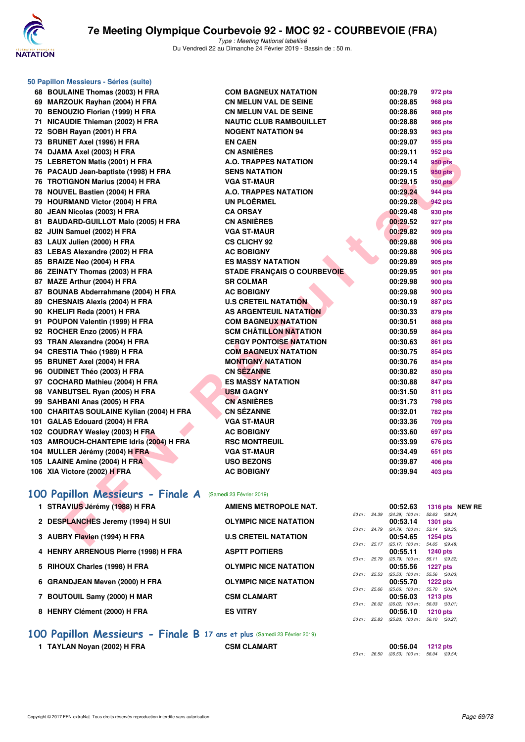### 50 Papillon Messieurs - Séries (suite)

| | | | | |
|---|---|---|---|---|
| 68 | BOULAINE Thomas (2003) H FRA | COM BAGNEUX NATATION | 00:28.79 | 972 pts |
| 69 | MARZOUK Rayhan (2004) H FRA | CN MELUN VAL DE SEINE | 00:28.85 | 968 pts |
| 70 | BENOUZIO Florian (1999) H FRA | CN MELUN VAL DE SEINE | 00:28.86 | 968 pts |
| 71 | NICAUDIE Thieman (2002) H FRA | NAUTIC CLUB RAMBOUILLET | 00:28.88 | 966 pts |
| 72 | SOBH Rayan (2001) H FRA | NOGENT NATATION 94 | 00:28.93 | 963 pts |
| 73 | BRUNET Axel (1996) H FRA | EN CAEN | 00:29.07 | 955 pts |
| 74 | DJAMA Axel (2003) H FRA | CN ASNIÈRES | 00:29.11 | 952 pts |
| 75 | LEBRETON Matis (2001) H FRA | A.O. TRAPPES NATATION | 00:29.14 | 950 pts |
| 76 | PACAUD Jean-baptiste (1998) H FRA | SENS NATATION | 00:29.15 | 950 pts |
| 76 | TROTIGNON Marius (2004) H FRA | VGA ST-MAUR | 00:29.15 | 950 pts |
| 78 | NOUVEL Bastien (2004) H FRA | A.O. TRAPPES NATATION | 00:29.24 | 944 pts |
| 79 | HOURMAND Victor (2004) H FRA | UN PLOËRMEL | 00:29.28 | 942 pts |
| 80 | JEAN Nicolas (2003) H FRA | CA ORSAY | 00:29.48 | 930 pts |
| 81 | BAUDARD-GUILLOT Malo (2005) H FRA | CN ASNIÈRES | 00:29.52 | 927 pts |
| 82 | JUIN Samuel (2002) H FRA | VGA ST-MAUR | 00:29.82 | 909 pts |
| 83 | LAUX Julien (2000) H FRA | CS CLICHY 92 | 00:29.88 | 906 pts |
| 83 | LEBAS Alexandre (2002) H FRA | AC BOBIGNY | 00:29.88 | 906 pts |
| 85 | BRAIZE Neo (2004) H FRA | ES MASSY NATATION | 00:29.89 | 905 pts |
| 86 | ZEINATY Thomas (2003) H FRA | STADE FRANÇAIS O COURBEVOIE | 00:29.95 | 901 pts |
| 87 | MAZE Arthur (2004) H FRA | SR COLMAR | 00:29.98 | 900 pts |
| 87 | BOUNAB Abderrahmane (2004) H FRA | AC BOBIGNY | 00:29.98 | 900 pts |
| 89 | CHESNAIS Alexis (2004) H FRA | U.S CRETEIL NATATION | 00:30.19 | 887 pts |
| 90 | KHELIFI Reda (2001) H FRA | AS ARGENTEUIL NATATION | 00:30.33 | 879 pts |
| 91 | POUPON Valentin (1999) H FRA | COM BAGNEUX NATATION | 00:30.51 | 868 pts |
| 92 | ROCHER Enzo (2005) H FRA | SCM CHÂTILLON NATATION | 00:30.59 | 864 pts |
| 93 | TRAN Alexandre (2004) H FRA | CERGY PONTOISE NATATION | 00:30.63 | 861 pts |
| 94 | CRESTIA Théo (1989) H FRA | COM BAGNEUX NATATION | 00:30.75 | 854 pts |
| 95 | BRUNET Axel (2004) H FRA | MONTIGNY NATATION | 00:30.76 | 854 pts |
| 96 | OUDINET Théo (2003) H FRA | CN SÉZANNE | 00:30.82 | 850 pts |
| 97 | COCHARD Mathieu (2004) H FRA | ES MASSY NATATION | 00:30.88 | 847 pts |
| 98 | VANBUTSEL Ryan (2005) H FRA | USM GAGNY | 00:31.50 | 811 pts |
| 99 | SAHBANI Anas (2005) H FRA | CN ASNIÈRES | 00:31.73 | 798 pts |
| 100 | CHARITAS SOULAINE Kylian (2004) H FRA | CN SÉZANNE | 00:32.01 | 782 pts |
| 101 | GALAS Edouard (2004) H FRA | VGA ST-MAUR | 00:33.36 | 709 pts |
| 102 | COUDRAY Wesley (2003) H FRA | AC BOBIGNY | 00:33.60 | 697 pts |
| 103 | AMROUCH-CHANTEPIE Idris (2004) H FRA | RSC MONTREUIL | 00:33.99 | 676 pts |
| 104 | MULLER Jérémy (2004) H FRA | VGA ST-MAUR | 00:34.49 | 651 pts |
| 105 | LAAINE Amine (2004) H FRA | USO BEZONS | 00:39.87 | 406 pts |
| 106 | XIA Victore (2002) H FRA | AC BOBIGNY | 00:39.94 | 403 pts |

## 100 Papillon Messieurs - Finale A (Samedi 23 Février 2019)

| | | | | | |
|---|---|---|---|---|---|
| 1 | STRAVIUS Jérémy (1988) H FRA | AMIENS METROPOLE NAT. | 00:52.63 | 1316 pts | NEW RE |
| | | | 50 m : 24.39 (24.39) 100 m : 52.63 (28.24) | | |
| 2 | DESPLANCHES Jeremy (1994) H SUI | OLYMPIC NICE NATATION | 00:53.14 | 1301 pts | |
| | | | 50 m : 24.79 (24.79) 100 m : 53.14 (28.35) | | |
| 3 | AUBRY Flavien (1994) H FRA | U.S CRETEIL NATATION | 00:54.65 | 1254 pts | |
| | | | 50 m : 25.17 (25.17) 100 m : 54.65 (29.48) | | |
| 4 | HENRY ARRENOUS Pierre (1998) H FRA | ASPTT POITIERS | 00:55.11 | 1240 pts | |
| | | | 50 m : 25.79 (25.79) 100 m : 55.11 (29.32) | | |
| 5 | RIHOUX Charles (1998) H FRA | OLYMPIC NICE NATATION | 00:55.56 | 1227 pts | |
| | | | 50 m : 25.53 (25.53) 100 m : 55.56 (30.03) | | |
| 6 | GRANDJEAN Meven (2000) H FRA | OLYMPIC NICE NATATION | 00:55.70 | 1222 pts | |
| | | | 50 m : 25.66 (25.66) 100 m : 55.70 (30.04) | | |
| 7 | BOUTOUIL Samy (2000) H MAR | CSM CLAMART | 00:56.03 | 1213 pts | |
| | | | 50 m : 26.02 (26.02) 100 m : 56.03 (30.01) | | |
| 8 | HENRY Clément (2000) H FRA | ES VITRY | 00:56.10 | 1210 pts | |
| | | | 50 m : 25.83 (25.83) 100 m : 56.10 (30.27) | | |

## 100 Papillon Messieurs - Finale B 17 ans et plus (Samedi 23 Février 2019)

| | | | | |
|---|---|---|---|---|
| 1 | TAYLAN Noyan (2002) H FRA | CSM CLAMART | 00:56.04 | 1212 pts |
| | | | 50 m : 26.50 (26.50) 100 m : 56.04 (29.54) | |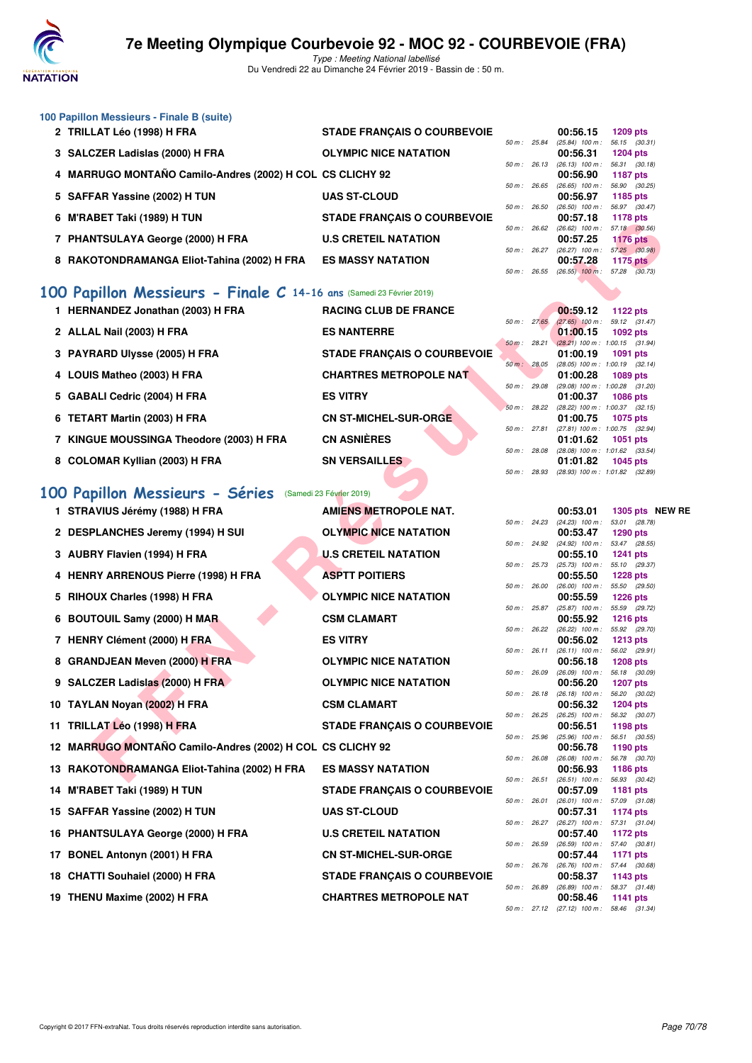### 100 Papillon Messieurs - Finale B (suite)

| Rg | Nom | Club | Temps | Points | Splits |
|---|---|---|---|---|---|
| 2 | TRILLAT Léo (1998) H FRA | STADE FRANÇAIS O COURBEVOIE | 00:56.15 | 1209 pts | 50 m : 25.84 (25.84) 100 m : 56.15 (30.31) |
| 3 | SALCZER Ladislas (2000) H FRA | OLYMPIC NICE NATATION | 00:56.31 | 1204 pts | 50 m : 26.13 (26.13) 100 m : 56.31 (30.18) |
| 4 | MARRUGO MONTAÑO Camilo-Andres (2002) H COL | CS CLICHY 92 | 00:56.90 | 1187 pts | 50 m : 26.65 (26.65) 100 m : 56.90 (30.25) |
| 5 | SAFFAR Yassine (2002) H TUN | UAS ST-CLOUD | 00:56.97 | 1185 pts | 50 m : 26.50 (26.50) 100 m : 56.97 (30.47) |
| 6 | M'RABET Taki (1989) H TUN | STADE FRANÇAIS O COURBEVOIE | 00:57.18 | 1178 pts | 50 m : 26.62 (26.62) 100 m : 57.18 (30.56) |
| 7 | PHANTSULAYA George (2000) H FRA | U.S CRETEIL NATATION | 00:57.25 | 1176 pts | 50 m : 26.27 (26.27) 100 m : 57.25 (30.98) |
| 8 | RAKOTONDRAMANGA Eliot-Tahina (2002) H FRA | ES MASSY NATATION | 00:57.28 | 1175 pts | 50 m : 26.55 (26.55) 100 m : 57.28 (30.73) |

## 100 Papillon Messieurs - Finale C 14-16 ans (Samedi 23 Février 2019)

| Rg | Nom | Club | Temps | Points | Splits |
|---|---|---|---|---|---|
| 1 | HERNANDEZ Jonathan (2003) H FRA | RACING CLUB DE FRANCE | 00:59.12 | 1122 pts | 50 m : 27.65 (27.65) 100 m : 59.12 (31.47) |
| 2 | ALLAL Nail (2003) H FRA | ES NANTERRE | 01:00.15 | 1092 pts | 50 m : 28.21 (28.21) 100 m : 1:00.15 (31.94) |
| 3 | PAYRARD Ulysse (2005) H FRA | STADE FRANÇAIS O COURBEVOIE | 01:00.19 | 1091 pts | 50 m : 28.05 (28.05) 100 m : 1:00.19 (32.14) |
| 4 | LOUIS Matheo (2003) H FRA | CHARTRES METROPOLE NAT | 01:00.28 | 1089 pts | 50 m : 29.08 (29.08) 100 m : 1:00.28 (31.20) |
| 5 | GABALI Cedric (2004) H FRA | ES VITRY | 01:00.37 | 1086 pts | 50 m : 28.22 (28.22) 100 m : 1:00.37 (32.15) |
| 6 | TETART Martin (2003) H FRA | CN ST-MICHEL-SUR-ORGE | 01:00.75 | 1075 pts | 50 m : 27.81 (27.81) 100 m : 1:00.75 (32.94) |
| 7 | KINGUE MOUSSINGA Theodore (2003) H FRA | CN ASNIÈRES | 01:01.62 | 1051 pts | 50 m : 28.08 (28.08) 100 m : 1:01.62 (33.54) |
| 8 | COLOMAR Kyllian (2003) H FRA | SN VERSAILLES | 01:01.82 | 1045 pts | 50 m : 28.93 (28.93) 100 m : 1:01.82 (32.89) |

## 100 Papillon Messieurs - Séries (Samedi 23 Février 2019)

| Rg | Nom | Club | Temps | Points | Splits |
|---|---|---|---|---|---|
| 1 | STRAVIUS Jérémy (1988) H FRA | AMIENS METROPOLE NAT. | 00:53.01 | 1305 pts NEW RE | 50 m : 24.23 (24.23) 100 m : 53.01 (28.78) |
| 2 | DESPLANCHES Jeremy (1994) H SUI | OLYMPIC NICE NATATION | 00:53.47 | 1290 pts | 50 m : 24.92 (24.92) 100 m : 53.47 (28.55) |
| 3 | AUBRY Flavien (1994) H FRA | U.S CRETEIL NATATION | 00:55.10 | 1241 pts | 50 m : 25.73 (25.73) 100 m : 55.10 (29.37) |
| 4 | HENRY ARRENOUS Pierre (1998) H FRA | ASPTT POITIERS | 00:55.50 | 1228 pts | 50 m : 26.00 (26.00) 100 m : 55.50 (29.50) |
| 5 | RIHOUX Charles (1998) H FRA | OLYMPIC NICE NATATION | 00:55.59 | 1226 pts | 50 m : 25.87 (25.87) 100 m : 55.59 (29.72) |
| 6 | BOUTOUIL Samy (2000) H MAR | CSM CLAMART | 00:55.92 | 1216 pts | 50 m : 26.22 (26.22) 100 m : 55.92 (29.70) |
| 7 | HENRY Clément (2000) H FRA | ES VITRY | 00:56.02 | 1213 pts | 50 m : 26.11 (26.11) 100 m : 56.02 (29.91) |
| 8 | GRANDJEAN Meven (2000) H FRA | OLYMPIC NICE NATATION | 00:56.18 | 1208 pts | 50 m : 26.09 (26.09) 100 m : 56.18 (30.09) |
| 9 | SALCZER Ladislas (2000) H FRA | OLYMPIC NICE NATATION | 00:56.20 | 1207 pts | 50 m : 26.18 (26.18) 100 m : 56.20 (30.02) |
| 10 | TAYLAN Noyan (2002) H FRA | CSM CLAMART | 00:56.32 | 1204 pts | 50 m : 26.25 (26.25) 100 m : 56.32 (30.07) |
| 11 | TRILLAT Léo (1998) H FRA | STADE FRANÇAIS O COURBEVOIE | 00:56.51 | 1198 pts | 50 m : 25.96 (25.96) 100 m : 56.51 (30.55) |
| 12 | MARRUGO MONTAÑO Camilo-Andres (2002) H COL | CS CLICHY 92 | 00:56.78 | 1190 pts | 50 m : 26.08 (26.08) 100 m : 56.78 (30.70) |
| 13 | RAKOTONDRAMANGA Eliot-Tahina (2002) H FRA | ES MASSY NATATION | 00:56.93 | 1186 pts | 50 m : 26.51 (26.51) 100 m : 56.93 (30.42) |
| 14 | M'RABET Taki (1989) H TUN | STADE FRANÇAIS O COURBEVOIE | 00:57.09 | 1181 pts | 50 m : 26.01 (26.01) 100 m : 57.09 (31.08) |
| 15 | SAFFAR Yassine (2002) H TUN | UAS ST-CLOUD | 00:57.31 | 1174 pts | 50 m : 26.27 (26.27) 100 m : 57.31 (31.04) |
| 16 | PHANTSULAYA George (2000) H FRA | U.S CRETEIL NATATION | 00:57.40 | 1172 pts | 50 m : 26.59 (26.59) 100 m : 57.40 (30.81) |
| 17 | BONEL Antonyn (2001) H FRA | CN ST-MICHEL-SUR-ORGE | 00:57.44 | 1171 pts | 50 m : 26.76 (26.76) 100 m : 57.44 (30.68) |
| 18 | CHATTI Souhaiel (2000) H FRA | STADE FRANÇAIS O COURBEVOIE | 00:58.37 | 1143 pts | 50 m : 26.89 (26.89) 100 m : 58.37 (31.48) |
| 19 | THENU Maxime (2002) H FRA | CHARTRES METROPOLE NAT | 00:58.46 | 1141 pts | 50 m : 27.12 (27.12) 100 m : 58.46 (31.34) |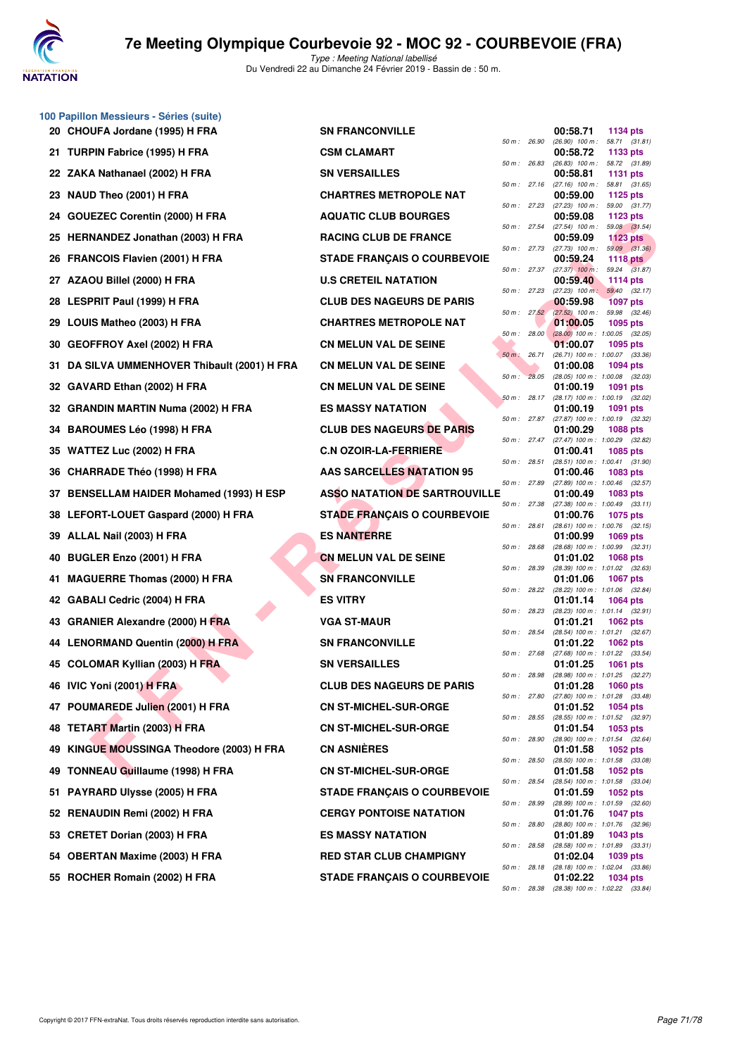## 100 Papillon Messieurs - Séries (suite)

| Rang | Nom | Club | Temps | Points | Splits |
|---|---|---|---|---|---|
| 20 | CHOUFA Jordane (1995) H FRA | SN FRANCONVILLE | 00:58.71 | 1134 pts | 50 m : 26.90 (26.90) 100 m : 58.71 (31.81) |
| 21 | TURPIN Fabrice (1995) H FRA | CSM CLAMART | 00:58.72 | 1133 pts | 50 m : 26.83 (26.83) 100 m : 58.72 (31.89) |
| 22 | ZAKA Nathanael (2002) H FRA | SN VERSAILLES | 00:58.81 | 1131 pts | 50 m : 27.16 (27.16) 100 m : 58.81 (31.65) |
| 23 | NAUD Theo (2001) H FRA | CHARTRES METROPOLE NAT | 00:59.00 | 1125 pts | 50 m : 27.23 (27.23) 100 m : 59.00 (31.77) |
| 24 | GOUEZEC Corentin (2000) H FRA | AQUATIC CLUB BOURGES | 00:59.08 | 1123 pts | 50 m : 27.54 (27.54) 100 m : 59.08 (31.54) |
| 25 | HERNANDEZ Jonathan (2003) H FRA | RACING CLUB DE FRANCE | 00:59.09 | 1123 pts | 50 m : 27.73 (27.73) 100 m : 59.09 (31.36) |
| 26 | FRANCOIS Flavien (2001) H FRA | STADE FRANÇAIS O COURBEVOIE | 00:59.24 | 1118 pts | 50 m : 27.37 (27.37) 100 m : 59.24 (31.87) |
| 27 | AZAOU Billel (2000) H FRA | U.S CRETEIL NATATION | 00:59.40 | 1114 pts | 50 m : 27.23 (27.23) 100 m : 59.40 (32.17) |
| 28 | LESPRIT Paul (1999) H FRA | CLUB DES NAGEURS DE PARIS | 00:59.98 | 1097 pts | 50 m : 27.52 (27.52) 100 m : 59.98 (32.46) |
| 29 | LOUIS Matheo (2003) H FRA | CHARTRES METROPOLE NAT | 01:00.05 | 1095 pts | 50 m : 28.00 (28.00) 100 m : 1:00.05 (32.05) |
| 30 | GEOFFROY Axel (2002) H FRA | CN MELUN VAL DE SEINE | 01:00.07 | 1095 pts | 50 m : 26.71 (26.71) 100 m : 1:00.07 (33.36) |
| 31 | DA SILVA UMMENHOVER Thibault (2001) H FRA | CN MELUN VAL DE SEINE | 01:00.08 | 1094 pts | 50 m : 28.05 (28.05) 100 m : 1:00.08 (32.03) |
| 32 | GAVARD Ethan (2002) H FRA | CN MELUN VAL DE SEINE | 01:00.19 | 1091 pts | 50 m : 28.17 (28.17) 100 m : 1:00.19 (32.02) |
| 32 | GRANDIN MARTIN Numa (2002) H FRA | ES MASSY NATATION | 01:00.19 | 1091 pts | 50 m : 27.87 (27.87) 100 m : 1:00.19 (32.32) |
| 34 | BAROUMES Léo (1998) H FRA | CLUB DES NAGEURS DE PARIS | 01:00.29 | 1088 pts | 50 m : 27.47 (27.47) 100 m : 1:00.29 (32.82) |
| 35 | WATTEZ Luc (2002) H FRA | C.N OZOIR-LA-FERRIERE | 01:00.41 | 1085 pts | 50 m : 28.51 (28.51) 100 m : 1:00.41 (31.90) |
| 36 | CHARRADE Théo (1998) H FRA | AAS SARCELLES NATATION 95 | 01:00.46 | 1083 pts | 50 m : 27.89 (27.89) 100 m : 1:00.46 (32.57) |
| 37 | BENSELLAM HAIDER Mohamed (1993) H ESP | ASSO NATATION DE SARTROUVILLE | 01:00.49 | 1083 pts | 50 m : 27.38 (27.38) 100 m : 1:00.49 (33.11) |
| 38 | LEFORT-LOUET Gaspard (2000) H FRA | STADE FRANÇAIS O COURBEVOIE | 01:00.76 | 1075 pts | 50 m : 28.61 (28.61) 100 m : 1:00.76 (32.15) |
| 39 | ALLAL Nail (2003) H FRA | ES NANTERRE | 01:00.99 | 1069 pts | 50 m : 28.68 (28.68) 100 m : 1:00.99 (32.31) |
| 40 | BUGLER Enzo (2001) H FRA | CN MELUN VAL DE SEINE | 01:01.02 | 1068 pts | 50 m : 28.39 (28.39) 100 m : 1:01.02 (32.63) |
| 41 | MAGUERRE Thomas (2000) H FRA | SN FRANCONVILLE | 01:01.06 | 1067 pts | 50 m : 28.22 (28.22) 100 m : 1:01.06 (32.84) |
| 42 | GABALI Cedric (2004) H FRA | ES VITRY | 01:01.14 | 1064 pts | 50 m : 28.23 (28.23) 100 m : 1:01.14 (32.91) |
| 43 | GRANIER Alexandre (2000) H FRA | VGA ST-MAUR | 01:01.21 | 1062 pts | 50 m : 28.54 (28.54) 100 m : 1:01.21 (32.67) |
| 44 | LENORMAND Quentin (2000) H FRA | SN FRANCONVILLE | 01:01.22 | 1062 pts | 50 m : 27.68 (27.68) 100 m : 1:01.22 (33.54) |
| 45 | COLOMAR Kyllian (2003) H FRA | SN VERSAILLES | 01:01.25 | 1061 pts | 50 m : 28.98 (28.98) 100 m : 1:01.25 (32.27) |
| 46 | IVIC Yoni (2001) H FRA | CLUB DES NAGEURS DE PARIS | 01:01.28 | 1060 pts | 50 m : 27.80 (27.80) 100 m : 1:01.28 (33.48) |
| 47 | POUMAREDE Julien (2001) H FRA | CN ST-MICHEL-SUR-ORGE | 01:01.52 | 1054 pts | 50 m : 28.55 (28.55) 100 m : 1:01.52 (32.97) |
| 48 | TETART Martin (2003) H FRA | CN ST-MICHEL-SUR-ORGE | 01:01.54 | 1053 pts | 50 m : 28.90 (28.90) 100 m : 1:01.54 (32.64) |
| 49 | KINGUE MOUSSINGA Theodore (2003) H FRA | CN ASNIÈRES | 01:01.58 | 1052 pts | 50 m : 28.50 (28.50) 100 m : 1:01.58 (33.08) |
| 49 | TONNEAU Guillaume (1998) H FRA | CN ST-MICHEL-SUR-ORGE | 01:01.58 | 1052 pts | 50 m : 28.54 (28.54) 100 m : 1:01.58 (33.04) |
| 51 | PAYRARD Ulysse (2005) H FRA | STADE FRANÇAIS O COURBEVOIE | 01:01.59 | 1052 pts | 50 m : 28.99 (28.99) 100 m : 1:01.59 (32.60) |
| 52 | RENAUDIN Remi (2002) H FRA | CERGY PONTOISE NATATION | 01:01.76 | 1047 pts | 50 m : 28.80 (28.80) 100 m : 1:01.76 (32.96) |
| 53 | CRETET Dorian (2003) H FRA | ES MASSY NATATION | 01:01.89 | 1043 pts | 50 m : 28.58 (28.58) 100 m : 1:01.89 (33.31) |
| 54 | OBERTAN Maxime (2003) H FRA | RED STAR CLUB CHAMPIGNY | 01:02.04 | 1039 pts | 50 m : 28.18 (28.18) 100 m : 1:02.04 (33.86) |
| 55 | ROCHER Romain (2002) H FRA | STADE FRANÇAIS O COURBEVOIE | 01:02.22 | 1034 pts | 50 m : 28.38 (28.38) 100 m : 1:02.22 (33.84) |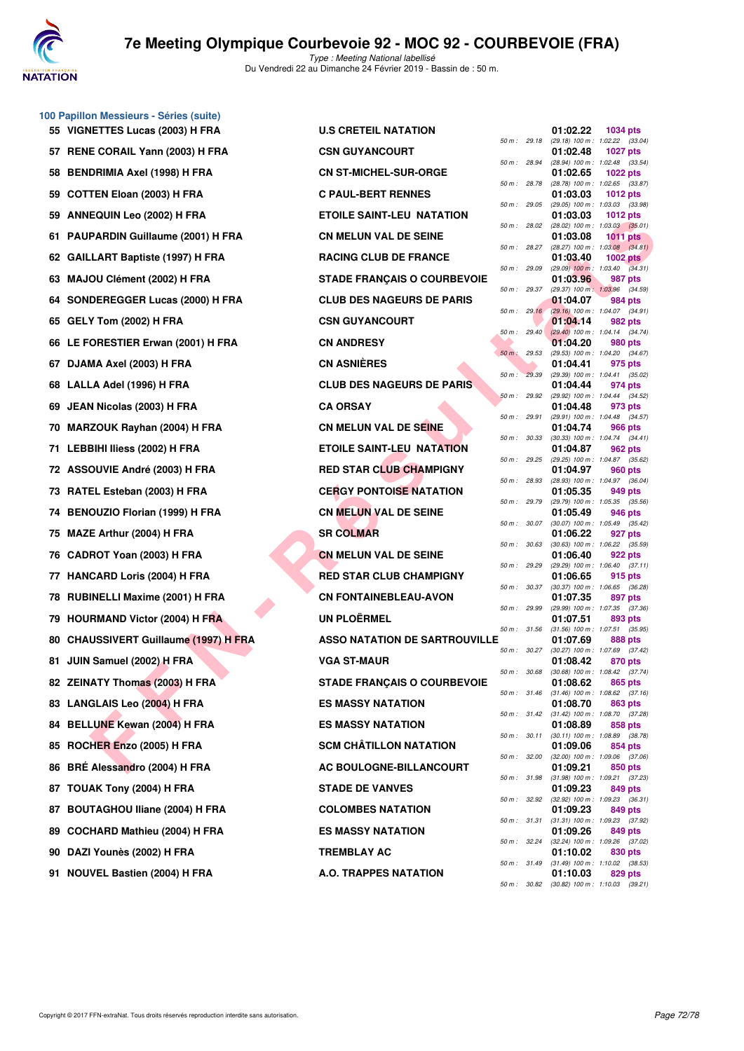## 100 Papillon Messieurs - Séries (suite)

| Rang | Nom | Club | Temps | Points | Splits |
|---|---|---|---|---|---|
| 55 | VIGNETTES Lucas (2003) H FRA | U.S CRETEIL NATATION | 01:02.22 | 1034 pts | 50 m : 29.18 (29.18) 100 m : 1:02.22 (33.04) |
| 57 | RENE CORAIL Yann (2003) H FRA | CSN GUYANCOURT | 01:02.48 | 1027 pts | 50 m : 28.94 (28.94) 100 m : 1:02.48 (33.54) |
| 58 | BENDRIMIA Axel (1998) H FRA | CN ST-MICHEL-SUR-ORGE | 01:02.65 | 1022 pts | 50 m : 28.78 (28.78) 100 m : 1:02.65 (33.87) |
| 59 | COTTEN Eloan (2003) H FRA | C PAUL-BERT RENNES | 01:03.03 | 1012 pts | 50 m : 29.05 (29.05) 100 m : 1:03.03 (33.98) |
| 59 | ANNEQUIN Leo (2002) H FRA | ETOILE SAINT-LEU NATATION | 01:03.03 | 1012 pts | 50 m : 28.02 (28.02) 100 m : 1:03.03 (35.01) |
| 61 | PAUPARDIN Guillaume (2001) H FRA | CN MELUN VAL DE SEINE | 01:03.08 | 1011 pts | 50 m : 28.27 (28.27) 100 m : 1:03.08 (34.81) |
| 62 | GAILLART Baptiste (1997) H FRA | RACING CLUB DE FRANCE | 01:03.40 | 1002 pts | 50 m : 29.09 (29.09) 100 m : 1:03.40 (34.31) |
| 63 | MAJOU Clément (2002) H FRA | STADE FRANÇAIS O COURBEVOIE | 01:03.96 | 987 pts | 50 m : 29.37 (29.37) 100 m : 1:03.96 (34.59) |
| 64 | SONDEREGGER Lucas (2000) H FRA | CLUB DES NAGEURS DE PARIS | 01:04.07 | 984 pts | 50 m : 29.16 (29.16) 100 m : 1:04.07 (34.91) |
| 65 | GELY Tom (2002) H FRA | CSN GUYANCOURT | 01:04.14 | 982 pts | 50 m : 29.40 (29.40) 100 m : 1:04.14 (34.74) |
| 66 | LE FORESTIER Erwan (2001) H FRA | CN ANDRESY | 01:04.20 | 980 pts | 50 m : 29.53 (29.53) 100 m : 1:04.20 (34.67) |
| 67 | DJAMA Axel (2003) H FRA | CN ASNIÈRES | 01:04.41 | 975 pts | 50 m : 29.39 (29.39) 100 m : 1:04.41 (35.02) |
| 68 | LALLA Adel (1996) H FRA | CLUB DES NAGEURS DE PARIS | 01:04.44 | 974 pts | 50 m : 29.92 (29.92) 100 m : 1:04.44 (34.52) |
| 69 | JEAN Nicolas (2003) H FRA | CA ORSAY | 01:04.48 | 973 pts | 50 m : 29.91 (29.91) 100 m : 1:04.48 (34.57) |
| 70 | MARZOUK Rayhan (2004) H FRA | CN MELUN VAL DE SEINE | 01:04.74 | 966 pts | 50 m : 30.33 (30.33) 100 m : 1:04.74 (34.41) |
| 71 | LEBBIHI Iliess (2002) H FRA | ETOILE SAINT-LEU NATATION | 01:04.87 | 962 pts | 50 m : 29.25 (29.25) 100 m : 1:04.87 (35.62) |
| 72 | ASSOUVIE André (2003) H FRA | RED STAR CLUB CHAMPIGNY | 01:04.97 | 960 pts | 50 m : 28.93 (28.93) 100 m : 1:04.97 (36.04) |
| 73 | RATEL Esteban (2003) H FRA | CERGY PONTOISE NATATION | 01:05.35 | 949 pts | 50 m : 29.79 (29.79) 100 m : 1:05.35 (35.56) |
| 74 | BENOUZIO Florian (1999) H FRA | CN MELUN VAL DE SEINE | 01:05.49 | 946 pts | 50 m : 30.07 (30.07) 100 m : 1:05.49 (35.42) |
| 75 | MAZE Arthur (2004) H FRA | SR COLMAR | 01:06.22 | 927 pts | 50 m : 30.63 (30.63) 100 m : 1:06.22 (35.59) |
| 76 | CADROT Yoan (2003) H FRA | CN MELUN VAL DE SEINE | 01:06.40 | 922 pts | 50 m : 29.29 (29.29) 100 m : 1:06.40 (37.11) |
| 77 | HANCARD Loris (2004) H FRA | RED STAR CLUB CHAMPIGNY | 01:06.65 | 915 pts | 50 m : 30.37 (30.37) 100 m : 1:06.65 (36.28) |
| 78 | RUBINELLI Maxime (2001) H FRA | CN FONTAINEBLEAU-AVON | 01:07.35 | 897 pts | 50 m : 29.99 (29.99) 100 m : 1:07.35 (37.36) |
| 79 | HOURMAND Victor (2004) H FRA | UN PLOËRMEL | 01:07.51 | 893 pts | 50 m : 31.56 (31.56) 100 m : 1:07.51 (35.95) |
| 80 | CHAUSSIVERT Guillaume (1997) H FRA | ASSO NATATION DE SARTROUVILLE | 01:07.69 | 888 pts | 50 m : 30.27 (30.27) 100 m : 1:07.69 (37.42) |
| 81 | JUIN Samuel (2002) H FRA | VGA ST-MAUR | 01:08.42 | 870 pts | 50 m : 30.68 (30.68) 100 m : 1:08.42 (37.74) |
| 82 | ZEINATY Thomas (2003) H FRA | STADE FRANÇAIS O COURBEVOIE | 01:08.62 | 865 pts | 50 m : 31.46 (31.46) 100 m : 1:08.62 (37.16) |
| 83 | LANGLAIS Leo (2004) H FRA | ES MASSY NATATION | 01:08.70 | 863 pts | 50 m : 31.42 (31.42) 100 m : 1:08.70 (37.28) |
| 84 | BELLUNE Kewan (2004) H FRA | ES MASSY NATATION | 01:08.89 | 858 pts | 50 m : 30.11 (30.11) 100 m : 1:08.89 (38.78) |
| 85 | ROCHER Enzo (2005) H FRA | SCM CHÂTILLON NATATION | 01:09.06 | 854 pts | 50 m : 32.00 (32.00) 100 m : 1:09.06 (37.06) |
| 86 | BRÉ Alessandro (2004) H FRA | AC BOULOGNE-BILLANCOURT | 01:09.21 | 850 pts | 50 m : 31.98 (31.98) 100 m : 1:09.21 (37.23) |
| 87 | TOUAK Tony (2004) H FRA | STADE DE VANVES | 01:09.23 | 849 pts | 50 m : 32.92 (32.92) 100 m : 1:09.23 (36.31) |
| 87 | BOUTAGHOU Iliane (2004) H FRA | COLOMBES NATATION | 01:09.23 | 849 pts | 50 m : 31.31 (31.31) 100 m : 1:09.23 (37.92) |
| 89 | COCHARD Mathieu (2004) H FRA | ES MASSY NATATION | 01:09.26 | 849 pts | 50 m : 32.24 (32.24) 100 m : 1:09.26 (37.02) |
| 90 | DAZI Younès (2002) H FRA | TREMBLAY AC | 01:10.02 | 830 pts | 50 m : 31.49 (31.49) 100 m : 1:10.02 (38.53) |
| 91 | NOUVEL Bastien (2004) H FRA | A.O. TRAPPES NATATION | 01:10.03 | 829 pts | 50 m : 30.82 (30.82) 100 m : 1:10.03 (39.21) |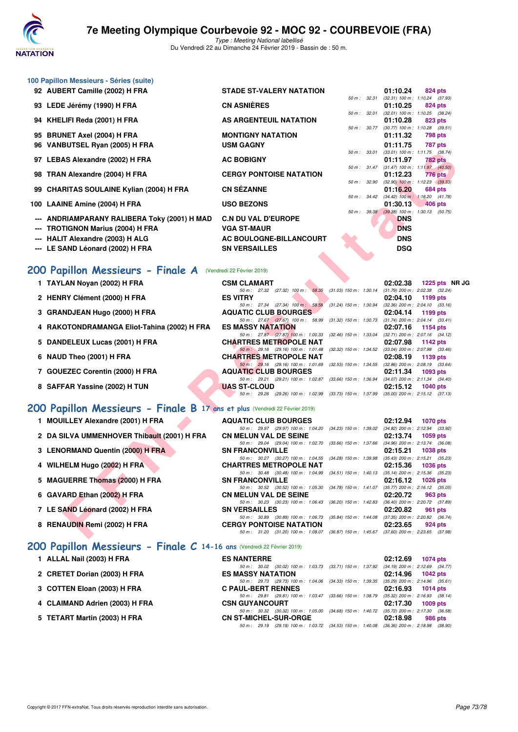### 100 Papillon Messieurs - Séries (suite)

| Rang | Nom | Club | Temps | Points | Splits |
|---|---|---|---|---|---|
| 92 | AUBERT Camille (2002) H FRA | STADE ST-VALERY NATATION | 01:10.24 | 824 pts | 50 m : 32.31 (32.31) 100 m : 1:10.24 (37.93) |
| 93 | LEDE Jérémy (1990) H FRA | CN ASNIÈRES | 01:10.25 | 824 pts | 50 m : 32.01 (32.01) 100 m : 1:10.25 (38.24) |
| 94 | KHELIFI Reda (2001) H FRA | AS ARGENTEUIL NATATION | 01:10.28 | 823 pts | 50 m : 30.77 (30.77) 100 m : 1:10.28 (39.51) |
| 95 | BRUNET Axel (2004) H FRA | MONTIGNY NATATION | 01:11.32 | 798 pts | |
| 96 | VANBUTSEL Ryan (2005) H FRA | USM GAGNY | 01:11.75 | 787 pts | 50 m : 33.01 (33.01) 100 m : 1:11.75 (38.74) |
| 97 | LEBAS Alexandre (2002) H FRA | AC BOBIGNY | 01:11.97 | 782 pts | 50 m : 31.47 (31.47) 100 m : 1:11.97 (40.50) |
| 98 | TRAN Alexandre (2004) H FRA | CERGY PONTOISE NATATION | 01:12.23 | 776 pts | 50 m : 32.90 (32.90) 100 m : 1:12.23 (39.33) |
| 99 | CHARITAS SOULAINE Kylian (2004) H FRA | CN SÉZANNE | 01:16.20 | 684 pts | 50 m : 34.42 (34.42) 100 m : 1:16.20 (41.78) |
| 100 | LAAINE Amine (2004) H FRA | USO BEZONS | 01:30.13 | 406 pts | 50 m : 39.38 (39.38) 100 m : 1:30.13 (50.75) |
| --- | ANDRIAMPARANY RALIBERA Toky (2001) H MAD | C.N DU VAL D'EUROPE | DNS | | |
| --- | TROTIGNON Marius (2004) H FRA | VGA ST-MAUR | DNS | | |
| --- | HALIT Alexandre (2003) H ALG | AC BOULOGNE-BILLANCOURT | DNS | | |
| --- | LE SAND Léonard (2002) H FRA | SN VERSAILLES | DSQ | | |

## 200 Papillon Messieurs - Finale A (Vendredi 22 Février 2019)

| Rang | Nom | Club | Temps | Points | Splits |
|---|---|---|---|---|---|
| 1 | TAYLAN Noyan (2002) H FRA | CSM CLAMART | 02:02.38 | 1225 pts NR JG | 50 m : 27.32 (27.32) 100 m : 58.35 (31.03) 150 m : 1:30.14 (31.79) 200 m : 2:02.38 (32.24) |
| 2 | HENRY Clément (2000) H FRA | ES VITRY | 02:04.10 | 1199 pts | 50 m : 27.34 (27.34) 100 m : 58.58 (31.24) 150 m : 1:30.94 (32.36) 200 m : 2:04.10 (33.16) |
| 3 | GRANDJEAN Hugo (2000) H FRA | AQUATIC CLUB BOURGES | 02:04.14 | 1199 pts | 50 m : 27.67 (27.67) 100 m : 58.99 (31.32) 150 m : 1:30.73 (31.74) 200 m : 2:04.14 (33.41) |
| 4 | RAKOTONDRAMANGA Eliot-Tahina (2002) H FRA | ES MASSY NATATION | 02:07.16 | 1154 pts | 50 m : 27.87 (27.87) 100 m : 1:00.33 (32.46) 150 m : 1:33.04 (32.71) 200 m : 2:07.16 (34.12) |
| 5 | DANDELEUX Lucas (2001) H FRA | CHARTRES METROPOLE NAT | 02:07.98 | 1142 pts | 50 m : 29.16 (29.16) 100 m : 1:01.48 (32.32) 150 m : 1:34.52 (33.04) 200 m : 2:07.98 (33.46) |
| 6 | NAUD Theo (2001) H FRA | CHARTRES METROPOLE NAT | 02:08.19 | 1139 pts | 50 m : 29.16 (29.16) 100 m : 1:01.69 (32.53) 150 m : 1:34.55 (32.86) 200 m : 2:08.19 (33.64) |
| 7 | GOUEZEC Corentin (2000) H FRA | AQUATIC CLUB BOURGES | 02:11.34 | 1093 pts | 50 m : 29.21 (29.21) 100 m : 1:02.87 (33.66) 150 m : 1:36.94 (34.07) 200 m : 2:11.34 (34.40) |
| 8 | SAFFAR Yassine (2002) H TUN | UAS ST-CLOUD | 02:15.12 | 1040 pts | 50 m : 29.26 (29.26) 100 m : 1:02.99 (33.73) 150 m : 1:37.99 (35.00) 200 m : 2:15.12 (37.13) |

## 200 Papillon Messieurs - Finale B 17 ans et plus (Vendredi 22 Février 2019)

| Rang | Nom | Club | Temps | Points | Splits |
|---|---|---|---|---|---|
| 1 | MOUILLEY Alexandre (2001) H FRA | AQUATIC CLUB BOURGES | 02:12.94 | 1070 pts | 50 m : 29.97 (29.97) 100 m : 1:04.20 (34.23) 150 m : 1:39.02 (34.82) 200 m : 2:12.94 (33.92) |
| 2 | DA SILVA UMMENHOVER Thibault (2001) H FRA | CN MELUN VAL DE SEINE | 02:13.74 | 1059 pts | 50 m : 29.04 (29.04) 100 m : 1:02.70 (33.66) 150 m : 1:37.66 (34.96) 200 m : 2:13.74 (36.08) |
| 3 | LENORMAND Quentin (2000) H FRA | SN FRANCONVILLE | 02:15.21 | 1038 pts | 50 m : 30.27 (30.27) 100 m : 1:04.55 (34.28) 150 m : 1:39.98 (35.43) 200 m : 2:15.21 (35.23) |
| 4 | WILHELM Hugo (2002) H FRA | CHARTRES METROPOLE NAT | 02:15.36 | 1036 pts | 50 m : 30.48 (30.48) 100 m : 1:04.99 (34.51) 150 m : 1:40.13 (35.14) 200 m : 2:15.36 (35.23) |
| 5 | MAGUERRE Thomas (2000) H FRA | SN FRANCONVILLE | 02:16.12 | 1026 pts | 50 m : 30.52 (30.52) 100 m : 1:05.30 (34.78) 150 m : 1:41.07 (35.77) 200 m : 2:16.12 (35.05) |
| 6 | GAVARD Ethan (2002) H FRA | CN MELUN VAL DE SEINE | 02:20.72 | 963 pts | 50 m : 30.23 (30.23) 100 m : 1:06.43 (36.20) 150 m : 1:42.83 (36.40) 200 m : 2:20.72 (37.89) |
| 7 | LE SAND Léonard (2002) H FRA | SN VERSAILLES | 02:20.82 | 961 pts | 50 m : 30.89 (30.89) 100 m : 1:06.73 (35.84) 150 m : 1:44.08 (37.35) 200 m : 2:20.82 (36.74) |
| 8 | RENAUDIN Remi (2002) H FRA | CERGY PONTOISE NATATION | 02:23.65 | 924 pts | 50 m : 31.20 (31.20) 100 m : 1:08.07 (36.87) 150 m : 1:45.67 (37.60) 200 m : 2:23.65 (37.98) |

## 200 Papillon Messieurs - Finale C 14-16 ans (Vendredi 22 Février 2019)

| Rang | Nom | Club | Temps | Points | Splits |
|---|---|---|---|---|---|
| 1 | ALLAL Nail (2003) H FRA | ES NANTERRE | 02:12.69 | 1074 pts | 50 m : 30.02 (30.02) 100 m : 1:03.73 (33.71) 150 m : 1:37.92 (34.19) 200 m : 2:12.69 (34.77) |
| 2 | CRETET Dorian (2003) H FRA | ES MASSY NATATION | 02:14.96 | 1042 pts | 50 m : 29.73 (29.73) 100 m : 1:04.06 (34.33) 150 m : 1:39.35 (35.29) 200 m : 2:14.96 (35.61) |
| 3 | COTTEN Eloan (2003) H FRA | C PAUL-BERT RENNES | 02:16.93 | 1014 pts | 50 m : 29.81 (29.81) 100 m : 1:03.47 (33.66) 150 m : 1:38.79 (35.32) 200 m : 2:16.93 (38.14) |
| 4 | CLAIMAND Adrien (2003) H FRA | CSN GUYANCOURT | 02:17.30 | 1009 pts | 50 m : 30.32 (30.32) 100 m : 1:05.00 (34.68) 150 m : 1:40.72 (35.72) 200 m : 2:17.30 (36.58) |
| 5 | TETART Martin (2003) H FRA | CN ST-MICHEL-SUR-ORGE | 02:18.98 | 986 pts | 50 m : 29.19 (29.19) 100 m : 1:03.72 (34.53) 150 m : 1:40.08 (36.36) 200 m : 2:18.98 (38.90) |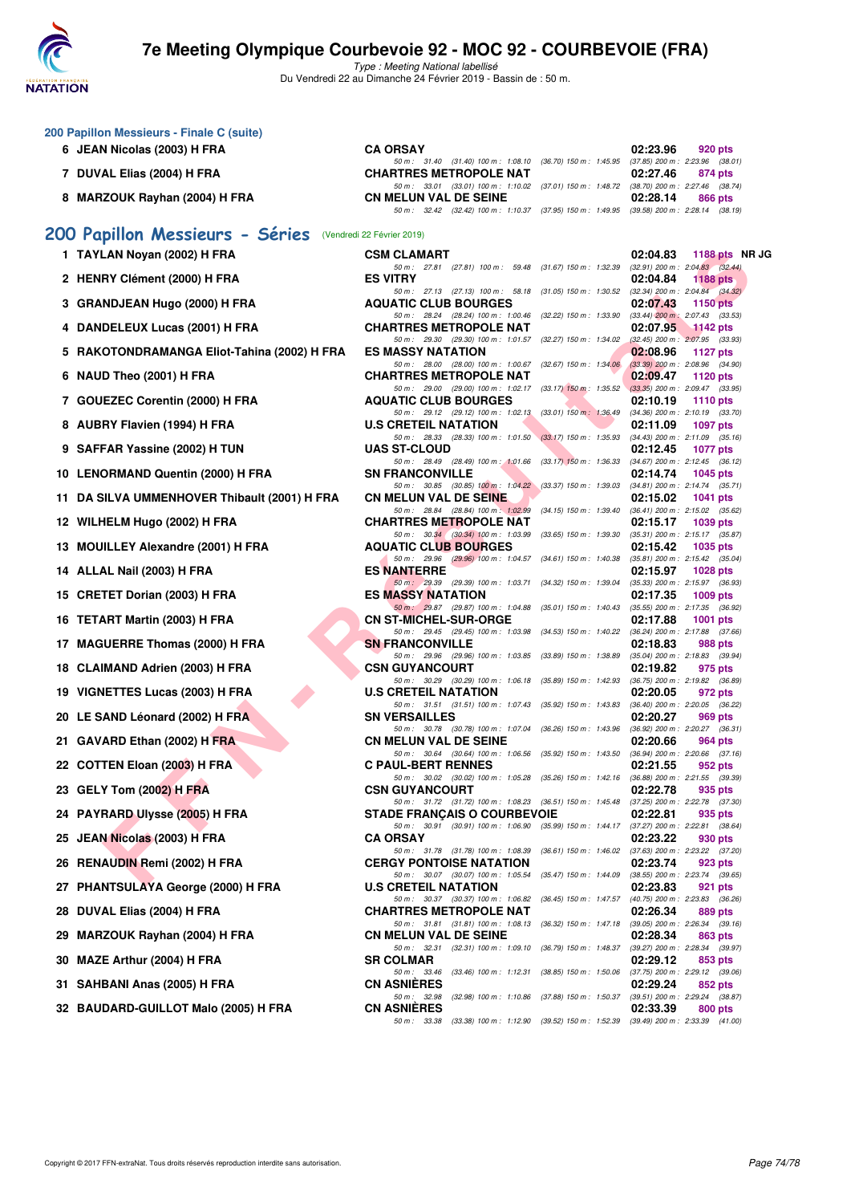### 200 Papillon Messieurs - Finale C (suite)

| Rang | Nom | Club | Temps | Points |
|---|---|---|---|---|
| 6 | JEAN Nicolas (2003) H FRA | CA ORSAY | 02:23.96 | 920 pts |
| | | 50 m : 31.40 (31.40) 100 m : 1:08.10 (36.70) 150 m : 1:45.95 (37.85) 200 m : 2:23.96 (38.01) | | |
| 7 | DUVAL Elias (2004) H FRA | CHARTRES METROPOLE NAT | 02:27.46 | 874 pts |
| | | 50 m : 33.01 (33.01) 100 m : 1:10.02 (37.01) 150 m : 1:48.72 (38.70) 200 m : 2:27.46 (38.74) | | |
| 8 | MARZOUK Rayhan (2004) H FRA | CN MELUN VAL DE SEINE | 02:28.14 | 866 pts |
| | | 50 m : 32.42 (32.42) 100 m : 1:10.37 (37.95) 150 m : 1:49.95 (39.58) 200 m : 2:28.14 (38.19) | | |

## 200 Papillon Messieurs - Séries (Vendredi 22 Février 2019)

| Rang | Nom | Club | Temps | Points |
|---|---|---|---|---|
| 1 | TAYLAN Noyan (2002) H FRA | CSM CLAMART | 02:04.83 | 1188 pts NR JG |
| | | 50 m : 27.81 (27.81) 100 m : 59.48 (31.67) 150 m : 1:32.39 (32.91) 200 m : 2:04.83 (32.44) | | |
| 2 | HENRY Clément (2000) H FRA | ES VITRY | 02:04.84 | 1188 pts |
| | | 50 m : 27.13 (27.13) 100 m : 58.18 (31.05) 150 m : 1:30.52 (32.34) 200 m : 2:04.84 (34.32) | | |
| 3 | GRANDJEAN Hugo (2000) H FRA | AQUATIC CLUB BOURGES | 02:07.43 | 1150 pts |
| | | 50 m : 28.24 (28.24) 100 m : 1:00.46 (32.22) 150 m : 1:33.90 (33.44) 200 m : 2:07.43 (33.53) | | |
| 4 | DANDELEUX Lucas (2001) H FRA | CHARTRES METROPOLE NAT | 02:07.95 | 1142 pts |
| | | 50 m : 29.30 (29.30) 100 m : 1:01.57 (32.27) 150 m : 1:34.02 (32.45) 200 m : 2:07.95 (33.93) | | |
| 5 | RAKOTONDRAMANGA Eliot-Tahina (2002) H FRA | ES MASSY NATATION | 02:08.96 | 1127 pts |
| | | 50 m : 28.00 (28.00) 100 m : 1:00.67 (32.67) 150 m : 1:34.06 (33.39) 200 m : 2:08.96 (34.90) | | |
| 6 | NAUD Theo (2001) H FRA | CHARTRES METROPOLE NAT | 02:09.47 | 1120 pts |
| | | 50 m : 29.00 (29.00) 100 m : 1:02.17 (33.17) 150 m : 1:35.52 (33.35) 200 m : 2:09.47 (33.95) | | |
| 7 | GOUEZEC Corentin (2000) H FRA | AQUATIC CLUB BOURGES | 02:10.19 | 1110 pts |
| | | 50 m : 29.12 (29.12) 100 m : 1:02.13 (33.01) 150 m : 1:36.49 (34.36) 200 m : 2:10.19 (33.70) | | |
| 8 | AUBRY Flavien (1994) H FRA | U.S CRETEIL NATATION | 02:11.09 | 1097 pts |
| | | 50 m : 28.33 (28.33) 100 m : 1:01.50 (33.17) 150 m : 1:35.93 (34.43) 200 m : 2:11.09 (35.16) | | |
| 9 | SAFFAR Yassine (2002) H TUN | UAS ST-CLOUD | 02:12.45 | 1077 pts |
| | | 50 m : 28.49 (28.49) 100 m : 1:01.66 (33.17) 150 m : 1:36.33 (34.67) 200 m : 2:12.45 (36.12) | | |
| 10 | LENORMAND Quentin (2000) H FRA | SN FRANCONVILLE | 02:14.74 | 1045 pts |
| | | 50 m : 30.85 (30.85) 100 m : 1:04.22 (33.37) 150 m : 1:39.03 (34.81) 200 m : 2:14.74 (35.71) | | |
| 11 | DA SILVA UMMENHOVER Thibault (2001) H FRA | CN MELUN VAL DE SEINE | 02:15.02 | 1041 pts |
| | | 50 m : 28.84 (28.84) 100 m : 1:02.99 (34.15) 150 m : 1:39.40 (36.41) 200 m : 2:15.02 (35.62) | | |
| 12 | WILHELM Hugo (2002) H FRA | CHARTRES METROPOLE NAT | 02:15.17 | 1039 pts |
| | | 50 m : 30.34 (30.34) 100 m : 1:03.99 (33.65) 150 m : 1:39.30 (35.31) 200 m : 2:15.17 (35.87) | | |
| 13 | MOUILLEY Alexandre (2001) H FRA | AQUATIC CLUB BOURGES | 02:15.42 | 1035 pts |
| | | 50 m : 29.96 (29.96) 100 m : 1:04.57 (34.61) 150 m : 1:40.38 (35.81) 200 m : 2:15.42 (35.04) | | |
| 14 | ALLAL Nail (2003) H FRA | ES NANTERRE | 02:15.97 | 1028 pts |
| | | 50 m : 29.39 (29.39) 100 m : 1:03.71 (34.32) 150 m : 1:39.04 (35.33) 200 m : 2:15.97 (36.93) | | |
| 15 | CRETET Dorian (2003) H FRA | ES MASSY NATATION | 02:17.35 | 1009 pts |
| | | 50 m : 29.87 (29.87) 100 m : 1:04.88 (35.01) 150 m : 1:40.43 (35.55) 200 m : 2:17.35 (36.92) | | |
| 16 | TETART Martin (2003) H FRA | CN ST-MICHEL-SUR-ORGE | 02:17.88 | 1001 pts |
| | | 50 m : 29.45 (29.45) 100 m : 1:03.98 (34.53) 150 m : 1:40.22 (36.24) 200 m : 2:17.88 (37.66) | | |
| 17 | MAGUERRE Thomas (2000) H FRA | SN FRANCONVILLE | 02:18.83 | 988 pts |
| | | 50 m : 29.96 (29.96) 100 m : 1:03.85 (33.89) 150 m : 1:38.89 (35.04) 200 m : 2:18.83 (39.94) | | |
| 18 | CLAIMAND Adrien (2003) H FRA | CSN GUYANCOURT | 02:19.82 | 975 pts |
| | | 50 m : 30.29 (30.29) 100 m : 1:06.18 (35.89) 150 m : 1:42.93 (36.75) 200 m : 2:19.82 (36.89) | | |
| 19 | VIGNETTES Lucas (2003) H FRA | U.S CRETEIL NATATION | 02:20.05 | 972 pts |
| | | 50 m : 31.51 (31.51) 100 m : 1:07.43 (35.92) 150 m : 1:43.83 (36.40) 200 m : 2:20.05 (36.22) | | |
| 20 | LE SAND Léonard (2002) H FRA | SN VERSAILLES | 02:20.27 | 969 pts |
| | | 50 m : 30.78 (30.78) 100 m : 1:07.04 (36.26) 150 m : 1:43.96 (36.92) 200 m : 2:20.27 (36.31) | | |
| 21 | GAVARD Ethan (2002) H FRA | CN MELUN VAL DE SEINE | 02:20.66 | 964 pts |
| | | 50 m : 30.64 (30.64) 100 m : 1:06.56 (35.92) 150 m : 1:43.50 (36.94) 200 m : 2:20.66 (37.16) | | |
| 22 | COTTEN Eloan (2003) H FRA | C PAUL-BERT RENNES | 02:21.55 | 952 pts |
| | | 50 m : 30.02 (30.02) 100 m : 1:05.28 (35.26) 150 m : 1:42.16 (36.88) 200 m : 2:21.55 (39.39) | | |
| 23 | GELY Tom (2002) H FRA | CSN GUYANCOURT | 02:22.78 | 935 pts |
| | | 50 m : 31.72 (31.72) 100 m : 1:08.23 (36.51) 150 m : 1:45.48 (37.25) 200 m : 2:22.78 (37.30) | | |
| 24 | PAYRARD Ulysse (2005) H FRA | STADE FRANÇAIS O COURBEVOIE | 02:22.81 | 935 pts |
| | | 50 m : 30.91 (30.91) 100 m : 1:06.90 (35.99) 150 m : 1:44.17 (37.27) 200 m : 2:22.81 (38.64) | | |
| 25 | JEAN Nicolas (2003) H FRA | CA ORSAY | 02:23.22 | 930 pts |
| | | 50 m : 31.78 (31.78) 100 m : 1:08.39 (36.61) 150 m : 1:46.02 (37.63) 200 m : 2:23.22 (37.20) | | |
| 26 | RENAUDIN Remi (2002) H FRA | CERGY PONTOISE NATATION | 02:23.74 | 923 pts |
| | | 50 m : 30.07 (30.07) 100 m : 1:05.54 (35.47) 150 m : 1:44.09 (38.55) 200 m : 2:23.74 (39.65) | | |
| 27 | PHANTSULAYA George (2000) H FRA | U.S CRETEIL NATATION | 02:23.83 | 921 pts |
| | | 50 m : 30.37 (30.37) 100 m : 1:06.82 (36.45) 150 m : 1:47.57 (40.75) 200 m : 2:23.83 (36.26) | | |
| 28 | DUVAL Elias (2004) H FRA | CHARTRES METROPOLE NAT | 02:26.34 | 889 pts |
| | | 50 m : 31.81 (31.81) 100 m : 1:08.13 (36.32) 150 m : 1:47.18 (39.05) 200 m : 2:26.34 (39.16) | | |
| 29 | MARZOUK Rayhan (2004) H FRA | CN MELUN VAL DE SEINE | 02:28.34 | 863 pts |
| | | 50 m : 32.31 (32.31) 100 m : 1:09.10 (36.79) 150 m : 1:48.37 (39.27) 200 m : 2:28.34 (39.97) | | |
| 30 | MAZE Arthur (2004) H FRA | SR COLMAR | 02:29.12 | 853 pts |
| | | 50 m : 33.46 (33.46) 100 m : 1:12.31 (38.85) 150 m : 1:50.06 (37.75) 200 m : 2:29.12 (39.06) | | |
| 31 | SAHBANI Anas (2005) H FRA | CN ASNIÈRES | 02:29.24 | 852 pts |
| | | 50 m : 32.98 (32.98) 100 m : 1:10.86 (37.88) 150 m : 1:50.37 (39.51) 200 m : 2:29.24 (38.87) | | |
| 32 | BAUDARD-GUILLOT Malo (2005) H FRA | CN ASNIÈRES | 02:33.39 | 800 pts |
| | | 50 m : 33.38 (33.38) 100 m : 1:12.90 (39.52) 150 m : 1:52.39 (39.49) 200 m : 2:33.39 (41.00) | | |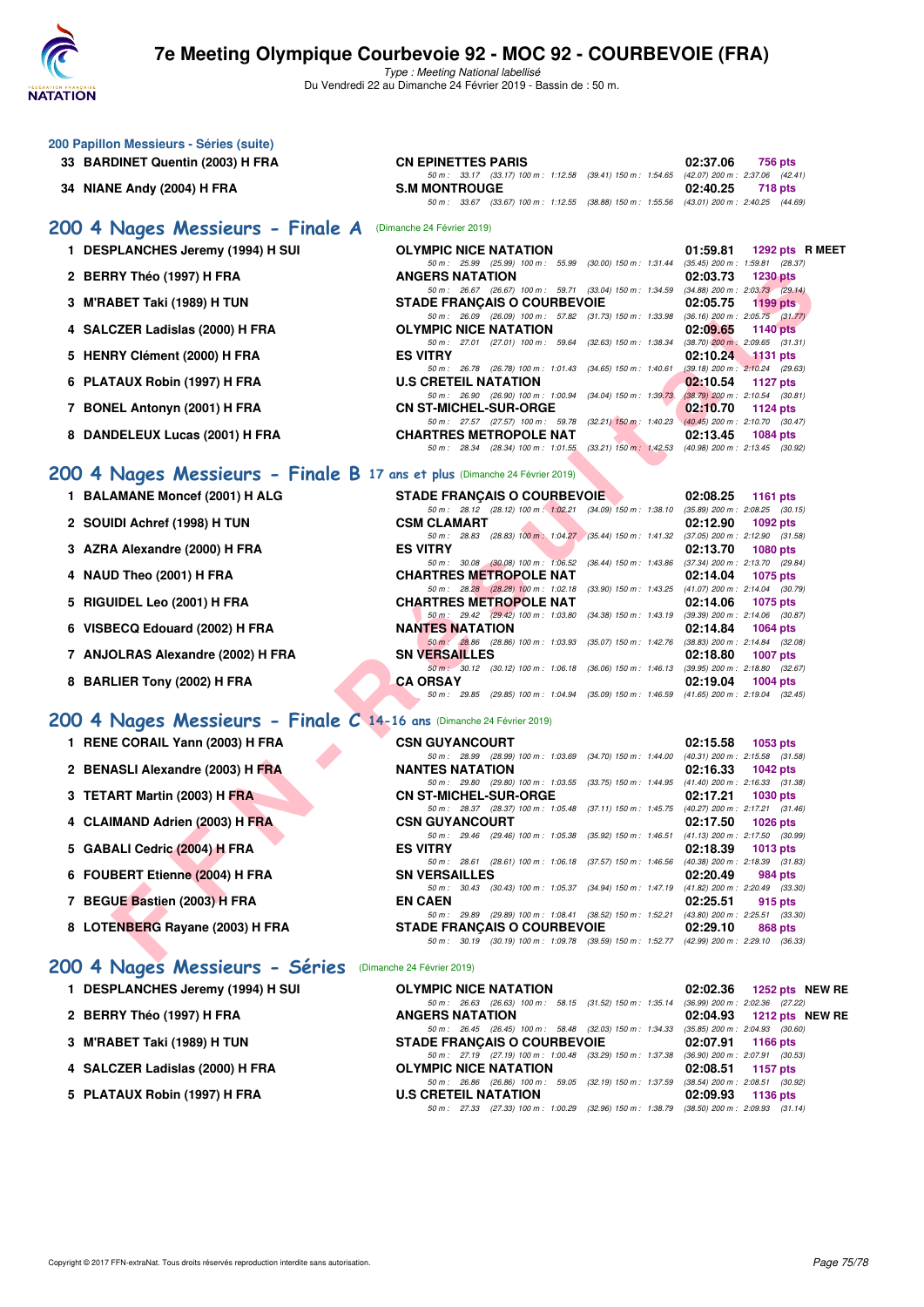## 200 Papillon Messieurs - Séries (suite)

| Place | Nom | Club | Temps | Points |
|---|---|---|---|---|
| 33 | BARDINET Quentin (2003) H FRA | CN EPINETTES PARIS | 02:37.06 | 756 pts |
| | | 50 m : 33.17 (33.17) 100 m : 1:12.58 (39.41) 150 m : 1:54.65 (42.07) 200 m : 2:37.06 (42.41) | | |
| 34 | NIANE Andy (2004) H FRA | S.M MONTROUGE | 02:40.25 | 718 pts |
| | | 50 m : 33.67 (33.67) 100 m : 1:12.55 (38.88) 150 m : 1:55.56 (43.01) 200 m : 2:40.25 (44.69) | | |

## 200 4 Nages Messieurs - Finale A (Dimanche 24 Février 2019)

| Place | Nom | Club | Temps | Points |
|---|---|---|---|---|
| 1 | DESPLANCHES Jeremy (1994) H SUI | OLYMPIC NICE NATATION | 01:59.81 | 1292 pts R MEET |
| | | 50 m : 25.99 (25.99) 100 m : 55.99 (30.00) 150 m : 1:31.44 (35.45) 200 m : 1:59.81 (28.37) | | |
| 2 | BERRY Théo (1997) H FRA | ANGERS NATATION | 02:03.73 | 1230 pts |
| | | 50 m : 26.67 (26.67) 100 m : 59.71 (33.04) 150 m : 1:34.59 (34.88) 200 m : 2:03.73 (29.14) | | |
| 3 | M'RABET Taki (1989) H TUN | STADE FRANÇAIS O COURBEVOIE | 02:05.75 | 1199 pts |
| | | 50 m : 26.09 (26.09) 100 m : 57.82 (31.73) 150 m : 1:33.98 (36.16) 200 m : 2:05.75 (31.77) | | |
| 4 | SALCZER Ladislas (2000) H FRA | OLYMPIC NICE NATATION | 02:09.65 | 1140 pts |
| | | 50 m : 27.01 (27.01) 100 m : 59.64 (32.63) 150 m : 1:38.34 (38.70) 200 m : 2:09.65 (31.31) | | |
| 5 | HENRY Clément (2000) H FRA | ES VITRY | 02:10.24 | 1131 pts |
| | | 50 m : 26.78 (26.78) 100 m : 1:01.43 (34.65) 150 m : 1:40.61 (39.18) 200 m : 2:10.24 (29.63) | | |
| 6 | PLATAUX Robin (1997) H FRA | U.S CRETEIL NATATION | 02:10.54 | 1127 pts |
| | | 50 m : 26.90 (26.90) 100 m : 1:00.94 (34.04) 150 m : 1:39.73 (38.79) 200 m : 2:10.54 (30.81) | | |
| 7 | BONEL Antonyn (2001) H FRA | CN ST-MICHEL-SUR-ORGE | 02:10.70 | 1124 pts |
| | | 50 m : 27.57 (27.57) 100 m : 59.78 (32.21) 150 m : 1:40.23 (40.45) 200 m : 2:10.70 (30.47) | | |
| 8 | DANDELEUX Lucas (2001) H FRA | CHARTRES METROPOLE NAT | 02:13.45 | 1084 pts |
| | | 50 m : 28.34 (28.34) 100 m : 1:01.55 (33.21) 150 m : 1:42.53 (40.98) 200 m : 2:13.45 (30.92) | | |

## 200 4 Nages Messieurs - Finale B 17 ans et plus (Dimanche 24 Février 2019)

| Place | Nom | Club | Temps | Points |
|---|---|---|---|---|
| 1 | BALAMANE Moncef (2001) H ALG | STADE FRANÇAIS O COURBEVOIE | 02:08.25 | 1161 pts |
| | | 50 m : 28.12 (28.12) 100 m : 1:02.21 (34.09) 150 m : 1:38.10 (35.89) 200 m : 2:08.25 (30.15) | | |
| 2 | SOUIDI Achref (1998) H TUN | CSM CLAMART | 02:12.90 | 1092 pts |
| | | 50 m : 28.83 (28.83) 100 m : 1:04.27 (35.44) 150 m : 1:41.32 (37.05) 200 m : 2:12.90 (31.58) | | |
| 3 | AZRA Alexandre (2000) H FRA | ES VITRY | 02:13.70 | 1080 pts |
| | | 50 m : 30.08 (30.08) 100 m : 1:06.52 (36.44) 150 m : 1:43.86 (37.34) 200 m : 2:13.70 (29.84) | | |
| 4 | NAUD Theo (2001) H FRA | CHARTRES METROPOLE NAT | 02:14.04 | 1075 pts |
| | | 50 m : 28.28 (28.28) 100 m : 1:02.18 (33.90) 150 m : 1:43.25 (41.07) 200 m : 2:14.04 (30.79) | | |
| 5 | RIGUIDEL Leo (2001) H FRA | CHARTRES METROPOLE NAT | 02:14.06 | 1075 pts |
| | | 50 m : 29.42 (29.42) 100 m : 1:03.80 (34.38) 150 m : 1:43.19 (39.39) 200 m : 2:14.06 (30.87) | | |
| 6 | VISBECQ Edouard (2002) H FRA | NANTES NATATION | 02:14.84 | 1064 pts |
| | | 50 m : 28.86 (28.86) 100 m : 1:03.93 (35.07) 150 m : 1:42.76 (38.83) 200 m : 2:14.84 (32.08) | | |
| 7 | ANJOLRAS Alexandre (2002) H FRA | SN VERSAILLES | 02:18.80 | 1007 pts |
| | | 50 m : 30.12 (30.12) 100 m : 1:06.18 (36.06) 150 m : 1:46.13 (39.95) 200 m : 2:18.80 (32.67) | | |
| 8 | BARLIER Tony (2002) H FRA | CA ORSAY | 02:19.04 | 1004 pts |
| | | 50 m : 29.85 (29.85) 100 m : 1:04.94 (35.09) 150 m : 1:46.59 (41.65) 200 m : 2:19.04 (32.45) | | |

## 200 4 Nages Messieurs - Finale C 14-16 ans (Dimanche 24 Février 2019)

| Place | Nom | Club | Temps | Points |
|---|---|---|---|---|
| 1 | RENE CORAIL Yann (2003) H FRA | CSN GUYANCOURT | 02:15.58 | 1053 pts |
| | | 50 m : 28.99 (28.99) 100 m : 1:03.69 (34.70) 150 m : 1:44.00 (40.31) 200 m : 2:15.58 (31.58) | | |
| 2 | BENASLI Alexandre (2003) H FRA | NANTES NATATION | 02:16.33 | 1042 pts |
| | | 50 m : 29.80 (29.80) 100 m : 1:03.55 (33.75) 150 m : 1:44.95 (41.40) 200 m : 2:16.33 (31.38) | | |
| 3 | TETART Martin (2003) H FRA | CN ST-MICHEL-SUR-ORGE | 02:17.21 | 1030 pts |
| | | 50 m : 28.37 (28.37) 100 m : 1:05.48 (37.11) 150 m : 1:45.75 (40.27) 200 m : 2:17.21 (31.46) | | |
| 4 | CLAIMAND Adrien (2003) H FRA | CSN GUYANCOURT | 02:17.50 | 1026 pts |
| | | 50 m : 29.46 (29.46) 100 m : 1:05.38 (35.92) 150 m : 1:46.51 (41.13) 200 m : 2:17.50 (30.99) | | |
| 5 | GABALI Cedric (2004) H FRA | ES VITRY | 02:18.39 | 1013 pts |
| | | 50 m : 28.61 (28.61) 100 m : 1:06.18 (37.57) 150 m : 1:46.56 (40.38) 200 m : 2:18.39 (31.83) | | |
| 6 | FOUBERT Etienne (2004) H FRA | SN VERSAILLES | 02:20.49 | 984 pts |
| | | 50 m : 30.43 (30.43) 100 m : 1:05.37 (34.94) 150 m : 1:47.19 (41.82) 200 m : 2:20.49 (33.30) | | |
| 7 | BEGUE Bastien (2003) H FRA | EN CAEN | 02:25.51 | 915 pts |
| | | 50 m : 29.89 (29.89) 100 m : 1:08.41 (38.52) 150 m : 1:52.21 (43.80) 200 m : 2:25.51 (33.30) | | |
| 8 | LOTENBERG Rayane (2003) H FRA | STADE FRANÇAIS O COURBEVOIE | 02:29.10 | 868 pts |
| | | 50 m : 30.19 (30.19) 100 m : 1:09.78 (39.59) 150 m : 1:52.77 (42.99) 200 m : 2:29.10 (36.33) | | |

## 200 4 Nages Messieurs - Séries (Dimanche 24 Février 2019)

| Place | Nom | Club | Temps | Points |
|---|---|---|---|---|
| 1 | DESPLANCHES Jeremy (1994) H SUI | OLYMPIC NICE NATATION | 02:02.36 | 1252 pts NEW RE |
| | | 50 m : 26.63 (26.63) 100 m : 58.15 (31.52) 150 m : 1:35.14 (36.99) 200 m : 2:02.36 (27.22) | | |
| 2 | BERRY Théo (1997) H FRA | ANGERS NATATION | 02:04.93 | 1212 pts NEW RE |
| | | 50 m : 26.45 (26.45) 100 m : 58.48 (32.03) 150 m : 1:34.33 (35.85) 200 m : 2:04.93 (30.60) | | |
| 3 | M'RABET Taki (1989) H TUN | STADE FRANÇAIS O COURBEVOIE | 02:07.91 | 1166 pts |
| | | 50 m : 27.19 (27.19) 100 m : 1:00.48 (33.29) 150 m : 1:37.38 (36.90) 200 m : 2:07.91 (30.53) | | |
| 4 | SALCZER Ladislas (2000) H FRA | OLYMPIC NICE NATATION | 02:08.51 | 1157 pts |
| | | 50 m : 26.86 (26.86) 100 m : 59.05 (32.19) 150 m : 1:37.59 (38.54) 200 m : 2:08.51 (30.92) | | |
| 5 | PLATAUX Robin (1997) H FRA | U.S CRETEIL NATATION | 02:09.93 | 1136 pts |
| | | 50 m : 27.33 (27.33) 100 m : 1:00.29 (32.96) 150 m : 1:38.79 (38.50) 200 m : 2:09.93 (31.14) | | |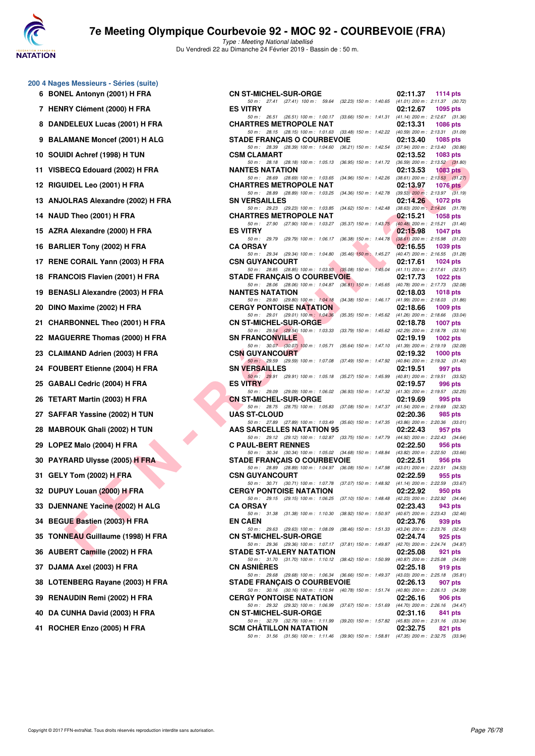# 7e Meeting Olympique Courbevoie 92 - MOC 92 - COURBEVOIE (FRA)

*Type : Meeting National labellisé*

Du Vendredi 22 au Dimanche 24 Février 2019 - Bassin de : 50 m.

## 200 4 Nages Messieurs - Séries (suite)

| Rang | Nom | Club | Temps | Points |
|---|---|---|---|---|
| 6 | BONEL Antonyn (2001) H FRA | CN ST-MICHEL-SUR-ORGE | 02:11.37 | 1114 pts |
| | | 50 m : 27.41 (27.41) 100 m : 59.64 (32.23) 150 m : 1:40.65 (41.01) 200 m : 2:11.37 (30.72) | | |
| 7 | HENRY Clément (2000) H FRA | ES VITRY | 02:12.67 | 1095 pts |
| | | 50 m : 26.51 (26.51) 100 m : 1:00.17 (33.66) 150 m : 1:41.31 (41.14) 200 m : 2:12.67 (31.36) | | |
| 8 | DANDELEUX Lucas (2001) H FRA | CHARTRES METROPOLE NAT | 02:13.31 | 1086 pts |
| | | 50 m : 28.15 (28.15) 100 m : 1:01.63 (33.48) 150 m : 1:42.22 (40.59) 200 m : 2:13.31 (31.09) | | |
| 9 | BALAMANE Moncef (2001) H ALG | STADE FRANÇAIS O COURBEVOIE | 02:13.40 | 1085 pts |
| | | 50 m : 28.39 (28.39) 100 m : 1:04.60 (36.21) 150 m : 1:42.54 (37.94) 200 m : 2:13.40 (30.86) | | |
| 10 | SOUIDI Achref (1998) H TUN | CSM CLAMART | 02:13.52 | 1083 pts |
| | | 50 m : 28.18 (28.18) 100 m : 1:05.13 (36.95) 150 m : 1:41.72 (36.59) 200 m : 2:13.52 (31.80) | | |
| 11 | VISBECQ Edouard (2002) H FRA | NANTES NATATION | 02:13.53 | 1083 pts |
| | | 50 m : 28.69 (28.69) 100 m : 1:03.65 (34.96) 150 m : 1:42.26 (38.61) 200 m : 2:13.53 (31.27) | | |
| 12 | RIGUIDEL Leo (2001) H FRA | CHARTRES METROPOLE NAT | 02:13.97 | 1076 pts |
| | | 50 m : 28.89 (28.89) 100 m : 1:03.25 (34.36) 150 m : 1:42.78 (39.53) 200 m : 2:13.97 (31.19) | | |
| 13 | ANJOLRAS Alexandre (2002) H FRA | SN VERSAILLES | 02:14.26 | 1072 pts |
| | | 50 m : 29.23 (29.23) 100 m : 1:03.85 (34.62) 150 m : 1:42.48 (38.63) 200 m : 2:14.26 (31.78) | | |
| 14 | NAUD Theo (2001) H FRA | CHARTRES METROPOLE NAT | 02:15.21 | 1058 pts |
| | | 50 m : 27.90 (27.90) 100 m : 1:03.27 (35.37) 150 m : 1:43.75 (40.48) 200 m : 2:15.21 (31.46) | | |
| 15 | AZRA Alexandre (2000) H FRA | ES VITRY | 02:15.98 | 1047 pts |
| | | 50 m : 29.79 (29.79) 100 m : 1:06.17 (36.38) 150 m : 1:44.78 (38.61) 200 m : 2:15.98 (31.20) | | |
| 16 | BARLIER Tony (2002) H FRA | CA ORSAY | 02:16.55 | 1039 pts |
| | | 50 m : 29.34 (29.34) 100 m : 1:04.80 (35.46) 150 m : 1:45.27 (40.47) 200 m : 2:16.55 (31.28) | | |
| 17 | RENE CORAIL Yann (2003) H FRA | CSN GUYANCOURT | 02:17.61 | 1024 pts |
| | | 50 m : 28.85 (28.85) 100 m : 1:03.93 (35.08) 150 m : 1:45.04 (41.11) 200 m : 2:17.61 (32.57) | | |
| 18 | FRANCOIS Flavien (2001) H FRA | STADE FRANÇAIS O COURBEVOIE | 02:17.73 | 1022 pts |
| | | 50 m : 28.06 (28.06) 100 m : 1:04.87 (36.81) 150 m : 1:45.65 (40.78) 200 m : 2:17.73 (32.08) | | |
| 19 | BENASLI Alexandre (2003) H FRA | NANTES NATATION | 02:18.03 | 1018 pts |
| | | 50 m : 29.80 (29.80) 100 m : 1:04.18 (34.38) 150 m : 1:46.17 (41.99) 200 m : 2:18.03 (31.86) | | |
| 20 | DINO Maxime (2002) H FRA | CERGY PONTOISE NATATION | 02:18.66 | 1009 pts |
| | | 50 m : 29.01 (29.01) 100 m : 1:04.36 (35.35) 150 m : 1:45.62 (41.26) 200 m : 2:18.66 (33.04) | | |
| 21 | CHARBONNEL Theo (2001) H FRA | CN ST-MICHEL-SUR-ORGE | 02:18.78 | 1007 pts |
| | | 50 m : 29.54 (29.54) 100 m : 1:03.33 (33.79) 150 m : 1:45.62 (42.29) 200 m : 2:18.78 (33.16) | | |
| 22 | MAGUERRE Thomas (2000) H FRA | SN FRANCONVILLE | 02:19.19 | 1002 pts |
| | | 50 m : 30.07 (30.07) 100 m : 1:05.71 (35.64) 150 m : 1:47.10 (41.39) 200 m : 2:19.19 (32.09) | | |
| 23 | CLAIMAND Adrien (2003) H FRA | CSN GUYANCOURT | 02:19.32 | 1000 pts |
| | | 50 m : 29.59 (29.59) 100 m : 1:07.08 (37.49) 150 m : 1:47.92 (40.84) 200 m : 2:19.32 (31.40) | | |
| 24 | FOUBERT Etienne (2004) H FRA | SN VERSAILLES | 02:19.51 | 997 pts |
| | | 50 m : 29.91 (29.91) 100 m : 1:05.18 (35.27) 150 m : 1:45.99 (40.81) 200 m : 2:19.51 (33.52) | | |
| 25 | GABALI Cedric (2004) H FRA | ES VITRY | 02:19.57 | 996 pts |
| | | 50 m : 29.09 (29.09) 100 m : 1:06.02 (36.93) 150 m : 1:47.32 (41.30) 200 m : 2:19.57 (32.25) | | |
| 26 | TETART Martin (2003) H FRA | CN ST-MICHEL-SUR-ORGE | 02:19.69 | 995 pts |
| | | 50 m : 28.75 (28.75) 100 m : 1:05.83 (37.08) 150 m : 1:47.37 (41.54) 200 m : 2:19.69 (32.32) | | |
| 27 | SAFFAR Yassine (2002) H TUN | UAS ST-CLOUD | 02:20.36 | 985 pts |
| | | 50 m : 27.89 (27.89) 100 m : 1:03.49 (35.60) 150 m : 1:47.35 (43.86) 200 m : 2:20.36 (33.01) | | |
| 28 | MABROUK Ghali (2002) H TUN | AAS SARCELLES NATATION 95 | 02:22.43 | 957 pts |
| | | 50 m : 29.12 (29.12) 100 m : 1:02.87 (33.75) 150 m : 1:47.79 (44.92) 200 m : 2:22.43 (34.64) | | |
| 29 | LOPEZ Malo (2004) H FRA | C PAUL-BERT RENNES | 02:22.50 | 956 pts |
| | | 50 m : 30.34 (30.34) 100 m : 1:05.02 (34.68) 150 m : 1:48.84 (43.82) 200 m : 2:22.50 (33.66) | | |
| 30 | PAYRARD Ulysse (2005) H FRA | STADE FRANÇAIS O COURBEVOIE | 02:22.51 | 956 pts |
| | | 50 m : 28.89 (28.89) 100 m : 1:04.97 (36.08) 150 m : 1:47.98 (43.01) 200 m : 2:22.51 (34.53) | | |
| 31 | GELY Tom (2002) H FRA | CSN GUYANCOURT | 02:22.59 | 955 pts |
| | | 50 m : 30.71 (30.71) 100 m : 1:07.78 (37.07) 150 m : 1:48.92 (41.14) 200 m : 2:22.59 (33.67) | | |
| 32 | DUPUY Louan (2000) H FRA | CERGY PONTOISE NATATION | 02:22.92 | 950 pts |
| | | 50 m : 29.15 (29.15) 100 m : 1:06.25 (37.10) 150 m : 1:48.48 (42.23) 200 m : 2:22.92 (34.44) | | |
| 33 | DJENNANE Yacine (2002) H ALG | CA ORSAY | 02:23.43 | 943 pts |
| | | 50 m : 31.38 (31.38) 100 m : 1:10.30 (38.92) 150 m : 1:50.97 (40.67) 200 m : 2:23.43 (32.46) | | |
| 34 | BEGUE Bastien (2003) H FRA | EN CAEN | 02:23.76 | 939 pts |
| | | 50 m : 29.63 (29.63) 100 m : 1:08.09 (38.46) 150 m : 1:51.33 (43.24) 200 m : 2:23.76 (32.43) | | |
| 35 | TONNEAU Guillaume (1998) H FRA | CN ST-MICHEL-SUR-ORGE | 02:24.74 | 925 pts |
| | | 50 m : 29.36 (29.36) 100 m : 1:07.17 (37.81) 150 m : 1:49.87 (42.70) 200 m : 2:24.74 (34.87) | | |
| 36 | AUBERT Camille (2002) H FRA | STADE ST-VALERY NATATION | 02:25.08 | 921 pts |
| | | 50 m : 31.70 (31.70) 100 m : 1:10.12 (38.42) 150 m : 1:50.99 (40.87) 200 m : 2:25.08 (34.09) | | |
| 37 | DJAMA Axel (2003) H FRA | CN ASNIÈRES | 02:25.18 | 919 pts |
| | | 50 m : 29.68 (29.68) 100 m : 1:06.34 (36.66) 150 m : 1:49.37 (43.03) 200 m : 2:25.18 (35.81) | | |
| 38 | LOTENBERG Rayane (2003) H FRA | STADE FRANÇAIS O COURBEVOIE | 02:26.13 | 907 pts |
| | | 50 m : 30.16 (30.16) 100 m : 1:10.94 (40.78) 150 m : 1:51.74 (40.80) 200 m : 2:26.13 (34.39) | | |
| 39 | RENAUDIN Remi (2002) H FRA | CERGY PONTOISE NATATION | 02:26.16 | 906 pts |
| | | 50 m : 29.32 (29.32) 100 m : 1:06.99 (37.67) 150 m : 1:51.69 (44.70) 200 m : 2:26.16 (34.47) | | |
| 40 | DA CUNHA David (2003) H FRA | CN ST-MICHEL-SUR-ORGE | 02:31.16 | 841 pts |
| | | 50 m : 32.79 (32.79) 100 m : 1:11.99 (39.20) 150 m : 1:57.82 (45.83) 200 m : 2:31.16 (33.34) | | |
| 41 | ROCHER Enzo (2005) H FRA | SCM CHÂTILLON NATATION | 02:32.75 | 821 pts |
| | | 50 m : 31.56 (31.56) 100 m : 1:11.46 (39.90) 150 m : 1:58.81 (47.35) 200 m : 2:32.75 (33.94) | | |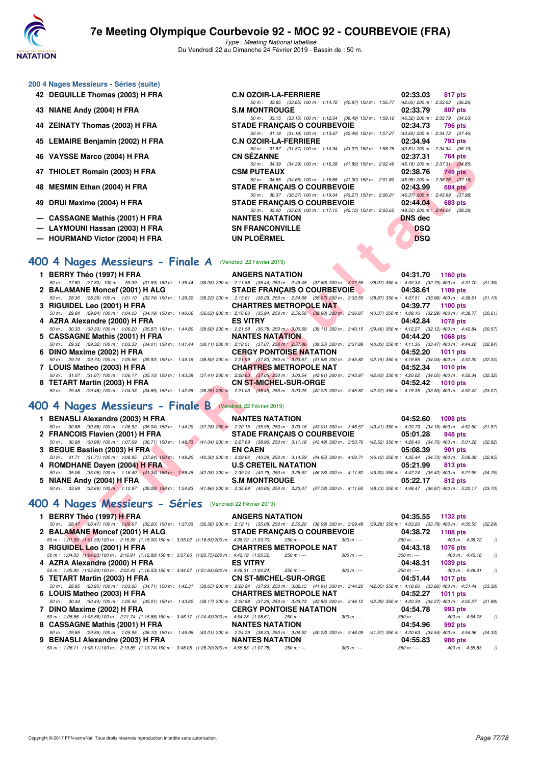# 7e Meeting Olympique Courbevoie 92 - MOC 92 - COURBEVOIE (FRA)

*Type : Meeting National labellisé*
Du Vendredi 22 au Dimanche 24 Février 2019 - Bassin de : 50 m.

## 200 4 Nages Messieurs - Séries (suite)

| Rang | Nom | Club | Temps | Points |
|---|---|---|---|---|
| 42 | DEGUILLE Thomas (2003) H FRA | C.N OZOIR-LA-FERRIERE | 02:33.03 | 817 pts |
| | 50 m : 33.85 (33.85) 100 m : 1:14.72 (40.87) 150 m : 1:56.77 (42.05) 200 m : 2:33.03 (36.26) | | | |
| 43 | NIANE Andy (2004) H FRA | S.M MONTROUGE | 02:33.79 | 807 pts |
| | 50 m : 33.15 (33.15) 100 m : 1:12.64 (39.49) 150 m : 1:59.16 (46.52) 200 m : 2:33.79 (34.63) | | | |
| 44 | ZEINATY Thomas (2003) H FRA | STADE FRANÇAIS O COURBEVOIE | 02:34.73 | 796 pts |
| | 50 m : 31.18 (31.18) 100 m : 1:13.67 (42.49) 150 m : 1:57.27 (43.60) 200 m : 2:34.73 (37.46) | | | |
| 45 | LEMAIRE Benjamin (2002) H FRA | C.N OZOIR-LA-FERRIERE | 02:34.94 | 793 pts |
| | 50 m : 31.87 (31.87) 100 m : 1:14.94 (43.07) 150 m : 1:58.75 (43.81) 200 m : 2:34.94 (36.19) | | | |
| 46 | VAYSSE Marco (2004) H FRA | CN SÉZANNE | 02:37.31 | 764 pts |
| | 50 m : 34.39 (34.39) 100 m : 1:16.28 (41.89) 150 m : 2:02.46 (46.18) 200 m : 2:37.31 (34.85) | | | |
| 47 | THIOLET Romain (2003) H FRA | CSM PUTEAUX | 02:38.76 | 746 pts |
| | 50 m : 34.65 (34.65) 100 m : 1:15.65 (41.00) 150 m : 2:01.60 (45.95) 200 m : 2:38.76 (37.16) | | | |
| 48 | MESMIN Ethan (2004) H FRA | STADE FRANÇAIS O COURBEVOIE | 02:43.99 | 684 pts |
| | 50 m : 36.37 (36.37) 100 m : 1:19.64 (43.27) 150 m : 2:06.01 (46.37) 200 m : 2:43.99 (37.98) | | | |
| 49 | DRUI Maxime (2004) H FRA | STADE FRANÇAIS O COURBEVOIE | 02:44.04 | 683 pts |
| | 50 m : 35.00 (35.00) 100 m : 1:17.15 (42.15) 150 m : 2:05.65 (48.50) 200 m : 2:44.04 (38.39) | | | |
| --- | CASSAGNE Mathis (2001) H FRA | NANTES NATATION | DNS dec | |
| --- | LAYMOUNI Hassan (2003) H FRA | SN FRANCONVILLE | DSQ | |
| --- | HOURMAND Victor (2004) H FRA | UN PLOËRMEL | DSQ | |

## 400 4 Nages Messieurs - Finale A (Vendredi 22 Février 2019)

| Rang | Nom | Club | Temps | Points |
|---|---|---|---|---|
| 1 | BERRY Théo (1997) H FRA | ANGERS NATATION | 04:31.70 | 1160 pts |
| | 50 m : 27.80 (27.80) 100 m : 59.39 (31.59) 150 m : 1:35.44 (36.05) 200 m : 2:11.88 (36.44) 250 m : 2:49.48 (37.60) 300 m : 3:27.55 (38.07) 350 m : 4:00.34 (32.79) 400 m : 4:31.70 (31.36) | | | |
| 2 | BALAMANE Moncef (2001) H ALG | STADE FRANÇAIS O COURBEVOIE | 04:38.61 | 1109 pts |
| | 50 m : 28.36 (28.36) 100 m : 1:01.10 (32.74) 150 m : 1:39.32 (38.22) 200 m : 2:15.61 (36.29) 250 m : 2:54.68 (39.07) 300 m : 3:33.55 (38.87) 350 m : 4:07.51 (33.96) 400 m : 4:38.61 (31.10) | | | |
| 3 | RIGUIDEL Leo (2001) H FRA | CHARTRES METROPOLE NAT | 04:39.77 | 1100 pts |
| | 50 m : 29.84 (29.84) 100 m : 1:04.03 (34.19) 150 m : 1:40.66 (36.63) 200 m : 2:16.60 (35.94) 250 m : 2:56.50 (39.90) 300 m : 3:36.87 (40.37) 350 m : 4:09.16 (32.29) 400 m : 4:39.77 (30.61) | | | |
| 4 | AZRA Alexandre (2000) H FRA | ES VITRY | 04:42.84 | 1078 pts |
| | 50 m : 30.33 (30.33) 100 m : 1:06.20 (35.87) 150 m : 1:44.80 (38.60) 200 m : 2:21.58 (36.78) 250 m : 3:00.69 (39.11) 300 m : 3:40.15 (39.46) 350 m : 4:12.27 (32.12) 400 m : 4:42.84 (30.57) | | | |
| 5 | CASSAGNE Mathis (2001) H FRA | NANTES NATATION | 04:44.20 | 1068 pts |
| | 50 m : 29.32 (29.32) 100 m : 1:03.33 (34.01) 150 m : 1:41.44 (38.11) 200 m : 2:18.51 (37.07) 250 m : 2:57.86 (39.35) 300 m : 3:37.89 (40.03) 350 m : 4:11.36 (33.47) 400 m : 4:44.20 (32.84) | | | |
| 6 | DINO Maxime (2002) H FRA | CERGY PONTOISE NATATION | 04:52.20 | 1011 pts |
| | 50 m : 29.74 (29.74) 100 m : 1:05.66 (35.92) 150 m : 1:44.16 (38.50) 200 m : 2:21.99 (37.83) 250 m : 3:03.67 (41.68) 300 m : 3:45.82 (42.15) 350 m : 4:19.86 (34.04) 400 m : 4:52.20 (32.34) | | | |
| 7 | LOUIS Matheo (2003) H FRA | CHARTRES METROPOLE NAT | 04:52.34 | 1010 pts |
| | 50 m : 31.07 (31.07) 100 m : 1:06.17 (35.10) 150 m : 1:43.58 (37.41) 200 m : 2:20.63 (37.05) 250 m : 3:03.54 (42.91) 300 m : 3:45.97 (42.43) 350 m : 4:20.02 (34.05) 400 m : 4:52.34 (32.32) | | | |
| 8 | TETART Martin (2003) H FRA | CN ST-MICHEL-SUR-ORGE | 04:52.42 | 1010 pts |
| | 50 m : 29.48 (29.48) 100 m : 1:04.33 (34.85) 150 m : 1:42.58 (38.25) 200 m : 2:21.03 (38.45) 250 m : 3:03.25 (42.22) 300 m : 3:45.82 (42.57) 350 m : 4:19.35 (33.53) 400 m : 4:52.42 (33.07) | | | |

## 400 4 Nages Messieurs - Finale B (Vendredi 22 Février 2019)

| Rang | Nom | Club | Temps | Points |
|---|---|---|---|---|
| 1 | BENASLI Alexandre (2003) H FRA | NANTES NATATION | 04:52.60 | 1008 pts |
| | 50 m : 30.88 (30.88) 100 m : 1:06.92 (36.04) 150 m : 1:44.20 (37.28) 200 m : 2:20.15 (35.95) 250 m : 3:03.16 (43.01) 300 m : 3:46.57 (43.41) 350 m : 4:20.73 (34.16) 400 m : 4:52.60 (31.87) | | | |
| 2 | FRANCOIS Flavien (2001) H FRA | STADE FRANÇAIS O COURBEVOIE | 05:01.28 | 948 pts |
| | 50 m : 30.98 (30.98) 100 m : 1:07.69 (36.71) 150 m : 1:48.73 (41.04) 200 m : 2:27.69 (38.96) 250 m : 3:11.18 (43.49) 300 m : 3:53.70 (42.52) 350 m : 4:28.46 (34.76) 400 m : 5:01.28 (32.82) | | | |
| 3 | BEGUE Bastien (2003) H FRA | EN CAEN | 05:08.39 | 901 pts |
| | 50 m : 31.71 (31.71) 100 m : 1:08.95 (37.24) 150 m : 1:49.25 (40.30) 200 m : 2:29.64 (40.39) 250 m : 3:14.59 (44.95) 300 m : 4:00.71 (46.12) 350 m : 4:35.44 (34.73) 400 m : 5:08.39 (32.95) | | | |
| 4 | ROMDHANE Dayen (2004) H FRA | U.S CRETEIL NATATION | 05:21.99 | 813 pts |
| | 50 m : 35.06 (35.06) 100 m : 1:16.40 (41.34) 150 m : 1:58.45 (42.05) 200 m : 2:39.24 (40.79) 250 m : 3:25.52 (46.28) 300 m : 4:11.82 (46.30) 350 m : 4:47.24 (35.42) 400 m : 5:21.99 (34.75) | | | |
| 5 | NIANE Andy (2004) H FRA | S.M MONTROUGE | 05:22.17 | 812 pts |
| | 50 m : 33.69 (33.69) 100 m : 1:12.97 (39.28) 150 m : 1:54.83 (41.86) 200 m : 2:35.69 (40.86) 250 m : 3:23.47 (47.78) 300 m : 4:11.60 (48.13) 350 m : 4:48.47 (36.87) 400 m : 5:22.17 (33.70) | | | |

## 400 4 Nages Messieurs - Séries (Vendredi 22 Février 2019)

| Rang | Nom | Club | Temps | Points |
|---|---|---|---|---|
| 1 | BERRY Théo (1997) H FRA | ANGERS NATATION | 04:35.55 | 1132 pts |
| | 50 m : 28.47 (28.47) 100 m : 1:00.67 (32.20) 150 m : 1:37.03 (36.36) 200 m : 2:12.11 (35.08) 250 m : 2:50.20 (38.09) 300 m : 3:29.48 (39.28) 350 m : 4:03.26 (33.78) 400 m : 4:35.55 (32.29) | | | |
| 2 | BALAMANE Moncef (2001) H ALG | STADE FRANÇAIS O COURBEVOIE | 04:38.72 | 1108 pts |
| | 50 m : 1:01.39 (1:01.39) 100 m : 2:16.39 (1:15.00) 150 m : 3:35.02 (1:18.63) 200 m : 4:38.72 (1:03.70) 250 m : --- 300 m : --- 350 m : --- 400 m : 4:38.72 () | | | |
| 3 | RIGUIDEL Leo (2001) H FRA | CHARTRES METROPOLE NAT | 04:43.18 | 1076 pts |
| | 50 m : 1:04.03 (1:04.03) 100 m : 2:16.91 (1:12.88) 150 m : 3:37.66 (1:20.75) 200 m : 4:43.18 (1:05.52) 250 m : --- 300 m : --- 350 m : --- 400 m : 4:43.18 () | | | |
| 4 | AZRA Alexandre (2000) H FRA | ES VITRY | 04:48.31 | 1039 pts |
| | 50 m : 1:05.90 (1:05.90) 100 m : 2:22.43 (1:16.53) 150 m : 3:44.07 (1:21.64) 200 m : 4:48.31 (1:04.24) 250 m : --- 300 m : --- 350 m : --- 400 m : 4:48.31 () | | | |
| 5 | TETART Martin (2003) H FRA | CN ST-MICHEL-SUR-ORGE | 04:51.44 | 1017 pts |
| | 50 m : 28.95 (28.95) 100 m : 1:03.66 (34.71) 150 m : 1:42.31 (38.65) 200 m : 2:20.24 (37.93) 250 m : 3:02.15 (41.91) 300 m : 3:44.20 (42.05) 350 m : 4:18.06 (33.86) 400 m : 4:51.44 (33.38) | | | |
| 6 | LOUIS Matheo (2003) H FRA | CHARTRES METROPOLE NAT | 04:52.27 | 1011 pts |
| | 50 m : 30.44 (30.44) 100 m : 1:05.45 (35.01) 150 m : 1:43.62 (38.17) 200 m : 2:20.88 (37.26) 250 m : 3:03.73 (42.85) 300 m : 3:46.12 (42.39) 350 m : 4:20.39 (34.27) 400 m : 4:52.27 (31.88) | | | |
| 7 | DINO Maxime (2002) H FRA | CERGY PONTOISE NATATION | 04:54.78 | 993 pts |
| | 50 m : 1:05.86 (1:05.86) 100 m : 2:21.74 (1:15.88) 150 m : 3:46.17 (1:24.43) 200 m : 4:54.78 (1:08.61) 250 m : --- 300 m : --- 350 m : --- 400 m : 4:54.78 () | | | |
| 8 | CASSAGNE Mathis (2001) H FRA | NANTES NATATION | 04:54.96 | 992 pts |
| | 50 m : 29.85 (29.85) 100 m : 1:05.95 (36.10) 150 m : 1:45.96 (40.01) 200 m : 2:24.29 (38.33) 250 m : 3:04.52 (40.23) 300 m : 3:46.09 (41.57) 350 m : 4:20.63 (34.54) 400 m : 4:54.96 (34.33) | | | |
| 9 | BENASLI Alexandre (2003) H FRA | NANTES NATATION | 04:55.83 | 986 pts |
| | 50 m : 1:06.11 (1:06.11) 100 m : 2:19.85 (1:13.74) 150 m : 3:48.05 (1:28.20) 200 m : 4:55.83 (1:07.78) 250 m : --- 300 m : --- 350 m : --- 400 m : 4:55.83 () | | | |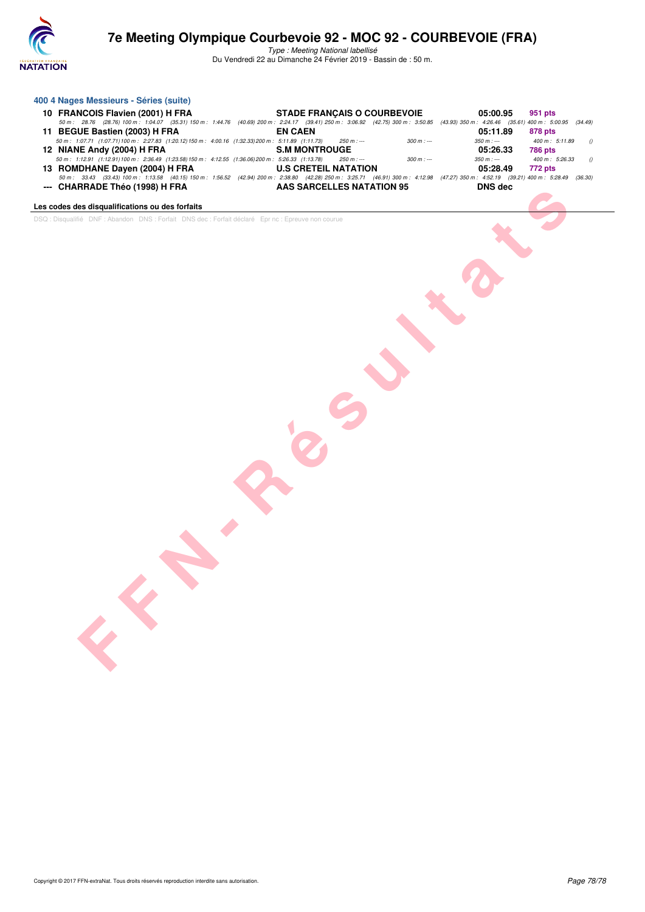## 400 4 Nages Messieurs - Séries (suite)

**10 FRANCOIS Flavien (2001) H FRA** — **STADE FRANÇAIS O COURBEVOIE** — **05:00.95** — **951 pts**

*50 m : 28.76 (28.76) 100 m : 1:04.07 (35.31) 150 m : 1:44.76 (40.69) 200 m : 2:24.17 (39.41) 250 m : 3:06.92 (42.75) 300 m : 3:50.85 (43.93) 350 m : 4:26.46 (35.61) 400 m : 5:00.95 (34.49)*

**11 BEGUE Bastien (2003) H FRA** — **EN CAEN** — **05:11.89** — **878 pts**

*50 m : 1:07.71 (1:07.71) 100 m : 2:27.83 (1:20.12) 150 m : 4:00.16 (1:32.33) 200 m : 5:11.89 (1:11.73) 250 m : --- 300 m : --- 350 m : --- 400 m : 5:11.89 ()*

**12 NIANE Andy (2004) H FRA** — **S.M MONTROUGE** — **05:26.33** — **786 pts**

*50 m : 1:12.91 (1:12.91) 100 m : 2:36.49 (1:23.58) 150 m : 4:12.55 (1:36.06) 200 m : 5:26.33 (1:13.78) 250 m : --- 300 m : --- 350 m : --- 400 m : 5:26.33 ()*

**13 ROMDHANE Dayen (2004) H FRA** — **U.S CRETEIL NATATION** — **05:28.49** — **772 pts**

*50 m : 33.43 (33.43) 100 m : 1:13.58 (40.15) 150 m : 1:56.52 (42.94) 200 m : 2:38.80 (42.28) 250 m : 3:25.71 (46.91) 300 m : 4:12.98 (47.27) 350 m : 4:52.19 (39.21) 400 m : 5:28.49 (36.30)*

**--- CHARRADE Théo (1998) H FRA** — **AAS SARCELLES NATATION 95** — **DNS dec**

**Les codes des disqualifications ou des forfaits**

DSQ : Disqualifié DNF : Abandon DNS : Forfait DNS dec : Forfait déclaré Epr nc : Epreuve non courue